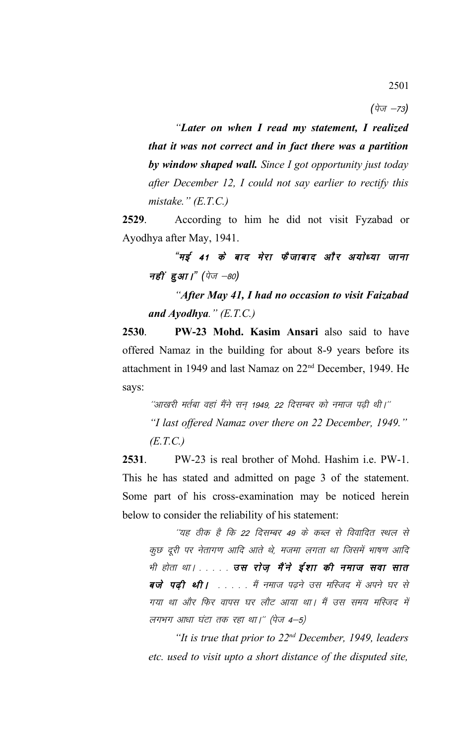(पेज –73)

*"**Later on when I read my statement, I realized that it was not correct and in fact there was a partition by window shaped wall.** Since I got opportunity just today after December 12, I could not say earlier to rectify this mistake." (E.T.C.)*

**2529**. According to him he did not visit Fyzabad or Ayodhya after May, 1941.

***"मई 41 के बाद मेरा फैजाबाद और अयोध्या जाना नहीं हुआ।"*** (पेज –80)

***"After May 41, I had no occasion to visit Faizabad and Ayodhya."*** *(E.T.C.)*

**2530**. **PW-23 Mohd. Kasim Ansari** also said to have offered Namaz in the building for about 8-9 years before its attachment in 1949 and last Namaz on 22nd December, 1949. He says:

*"आखरी मर्तबा वहां मैंने सन् 1949, 22 दिसम्बर को नमाज पढ़ी थी।"*

*"I last offered Namaz over there on 22 December, 1949." (E.T.C.)*

**2531**. PW-23 is real brother of Mohd. Hashim i.e. PW-1. This he has stated and admitted on page 3 of the statement. Some part of his cross-examination may be noticed herein below to consider the reliability of his statement:

"यह ठीक है कि 22 दिसम्बर 49 के कब्ल से विवादित स्थल से कुछ दूरी पर नेतागण आदि आते थे, मजमा लगता था जिसमें भाषण आदि भी होता था। . . . . . ***उस रोज मैंने ईशा की नमाज सवा सात बजे पढ़ी थी।*** . . . . . मैं नमाज पढ़ने उस मस्जिद में अपने घर से गया था और फिर वापस घर लौट आया था। मैं उस समय मस्जिद में लगभग आधा घंटा तक रहा था।" (पेज 4–5)

*"It is true that prior to 22nd December, 1949, leaders etc. used to visit upto a short distance of the disputed site,*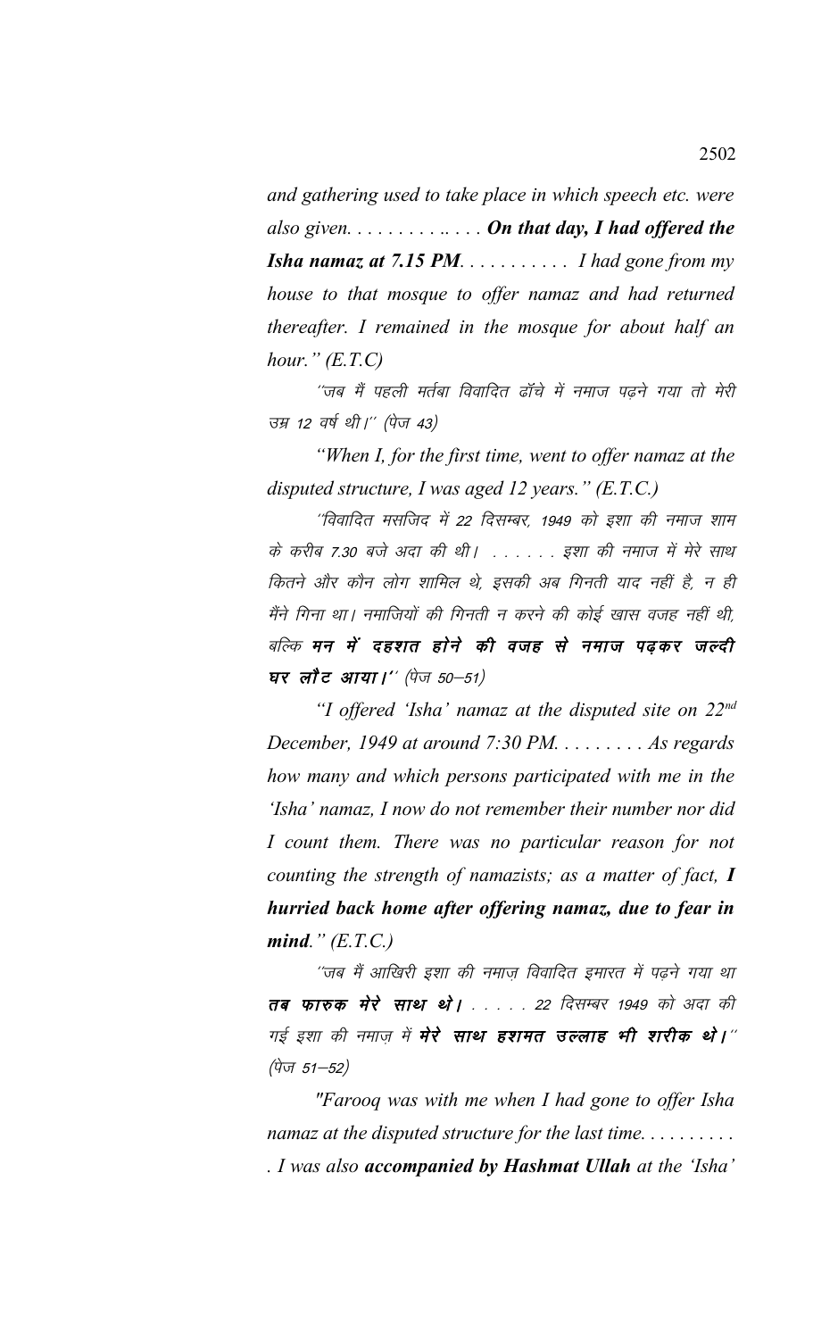*and gathering used to take place in which speech etc. were also given. . . . . . . . . .. . . . **On that day, I had offered the Isha namaz at 7.15 PM**. . . . . . . . . . . I had gone from my house to that mosque to offer namaz and had returned thereafter. I remained in the mosque for about half an hour." (E.T.C)*

*"जब मैं पहली मर्तबा विवादित ढॉचे में नमाज पढ़ने गया तो मेरी उम्र 12 वर्ष थी।" (पेज 43)*

*"When I, for the first time, went to offer namaz at the disputed structure, I was aged 12 years." (E.T.C.)*

*"विवादित मसजिद में 22 दिसम्बर, 1949 को इशा की नमाज शाम के करीब 7.30 बजे अदा की थी। . . . . . . इशा की नमाज में मेरे साथ कितने और कौन लोग शामिल थे, इसकी अब गिनती याद नहीं है, न ही मैंने गिना था। नमाजियों की गिनती न करने की कोई खास वजह नहीं थी, बल्कि **मन में दहशत होने की वजह से नमाज पढ़कर जल्दी घर लौट आया।**" (पेज 50–51)*

*"I offered 'Isha' namaz at the disputed site on 22nd December, 1949 at around 7:30 PM. . . . . . . . . As regards how many and which persons participated with me in the 'Isha' namaz, I now do not remember their number nor did I count them. There was no particular reason for not counting the strength of namazists; as a matter of fact, **I hurried back home after offering namaz, due to fear in mind**." (E.T.C.)*

*"जब मैं आखिरी इशा की नमाज़ विवादित इमारत में पढ़ने गया था **तब फारुक मेरे साथ थे।** . . . . . 22 दिसम्बर 1949 को अदा की गई इशा की नमाज़ में **मेरे साथ हशमत उल्लाह भी शरीक थे।**" (पेज 51–52)*

*"Farooq was with me when I had gone to offer Isha namaz at the disputed structure for the last time. . . . . . . . . . . I was also **accompanied by Hashmat Ullah** at the 'Isha'*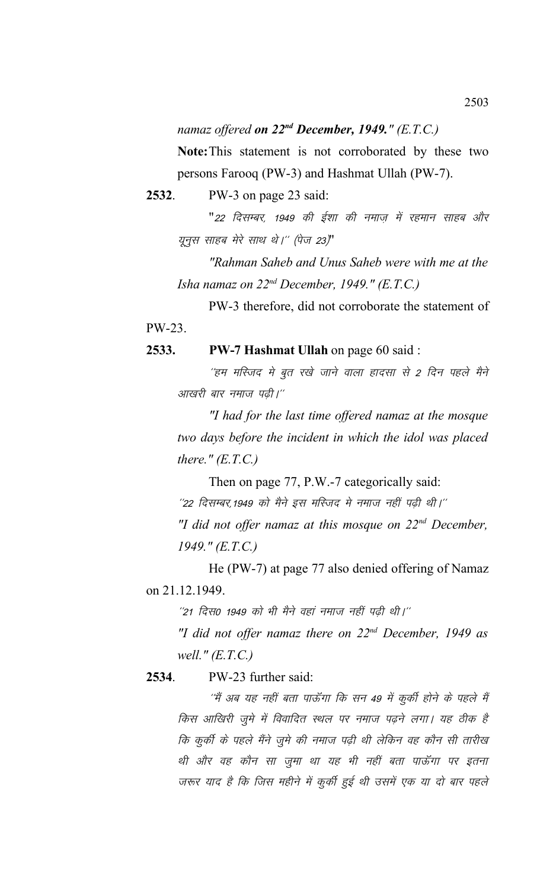*namaz offered* ***on 22nd December, 1949."*** *(E.T.C.)*

**Note:** This statement is not corroborated by these two persons Farooq (PW-3) and Hashmat Ullah (PW-7).

**2532**. PW-3 on page 23 said:

"*22 दिसम्बर, 1949 की ईशा की नमाज़ में रहमान साहब और यूनुस साहब मेरे साथ थे।'' (पेज 23)*"

*"Rahman Saheb and Unus Saheb were with me at the Isha namaz on 22nd December, 1949." (E.T.C.)*

PW-3 therefore, did not corroborate the statement of PW-23.

**2533. PW-7 Hashmat Ullah** on page 60 said :

*''हम मस्जिद मे बुत रखे जाने वाला हादसा से 2 दिन पहले मैने आखरी बार नमाज पढ़ी।''*

*"I had for the last time offered namaz at the mosque two days before the incident in which the idol was placed there." (E.T.C.)*

Then on page 77, P.W.-7 categorically said:

*''22 दिसम्बर,1949 को मैने इस मस्जिद मे नमाज नहीं पढ़ी थी।''*

*"I did not offer namaz at this mosque on 22nd December, 1949." (E.T.C.)*

He (PW-7) at page 77 also denied offering of Namaz on 21.12.1949.

*''21 दिस0 1949 को भी मैने वहां नमाज नहीं पढ़ी थी।''*

*"I did not offer namaz there on 22nd December, 1949 as well." (E.T.C.)*

**2534**. PW-23 further said:

*''मैं अब यह नहीं बता पाऊँगा कि सन 49 में कुर्की होने के पहले मैं किस आखिरी जुमे में विवादित स्थल पर नमाज पढ़ने लगा। यह ठीक है कि कुर्की के पहले मैंने जुमे की नमाज पढ़ी थी लेकिन वह कौन सी तारीख थी और वह कौन सा जुमा था यह भी नहीं बता पाऊँगा पर इतना जरूर याद है कि जिस महीने में कुर्की हुई थी उसमें एक या दो बार पहले*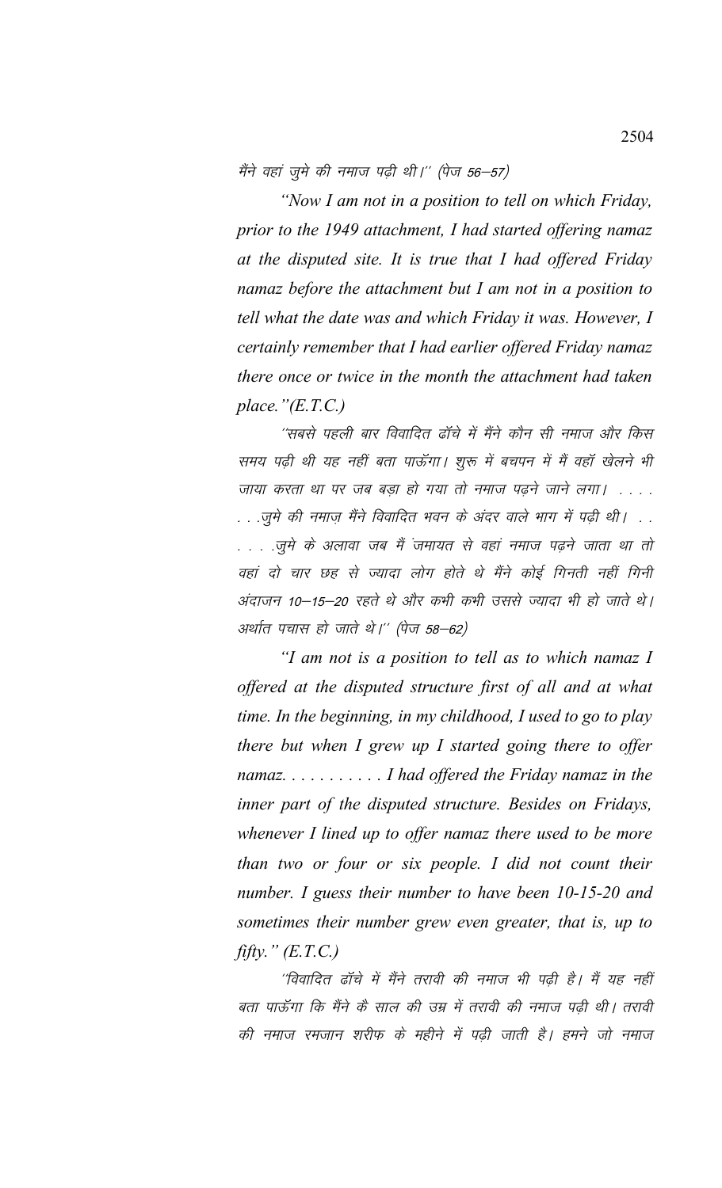मैंने वहां जुमे की नमाज पढ़ी थी।'' (पेज 56—57)

*"Now I am not in a position to tell on which Friday, prior to the 1949 attachment, I had started offering namaz at the disputed site. It is true that I had offered Friday namaz before the attachment but I am not in a position to tell what the date was and which Friday it was. However, I certainly remember that I had earlier offered Friday namaz there once or twice in the month the attachment had taken place."(E.T.C.)*

''सबसे पहली बार विवादित ढॉचे में मैंने कौन सी नमाज और किस समय पढ़ी थी यह नहीं बता पाऊॅगा। शुरू में बचपन में मैं वहॉ खेलने भी जाया करता था पर जब बड़ा हो गया तो नमाज पढ़ने जाने लगा। . . . . . . .जुमे की नमाज़ मैंने विवादित भवन के अंदर वाले भाग में पढ़ी थी। . . . . . .जुमे के अलावा जब मैं जमायत से वहां नमाज पढ़ने जाता था तो वहां दो चार छह से ज्यादा लोग होते थे मैंने कोई गिनती नहीं गिनी अंदाजन 10—15—20 रहते थे और कभी कभी उससे ज्यादा भी हो जाते थे। अर्थात पचास हो जाते थे।'' (पेज 58—62)

*"I am not is a position to tell as to which namaz I offered at the disputed structure first of all and at what time. In the beginning, in my childhood, I used to go to play there but when I grew up I started going there to offer namaz. . . . . . . . . . . I had offered the Friday namaz in the inner part of the disputed structure. Besides on Fridays, whenever I lined up to offer namaz there used to be more than two or four or six people. I did not count their number. I guess their number to have been 10-15-20 and sometimes their number grew even greater, that is, up to fifty." (E.T.C.)*

''विवादित ढॉचे में मैंने तरावी की नमाज भी पढ़ी है। मैं यह नहीं बता पाऊॅगा कि मैंने कै साल की उम्र में तरावी की नमाज पढ़ी थी। तरावी की नमाज रमजान शरीफ के महीने में पढ़ी जाती है। हमने जो नमाज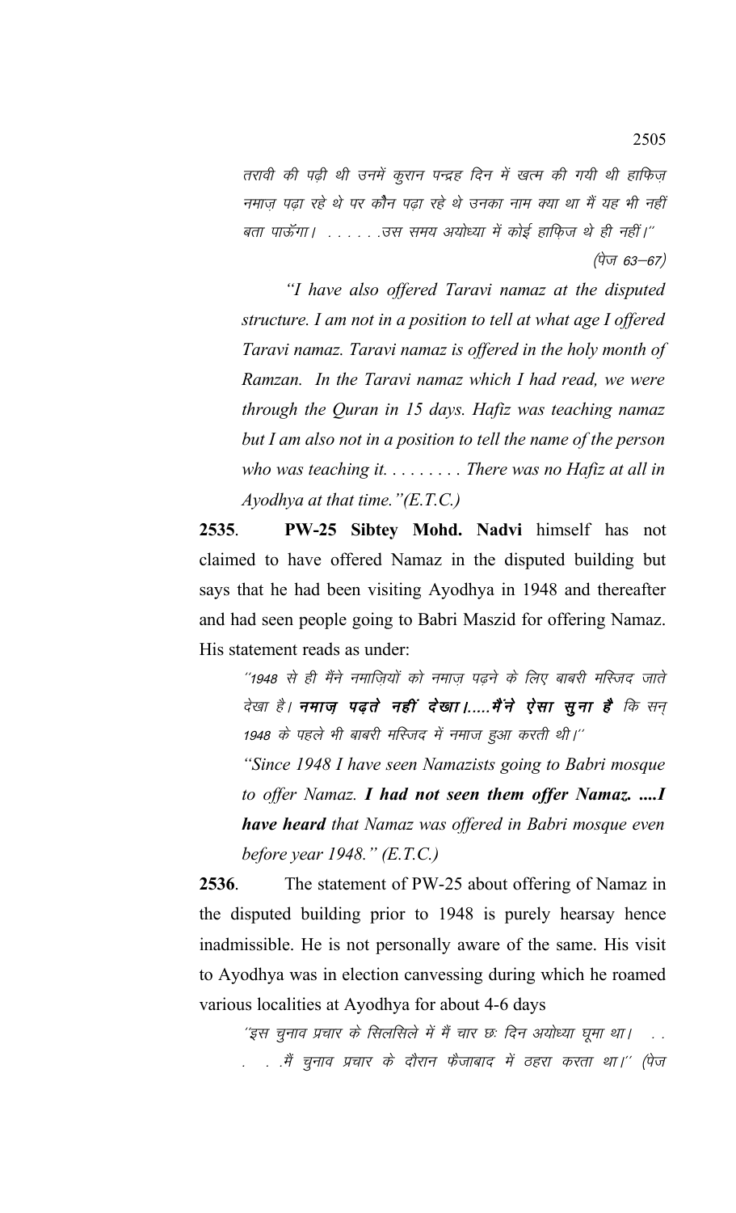तरावी की पढ़ी थी उनमें कुरान पन्द्रह दिन में खत्म की गयी थी हाफिज़ नमाज़ पढ़ा रहे थे पर कौन पढ़ा रहे थे उनका नाम क्या था मैं यह भी नहीं बता पाऊँगा। . . . . . .उस समय अयोध्या में कोई हाफ़िज थे ही नहीं।''

(पेज 63–67)

*"I have also offered Taravi namaz at the disputed structure. I am not in a position to tell at what age I offered Taravi namaz. Taravi namaz is offered in the holy month of Ramzan. In the Taravi namaz which I had read, we were through the Quran in 15 days. Hafiz was teaching namaz but I am also not in a position to tell the name of the person who was teaching it. . . . . . . . . There was no Hafiz at all in Ayodhya at that time."(E.T.C.)*

**2535**. **PW-25 Sibtey Mohd. Nadvi** himself has not claimed to have offered Namaz in the disputed building but says that he had been visiting Ayodhya in 1948 and thereafter and had seen people going to Babri Maszid for offering Namaz. His statement reads as under:

''1948 से ही मैंने नमाज़ियों को नमाज़ पढ़ने के लिए बाबरी मस्जिद जाते देखा है। ***नमाज़ पढ़ते नहीं देखा।.....मैंने ऐसा सुना है*** कि सन् 1948 के पहले भी बाबरी मस्जिद में नमाज हुआ करती थी।''

*"Since 1948 I have seen Namazists going to Babri mosque to offer Namaz. **I had not seen them offer Namaz. ....I have heard** that Namaz was offered in Babri mosque even before year 1948." (E.T.C.)*

**2536**. The statement of PW-25 about offering of Namaz in the disputed building prior to 1948 is purely hearsay hence inadmissible. He is not personally aware of the same. His visit to Ayodhya was in election canvessing during which he roamed various localities at Ayodhya for about 4-6 days

''इस चुनाव प्रचार के सिलसिले में मैं चार छः दिन अयोध्या घूमा था। . . . . .मैं चुनाव प्रचार के दौरान फैजाबाद में ठहरा करता था।'' (पेज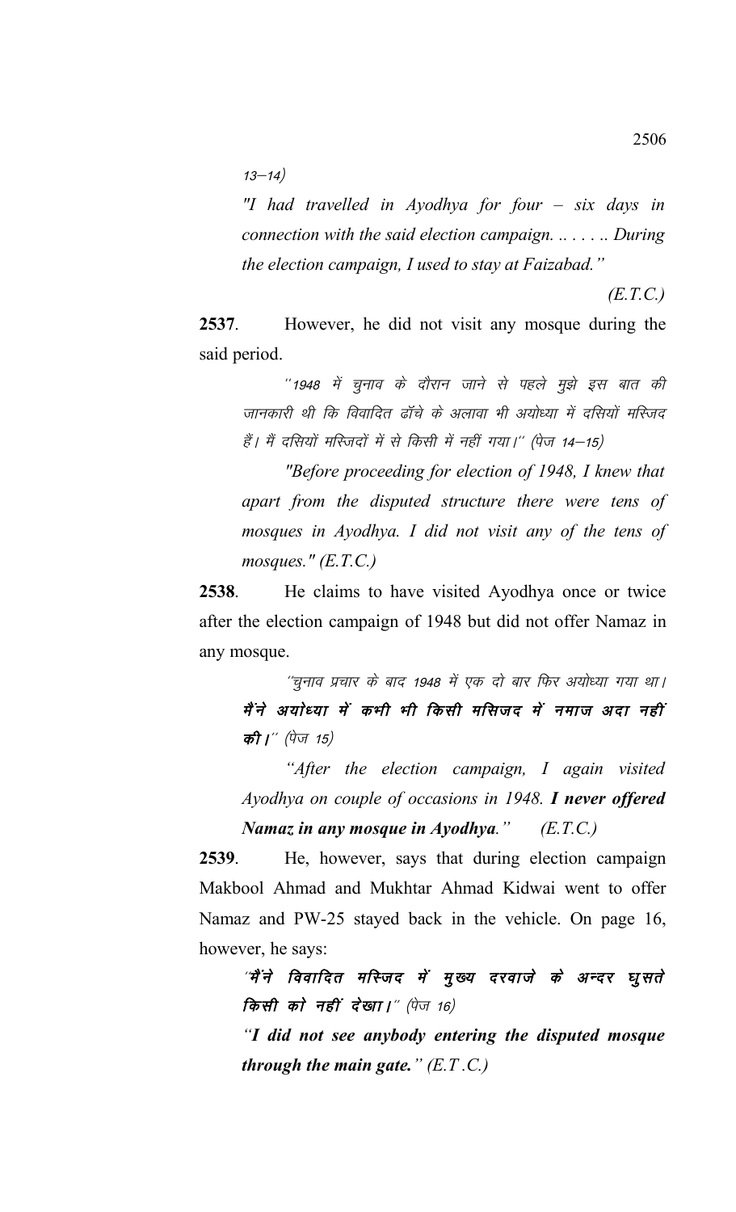13–14)

*"I had travelled in Ayodhya for four – six days in connection with the said election campaign. .. . . . .. During the election campaign, I used to stay at Faizabad."*

*(E.T.C.)*

**2537**. However, he did not visit any mosque during the said period.

*"1948 में चुनाव के दौरान जाने से पहले मुझे इस बात की जानकारी थी कि विवादित ढॉचे के अलावा भी अयोध्या में दसियों मस्जिद हैं। मैं दसियों मस्जिदों में से किसी में नहीं गया।" (पेज 14–15)*

*"Before proceeding for election of 1948, I knew that apart from the disputed structure there were tens of mosques in Ayodhya. I did not visit any of the tens of mosques." (E.T.C.)*

**2538**. He claims to have visited Ayodhya once or twice after the election campaign of 1948 but did not offer Namaz in any mosque.

*"चुनाव प्रचार के बाद 1948 में एक दो बार फिर अयोध्या गया था।* ***मैंने अयोध्या में कभी भी किसी मसिजद में नमाज अदा नहीं की।*** *" (पेज 15)*

*"After the election campaign, I again visited Ayodhya on couple of occasions in 1948.* ***I never offered Namaz in any mosque in Ayodhya.*** *" (E.T.C.)*

**2539**. He, however, says that during election campaign Makbool Ahmad and Mukhtar Ahmad Kidwai went to offer Namaz and PW-25 stayed back in the vehicle. On page 16, however, he says:

*"****मैंने विवादित मस्जिद में मुख्य दरवाजे के अन्दर घुसते किसी को नहीं देखा।****" (पेज 16)*

*"****I did not see anybody entering the disputed mosque through the main gate.****" (E.T .C.)*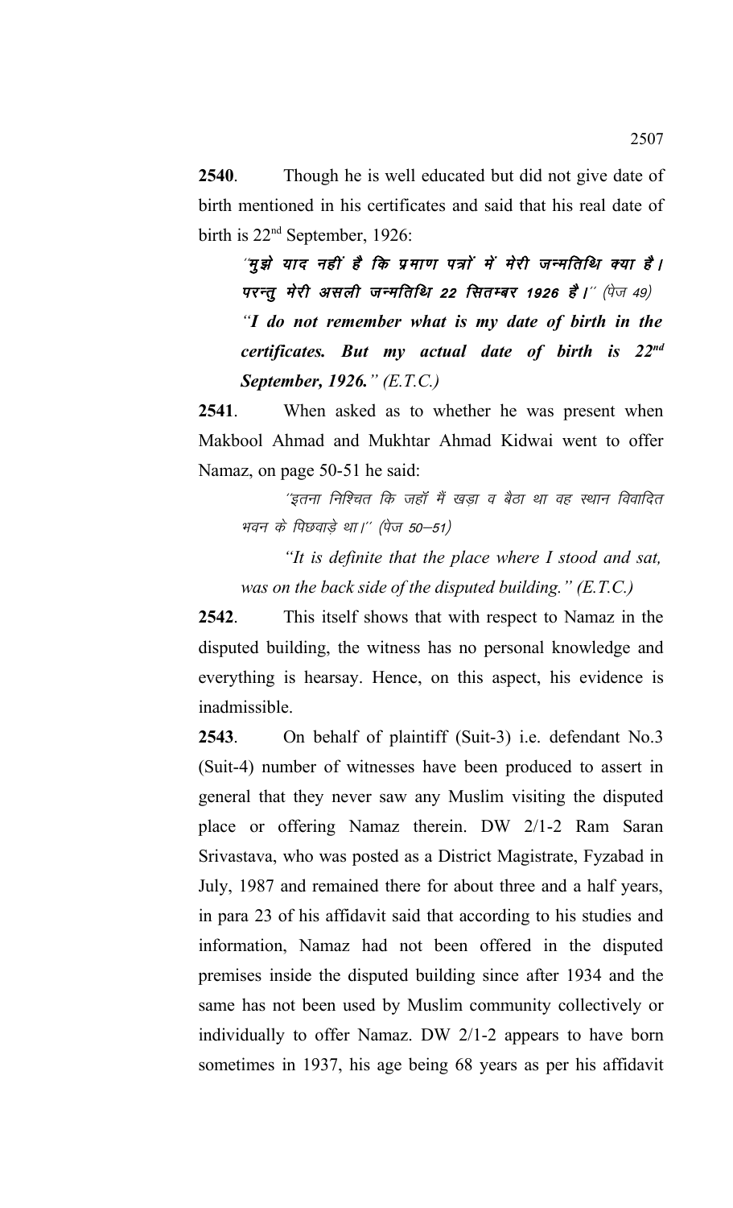**2540**. Though he is well educated but did not give date of birth mentioned in his certificates and said that his real date of birth is 22nd September, 1926:

*''मुझे याद नहीं है कि प्रमाण पत्रों में मेरी जन्मतिथि क्या है। परन्तु मेरी असली जन्मतिथि 22 सितम्बर 1926 है।''* (पेज 49)

***"I do not remember what is my date of birth in the certificates. But my actual date of birth is 22nd September, 1926."*** *(E.T.C.)*

**2541**. When asked as to whether he was present when Makbool Ahmad and Mukhtar Ahmad Kidwai went to offer Namaz, on page 50-51 he said:

''इतना निश्चित कि जहाँ मैं खड़ा व बैठा था वह स्थान विवादित भवन के पिछवाड़े था।'' (पेज 50—51)

*"It is definite that the place where I stood and sat, was on the back side of the disputed building." (E.T.C.)*

**2542**. This itself shows that with respect to Namaz in the disputed building, the witness has no personal knowledge and everything is hearsay. Hence, on this aspect, his evidence is inadmissible.

**2543**. On behalf of plaintiff (Suit-3) i.e. defendant No.3 (Suit-4) number of witnesses have been produced to assert in general that they never saw any Muslim visiting the disputed place or offering Namaz therein. DW 2/1-2 Ram Saran Srivastava, who was posted as a District Magistrate, Fyzabad in July, 1987 and remained there for about three and a half years, in para 23 of his affidavit said that according to his studies and information, Namaz had not been offered in the disputed premises inside the disputed building since after 1934 and the same has not been used by Muslim community collectively or individually to offer Namaz. DW 2/1-2 appears to have born sometimes in 1937, his age being 68 years as per his affidavit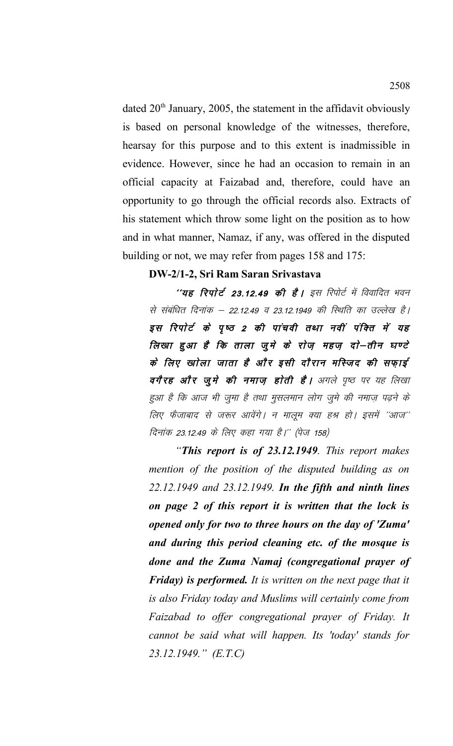dated 20th January, 2005, the statement in the affidavit obviously is based on personal knowledge of the witnesses, therefore, hearsay for this purpose and to this extent is inadmissible in evidence. However, since he had an occasion to remain in an official capacity at Faizabad and, therefore, could have an opportunity to go through the official records also. Extracts of his statement which throw some light on the position as to how and in what manner, Namaz, if any, was offered in the disputed building or not, we may refer from pages 158 and 175:

**DW-2/1-2, Sri Ram Saran Srivastava**

**''यह रिपोर्ट 23.12.49 की है।** इस रिपोर्ट में विवादित भवन से संबंधित दिनांक – 22.12.49 व 23.12.1949 की स्थिति का उल्लेख है। **इस रिपोर्ट के पृष्ठ 2 की पांचवी तथा नवीं पंक्ति में यह लिखा हुआ है कि ताला जुमे के रोज़ महज़ दो–तीन घण्टे के लिए खोला जाता है और इसी दौरान मस्जिद की सफ़ाई वगैरह और जुमे की नमाज़ होती है।** अगले पृष्ठ पर यह लिखा हुआ है कि आज भी जुमा है तथा मुसलमान लोग जुमे की नमाज़ पढ़ने के लिए फैजाबाद से जरूर आवेंगे। न मालूम क्या हश्र हो। इसमें ''आज'' दिनांक 23.12.49 के लिए कहा गया है।'' (पेज 158)

*"**This report is of 23.12.1949**. This report makes mention of the position of the disputed building as on 22.12.1949 and 23.12.1949. **In the fifth and ninth lines on page 2 of this report it is written that the lock is opened only for two to three hours on the day of 'Zuma' and during this period cleaning etc. of the mosque is done and the Zuma Namaj (congregational prayer of Friday) is performed.** It is written on the next page that it is also Friday today and Muslims will certainly come from Faizabad to offer congregational prayer of Friday. It cannot be said what will happen. Its 'today' stands for 23.12.1949." (E.T.C)*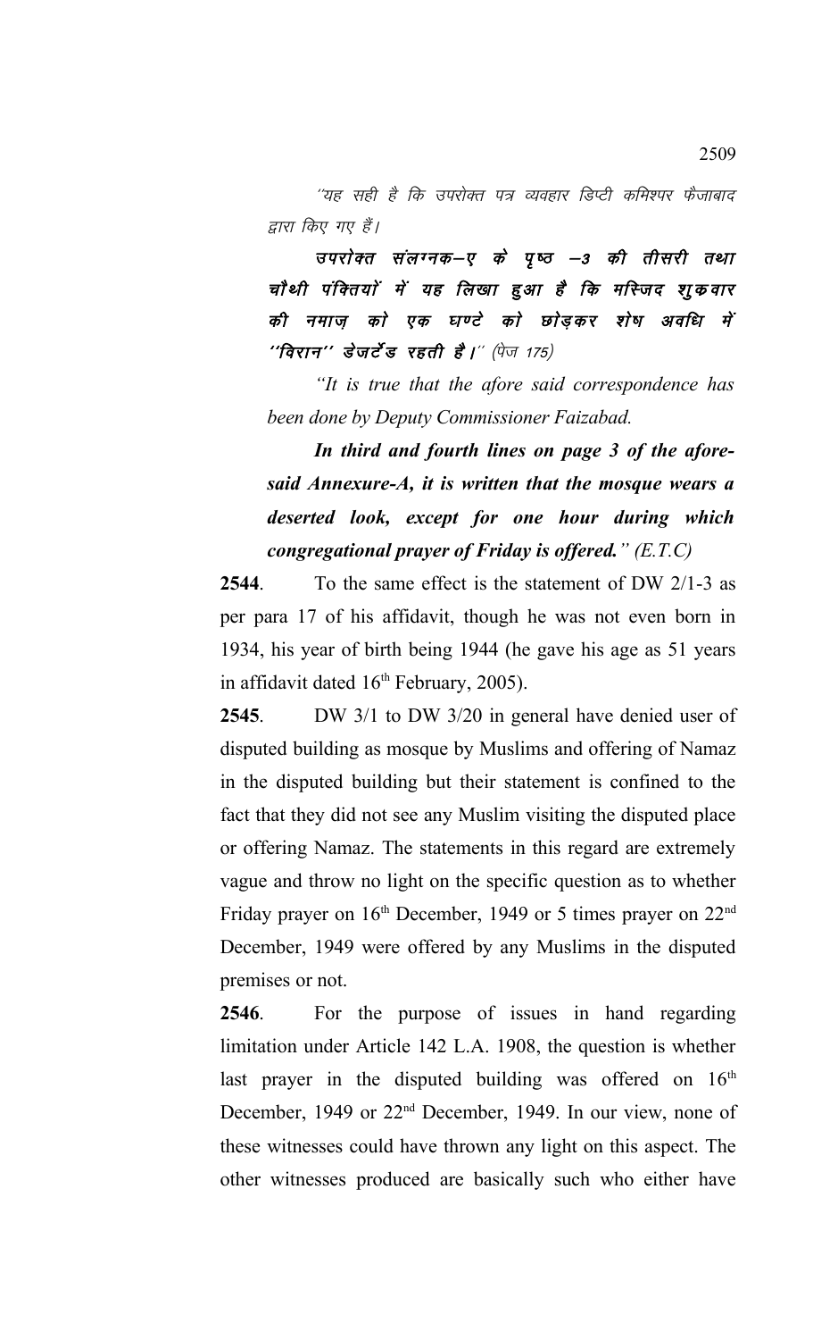"यह सही है कि उपरोक्त पत्र व्यवहार डिप्टी कमिश्नर फैजाबाद द्वारा किए गए हैं।

***उपरोक्त संलग्नक-ए के पृष्ठ -3 की तीसरी तथा चौथी पंक्तियों में यह लिखा हुआ है कि मस्जिद शुक्रवार की नमाज़ को एक घण्टे को छोड़कर शेष अवधि में ''विरान'' डेजर्टेड रहती है।*** " (पेज 175)

*"It is true that the afore said correspondence has been done by Deputy Commissioner Faizabad.*

***In third and fourth lines on page 3 of the afore-said Annexure-A, it is written that the mosque wears a deserted look, except for one hour during which congregational prayer of Friday is offered." (E.T.C)***

**2544**. To the same effect is the statement of DW 2/1-3 as per para 17 of his affidavit, though he was not even born in 1934, his year of birth being 1944 (he gave his age as 51 years in affidavit dated 16th February, 2005).

**2545**. DW 3/1 to DW 3/20 in general have denied user of disputed building as mosque by Muslims and offering of Namaz in the disputed building but their statement is confined to the fact that they did not see any Muslim visiting the disputed place or offering Namaz. The statements in this regard are extremely vague and throw no light on the specific question as to whether Friday prayer on 16th December, 1949 or 5 times prayer on 22nd December, 1949 were offered by any Muslims in the disputed premises or not.

**2546**. For the purpose of issues in hand regarding limitation under Article 142 L.A. 1908, the question is whether last prayer in the disputed building was offered on 16th December, 1949 or 22nd December, 1949. In our view, none of these witnesses could have thrown any light on this aspect. The other witnesses produced are basically such who either have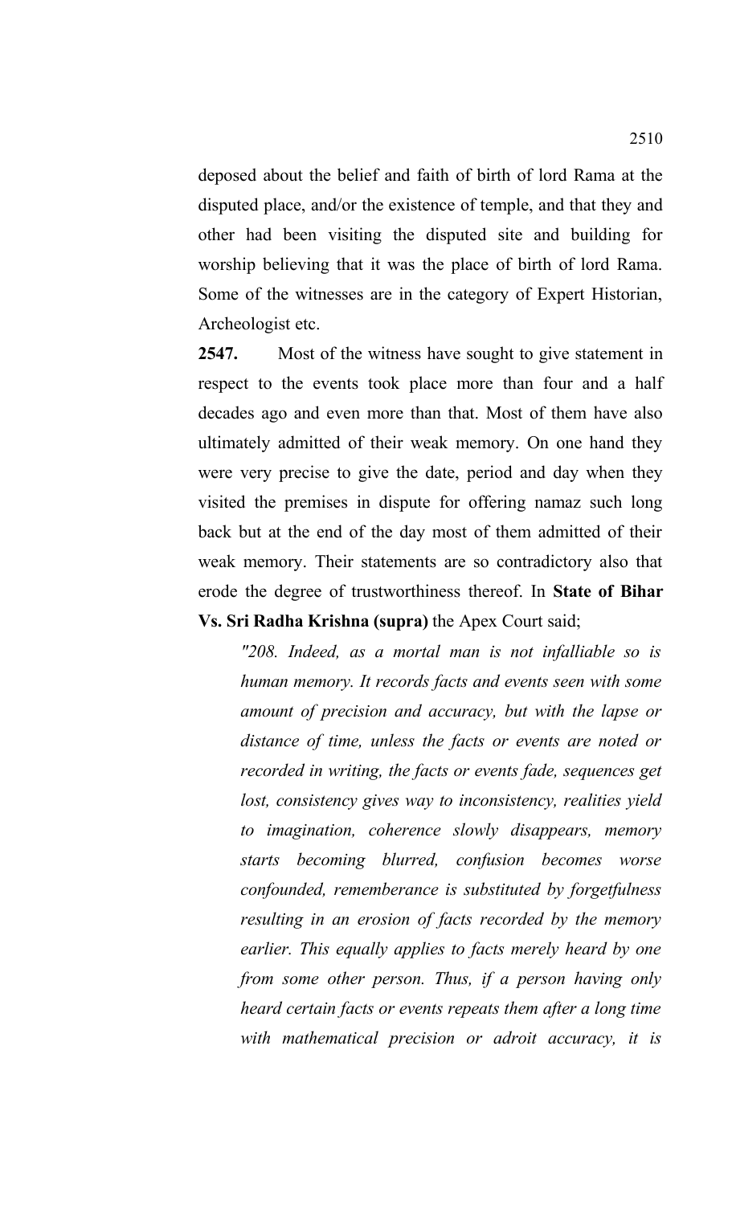deposed about the belief and faith of birth of lord Rama at the disputed place, and/or the existence of temple, and that they and other had been visiting the disputed site and building for worship believing that it was the place of birth of lord Rama. Some of the witnesses are in the category of Expert Historian, Archeologist etc.

**2547.** Most of the witness have sought to give statement in respect to the events took place more than four and a half decades ago and even more than that. Most of them have also ultimately admitted of their weak memory. On one hand they were very precise to give the date, period and day when they visited the premises in dispute for offering namaz such long back but at the end of the day most of them admitted of their weak memory. Their statements are so contradictory also that erode the degree of trustworthiness thereof. In **State of Bihar Vs. Sri Radha Krishna (supra)** the Apex Court said;

> *"208. Indeed, as a mortal man is not infalliable so is human memory. It records facts and events seen with some amount of precision and accuracy, but with the lapse or distance of time, unless the facts or events are noted or recorded in writing, the facts or events fade, sequences get lost, consistency gives way to inconsistency, realities yield to imagination, coherence slowly disappears, memory starts becoming blurred, confusion becomes worse confounded, rememberance is substituted by forgetfulness resulting in an erosion of facts recorded by the memory earlier. This equally applies to facts merely heard by one from some other person. Thus, if a person having only heard certain facts or events repeats them after a long time with mathematical precision or adroit accuracy, it is*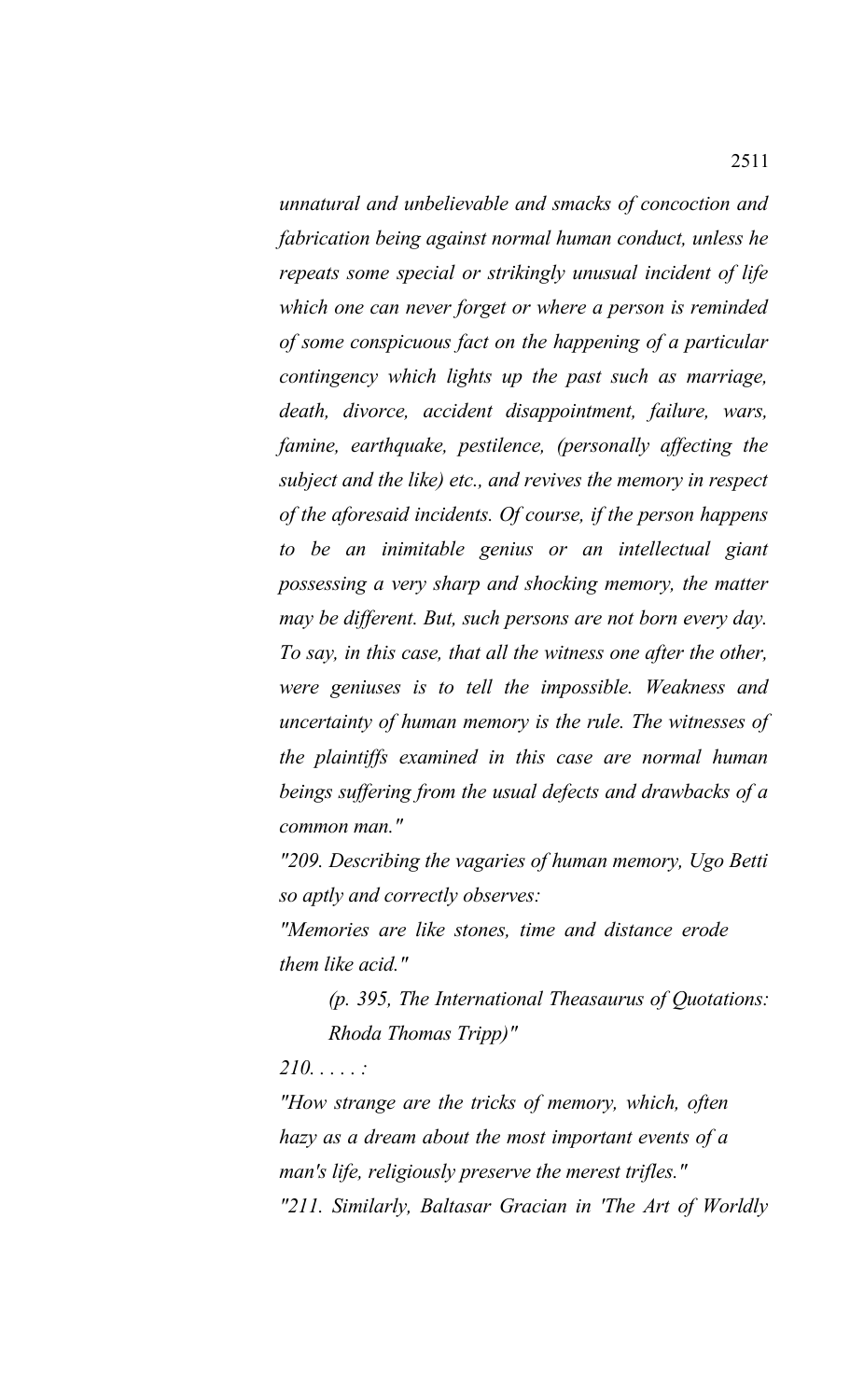*unnatural and unbelievable and smacks of concoction and fabrication being against normal human conduct, unless he repeats some special or strikingly unusual incident of life which one can never forget or where a person is reminded of some conspicuous fact on the happening of a particular contingency which lights up the past such as marriage, death, divorce, accident disappointment, failure, wars, famine, earthquake, pestilence, (personally affecting the subject and the like) etc., and revives the memory in respect of the aforesaid incidents. Of course, if the person happens to be an inimitable genius or an intellectual giant possessing a very sharp and shocking memory, the matter may be different. But, such persons are not born every day. To say, in this case, that all the witness one after the other, were geniuses is to tell the impossible. Weakness and uncertainty of human memory is the rule. The witnesses of the plaintiffs examined in this case are normal human beings suffering from the usual defects and drawbacks of a common man."*

*"209. Describing the vagaries of human memory, Ugo Betti so aptly and correctly observes:*

*"Memories are like stones, time and distance erode them like acid."*

*(p. 395, The International Theasaurus of Quotations: Rhoda Thomas Tripp)"*

*210. . . . . :*

*"How strange are the tricks of memory, which, often hazy as a dream about the most important events of a man's life, religiously preserve the merest trifles."*

*"211. Similarly, Baltasar Gracian in 'The Art of Worldly*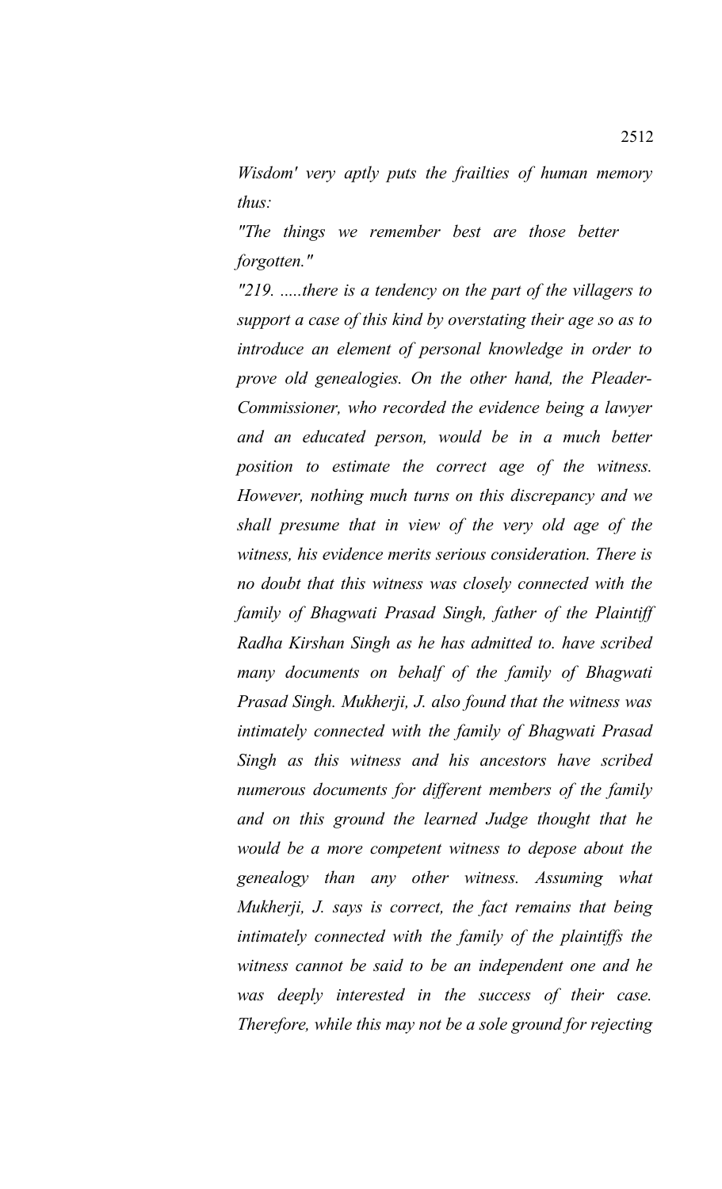*Wisdom' very aptly puts the frailties of human memory thus:*

*"The things we remember best are those better forgotten."*

*"219. .....there is a tendency on the part of the villagers to support a case of this kind by overstating their age so as to introduce an element of personal knowledge in order to prove old genealogies. On the other hand, the Pleader-Commissioner, who recorded the evidence being a lawyer and an educated person, would be in a much better position to estimate the correct age of the witness. However, nothing much turns on this discrepancy and we shall presume that in view of the very old age of the witness, his evidence merits serious consideration. There is no doubt that this witness was closely connected with the family of Bhagwati Prasad Singh, father of the Plaintiff Radha Kirshan Singh as he has admitted to. have scribed many documents on behalf of the family of Bhagwati Prasad Singh. Mukherji, J. also found that the witness was intimately connected with the family of Bhagwati Prasad Singh as this witness and his ancestors have scribed numerous documents for different members of the family and on this ground the learned Judge thought that he would be a more competent witness to depose about the genealogy than any other witness. Assuming what Mukherji, J. says is correct, the fact remains that being intimately connected with the family of the plaintiffs the witness cannot be said to be an independent one and he was deeply interested in the success of their case. Therefore, while this may not be a sole ground for rejecting*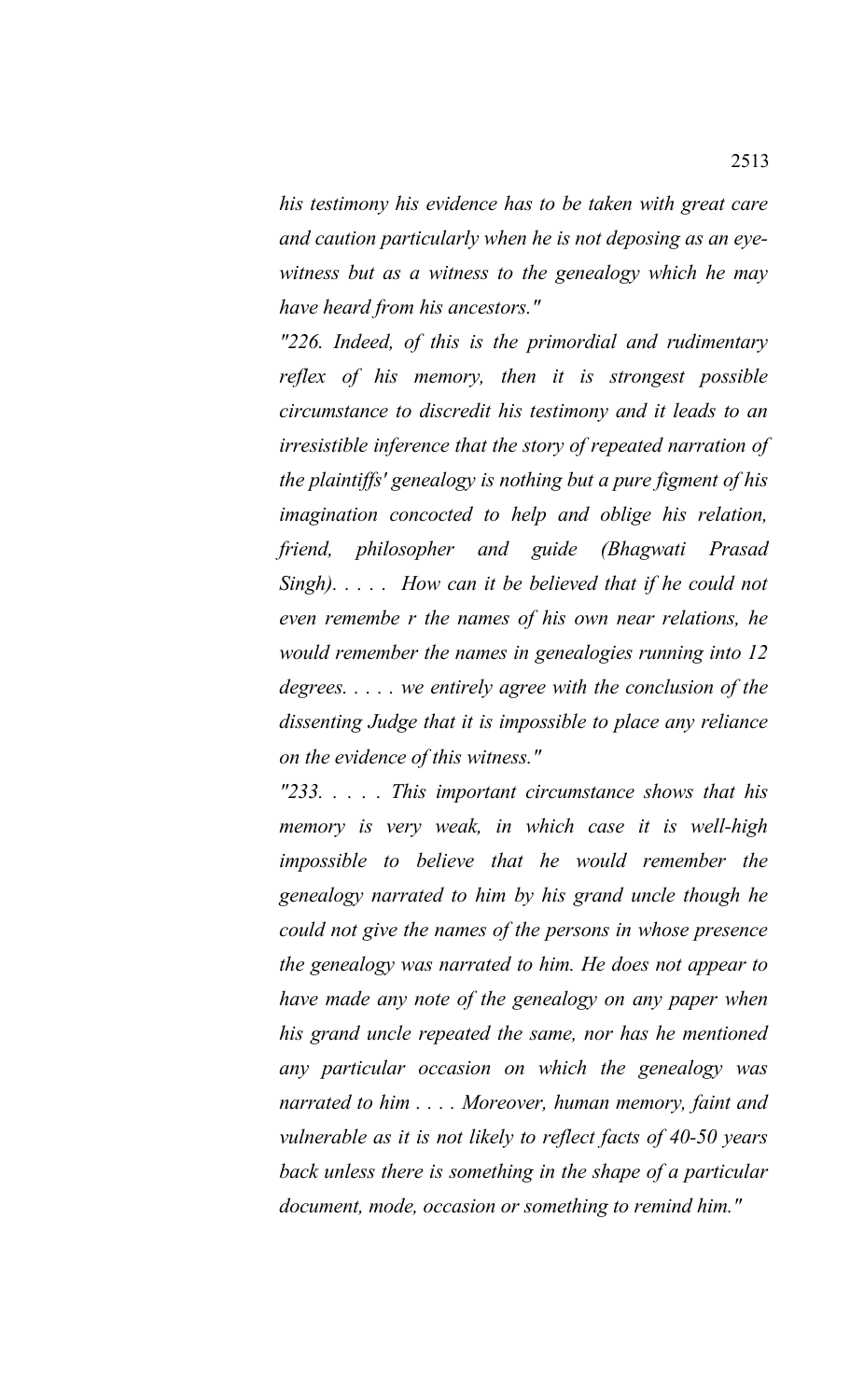*his testimony his evidence has to be taken with great care and caution particularly when he is not deposing as an eye-witness but as a witness to the genealogy which he may have heard from his ancestors."*

*"226. Indeed, of this is the primordial and rudimentary reflex of his memory, then it is strongest possible circumstance to discredit his testimony and it leads to an irresistible inference that the story of repeated narration of the plaintiffs' genealogy is nothing but a pure figment of his imagination concocted to help and oblige his relation, friend, philosopher and guide (Bhagwati Prasad Singh). . . . . How can it be believed that if he could not even remembe r the names of his own near relations, he would remember the names in genealogies running into 12 degrees. . . . . we entirely agree with the conclusion of the dissenting Judge that it is impossible to place any reliance on the evidence of this witness."*

*"233. . . . . This important circumstance shows that his memory is very weak, in which case it is well-high impossible to believe that he would remember the genealogy narrated to him by his grand uncle though he could not give the names of the persons in whose presence the genealogy was narrated to him. He does not appear to have made any note of the genealogy on any paper when his grand uncle repeated the same, nor has he mentioned any particular occasion on which the genealogy was narrated to him . . . . Moreover, human memory, faint and vulnerable as it is not likely to reflect facts of 40-50 years back unless there is something in the shape of a particular document, mode, occasion or something to remind him."*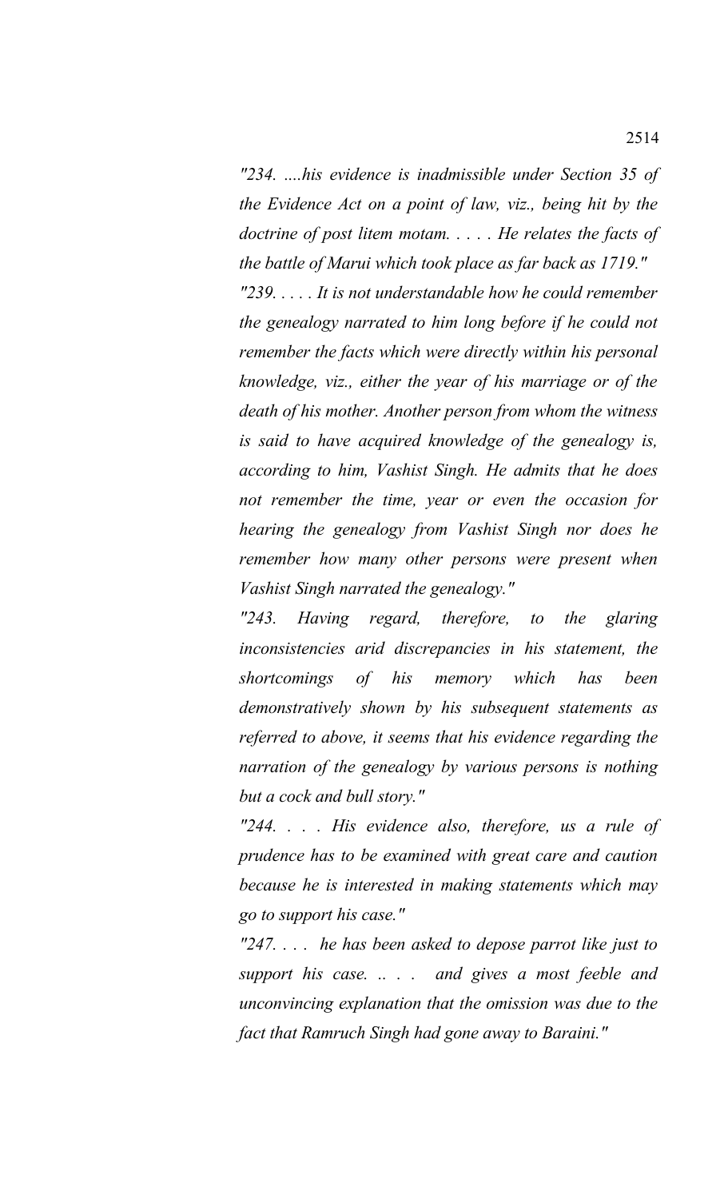*"234. ....his evidence is inadmissible under Section 35 of the Evidence Act on a point of law, viz., being hit by the doctrine of post litem motam. . . . . He relates the facts of the battle of Marui which took place as far back as 1719."*

*"239. . . . . It is not understandable how he could remember the genealogy narrated to him long before if he could not remember the facts which were directly within his personal knowledge, viz., either the year of his marriage or of the death of his mother. Another person from whom the witness is said to have acquired knowledge of the genealogy is, according to him, Vashist Singh. He admits that he does not remember the time, year or even the occasion for hearing the genealogy from Vashist Singh nor does he remember how many other persons were present when Vashist Singh narrated the genealogy."*

*"243. Having regard, therefore, to the glaring inconsistencies arid discrepancies in his statement, the shortcomings of his memory which has been demonstratively shown by his subsequent statements as referred to above, it seems that his evidence regarding the narration of the genealogy by various persons is nothing but a cock and bull story."*

*"244. . . . His evidence also, therefore, us a rule of prudence has to be examined with great care and caution because he is interested in making statements which may go to support his case."*

*"247. . . . he has been asked to depose parrot like just to support his case. .. . . and gives a most feeble and unconvincing explanation that the omission was due to the fact that Ramruch Singh had gone away to Baraini."*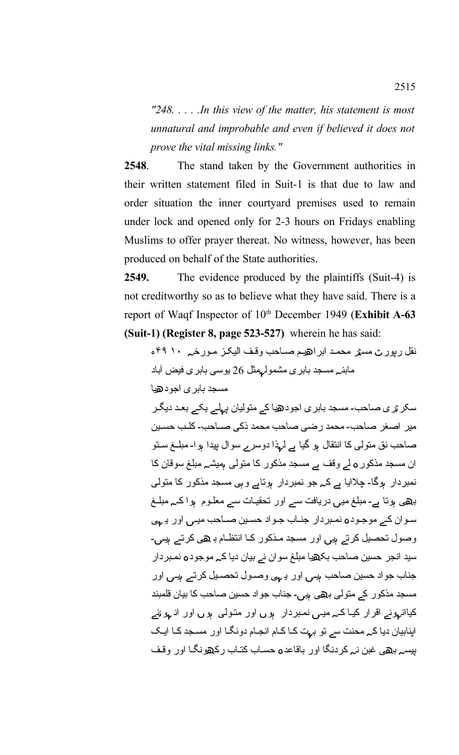*"248. . . . .In this view of the matter, his statement is most unnatural and improbable and even if believed it does not prove the vital missing links."*

**2548**. The stand taken by the Government authorities in their written statement filed in Suit-1 is that due to law and order situation the inner courtyard premises used to remain under lock and opened only for 2-3 hours on Fridays enabling Muslims to offer prayer thereat. No witness, however, has been produced on behalf of the State authorities.

**2549.** The evidence produced by the plaintiffs (Suit-4) is not creditworthy so as to believe what they have said. There is a report of Waqf Inspector of 10th December 1949 (**Exhibit A-63 (Suit-1) (Register 8, page 523-527)** wherein he has said:

نقل رپورٹ مسٹر محمد ابراھیم صاحب وقف الیکز مورخہ ۱۰ ۴۹ء

مابنہ مسجد بابری مشمولہمثل 26 یوسی بابری فیض آباد

مسجد بابری اجودھیا

سکرٹری صاحب- مسجد بابری اجودھیا کے متولیان پہلے یکے بعد دیگر میر اصغر صاحب- محمد رضی صاحب محمد ذکی صاحب- کلب حسین صاحب نق متولی کا انتقال ہو گیا ہے لہذا دوسرے سوال پیدا ہوا- مبلغ ستو ان مسجد مذکورہ لے وقف ہے مسجد مذکور کا متولی ہمیشہ مبلغ سوقان کا نمبردار ہوگا- چلایا ہے کہ جو نمبردار ہوتاہے وہی مسجد مذکور کا متولی بھی ہوتا ہے- مبلغ میں دریافت سے اور تحقیات سے معلوم ہوا کہ مبلغ سوان کے موجودہ نمبردار جناب جواد حسین صاحب میں اور یہی وصول تحصیل کرتے ہیں اور مسجد مذکور کا انتظام بھی کرتے ہیں- سید انجر حسین صاحب بکھیا مبلغ سوان نے بیان دیا کہ موجودہ نمبردار جناب جواد حسین صاحب ہیں اور یہی وصول تحصیل کرتے ہیں اور مسجد مذکور کے متولی بھی ہیں- جناب جواد حسین صاحب کا بیان قلمبند کیاانہونے اقرار کیا کہ میں نمبردار ہوں اور متولی ہوں اور انہوننے اپنابیان دیا کہ محنت سے تو بہت کا کام انجام دونگا اور مسجد کا ایک پیسہ بھی غبن نہ کردنگا اور باقاعدہ حساب کتاب رکھونگا اور وقف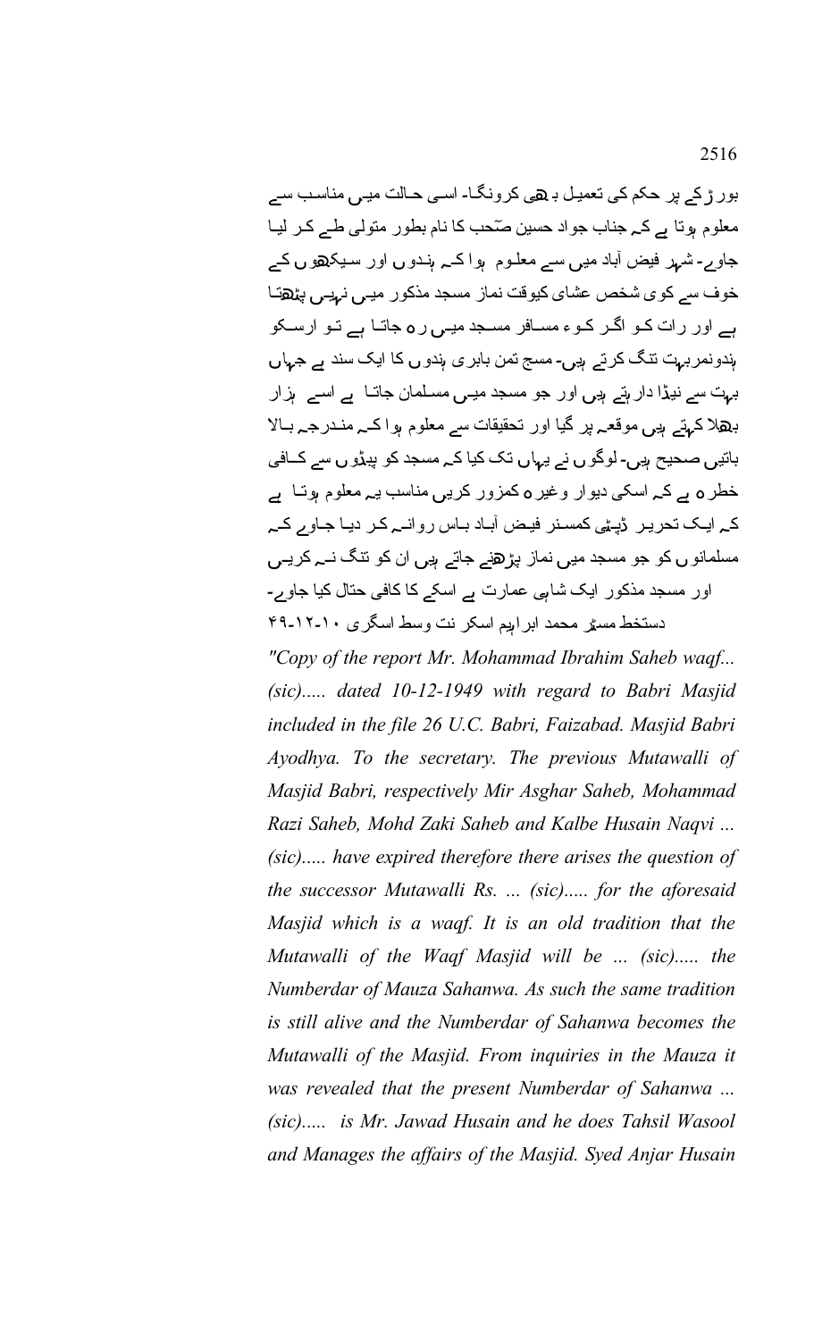بور ڑکے پر حکم کی تعمیل بھی کرونگا- اسی حالت میں مناسب سے معلوم ہوتا ہے کہ جناب جواد حسین صاحب کا نام بطور متولی طے کر لیا جاوے- شہر فیض آباد میں سے معلوم ہوا کہ ہندوں اور سیکھوں کے خوف سے کوی شخص عشای کیوقت نماز مسجد مذکور میں نہیں پڑھتا ہے اور رات کو اگر کوء مسافر مسجد میں رہ جاتا ہے تو ارسکو ہندونمربہت تنگ کرتے ہیں- مسج تمن بابری ہندوں کا ایک سند ہے جہاں بہت سے نیڈا دارہتے ہیں اور جو مسجد میں مسلمان جاتا ہے اسے ہزار بھلا کہتے ہیں موقعہ پر گیا اور تحقیقات سے معلوم ہوا کہ مندرجہ بالا باتیں صحیح ہیں- لوگوں نے یہاں تک کیا کہ مسجد کو پیڑوں سے کافی خطرہ ہے کہ اسکی دیوار وغیرہ کمزور کریں مناسب یہ معلوم ہوتا ہے کہ ایک تحریر ڈپٹی کمسنر فیض آباد باس روانہ کر دیا جاوے کہ مسلمانوں کو جو مسجد میں نماز پڑھنے جاتے ہیں ان کو تنگ نہ کریں اور مسجد مذکور ایک شاہی عمارت ہے اسکے کا کافی حتال کیا جاوے-

دستخط مسٹر محمد ابراہیم اسکر نت وسط اسگری ۱۰-۱۲-۴۹

*"Copy of the report Mr. Mohammad Ibrahim Saheb waqf... (sic)..... dated 10-12-1949 with regard to Babri Masjid included in the file 26 U.C. Babri, Faizabad. Masjid Babri Ayodhya. To the secretary. The previous Mutawalli of Masjid Babri, respectively Mir Asghar Saheb, Mohammad Razi Saheb, Mohd Zaki Saheb and Kalbe Husain Naqvi ... (sic)..... have expired therefore there arises the question of the successor Mutawalli Rs. ... (sic)..... for the aforesaid Masjid which is a waqf. It is an old tradition that the Mutawalli of the Waqf Masjid will be ... (sic)..... the Numberdar of Mauza Sahanwa. As such the same tradition is still alive and the Numberdar of Sahanwa becomes the Mutawalli of the Masjid. From inquiries in the Mauza it was revealed that the present Numberdar of Sahanwa ... (sic)..... is Mr. Jawad Husain and he does Tahsil Wasool and Manages the affairs of the Masjid. Syed Anjar Husain*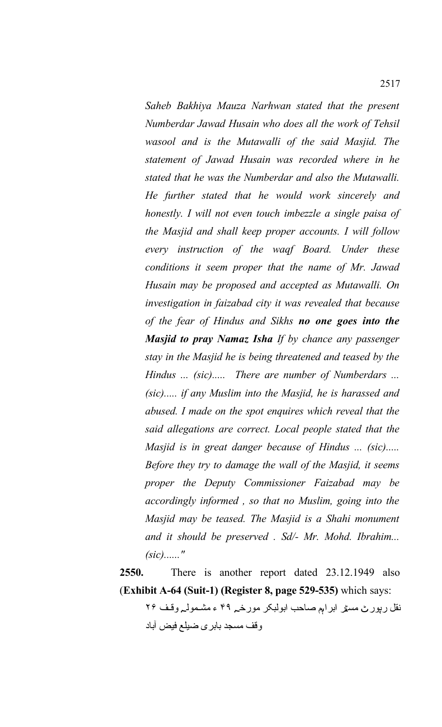*Saheb Bakhiya Mauza Narhwan stated that the present Numberdar Jawad Husain who does all the work of Tehsil wasool and is the Mutawalli of the said Masjid. The statement of Jawad Husain was recorded where in he stated that he was the Numberdar and also the Mutawalli. He further stated that he would work sincerely and honestly. I will not even touch imbezzle a single paisa of the Masjid and shall keep proper accounts. I will follow every instruction of the waqf Board. Under these conditions it seem proper that the name of Mr. Jawad Husain may be proposed and accepted as Mutawalli. On investigation in faizabad city it was revealed that because of the fear of Hindus and Sikhs* ***no one goes into the Masjid to pray Namaz Isha*** *If by chance any passenger stay in the Masjid he is being threatened and teased by the Hindus ... (sic)..... There are number of Numberdars ... (sic)..... if any Muslim into the Masjid, he is harassed and abused. I made on the spot enquires which reveal that the said allegations are correct. Local people stated that the Masjid is in great danger because of Hindus ... (sic)..... Before they try to damage the wall of the Masjid, it seems proper the Deputy Commissioner Faizabad may be accordingly informed , so that no Muslim, going into the Masjid may be teased. The Masjid is a Shahi monument and it should be preserved . Sd/- Mr. Mohd. Ibrahim... (sic)......"*

**2550.** There is another report dated 23.12.1949 also (**Exhibit A-64 (Suit-1) (Register 8, page 529-535)** which says:

نقل رپورٹ مسٹر ابراہم صاحب ابولبکر مورخہ ۴۹ ء مشمولہ وقف ۲۶
وقف مسجد بابری ضیلع فیض آباد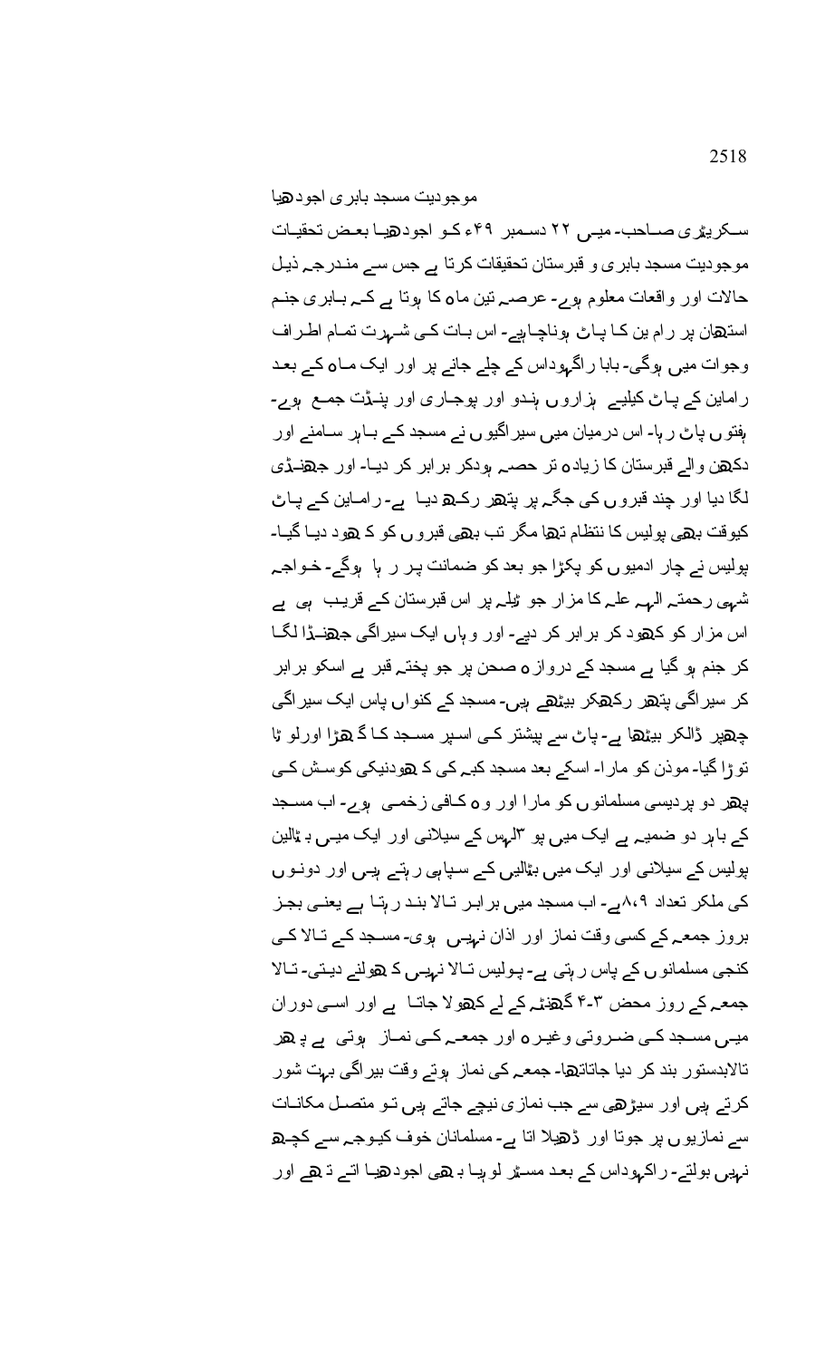موجودیت مسجد بابری اجودھیا

سکریٹری صاحب- میں ۲۲ دسمبر ۴۹ء کو اجودھیا بعض تحقیقات موجودیت مسجد بابری و قبرستان تحقیقات کرتا ہے جس سے مندرجہ ذیل حالات اور واقعات معلوم ہوے- عرصہ تین ماہ کا ہوتا ہے کہ بابری جنم استھان پر رام ین کا پاٹ ہوناچاہیے- اس بات کی شہرت تمام اطراف وجوات میں ہوگی- بابا راگہوداس کے چلے جانے پر اور ایک ماہ کے بعد راماین کے پاٹ کیلیے ہزاروں ہندو اور پوجاری اور پنڈت جمع ہوے- ہفتوں پاٹ رہا- اس درمیان میں سیراگیوں نے مسجد کے باہر سامنے اور دکھن والے قبرستان کا زیادہ تر حصہ ہودکر برابر کر دیا- اور جھنڈی لگا دیا اور چند قبروں کی جگہ پر پتھر رکھ دیا ہے- رامایں کے پاٹ کیوقت بھی پولیس کا نتظام تھا مگر تب بھی قبروں کو کھود دیا گیا- پولیس نے چار ادمیوں کو پکڑا جو بعد کو ضمانت پر رہا ہوگے- خواجہ شہی رحمتہ الہہ علیہ کا مزار جو ٹیلہ پر اس قبرستان کے قریب ہی ہے اس مزار کو کھود کر برابر کر دیے- اور وہاں ایک سیراگی جھنڈا لگا کر جنم ہو گیا ہے مسجد کے دروازہ صحن پر جو پختہ قبر ہے اسکو برابر کر سیراگی پتھر رکھکر بیٹھے ہیں- مسجد کے کنواں پاس ایک سیراگی چھپر ڈالکر بیٹھا ہے- پاٹ سے پیشتر کی اسپر مسجد کا گھڑا اورلوٹا توڑا گیا- موذن کو مارا- اسکے بعد مسجد کبہ کی کھودنیکی کوسش کی پھر دو پردیسی مسلمانوں کو مارا اور وہ کافی زخمی ہوے- اب مسجد کے باہر دو ضمیہ ہے ایک میں پو ۳لہس کے سیلانی اور ایک میں بٹالین پولیس کے سیلانی اور ایک میں بٹالیں کے سپاہی رہتے ہیں اور دونوں کی ملکر تعداد ۸،۹ہے- اب مسجد میں برابر تالا بند رہتا ہے یعنی بجز بروز جمعہ کے کسی وقت نماز اور اذان نہیں ہوی- مسجد کے تالا کی کنجی مسلمانوں کے پاس رہتی ہے- پولیس تالا نہیں کھولنے دیتی- تالا جمعہ کے روز محض ۳-۴ گھنٹہ کے لے کھولا جاتا ہے اور اسی دوران میں مسجد کی ضروتی وغیرہ اور جمعہ کی نماز ہوتی ہے پھر تالابدستور بند کر دیا جاتاتھا- جمعہ کی نماز ہوتے وقت بیراگی بہت شور کرتے ہیں اور سیڑھی سے جب نمازی نیچے جاتے ہیں تو متصل مکانات سے نمازیوں پر جوتا اور ڈھیلا اتا ہے- مسلمانان خوف کیوجہ سے کچھ نہیں بولتے- راکہوداس کے بعد مسٹر لوہیا بھی اجودھیا اتے تھے اور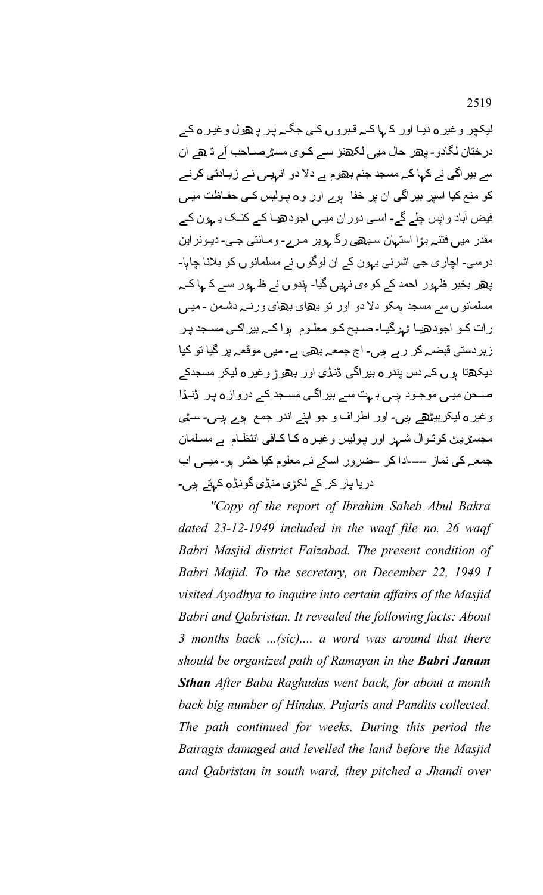لیکچر وغیرہ دیا اور کہا کہ قبروں کی جگہ پر پھول وغیرہ کے درختان لگادو۔ پھر حال میں لکھنؤ سے کوی مسٹرصاحب آے تھے ان سے بیراگی نے کہا کہ مسجد جنم بھوم ہے دلا دو انہیں نے زیادتی کرنے کو منع کیا اسپر بیراگی ان پر خفا ہوے اور وہ پولیس کی حفاظت میں فیض آباد واپس چلے گے۔ اسی دوران میں اجودھیا کے کنک بھون کے مقدر میں فتنہ بڑا استہان سبھی رگھوبر مرے۔ ومانتی جی۔ دیونراین درسی۔ اچاری جی اشرنی بھون کے ان لوگوں نے مسلمانوں کو بلانا چاہا۔ پھر بخبر ظہور احمد کے کوءی نہیں گیا۔ ہندوں نے ظہور سے کہا کہ مسلمانوں سے مسجد ہمکو دلا دو اور تو بھای ورنہ دشمن۔ میں رات کو اجودھیا ٹہرگیا۔ صبح کو معلوم ہوا کہ بیراکی مسجد پر زبردستی قبضہ کر رہے ہیں۔ اج جمعہ بھی ہے۔ میں موقعہ پر گیا تو کیا دیکھتا ہوں کہ دس پندرہ بیراگی ڈنڈی اور بھوڑ وغیرہ لیکر مسجدکے صحن میں موجود ہیں بہت سے بیراگی مسجد کے دروازہ پر ڈنڈا وغیرہ لیکربیٹھے ہیں۔ اور اطراف و جو اپنے اندر جمع ہوے ہیں۔ سٹی مجسٹریٹ کوتوال شہر اور پولیس وغیرہ کا کافی انتظام ہے مسلمان جمعہ کی نماز ----ادا کر --ضرور اسکے نہ معلوم کیا حشر ہو۔ میں اب دریا پار کر کے لکڑی منڈی گونڈہ کہتے ہیں۔

*"Copy of the report of Ibrahim Saheb Abul Bakra dated 23-12-1949 included in the waqf file no. 26 waqf Babri Masjid district Faizabad. The present condition of Babri Majid. To the secretary, on December 22, 1949 I visited Ayodhya to inquire into certain affairs of the Masjid Babri and Qabristan. It revealed the following facts: About 3 months back ...(sic).... a word was around that there should be organized path of Ramayan in the* ***Babri Janam Sthan*** *After Baba Raghudas went back, for about a month back big number of Hindus, Pujaris and Pandits collected. The path continued for weeks. During this period the Bairagis damaged and levelled the land before the Masjid and Qabristan in south ward, they pitched a Jhandi over*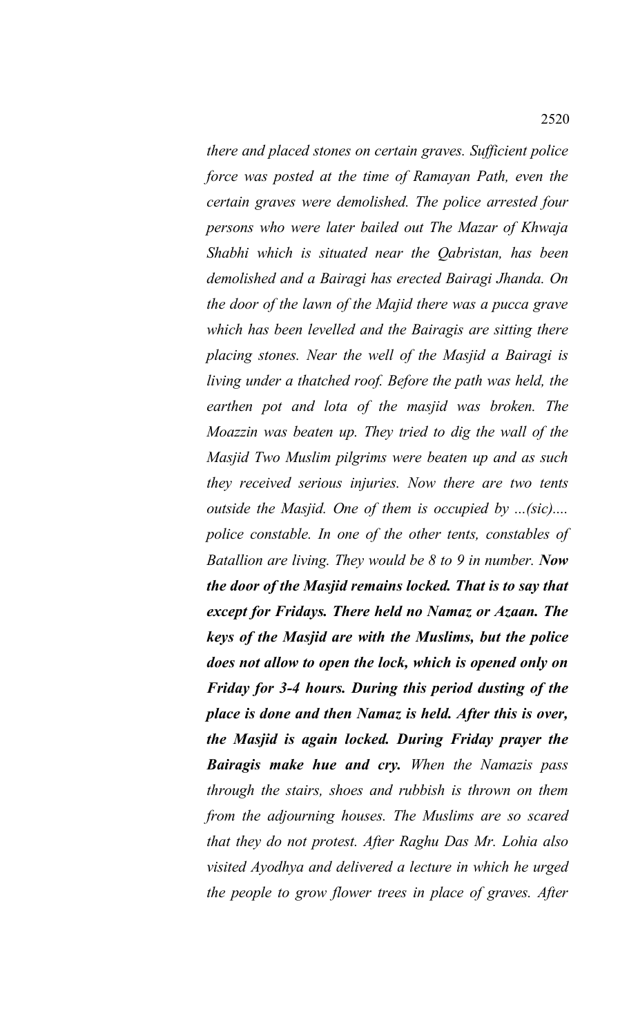*there and placed stones on certain graves. Sufficient police force was posted at the time of Ramayan Path, even the certain graves were demolished. The police arrested four persons who were later bailed out The Mazar of Khwaja Shabhi which is situated near the Qabristan, has been demolished and a Bairagi has erected Bairagi Jhanda. On the door of the lawn of the Majid there was a pucca grave which has been levelled and the Bairagis are sitting there placing stones. Near the well of the Masjid a Bairagi is living under a thatched roof. Before the path was held, the earthen pot and lota of the masjid was broken. The Moazzin was beaten up. They tried to dig the wall of the Masjid Two Muslim pilgrims were beaten up and as such they received serious injuries. Now there are two tents outside the Masjid. One of them is occupied by ...(sic).... police constable. In one of the other tents, constables of Batallion are living. They would be 8 to 9 in number.* ***Now the door of the Masjid remains locked. That is to say that except for Fridays. There held no Namaz or Azaan. The keys of the Masjid are with the Muslims, but the police does not allow to open the lock, which is opened only on Friday for 3-4 hours. During this period dusting of the place is done and then Namaz is held. After this is over, the Masjid is again locked. During Friday prayer the Bairagis make hue and cry.*** *When the Namazis pass through the stairs, shoes and rubbish is thrown on them from the adjourning houses. The Muslims are so scared that they do not protest. After Raghu Das Mr. Lohia also visited Ayodhya and delivered a lecture in which he urged the people to grow flower trees in place of graves. After*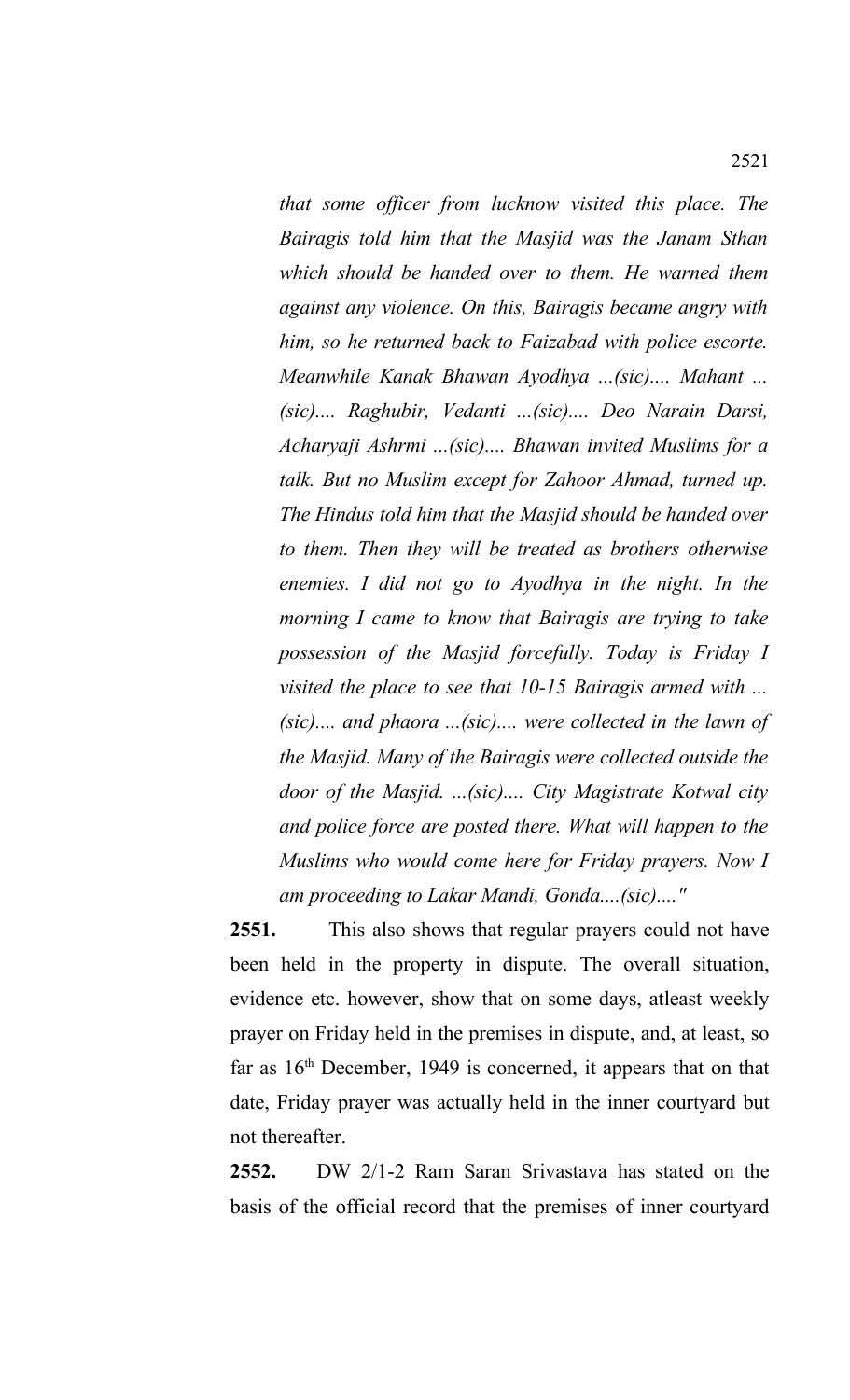*that some officer from lucknow visited this place. The Bairagis told him that the Masjid was the Janam Sthan which should be handed over to them. He warned them against any violence. On this, Bairagis became angry with him, so he returned back to Faizabad with police escorte. Meanwhile Kanak Bhawan Ayodhya ...(sic).... Mahant ... (sic).... Raghubir, Vedanti ...(sic).... Deo Narain Darsi, Acharyaji Ashrmi ...(sic).... Bhawan invited Muslims for a talk. But no Muslim except for Zahoor Ahmad, turned up. The Hindus told him that the Masjid should be handed over to them. Then they will be treated as brothers otherwise enemies. I did not go to Ayodhya in the night. In the morning I came to know that Bairagis are trying to take possession of the Masjid forcefully. Today is Friday I visited the place to see that 10-15 Bairagis armed with ... (sic).... and phaora ...(sic).... were collected in the lawn of the Masjid. Many of the Bairagis were collected outside the door of the Masjid. ...(sic).... City Magistrate Kotwal city and police force are posted there. What will happen to the Muslims who would come here for Friday prayers. Now I am proceeding to Lakar Mandi, Gonda....(sic)...."*

**2551.** This also shows that regular prayers could not have been held in the property in dispute. The overall situation, evidence etc. however, show that on some days, atleast weekly prayer on Friday held in the premises in dispute, and, at least, so far as 16th December, 1949 is concerned, it appears that on that date, Friday prayer was actually held in the inner courtyard but not thereafter.

**2552.** DW 2/1-2 Ram Saran Srivastava has stated on the basis of the official record that the premises of inner courtyard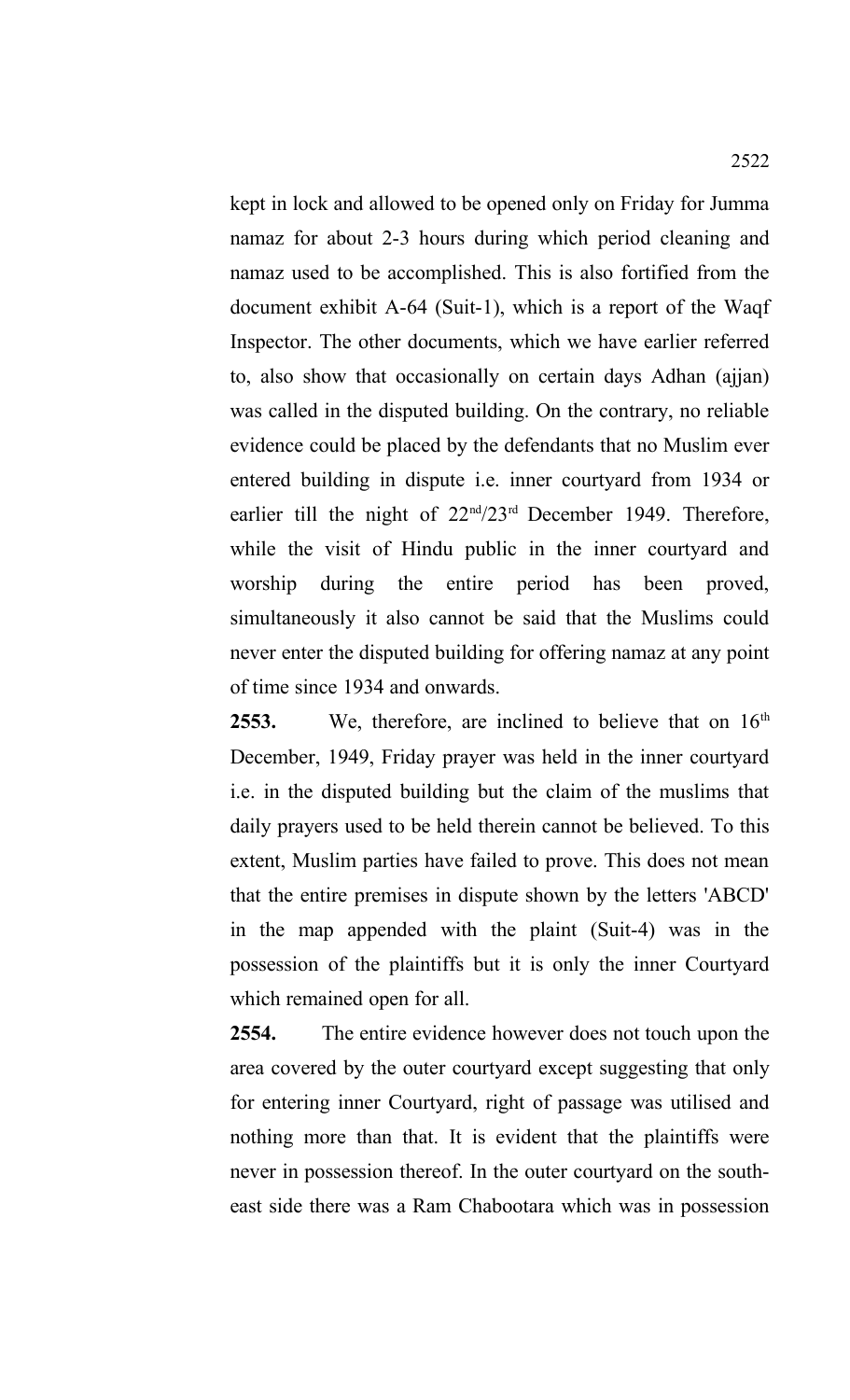kept in lock and allowed to be opened only on Friday for Jumma namaz for about 2-3 hours during which period cleaning and namaz used to be accomplished. This is also fortified from the document exhibit A-64 (Suit-1), which is a report of the Waqf Inspector. The other documents, which we have earlier referred to, also show that occasionally on certain days Adhan (ajjan) was called in the disputed building. On the contrary, no reliable evidence could be placed by the defendants that no Muslim ever entered building in dispute i.e. inner courtyard from 1934 or earlier till the night of 22nd/23rd December 1949. Therefore, while the visit of Hindu public in the inner courtyard and worship during the entire period has been proved, simultaneously it also cannot be said that the Muslims could never enter the disputed building for offering namaz at any point of time since 1934 and onwards.

**2553.** We, therefore, are inclined to believe that on 16th December, 1949, Friday prayer was held in the inner courtyard i.e. in the disputed building but the claim of the muslims that daily prayers used to be held therein cannot be believed. To this extent, Muslim parties have failed to prove. This does not mean that the entire premises in dispute shown by the letters 'ABCD' in the map appended with the plaint (Suit-4) was in the possession of the plaintiffs but it is only the inner Courtyard which remained open for all.

**2554.** The entire evidence however does not touch upon the area covered by the outer courtyard except suggesting that only for entering inner Courtyard, right of passage was utilised and nothing more than that. It is evident that the plaintiffs were never in possession thereof. In the outer courtyard on the south-east side there was a Ram Chabootara which was in possession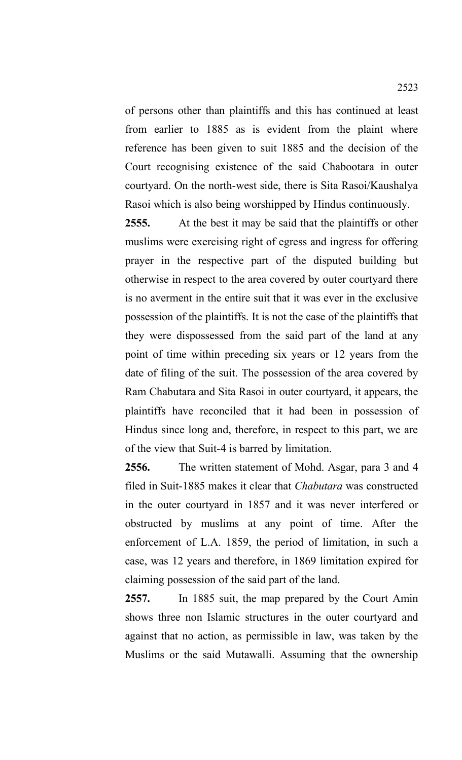of persons other than plaintiffs and this has continued at least from earlier to 1885 as is evident from the plaint where reference has been given to suit 1885 and the decision of the Court recognising existence of the said Chabootara in outer courtyard. On the north-west side, there is Sita Rasoi/Kaushalya Rasoi which is also being worshipped by Hindus continuously.

**2555.** At the best it may be said that the plaintiffs or other muslims were exercising right of egress and ingress for offering prayer in the respective part of the disputed building but otherwise in respect to the area covered by outer courtyard there is no averment in the entire suit that it was ever in the exclusive possession of the plaintiffs. It is not the case of the plaintiffs that they were dispossessed from the said part of the land at any point of time within preceding six years or 12 years from the date of filing of the suit. The possession of the area covered by Ram Chabutara and Sita Rasoi in outer courtyard, it appears, the plaintiffs have reconciled that it had been in possession of Hindus since long and, therefore, in respect to this part, we are of the view that Suit-4 is barred by limitation.

**2556.** The written statement of Mohd. Asgar, para 3 and 4 filed in Suit-1885 makes it clear that *Chabutara* was constructed in the outer courtyard in 1857 and it was never interfered or obstructed by muslims at any point of time. After the enforcement of L.A. 1859, the period of limitation, in such a case, was 12 years and therefore, in 1869 limitation expired for claiming possession of the said part of the land.

**2557.** In 1885 suit, the map prepared by the Court Amin shows three non Islamic structures in the outer courtyard and against that no action, as permissible in law, was taken by the Muslims or the said Mutawalli. Assuming that the ownership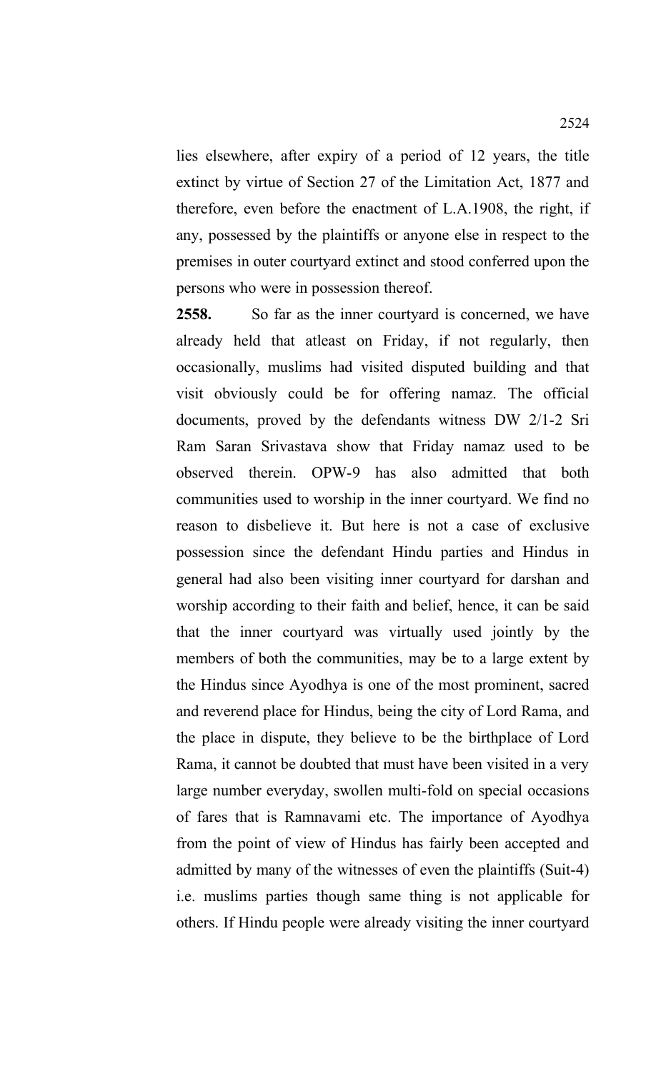lies elsewhere, after expiry of a period of 12 years, the title extinct by virtue of Section 27 of the Limitation Act, 1877 and therefore, even before the enactment of L.A.1908, the right, if any, possessed by the plaintiffs or anyone else in respect to the premises in outer courtyard extinct and stood conferred upon the persons who were in possession thereof.

**2558.** So far as the inner courtyard is concerned, we have already held that atleast on Friday, if not regularly, then occasionally, muslims had visited disputed building and that visit obviously could be for offering namaz. The official documents, proved by the defendants witness DW 2/1-2 Sri Ram Saran Srivastava show that Friday namaz used to be observed therein. OPW-9 has also admitted that both communities used to worship in the inner courtyard. We find no reason to disbelieve it. But here is not a case of exclusive possession since the defendant Hindu parties and Hindus in general had also been visiting inner courtyard for darshan and worship according to their faith and belief, hence, it can be said that the inner courtyard was virtually used jointly by the members of both the communities, may be to a large extent by the Hindus since Ayodhya is one of the most prominent, sacred and reverend place for Hindus, being the city of Lord Rama, and the place in dispute, they believe to be the birthplace of Lord Rama, it cannot be doubted that must have been visited in a very large number everyday, swollen multi-fold on special occasions of fares that is Ramnavami etc. The importance of Ayodhya from the point of view of Hindus has fairly been accepted and admitted by many of the witnesses of even the plaintiffs (Suit-4) i.e. muslims parties though same thing is not applicable for others. If Hindu people were already visiting the inner courtyard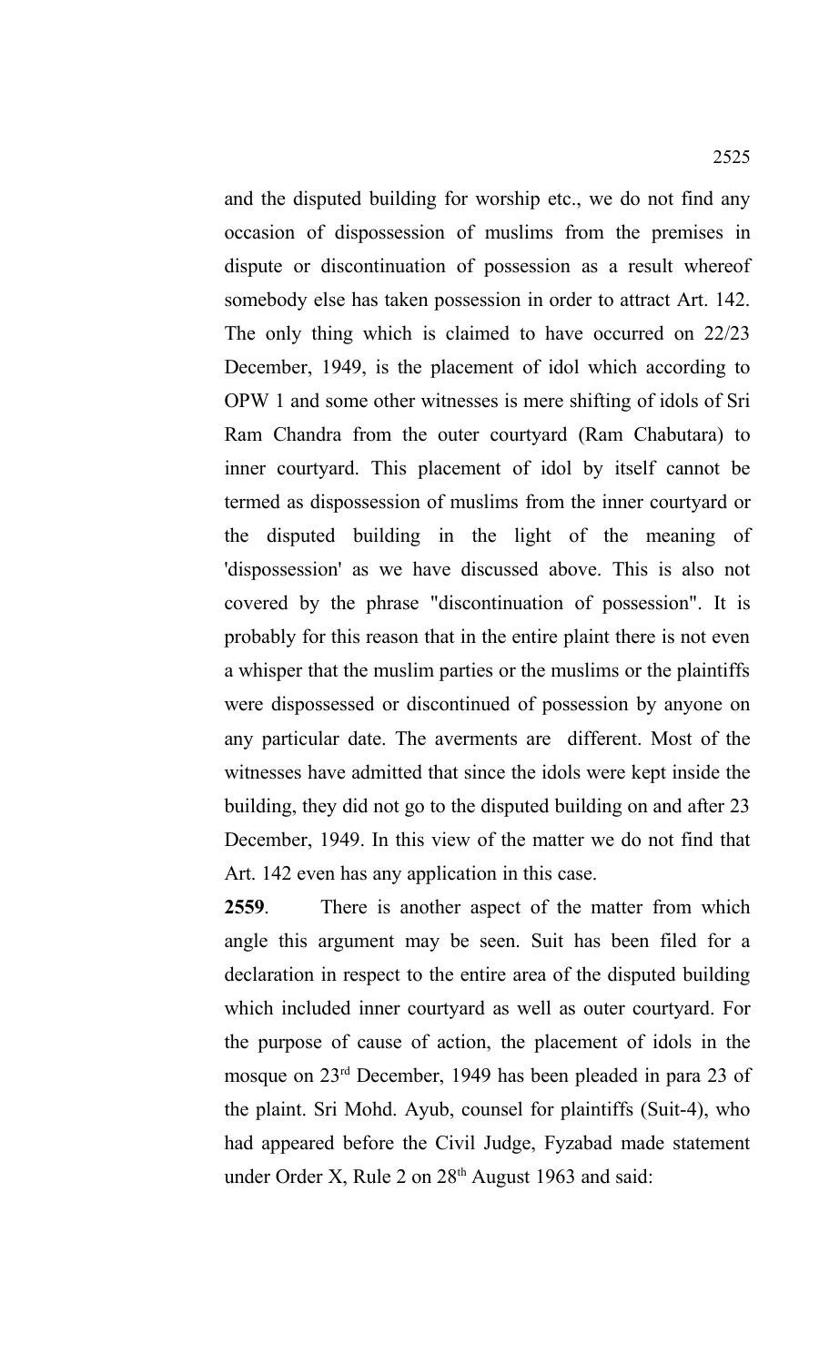and the disputed building for worship etc., we do not find any occasion of dispossession of muslims from the premises in dispute or discontinuation of possession as a result whereof somebody else has taken possession in order to attract Art. 142. The only thing which is claimed to have occurred on 22/23 December, 1949, is the placement of idol which according to OPW 1 and some other witnesses is mere shifting of idols of Sri Ram Chandra from the outer courtyard (Ram Chabutara) to inner courtyard. This placement of idol by itself cannot be termed as dispossession of muslims from the inner courtyard or the disputed building in the light of the meaning of 'dispossession' as we have discussed above. This is also not covered by the phrase "discontinuation of possession". It is probably for this reason that in the entire plaint there is not even a whisper that the muslim parties or the muslims or the plaintiffs were dispossessed or discontinued of possession by anyone on any particular date. The averments are different. Most of the witnesses have admitted that since the idols were kept inside the building, they did not go to the disputed building on and after 23 December, 1949. In this view of the matter we do not find that Art. 142 even has any application in this case.

**2559**. There is another aspect of the matter from which angle this argument may be seen. Suit has been filed for a declaration in respect to the entire area of the disputed building which included inner courtyard as well as outer courtyard. For the purpose of cause of action, the placement of idols in the mosque on 23rd December, 1949 has been pleaded in para 23 of the plaint. Sri Mohd. Ayub, counsel for plaintiffs (Suit-4), who had appeared before the Civil Judge, Fyzabad made statement under Order X, Rule 2 on 28th August 1963 and said: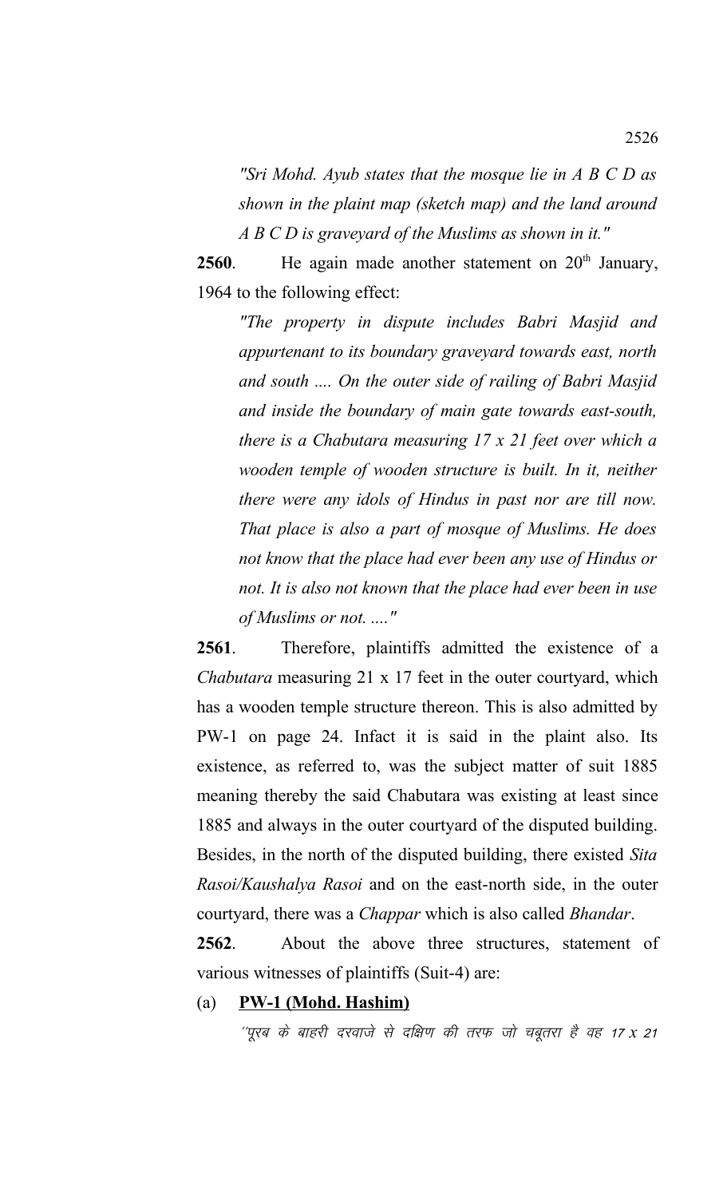*"Sri Mohd. Ayub states that the mosque lie in A B C D as shown in the plaint map (sketch map) and the land around A B C D is graveyard of the Muslims as shown in it."*

**2560**. He again made another statement on 20th January, 1964 to the following effect:

*"The property in dispute includes Babri Masjid and appurtenant to its boundary graveyard towards east, north and south .... On the outer side of railing of Babri Masjid and inside the boundary of main gate towards east-south, there is a Chabutara measuring 17 x 21 feet over which a wooden temple of wooden structure is built. In it, neither there were any idols of Hindus in past nor are till now. That place is also a part of mosque of Muslims. He does not know that the place had ever been any use of Hindus or not. It is also not known that the place had ever been in use of Muslims or not. ...."*

**2561**. Therefore, plaintiffs admitted the existence of a *Chabutara* measuring 21 x 17 feet in the outer courtyard, which has a wooden temple structure thereon. This is also admitted by PW-1 on page 24. Infact it is said in the plaint also. Its existence, as referred to, was the subject matter of suit 1885 meaning thereby the said Chabutara was existing at least since 1885 and always in the outer courtyard of the disputed building. Besides, in the north of the disputed building, there existed *Sita Rasoi/Kaushalya Rasoi* and on the east-north side, in the outer courtyard, there was a *Chappar* which is also called *Bhandar*.

**2562**. About the above three structures, statement of various witnesses of plaintiffs (Suit-4) are:

(a) **PW-1 (Mohd. Hashim)**

*''पूरब के बाहरी दरवाजे से दक्षिण की तरफ जो चबूतरा है वह 17 x 21*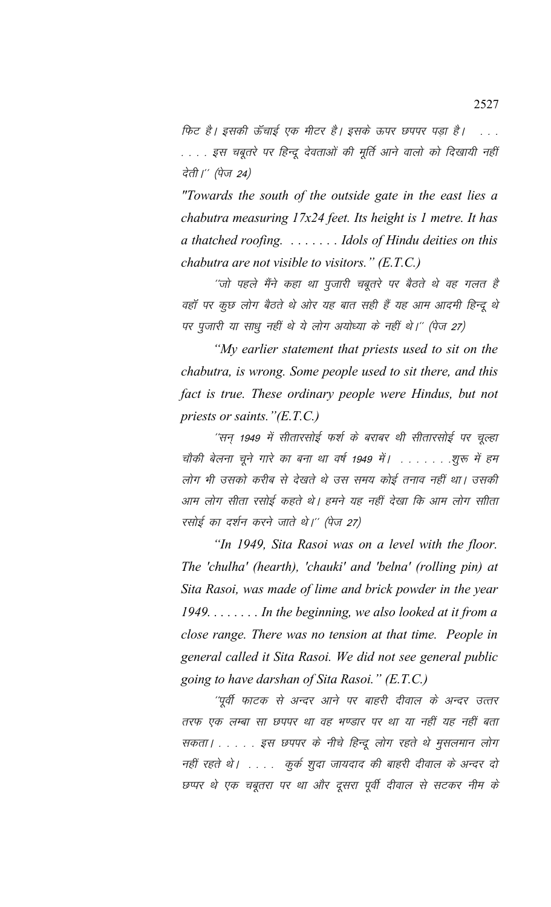फिट है। इसकी ऊँचाई एक मीटर है। इसके ऊपर छपपर पड़ा है। . . . . . . . इस चबूतरे पर हिन्दू देवताओं की मूर्ति आने वालो को दिखायी नहीं देती।'' (पेज 24)

*"Towards the south of the outside gate in the east lies a chabutra measuring 17x24 feet. Its height is 1 metre. It has a thatched roofing. . . . . . . . Idols of Hindu deities on this chabutra are not visible to visitors." (E.T.C.)*

''जो पहले मैंने कहा था पुजारी चबूतरे पर बैठते थे वह गलत है वहॉ पर कुछ लोग बैठते थे ओर यह बात सही हैं यह आम आदमी हिन्दू थे पर पुजारी या साधु नहीं थे ये लोग अयोध्या के नहीं थे।'' (पेज 27)

*"My earlier statement that priests used to sit on the chabutra, is wrong. Some people used to sit there, and this fact is true. These ordinary people were Hindus, but not priests or saints."(E.T.C.)*

''सन् 1949 में सीतारसोई फर्श के बराबर थी सीतारसोई पर चूल्हा चौकी बेलना चूने गारे का बना था वर्ष 1949 में। . . . . . . .शुरू में हम लोग भी उसको करीब से देखते थे उस समय कोई तनाव नहीं था। उसकी आम लोग सीता रसोई कहते थे। हमने यह नहीं देखा कि आम लोग सीता रसोई का दर्शन करने जाते थे।'' (पेज 27)

*"In 1949, Sita Rasoi was on a level with the floor. The 'chulha' (hearth), 'chauki' and 'belna' (rolling pin) at Sita Rasoi, was made of lime and brick powder in the year 1949. . . . . . . . In the beginning, we also looked at it from a close range. There was no tension at that time. People in general called it Sita Rasoi. We did not see general public going to have darshan of Sita Rasoi." (E.T.C.)*

''पूर्वी फाटक से अन्दर आने पर बाहरी दीवाल के अन्दर उत्तर तरफ एक लम्बा सा छपपर था वह भण्डार पर था या नहीं यह नहीं बता सकता। . . . . . इस छपपर के नीचे हिन्दू लोग रहते थे मुसलमान लोग नहीं रहते थे। . . . . कुर्क शुदा जायदाद की बाहरी दीवाल के अन्दर दो छप्पर थे एक चबूतरा पर था और दूसरा पूर्वी दीवाल से सटकर नीम के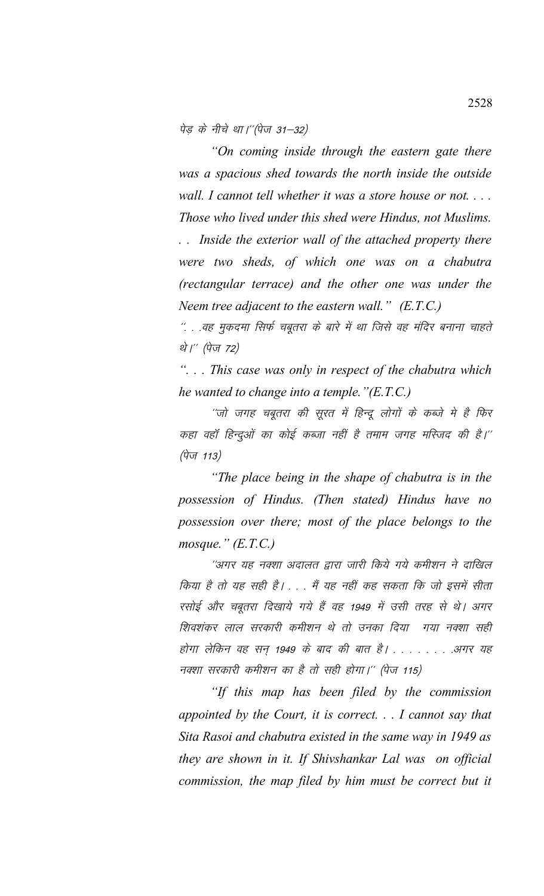पेड़ के नीचे था।''(पेज 31–32)

*"On coming inside through the eastern gate there was a spacious shed towards the north inside the outside wall. I cannot tell whether it was a store house or not. . . . Those who lived under this shed were Hindus, not Muslims. . . Inside the exterior wall of the attached property there were two sheds, of which one was on a chabutra (rectangular terrace) and the other one was under the Neem tree adjacent to the eastern wall." (E.T.C.)*

''. . .वह मुकदमा सिर्फ चबूतरा के बारे में था जिसे वह मंदिर बनाना चाहते थे।'' (पेज 72)

*". . . This case was only in respect of the chabutra which he wanted to change into a temple."(E.T.C.)*

''जो जगह चबूतरा की सूरत में हिन्दू लोगों के कब्जे मे है फिर कहा वहाँ हिन्दुओं का कोई कब्जा नहीं है तमाम जगह मस्जिद की है।'' (पेज 113)

*"The place being in the shape of chabutra is in the possession of Hindus. (Then stated) Hindus have no possession over there; most of the place belongs to the mosque." (E.T.C.)*

''अगर यह नक्शा अदालत द्वारा जारी किये गये कमीशन ने दाखिल किया है तो यह सही है। . . . मैं यह नहीं कह सकता कि जो इसमें सीता रसोई और चबूतरा दिखाये गये हैं वह 1949 में उसी तरह से थे। अगर शिवशंकर लाल सरकारी कमीशन थे तो उनका दिया गया नक्शा सही होगा लेकिन वह सन् 1949 के बाद की बात है। . . . . . . . .अगर यह नक्शा सरकारी कमीशन का है तो सही होगा।'' (पेज 115)

*"If this map has been filed by the commission appointed by the Court, it is correct. . . I cannot say that Sita Rasoi and chabutra existed in the same way in 1949 as they are shown in it. If Shivshankar Lal was on official commission, the map filed by him must be correct but it*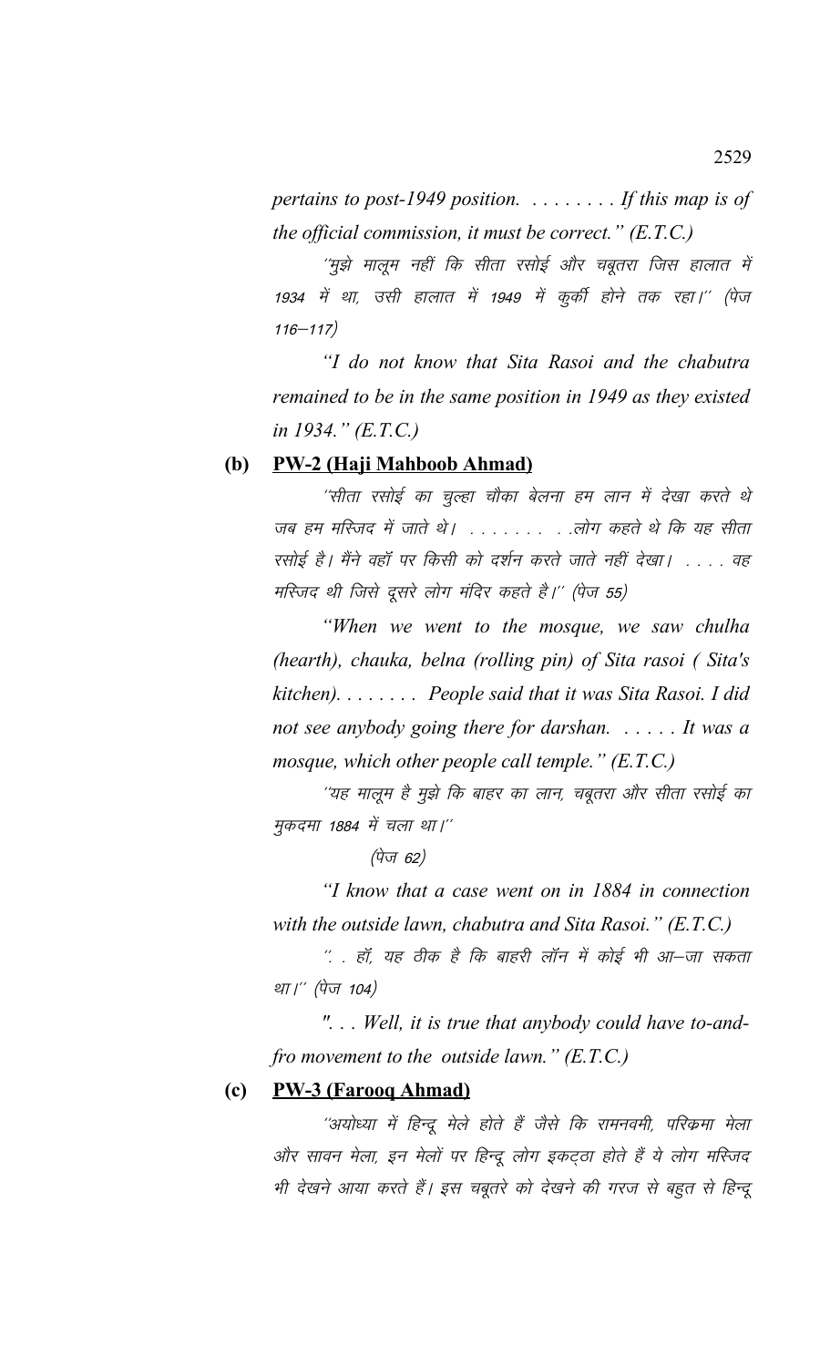*pertains to post-1949 position. . . . . . . . . If this map is of the official commission, it must be correct." (E.T.C.)*

´´मुझे मालूम नहीं कि सीता रसोई और चबूतरा जिस हालात में 1934 में था, उसी हालात में 1949 में कुर्की होने तक रहा।´´ (पेज 116—117)

*"I do not know that Sita Rasoi and the chabutra remained to be in the same position in 1949 as they existed in 1934." (E.T.C.)*

**(b) PW-2 (Haji Mahboob Ahmad)**

´´सीता रसोई का चुल्हा चौका बेलना हम लान में देखा करते थे जब हम मस्जिद में जाते थे। . . . . . . . . .लोग कहते थे कि यह सीता रसोई है। मैंने वहॉ पर किसी को दर्शन करते जाते नहीं देखा। . . . . वह मस्जिद थी जिसे दूसरे लोग मंदिर कहते है।´´ (पेज 55)

*"When we went to the mosque, we saw chulha (hearth), chauka, belna (rolling pin) of Sita rasoi ( Sita's kitchen). . . . . . . . People said that it was Sita Rasoi. I did not see anybody going there for darshan. . . . . . It was a mosque, which other people call temple." (E.T.C.)*

´´यह मालूम है मुझे कि बाहर का लान, चबूतरा और सीता रसोई का मुकदमा 1884 में चला था।´´

(पेज 62)

*"I know that a case went on in 1884 in connection with the outside lawn, chabutra and Sita Rasoi." (E.T.C.)*

´´. . हॉ, यह ठीक है कि बाहरी लॉन में कोई भी आ—जा सकता था।´´ (पेज 104)

*". . . Well, it is true that anybody could have to-and-fro movement to the outside lawn." (E.T.C.)*

**(c) PW-3 (Farooq Ahmad)**

´´अयोध्या में हिन्दू मेले होते हैं जैसे कि रामनवमी, परिक्रमा मेला और सावन मेला, इन मेलों पर हिन्दू लोग इकट्ठा होते हैं ये लोग मस्जिद भी देखने आया करते हैं। इस चबूतरे को देखने की गरज से बहुत से हिन्दू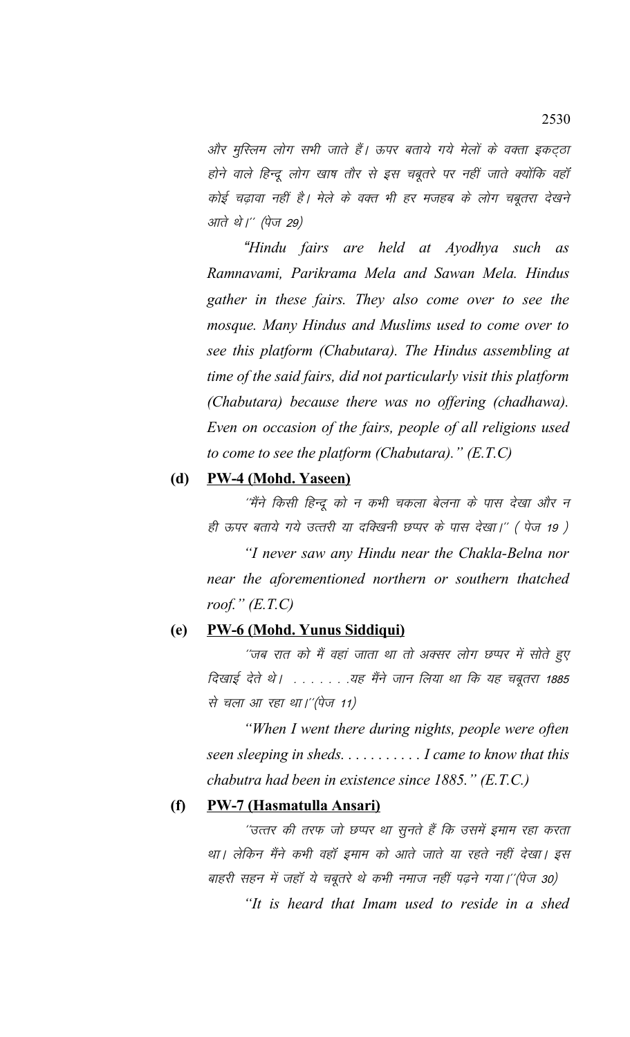और मुस्लिम लोग सभी जाते हैं। ऊपर बताये गये मेलों के वक्त इकट्ठा होने वाले हिन्दू लोग खाष तौर से इस चबूतरे पर नहीं जाते क्योंकि वहाँ कोई चढ़ावा नहीं है। मेले के वक्त भी हर मजहब के लोग चबूतरा देखने आते थे।'' (पेज 29)

*"Hindu fairs are held at Ayodhya such as Ramnavami, Parikrama Mela and Sawan Mela. Hindus gather in these fairs. They also come over to see the mosque. Many Hindus and Muslims used to come over to see this platform (Chabutara). The Hindus assembling at time of the said fairs, did not particularly visit this platform (Chabutara) because there was no offering (chadhawa). Even on occasion of the fairs, people of all religions used to come to see the platform (Chabutara)." (E.T.C)*

**(d) PW-4 (Mohd. Yaseen)**

''मैंने किसी हिन्दू को न कभी चकला बेलना के पास देखा और न ही ऊपर बताये गये उत्तरी या दक्खिनी छप्पर के पास देखा।'' ( पेज 19 )

*"I never saw any Hindu near the Chakla-Belna nor near the aforementioned northern or southern thatched roof." (E.T.C)*

**(e) PW-6 (Mohd. Yunus Siddiqui)**

''जब रात को मैं वहां जाता था तो अक्सर लोग छप्पर में सोते हुए दिखाई देते थे। . . . . . . .यह मैंने जान लिया था कि यह चबूतरा 1885 से चला आ रहा था।''(पेज 11)

*"When I went there during nights, people were often seen sleeping in sheds. . . . . . . . . . . I came to know that this chabutra had been in existence since 1885." (E.T.C.)*

**(f) PW-7 (Hasmatulla Ansari)**

''उत्तर की तरफ जो छप्पर था सुनते हैं कि उसमें इमाम रहा करता था। लेकिन मैंने कभी वहाँ इमाम को आते जाते या रहते नहीं देखा। इस बाहरी सहन में जहाँ ये चबूतरे थे कभी नमाज नहीं पढ़ने गया।''(पेज 30)

*"It is heard that Imam used to reside in a shed*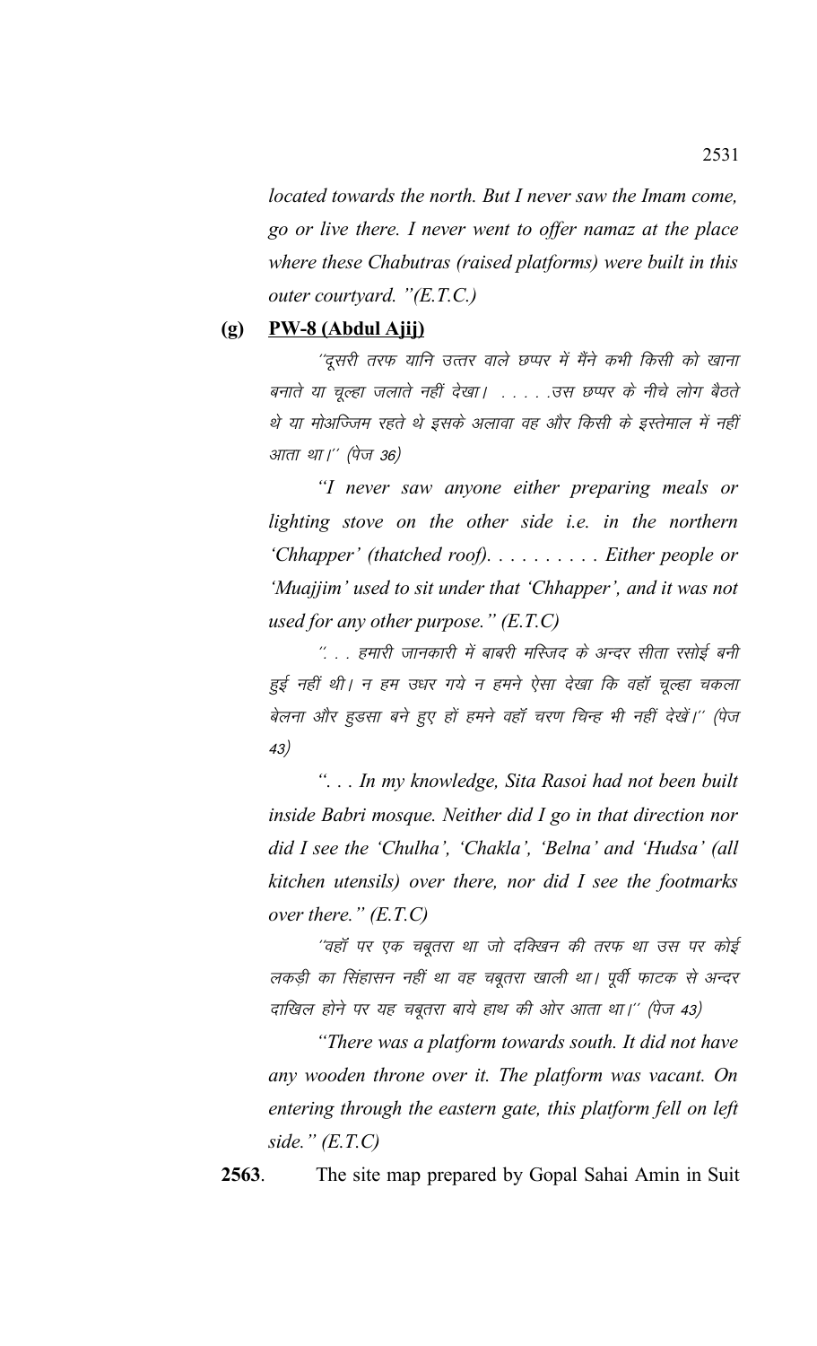*located towards the north. But I never saw the Imam come, go or live there. I never went to offer namaz at the place where these Chabutras (raised platforms) were built in this outer courtyard. "(E.T.C.)*

**(g) PW-8 (Abdul Ajij)**

*''दूसरी तरफ यानि उत्तर वाले छप्पर में मैंने कभी किसी को खाना बनाते या चूल्हा जलाते नहीं देखा। . . . . .उस छप्पर के नीचे लोग बैठते थे या मोअज्जिम रहते थे इसके अलावा वह और किसी के इस्तेमाल में नहीं आता था।'' (पेज 36)*

*"I never saw anyone either preparing meals or lighting stove on the other side i.e. in the northern 'Chhapper' (thatched roof). . . . . . . . . . Either people or 'Muajjim' used to sit under that 'Chhapper', and it was not used for any other purpose." (E.T.C)*

*''. . . हमारी जानकारी में बाबरी मस्जिद के अन्दर सीता रसोई बनी हुई नहीं थी। न हम उधर गये न हमने ऐसा देखा कि वहॉ चूल्हा चकला बेलना और हुडसा बने हुए हों हमने वहॉ चरण चिन्ह भी नहीं देखें।'' (पेज 43)*

*". . . In my knowledge, Sita Rasoi had not been built inside Babri mosque. Neither did I go in that direction nor did I see the 'Chulha', 'Chakla', 'Belna' and 'Hudsa' (all kitchen utensils) over there, nor did I see the footmarks over there." (E.T.C)*

*''वहॉ पर एक चबूतरा था जो दक्खिन की तरफ था उस पर कोई लकड़ी का सिंहासन नहीं था वह चबूतरा खाली था। पूर्वी फाटक से अन्दर दाखिल होने पर यह चबूतरा बाये हाथ की ओर आता था।'' (पेज 43)*

*"There was a platform towards south. It did not have any wooden throne over it. The platform was vacant. On entering through the eastern gate, this platform fell on left side." (E.T.C)*

**2563**. The site map prepared by Gopal Sahai Amin in Suit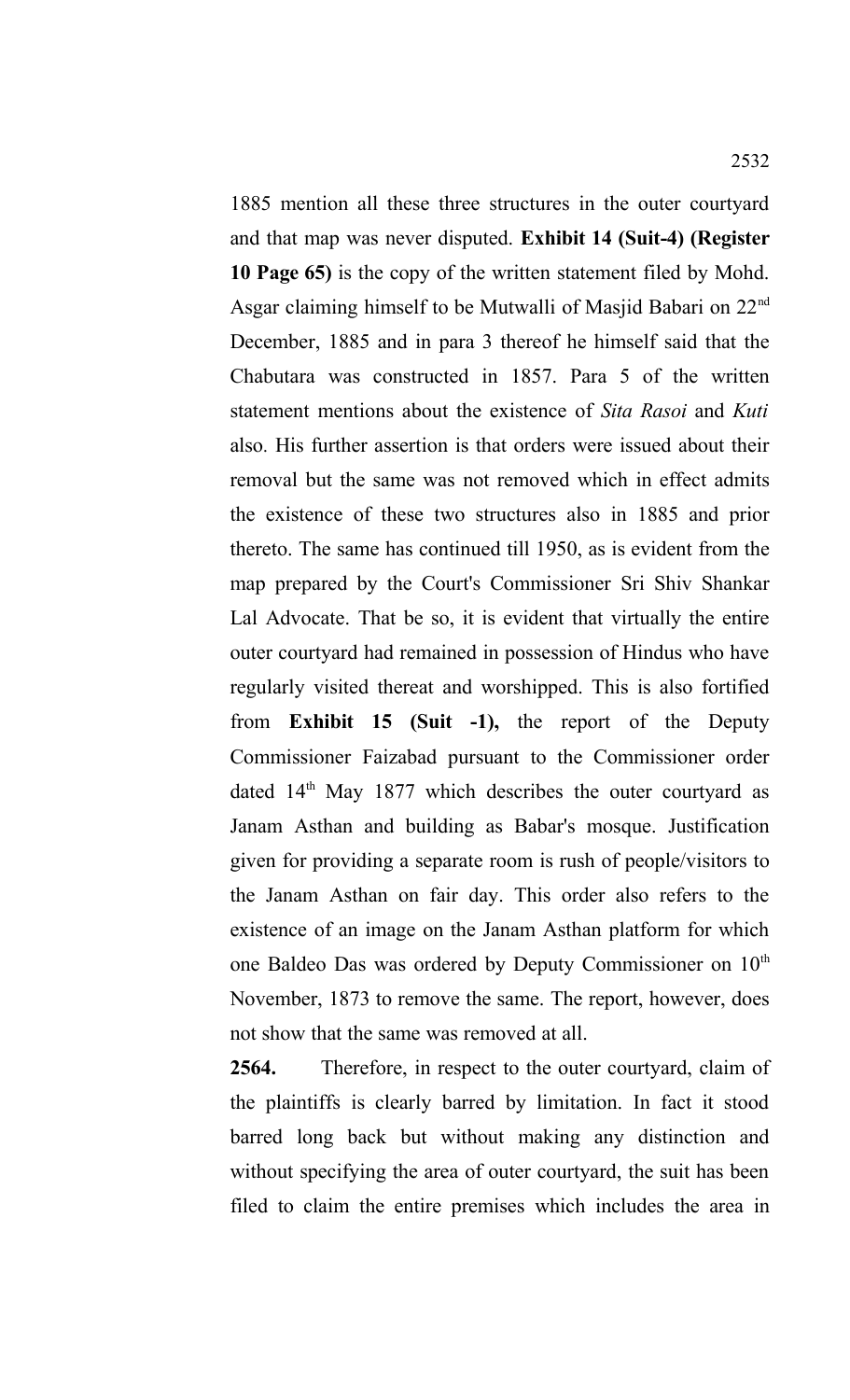1885 mention all these three structures in the outer courtyard and that map was never disputed. **Exhibit 14 (Suit-4) (Register 10 Page 65)** is the copy of the written statement filed by Mohd. Asgar claiming himself to be Mutwalli of Masjid Babari on 22nd December, 1885 and in para 3 thereof he himself said that the Chabutara was constructed in 1857. Para 5 of the written statement mentions about the existence of *Sita Rasoi* and *Kuti* also. His further assertion is that orders were issued about their removal but the same was not removed which in effect admits the existence of these two structures also in 1885 and prior thereto. The same has continued till 1950, as is evident from the map prepared by the Court's Commissioner Sri Shiv Shankar Lal Advocate. That be so, it is evident that virtually the entire outer courtyard had remained in possession of Hindus who have regularly visited thereat and worshipped. This is also fortified from **Exhibit 15 (Suit -1),** the report of the Deputy Commissioner Faizabad pursuant to the Commissioner order dated 14th May 1877 which describes the outer courtyard as Janam Asthan and building as Babar's mosque. Justification given for providing a separate room is rush of people/visitors to the Janam Asthan on fair day. This order also refers to the existence of an image on the Janam Asthan platform for which one Baldeo Das was ordered by Deputy Commissioner on 10th November, 1873 to remove the same. The report, however, does not show that the same was removed at all.

**2564.** Therefore, in respect to the outer courtyard, claim of the plaintiffs is clearly barred by limitation. In fact it stood barred long back but without making any distinction and without specifying the area of outer courtyard, the suit has been filed to claim the entire premises which includes the area in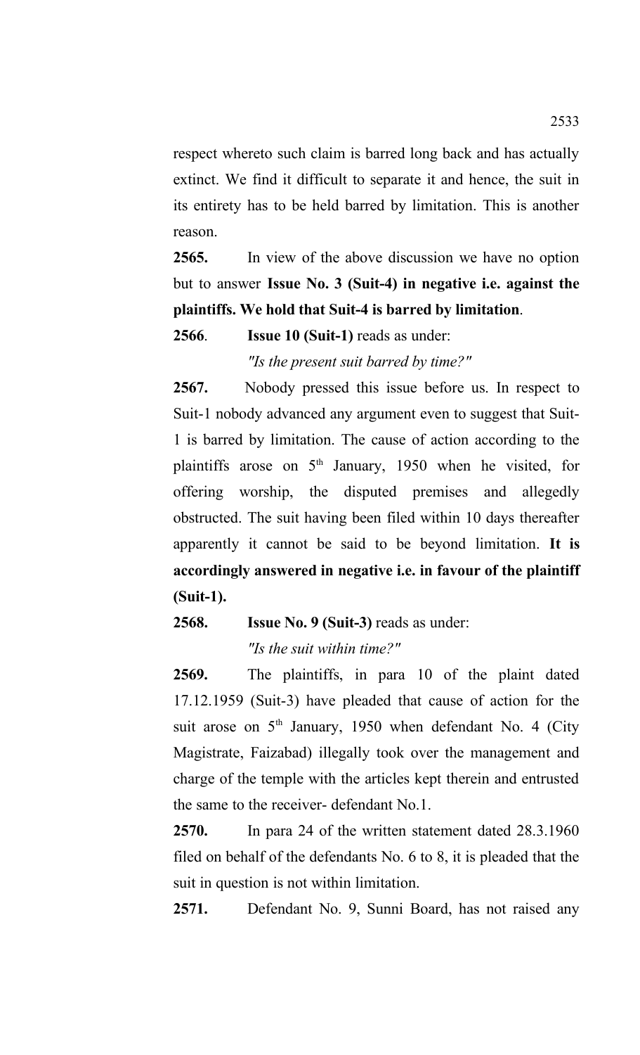respect whereto such claim is barred long back and has actually extinct. We find it difficult to separate it and hence, the suit in its entirety has to be held barred by limitation. This is another reason.

**2565.** In view of the above discussion we have no option but to answer **Issue No. 3 (Suit-4) in negative i.e. against the plaintiffs. We hold that Suit-4 is barred by limitation**.

**2566**. **Issue 10 (Suit-1)** reads as under:

*"Is the present suit barred by time?"*

**2567.** Nobody pressed this issue before us. In respect to Suit-1 nobody advanced any argument even to suggest that Suit-1 is barred by limitation. The cause of action according to the plaintiffs arose on 5th January, 1950 when he visited, for offering worship, the disputed premises and allegedly obstructed. The suit having been filed within 10 days thereafter apparently it cannot be said to be beyond limitation. **It is accordingly answered in negative i.e. in favour of the plaintiff (Suit-1).**

**2568.** **Issue No. 9 (Suit-3)** reads as under:

*"Is the suit within time?"*

**2569.** The plaintiffs, in para 10 of the plaint dated 17.12.1959 (Suit-3) have pleaded that cause of action for the suit arose on 5th January, 1950 when defendant No. 4 (City Magistrate, Faizabad) illegally took over the management and charge of the temple with the articles kept therein and entrusted the same to the receiver- defendant No.1.

**2570.** In para 24 of the written statement dated 28.3.1960 filed on behalf of the defendants No. 6 to 8, it is pleaded that the suit in question is not within limitation.

**2571.** Defendant No. 9, Sunni Board, has not raised any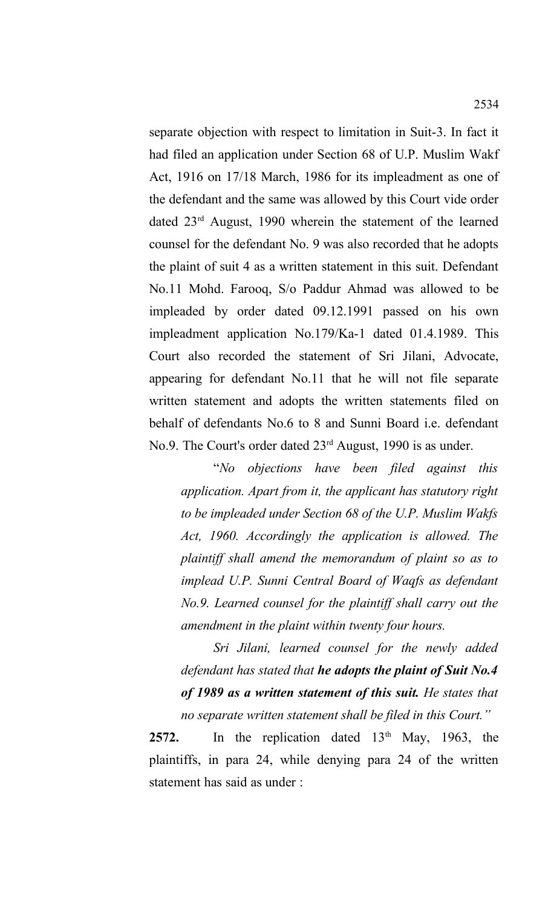separate objection with respect to limitation in Suit-3. In fact it had filed an application under Section 68 of U.P. Muslim Wakf Act, 1916 on 17/18 March, 1986 for its impleadment as one of the defendant and the same was allowed by this Court vide order dated 23rd August, 1990 wherein the statement of the learned counsel for the defendant No. 9 was also recorded that he adopts the plaint of suit 4 as a written statement in this suit. Defendant No.11 Mohd. Farooq, S/o Paddur Ahmad was allowed to be impleaded by order dated 09.12.1991 passed on his own impleadment application No.179/Ka-1 dated 01.4.1989. This Court also recorded the statement of Sri Jilani, Advocate, appearing for defendant No.11 that he will not file separate written statement and adopts the written statements filed on behalf of defendants No.6 to 8 and Sunni Board i.e. defendant No.9. The Court's order dated 23rd August, 1990 is as under.

> "*No objections have been filed against this application. Apart from it, the applicant has statutory right to be impleaded under Section 68 of the U.P. Muslim Wakfs Act, 1960. Accordingly the application is allowed. The plaintiff shall amend the memorandum of plaint so as to implead U.P. Sunni Central Board of Waqfs as defendant No.9. Learned counsel for the plaintiff shall carry out the amendment in the plaint within twenty four hours.*
>
> *Sri Jilani, learned counsel for the newly added defendant has stated that* ***he adopts the plaint of Suit No.4 of 1989 as a written statement of this suit.*** *He states that no separate written statement shall be filed in this Court.*"

**2572.** In the replication dated 13th May, 1963, the plaintiffs, in para 24, while denying para 24 of the written statement has said as under :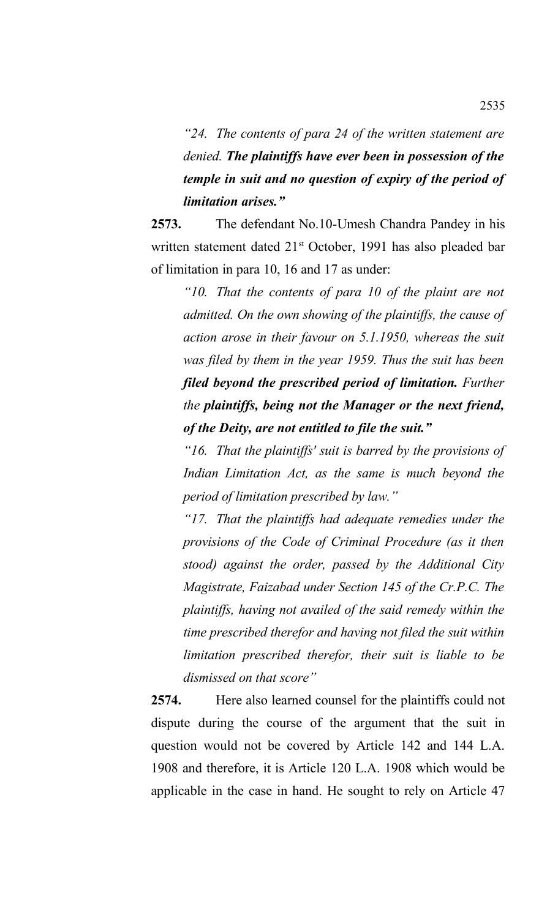*“24. The contents of para 24 of the written statement are denied. **The plaintiffs have ever been in possession of the temple in suit and no question of expiry of the period of limitation arises.”***

**2573.** The defendant No.10-Umesh Chandra Pandey in his written statement dated 21st October, 1991 has also pleaded bar of limitation in para 10, 16 and 17 as under:

*“10. That the contents of para 10 of the plaint are not admitted. On the own showing of the plaintiffs, the cause of action arose in their favour on 5.1.1950, whereas the suit was filed by them in the year 1959. Thus the suit has been **filed beyond the prescribed period of limitation.** Further the **plaintiffs, being not the Manager or the next friend, of the Deity, are not entitled to file the suit.”***

*“16. That the plaintiffs' suit is barred by the provisions of Indian Limitation Act, as the same is much beyond the period of limitation prescribed by law.”*

*“17. That the plaintiffs had adequate remedies under the provisions of the Code of Criminal Procedure (as it then stood) against the order, passed by the Additional City Magistrate, Faizabad under Section 145 of the Cr.P.C. The plaintiffs, having not availed of the said remedy within the time prescribed therefor and having not filed the suit within limitation prescribed therefor, their suit is liable to be dismissed on that score”*

**2574.** Here also learned counsel for the plaintiffs could not dispute during the course of the argument that the suit in question would not be covered by Article 142 and 144 L.A. 1908 and therefore, it is Article 120 L.A. 1908 which would be applicable in the case in hand. He sought to rely on Article 47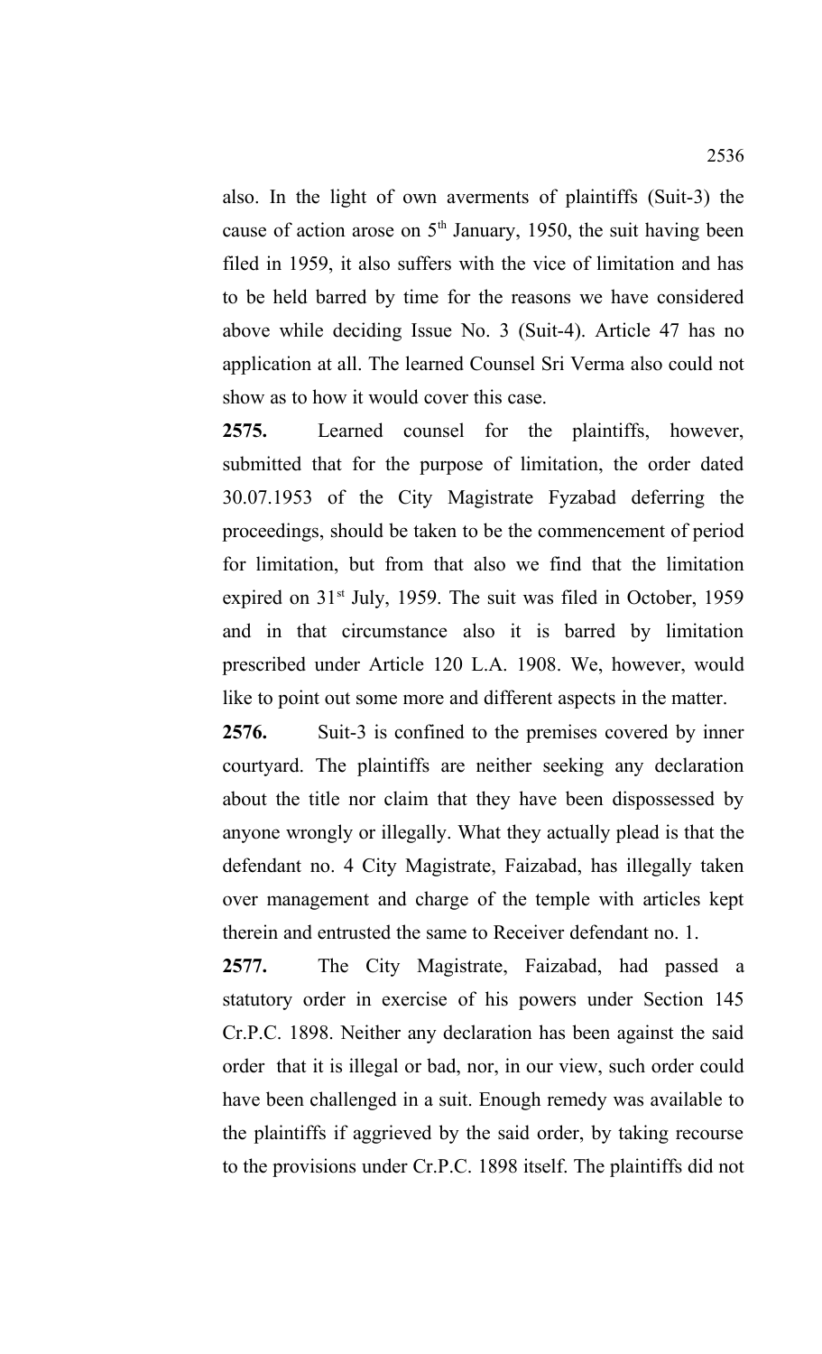also. In the light of own averments of plaintiffs (Suit-3) the cause of action arose on 5th January, 1950, the suit having been filed in 1959, it also suffers with the vice of limitation and has to be held barred by time for the reasons we have considered above while deciding Issue No. 3 (Suit-4). Article 47 has no application at all. The learned Counsel Sri Verma also could not show as to how it would cover this case.

**2575.** Learned counsel for the plaintiffs, however, submitted that for the purpose of limitation, the order dated 30.07.1953 of the City Magistrate Fyzabad deferring the proceedings, should be taken to be the commencement of period for limitation, but from that also we find that the limitation expired on 31st July, 1959. The suit was filed in October, 1959 and in that circumstance also it is barred by limitation prescribed under Article 120 L.A. 1908. We, however, would like to point out some more and different aspects in the matter.

**2576.** Suit-3 is confined to the premises covered by inner courtyard. The plaintiffs are neither seeking any declaration about the title nor claim that they have been dispossessed by anyone wrongly or illegally. What they actually plead is that the defendant no. 4 City Magistrate, Faizabad, has illegally taken over management and charge of the temple with articles kept therein and entrusted the same to Receiver defendant no. 1.

**2577.** The City Magistrate, Faizabad, had passed a statutory order in exercise of his powers under Section 145 Cr.P.C. 1898. Neither any declaration has been against the said order that it is illegal or bad, nor, in our view, such order could have been challenged in a suit. Enough remedy was available to the plaintiffs if aggrieved by the said order, by taking recourse to the provisions under Cr.P.C. 1898 itself. The plaintiffs did not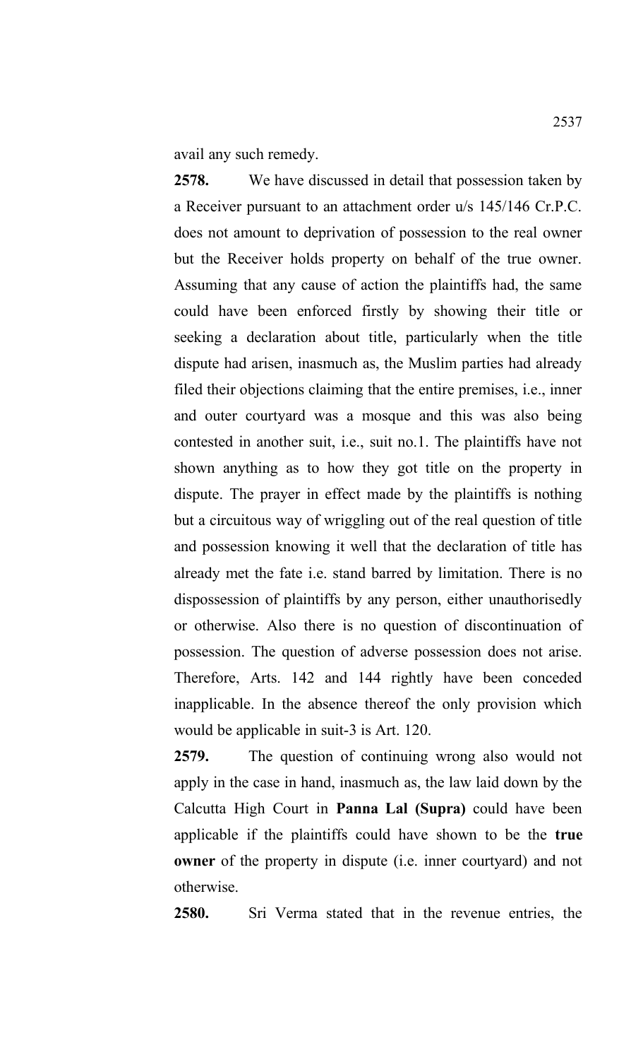avail any such remedy.

**2578.** We have discussed in detail that possession taken by a Receiver pursuant to an attachment order u/s 145/146 Cr.P.C. does not amount to deprivation of possession to the real owner but the Receiver holds property on behalf of the true owner. Assuming that any cause of action the plaintiffs had, the same could have been enforced firstly by showing their title or seeking a declaration about title, particularly when the title dispute had arisen, inasmuch as, the Muslim parties had already filed their objections claiming that the entire premises, i.e., inner and outer courtyard was a mosque and this was also being contested in another suit, i.e., suit no.1. The plaintiffs have not shown anything as to how they got title on the property in dispute. The prayer in effect made by the plaintiffs is nothing but a circuitous way of wriggling out of the real question of title and possession knowing it well that the declaration of title has already met the fate i.e. stand barred by limitation. There is no dispossession of plaintiffs by any person, either unauthorisedly or otherwise. Also there is no question of discontinuation of possession. The question of adverse possession does not arise. Therefore, Arts. 142 and 144 rightly have been conceded inapplicable. In the absence thereof the only provision which would be applicable in suit-3 is Art. 120.

**2579.** The question of continuing wrong also would not apply in the case in hand, inasmuch as, the law laid down by the Calcutta High Court in **Panna Lal (Supra)** could have been applicable if the plaintiffs could have shown to be the **true owner** of the property in dispute (i.e. inner courtyard) and not otherwise.

**2580.** Sri Verma stated that in the revenue entries, the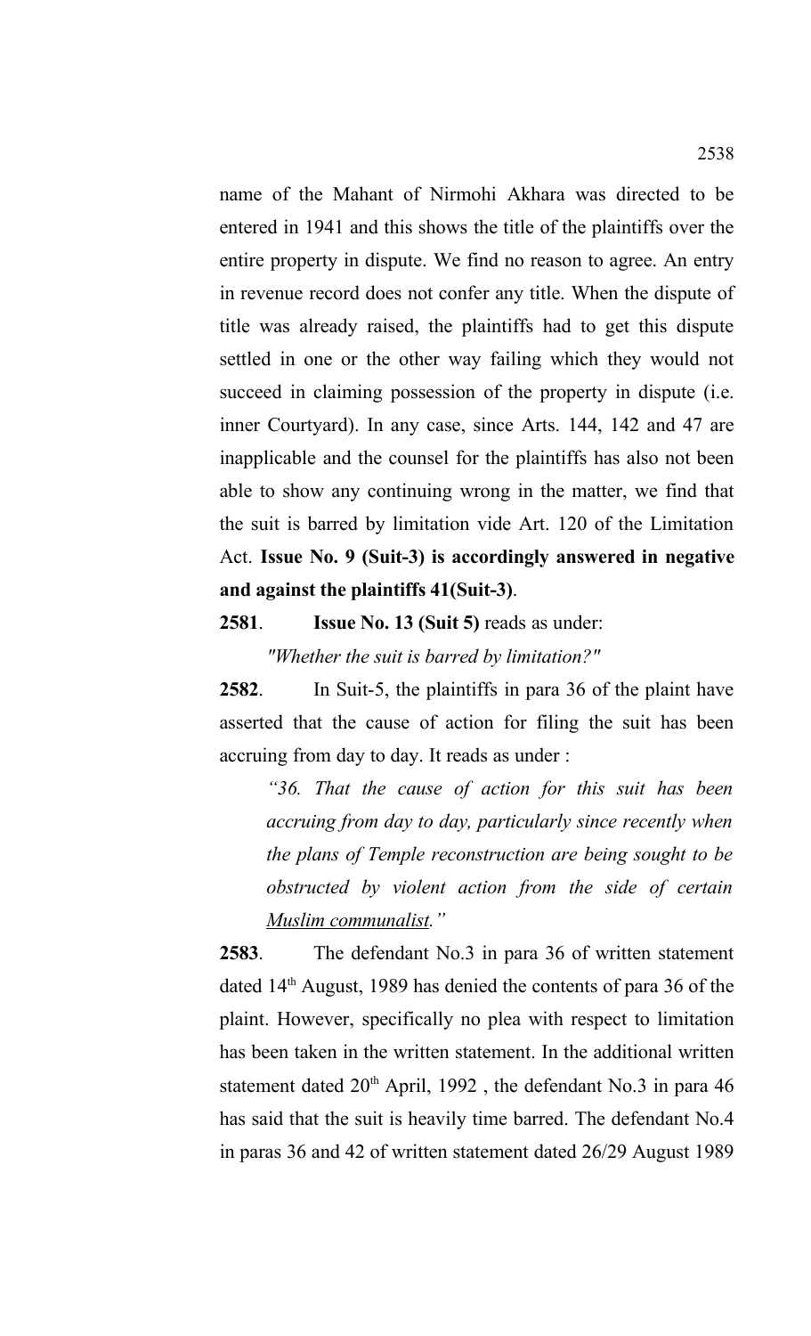name of the Mahant of Nirmohi Akhara was directed to be entered in 1941 and this shows the title of the plaintiffs over the entire property in dispute. We find no reason to agree. An entry in revenue record does not confer any title. When the dispute of title was already raised, the plaintiffs had to get this dispute settled in one or the other way failing which they would not succeed in claiming possession of the property in dispute (i.e. inner Courtyard). In any case, since Arts. 144, 142 and 47 are inapplicable and the counsel for the plaintiffs has also not been able to show any continuing wrong in the matter, we find that the suit is barred by limitation vide Art. 120 of the Limitation Act. **Issue No. 9 (Suit-3) is accordingly answered in negative and against the plaintiffs 41(Suit-3)**.

**2581**. **Issue No. 13 (Suit 5)** reads as under:

*"Whether the suit is barred by limitation?"*

**2582**. In Suit-5, the plaintiffs in para 36 of the plaint have asserted that the cause of action for filing the suit has been accruing from day to day. It reads as under :

*"36. That the cause of action for this suit has been accruing from day to day, particularly since recently when the plans of Temple reconstruction are being sought to be obstructed by violent action from the side of certain* <u>*Muslim communalist*</u>*."*

**2583**. The defendant No.3 in para 36 of written statement dated 14th August, 1989 has denied the contents of para 36 of the plaint. However, specifically no plea with respect to limitation has been taken in the written statement. In the additional written statement dated 20th April, 1992 , the defendant No.3 in para 46 has said that the suit is heavily time barred. The defendant No.4 in paras 36 and 42 of written statement dated 26/29 August 1989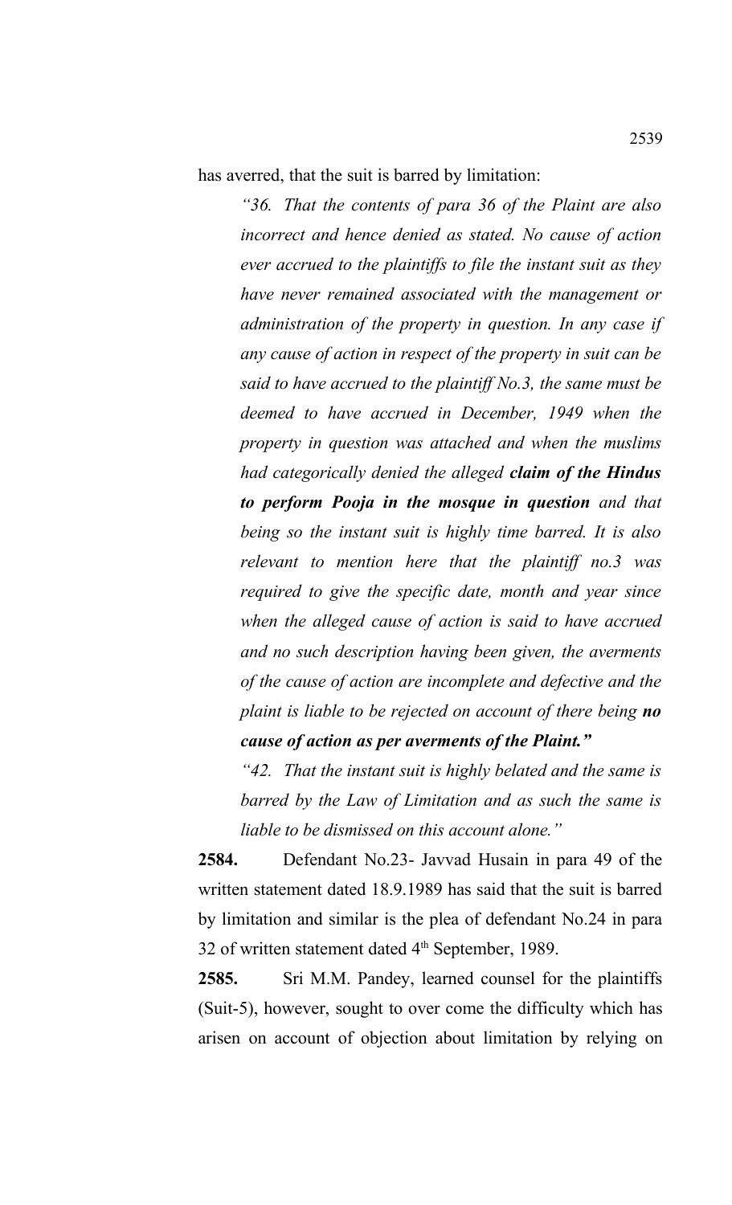has averred, that the suit is barred by limitation:

> *"36. That the contents of para 36 of the Plaint are also incorrect and hence denied as stated. No cause of action ever accrued to the plaintiffs to file the instant suit as they have never remained associated with the management or administration of the property in question. In any case if any cause of action in respect of the property in suit can be said to have accrued to the plaintiff No.3, the same must be deemed to have accrued in December, 1949 when the property in question was attached and when the muslims had categorically denied the alleged **claim of the Hindus to perform Pooja in the mosque in question** and that being so the instant suit is highly time barred. It is also relevant to mention here that the plaintiff no.3 was required to give the specific date, month and year since when the alleged cause of action is said to have accrued and no such description having been given, the averments of the cause of action are incomplete and defective and the plaint is liable to be rejected on account of there being **no cause of action as per averments of the Plaint.**"*
>
> *"42. That the instant suit is highly belated and the same is barred by the Law of Limitation and as such the same is liable to be dismissed on this account alone."*

**2584.** Defendant No.23- Javvad Husain in para 49 of the written statement dated 18.9.1989 has said that the suit is barred by limitation and similar is the plea of defendant No.24 in para 32 of written statement dated 4th September, 1989.

**2585.** Sri M.M. Pandey, learned counsel for the plaintiffs (Suit-5), however, sought to over come the difficulty which has arisen on account of objection about limitation by relying on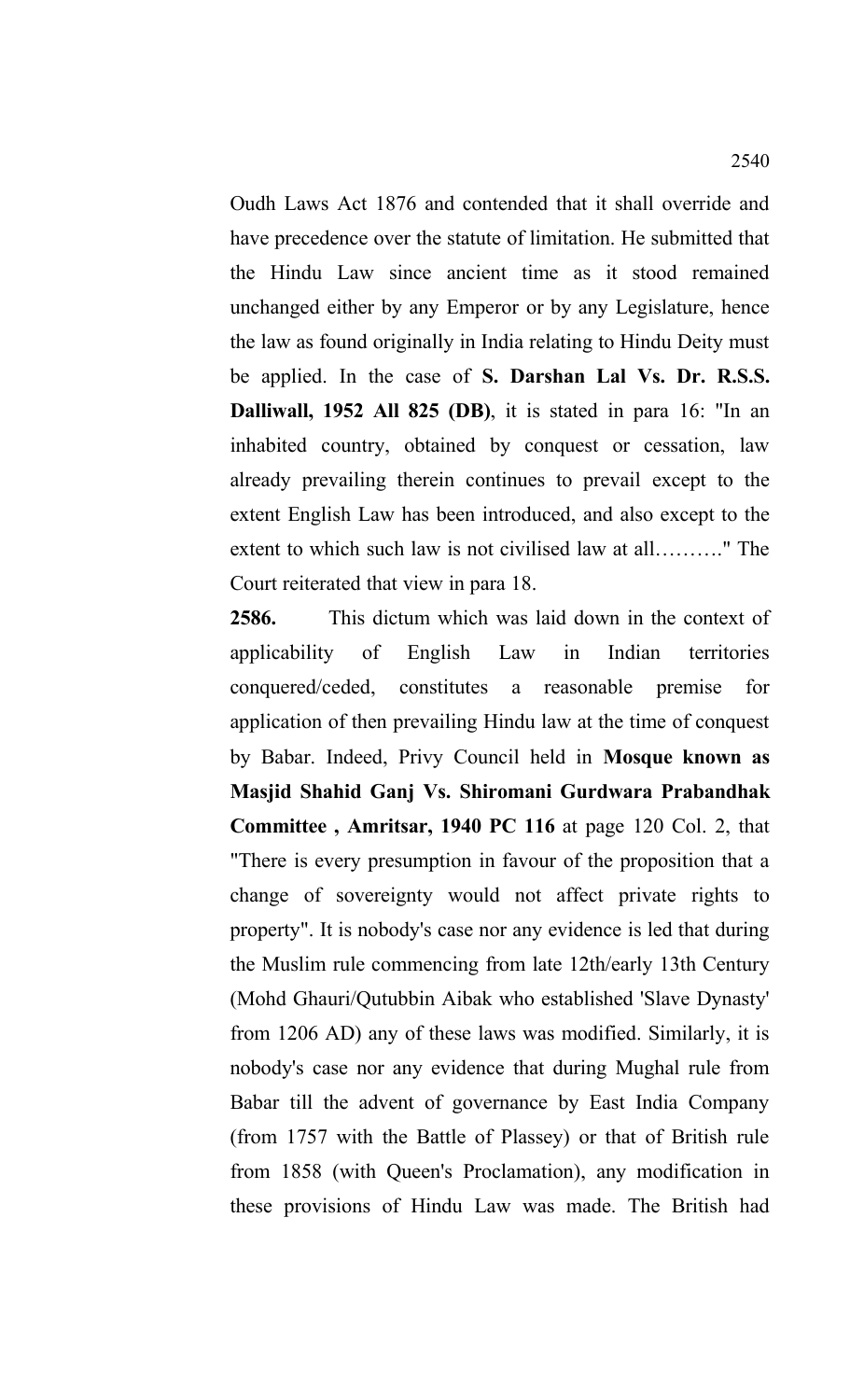Oudh Laws Act 1876 and contended that it shall override and have precedence over the statute of limitation. He submitted that the Hindu Law since ancient time as it stood remained unchanged either by any Emperor or by any Legislature, hence the law as found originally in India relating to Hindu Deity must be applied. In the case of **S. Darshan Lal Vs. Dr. R.S.S. Dalliwall, 1952 All 825 (DB)**, it is stated in para 16: "In an inhabited country, obtained by conquest or cessation, law already prevailing therein continues to prevail except to the extent English Law has been introduced, and also except to the extent to which such law is not civilised law at all………." The Court reiterated that view in para 18.

**2586.** This dictum which was laid down in the context of applicability of English Law in Indian territories conquered/ceded, constitutes a reasonable premise for application of then prevailing Hindu law at the time of conquest by Babar. Indeed, Privy Council held in **Mosque known as Masjid Shahid Ganj Vs. Shiromani Gurdwara Prabandhak Committee , Amritsar, 1940 PC 116** at page 120 Col. 2, that "There is every presumption in favour of the proposition that a change of sovereignty would not affect private rights to property". It is nobody's case nor any evidence is led that during the Muslim rule commencing from late 12th/early 13th Century (Mohd Ghauri/Qutubbin Aibak who established 'Slave Dynasty' from 1206 AD) any of these laws was modified. Similarly, it is nobody's case nor any evidence that during Mughal rule from Babar till the advent of governance by East India Company (from 1757 with the Battle of Plassey) or that of British rule from 1858 (with Queen's Proclamation), any modification in these provisions of Hindu Law was made. The British had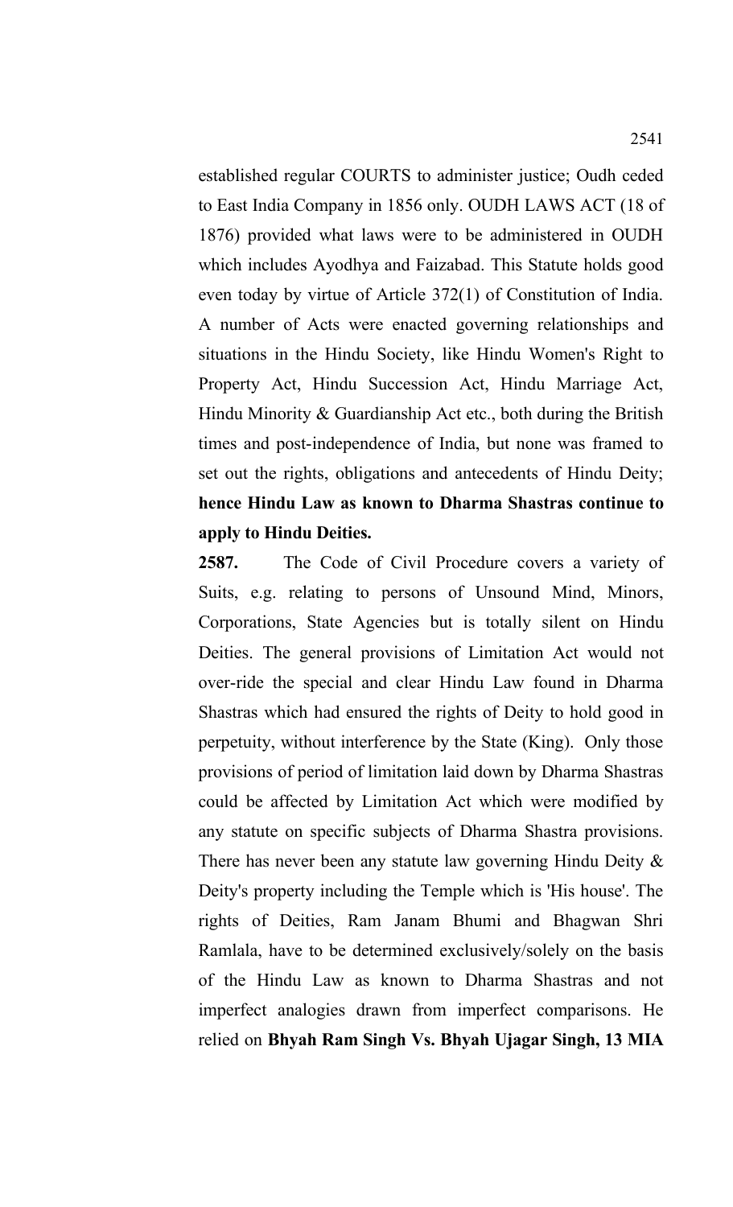established regular COURTS to administer justice; Oudh ceded to East India Company in 1856 only. OUDH LAWS ACT (18 of 1876) provided what laws were to be administered in OUDH which includes Ayodhya and Faizabad. This Statute holds good even today by virtue of Article 372(1) of Constitution of India. A number of Acts were enacted governing relationships and situations in the Hindu Society, like Hindu Women's Right to Property Act, Hindu Succession Act, Hindu Marriage Act, Hindu Minority & Guardianship Act etc., both during the British times and post-independence of India, but none was framed to set out the rights, obligations and antecedents of Hindu Deity; **hence Hindu Law as known to Dharma Shastras continue to apply to Hindu Deities.**

**2587.** The Code of Civil Procedure covers a variety of Suits, e.g. relating to persons of Unsound Mind, Minors, Corporations, State Agencies but is totally silent on Hindu Deities. The general provisions of Limitation Act would not over-ride the special and clear Hindu Law found in Dharma Shastras which had ensured the rights of Deity to hold good in perpetuity, without interference by the State (King). Only those provisions of period of limitation laid down by Dharma Shastras could be affected by Limitation Act which were modified by any statute on specific subjects of Dharma Shastra provisions. There has never been any statute law governing Hindu Deity & Deity's property including the Temple which is 'His house'. The rights of Deities, Ram Janam Bhumi and Bhagwan Shri Ramlala, have to be determined exclusively/solely on the basis of the Hindu Law as known to Dharma Shastras and not imperfect analogies drawn from imperfect comparisons. He relied on **Bhyah Ram Singh Vs. Bhyah Ujagar Singh, 13 MIA**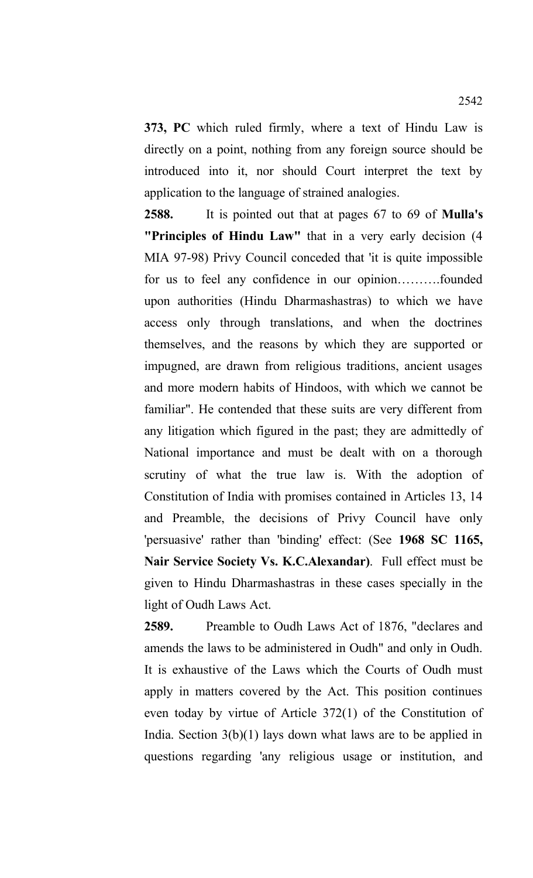**373, PC** which ruled firmly, where a text of Hindu Law is directly on a point, nothing from any foreign source should be introduced into it, nor should Court interpret the text by application to the language of strained analogies.

**2588.** It is pointed out that at pages 67 to 69 of **Mulla's "Principles of Hindu Law"** that in a very early decision (4 MIA 97-98) Privy Council conceded that 'it is quite impossible for us to feel any confidence in our opinion……….founded upon authorities (Hindu Dharmashastras) to which we have access only through translations, and when the doctrines themselves, and the reasons by which they are supported or impugned, are drawn from religious traditions, ancient usages and more modern habits of Hindoos, with which we cannot be familiar". He contended that these suits are very different from any litigation which figured in the past; they are admittedly of National importance and must be dealt with on a thorough scrutiny of what the true law is. With the adoption of Constitution of India with promises contained in Articles 13, 14 and Preamble, the decisions of Privy Council have only 'persuasive' rather than 'binding' effect: (See **1968 SC 1165, Nair Service Society Vs. K.C.Alexandar)**. Full effect must be given to Hindu Dharmashastras in these cases specially in the light of Oudh Laws Act.

**2589.** Preamble to Oudh Laws Act of 1876, "declares and amends the laws to be administered in Oudh" and only in Oudh. It is exhaustive of the Laws which the Courts of Oudh must apply in matters covered by the Act. This position continues even today by virtue of Article 372(1) of the Constitution of India. Section 3(b)(1) lays down what laws are to be applied in questions regarding 'any religious usage or institution, and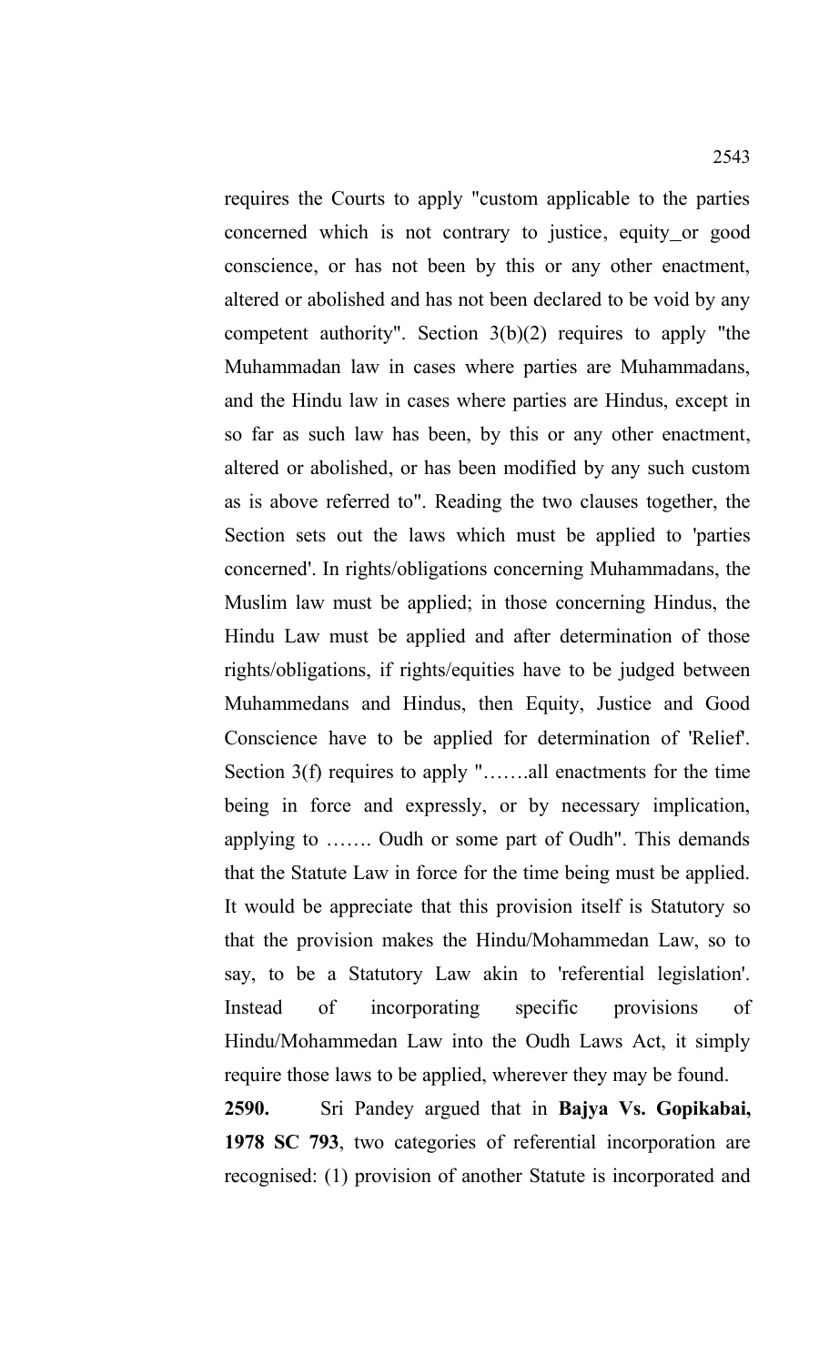requires the Courts to apply "custom applicable to the parties concerned which is not contrary to justice, equity_or good conscience, or has not been by this or any other enactment, altered or abolished and has not been declared to be void by any competent authority". Section 3(b)(2) requires to apply "the Muhammadan law in cases where parties are Muhammadans, and the Hindu law in cases where parties are Hindus, except in so far as such law has been, by this or any other enactment, altered or abolished, or has been modified by any such custom as is above referred to". Reading the two clauses together, the Section sets out the laws which must be applied to 'parties concerned'. In rights/obligations concerning Muhammadans, the Muslim law must be applied; in those concerning Hindus, the Hindu Law must be applied and after determination of those rights/obligations, if rights/equities have to be judged between Muhammedans and Hindus, then Equity, Justice and Good Conscience have to be applied for determination of 'Relief'. Section 3(f) requires to apply ".......all enactments for the time being in force and expressly, or by necessary implication, applying to ....... Oudh or some part of Oudh". This demands that the Statute Law in force for the time being must be applied. It would be appreciate that this provision itself is Statutory so that the provision makes the Hindu/Mohammedan Law, so to say, to be a Statutory Law akin to 'referential legislation'. Instead of incorporating specific provisions of Hindu/Mohammedan Law into the Oudh Laws Act, it simply require those laws to be applied, wherever they may be found.

**2590.** Sri Pandey argued that in **Bajya Vs. Gopikabai, 1978 SC 793**, two categories of referential incorporation are recognised: (1) provision of another Statute is incorporated and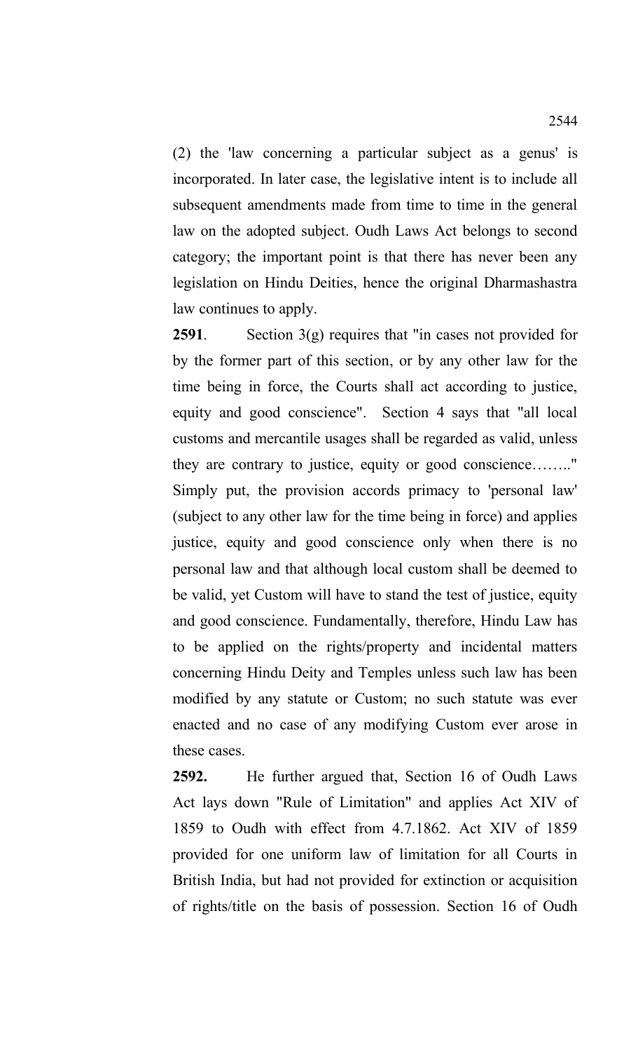(2) the 'law concerning a particular subject as a genus' is incorporated. In later case, the legislative intent is to include all subsequent amendments made from time to time in the general law on the adopted subject. Oudh Laws Act belongs to second category; the important point is that there has never been any legislation on Hindu Deities, hence the original Dharmashastra law continues to apply.

**2591**. Section 3(g) requires that "in cases not provided for by the former part of this section, or by any other law for the time being in force, the Courts shall act according to justice, equity and good conscience". Section 4 says that "all local customs and mercantile usages shall be regarded as valid, unless they are contrary to justice, equity or good conscience…….." Simply put, the provision accords primacy to 'personal law' (subject to any other law for the time being in force) and applies justice, equity and good conscience only when there is no personal law and that although local custom shall be deemed to be valid, yet Custom will have to stand the test of justice, equity and good conscience. Fundamentally, therefore, Hindu Law has to be applied on the rights/property and incidental matters concerning Hindu Deity and Temples unless such law has been modified by any statute or Custom; no such statute was ever enacted and no case of any modifying Custom ever arose in these cases.

**2592.** He further argued that, Section 16 of Oudh Laws Act lays down "Rule of Limitation" and applies Act XIV of 1859 to Oudh with effect from 4.7.1862. Act XIV of 1859 provided for one uniform law of limitation for all Courts in British India, but had not provided for extinction or acquisition of rights/title on the basis of possession. Section 16 of Oudh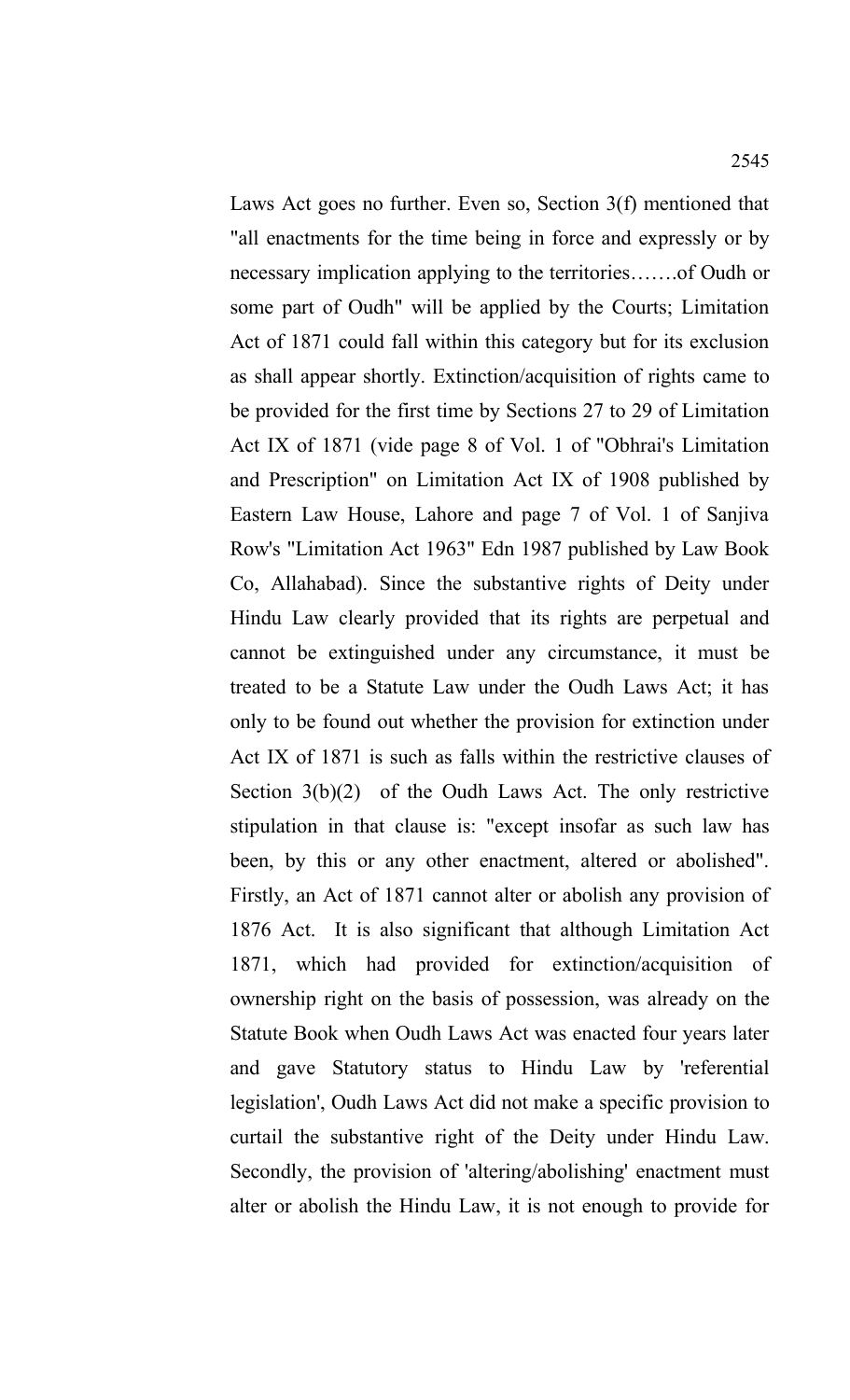Laws Act goes no further. Even so, Section 3(f) mentioned that "all enactments for the time being in force and expressly or by necessary implication applying to the territories…….of Oudh or some part of Oudh" will be applied by the Courts; Limitation Act of 1871 could fall within this category but for its exclusion as shall appear shortly. Extinction/acquisition of rights came to be provided for the first time by Sections 27 to 29 of Limitation Act IX of 1871 (vide page 8 of Vol. 1 of "Obhrai's Limitation and Prescription" on Limitation Act IX of 1908 published by Eastern Law House, Lahore and page 7 of Vol. 1 of Sanjiva Row's "Limitation Act 1963" Edn 1987 published by Law Book Co, Allahabad). Since the substantive rights of Deity under Hindu Law clearly provided that its rights are perpetual and cannot be extinguished under any circumstance, it must be treated to be a Statute Law under the Oudh Laws Act; it has only to be found out whether the provision for extinction under Act IX of 1871 is such as falls within the restrictive clauses of Section 3(b)(2) of the Oudh Laws Act. The only restrictive stipulation in that clause is: "except insofar as such law has been, by this or any other enactment, altered or abolished". Firstly, an Act of 1871 cannot alter or abolish any provision of 1876 Act. It is also significant that although Limitation Act 1871, which had provided for extinction/acquisition of ownership right on the basis of possession, was already on the Statute Book when Oudh Laws Act was enacted four years later and gave Statutory status to Hindu Law by 'referential legislation', Oudh Laws Act did not make a specific provision to curtail the substantive right of the Deity under Hindu Law. Secondly, the provision of 'altering/abolishing' enactment must alter or abolish the Hindu Law, it is not enough to provide for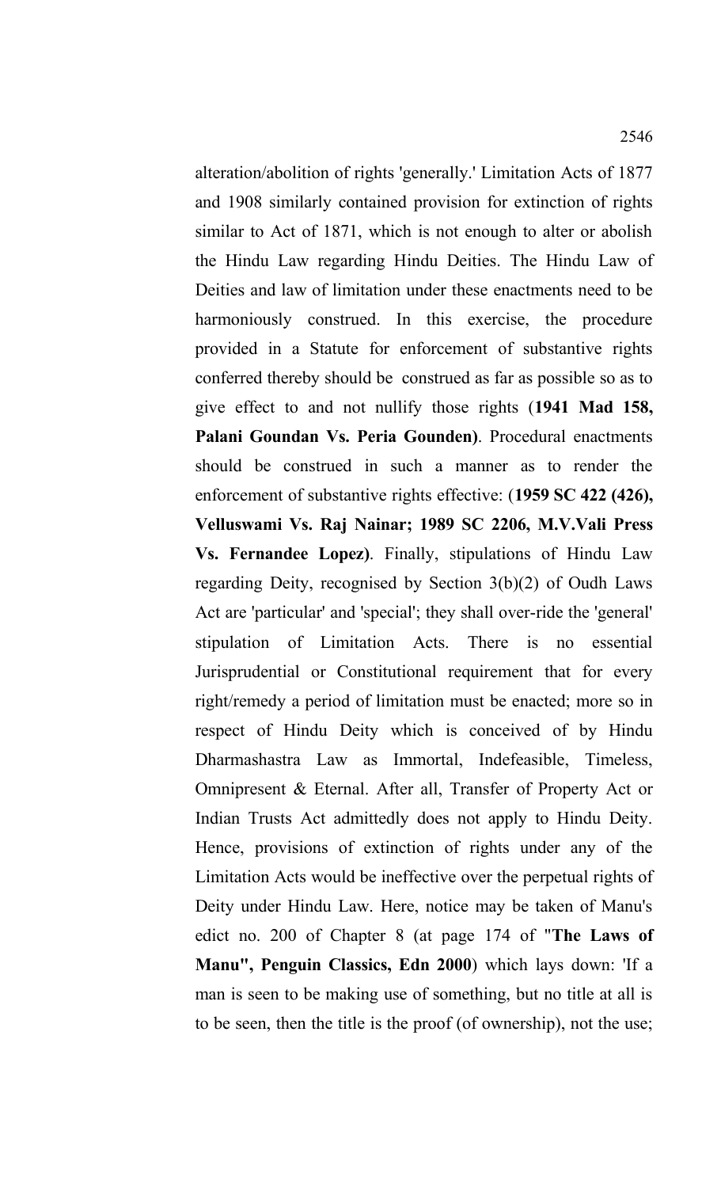alteration/abolition of rights 'generally.' Limitation Acts of 1877 and 1908 similarly contained provision for extinction of rights similar to Act of 1871, which is not enough to alter or abolish the Hindu Law regarding Hindu Deities. The Hindu Law of Deities and law of limitation under these enactments need to be harmoniously construed. In this exercise, the procedure provided in a Statute for enforcement of substantive rights conferred thereby should be construed as far as possible so as to give effect to and not nullify those rights (**1941 Mad 158, Palani Goundan Vs. Peria Gounden)**. Procedural enactments should be construed in such a manner as to render the enforcement of substantive rights effective: (**1959 SC 422 (426), Velluswami Vs. Raj Nainar; 1989 SC 2206, M.V.Vali Press Vs. Fernandee Lopez)**. Finally, stipulations of Hindu Law regarding Deity, recognised by Section 3(b)(2) of Oudh Laws Act are 'particular' and 'special'; they shall over-ride the 'general' stipulation of Limitation Acts. There is no essential Jurisprudential or Constitutional requirement that for every right/remedy a period of limitation must be enacted; more so in respect of Hindu Deity which is conceived of by Hindu Dharmashastra Law as Immortal, Indefeasible, Timeless, Omnipresent & Eternal. After all, Transfer of Property Act or Indian Trusts Act admittedly does not apply to Hindu Deity. Hence, provisions of extinction of rights under any of the Limitation Acts would be ineffective over the perpetual rights of Deity under Hindu Law. Here, notice may be taken of Manu's edict no. 200 of Chapter 8 (at page 174 of "**The Laws of Manu", Penguin Classics, Edn 2000**) which lays down: 'If a man is seen to be making use of something, but no title at all is to be seen, then the title is the proof (of ownership), not the use;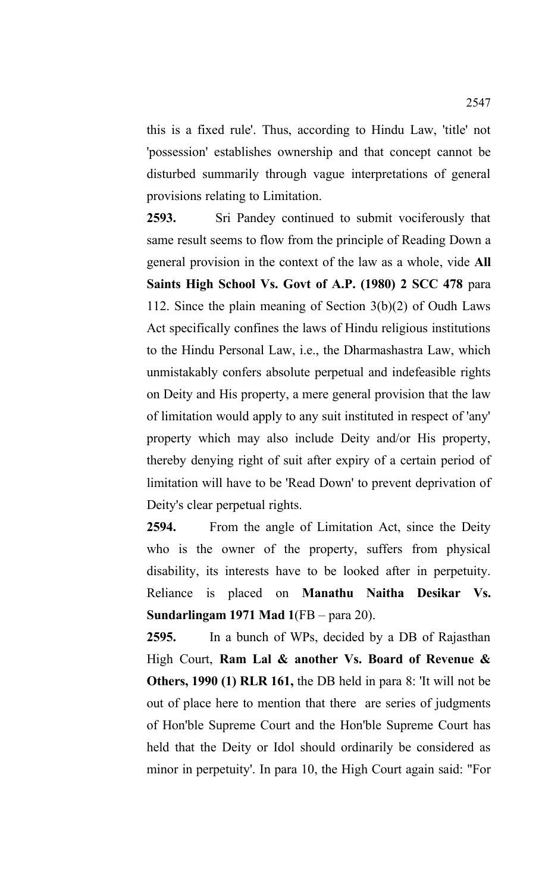this is a fixed rule'. Thus, according to Hindu Law, 'title' not 'possession' establishes ownership and that concept cannot be disturbed summarily through vague interpretations of general provisions relating to Limitation.

**2593.** Sri Pandey continued to submit vociferously that same result seems to flow from the principle of Reading Down a general provision in the context of the law as a whole, vide **All Saints High School Vs. Govt of A.P. (1980) 2 SCC 478** para 112. Since the plain meaning of Section 3(b)(2) of Oudh Laws Act specifically confines the laws of Hindu religious institutions to the Hindu Personal Law, i.e., the Dharmashastra Law, which unmistakably confers absolute perpetual and indefeasible rights on Deity and His property, a mere general provision that the law of limitation would apply to any suit instituted in respect of 'any' property which may also include Deity and/or His property, thereby denying right of suit after expiry of a certain period of limitation will have to be 'Read Down' to prevent deprivation of Deity's clear perpetual rights.

**2594.** From the angle of Limitation Act, since the Deity who is the owner of the property, suffers from physical disability, its interests have to be looked after in perpetuity. Reliance is placed on **Manathu Naitha Desikar Vs. Sundarlingam 1971 Mad 1**(FB – para 20).

**2595.** In a bunch of WPs, decided by a DB of Rajasthan High Court, **Ram Lal & another Vs. Board of Revenue & Others, 1990 (1) RLR 161,** the DB held in para 8: 'It will not be out of place here to mention that there are series of judgments of Hon'ble Supreme Court and the Hon'ble Supreme Court has held that the Deity or Idol should ordinarily be considered as minor in perpetuity'. In para 10, the High Court again said: "For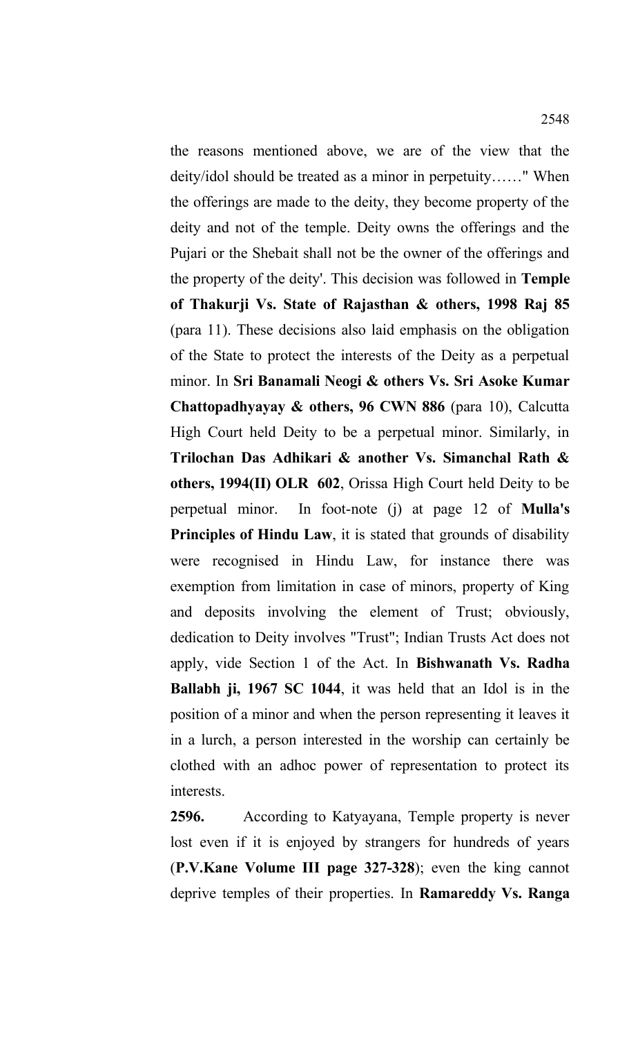the reasons mentioned above, we are of the view that the deity/idol should be treated as a minor in perpetuity……" When the offerings are made to the deity, they become property of the deity and not of the temple. Deity owns the offerings and the Pujari or the Shebait shall not be the owner of the offerings and the property of the deity'. This decision was followed in **Temple of Thakurji Vs. State of Rajasthan & others, 1998 Raj 85** (para 11). These decisions also laid emphasis on the obligation of the State to protect the interests of the Deity as a perpetual minor. In **Sri Banamali Neogi & others Vs. Sri Asoke Kumar Chattopadhyayay & others, 96 CWN 886** (para 10), Calcutta High Court held Deity to be a perpetual minor. Similarly, in **Trilochan Das Adhikari & another Vs. Simanchal Rath & others, 1994(II) OLR 602**, Orissa High Court held Deity to be perpetual minor. In foot-note (j) at page 12 of **Mulla's Principles of Hindu Law**, it is stated that grounds of disability were recognised in Hindu Law, for instance there was exemption from limitation in case of minors, property of King and deposits involving the element of Trust; obviously, dedication to Deity involves "Trust"; Indian Trusts Act does not apply, vide Section 1 of the Act. In **Bishwanath Vs. Radha Ballabh ji, 1967 SC 1044**, it was held that an Idol is in the position of a minor and when the person representing it leaves it in a lurch, a person interested in the worship can certainly be clothed with an adhoc power of representation to protect its interests.

**2596.** According to Katyayana, Temple property is never lost even if it is enjoyed by strangers for hundreds of years (**P.V.Kane Volume III page 327-328**); even the king cannot deprive temples of their properties. In **Ramareddy Vs. Ranga**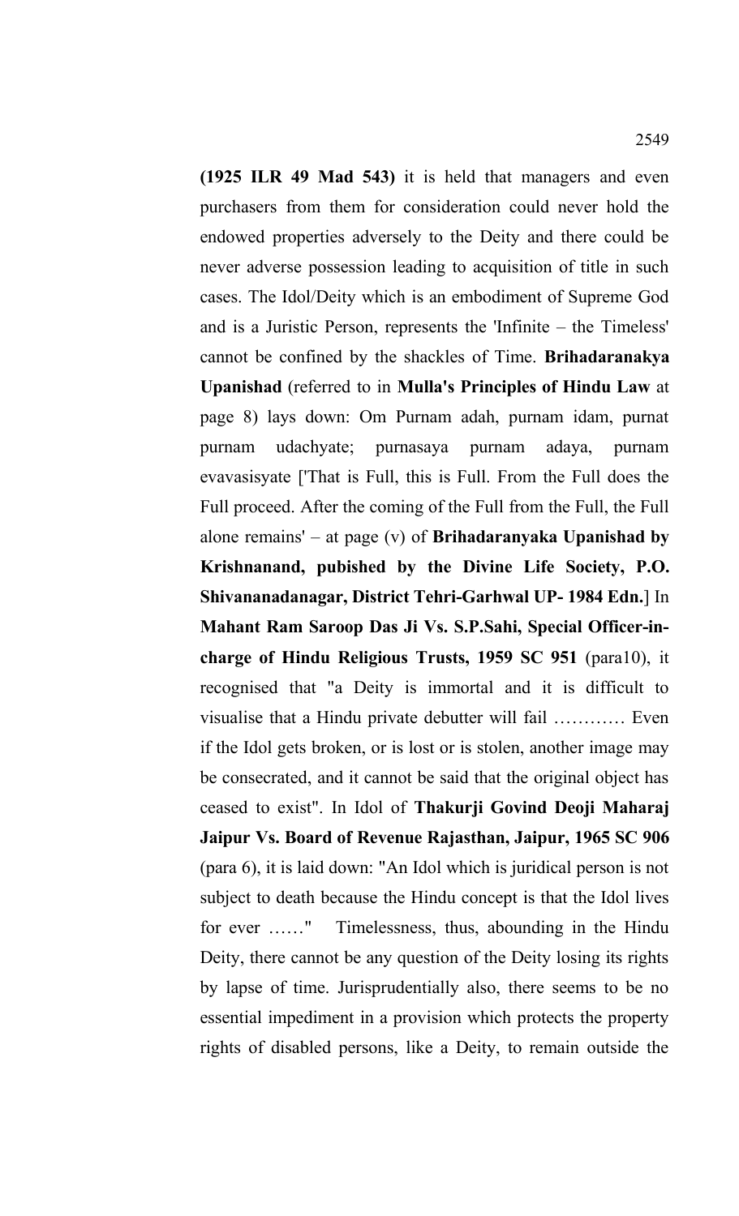**(1925 ILR 49 Mad 543)** it is held that managers and even purchasers from them for consideration could never hold the endowed properties adversely to the Deity and there could be never adverse possession leading to acquisition of title in such cases. The Idol/Deity which is an embodiment of Supreme God and is a Juristic Person, represents the 'Infinite – the Timeless' cannot be confined by the shackles of Time. **Brihadaranakya Upanishad** (referred to in **Mulla's Principles of Hindu Law** at page 8) lays down: Om Purnam adah, purnam idam, purnat purnam udachyate; purnasaya purnam adaya, purnam evavasisyate ['That is Full, this is Full. From the Full does the Full proceed. After the coming of the Full from the Full, the Full alone remains' – at page (v) of **Brihadaranyaka Upanishad by Krishnanand, pubished by the Divine Life Society, P.O. Shivananadanagar, District Tehri-Garhwal UP- 1984 Edn.**] In **Mahant Ram Saroop Das Ji Vs. S.P.Sahi, Special Officer-in-charge of Hindu Religious Trusts, 1959 SC 951** (para10), it recognised that "a Deity is immortal and it is difficult to visualise that a Hindu private debutter will fail ………… Even if the Idol gets broken, or is lost or is stolen, another image may be consecrated, and it cannot be said that the original object has ceased to exist". In Idol of **Thakurji Govind Deoji Maharaj Jaipur Vs. Board of Revenue Rajasthan, Jaipur, 1965 SC 906** (para 6), it is laid down: "An Idol which is juridical person is not subject to death because the Hindu concept is that the Idol lives for ever ……" Timelessness, thus, abounding in the Hindu Deity, there cannot be any question of the Deity losing its rights by lapse of time. Jurisprudentially also, there seems to be no essential impediment in a provision which protects the property rights of disabled persons, like a Deity, to remain outside the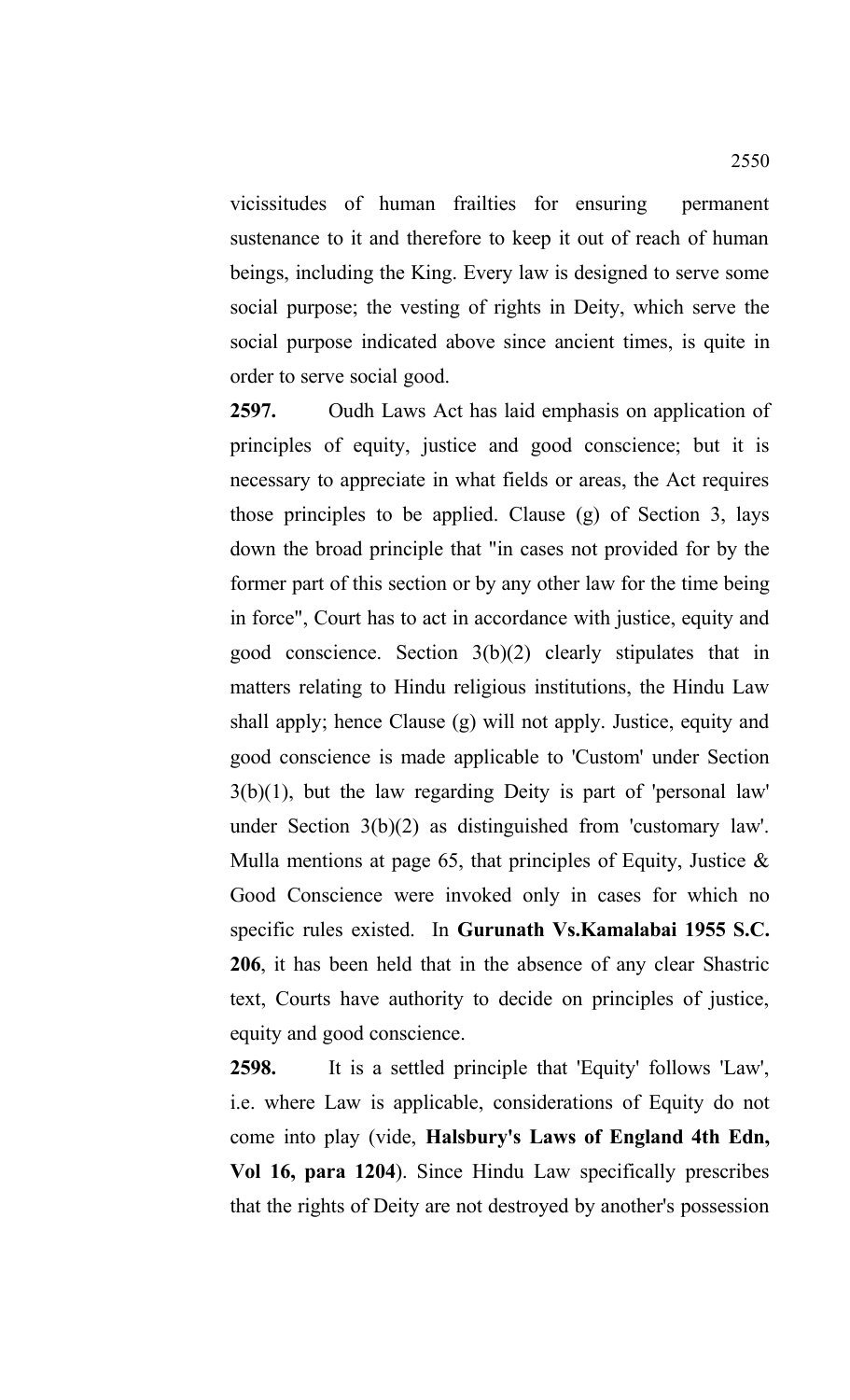vicissitudes of human frailties for ensuring permanent sustenance to it and therefore to keep it out of reach of human beings, including the King. Every law is designed to serve some social purpose; the vesting of rights in Deity, which serve the social purpose indicated above since ancient times, is quite in order to serve social good.

**2597.** Oudh Laws Act has laid emphasis on application of principles of equity, justice and good conscience; but it is necessary to appreciate in what fields or areas, the Act requires those principles to be applied. Clause (g) of Section 3, lays down the broad principle that "in cases not provided for by the former part of this section or by any other law for the time being in force", Court has to act in accordance with justice, equity and good conscience. Section 3(b)(2) clearly stipulates that in matters relating to Hindu religious institutions, the Hindu Law shall apply; hence Clause (g) will not apply. Justice, equity and good conscience is made applicable to 'Custom' under Section 3(b)(1), but the law regarding Deity is part of 'personal law' under Section 3(b)(2) as distinguished from 'customary law'. Mulla mentions at page 65, that principles of Equity, Justice & Good Conscience were invoked only in cases for which no specific rules existed. In **Gurunath Vs.Kamalabai 1955 S.C. 206**, it has been held that in the absence of any clear Shastric text, Courts have authority to decide on principles of justice, equity and good conscience.

**2598.** It is a settled principle that 'Equity' follows 'Law', i.e. where Law is applicable, considerations of Equity do not come into play (vide, **Halsbury's Laws of England 4th Edn, Vol 16, para 1204**). Since Hindu Law specifically prescribes that the rights of Deity are not destroyed by another's possession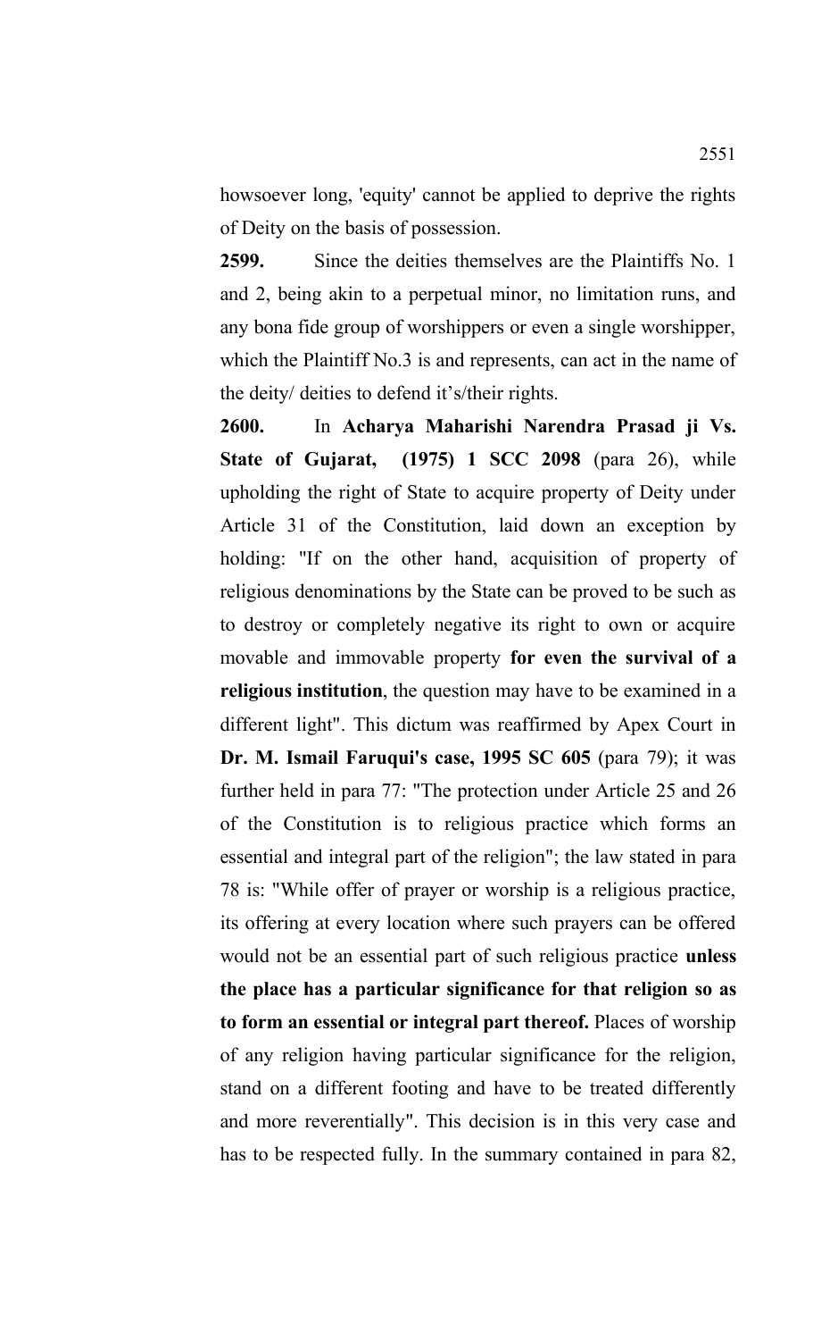howsoever long, 'equity' cannot be applied to deprive the rights of Deity on the basis of possession.

**2599.** Since the deities themselves are the Plaintiffs No. 1 and 2, being akin to a perpetual minor, no limitation runs, and any bona fide group of worshippers or even a single worshipper, which the Plaintiff No.3 is and represents, can act in the name of the deity/ deities to defend it's/their rights.

**2600.** In **Acharya Maharishi Narendra Prasad ji Vs. State of Gujarat, (1975) 1 SCC 2098** (para 26), while upholding the right of State to acquire property of Deity under Article 31 of the Constitution, laid down an exception by holding: "If on the other hand, acquisition of property of religious denominations by the State can be proved to be such as to destroy or completely negative its right to own or acquire movable and immovable property **for even the survival of a religious institution**, the question may have to be examined in a different light". This dictum was reaffirmed by Apex Court in **Dr. M. Ismail Faruqui's case, 1995 SC 605** (para 79); it was further held in para 77: "The protection under Article 25 and 26 of the Constitution is to religious practice which forms an essential and integral part of the religion"; the law stated in para 78 is: "While offer of prayer or worship is a religious practice, its offering at every location where such prayers can be offered would not be an essential part of such religious practice **unless the place has a particular significance for that religion so as to form an essential or integral part thereof.** Places of worship of any religion having particular significance for the religion, stand on a different footing and have to be treated differently and more reverentially". This decision is in this very case and has to be respected fully. In the summary contained in para 82,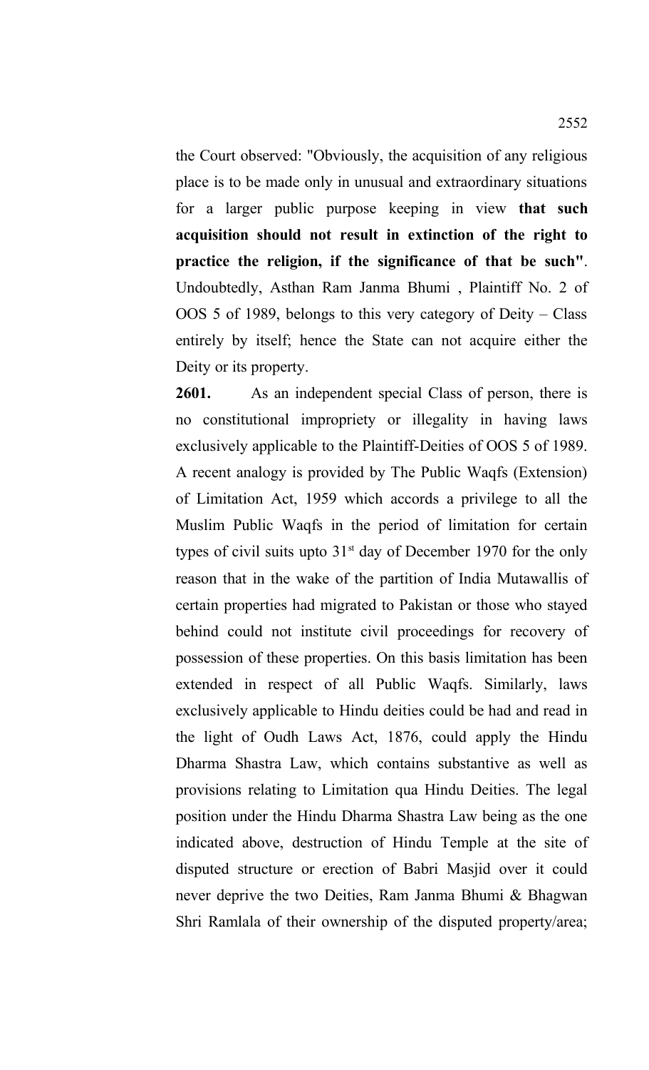the Court observed: "Obviously, the acquisition of any religious place is to be made only in unusual and extraordinary situations for a larger public purpose keeping in view **that such acquisition should not result in extinction of the right to practice the religion, if the significance of that be such"**. Undoubtedly, Asthan Ram Janma Bhumi , Plaintiff No. 2 of OOS 5 of 1989, belongs to this very category of Deity – Class entirely by itself; hence the State can not acquire either the Deity or its property.

**2601.** As an independent special Class of person, there is no constitutional impropriety or illegality in having laws exclusively applicable to the Plaintiff-Deities of OOS 5 of 1989. A recent analogy is provided by The Public Waqfs (Extension) of Limitation Act, 1959 which accords a privilege to all the Muslim Public Waqfs in the period of limitation for certain types of civil suits upto 31st day of December 1970 for the only reason that in the wake of the partition of India Mutawallis of certain properties had migrated to Pakistan or those who stayed behind could not institute civil proceedings for recovery of possession of these properties. On this basis limitation has been extended in respect of all Public Waqfs. Similarly, laws exclusively applicable to Hindu deities could be had and read in the light of Oudh Laws Act, 1876, could apply the Hindu Dharma Shastra Law, which contains substantive as well as provisions relating to Limitation qua Hindu Deities. The legal position under the Hindu Dharma Shastra Law being as the one indicated above, destruction of Hindu Temple at the site of disputed structure or erection of Babri Masjid over it could never deprive the two Deities, Ram Janma Bhumi & Bhagwan Shri Ramlala of their ownership of the disputed property/area;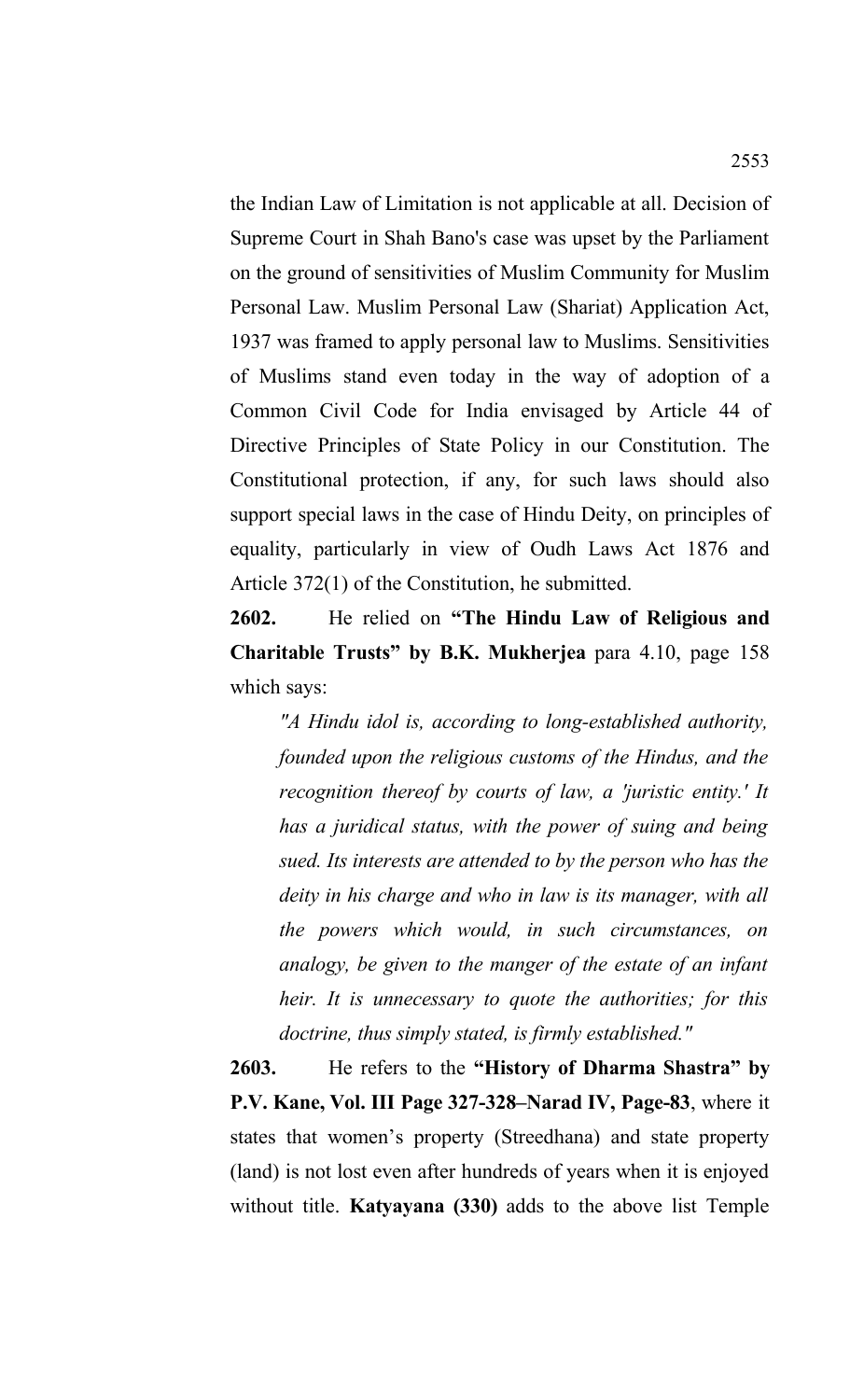the Indian Law of Limitation is not applicable at all. Decision of Supreme Court in Shah Bano's case was upset by the Parliament on the ground of sensitivities of Muslim Community for Muslim Personal Law. Muslim Personal Law (Shariat) Application Act, 1937 was framed to apply personal law to Muslims. Sensitivities of Muslims stand even today in the way of adoption of a Common Civil Code for India envisaged by Article 44 of Directive Principles of State Policy in our Constitution. The Constitutional protection, if any, for such laws should also support special laws in the case of Hindu Deity, on principles of equality, particularly in view of Oudh Laws Act 1876 and Article 372(1) of the Constitution, he submitted.

**2602.** He relied on **"The Hindu Law of Religious and Charitable Trusts" by B.K. Mukherjea** para 4.10, page 158 which says:

> *"A Hindu idol is, according to long-established authority, founded upon the religious customs of the Hindus, and the recognition thereof by courts of law, a 'juristic entity.' It has a juridical status, with the power of suing and being sued. Its interests are attended to by the person who has the deity in his charge and who in law is its manager, with all the powers which would, in such circumstances, on analogy, be given to the manger of the estate of an infant heir. It is unnecessary to quote the authorities; for this doctrine, thus simply stated, is firmly established."*

**2603.** He refers to the **"History of Dharma Shastra" by P.V. Kane, Vol. III Page 327-328–Narad IV, Page-83**, where it states that women's property (Streedhana) and state property (land) is not lost even after hundreds of years when it is enjoyed without title. **Katyayana (330)** adds to the above list Temple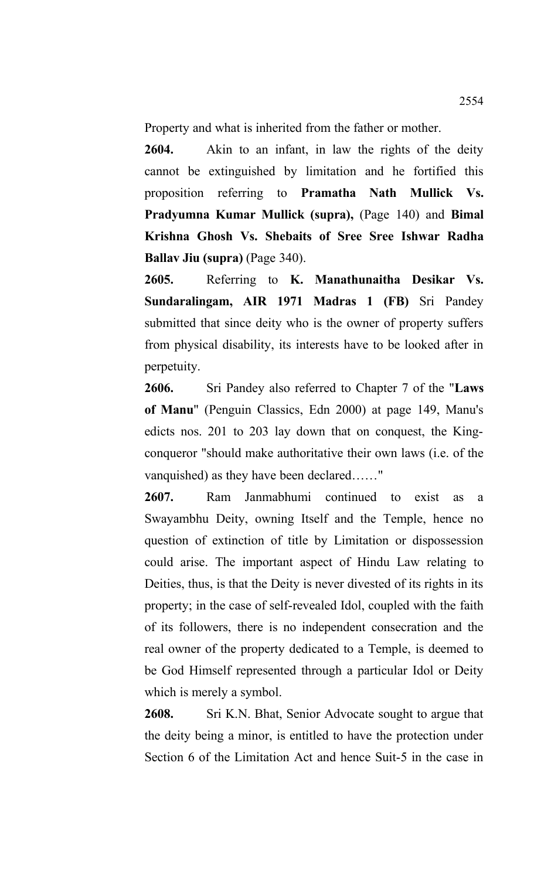Property and what is inherited from the father or mother.

**2604.** Akin to an infant, in law the rights of the deity cannot be extinguished by limitation and he fortified this proposition referring to **Pramatha Nath Mullick Vs. Pradyumna Kumar Mullick (supra),** (Page 140) and **Bimal Krishna Ghosh Vs. Shebaits of Sree Sree Ishwar Radha Ballav Jiu (supra)** (Page 340).

**2605.** Referring to **K. Manathunaitha Desikar Vs. Sundaralingam, AIR 1971 Madras 1 (FB)** Sri Pandey submitted that since deity who is the owner of property suffers from physical disability, its interests have to be looked after in perpetuity.

**2606.** Sri Pandey also referred to Chapter 7 of the "**Laws of Manu**" (Penguin Classics, Edn 2000) at page 149, Manu's edicts nos. 201 to 203 lay down that on conquest, the King-conqueror "should make authoritative their own laws (i.e. of the vanquished) as they have been declared……"

**2607.** Ram Janmabhumi continued to exist as a Swayambhu Deity, owning Itself and the Temple, hence no question of extinction of title by Limitation or dispossession could arise. The important aspect of Hindu Law relating to Deities, thus, is that the Deity is never divested of its rights in its property; in the case of self-revealed Idol, coupled with the faith of its followers, there is no independent consecration and the real owner of the property dedicated to a Temple, is deemed to be God Himself represented through a particular Idol or Deity which is merely a symbol.

**2608.** Sri K.N. Bhat, Senior Advocate sought to argue that the deity being a minor, is entitled to have the protection under Section 6 of the Limitation Act and hence Suit-5 in the case in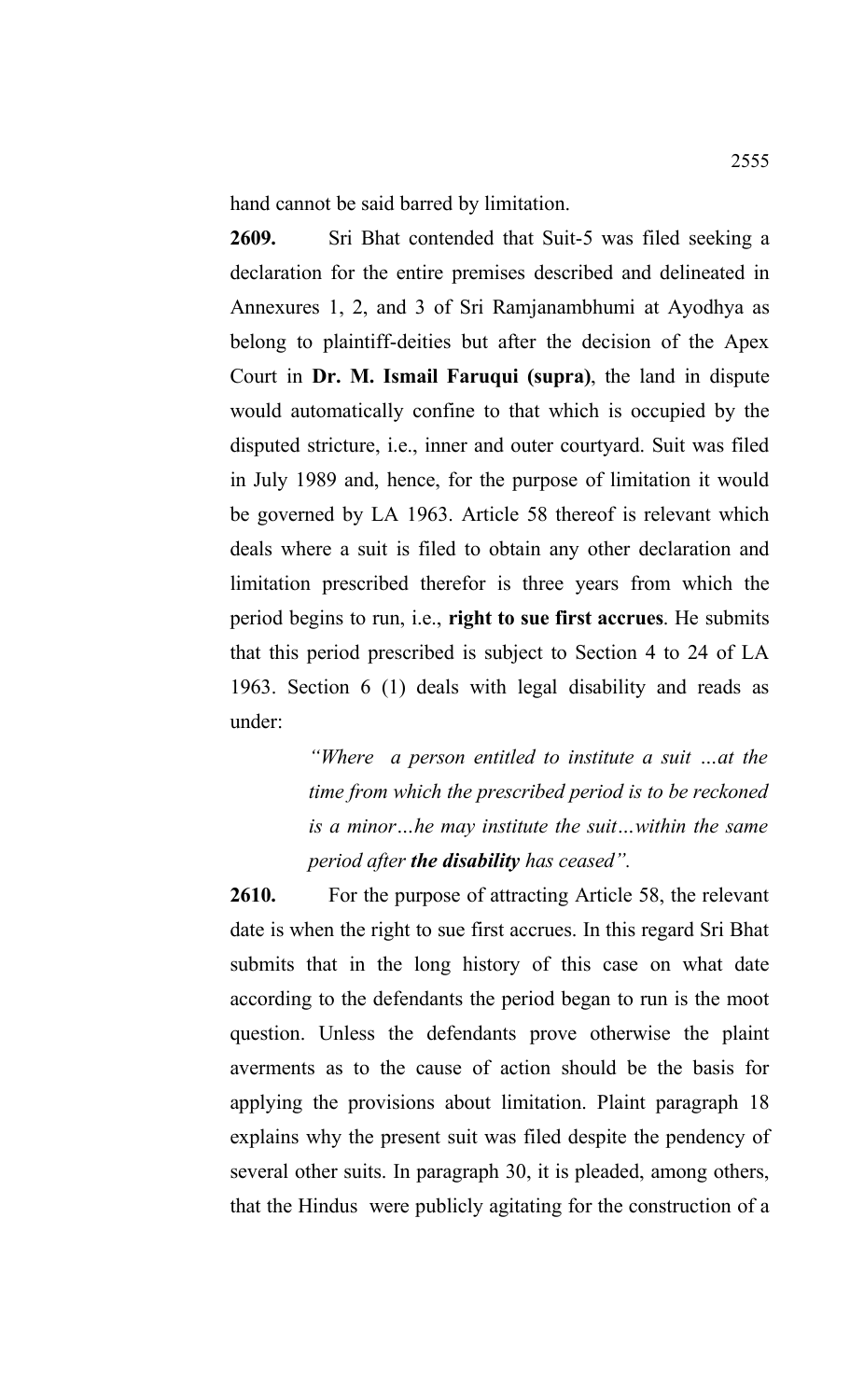hand cannot be said barred by limitation.

**2609.** Sri Bhat contended that Suit-5 was filed seeking a declaration for the entire premises described and delineated in Annexures 1, 2, and 3 of Sri Ramjanambhumi at Ayodhya as belong to plaintiff-deities but after the decision of the Apex Court in **Dr. M. Ismail Faruqui (supra)**, the land in dispute would automatically confine to that which is occupied by the disputed stricture, i.e., inner and outer courtyard. Suit was filed in July 1989 and, hence, for the purpose of limitation it would be governed by LA 1963. Article 58 thereof is relevant which deals where a suit is filed to obtain any other declaration and limitation prescribed therefor is three years from which the period begins to run, i.e., **right to sue first accrues**. He submits that this period prescribed is subject to Section 4 to 24 of LA 1963. Section 6 (1) deals with legal disability and reads as under:

> *"Where a person entitled to institute a suit …at the time from which the prescribed period is to be reckoned is a minor…he may institute the suit…within the same period after **the disability** has ceased".*

**2610.** For the purpose of attracting Article 58, the relevant date is when the right to sue first accrues. In this regard Sri Bhat submits that in the long history of this case on what date according to the defendants the period began to run is the moot question. Unless the defendants prove otherwise the plaint averments as to the cause of action should be the basis for applying the provisions about limitation. Plaint paragraph 18 explains why the present suit was filed despite the pendency of several other suits. In paragraph 30, it is pleaded, among others, that the Hindus were publicly agitating for the construction of a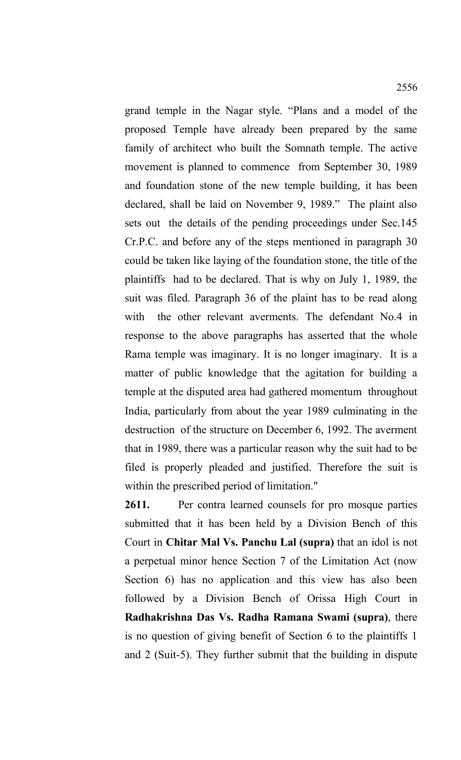grand temple in the Nagar style. "Plans and a model of the proposed Temple have already been prepared by the same family of architect who built the Somnath temple. The active movement is planned to commence from September 30, 1989 and foundation stone of the new temple building, it has been declared, shall be laid on November 9, 1989." The plaint also sets out the details of the pending proceedings under Sec.145 Cr.P.C. and before any of the steps mentioned in paragraph 30 could be taken like laying of the foundation stone, the title of the plaintiffs had to be declared. That is why on July 1, 1989, the suit was filed. Paragraph 36 of the plaint has to be read along with the other relevant averments. The defendant No.4 in response to the above paragraphs has asserted that the whole Rama temple was imaginary. It is no longer imaginary. It is a matter of public knowledge that the agitation for building a temple at the disputed area had gathered momentum throughout India, particularly from about the year 1989 culminating in the destruction of the structure on December 6, 1992. The averment that in 1989, there was a particular reason why the suit had to be filed is properly pleaded and justified. Therefore the suit is within the prescribed period of limitation."

**2611.** Per contra learned counsels for pro mosque parties submitted that it has been held by a Division Bench of this Court in **Chitar Mal Vs. Panchu Lal (supra)** that an idol is not a perpetual minor hence Section 7 of the Limitation Act (now Section 6) has no application and this view has also been followed by a Division Bench of Orissa High Court in **Radhakrishna Das Vs. Radha Ramana Swami (supra)**, there is no question of giving benefit of Section 6 to the plaintiffs 1 and 2 (Suit-5). They further submit that the building in dispute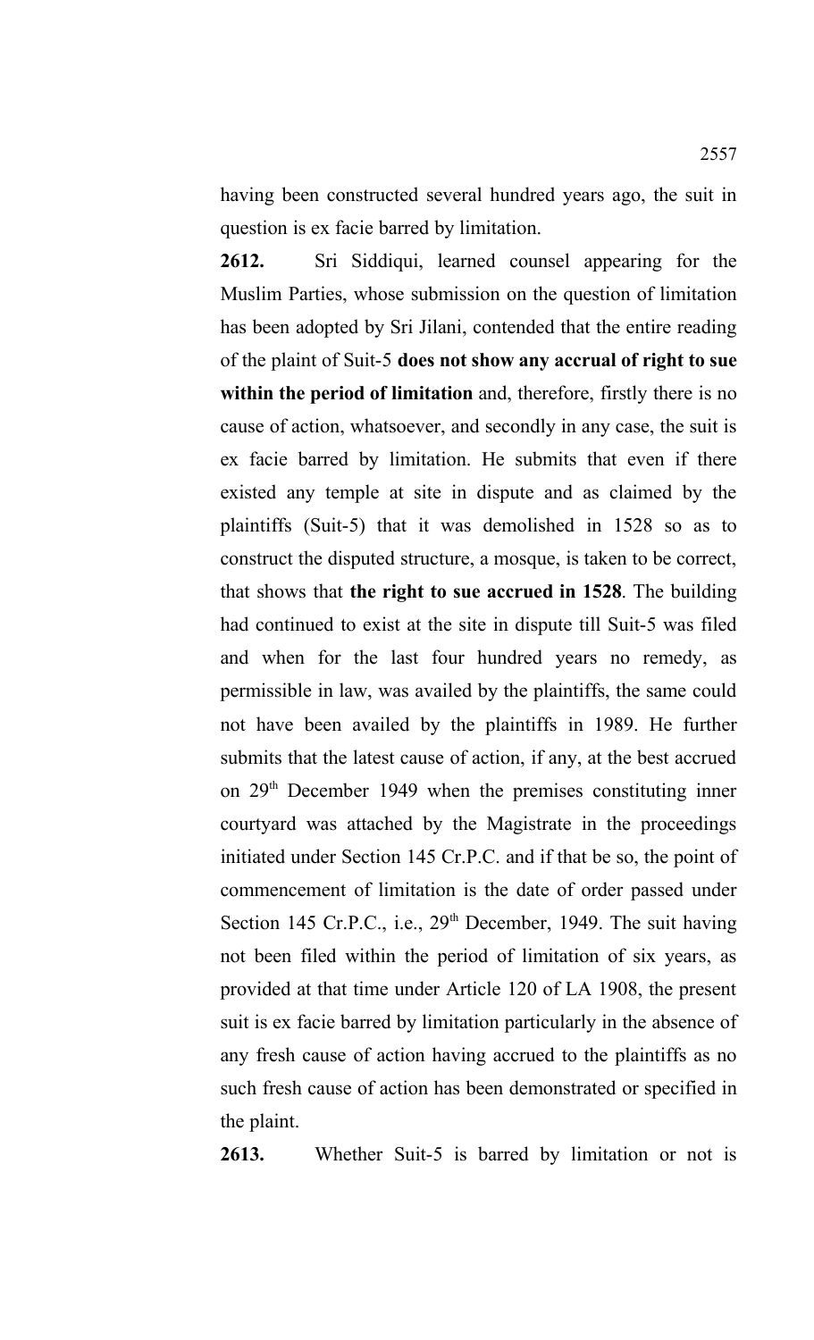having been constructed several hundred years ago, the suit in question is ex facie barred by limitation.

**2612.** Sri Siddiqui, learned counsel appearing for the Muslim Parties, whose submission on the question of limitation has been adopted by Sri Jilani, contended that the entire reading of the plaint of Suit-5 **does not show any accrual of right to sue within the period of limitation** and, therefore, firstly there is no cause of action, whatsoever, and secondly in any case, the suit is ex facie barred by limitation. He submits that even if there existed any temple at site in dispute and as claimed by the plaintiffs (Suit-5) that it was demolished in 1528 so as to construct the disputed structure, a mosque, is taken to be correct, that shows that **the right to sue accrued in 1528**. The building had continued to exist at the site in dispute till Suit-5 was filed and when for the last four hundred years no remedy, as permissible in law, was availed by the plaintiffs, the same could not have been availed by the plaintiffs in 1989. He further submits that the latest cause of action, if any, at the best accrued on 29th December 1949 when the premises constituting inner courtyard was attached by the Magistrate in the proceedings initiated under Section 145 Cr.P.C. and if that be so, the point of commencement of limitation is the date of order passed under Section 145 Cr.P.C., i.e., 29th December, 1949. The suit having not been filed within the period of limitation of six years, as provided at that time under Article 120 of LA 1908, the present suit is ex facie barred by limitation particularly in the absence of any fresh cause of action having accrued to the plaintiffs as no such fresh cause of action has been demonstrated or specified in the plaint.

**2613.** Whether Suit-5 is barred by limitation or not is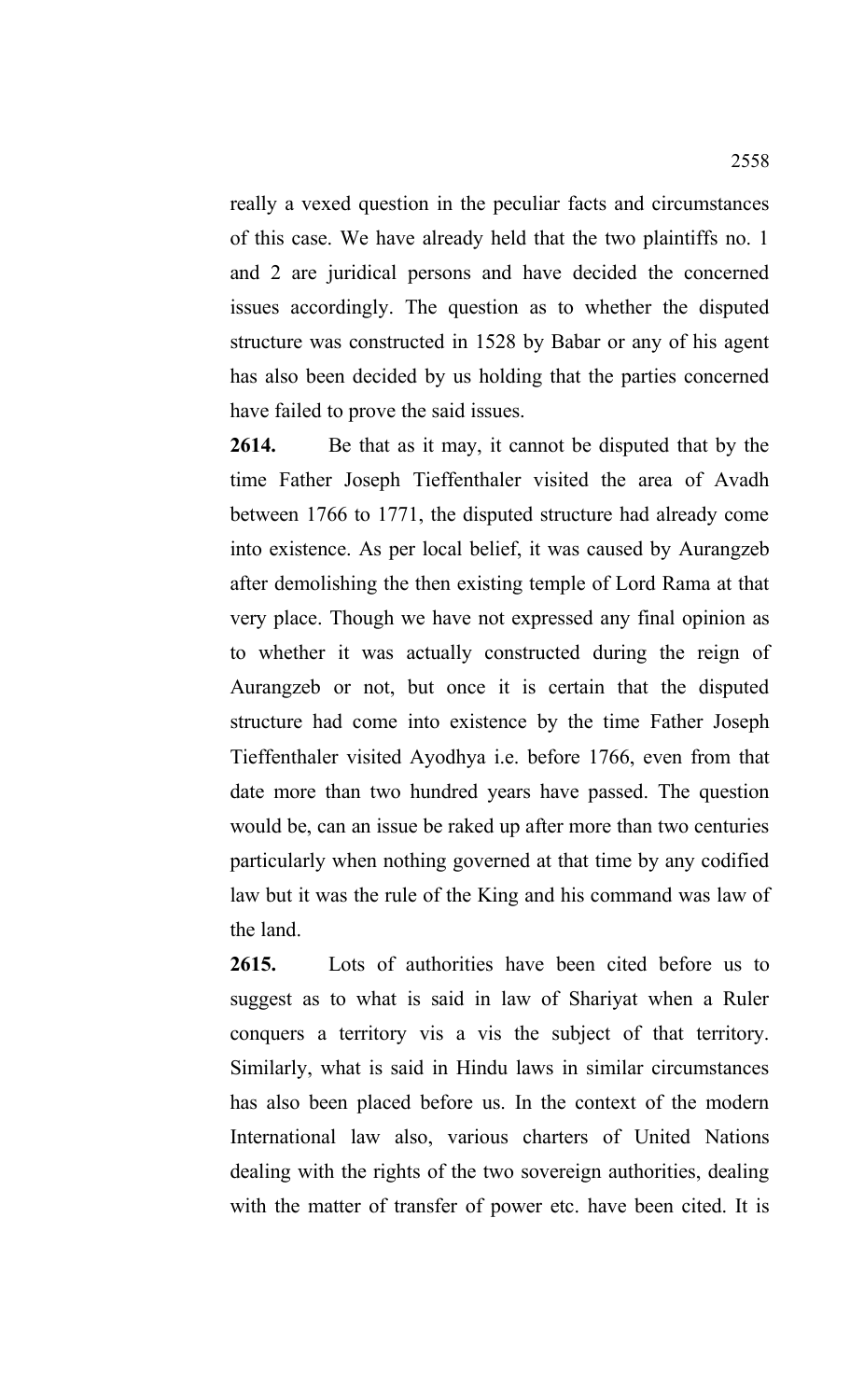really a vexed question in the peculiar facts and circumstances of this case. We have already held that the two plaintiffs no. 1 and 2 are juridical persons and have decided the concerned issues accordingly. The question as to whether the disputed structure was constructed in 1528 by Babar or any of his agent has also been decided by us holding that the parties concerned have failed to prove the said issues.

**2614.** Be that as it may, it cannot be disputed that by the time Father Joseph Tieffenthaler visited the area of Avadh between 1766 to 1771, the disputed structure had already come into existence. As per local belief, it was caused by Aurangzeb after demolishing the then existing temple of Lord Rama at that very place. Though we have not expressed any final opinion as to whether it was actually constructed during the reign of Aurangzeb or not, but once it is certain that the disputed structure had come into existence by the time Father Joseph Tieffenthaler visited Ayodhya i.e. before 1766, even from that date more than two hundred years have passed. The question would be, can an issue be raked up after more than two centuries particularly when nothing governed at that time by any codified law but it was the rule of the King and his command was law of the land.

**2615.** Lots of authorities have been cited before us to suggest as to what is said in law of Shariyat when a Ruler conquers a territory vis a vis the subject of that territory. Similarly, what is said in Hindu laws in similar circumstances has also been placed before us. In the context of the modern International law also, various charters of United Nations dealing with the rights of the two sovereign authorities, dealing with the matter of transfer of power etc. have been cited. It is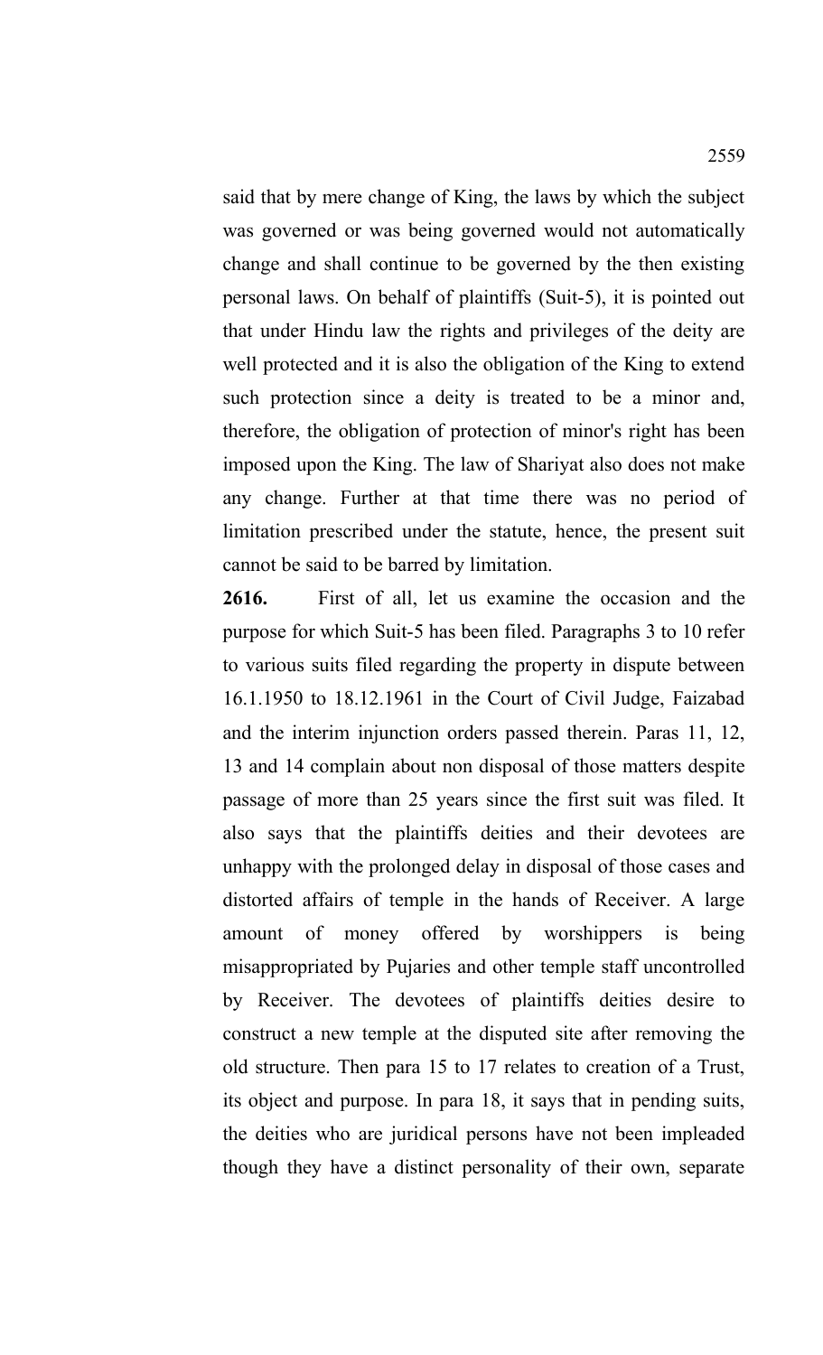said that by mere change of King, the laws by which the subject was governed or was being governed would not automatically change and shall continue to be governed by the then existing personal laws. On behalf of plaintiffs (Suit-5), it is pointed out that under Hindu law the rights and privileges of the deity are well protected and it is also the obligation of the King to extend such protection since a deity is treated to be a minor and, therefore, the obligation of protection of minor's right has been imposed upon the King. The law of Shariyat also does not make any change. Further at that time there was no period of limitation prescribed under the statute, hence, the present suit cannot be said to be barred by limitation.

**2616.** First of all, let us examine the occasion and the purpose for which Suit-5 has been filed. Paragraphs 3 to 10 refer to various suits filed regarding the property in dispute between 16.1.1950 to 18.12.1961 in the Court of Civil Judge, Faizabad and the interim injunction orders passed therein. Paras 11, 12, 13 and 14 complain about non disposal of those matters despite passage of more than 25 years since the first suit was filed. It also says that the plaintiffs deities and their devotees are unhappy with the prolonged delay in disposal of those cases and distorted affairs of temple in the hands of Receiver. A large amount of money offered by worshippers is being misappropriated by Pujaries and other temple staff uncontrolled by Receiver. The devotees of plaintiffs deities desire to construct a new temple at the disputed site after removing the old structure. Then para 15 to 17 relates to creation of a Trust, its object and purpose. In para 18, it says that in pending suits, the deities who are juridical persons have not been impleaded though they have a distinct personality of their own, separate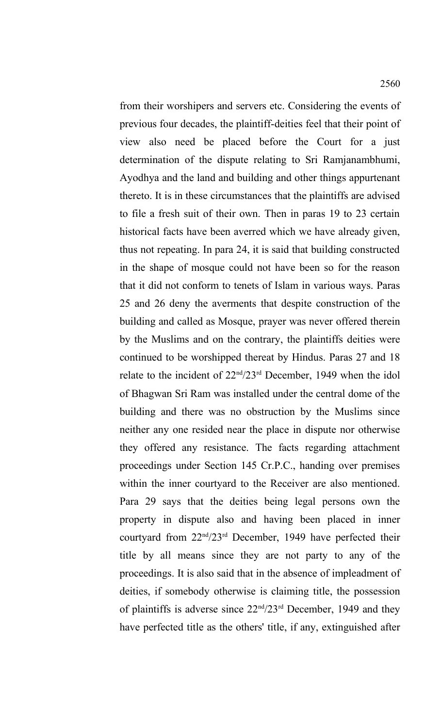from their worshipers and servers etc. Considering the events of previous four decades, the plaintiff-deities feel that their point of view also need be placed before the Court for a just determination of the dispute relating to Sri Ramjanambhumi, Ayodhya and the land and building and other things appurtenant thereto. It is in these circumstances that the plaintiffs are advised to file a fresh suit of their own. Then in paras 19 to 23 certain historical facts have been averred which we have already given, thus not repeating. In para 24, it is said that building constructed in the shape of mosque could not have been so for the reason that it did not conform to tenets of Islam in various ways. Paras 25 and 26 deny the averments that despite construction of the building and called as Mosque, prayer was never offered therein by the Muslims and on the contrary, the plaintiffs deities were continued to be worshipped thereat by Hindus. Paras 27 and 18 relate to the incident of 22nd/23rd December, 1949 when the idol of Bhagwan Sri Ram was installed under the central dome of the building and there was no obstruction by the Muslims since neither any one resided near the place in dispute nor otherwise they offered any resistance. The facts regarding attachment proceedings under Section 145 Cr.P.C., handing over premises within the inner courtyard to the Receiver are also mentioned. Para 29 says that the deities being legal persons own the property in dispute also and having been placed in inner courtyard from 22nd/23rd December, 1949 have perfected their title by all means since they are not party to any of the proceedings. It is also said that in the absence of impleadment of deities, if somebody otherwise is claiming title, the possession of plaintiffs is adverse since 22nd/23rd December, 1949 and they have perfected title as the others' title, if any, extinguished after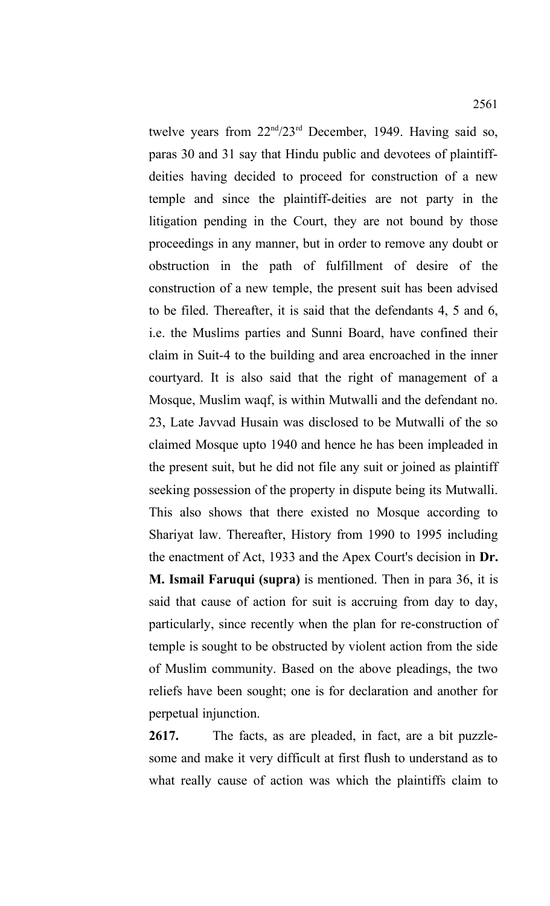twelve years from 22nd/23rd December, 1949. Having said so, paras 30 and 31 say that Hindu public and devotees of plaintiff-deities having decided to proceed for construction of a new temple and since the plaintiff-deities are not party in the litigation pending in the Court, they are not bound by those proceedings in any manner, but in order to remove any doubt or obstruction in the path of fulfillment of desire of the construction of a new temple, the present suit has been advised to be filed. Thereafter, it is said that the defendants 4, 5 and 6, i.e. the Muslims parties and Sunni Board, have confined their claim in Suit-4 to the building and area encroached in the inner courtyard. It is also said that the right of management of a Mosque, Muslim waqf, is within Mutwalli and the defendant no. 23, Late Javvad Husain was disclosed to be Mutwalli of the so claimed Mosque upto 1940 and hence he has been impleaded in the present suit, but he did not file any suit or joined as plaintiff seeking possession of the property in dispute being its Mutwalli. This also shows that there existed no Mosque according to Shariyat law. Thereafter, History from 1990 to 1995 including the enactment of Act, 1933 and the Apex Court's decision in **Dr. M. Ismail Faruqui (supra)** is mentioned. Then in para 36, it is said that cause of action for suit is accruing from day to day, particularly, since recently when the plan for re-construction of temple is sought to be obstructed by violent action from the side of Muslim community. Based on the above pleadings, the two reliefs have been sought; one is for declaration and another for perpetual injunction.

**2617.** The facts, as are pleaded, in fact, are a bit puzzle-some and make it very difficult at first flush to understand as to what really cause of action was which the plaintiffs claim to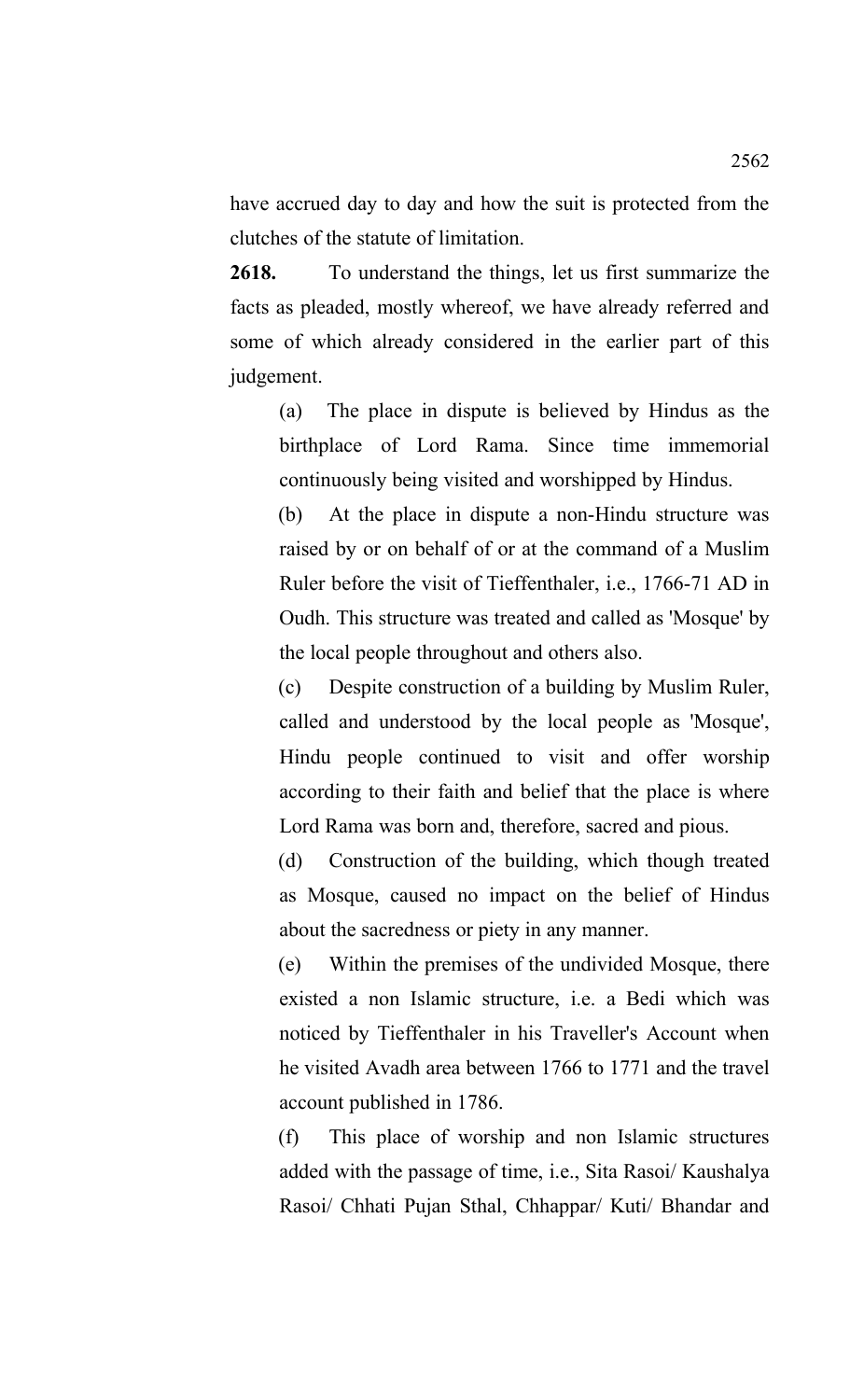have accrued day to day and how the suit is protected from the clutches of the statute of limitation.

**2618.** To understand the things, let us first summarize the facts as pleaded, mostly whereof, we have already referred and some of which already considered in the earlier part of this judgement.

(a) The place in dispute is believed by Hindus as the birthplace of Lord Rama. Since time immemorial continuously being visited and worshipped by Hindus.

(b) At the place in dispute a non-Hindu structure was raised by or on behalf of or at the command of a Muslim Ruler before the visit of Tieffenthaler, i.e., 1766-71 AD in Oudh. This structure was treated and called as 'Mosque' by the local people throughout and others also.

(c) Despite construction of a building by Muslim Ruler, called and understood by the local people as 'Mosque', Hindu people continued to visit and offer worship according to their faith and belief that the place is where Lord Rama was born and, therefore, sacred and pious.

(d) Construction of the building, which though treated as Mosque, caused no impact on the belief of Hindus about the sacredness or piety in any manner.

(e) Within the premises of the undivided Mosque, there existed a non Islamic structure, i.e. a Bedi which was noticed by Tieffenthaler in his Traveller's Account when he visited Avadh area between 1766 to 1771 and the travel account published in 1786.

(f) This place of worship and non Islamic structures added with the passage of time, i.e., Sita Rasoi/ Kaushalya Rasoi/ Chhati Pujan Sthal, Chhappar/ Kuti/ Bhandar and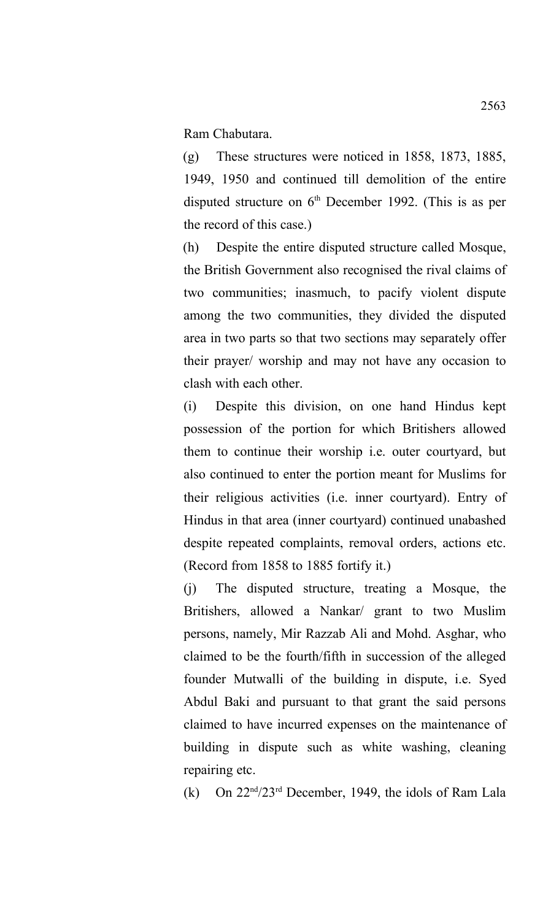Ram Chabutara.

(g) These structures were noticed in 1858, 1873, 1885, 1949, 1950 and continued till demolition of the entire disputed structure on 6th December 1992. (This is as per the record of this case.)

(h) Despite the entire disputed structure called Mosque, the British Government also recognised the rival claims of two communities; inasmuch, to pacify violent dispute among the two communities, they divided the disputed area in two parts so that two sections may separately offer their prayer/ worship and may not have any occasion to clash with each other.

(i) Despite this division, on one hand Hindus kept possession of the portion for which Britishers allowed them to continue their worship i.e. outer courtyard, but also continued to enter the portion meant for Muslims for their religious activities (i.e. inner courtyard). Entry of Hindus in that area (inner courtyard) continued unabashed despite repeated complaints, removal orders, actions etc. (Record from 1858 to 1885 fortify it.)

(j) The disputed structure, treating a Mosque, the Britishers, allowed a Nankar/ grant to two Muslim persons, namely, Mir Razzab Ali and Mohd. Asghar, who claimed to be the fourth/fifth in succession of the alleged founder Mutwalli of the building in dispute, i.e. Syed Abdul Baki and pursuant to that grant the said persons claimed to have incurred expenses on the maintenance of building in dispute such as white washing, cleaning repairing etc.

(k) On 22nd/23rd December, 1949, the idols of Ram Lala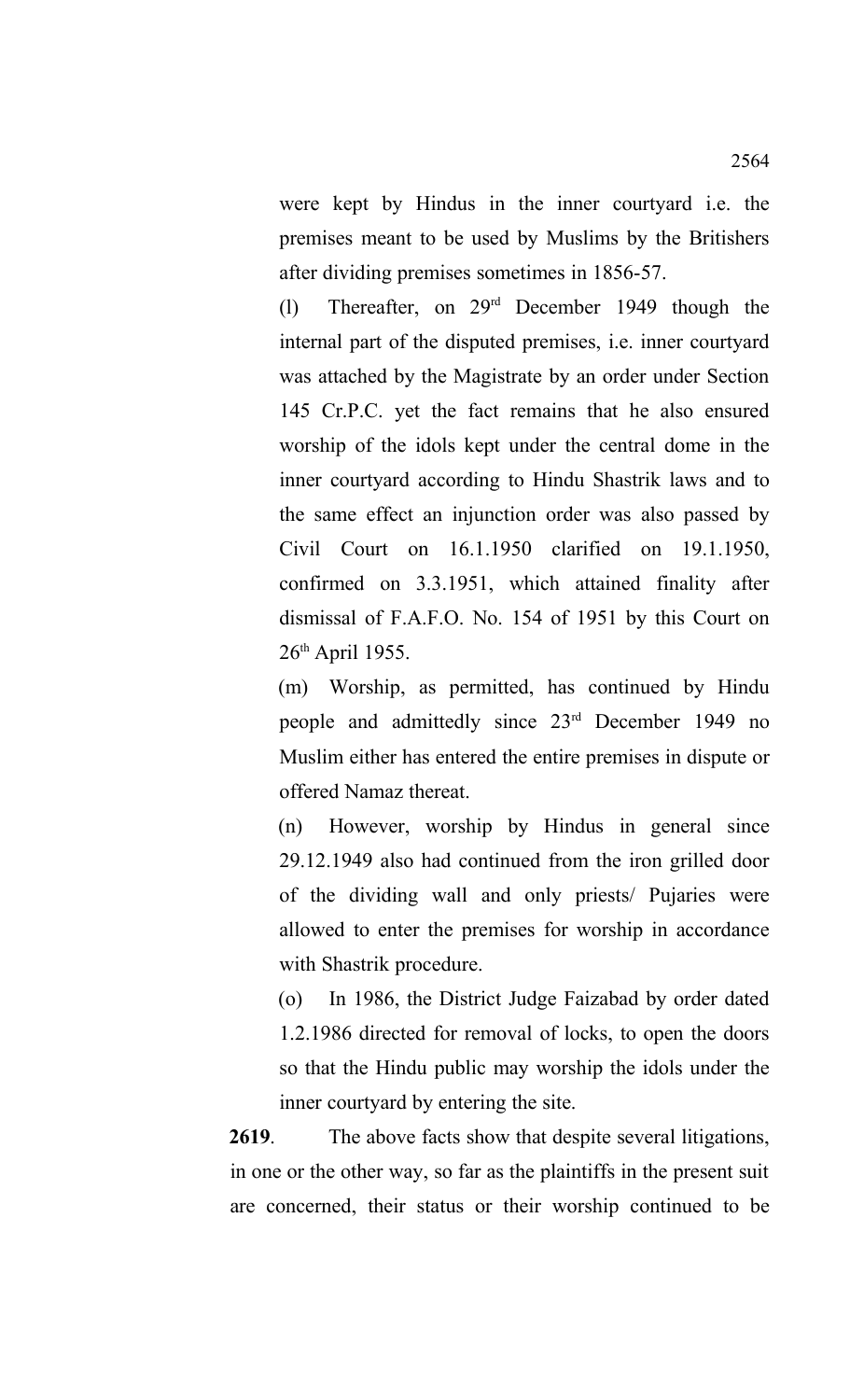were kept by Hindus in the inner courtyard i.e. the premises meant to be used by Muslims by the Britishers after dividing premises sometimes in 1856-57.

(l) Thereafter, on 29[rd] December 1949 though the internal part of the disputed premises, i.e. inner courtyard was attached by the Magistrate by an order under Section 145 Cr.P.C. yet the fact remains that he also ensured worship of the idols kept under the central dome in the inner courtyard according to Hindu Shastrik laws and to the same effect an injunction order was also passed by Civil Court on 16.1.1950 clarified on 19.1.1950, confirmed on 3.3.1951, which attained finality after dismissal of F.A.F.O. No. 154 of 1951 by this Court on 26[th] April 1955.

(m) Worship, as permitted, has continued by Hindu people and admittedly since 23[rd] December 1949 no Muslim either has entered the entire premises in dispute or offered Namaz thereat.

(n) However, worship by Hindus in general since 29.12.1949 also had continued from the iron grilled door of the dividing wall and only priests/ Pujaries were allowed to enter the premises for worship in accordance with Shastrik procedure.

(o) In 1986, the District Judge Faizabad by order dated 1.2.1986 directed for removal of locks, to open the doors so that the Hindu public may worship the idols under the inner courtyard by entering the site.

**2619**. The above facts show that despite several litigations, in one or the other way, so far as the plaintiffs in the present suit are concerned, their status or their worship continued to be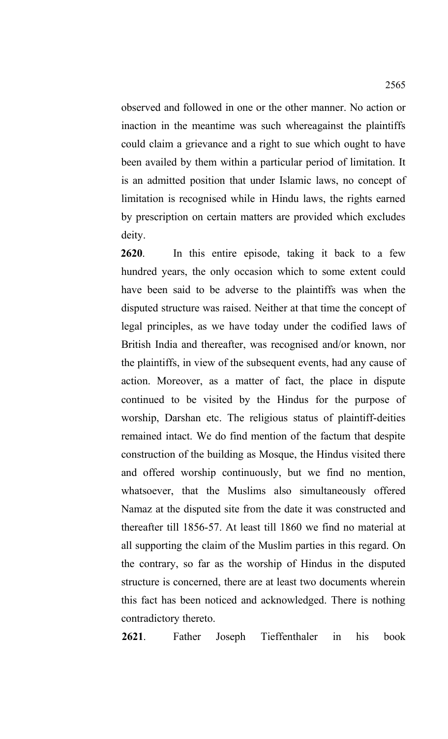observed and followed in one or the other manner. No action or inaction in the meantime was such whereagainst the plaintiffs could claim a grievance and a right to sue which ought to have been availed by them within a particular period of limitation. It is an admitted position that under Islamic laws, no concept of limitation is recognised while in Hindu laws, the rights earned by prescription on certain matters are provided which excludes deity.

**2620**. In this entire episode, taking it back to a few hundred years, the only occasion which to some extent could have been said to be adverse to the plaintiffs was when the disputed structure was raised. Neither at that time the concept of legal principles, as we have today under the codified laws of British India and thereafter, was recognised and/or known, nor the plaintiffs, in view of the subsequent events, had any cause of action. Moreover, as a matter of fact, the place in dispute continued to be visited by the Hindus for the purpose of worship, Darshan etc. The religious status of plaintiff-deities remained intact. We do find mention of the factum that despite construction of the building as Mosque, the Hindus visited there and offered worship continuously, but we find no mention, whatsoever, that the Muslims also simultaneously offered Namaz at the disputed site from the date it was constructed and thereafter till 1856-57. At least till 1860 we find no material at all supporting the claim of the Muslim parties in this regard. On the contrary, so far as the worship of Hindus in the disputed structure is concerned, there are at least two documents wherein this fact has been noticed and acknowledged. There is nothing contradictory thereto.

**2621**. Father Joseph Tieffenthaler in his book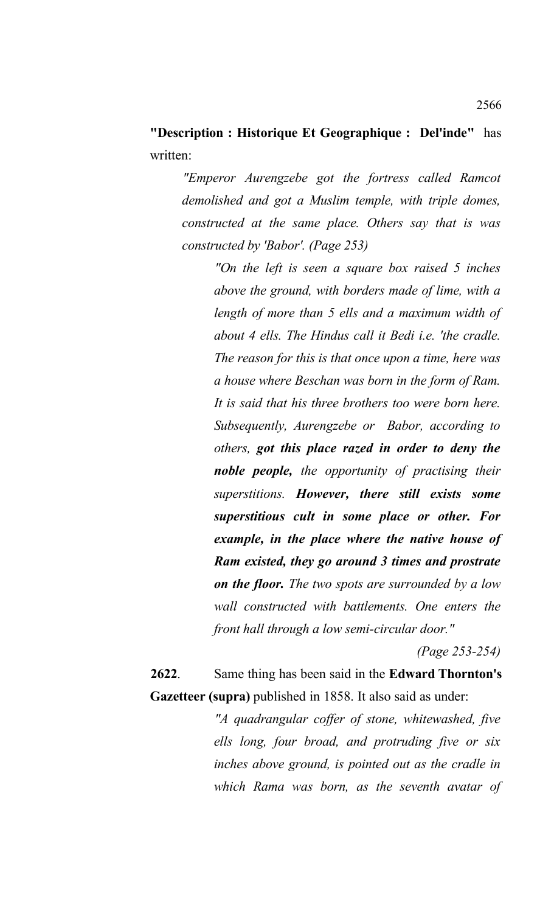**"Description : Historique Et Geographique : Del'inde"** has written:

> *"Emperor Aurengzebe got the fortress called Ramcot demolished and got a Muslim temple, with triple domes, constructed at the same place. Others say that is was constructed by 'Babor'. (Page 253)*
>
> > *"On the left is seen a square box raised 5 inches above the ground, with borders made of lime, with a length of more than 5 ells and a maximum width of about 4 ells. The Hindus call it Bedi i.e. 'the cradle. The reason for this is that once upon a time, here was a house where Beschan was born in the form of Ram. It is said that his three brothers too were born here. Subsequently, Aurengzebe or Babor, according to others,* ***got this place razed in order to deny the noble people,*** *the opportunity of practising their superstitions.* ***However, there still exists some superstitious cult in some place or other. For example, in the place where the native house of Ram existed, they go around 3 times and prostrate on the floor.*** *The two spots are surrounded by a low wall constructed with battlements. One enters the front hall through a low semi-circular door."*
> >
> > *(Page 253-254)*

**2622**. Same thing has been said in the **Edward Thornton's Gazetteer (supra)** published in 1858. It also said as under:

> *"A quadrangular coffer of stone, whitewashed, five ells long, four broad, and protruding five or six inches above ground, is pointed out as the cradle in which Rama was born, as the seventh avatar of*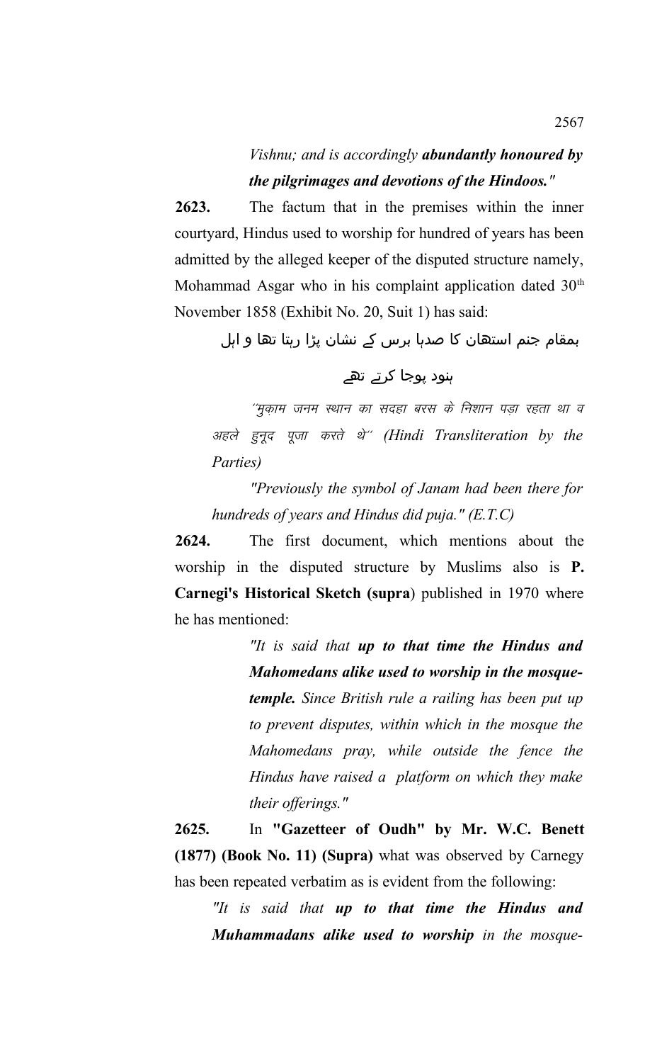*Vishnu; and is accordingly **abundantly honoured by the pilgrimages and devotions of the Hindoos."***

**2623.** The factum that in the premises within the inner courtyard, Hindus used to worship for hundred of years has been admitted by the alleged keeper of the disputed structure namely, Mohammad Asgar who in his complaint application dated 30th November 1858 (Exhibit No. 20, Suit 1) has said:

بمقام جنم استھان کا صدہا برس کے نشان پڑا رہتا تھا و اہل ہنود پوجا کرتے تھے

*´´मुक़ाम जनम स्थान का सदहा बरस के निशान पड़ा रहता था व अहले हुनूद पूजा करते थे´´ (Hindi Transliteration by the Parties)*

*"Previously the symbol of Janam had been there for hundreds of years and Hindus did puja." (E.T.C)*

**2624.** The first document, which mentions about the worship in the disputed structure by Muslims also is **P. Carnegi's Historical Sketch (supra**) published in 1970 where he has mentioned:

> *"It is said that **up to that time the Hindus and Mahomedans alike used to worship in the mosque-temple.** Since British rule a railing has been put up to prevent disputes, within which in the mosque the Mahomedans pray, while outside the fence the Hindus have raised a platform on which they make their offerings."*

**2625.** In **"Gazetteer of Oudh" by Mr. W.C. Benett (1877) (Book No. 11) (Supra)** what was observed by Carnegy has been repeated verbatim as is evident from the following:

*"It is said that **up to that time the Hindus and Muhammadans alike used to worship** in the mosque-*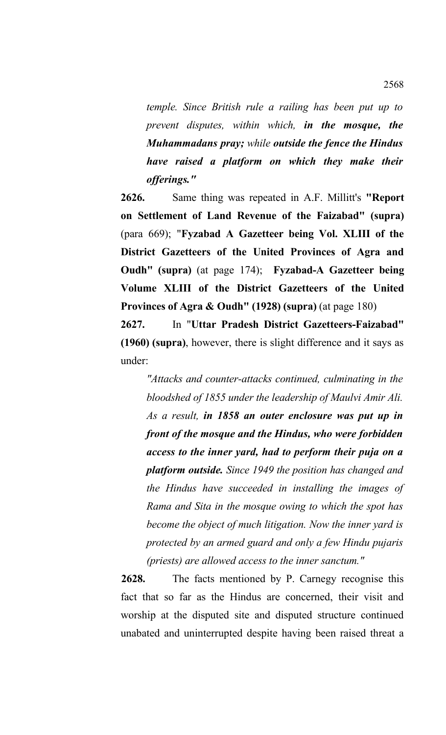*temple. Since British rule a railing has been put up to prevent disputes, within which,* ***in the mosque, the Muhammadans pray;*** *while* ***outside the fence the Hindus have raised a platform on which they make their offerings."***

**2626.** Same thing was repeated in A.F. Millitt's **"Report on Settlement of Land Revenue of the Faizabad" (supra)** (para 669); "**Fyzabad A Gazetteer being Vol. XLIII of the District Gazetteers of the United Provinces of Agra and Oudh" (supra)** (at page 174); **Fyzabad-A Gazetteer being Volume XLIII of the District Gazetteers of the United Provinces of Agra & Oudh" (1928) (supra)** (at page 180)

**2627.** In "**Uttar Pradesh District Gazetteers-Faizabad" (1960) (supra)**, however, there is slight difference and it says as under:

*"Attacks and counter-attacks continued, culminating in the bloodshed of 1855 under the leadership of Maulvi Amir Ali. As a result,* ***in 1858 an outer enclosure was put up in front of the mosque and the Hindus, who were forbidden access to the inner yard, had to perform their puja on a platform outside.*** *Since 1949 the position has changed and the Hindus have succeeded in installing the images of Rama and Sita in the mosque owing to which the spot has become the object of much litigation. Now the inner yard is protected by an armed guard and only a few Hindu pujaris (priests) are allowed access to the inner sanctum."*

**2628.** The facts mentioned by P. Carnegy recognise this fact that so far as the Hindus are concerned, their visit and worship at the disputed site and disputed structure continued unabated and uninterrupted despite having been raised threat a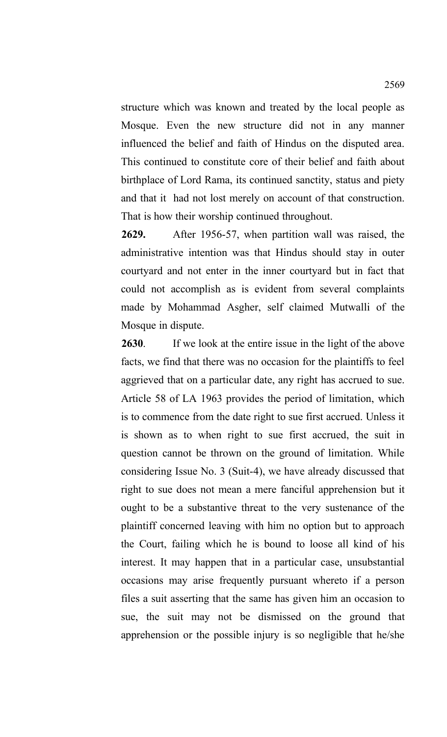structure which was known and treated by the local people as Mosque. Even the new structure did not in any manner influenced the belief and faith of Hindus on the disputed area. This continued to constitute core of their belief and faith about birthplace of Lord Rama, its continued sanctity, status and piety and that it had not lost merely on account of that construction. That is how their worship continued throughout.

**2629.** After 1956-57, when partition wall was raised, the administrative intention was that Hindus should stay in outer courtyard and not enter in the inner courtyard but in fact that could not accomplish as is evident from several complaints made by Mohammad Asgher, self claimed Mutwalli of the Mosque in dispute.

**2630**. If we look at the entire issue in the light of the above facts, we find that there was no occasion for the plaintiffs to feel aggrieved that on a particular date, any right has accrued to sue. Article 58 of LA 1963 provides the period of limitation, which is to commence from the date right to sue first accrued. Unless it is shown as to when right to sue first accrued, the suit in question cannot be thrown on the ground of limitation. While considering Issue No. 3 (Suit-4), we have already discussed that right to sue does not mean a mere fanciful apprehension but it ought to be a substantive threat to the very sustenance of the plaintiff concerned leaving with him no option but to approach the Court, failing which he is bound to loose all kind of his interest. It may happen that in a particular case, unsubstantial occasions may arise frequently pursuant whereto if a person files a suit asserting that the same has given him an occasion to sue, the suit may not be dismissed on the ground that apprehension or the possible injury is so negligible that he/she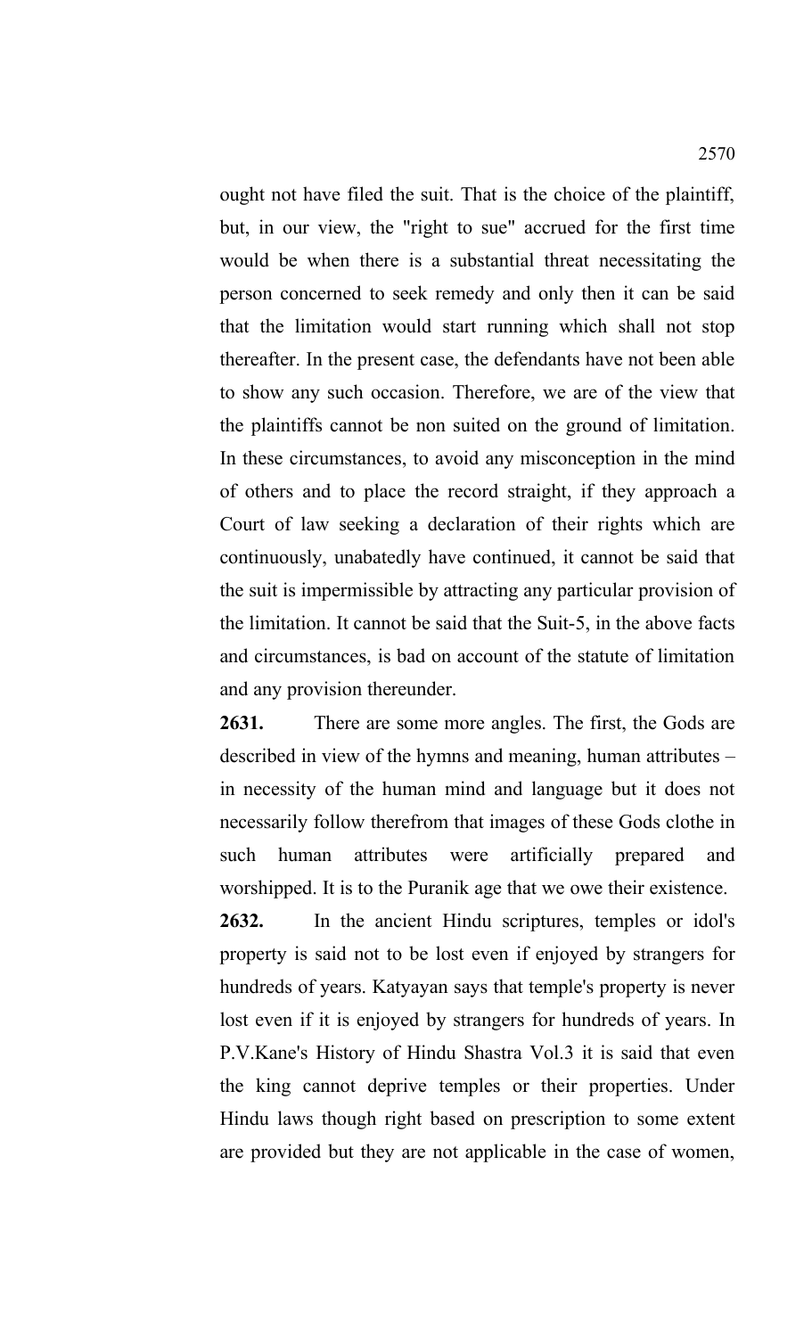ought not have filed the suit. That is the choice of the plaintiff, but, in our view, the "right to sue" accrued for the first time would be when there is a substantial threat necessitating the person concerned to seek remedy and only then it can be said that the limitation would start running which shall not stop thereafter. In the present case, the defendants have not been able to show any such occasion. Therefore, we are of the view that the plaintiffs cannot be non suited on the ground of limitation. In these circumstances, to avoid any misconception in the mind of others and to place the record straight, if they approach a Court of law seeking a declaration of their rights which are continuously, unabatedly have continued, it cannot be said that the suit is impermissible by attracting any particular provision of the limitation. It cannot be said that the Suit-5, in the above facts and circumstances, is bad on account of the statute of limitation and any provision thereunder.

**2631.** There are some more angles. The first, the Gods are described in view of the hymns and meaning, human attributes – in necessity of the human mind and language but it does not necessarily follow therefrom that images of these Gods clothe in such human attributes were artificially prepared and worshipped. It is to the Puranik age that we owe their existence.

**2632.** In the ancient Hindu scriptures, temples or idol's property is said not to be lost even if enjoyed by strangers for hundreds of years. Katyayan says that temple's property is never lost even if it is enjoyed by strangers for hundreds of years. In P.V.Kane's History of Hindu Shastra Vol.3 it is said that even the king cannot deprive temples or their properties. Under Hindu laws though right based on prescription to some extent are provided but they are not applicable in the case of women,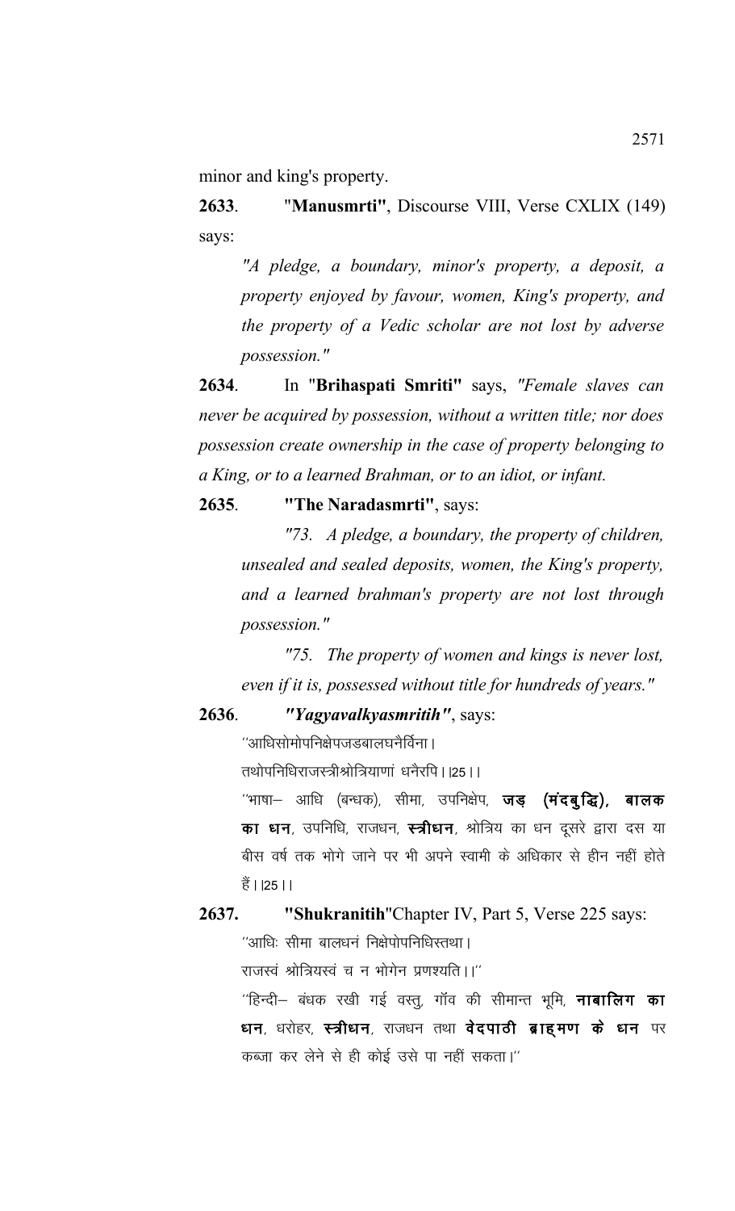minor and king's property.

**2633**. "**Manusmrti"**, Discourse VIII, Verse CXLIX (149) says:

> *"A pledge, a boundary, minor's property, a deposit, a property enjoyed by favour, women, King's property, and the property of a Vedic scholar are not lost by adverse possession."*

**2634**. In **"Brihaspati Smriti"** says, *"Female slaves can never be acquired by possession, without a written title; nor does possession create ownership in the case of property belonging to a King, or to a learned Brahman, or to an idiot, or infant.*

**2635**. **"The Naradasmrti"**, says:

> *"73. A pledge, a boundary, the property of children, unsealed and sealed deposits, women, the King's property, and a learned brahman's property are not lost through possession."*
>
> *"75. The property of women and kings is never lost, even if it is, possessed without title for hundreds of years."*

**2636**. ***"Yagyavalkyasmritih"***, says:

> ''आधिसोमोपनिक्षेपजडबालघनैर्विना।
> तथोपनिधिराजस्त्रीश्रोत्रियाणां धनैरपि।।25।।
>
> ''भाषा– आधि (बन्धक), सीमा, उपनिक्षेप, **जड़ (मंदबुद्धि), बालक का धन**, उपनिधि, राजधन, **स्त्रीधन**, श्रोत्रिय का धन दूसरे द्वारा दस या बीस वर्ष तक भोगे जाने पर भी अपने स्वामी के अधिकार से हीन नहीं होते हैं।।25।।

**2637.** **"Shukranitih"**Chapter IV, Part 5, Verse 225 says:

> ''आधिः सीमा बालधनं निक्षेपोपनिधिस्तथा।
> राजस्वं श्रोत्रियस्वं च न भोगेन प्रणश्यति।।''
>
> ''हिन्दी– बंधक रखी गई वस्तु, गॉव की सीमान्त भूमि, **नाबालिग का धन**, धरोहर, **स्त्रीधन**, राजधन तथा **वेदपाठी ब्राह्मण के धन** पर कब्जा कर लेने से ही कोई उसे पा नहीं सकता।''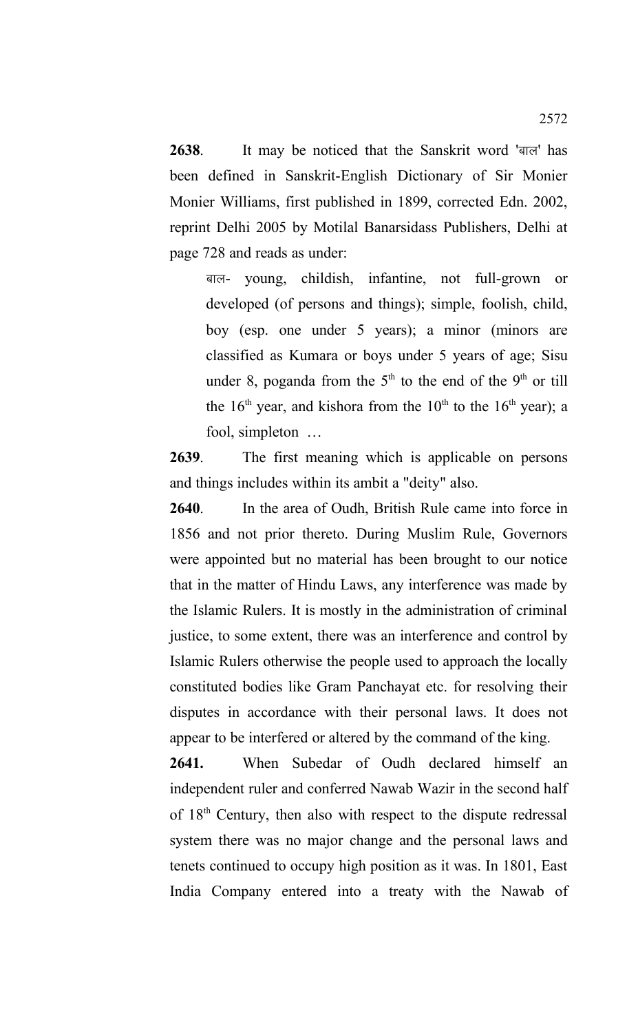**2638**. It may be noticed that the Sanskrit word 'बाल' has been defined in Sanskrit-English Dictionary of Sir Monier Monier Williams, first published in 1899, corrected Edn. 2002, reprint Delhi 2005 by Motilal Banarsidass Publishers, Delhi at page 728 and reads as under:

> बाल- young, childish, infantine, not full-grown or developed (of persons and things); simple, foolish, child, boy (esp. one under 5 years); a minor (minors are classified as Kumara or boys under 5 years of age; Sisu under 8, poganda from the 5th to the end of the 9th or till the 16th year, and kishora from the 10th to the 16th year); a fool, simpleton …

**2639**. The first meaning which is applicable on persons and things includes within its ambit a "deity" also.

**2640**. In the area of Oudh, British Rule came into force in 1856 and not prior thereto. During Muslim Rule, Governors were appointed but no material has been brought to our notice that in the matter of Hindu Laws, any interference was made by the Islamic Rulers. It is mostly in the administration of criminal justice, to some extent, there was an interference and control by Islamic Rulers otherwise the people used to approach the locally constituted bodies like Gram Panchayat etc. for resolving their disputes in accordance with their personal laws. It does not appear to be interfered or altered by the command of the king.

**2641.** When Subedar of Oudh declared himself an independent ruler and conferred Nawab Wazir in the second half of 18th Century, then also with respect to the dispute redressal system there was no major change and the personal laws and tenets continued to occupy high position as it was. In 1801, East India Company entered into a treaty with the Nawab of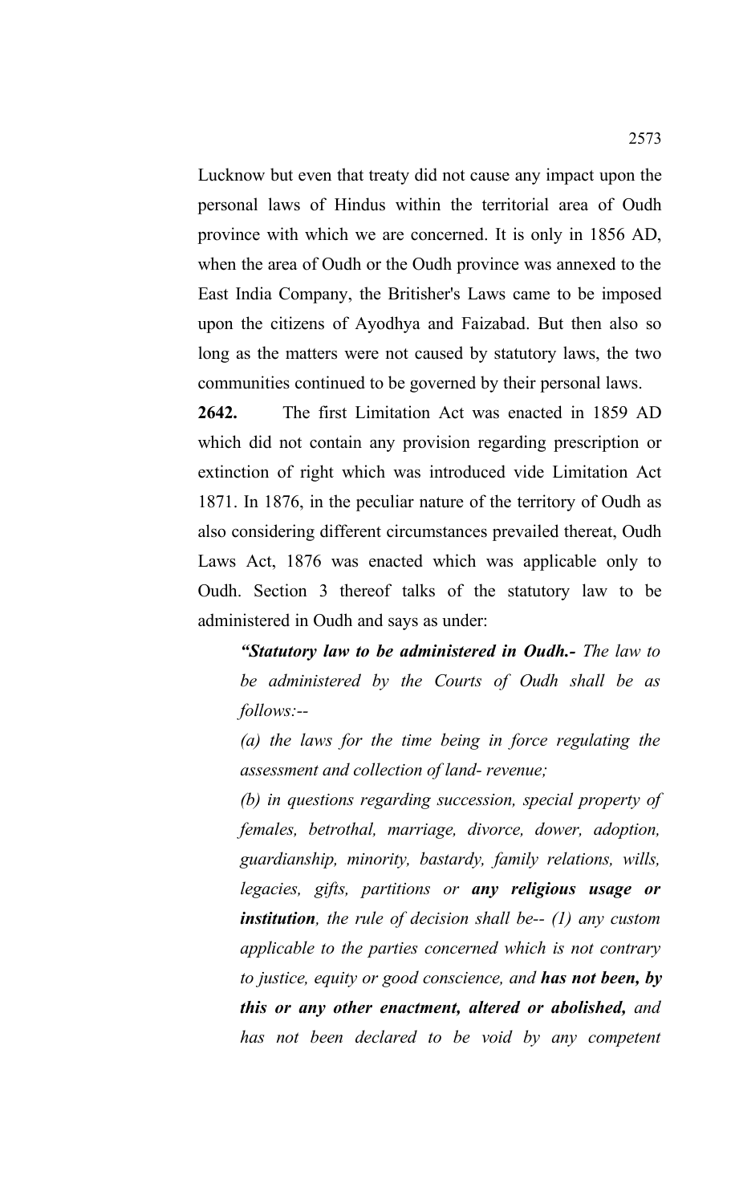Lucknow but even that treaty did not cause any impact upon the personal laws of Hindus within the territorial area of Oudh province with which we are concerned. It is only in 1856 AD, when the area of Oudh or the Oudh province was annexed to the East India Company, the Britisher's Laws came to be imposed upon the citizens of Ayodhya and Faizabad. But then also so long as the matters were not caused by statutory laws, the two communities continued to be governed by their personal laws.

**2642.** The first Limitation Act was enacted in 1859 AD which did not contain any provision regarding prescription or extinction of right which was introduced vide Limitation Act 1871. In 1876, in the peculiar nature of the territory of Oudh as also considering different circumstances prevailed thereat, Oudh Laws Act, 1876 was enacted which was applicable only to Oudh. Section 3 thereof talks of the statutory law to be administered in Oudh and says as under:

> ***"Statutory law to be administered in Oudh.-*** *The law to be administered by the Courts of Oudh shall be as follows:--*
>
> *(a) the laws for the time being in force regulating the assessment and collection of land- revenue;*
>
> *(b) in questions regarding succession, special property of females, betrothal, marriage, divorce, dower, adoption, guardianship, minority, bastardy, family relations, wills, legacies, gifts, partitions or* ***any religious usage or institution****, the rule of decision shall be-- (1) any custom applicable to the parties concerned which is not contrary to justice, equity or good conscience, and* ***has not been, by this or any other enactment, altered or abolished,*** *and has not been declared to be void by any competent*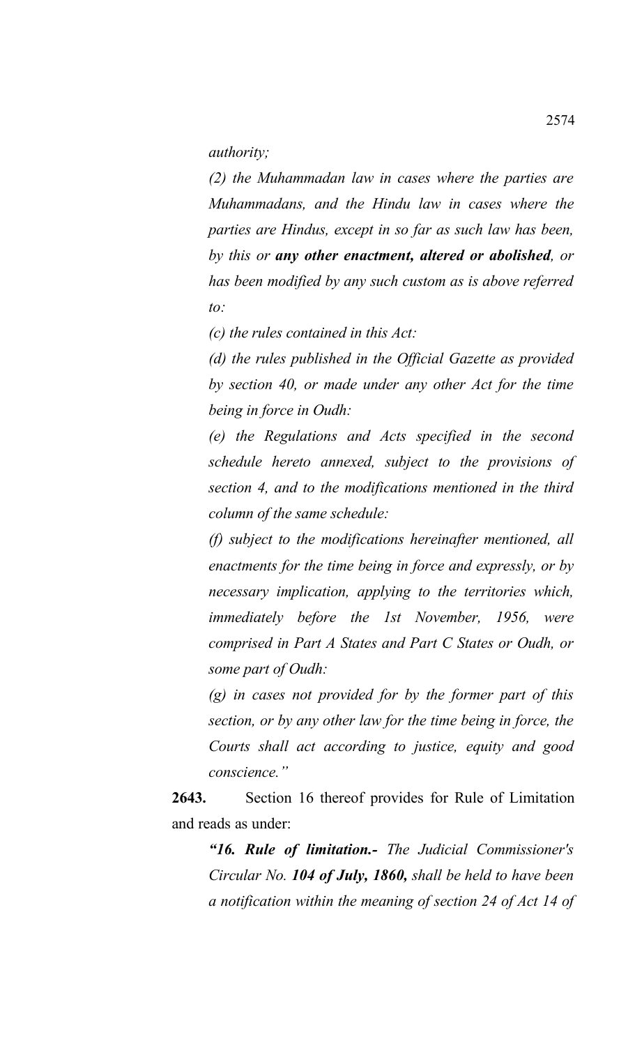*authority;*

*(2) the Muhammadan law in cases where the parties are Muhammadans, and the Hindu law in cases where the parties are Hindus, except in so far as such law has been, by this or* ***any other enactment, altered or abolished****, or has been modified by any such custom as is above referred to:*

*(c) the rules contained in this Act:*

*(d) the rules published in the Official Gazette as provided by section 40, or made under any other Act for the time being in force in Oudh:*

*(e) the Regulations and Acts specified in the second schedule hereto annexed, subject to the provisions of section 4, and to the modifications mentioned in the third column of the same schedule:*

*(f) subject to the modifications hereinafter mentioned, all enactments for the time being in force and expressly, or by necessary implication, applying to the territories which, immediately before the 1st November, 1956, were comprised in Part A States and Part C States or Oudh, or some part of Oudh:*

*(g) in cases not provided for by the former part of this section, or by any other law for the time being in force, the Courts shall act according to justice, equity and good conscience."*

**2643.** Section 16 thereof provides for Rule of Limitation and reads as under:

***"16. Rule of limitation.-*** *The Judicial Commissioner's Circular No.* ***104 of July, 1860,*** *shall be held to have been a notification within the meaning of section 24 of Act 14 of*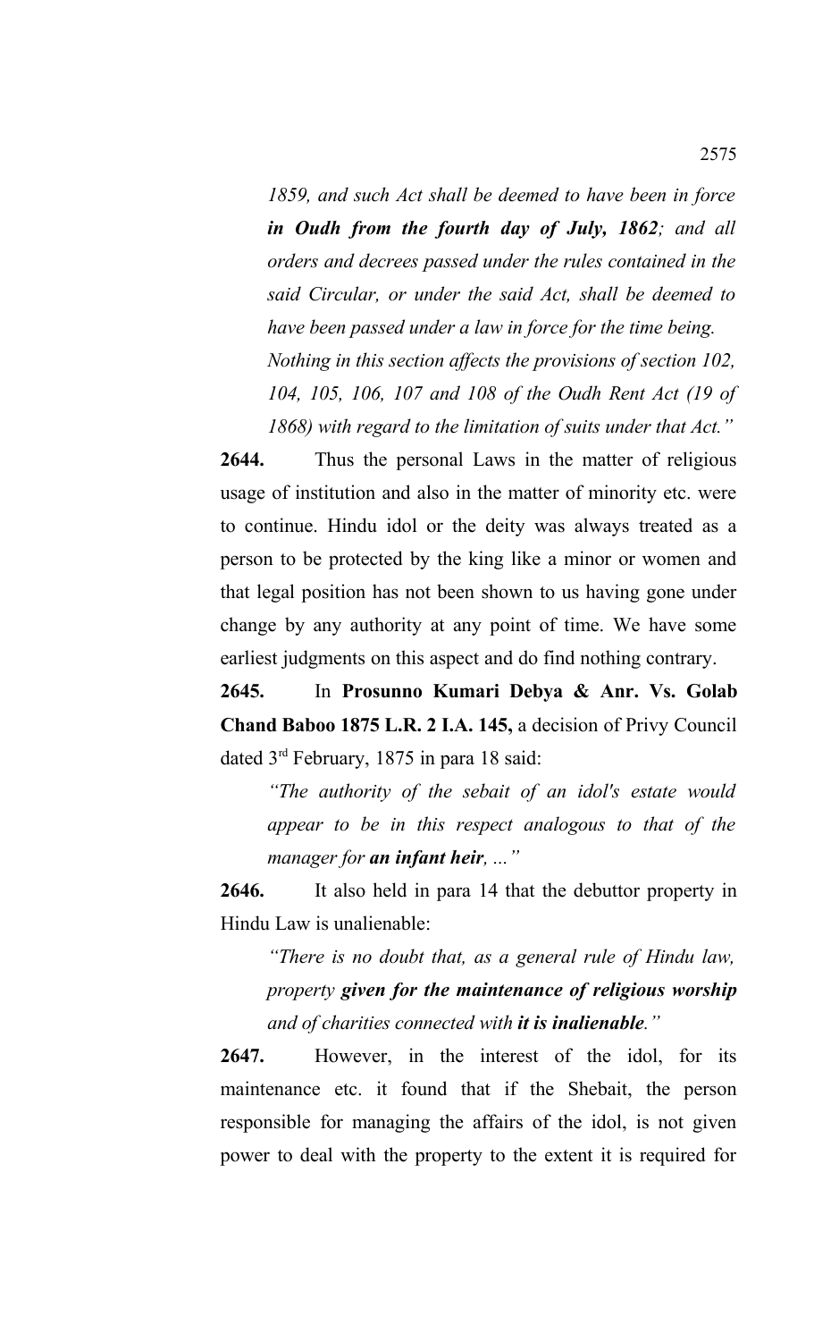*1859, and such Act shall be deemed to have been in force* ***in Oudh from the fourth day of July, 1862****; and all orders and decrees passed under the rules contained in the said Circular, or under the said Act, shall be deemed to have been passed under a law in force for the time being.*

*Nothing in this section affects the provisions of section 102, 104, 105, 106, 107 and 108 of the Oudh Rent Act (19 of 1868) with regard to the limitation of suits under that Act."*

**2644.** Thus the personal Laws in the matter of religious usage of institution and also in the matter of minority etc. were to continue. Hindu idol or the deity was always treated as a person to be protected by the king like a minor or women and that legal position has not been shown to us having gone under change by any authority at any point of time. We have some earliest judgments on this aspect and do find nothing contrary.

**2645.** In **Prosunno Kumari Debya & Anr. Vs. Golab Chand Baboo 1875 L.R. 2 I.A. 145,** a decision of Privy Council dated 3rd February, 1875 in para 18 said:

> *"The authority of the sebait of an idol's estate would appear to be in this respect analogous to that of the manager for* ***an infant heir****, ..."*

**2646.** It also held in para 14 that the debuttor property in Hindu Law is unalienable:

> *"There is no doubt that, as a general rule of Hindu law, property* ***given for the maintenance of religious worship*** *and of charities connected with* ***it is inalienable****."*

**2647.** However, in the interest of the idol, for its maintenance etc. it found that if the Shebait, the person responsible for managing the affairs of the idol, is not given power to deal with the property to the extent it is required for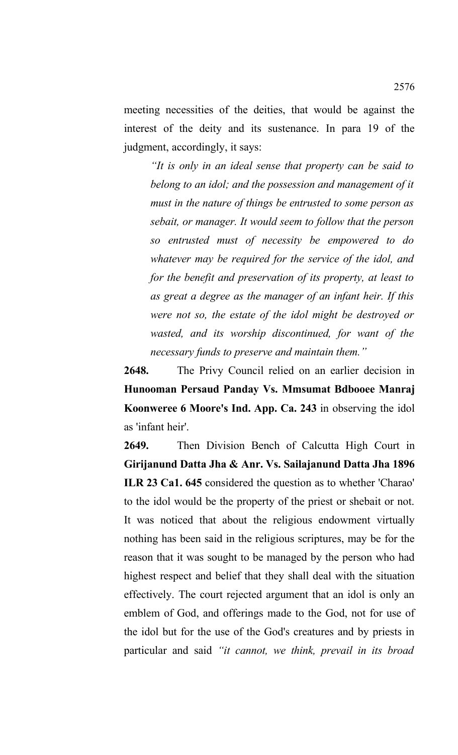meeting necessities of the deities, that would be against the interest of the deity and its sustenance. In para 19 of the judgment, accordingly, it says:

> *"It is only in an ideal sense that property can be said to belong to an idol; and the possession and management of it must in the nature of things be entrusted to some person as sebait, or manager. It would seem to follow that the person so entrusted must of necessity be empowered to do whatever may be required for the service of the idol, and for the benefit and preservation of its property, at least to as great a degree as the manager of an infant heir. If this were not so, the estate of the idol might be destroyed or wasted, and its worship discontinued, for want of the necessary funds to preserve and maintain them."*

**2648.** The Privy Council relied on an earlier decision in **Hunooman Persaud Panday Vs. Mmsumat Bdbooee Manraj Koonweree 6 Moore's Ind. App. Ca. 243** in observing the idol as 'infant heir'.

**2649.** Then Division Bench of Calcutta High Court in **Girijanund Datta Jha & Anr. Vs. Sailajanund Datta Jha 1896 ILR 23 Ca1. 645** considered the question as to whether 'Charao' to the idol would be the property of the priest or shebait or not. It was noticed that about the religious endowment virtually nothing has been said in the religious scriptures, may be for the reason that it was sought to be managed by the person who had highest respect and belief that they shall deal with the situation effectively. The court rejected argument that an idol is only an emblem of God, and offerings made to the God, not for use of the idol but for the use of the God's creatures and by priests in particular and said *"it cannot, we think, prevail in its broad*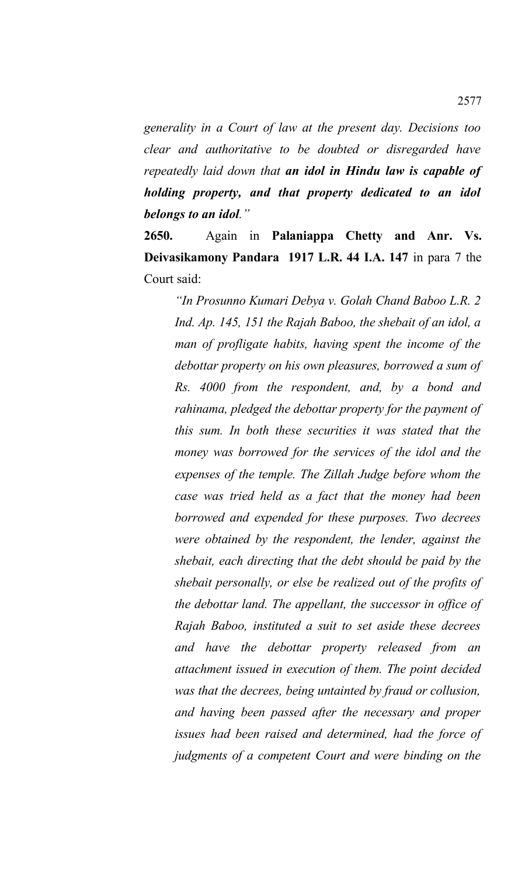*generality in a Court of law at the present day. Decisions too clear and authoritative to be doubted or disregarded have repeatedly laid down that **an idol in Hindu law is capable of holding property, and that property dedicated to an idol belongs to an idol**."*

**2650.** Again in **Palaniappa Chetty and Anr. Vs. Deivasikamony Pandara 1917 L.R. 44 I.A. 147** in para 7 the Court said:

> *"In Prosunno Kumari Debya v. Golah Chand Baboo L.R. 2 Ind. Ap. 145, 151 the Rajah Baboo, the shebait of an idol, a man of profligate habits, having spent the income of the debottar property on his own pleasures, borrowed a sum of Rs. 4000 from the respondent, and, by a bond and rahinama, pledged the debottar property for the payment of this sum. In both these securities it was stated that the money was borrowed for the services of the idol and the expenses of the temple. The Zillah Judge before whom the case was tried held as a fact that the money had been borrowed and expended for these purposes. Two decrees were obtained by the respondent, the lender, against the shebait, each directing that the debt should be paid by the shebait personally, or else be realized out of the profits of the debottar land. The appellant, the successor in office of Rajah Baboo, instituted a suit to set aside these decrees and have the debottar property released from an attachment issued in execution of them. The point decided was that the decrees, being untainted by fraud or collusion, and having been passed after the necessary and proper issues had been raised and determined, had the force of judgments of a competent Court and were binding on the*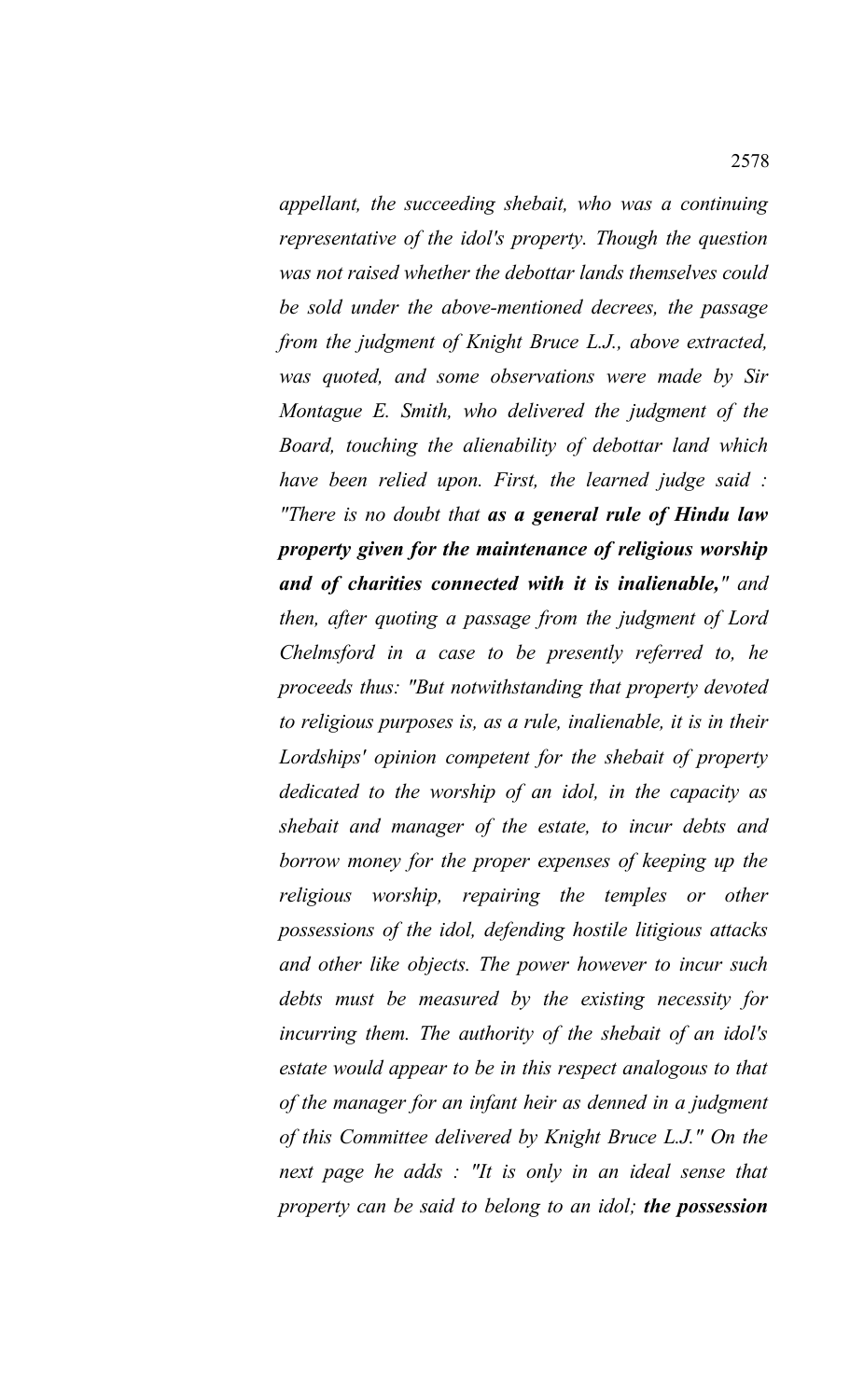*appellant, the succeeding shebait, who was a continuing representative of the idol's property. Though the question was not raised whether the debottar lands themselves could be sold under the above-mentioned decrees, the passage from the judgment of Knight Bruce L.J., above extracted, was quoted, and some observations were made by Sir Montague E. Smith, who delivered the judgment of the Board, touching the alienability of debottar land which have been relied upon. First, the learned judge said : "There is no doubt that **as a general rule of Hindu law property given for the maintenance of religious worship and of charities connected with it is inalienable,**" and then, after quoting a passage from the judgment of Lord Chelmsford in a case to be presently referred to, he proceeds thus: "But notwithstanding that property devoted to religious purposes is, as a rule, inalienable, it is in their Lordships' opinion competent for the shebait of property dedicated to the worship of an idol, in the capacity as shebait and manager of the estate, to incur debts and borrow money for the proper expenses of keeping up the religious worship, repairing the temples or other possessions of the idol, defending hostile litigious attacks and other like objects. The power however to incur such debts must be measured by the existing necessity for incurring them. The authority of the shebait of an idol's estate would appear to be in this respect analogous to that of the manager for an infant heir as denned in a judgment of this Committee delivered by Knight Bruce L.J." On the next page he adds : "It is only in an ideal sense that property can be said to belong to an idol; **the possession***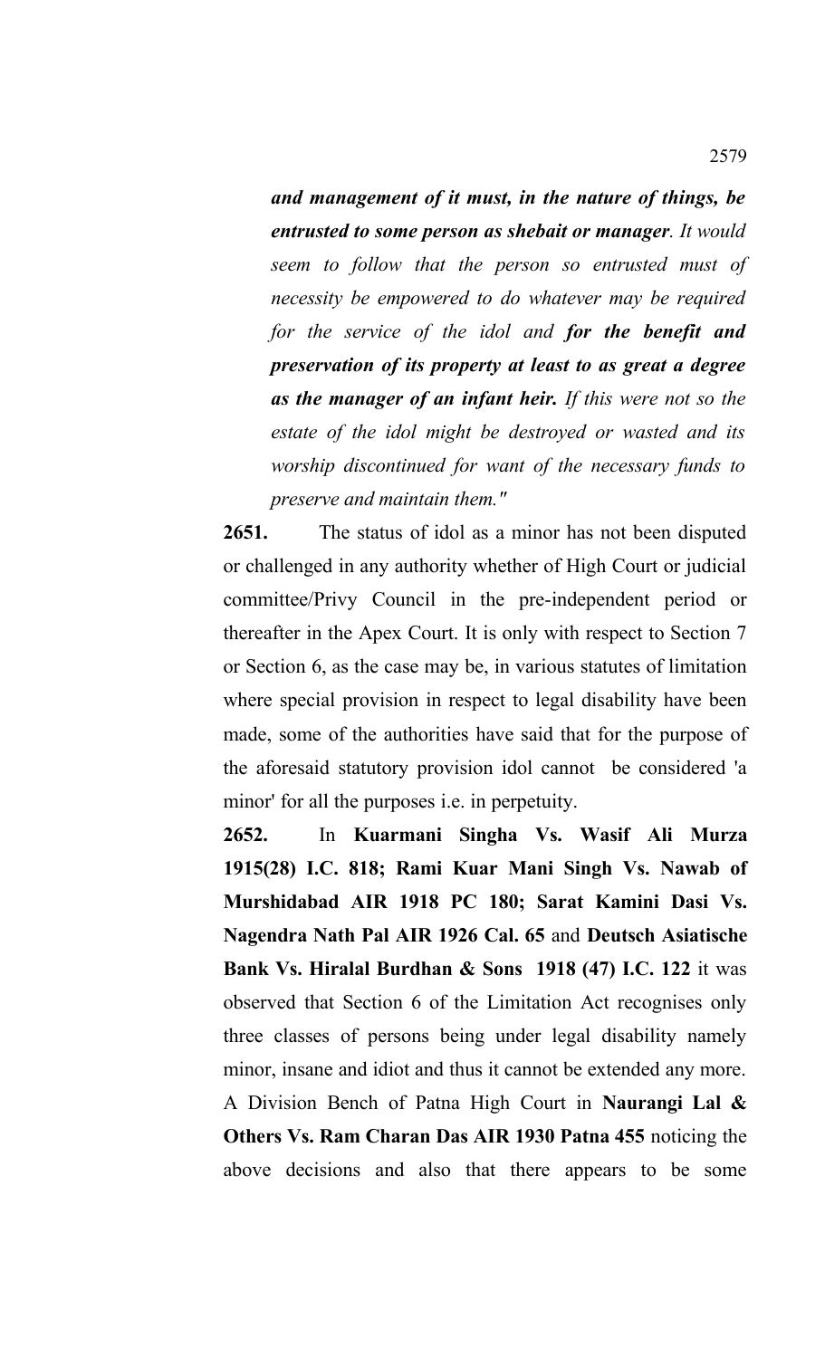***and management of it must, in the nature of things, be entrusted to some person as shebait or manager****. It would seem to follow that the person so entrusted must of necessity be empowered to do whatever may be required for the service of the idol and* ***for the benefit and preservation of its property at least to as great a degree as the manager of an infant heir.*** *If this were not so the estate of the idol might be destroyed or wasted and its worship discontinued for want of the necessary funds to preserve and maintain them."*

**2651.** The status of idol as a minor has not been disputed or challenged in any authority whether of High Court or judicial committee/Privy Council in the pre-independent period or thereafter in the Apex Court. It is only with respect to Section 7 or Section 6, as the case may be, in various statutes of limitation where special provision in respect to legal disability have been made, some of the authorities have said that for the purpose of the aforesaid statutory provision idol cannot be considered 'a minor' for all the purposes i.e. in perpetuity.

**2652.** In **Kuarmani Singha Vs. Wasif Ali Murza 1915(28) I.C. 818; Rami Kuar Mani Singh Vs. Nawab of Murshidabad AIR 1918 PC 180; Sarat Kamini Dasi Vs. Nagendra Nath Pal AIR 1926 Cal. 65** and **Deutsch Asiatische Bank Vs. Hiralal Burdhan & Sons 1918 (47) I.C. 122** it was observed that Section 6 of the Limitation Act recognises only three classes of persons being under legal disability namely minor, insane and idiot and thus it cannot be extended any more. A Division Bench of Patna High Court in **Naurangi Lal & Others Vs. Ram Charan Das AIR 1930 Patna 455** noticing the above decisions and also that there appears to be some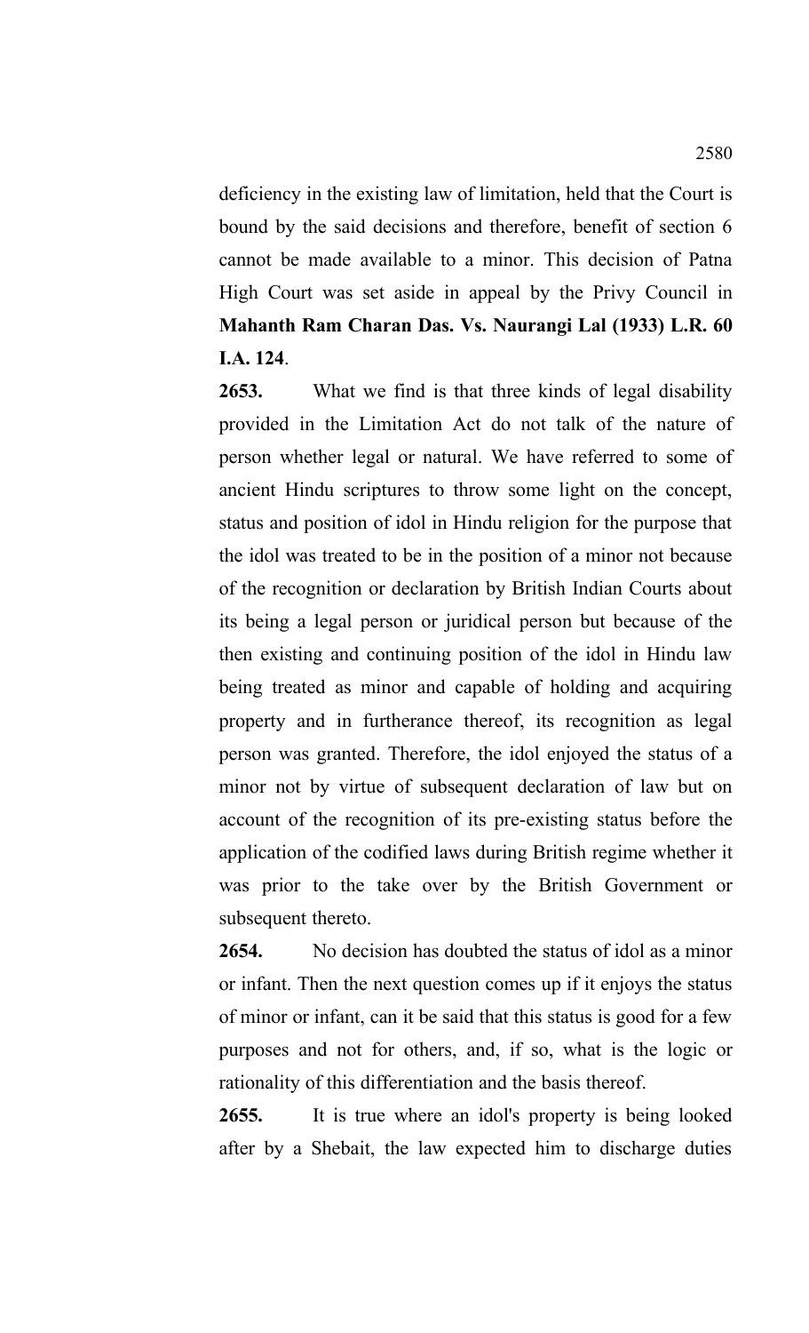deficiency in the existing law of limitation, held that the Court is bound by the said decisions and therefore, benefit of section 6 cannot be made available to a minor. This decision of Patna High Court was set aside in appeal by the Privy Council in **Mahanth Ram Charan Das. Vs. Naurangi Lal (1933) L.R. 60 I.A. 124**.

**2653.** What we find is that three kinds of legal disability provided in the Limitation Act do not talk of the nature of person whether legal or natural. We have referred to some of ancient Hindu scriptures to throw some light on the concept, status and position of idol in Hindu religion for the purpose that the idol was treated to be in the position of a minor not because of the recognition or declaration by British Indian Courts about its being a legal person or juridical person but because of the then existing and continuing position of the idol in Hindu law being treated as minor and capable of holding and acquiring property and in furtherance thereof, its recognition as legal person was granted. Therefore, the idol enjoyed the status of a minor not by virtue of subsequent declaration of law but on account of the recognition of its pre-existing status before the application of the codified laws during British regime whether it was prior to the take over by the British Government or subsequent thereto.

**2654.** No decision has doubted the status of idol as a minor or infant. Then the next question comes up if it enjoys the status of minor or infant, can it be said that this status is good for a few purposes and not for others, and, if so, what is the logic or rationality of this differentiation and the basis thereof.

**2655.** It is true where an idol's property is being looked after by a Shebait, the law expected him to discharge duties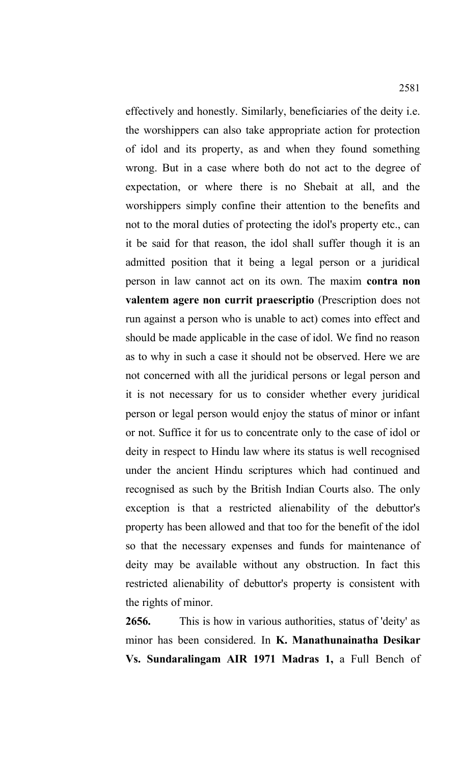effectively and honestly. Similarly, beneficiaries of the deity i.e. the worshippers can also take appropriate action for protection of idol and its property, as and when they found something wrong. But in a case where both do not act to the degree of expectation, or where there is no Shebait at all, and the worshippers simply confine their attention to the benefits and not to the moral duties of protecting the idol's property etc., can it be said for that reason, the idol shall suffer though it is an admitted position that it being a legal person or a juridical person in law cannot act on its own. The maxim **contra non valentem agere non currit praescriptio** (Prescription does not run against a person who is unable to act) comes into effect and should be made applicable in the case of idol. We find no reason as to why in such a case it should not be observed. Here we are not concerned with all the juridical persons or legal person and it is not necessary for us to consider whether every juridical person or legal person would enjoy the status of minor or infant or not. Suffice it for us to concentrate only to the case of idol or deity in respect to Hindu law where its status is well recognised under the ancient Hindu scriptures which had continued and recognised as such by the British Indian Courts also. The only exception is that a restricted alienability of the debuttor's property has been allowed and that too for the benefit of the idol so that the necessary expenses and funds for maintenance of deity may be available without any obstruction. In fact this restricted alienability of debuttor's property is consistent with the rights of minor.

**2656.** This is how in various authorities, status of 'deity' as minor has been considered. In **K. Manathunainatha Desikar Vs. Sundaralingam AIR 1971 Madras 1,** a Full Bench of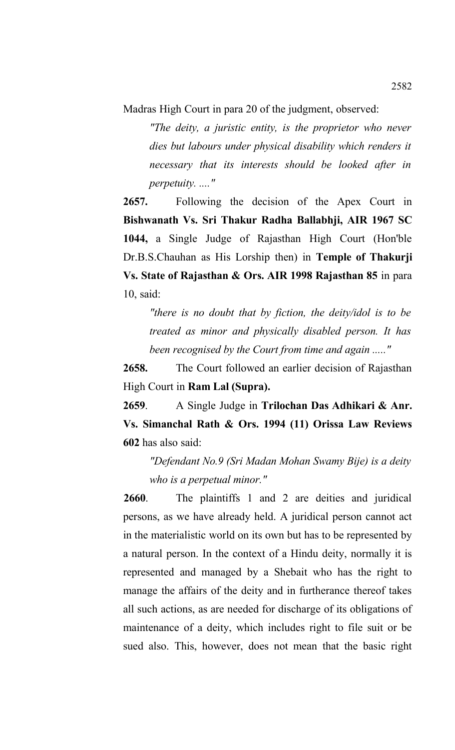Madras High Court in para 20 of the judgment, observed:

> *"The deity, a juristic entity, is the proprietor who never dies but labours under physical disability which renders it necessary that its interests should be looked after in perpetuity. ...."*

**2657.** Following the decision of the Apex Court in **Bishwanath Vs. Sri Thakur Radha Ballabhji, AIR 1967 SC 1044,** a Single Judge of Rajasthan High Court (Hon'ble Dr.B.S.Chauhan as His Lorship then) in **Temple of Thakurji Vs. State of Rajasthan & Ors. AIR 1998 Rajasthan 85** in para 10, said:

> *"there is no doubt that by fiction, the deity/idol is to be treated as minor and physically disabled person. It has been recognised by the Court from time and again ....."*

**2658.** The Court followed an earlier decision of Rajasthan High Court in **Ram Lal (Supra).**

**2659**. A Single Judge in **Trilochan Das Adhikari & Anr. Vs. Simanchal Rath & Ors. 1994 (11) Orissa Law Reviews 602** has also said:

> *"Defendant No.9 (Sri Madan Mohan Swamy Bije) is a deity who is a perpetual minor."*

**2660**. The plaintiffs 1 and 2 are deities and juridical persons, as we have already held. A juridical person cannot act in the materialistic world on its own but has to be represented by a natural person. In the context of a Hindu deity, normally it is represented and managed by a Shebait who has the right to manage the affairs of the deity and in furtherance thereof takes all such actions, as are needed for discharge of its obligations of maintenance of a deity, which includes right to file suit or be sued also. This, however, does not mean that the basic right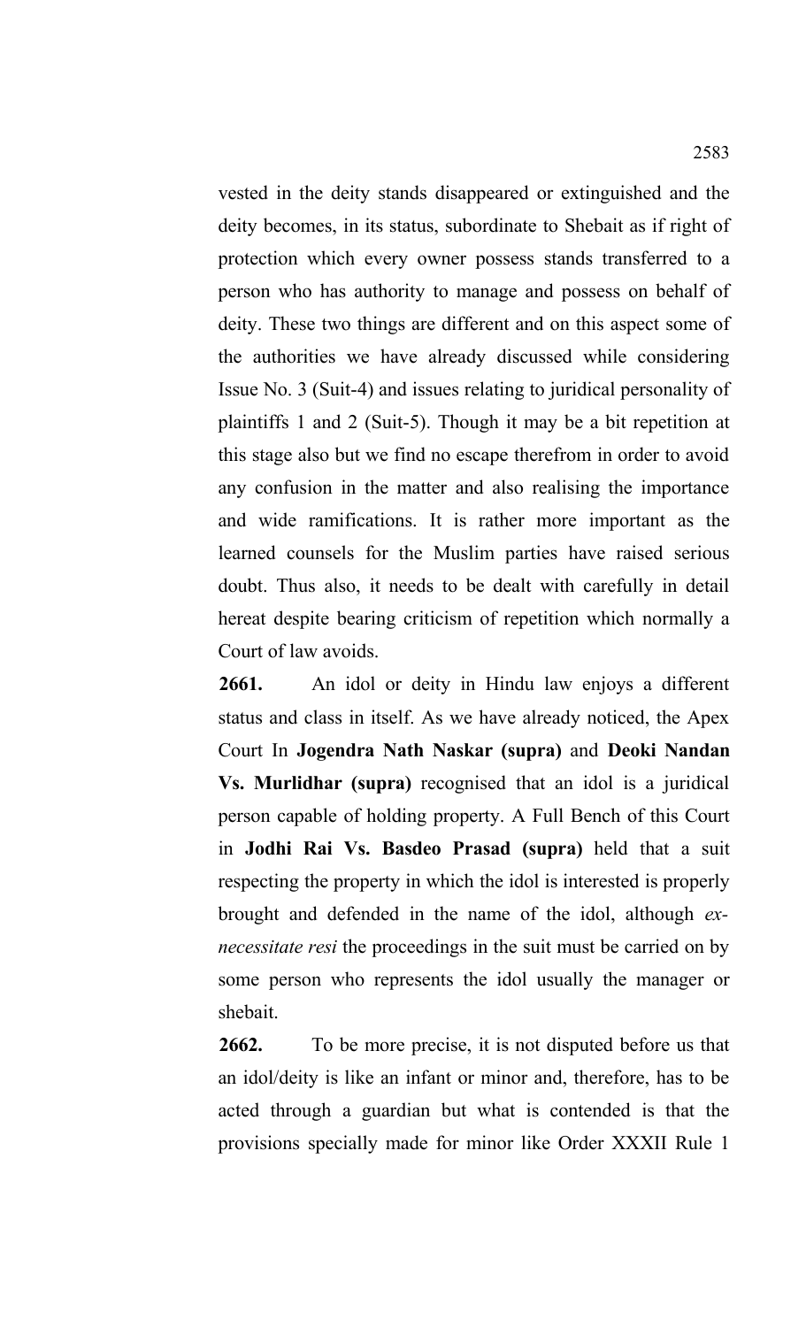vested in the deity stands disappeared or extinguished and the deity becomes, in its status, subordinate to Shebait as if right of protection which every owner possess stands transferred to a person who has authority to manage and possess on behalf of deity. These two things are different and on this aspect some of the authorities we have already discussed while considering Issue No. 3 (Suit-4) and issues relating to juridical personality of plaintiffs 1 and 2 (Suit-5). Though it may be a bit repetition at this stage also but we find no escape therefrom in order to avoid any confusion in the matter and also realising the importance and wide ramifications. It is rather more important as the learned counsels for the Muslim parties have raised serious doubt. Thus also, it needs to be dealt with carefully in detail hereat despite bearing criticism of repetition which normally a Court of law avoids.

**2661.** An idol or deity in Hindu law enjoys a different status and class in itself. As we have already noticed, the Apex Court In **Jogendra Nath Naskar (supra)** and **Deoki Nandan Vs. Murlidhar (supra)** recognised that an idol is a juridical person capable of holding property. A Full Bench of this Court in **Jodhi Rai Vs. Basdeo Prasad (supra)** held that a suit respecting the property in which the idol is interested is properly brought and defended in the name of the idol, although *ex-necessitate resi* the proceedings in the suit must be carried on by some person who represents the idol usually the manager or shebait.

**2662.** To be more precise, it is not disputed before us that an idol/deity is like an infant or minor and, therefore, has to be acted through a guardian but what is contended is that the provisions specially made for minor like Order XXXII Rule 1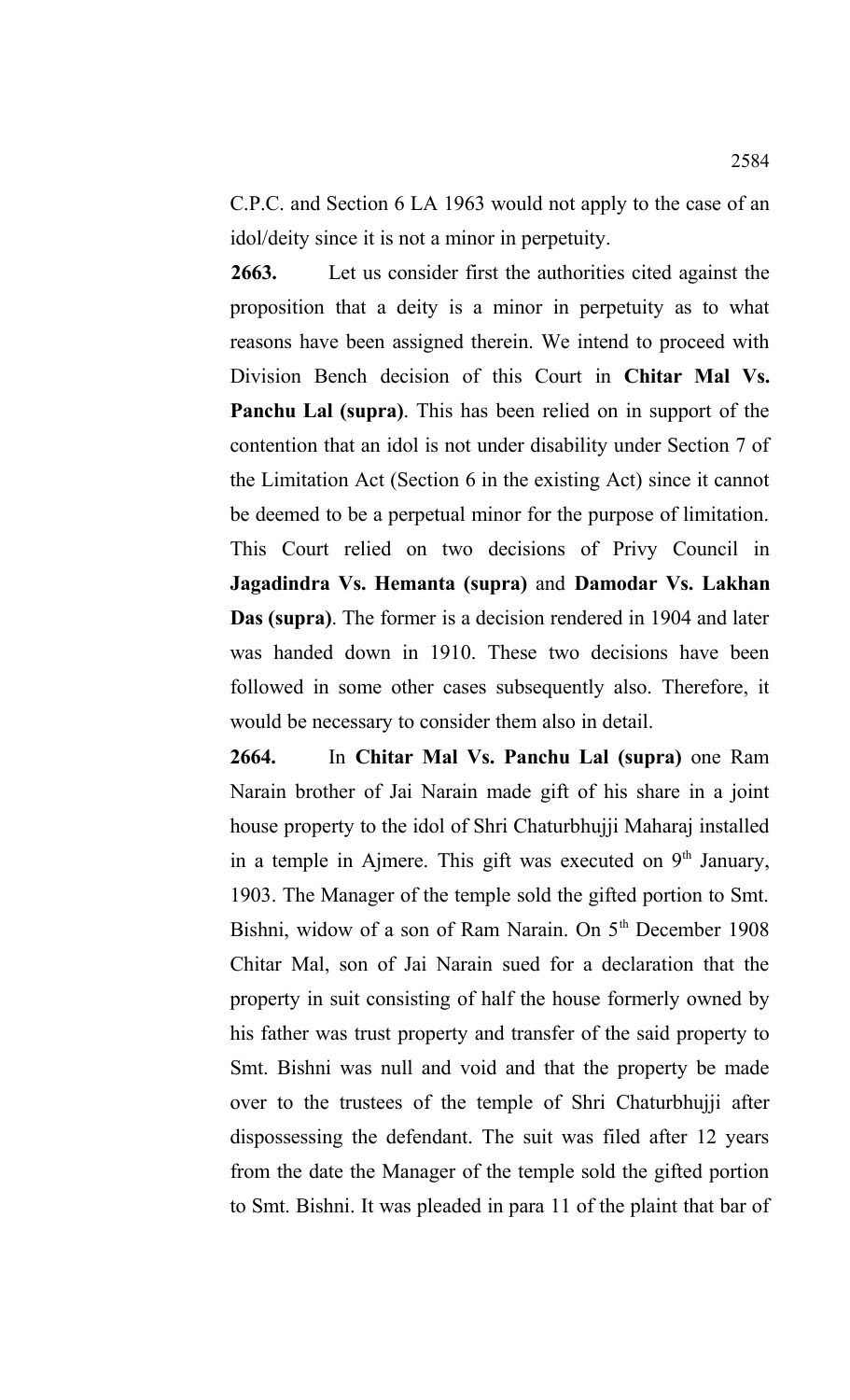C.P.C. and Section 6 LA 1963 would not apply to the case of an idol/deity since it is not a minor in perpetuity.

**2663.** Let us consider first the authorities cited against the proposition that a deity is a minor in perpetuity as to what reasons have been assigned therein. We intend to proceed with Division Bench decision of this Court in **Chitar Mal Vs. Panchu Lal (supra)**. This has been relied on in support of the contention that an idol is not under disability under Section 7 of the Limitation Act (Section 6 in the existing Act) since it cannot be deemed to be a perpetual minor for the purpose of limitation. This Court relied on two decisions of Privy Council in **Jagadindra Vs. Hemanta (supra)** and **Damodar Vs. Lakhan Das (supra)**. The former is a decision rendered in 1904 and later was handed down in 1910. These two decisions have been followed in some other cases subsequently also. Therefore, it would be necessary to consider them also in detail.

**2664.** In **Chitar Mal Vs. Panchu Lal (supra)** one Ram Narain brother of Jai Narain made gift of his share in a joint house property to the idol of Shri Chaturbhujji Maharaj installed in a temple in Ajmere. This gift was executed on 9th January, 1903. The Manager of the temple sold the gifted portion to Smt. Bishni, widow of a son of Ram Narain. On 5th December 1908 Chitar Mal, son of Jai Narain sued for a declaration that the property in suit consisting of half the house formerly owned by his father was trust property and transfer of the said property to Smt. Bishni was null and void and that the property be made over to the trustees of the temple of Shri Chaturbhujji after dispossessing the defendant. The suit was filed after 12 years from the date the Manager of the temple sold the gifted portion to Smt. Bishni. It was pleaded in para 11 of the plaint that bar of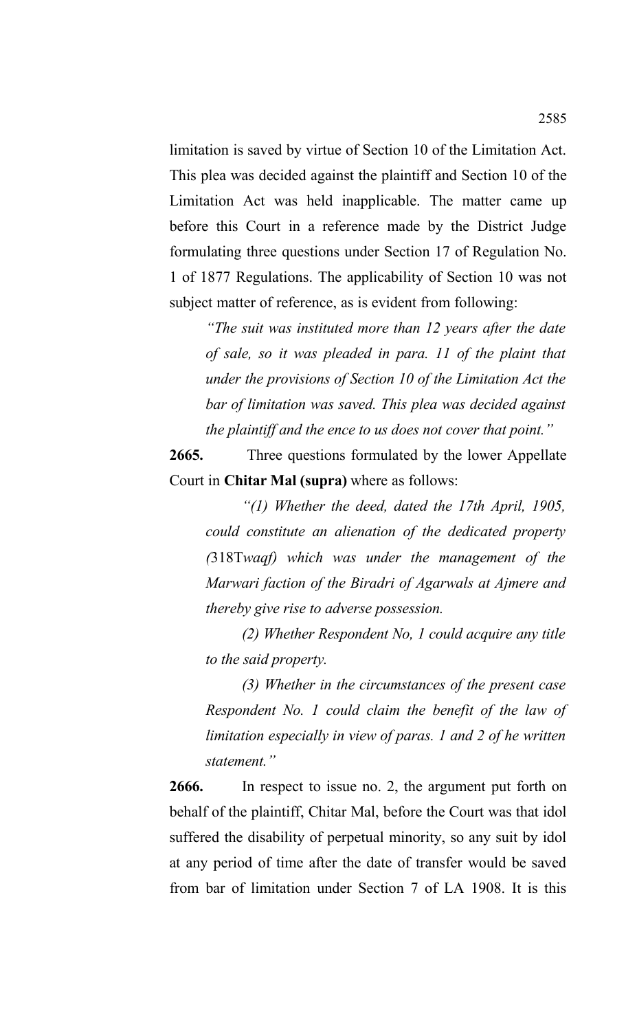limitation is saved by virtue of Section 10 of the Limitation Act. This plea was decided against the plaintiff and Section 10 of the Limitation Act was held inapplicable. The matter came up before this Court in a reference made by the District Judge formulating three questions under Section 17 of Regulation No. 1 of 1877 Regulations. The applicability of Section 10 was not subject matter of reference, as is evident from following:

> *"The suit was instituted more than 12 years after the date of sale, so it was pleaded in para. 11 of the plaint that under the provisions of Section 10 of the Limitation Act the bar of limitation was saved. This plea was decided against the plaintiff and the ence to us does not cover that point."*

**2665.** Three questions formulated by the lower Appellate Court in **Chitar Mal (supra)** where as follows:

> *"(1) Whether the deed, dated the 17th April, 1905, could constitute an alienation of the dedicated property (*318T*waqf) which was under the management of the Marwari faction of the Biradri of Agarwals at Ajmere and thereby give rise to adverse possession.*
>
> *(2) Whether Respondent No, 1 could acquire any title to the said property.*
>
> *(3) Whether in the circumstances of the present case Respondent No. 1 could claim the benefit of the law of limitation especially in view of paras. 1 and 2 of he written statement."*

**2666.** In respect to issue no. 2, the argument put forth on behalf of the plaintiff, Chitar Mal, before the Court was that idol suffered the disability of perpetual minority, so any suit by idol at any period of time after the date of transfer would be saved from bar of limitation under Section 7 of LA 1908. It is this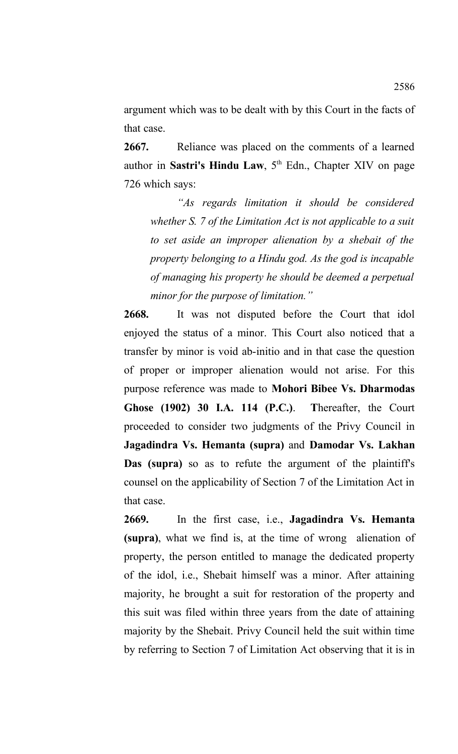argument which was to be dealt with by this Court in the facts of that case.

**2667.** Reliance was placed on the comments of a learned author in **Sastri's Hindu Law**, 5th Edn., Chapter XIV on page 726 which says:

> *"As regards limitation it should be considered whether S. 7 of the Limitation Act is not applicable to a suit to set aside an improper alienation by a shebait of the property belonging to a Hindu god. As the god is incapable of managing his property he should be deemed a perpetual minor for the purpose of limitation."*

**2668.** It was not disputed before the Court that idol enjoyed the status of a minor. This Court also noticed that a transfer by minor is void ab-initio and in that case the question of proper or improper alienation would not arise. For this purpose reference was made to **Mohori Bibee Vs. Dharmodas Ghose (1902) 30 I.A. 114 (P.C.)**. **T**hereafter, the Court proceeded to consider two judgments of the Privy Council in **Jagadindra Vs. Hemanta (supra)** and **Damodar Vs. Lakhan Das (supra)** so as to refute the argument of the plaintiff's counsel on the applicability of Section 7 of the Limitation Act in that case.

**2669.** In the first case, i.e., **Jagadindra Vs. Hemanta (supra)**, what we find is, at the time of wrong alienation of property, the person entitled to manage the dedicated property of the idol, i.e., Shebait himself was a minor. After attaining majority, he brought a suit for restoration of the property and this suit was filed within three years from the date of attaining majority by the Shebait. Privy Council held the suit within time by referring to Section 7 of Limitation Act observing that it is in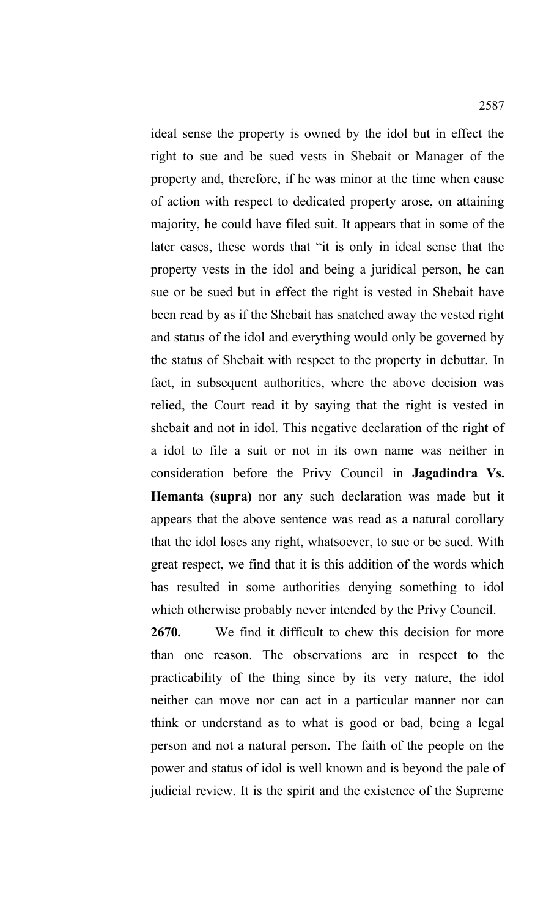ideal sense the property is owned by the idol but in effect the right to sue and be sued vests in Shebait or Manager of the property and, therefore, if he was minor at the time when cause of action with respect to dedicated property arose, on attaining majority, he could have filed suit. It appears that in some of the later cases, these words that "it is only in ideal sense that the property vests in the idol and being a juridical person, he can sue or be sued but in effect the right is vested in Shebait have been read by as if the Shebait has snatched away the vested right and status of the idol and everything would only be governed by the status of Shebait with respect to the property in debuttar. In fact, in subsequent authorities, where the above decision was relied, the Court read it by saying that the right is vested in shebait and not in idol. This negative declaration of the right of a idol to file a suit or not in its own name was neither in consideration before the Privy Council in **Jagadindra Vs. Hemanta (supra)** nor any such declaration was made but it appears that the above sentence was read as a natural corollary that the idol loses any right, whatsoever, to sue or be sued. With great respect, we find that it is this addition of the words which has resulted in some authorities denying something to idol which otherwise probably never intended by the Privy Council.

**2670.** We find it difficult to chew this decision for more than one reason. The observations are in respect to the practicability of the thing since by its very nature, the idol neither can move nor can act in a particular manner nor can think or understand as to what is good or bad, being a legal person and not a natural person. The faith of the people on the power and status of idol is well known and is beyond the pale of judicial review. It is the spirit and the existence of the Supreme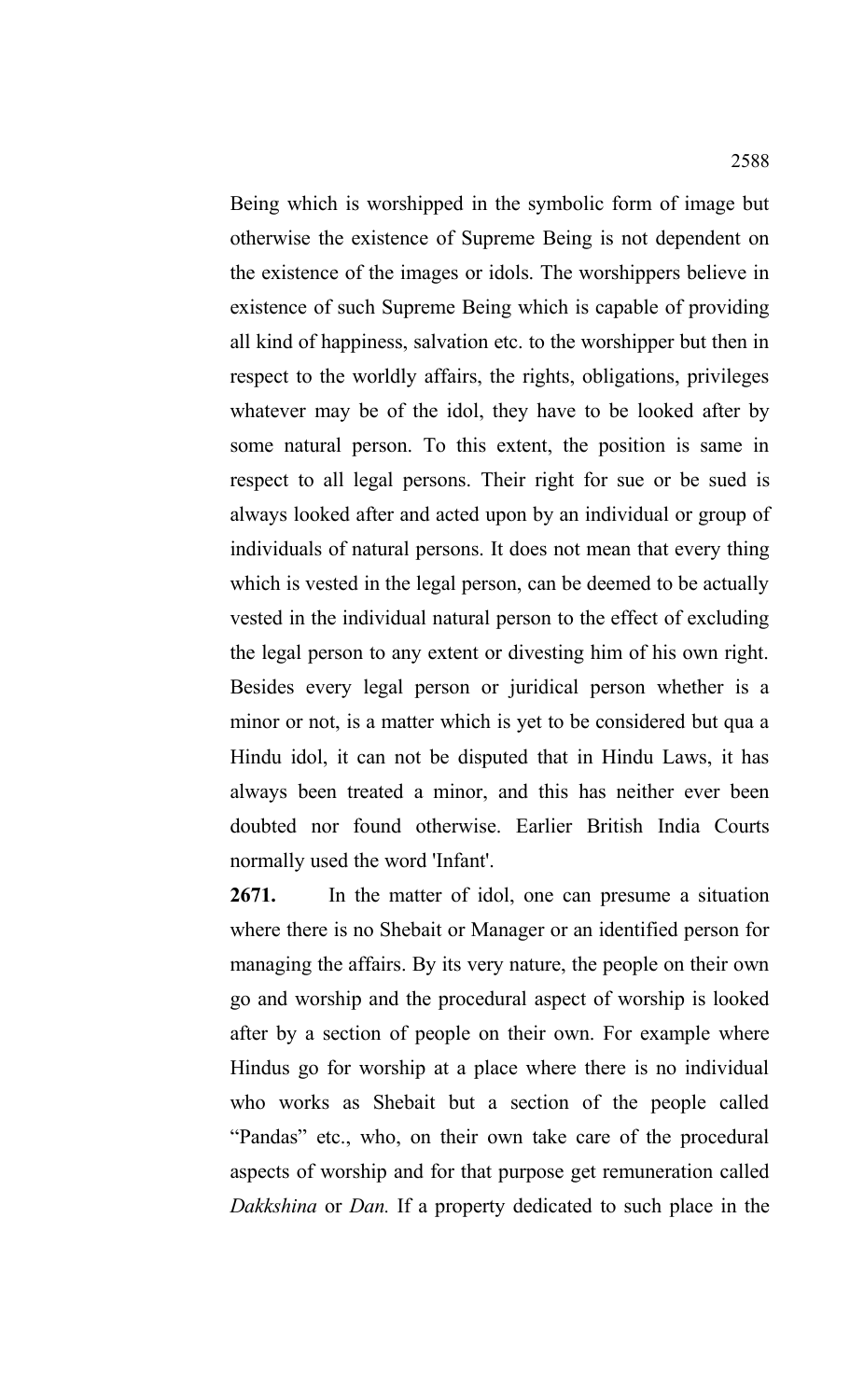Being which is worshipped in the symbolic form of image but otherwise the existence of Supreme Being is not dependent on the existence of the images or idols. The worshippers believe in existence of such Supreme Being which is capable of providing all kind of happiness, salvation etc. to the worshipper but then in respect to the worldly affairs, the rights, obligations, privileges whatever may be of the idol, they have to be looked after by some natural person. To this extent, the position is same in respect to all legal persons. Their right for sue or be sued is always looked after and acted upon by an individual or group of individuals of natural persons. It does not mean that every thing which is vested in the legal person, can be deemed to be actually vested in the individual natural person to the effect of excluding the legal person to any extent or divesting him of his own right. Besides every legal person or juridical person whether is a minor or not, is a matter which is yet to be considered but qua a Hindu idol, it can not be disputed that in Hindu Laws, it has always been treated a minor, and this has neither ever been doubted nor found otherwise. Earlier British India Courts normally used the word 'Infant'.

**2671.** In the matter of idol, one can presume a situation where there is no Shebait or Manager or an identified person for managing the affairs. By its very nature, the people on their own go and worship and the procedural aspect of worship is looked after by a section of people on their own. For example where Hindus go for worship at a place where there is no individual who works as Shebait but a section of the people called "Pandas" etc., who, on their own take care of the procedural aspects of worship and for that purpose get remuneration called *Dakkshina* or *Dan.* If a property dedicated to such place in the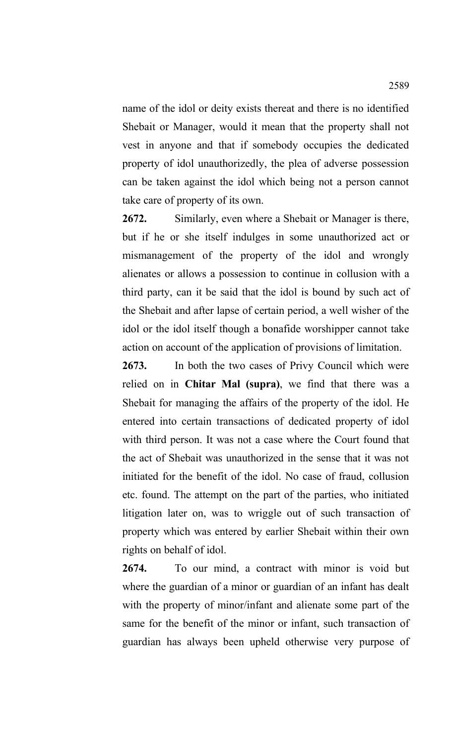name of the idol or deity exists thereat and there is no identified Shebait or Manager, would it mean that the property shall not vest in anyone and that if somebody occupies the dedicated property of idol unauthorizedly, the plea of adverse possession can be taken against the idol which being not a person cannot take care of property of its own.

**2672.** Similarly, even where a Shebait or Manager is there, but if he or she itself indulges in some unauthorized act or mismanagement of the property of the idol and wrongly alienates or allows a possession to continue in collusion with a third party, can it be said that the idol is bound by such act of the Shebait and after lapse of certain period, a well wisher of the idol or the idol itself though a bonafide worshipper cannot take action on account of the application of provisions of limitation.

**2673.** In both the two cases of Privy Council which were relied on in **Chitar Mal (supra)**, we find that there was a Shebait for managing the affairs of the property of the idol. He entered into certain transactions of dedicated property of idol with third person. It was not a case where the Court found that the act of Shebait was unauthorized in the sense that it was not initiated for the benefit of the idol. No case of fraud, collusion etc. found. The attempt on the part of the parties, who initiated litigation later on, was to wriggle out of such transaction of property which was entered by earlier Shebait within their own rights on behalf of idol.

**2674.** To our mind, a contract with minor is void but where the guardian of a minor or guardian of an infant has dealt with the property of minor/infant and alienate some part of the same for the benefit of the minor or infant, such transaction of guardian has always been upheld otherwise very purpose of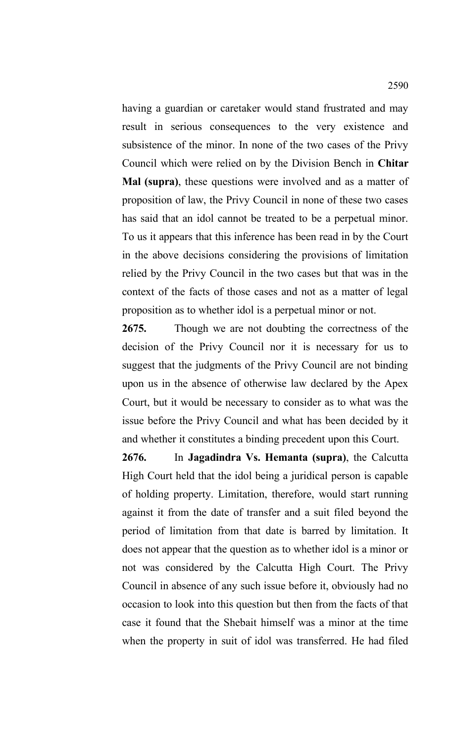having a guardian or caretaker would stand frustrated and may result in serious consequences to the very existence and subsistence of the minor. In none of the two cases of the Privy Council which were relied on by the Division Bench in **Chitar Mal (supra)**, these questions were involved and as a matter of proposition of law, the Privy Council in none of these two cases has said that an idol cannot be treated to be a perpetual minor. To us it appears that this inference has been read in by the Court in the above decisions considering the provisions of limitation relied by the Privy Council in the two cases but that was in the context of the facts of those cases and not as a matter of legal proposition as to whether idol is a perpetual minor or not.

**2675.** Though we are not doubting the correctness of the decision of the Privy Council nor it is necessary for us to suggest that the judgments of the Privy Council are not binding upon us in the absence of otherwise law declared by the Apex Court, but it would be necessary to consider as to what was the issue before the Privy Council and what has been decided by it and whether it constitutes a binding precedent upon this Court.

**2676.** In **Jagadindra Vs. Hemanta (supra)**, the Calcutta High Court held that the idol being a juridical person is capable of holding property. Limitation, therefore, would start running against it from the date of transfer and a suit filed beyond the period of limitation from that date is barred by limitation. It does not appear that the question as to whether idol is a minor or not was considered by the Calcutta High Court. The Privy Council in absence of any such issue before it, obviously had no occasion to look into this question but then from the facts of that case it found that the Shebait himself was a minor at the time when the property in suit of idol was transferred. He had filed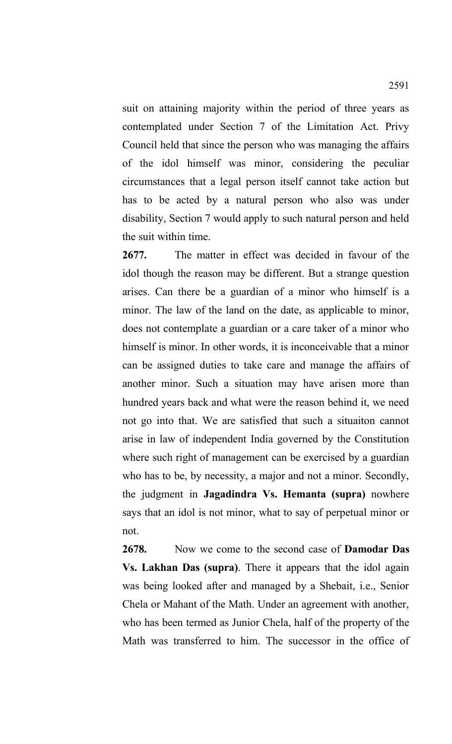suit on attaining majority within the period of three years as contemplated under Section 7 of the Limitation Act. Privy Council held that since the person who was managing the affairs of the idol himself was minor, considering the peculiar circumstances that a legal person itself cannot take action but has to be acted by a natural person who also was under disability, Section 7 would apply to such natural person and held the suit within time.

**2677.** The matter in effect was decided in favour of the idol though the reason may be different. But a strange question arises. Can there be a guardian of a minor who himself is a minor. The law of the land on the date, as applicable to minor, does not contemplate a guardian or a care taker of a minor who himself is minor. In other words, it is inconceivable that a minor can be assigned duties to take care and manage the affairs of another minor. Such a situation may have arisen more than hundred years back and what were the reason behind it, we need not go into that. We are satisfied that such a situaiton cannot arise in law of independent India governed by the Constitution where such right of management can be exercised by a guardian who has to be, by necessity, a major and not a minor. Secondly, the judgment in **Jagadindra Vs. Hemanta (supra)** nowhere says that an idol is not minor, what to say of perpetual minor or not.

**2678.** Now we come to the second case of **Damodar Das Vs. Lakhan Das (supra)**. There it appears that the idol again was being looked after and managed by a Shebait, i.e., Senior Chela or Mahant of the Math. Under an agreement with another, who has been termed as Junior Chela, half of the property of the Math was transferred to him. The successor in the office of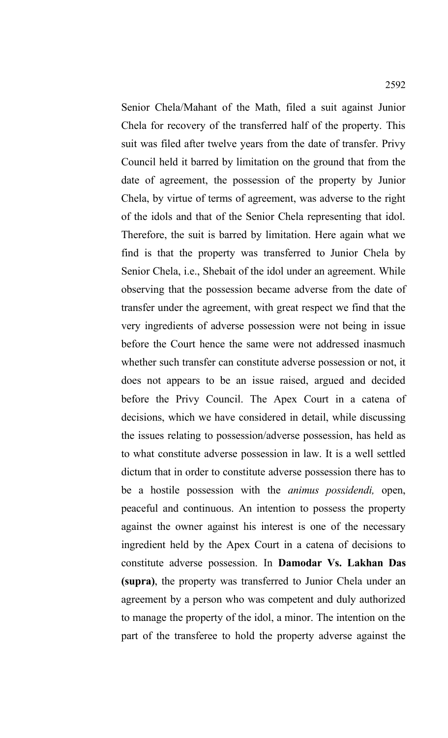Senior Chela/Mahant of the Math, filed a suit against Junior Chela for recovery of the transferred half of the property. This suit was filed after twelve years from the date of transfer. Privy Council held it barred by limitation on the ground that from the date of agreement, the possession of the property by Junior Chela, by virtue of terms of agreement, was adverse to the right of the idols and that of the Senior Chela representing that idol. Therefore, the suit is barred by limitation. Here again what we find is that the property was transferred to Junior Chela by Senior Chela, i.e., Shebait of the idol under an agreement. While observing that the possession became adverse from the date of transfer under the agreement, with great respect we find that the very ingredients of adverse possession were not being in issue before the Court hence the same were not addressed inasmuch whether such transfer can constitute adverse possession or not, it does not appears to be an issue raised, argued and decided before the Privy Council. The Apex Court in a catena of decisions, which we have considered in detail, while discussing the issues relating to possession/adverse possession, has held as to what constitute adverse possession in law. It is a well settled dictum that in order to constitute adverse possession there has to be a hostile possession with the *animus possidendi,* open, peaceful and continuous. An intention to possess the property against the owner against his interest is one of the necessary ingredient held by the Apex Court in a catena of decisions to constitute adverse possession. In **Damodar Vs. Lakhan Das (supra)**, the property was transferred to Junior Chela under an agreement by a person who was competent and duly authorized to manage the property of the idol, a minor. The intention on the part of the transferee to hold the property adverse against the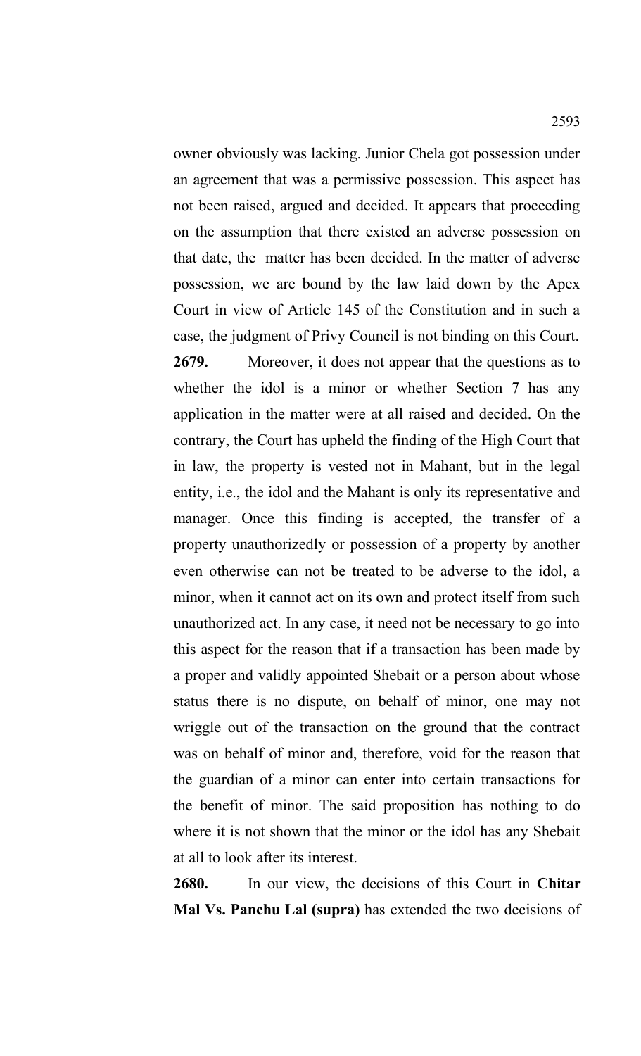owner obviously was lacking. Junior Chela got possession under an agreement that was a permissive possession. This aspect has not been raised, argued and decided. It appears that proceeding on the assumption that there existed an adverse possession on that date, the matter has been decided. In the matter of adverse possession, we are bound by the law laid down by the Apex Court in view of Article 145 of the Constitution and in such a case, the judgment of Privy Council is not binding on this Court.

**2679.** Moreover, it does not appear that the questions as to whether the idol is a minor or whether Section 7 has any application in the matter were at all raised and decided. On the contrary, the Court has upheld the finding of the High Court that in law, the property is vested not in Mahant, but in the legal entity, i.e., the idol and the Mahant is only its representative and manager. Once this finding is accepted, the transfer of a property unauthorizedly or possession of a property by another even otherwise can not be treated to be adverse to the idol, a minor, when it cannot act on its own and protect itself from such unauthorized act. In any case, it need not be necessary to go into this aspect for the reason that if a transaction has been made by a proper and validly appointed Shebait or a person about whose status there is no dispute, on behalf of minor, one may not wriggle out of the transaction on the ground that the contract was on behalf of minor and, therefore, void for the reason that the guardian of a minor can enter into certain transactions for the benefit of minor. The said proposition has nothing to do where it is not shown that the minor or the idol has any Shebait at all to look after its interest.

**2680.** In our view, the decisions of this Court in **Chitar Mal Vs. Panchu Lal (supra)** has extended the two decisions of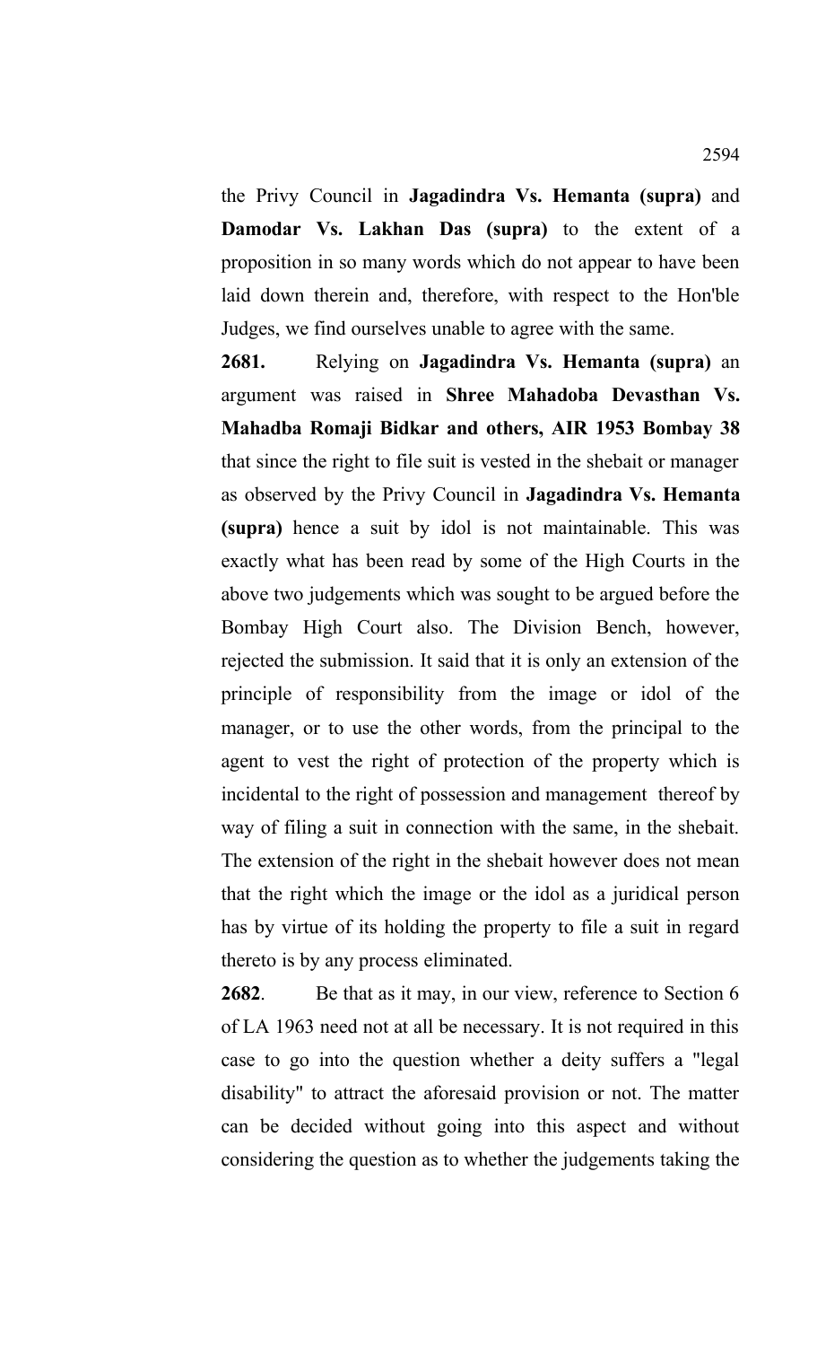the Privy Council in **Jagadindra Vs. Hemanta (supra)** and **Damodar Vs. Lakhan Das (supra)** to the extent of a proposition in so many words which do not appear to have been laid down therein and, therefore, with respect to the Hon'ble Judges, we find ourselves unable to agree with the same.

**2681.** Relying on **Jagadindra Vs. Hemanta (supra)** an argument was raised in **Shree Mahadoba Devasthan Vs. Mahadba Romaji Bidkar and others, AIR 1953 Bombay 38** that since the right to file suit is vested in the shebait or manager as observed by the Privy Council in **Jagadindra Vs. Hemanta (supra)** hence a suit by idol is not maintainable. This was exactly what has been read by some of the High Courts in the above two judgements which was sought to be argued before the Bombay High Court also. The Division Bench, however, rejected the submission. It said that it is only an extension of the principle of responsibility from the image or idol of the manager, or to use the other words, from the principal to the agent to vest the right of protection of the property which is incidental to the right of possession and management thereof by way of filing a suit in connection with the same, in the shebait. The extension of the right in the shebait however does not mean that the right which the image or the idol as a juridical person has by virtue of its holding the property to file a suit in regard thereto is by any process eliminated.

**2682**. Be that as it may, in our view, reference to Section 6 of LA 1963 need not at all be necessary. It is not required in this case to go into the question whether a deity suffers a "legal disability" to attract the aforesaid provision or not. The matter can be decided without going into this aspect and without considering the question as to whether the judgements taking the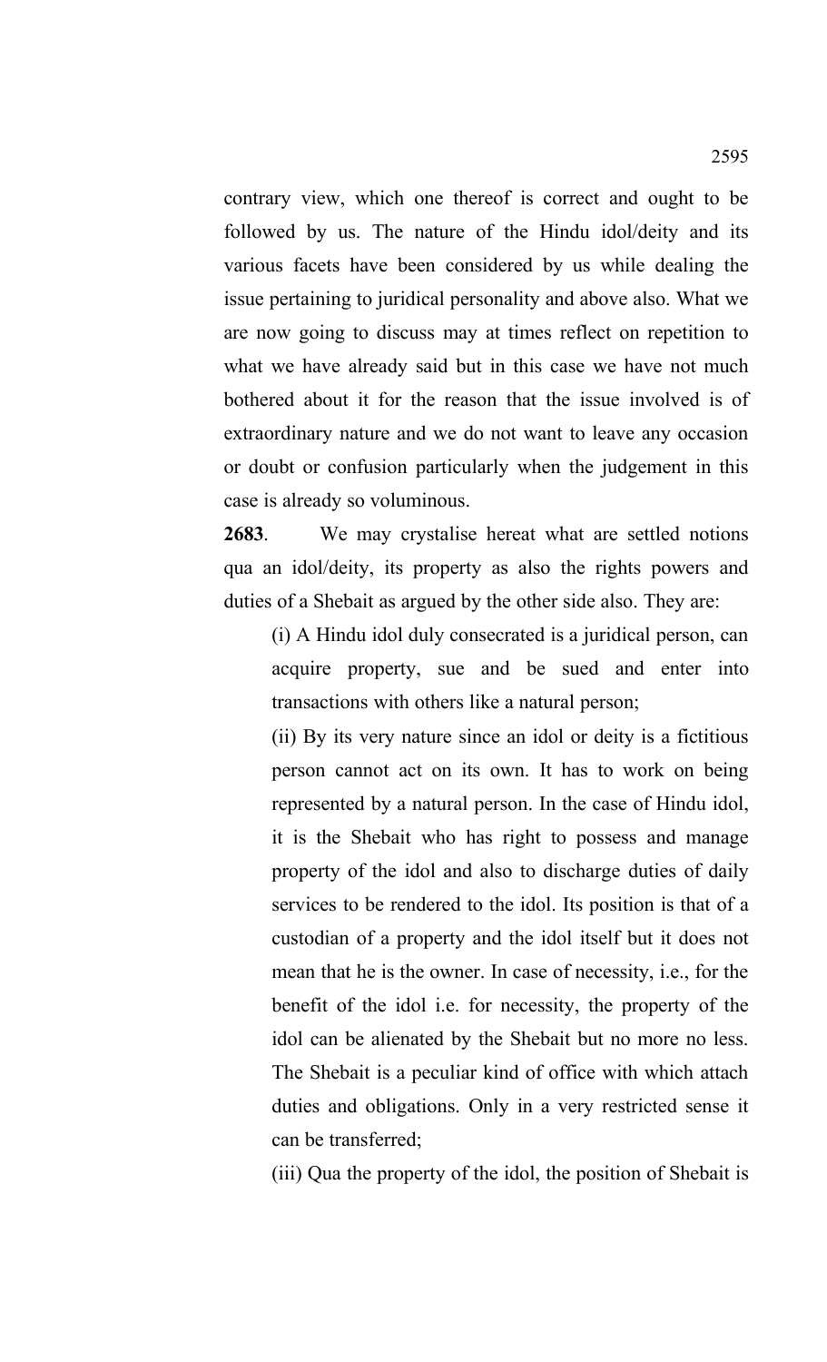contrary view, which one thereof is correct and ought to be followed by us. The nature of the Hindu idol/deity and its various facets have been considered by us while dealing the issue pertaining to juridical personality and above also. What we are now going to discuss may at times reflect on repetition to what we have already said but in this case we have not much bothered about it for the reason that the issue involved is of extraordinary nature and we do not want to leave any occasion or doubt or confusion particularly when the judgement in this case is already so voluminous.

**2683**. We may crystalise hereat what are settled notions qua an idol/deity, its property as also the rights powers and duties of a Shebait as argued by the other side also. They are:

(i) A Hindu idol duly consecrated is a juridical person, can acquire property, sue and be sued and enter into transactions with others like a natural person;

(ii) By its very nature since an idol or deity is a fictitious person cannot act on its own. It has to work on being represented by a natural person. In the case of Hindu idol, it is the Shebait who has right to possess and manage property of the idol and also to discharge duties of daily services to be rendered to the idol. Its position is that of a custodian of a property and the idol itself but it does not mean that he is the owner. In case of necessity, i.e., for the benefit of the idol i.e. for necessity, the property of the idol can be alienated by the Shebait but no more no less. The Shebait is a peculiar kind of office with which attach duties and obligations. Only in a very restricted sense it can be transferred;

(iii) Qua the property of the idol, the position of Shebait is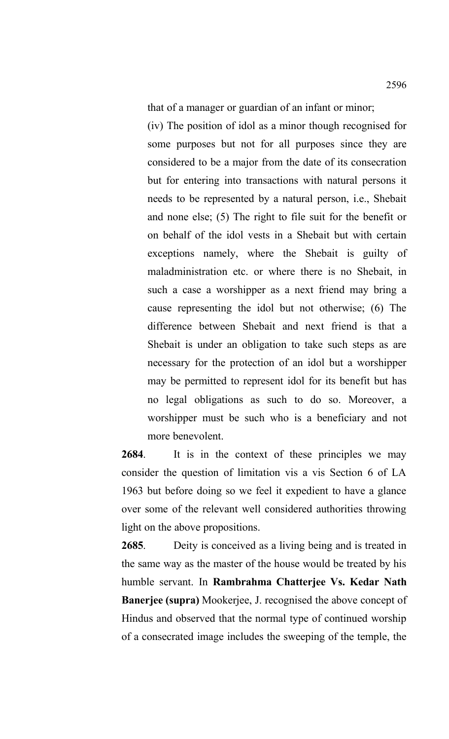that of a manager or guardian of an infant or minor;

(iv) The position of idol as a minor though recognised for some purposes but not for all purposes since they are considered to be a major from the date of its consecration but for entering into transactions with natural persons it needs to be represented by a natural person, i.e., Shebait and none else; (5) The right to file suit for the benefit or on behalf of the idol vests in a Shebait but with certain exceptions namely, where the Shebait is guilty of maladministration etc. or where there is no Shebait, in such a case a worshipper as a next friend may bring a cause representing the idol but not otherwise; (6) The difference between Shebait and next friend is that a Shebait is under an obligation to take such steps as are necessary for the protection of an idol but a worshipper may be permitted to represent idol for its benefit but has no legal obligations as such to do so. Moreover, a worshipper must be such who is a beneficiary and not more benevolent.

**2684**. It is in the context of these principles we may consider the question of limitation vis a vis Section 6 of LA 1963 but before doing so we feel it expedient to have a glance over some of the relevant well considered authorities throwing light on the above propositions.

**2685**. Deity is conceived as a living being and is treated in the same way as the master of the house would be treated by his humble servant. In **Rambrahma Chatterjee Vs. Kedar Nath Banerjee (supra)** Mookerjee, J. recognised the above concept of Hindus and observed that the normal type of continued worship of a consecrated image includes the sweeping of the temple, the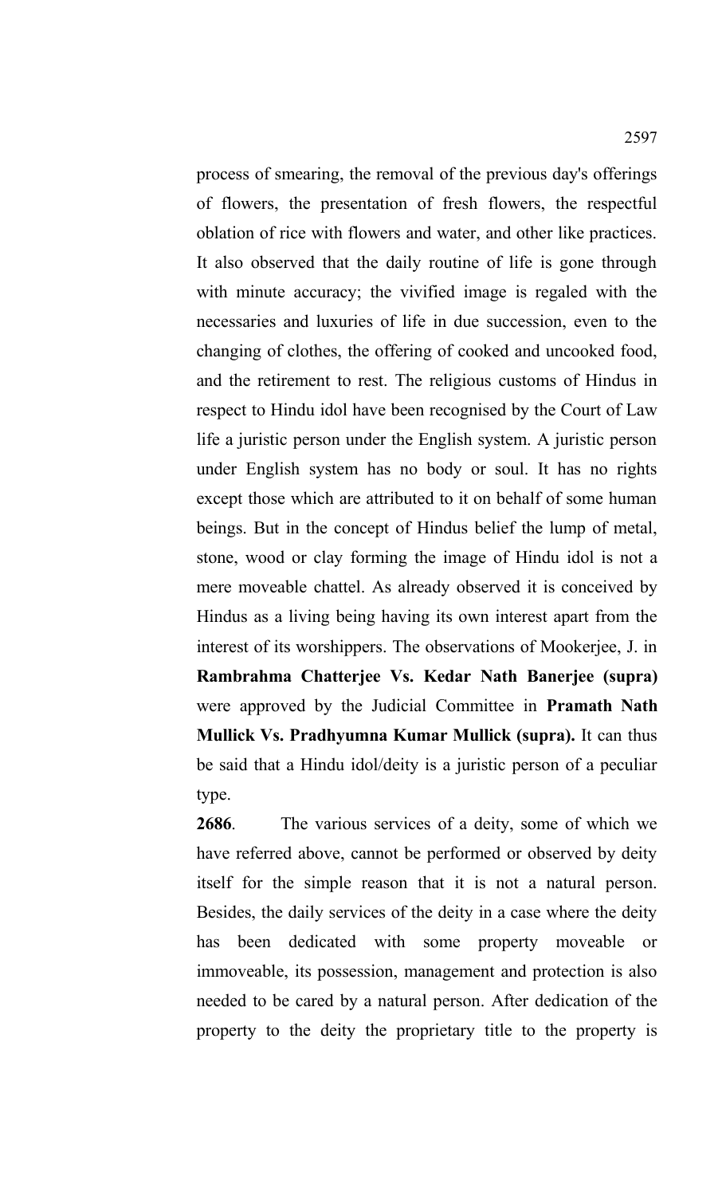process of smearing, the removal of the previous day's offerings of flowers, the presentation of fresh flowers, the respectful oblation of rice with flowers and water, and other like practices. It also observed that the daily routine of life is gone through with minute accuracy; the vivified image is regaled with the necessaries and luxuries of life in due succession, even to the changing of clothes, the offering of cooked and uncooked food, and the retirement to rest. The religious customs of Hindus in respect to Hindu idol have been recognised by the Court of Law life a juristic person under the English system. A juristic person under English system has no body or soul. It has no rights except those which are attributed to it on behalf of some human beings. But in the concept of Hindus belief the lump of metal, stone, wood or clay forming the image of Hindu idol is not a mere moveable chattel. As already observed it is conceived by Hindus as a living being having its own interest apart from the interest of its worshippers. The observations of Mookerjee, J. in **Rambrahma Chatterjee Vs. Kedar Nath Banerjee (supra)** were approved by the Judicial Committee in **Pramath Nath Mullick Vs. Pradhyumna Kumar Mullick (supra).** It can thus be said that a Hindu idol/deity is a juristic person of a peculiar type.

**2686**. The various services of a deity, some of which we have referred above, cannot be performed or observed by deity itself for the simple reason that it is not a natural person. Besides, the daily services of the deity in a case where the deity has been dedicated with some property moveable or immoveable, its possession, management and protection is also needed to be cared by a natural person. After dedication of the property to the deity the proprietary title to the property is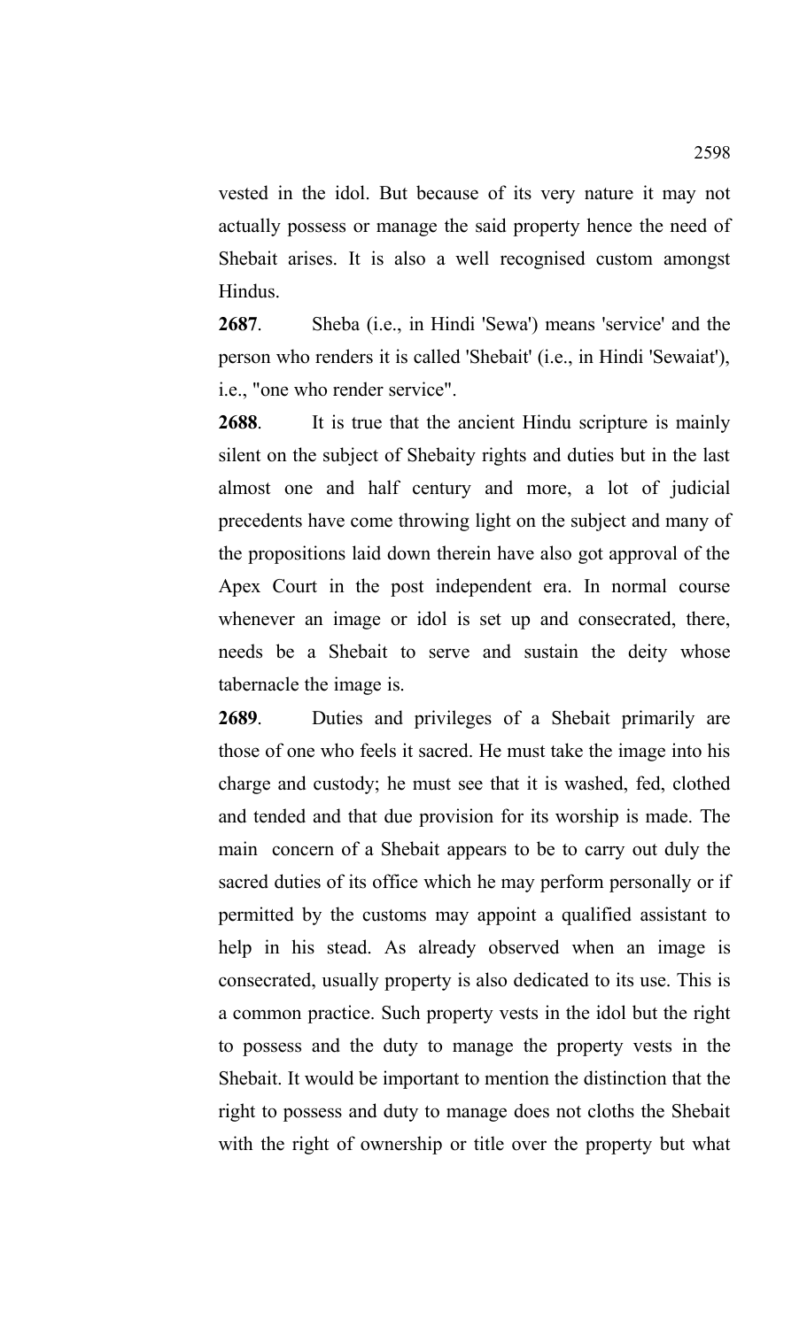vested in the idol. But because of its very nature it may not actually possess or manage the said property hence the need of Shebait arises. It is also a well recognised custom amongst Hindus.

**2687**. Sheba (i.e., in Hindi 'Sewa') means 'service' and the person who renders it is called 'Shebait' (i.e., in Hindi 'Sewaiat'), i.e., "one who render service".

**2688**. It is true that the ancient Hindu scripture is mainly silent on the subject of Shebaity rights and duties but in the last almost one and half century and more, a lot of judicial precedents have come throwing light on the subject and many of the propositions laid down therein have also got approval of the Apex Court in the post independent era. In normal course whenever an image or idol is set up and consecrated, there, needs be a Shebait to serve and sustain the deity whose tabernacle the image is.

**2689**. Duties and privileges of a Shebait primarily are those of one who feels it sacred. He must take the image into his charge and custody; he must see that it is washed, fed, clothed and tended and that due provision for its worship is made. The main concern of a Shebait appears to be to carry out duly the sacred duties of its office which he may perform personally or if permitted by the customs may appoint a qualified assistant to help in his stead. As already observed when an image is consecrated, usually property is also dedicated to its use. This is a common practice. Such property vests in the idol but the right to possess and the duty to manage the property vests in the Shebait. It would be important to mention the distinction that the right to possess and duty to manage does not cloths the Shebait with the right of ownership or title over the property but what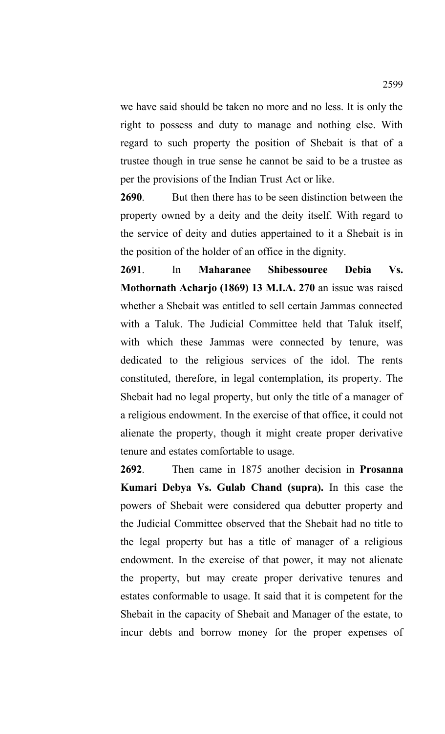we have said should be taken no more and no less. It is only the right to possess and duty to manage and nothing else. With regard to such property the position of Shebait is that of a trustee though in true sense he cannot be said to be a trustee as per the provisions of the Indian Trust Act or like.

**2690**. But then there has to be seen distinction between the property owned by a deity and the deity itself. With regard to the service of deity and duties appertained to it a Shebait is in the position of the holder of an office in the dignity.

**2691**. In **Maharanee Shibessouree Debia Vs. Mothornath Acharjo (1869) 13 M.I.A. 270** an issue was raised whether a Shebait was entitled to sell certain Jammas connected with a Taluk. The Judicial Committee held that Taluk itself, with which these Jammas were connected by tenure, was dedicated to the religious services of the idol. The rents constituted, therefore, in legal contemplation, its property. The Shebait had no legal property, but only the title of a manager of a religious endowment. In the exercise of that office, it could not alienate the property, though it might create proper derivative tenure and estates comfortable to usage.

**2692**. Then came in 1875 another decision in **Prosanna Kumari Debya Vs. Gulab Chand (supra).** In this case the powers of Shebait were considered qua debutter property and the Judicial Committee observed that the Shebait had no title to the legal property but has a title of manager of a religious endowment. In the exercise of that power, it may not alienate the property, but may create proper derivative tenures and estates conformable to usage. It said that it is competent for the Shebait in the capacity of Shebait and Manager of the estate, to incur debts and borrow money for the proper expenses of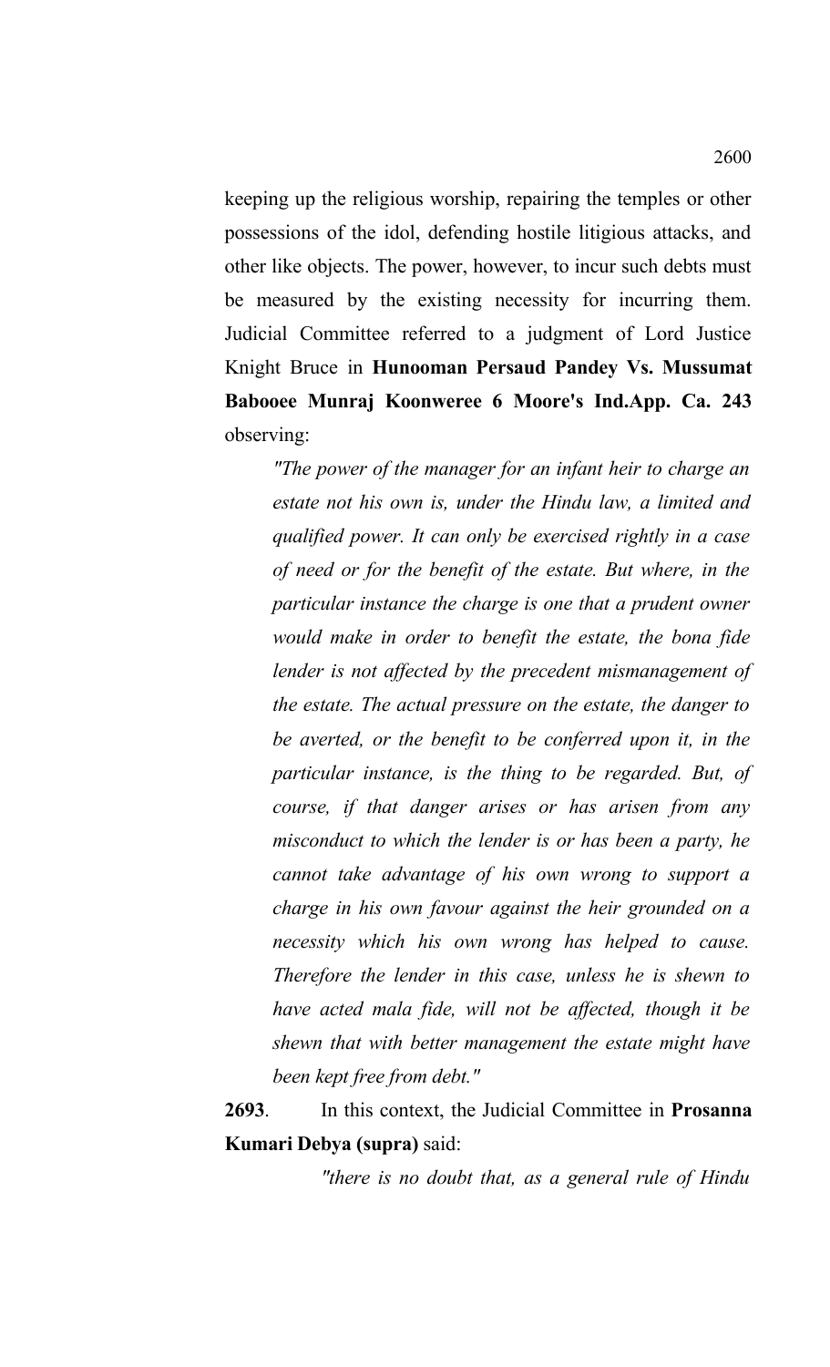keeping up the religious worship, repairing the temples or other possessions of the idol, defending hostile litigious attacks, and other like objects. The power, however, to incur such debts must be measured by the existing necessity for incurring them. Judicial Committee referred to a judgment of Lord Justice Knight Bruce in **Hunooman Persaud Pandey Vs. Mussumat Babooee Munraj Koonweree 6 Moore's Ind.App. Ca. 243** observing:

> *"The power of the manager for an infant heir to charge an estate not his own is, under the Hindu law, a limited and qualified power. It can only be exercised rightly in a case of need or for the benefit of the estate. But where, in the particular instance the charge is one that a prudent owner would make in order to benefit the estate, the bona fide lender is not affected by the precedent mismanagement of the estate. The actual pressure on the estate, the danger to be averted, or the benefit to be conferred upon it, in the particular instance, is the thing to be regarded. But, of course, if that danger arises or has arisen from any misconduct to which the lender is or has been a party, he cannot take advantage of his own wrong to support a charge in his own favour against the heir grounded on a necessity which his own wrong has helped to cause. Therefore the lender in this case, unless he is shewn to have acted mala fide, will not be affected, though it be shewn that with better management the estate might have been kept free from debt."*

**2693**. In this context, the Judicial Committee in **Prosanna Kumari Debya (supra)** said:

> *"there is no doubt that, as a general rule of Hindu*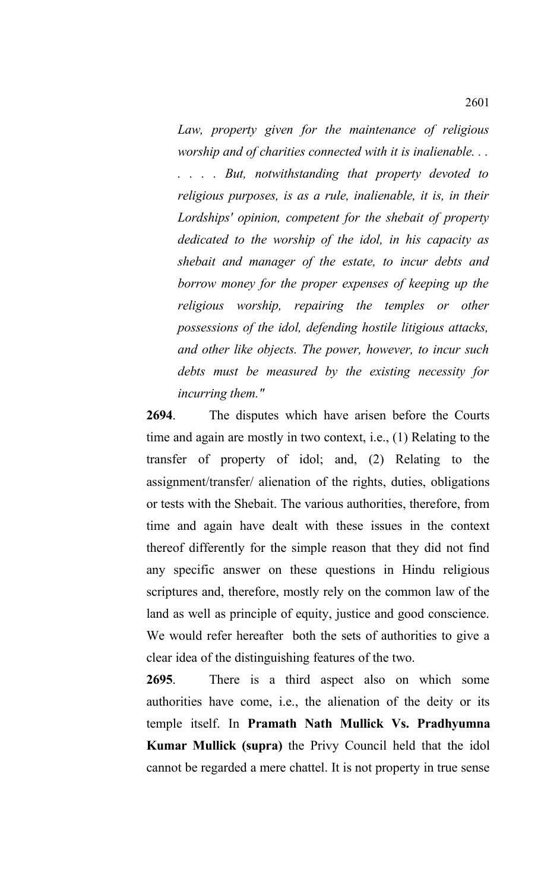*Law, property given for the maintenance of religious worship and of charities connected with it is inalienable. . . . . . . But, notwithstanding that property devoted to religious purposes, is as a rule, inalienable, it is, in their Lordships' opinion, competent for the shebait of property dedicated to the worship of the idol, in his capacity as shebait and manager of the estate, to incur debts and borrow money for the proper expenses of keeping up the religious worship, repairing the temples or other possessions of the idol, defending hostile litigious attacks, and other like objects. The power, however, to incur such debts must be measured by the existing necessity for incurring them."*

**2694**. The disputes which have arisen before the Courts time and again are mostly in two context, i.e., (1) Relating to the transfer of property of idol; and, (2) Relating to the assignment/transfer/ alienation of the rights, duties, obligations or tests with the Shebait. The various authorities, therefore, from time and again have dealt with these issues in the context thereof differently for the simple reason that they did not find any specific answer on these questions in Hindu religious scriptures and, therefore, mostly rely on the common law of the land as well as principle of equity, justice and good conscience. We would refer hereafter both the sets of authorities to give a clear idea of the distinguishing features of the two.

**2695**. There is a third aspect also on which some authorities have come, i.e., the alienation of the deity or its temple itself. In **Pramath Nath Mullick Vs. Pradhyumna Kumar Mullick (supra)** the Privy Council held that the idol cannot be regarded a mere chattel. It is not property in true sense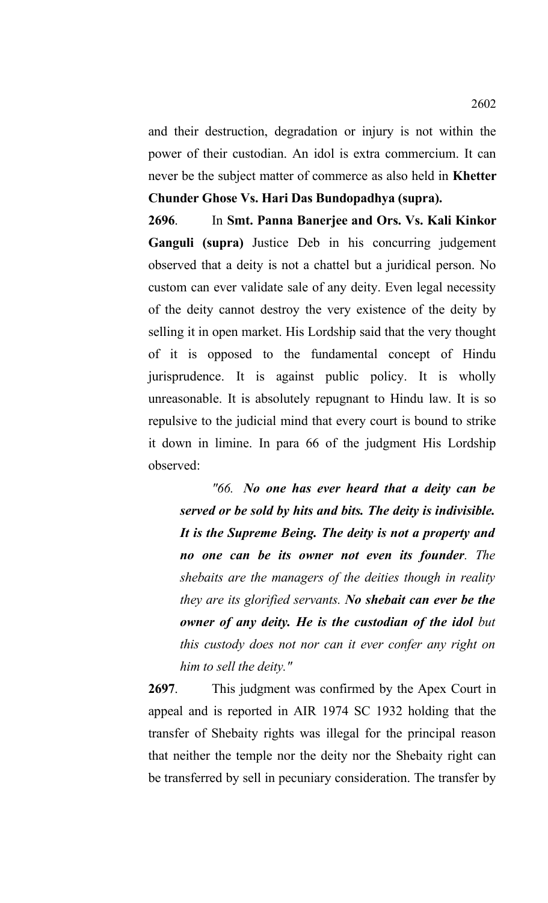and their destruction, degradation or injury is not within the power of their custodian. An idol is extra commercium. It can never be the subject matter of commerce as also held in **Khetter Chunder Ghose Vs. Hari Das Bundopadhya (supra).**

**2696**. In **Smt. Panna Banerjee and Ors. Vs. Kali Kinkor Ganguli (supra)** Justice Deb in his concurring judgement observed that a deity is not a chattel but a juridical person. No custom can ever validate sale of any deity. Even legal necessity of the deity cannot destroy the very existence of the deity by selling it in open market. His Lordship said that the very thought of it is opposed to the fundamental concept of Hindu jurisprudence. It is against public policy. It is wholly unreasonable. It is absolutely repugnant to Hindu law. It is so repulsive to the judicial mind that every court is bound to strike it down in limine. In para 66 of the judgment His Lordship observed:

> *"66. **No one has ever heard that a deity can be served or be sold by hits and bits. The deity is indivisible. It is the Supreme Being. The deity is not a property and no one can be its owner not even its founder**. The shebaits are the managers of the deities though in reality they are its glorified servants. **No shebait can ever be the owner of any deity. He is the custodian of the idol** but this custody does not nor can it ever confer any right on him to sell the deity."*

**2697**. This judgment was confirmed by the Apex Court in appeal and is reported in AIR 1974 SC 1932 holding that the transfer of Shebaity rights was illegal for the principal reason that neither the temple nor the deity nor the Shebaity right can be transferred by sell in pecuniary consideration. The transfer by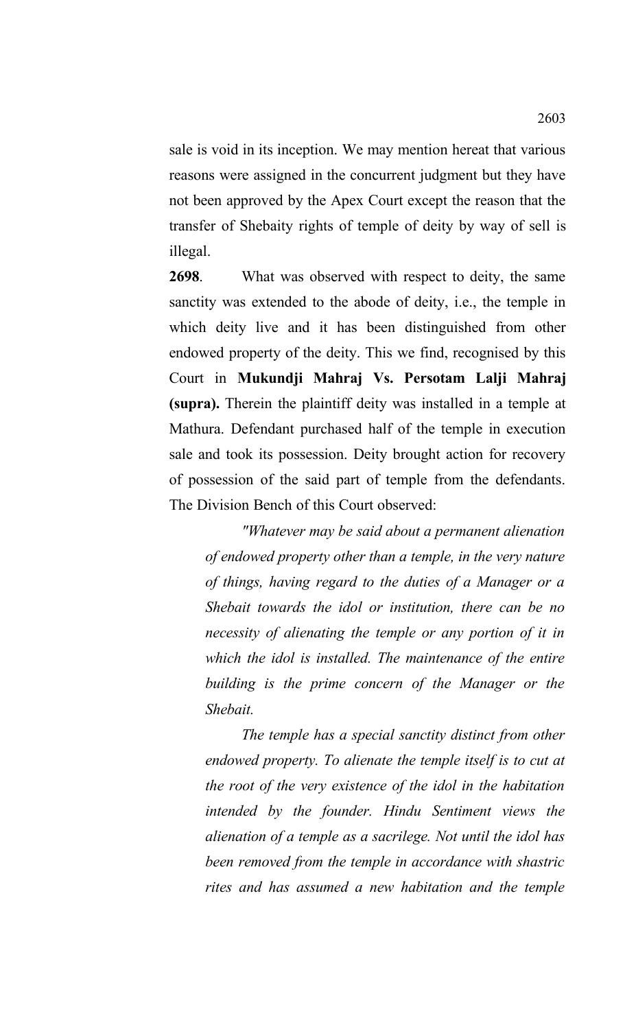sale is void in its inception. We may mention hereat that various reasons were assigned in the concurrent judgment but they have not been approved by the Apex Court except the reason that the transfer of Shebaity rights of temple of deity by way of sell is illegal.

**2698**. What was observed with respect to deity, the same sanctity was extended to the abode of deity, i.e., the temple in which deity live and it has been distinguished from other endowed property of the deity. This we find, recognised by this Court in **Mukundji Mahraj Vs. Persotam Lalji Mahraj (supra).** Therein the plaintiff deity was installed in a temple at Mathura. Defendant purchased half of the temple in execution sale and took its possession. Deity brought action for recovery of possession of the said part of temple from the defendants. The Division Bench of this Court observed:

> *"Whatever may be said about a permanent alienation of endowed property other than a temple, in the very nature of things, having regard to the duties of a Manager or a Shebait towards the idol or institution, there can be no necessity of alienating the temple or any portion of it in which the idol is installed. The maintenance of the entire building is the prime concern of the Manager or the Shebait.*
>
> *The temple has a special sanctity distinct from other endowed property. To alienate the temple itself is to cut at the root of the very existence of the idol in the habitation intended by the founder. Hindu Sentiment views the alienation of a temple as a sacrilege. Not until the idol has been removed from the temple in accordance with shastric rites and has assumed a new habitation and the temple*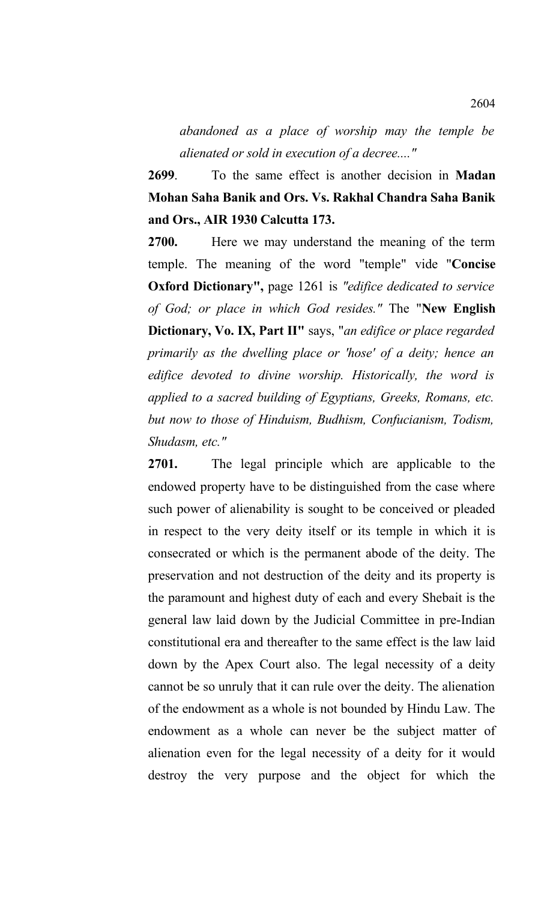*abandoned as a place of worship may the temple be alienated or sold in execution of a decree...."*

**2699**. To the same effect is another decision in **Madan Mohan Saha Banik and Ors. Vs. Rakhal Chandra Saha Banik and Ors., AIR 1930 Calcutta 173.**

**2700.** Here we may understand the meaning of the term temple. The meaning of the word "temple" vide "**Concise Oxford Dictionary",** page 1261 is *"edifice dedicated to service of God; or place in which God resides."* The "**New English Dictionary, Vo. IX, Part II"** says, "*an edifice or place regarded primarily as the dwelling place or 'hose' of a deity; hence an edifice devoted to divine worship. Historically, the word is applied to a sacred building of Egyptians, Greeks, Romans, etc. but now to those of Hinduism, Budhism, Confucianism, Todism, Shudasm, etc."*

**2701.** The legal principle which are applicable to the endowed property have to be distinguished from the case where such power of alienability is sought to be conceived or pleaded in respect to the very deity itself or its temple in which it is consecrated or which is the permanent abode of the deity. The preservation and not destruction of the deity and its property is the paramount and highest duty of each and every Shebait is the general law laid down by the Judicial Committee in pre-Indian constitutional era and thereafter to the same effect is the law laid down by the Apex Court also. The legal necessity of a deity cannot be so unruly that it can rule over the deity. The alienation of the endowment as a whole is not bounded by Hindu Law. The endowment as a whole can never be the subject matter of alienation even for the legal necessity of a deity for it would destroy the very purpose and the object for which the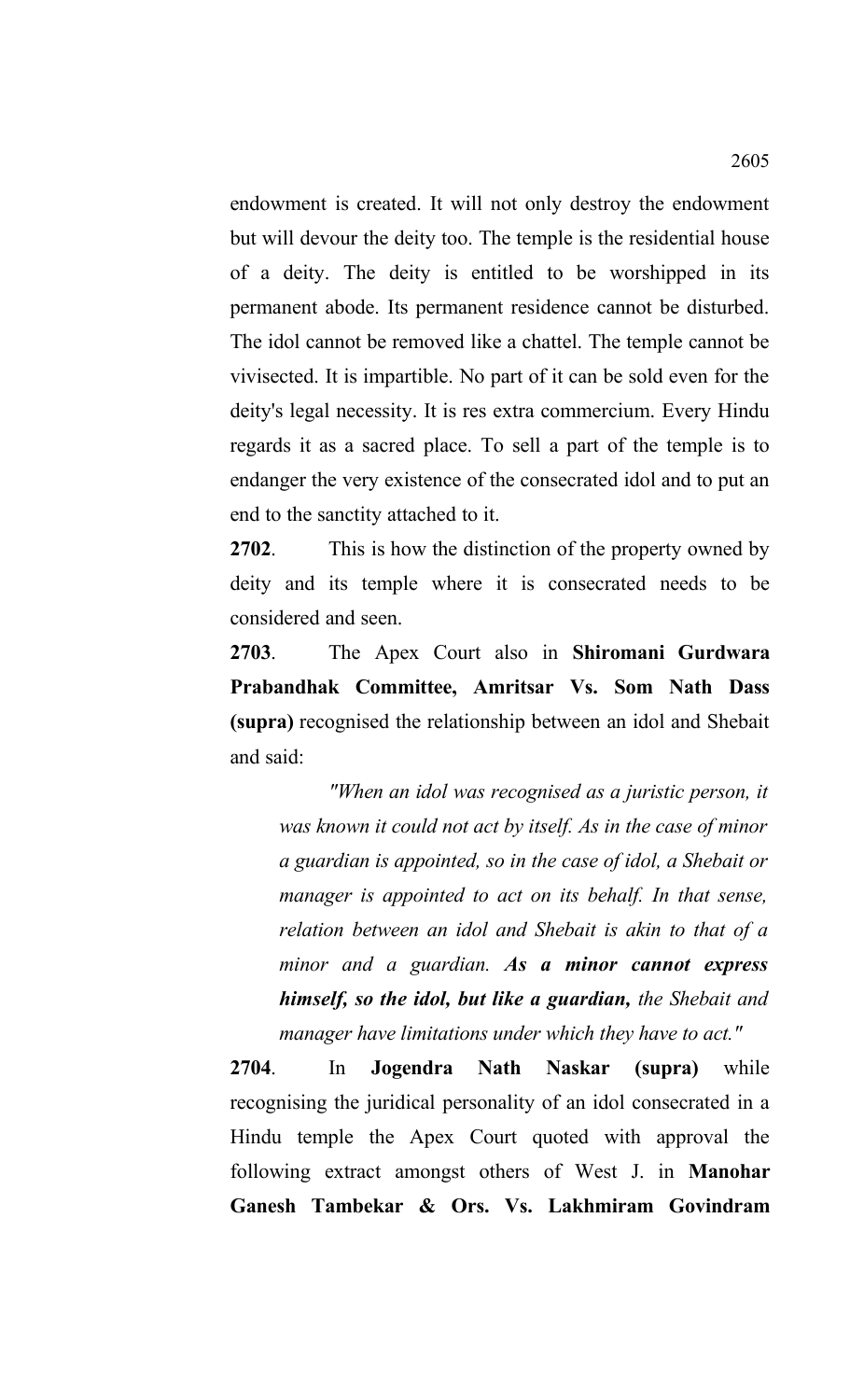endowment is created. It will not only destroy the endowment but will devour the deity too. The temple is the residential house of a deity. The deity is entitled to be worshipped in its permanent abode. Its permanent residence cannot be disturbed. The idol cannot be removed like a chattel. The temple cannot be vivisected. It is impartible. No part of it can be sold even for the deity's legal necessity. It is res extra commercium. Every Hindu regards it as a sacred place. To sell a part of the temple is to endanger the very existence of the consecrated idol and to put an end to the sanctity attached to it.

**2702**. This is how the distinction of the property owned by deity and its temple where it is consecrated needs to be considered and seen.

**2703**. The Apex Court also in **Shiromani Gurdwara Prabandhak Committee, Amritsar Vs. Som Nath Dass (supra)** recognised the relationship between an idol and Shebait and said:

> *"When an idol was recognised as a juristic person, it was known it could not act by itself. As in the case of minor a guardian is appointed, so in the case of idol, a Shebait or manager is appointed to act on its behalf. In that sense, relation between an idol and Shebait is akin to that of a minor and a guardian. **As a minor cannot express himself, so the idol, but like a guardian,** the Shebait and manager have limitations under which they have to act."*

**2704**. In **Jogendra Nath Naskar (supra)** while recognising the juridical personality of an idol consecrated in a Hindu temple the Apex Court quoted with approval the following extract amongst others of West J. in **Manohar Ganesh Tambekar & Ors. Vs. Lakhmiram Govindram**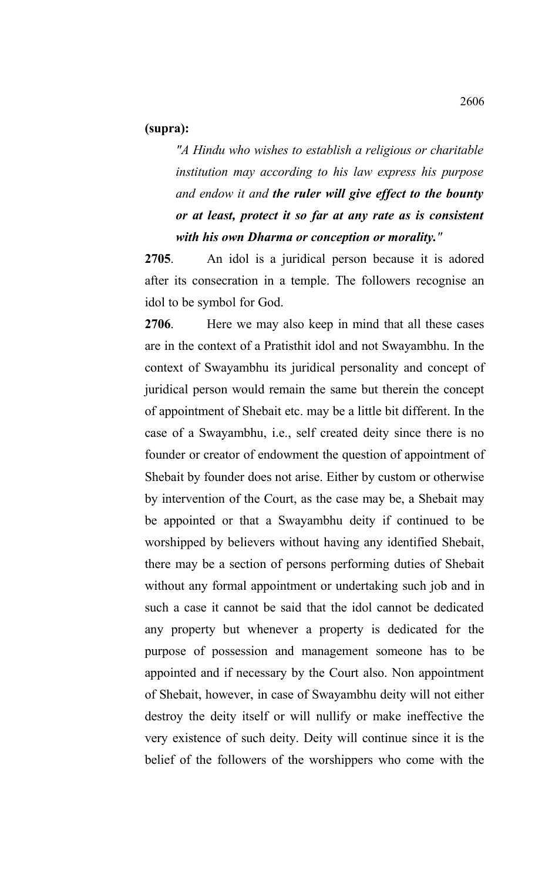**(supra):**

> *"A Hindu who wishes to establish a religious or charitable institution may according to his law express his purpose and endow it and* ***the ruler will give effect to the bounty or at least, protect it so far at any rate as is consistent with his own Dharma or conception or morality."***

**2705**. An idol is a juridical person because it is adored after its consecration in a temple. The followers recognise an idol to be symbol for God.

**2706**. Here we may also keep in mind that all these cases are in the context of a Pratisthit idol and not Swayambhu. In the context of Swayambhu its juridical personality and concept of juridical person would remain the same but therein the concept of appointment of Shebait etc. may be a little bit different. In the case of a Swayambhu, i.e., self created deity since there is no founder or creator of endowment the question of appointment of Shebait by founder does not arise. Either by custom or otherwise by intervention of the Court, as the case may be, a Shebait may be appointed or that a Swayambhu deity if continued to be worshipped by believers without having any identified Shebait, there may be a section of persons performing duties of Shebait without any formal appointment or undertaking such job and in such a case it cannot be said that the idol cannot be dedicated any property but whenever a property is dedicated for the purpose of possession and management someone has to be appointed and if necessary by the Court also. Non appointment of Shebait, however, in case of Swayambhu deity will not either destroy the deity itself or will nullify or make ineffective the very existence of such deity. Deity will continue since it is the belief of the followers of the worshippers who come with the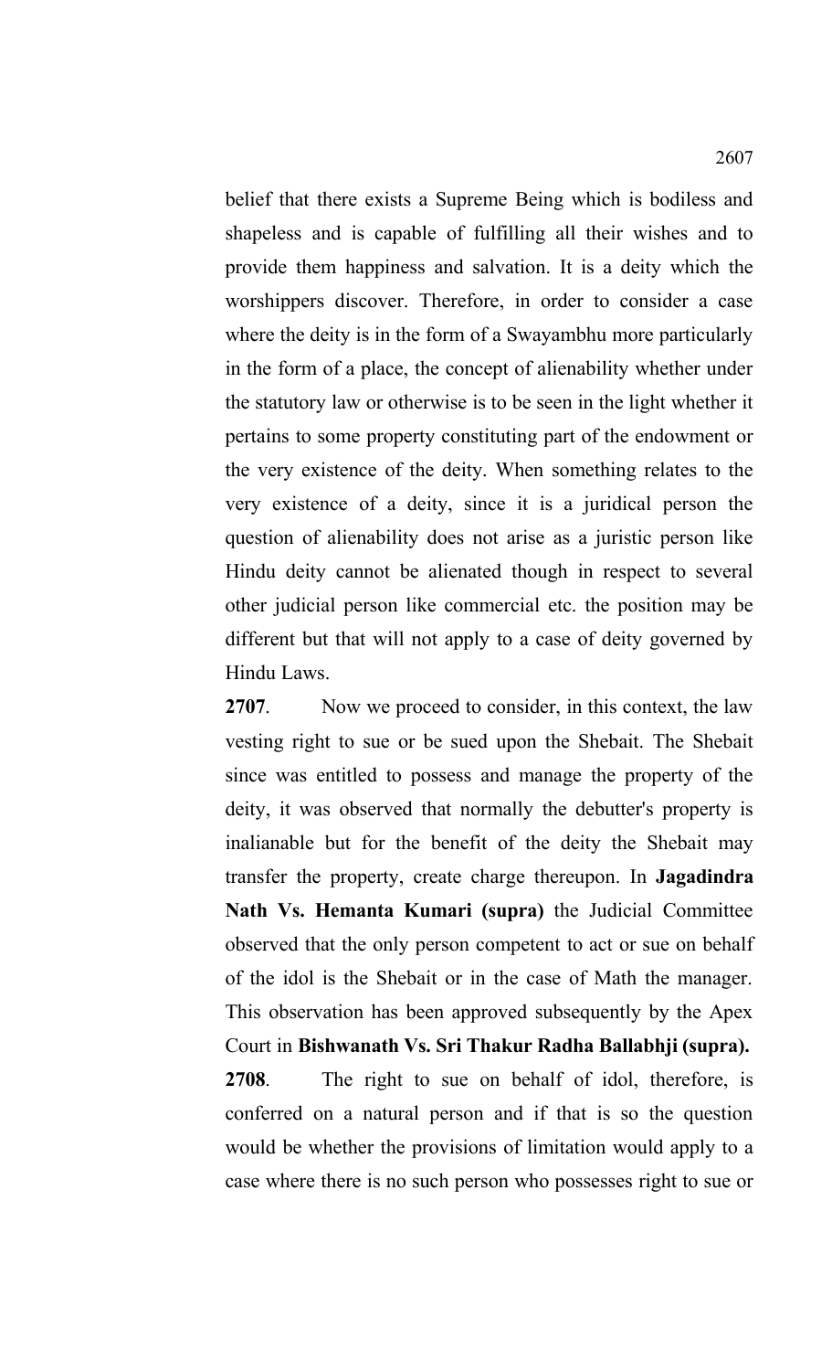belief that there exists a Supreme Being which is bodiless and shapeless and is capable of fulfilling all their wishes and to provide them happiness and salvation. It is a deity which the worshippers discover. Therefore, in order to consider a case where the deity is in the form of a Swayambhu more particularly in the form of a place, the concept of alienability whether under the statutory law or otherwise is to be seen in the light whether it pertains to some property constituting part of the endowment or the very existence of the deity. When something relates to the very existence of a deity, since it is a juridical person the question of alienability does not arise as a juristic person like Hindu deity cannot be alienated though in respect to several other judicial person like commercial etc. the position may be different but that will not apply to a case of deity governed by Hindu Laws.

**2707**. Now we proceed to consider, in this context, the law vesting right to sue or be sued upon the Shebait. The Shebait since was entitled to possess and manage the property of the deity, it was observed that normally the debutter's property is inalianable but for the benefit of the deity the Shebait may transfer the property, create charge thereupon. In **Jagadindra Nath Vs. Hemanta Kumari (supra)** the Judicial Committee observed that the only person competent to act or sue on behalf of the idol is the Shebait or in the case of Math the manager. This observation has been approved subsequently by the Apex Court in **Bishwanath Vs. Sri Thakur Radha Ballabhji (supra).**

**2708**. The right to sue on behalf of idol, therefore, is conferred on a natural person and if that is so the question would be whether the provisions of limitation would apply to a case where there is no such person who possesses right to sue or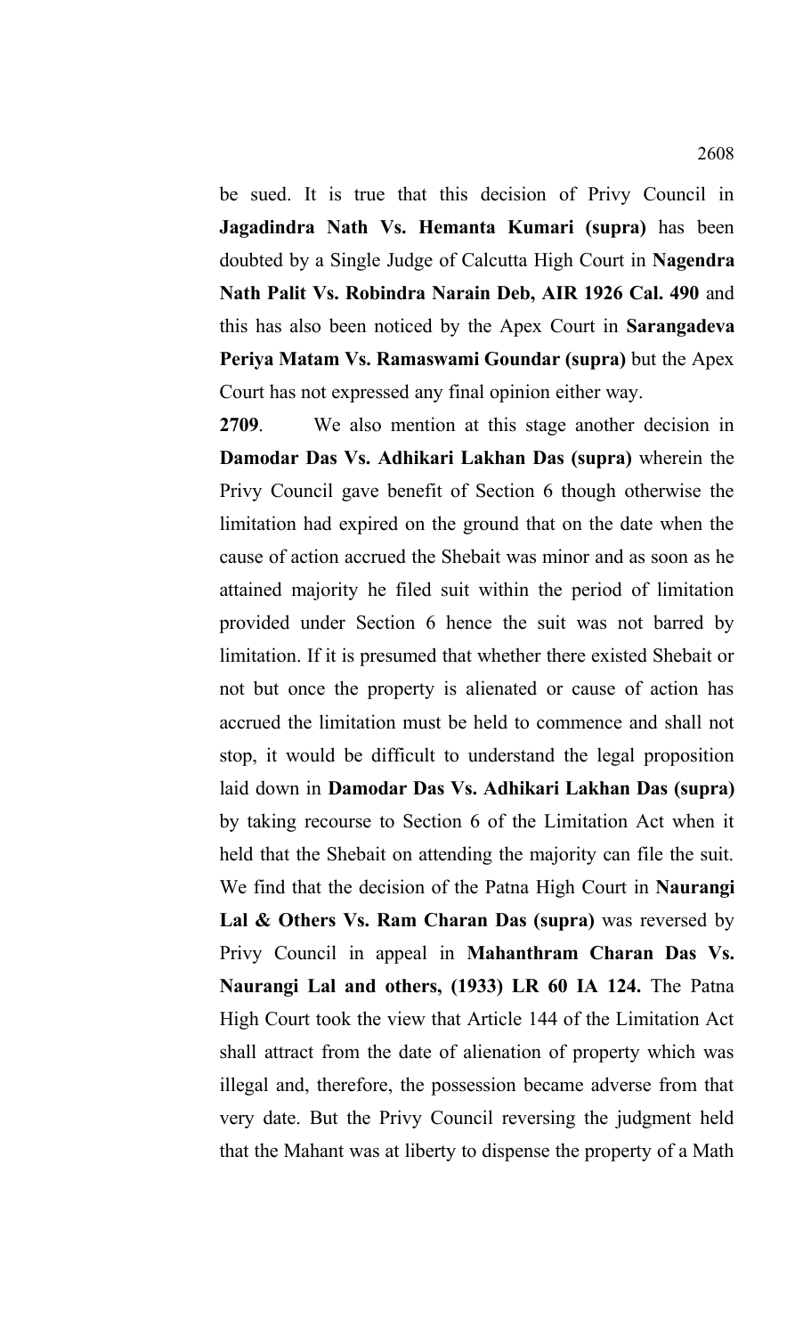be sued. It is true that this decision of Privy Council in **Jagadindra Nath Vs. Hemanta Kumari (supra)** has been doubted by a Single Judge of Calcutta High Court in **Nagendra Nath Palit Vs. Robindra Narain Deb, AIR 1926 Cal. 490** and this has also been noticed by the Apex Court in **Sarangadeva Periya Matam Vs. Ramaswami Goundar (supra)** but the Apex Court has not expressed any final opinion either way.

**2709**. We also mention at this stage another decision in **Damodar Das Vs. Adhikari Lakhan Das (supra)** wherein the Privy Council gave benefit of Section 6 though otherwise the limitation had expired on the ground that on the date when the cause of action accrued the Shebait was minor and as soon as he attained majority he filed suit within the period of limitation provided under Section 6 hence the suit was not barred by limitation. If it is presumed that whether there existed Shebait or not but once the property is alienated or cause of action has accrued the limitation must be held to commence and shall not stop, it would be difficult to understand the legal proposition laid down in **Damodar Das Vs. Adhikari Lakhan Das (supra)** by taking recourse to Section 6 of the Limitation Act when it held that the Shebait on attending the majority can file the suit. We find that the decision of the Patna High Court in **Naurangi Lal & Others Vs. Ram Charan Das (supra)** was reversed by Privy Council in appeal in **Mahanthram Charan Das Vs. Naurangi Lal and others, (1933) LR 60 IA 124.** The Patna High Court took the view that Article 144 of the Limitation Act shall attract from the date of alienation of property which was illegal and, therefore, the possession became adverse from that very date. But the Privy Council reversing the judgment held that the Mahant was at liberty to dispense the property of a Math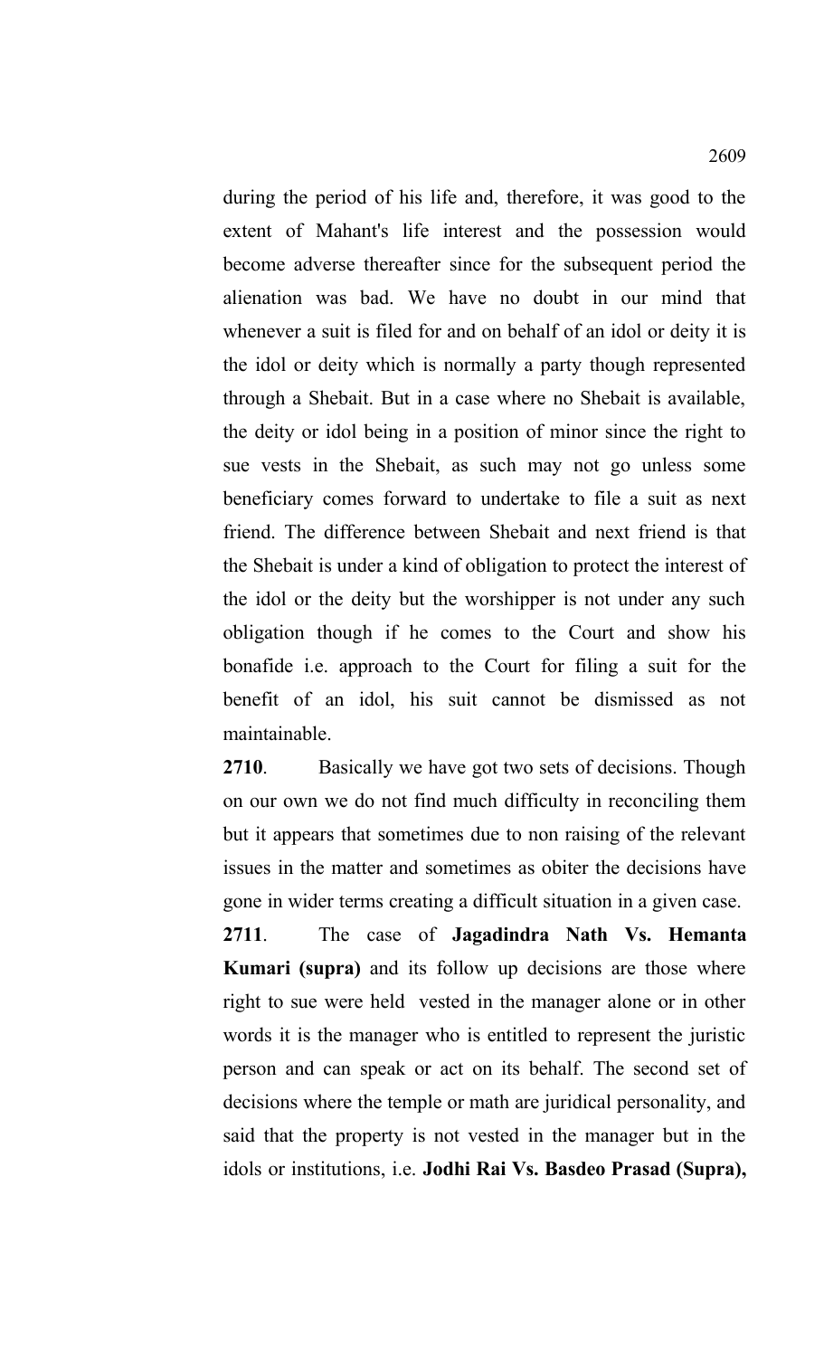during the period of his life and, therefore, it was good to the extent of Mahant's life interest and the possession would become adverse thereafter since for the subsequent period the alienation was bad. We have no doubt in our mind that whenever a suit is filed for and on behalf of an idol or deity it is the idol or deity which is normally a party though represented through a Shebait. But in a case where no Shebait is available, the deity or idol being in a position of minor since the right to sue vests in the Shebait, as such may not go unless some beneficiary comes forward to undertake to file a suit as next friend. The difference between Shebait and next friend is that the Shebait is under a kind of obligation to protect the interest of the idol or the deity but the worshipper is not under any such obligation though if he comes to the Court and show his bonafide i.e. approach to the Court for filing a suit for the benefit of an idol, his suit cannot be dismissed as not maintainable.

**2710**. Basically we have got two sets of decisions. Though on our own we do not find much difficulty in reconciling them but it appears that sometimes due to non raising of the relevant issues in the matter and sometimes as obiter the decisions have gone in wider terms creating a difficult situation in a given case.

**2711**. The case of **Jagadindra Nath Vs. Hemanta Kumari (supra)** and its follow up decisions are those where right to sue were held vested in the manager alone or in other words it is the manager who is entitled to represent the juristic person and can speak or act on its behalf. The second set of decisions where the temple or math are juridical personality, and said that the property is not vested in the manager but in the idols or institutions, i.e. **Jodhi Rai Vs. Basdeo Prasad (Supra),**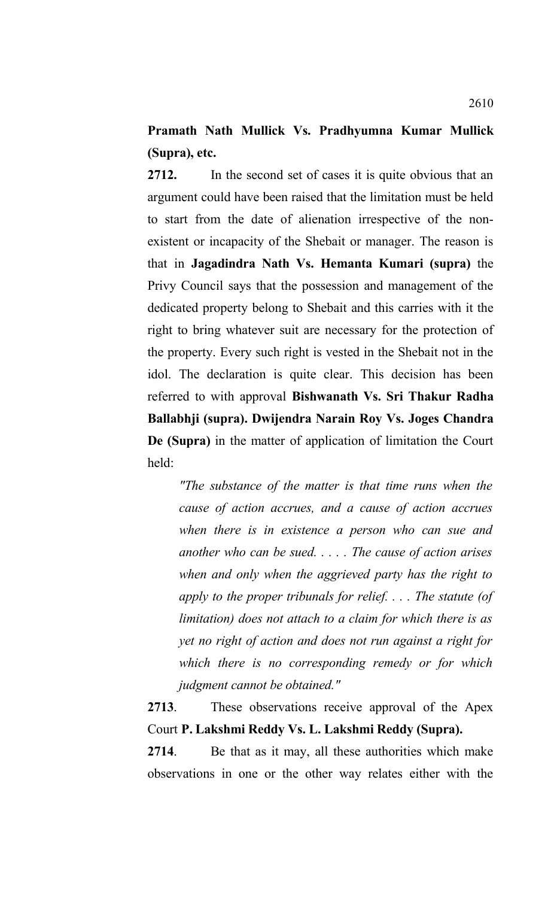**Pramath Nath Mullick Vs. Pradhyumna Kumar Mullick (Supra), etc.**

**2712.** In the second set of cases it is quite obvious that an argument could have been raised that the limitation must be held to start from the date of alienation irrespective of the non-existent or incapacity of the Shebait or manager. The reason is that in **Jagadindra Nath Vs. Hemanta Kumari (supra)** the Privy Council says that the possession and management of the dedicated property belong to Shebait and this carries with it the right to bring whatever suit are necessary for the protection of the property. Every such right is vested in the Shebait not in the idol. The declaration is quite clear. This decision has been referred to with approval **Bishwanath Vs. Sri Thakur Radha Ballabhji (supra). Dwijendra Narain Roy Vs. Joges Chandra De (Supra)** in the matter of application of limitation the Court held:

> *"The substance of the matter is that time runs when the cause of action accrues, and a cause of action accrues when there is in existence a person who can sue and another who can be sued. . . . . The cause of action arises when and only when the aggrieved party has the right to apply to the proper tribunals for relief. . . . The statute (of limitation) does not attach to a claim for which there is as yet no right of action and does not run against a right for which there is no corresponding remedy or for which judgment cannot be obtained."*

**2713**. These observations receive approval of the Apex Court **P. Lakshmi Reddy Vs. L. Lakshmi Reddy (Supra).**

**2714**. Be that as it may, all these authorities which make observations in one or the other way relates either with the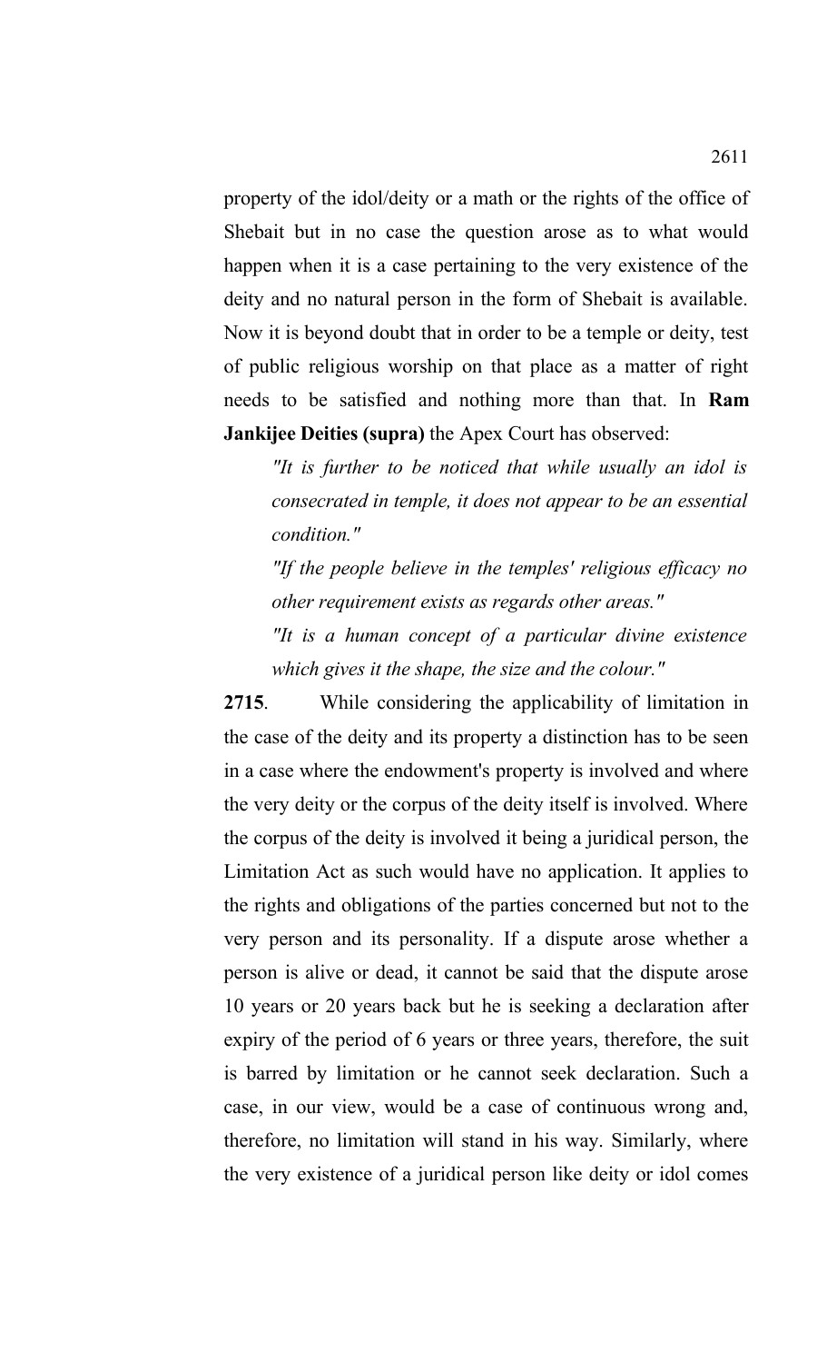property of the idol/deity or a math or the rights of the office of Shebait but in no case the question arose as to what would happen when it is a case pertaining to the very existence of the deity and no natural person in the form of Shebait is available. Now it is beyond doubt that in order to be a temple or deity, test of public religious worship on that place as a matter of right needs to be satisfied and nothing more than that. In **Ram Jankijee Deities (supra)** the Apex Court has observed:

> *"It is further to be noticed that while usually an idol is consecrated in temple, it does not appear to be an essential condition."*
>
> *"If the people believe in the temples' religious efficacy no other requirement exists as regards other areas."*
>
> *"It is a human concept of a particular divine existence which gives it the shape, the size and the colour."*

**2715**. While considering the applicability of limitation in the case of the deity and its property a distinction has to be seen in a case where the endowment's property is involved and where the very deity or the corpus of the deity itself is involved. Where the corpus of the deity is involved it being a juridical person, the Limitation Act as such would have no application. It applies to the rights and obligations of the parties concerned but not to the very person and its personality. If a dispute arose whether a person is alive or dead, it cannot be said that the dispute arose 10 years or 20 years back but he is seeking a declaration after expiry of the period of 6 years or three years, therefore, the suit is barred by limitation or he cannot seek declaration. Such a case, in our view, would be a case of continuous wrong and, therefore, no limitation will stand in his way. Similarly, where the very existence of a juridical person like deity or idol comes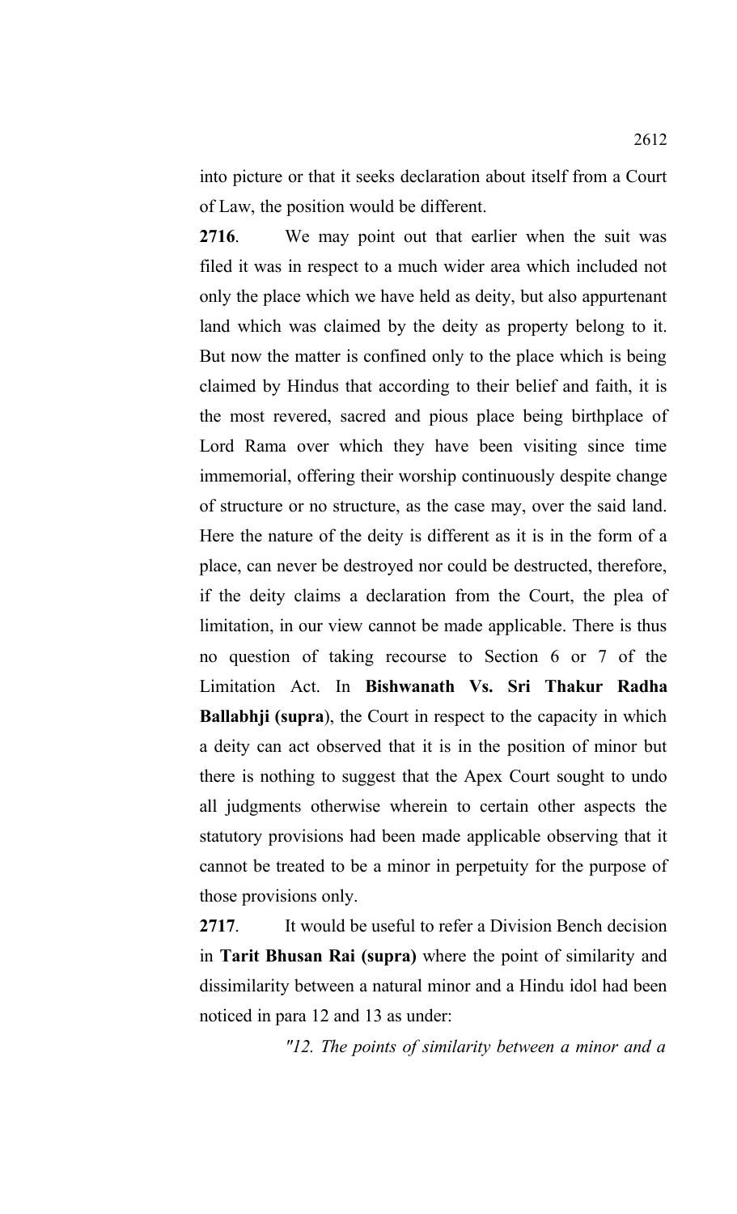into picture or that it seeks declaration about itself from a Court of Law, the position would be different.

**2716**. We may point out that earlier when the suit was filed it was in respect to a much wider area which included not only the place which we have held as deity, but also appurtenant land which was claimed by the deity as property belong to it. But now the matter is confined only to the place which is being claimed by Hindus that according to their belief and faith, it is the most revered, sacred and pious place being birthplace of Lord Rama over which they have been visiting since time immemorial, offering their worship continuously despite change of structure or no structure, as the case may, over the said land. Here the nature of the deity is different as it is in the form of a place, can never be destroyed nor could be destructed, therefore, if the deity claims a declaration from the Court, the plea of limitation, in our view cannot be made applicable. There is thus no question of taking recourse to Section 6 or 7 of the Limitation Act. In **Bishwanath Vs. Sri Thakur Radha Ballabhji (supra**), the Court in respect to the capacity in which a deity can act observed that it is in the position of minor but there is nothing to suggest that the Apex Court sought to undo all judgments otherwise wherein to certain other aspects the statutory provisions had been made applicable observing that it cannot be treated to be a minor in perpetuity for the purpose of those provisions only.

**2717**. It would be useful to refer a Division Bench decision in **Tarit Bhusan Rai (supra)** where the point of similarity and dissimilarity between a natural minor and a Hindu idol had been noticed in para 12 and 13 as under:

*"12. The points of similarity between a minor and a*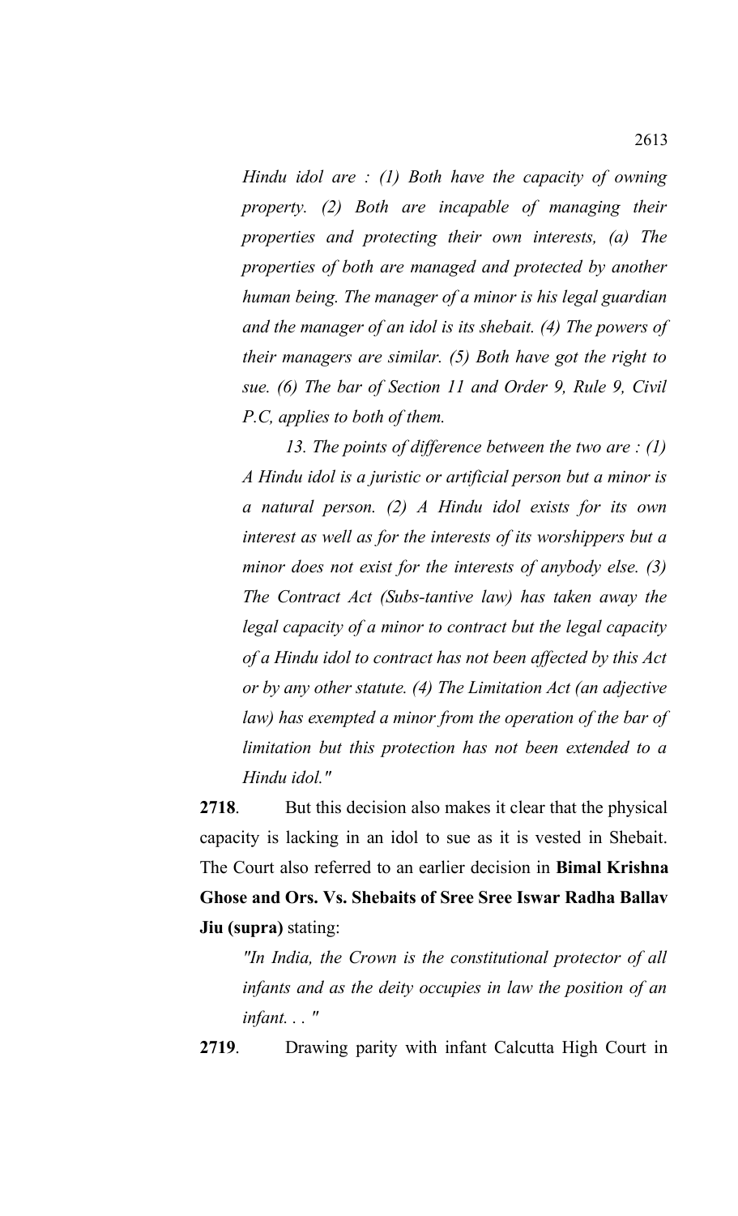*Hindu idol are : (1) Both have the capacity of owning property. (2) Both are incapable of managing their properties and protecting their own interests, (a) The properties of both are managed and protected by another human being. The manager of a minor is his legal guardian and the manager of an idol is its shebait. (4) The powers of their managers are similar. (5) Both have got the right to sue. (6) The bar of Section 11 and Order 9, Rule 9, Civil P.C, applies to both of them.*

*13. The points of difference between the two are : (1) A Hindu idol is a juristic or artificial person but a minor is a natural person. (2) A Hindu idol exists for its own interest as well as for the interests of its worshippers but a minor does not exist for the interests of anybody else. (3) The Contract Act (Subs-tantive law) has taken away the legal capacity of a minor to contract but the legal capacity of a Hindu idol to contract has not been affected by this Act or by any other statute. (4) The Limitation Act (an adjective law) has exempted a minor from the operation of the bar of limitation but this protection has not been extended to a Hindu idol."*

**2718**. But this decision also makes it clear that the physical capacity is lacking in an idol to sue as it is vested in Shebait. The Court also referred to an earlier decision in **Bimal Krishna Ghose and Ors. Vs. Shebaits of Sree Sree Iswar Radha Ballav Jiu (supra)** stating:

*"In India, the Crown is the constitutional protector of all infants and as the deity occupies in law the position of an infant. . . "*

**2719**. Drawing parity with infant Calcutta High Court in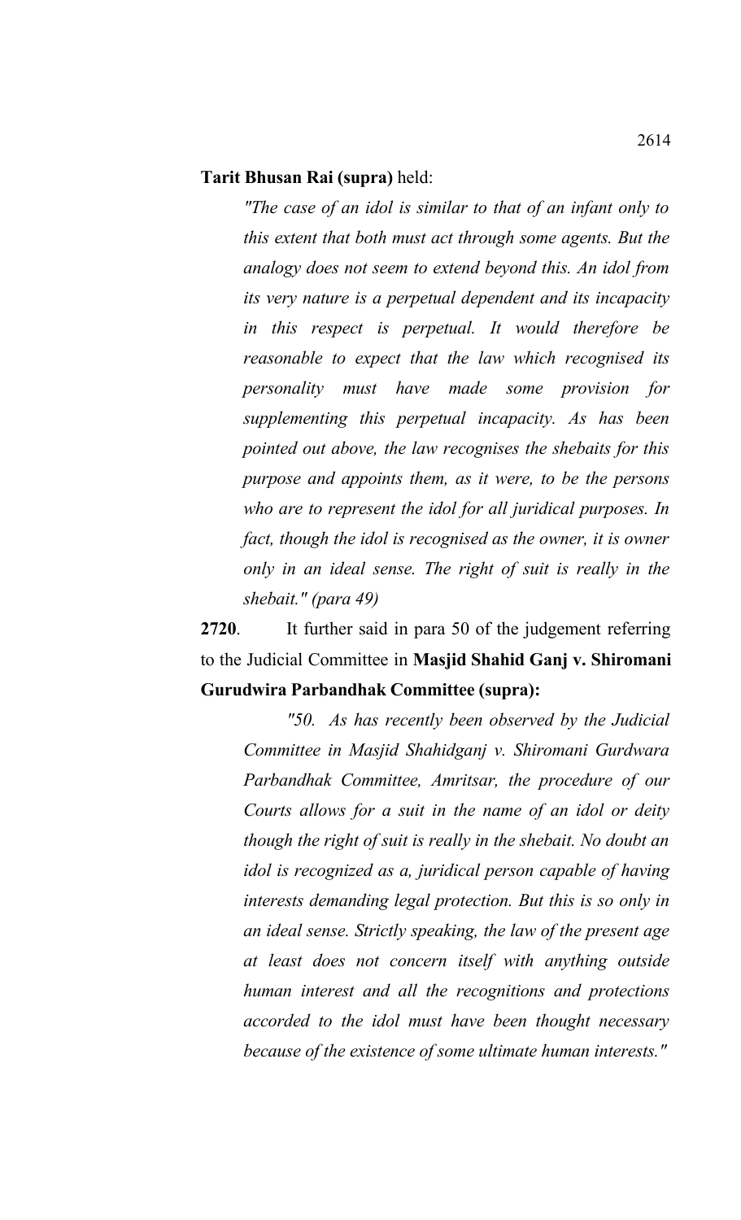**Tarit Bhusan Rai (supra)** held:

> *"The case of an idol is similar to that of an infant only to this extent that both must act through some agents. But the analogy does not seem to extend beyond this. An idol from its very nature is a perpetual dependent and its incapacity in this respect is perpetual. It would therefore be reasonable to expect that the law which recognised its personality must have made some provision for supplementing this perpetual incapacity. As has been pointed out above, the law recognises the shebaits for this purpose and appoints them, as it were, to be the persons who are to represent the idol for all juridical purposes. In fact, though the idol is recognised as the owner, it is owner only in an ideal sense. The right of suit is really in the shebait." (para 49)*

**2720**. It further said in para 50 of the judgement referring to the Judicial Committee in **Masjid Shahid Ganj v. Shiromani Gurudwira Parbandhak Committee (supra):**

> *"50. As has recently been observed by the Judicial Committee in Masjid Shahidganj v. Shiromani Gurdwara Parbandhak Committee, Amritsar, the procedure of our Courts allows for a suit in the name of an idol or deity though the right of suit is really in the shebait. No doubt an idol is recognized as a, juridical person capable of having interests demanding legal protection. But this is so only in an ideal sense. Strictly speaking, the law of the present age at least does not concern itself with anything outside human interest and all the recognitions and protections accorded to the idol must have been thought necessary because of the existence of some ultimate human interests."*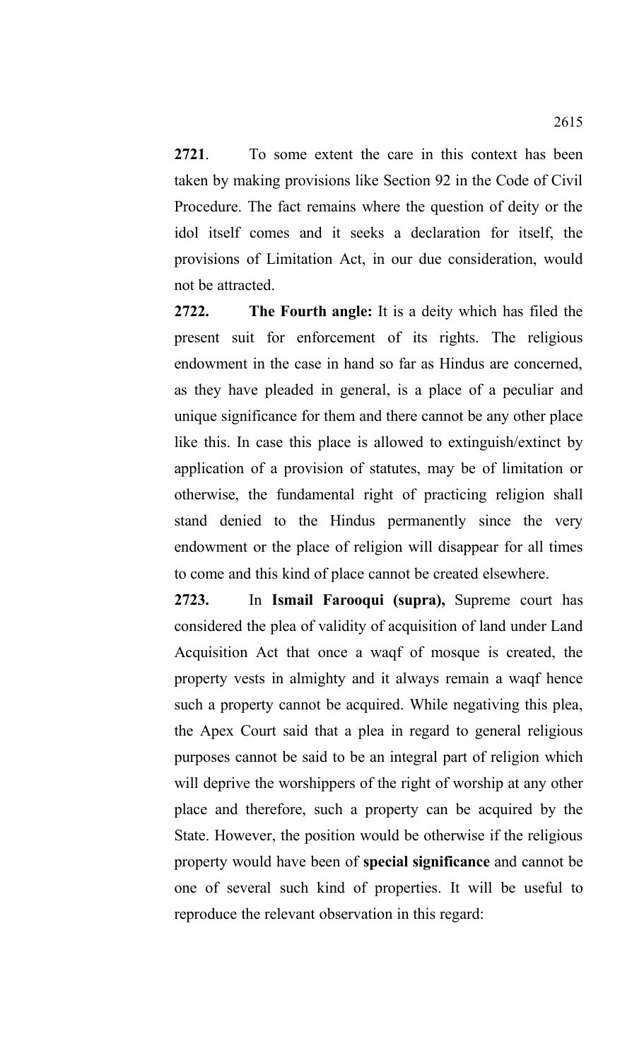**2721**. To some extent the care in this context has been taken by making provisions like Section 92 in the Code of Civil Procedure. The fact remains where the question of deity or the idol itself comes and it seeks a declaration for itself, the provisions of Limitation Act, in our due consideration, would not be attracted.

**2722.** **The Fourth angle:** It is a deity which has filed the present suit for enforcement of its rights. The religious endowment in the case in hand so far as Hindus are concerned, as they have pleaded in general, is a place of a peculiar and unique significance for them and there cannot be any other place like this. In case this place is allowed to extinguish/extinct by application of a provision of statutes, may be of limitation or otherwise, the fundamental right of practicing religion shall stand denied to the Hindus permanently since the very endowment or the place of religion will disappear for all times to come and this kind of place cannot be created elsewhere.

**2723.** In **Ismail Farooqui (supra),** Supreme court has considered the plea of validity of acquisition of land under Land Acquisition Act that once a waqf of mosque is created, the property vests in almighty and it always remain a waqf hence such a property cannot be acquired. While negativing this plea, the Apex Court said that a plea in regard to general religious purposes cannot be said to be an integral part of religion which will deprive the worshippers of the right of worship at any other place and therefore, such a property can be acquired by the State. However, the position would be otherwise if the religious property would have been of **special significance** and cannot be one of several such kind of properties. It will be useful to reproduce the relevant observation in this regard: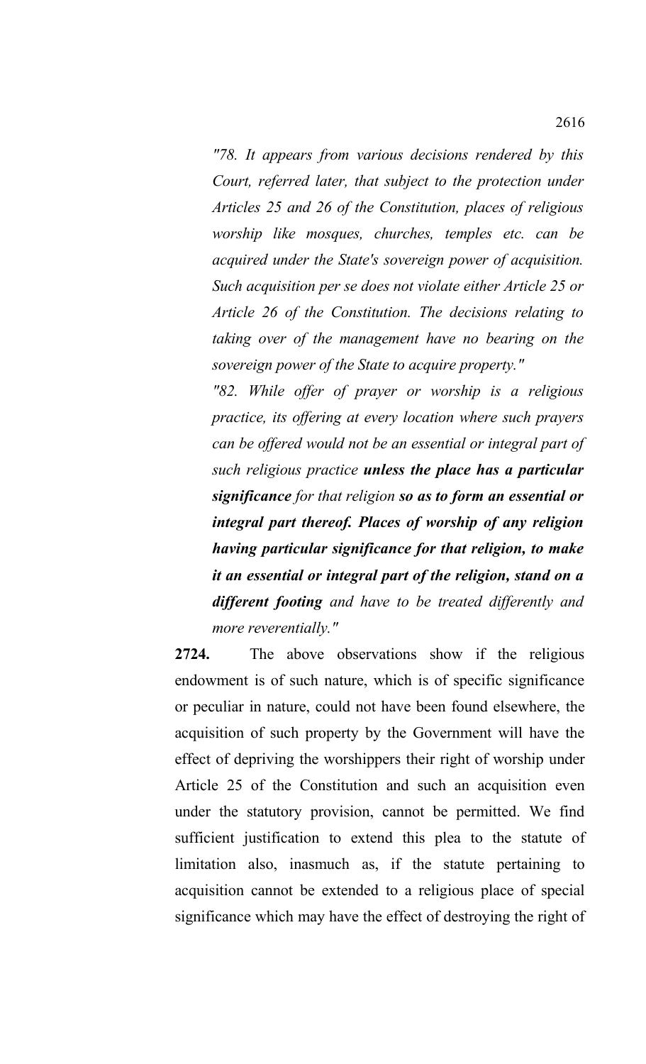*"78. It appears from various decisions rendered by this Court, referred later, that subject to the protection under Articles 25 and 26 of the Constitution, places of religious worship like mosques, churches, temples etc. can be acquired under the State's sovereign power of acquisition. Such acquisition per se does not violate either Article 25 or Article 26 of the Constitution. The decisions relating to taking over of the management have no bearing on the sovereign power of the State to acquire property."*

*"82. While offer of prayer or worship is a religious practice, its offering at every location where such prayers can be offered would not be an essential or integral part of such religious practice* ***unless the place has a particular significance*** *for that religion* ***so as to form an essential or integral part thereof. Places of worship of any religion having particular significance for that religion, to make it an essential or integral part of the religion, stand on a different footing*** *and have to be treated differently and more reverentially."*

**2724.** The above observations show if the religious endowment is of such nature, which is of specific significance or peculiar in nature, could not have been found elsewhere, the acquisition of such property by the Government will have the effect of depriving the worshippers their right of worship under Article 25 of the Constitution and such an acquisition even under the statutory provision, cannot be permitted. We find sufficient justification to extend this plea to the statute of limitation also, inasmuch as, if the statute pertaining to acquisition cannot be extended to a religious place of special significance which may have the effect of destroying the right of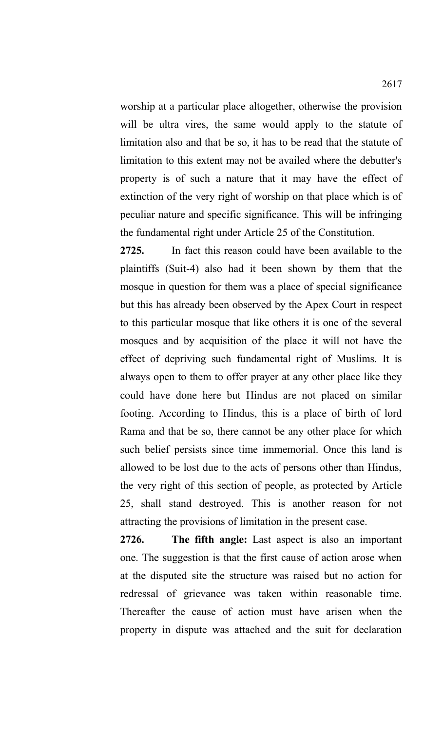worship at a particular place altogether, otherwise the provision will be ultra vires, the same would apply to the statute of limitation also and that be so, it has to be read that the statute of limitation to this extent may not be availed where the debutter's property is of such a nature that it may have the effect of extinction of the very right of worship on that place which is of peculiar nature and specific significance. This will be infringing the fundamental right under Article 25 of the Constitution.

**2725.** In fact this reason could have been available to the plaintiffs (Suit-4) also had it been shown by them that the mosque in question for them was a place of special significance but this has already been observed by the Apex Court in respect to this particular mosque that like others it is one of the several mosques and by acquisition of the place it will not have the effect of depriving such fundamental right of Muslims. It is always open to them to offer prayer at any other place like they could have done here but Hindus are not placed on similar footing. According to Hindus, this is a place of birth of lord Rama and that be so, there cannot be any other place for which such belief persists since time immemorial. Once this land is allowed to be lost due to the acts of persons other than Hindus, the very right of this section of people, as protected by Article 25, shall stand destroyed. This is another reason for not attracting the provisions of limitation in the present case.

**2726.** **The fifth angle:** Last aspect is also an important one. The suggestion is that the first cause of action arose when at the disputed site the structure was raised but no action for redressal of grievance was taken within reasonable time. Thereafter the cause of action must have arisen when the property in dispute was attached and the suit for declaration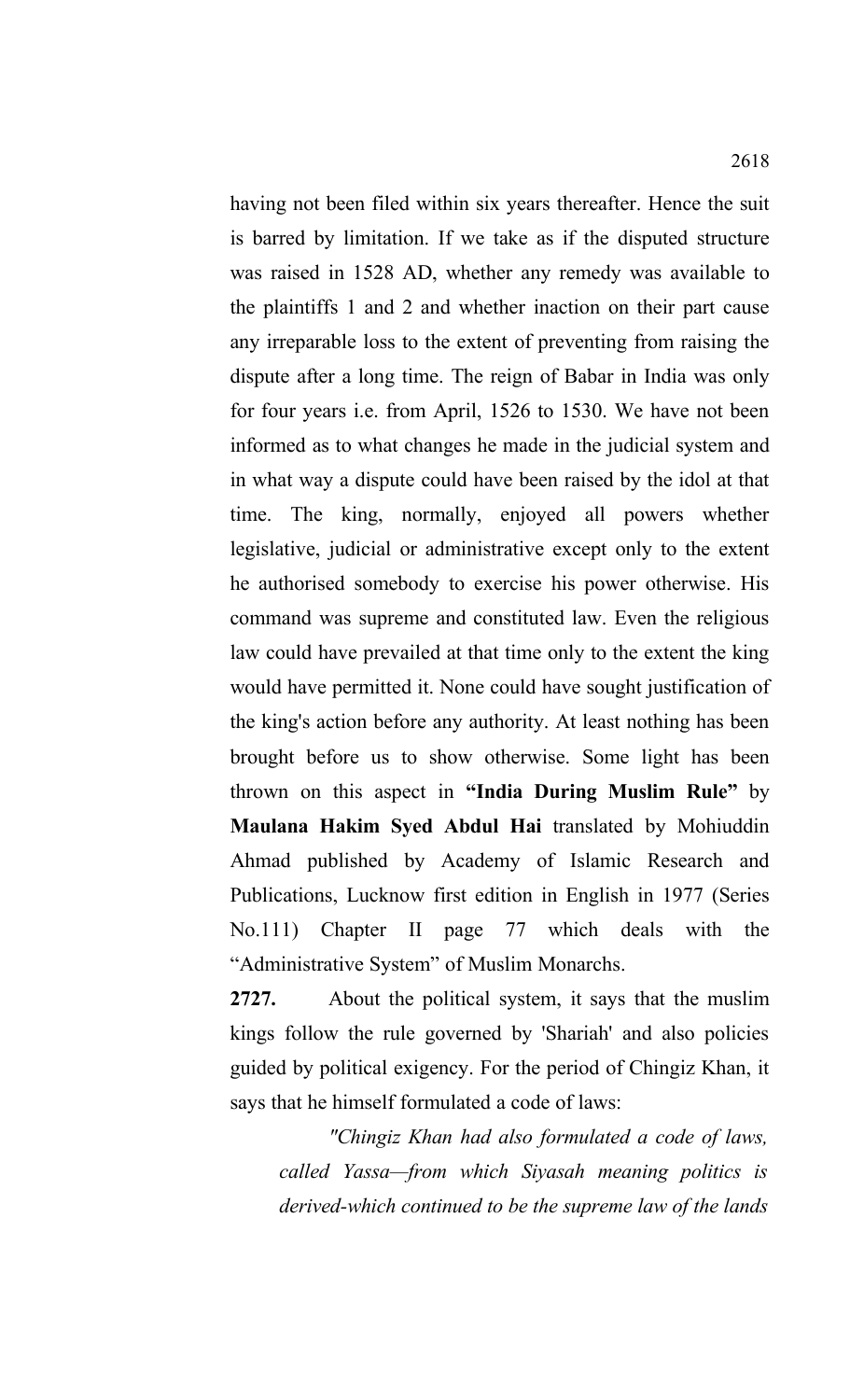having not been filed within six years thereafter. Hence the suit is barred by limitation. If we take as if the disputed structure was raised in 1528 AD, whether any remedy was available to the plaintiffs 1 and 2 and whether inaction on their part cause any irreparable loss to the extent of preventing from raising the dispute after a long time. The reign of Babar in India was only for four years i.e. from April, 1526 to 1530. We have not been informed as to what changes he made in the judicial system and in what way a dispute could have been raised by the idol at that time. The king, normally, enjoyed all powers whether legislative, judicial or administrative except only to the extent he authorised somebody to exercise his power otherwise. His command was supreme and constituted law. Even the religious law could have prevailed at that time only to the extent the king would have permitted it. None could have sought justification of the king's action before any authority. At least nothing has been brought before us to show otherwise. Some light has been thrown on this aspect in **"India During Muslim Rule"** by **Maulana Hakim Syed Abdul Hai** translated by Mohiuddin Ahmad published by Academy of Islamic Research and Publications, Lucknow first edition in English in 1977 (Series No.111) Chapter II page 77 which deals with the "Administrative System" of Muslim Monarchs.

**2727.** About the political system, it says that the muslim kings follow the rule governed by 'Shariah' and also policies guided by political exigency. For the period of Chingiz Khan, it says that he himself formulated a code of laws:

> *"Chingiz Khan had also formulated a code of laws, called Yassa—from which Siyasah meaning politics is derived-which continued to be the supreme law of the lands*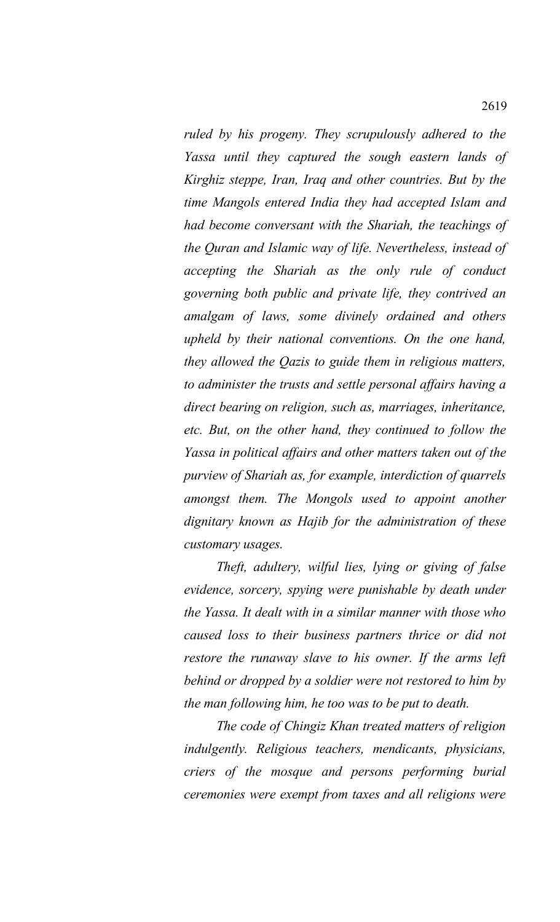*ruled by his progeny. They scrupulously adhered to the Yassa until they captured the sough eastern lands of Kirghiz steppe, Iran, Iraq and other countries. But by the time Mangols entered India they had accepted Islam and had become conversant with the Shariah, the teachings of the Quran and Islamic way of life. Nevertheless, instead of accepting the Shariah as the only rule of conduct governing both public and private life, they contrived an amalgam of laws, some divinely ordained and others upheld by their national conventions. On the one hand, they allowed the Qazis to guide them in religious matters, to administer the trusts and settle personal affairs having a direct bearing on religion, such as, marriages, inheritance, etc. But, on the other hand, they continued to follow the Yassa in political affairs and other matters taken out of the purview of Shariah as, for example, interdiction of quarrels amongst them. The Mongols used to appoint another dignitary known as Hajib for the administration of these customary usages.*

*Theft, adultery, wilful lies, lying or giving of false evidence, sorcery, spying were punishable by death under the Yassa. It dealt with in a similar manner with those who caused loss to their business partners thrice or did not restore the runaway slave to his owner. If the arms left behind or dropped by a soldier were not restored to him by the man following him, he too was to be put to death.*

*The code of Chingiz Khan treated matters of religion indulgently. Religious teachers, mendicants, physicians, criers of the mosque and persons performing burial ceremonies were exempt from taxes and all religions were*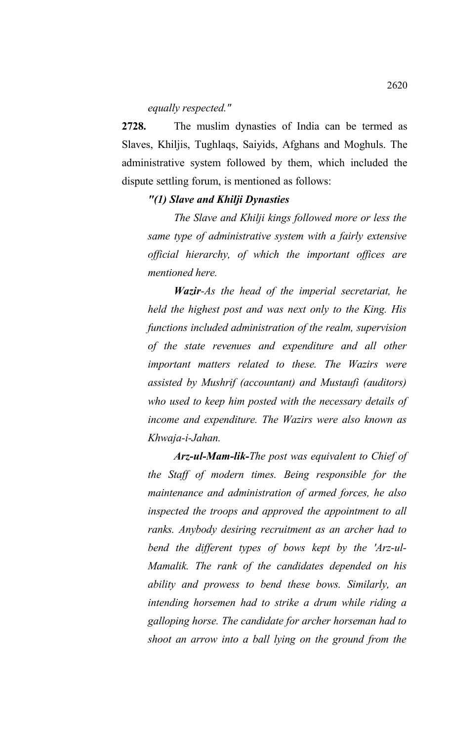*equally respected."*

**2728.** The muslim dynasties of India can be termed as Slaves, Khiljis, Tughlaqs, Saiyids, Afghans and Moghuls. The administrative system followed by them, which included the dispute settling forum, is mentioned as follows:

***"(1) Slave and Khilji Dynasties***

*The Slave and Khilji kings followed more or less the same type of administrative system with a fairly extensive official hierarchy, of which the important offices are mentioned here.*

***Wazir****-As the head of the imperial secretariat, he held the highest post and was next only to the King. His functions included administration of the realm, supervision of the state revenues and expenditure and all other important matters related to these. The Wazirs were assisted by Mushrif (accountant) and Mustaufi (auditors) who used to keep him posted with the necessary details of income and expenditure. The Wazirs were also known as Khwaja-i-Jahan.*

***Arz-ul-Mam-lik-****The post was equivalent to Chief of the Staff of modern times. Being responsible for the maintenance and administration of armed forces, he also inspected the troops and approved the appointment to all ranks. Anybody desiring recruitment as an archer had to bend the different types of bows kept by the 'Arz-ul-Mamalik. The rank of the candidates depended on his ability and prowess to bend these bows. Similarly, an intending horsemen had to strike a drum while riding a galloping horse. The candidate for archer horseman had to shoot an arrow into a ball lying on the ground from the*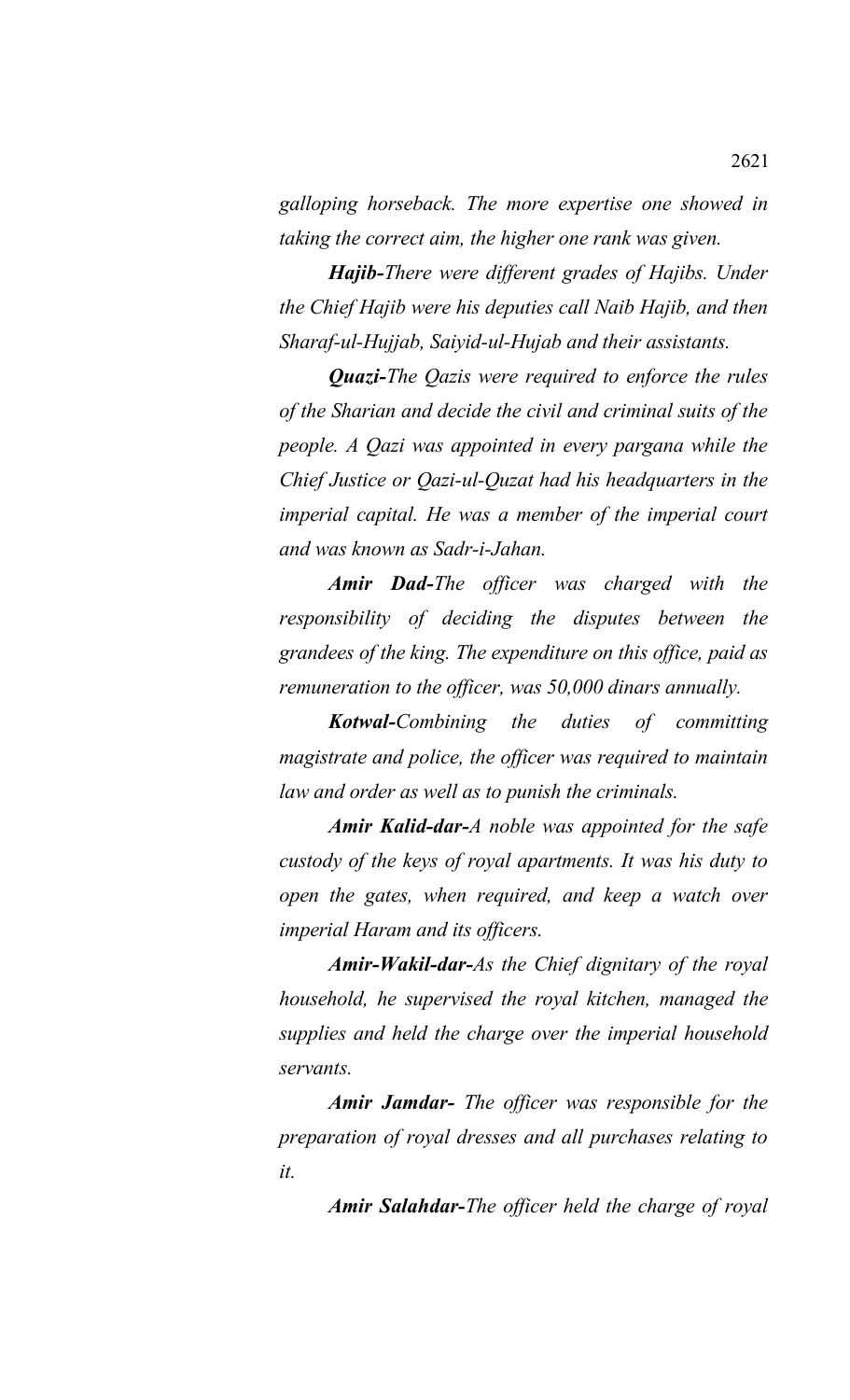*galloping horseback. The more expertise one showed in taking the correct aim, the higher one rank was given.*

***Hajib-****There were different grades of Hajibs. Under the Chief Hajib were his deputies call Naib Hajib, and then Sharaf-ul-Hujjab, Saiyid-ul-Hujab and their assistants.*

***Quazi-****The Qazis were required to enforce the rules of the Sharian and decide the civil and criminal suits of the people. A Qazi was appointed in every pargana while the Chief Justice or Qazi-ul-Quzat had his headquarters in the imperial capital. He was a member of the imperial court and was known as Sadr-i-Jahan.*

***Amir Dad-****The officer was charged with the responsibility of deciding the disputes between the grandees of the king. The expenditure on this office, paid as remuneration to the officer, was 50,000 dinars annually.*

***Kotwal-****Combining the duties of committing magistrate and police, the officer was required to maintain law and order as well as to punish the criminals.*

***Amir Kalid-dar-****A noble was appointed for the safe custody of the keys of royal apartments. It was his duty to open the gates, when required, and keep a watch over imperial Haram and its officers.*

***Amir-Wakil-dar-****As the Chief dignitary of the royal household, he supervised the royal kitchen, managed the supplies and held the charge over the imperial household servants.*

***Amir Jamdar-*** *The officer was responsible for the preparation of royal dresses and all purchases relating to it.*

***Amir Salahdar-****The officer held the charge of royal*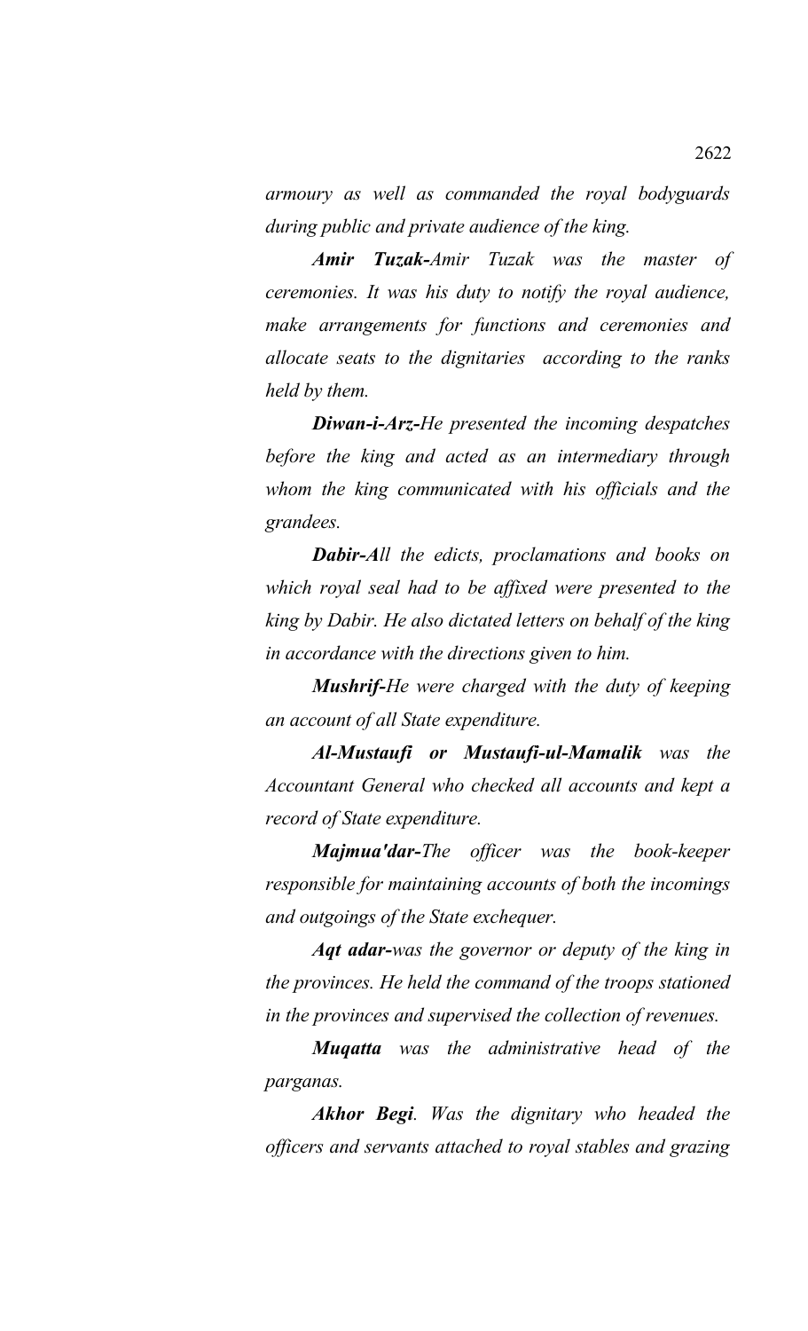*armoury as well as commanded the royal bodyguards during public and private audience of the king.*

***Amir Tuzak-****Amir Tuzak was the master of ceremonies. It was his duty to notify the royal audience, make arrangements for functions and ceremonies and allocate seats to the dignitaries according to the ranks held by them.*

***Diwan-i-Arz-****He presented the incoming despatches before the king and acted as an intermediary through whom the king communicated with his officials and the grandees.*

***Dabir-A****ll the edicts, proclamations and books on which royal seal had to be affixed were presented to the king by Dabir. He also dictated letters on behalf of the king in accordance with the directions given to him.*

***Mushrif-****He were charged with the duty of keeping an account of all State expenditure.*

***Al-Mustaufi or Mustaufi-ul-Mamalik*** *was the Accountant General who checked all accounts and kept a record of State expenditure.*

***Majmua'dar-****The officer was the book-keeper responsible for maintaining accounts of both the incomings and outgoings of the State exchequer.*

***Aqt adar-****was the governor or deputy of the king in the provinces. He held the command of the troops stationed in the provinces and supervised the collection of revenues.*

***Muqatta*** *was the administrative head of the parganas.*

***Akhor Begi****. Was the dignitary who headed the officers and servants attached to royal stables and grazing*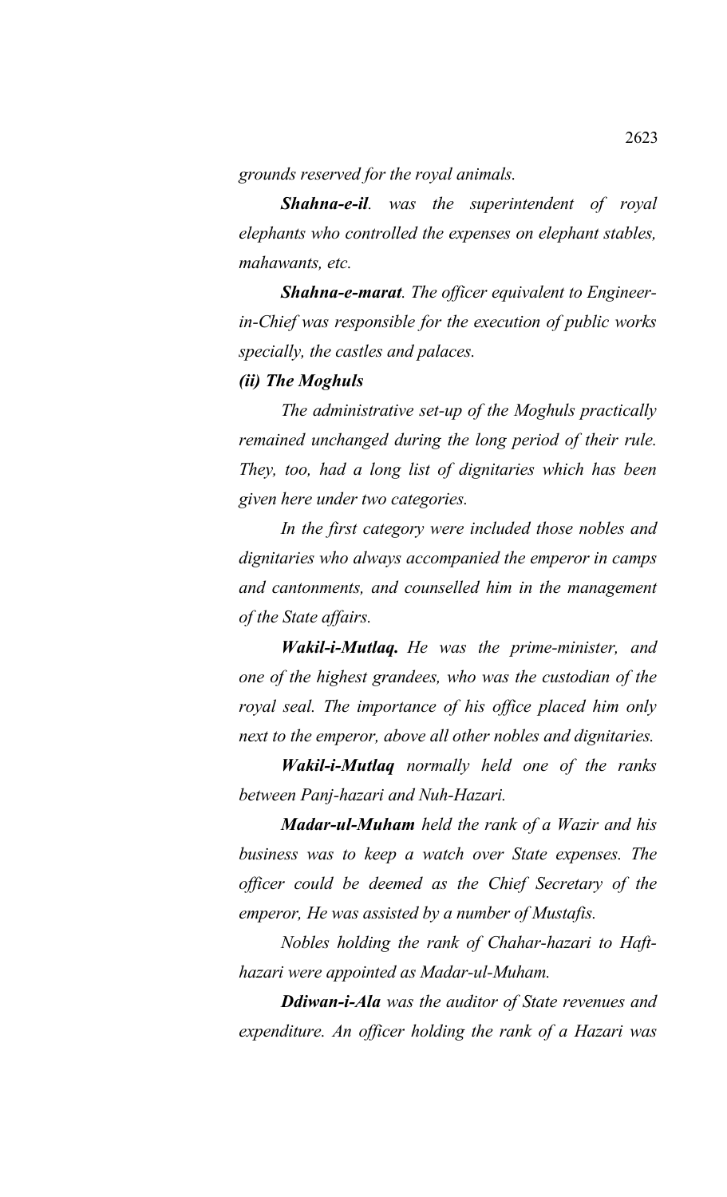*grounds reserved for the royal animals.*

***Shahna-e-il**. was the superintendent of royal elephants who controlled the expenses on elephant stables, mahawants, etc.*

***Shahna-e-marat**. The officer equivalent to Engineer-in-Chief was responsible for the execution of public works specially, the castles and palaces.*

***(ii) The Moghuls***

*The administrative set-up of the Moghuls practically remained unchanged during the long period of their rule. They, too, had a long list of dignitaries which has been given here under two categories.*

*In the first category were included those nobles and dignitaries who always accompanied the emperor in camps and cantonments, and counselled him in the management of the State affairs.*

***Wakil-i-Mutlaq.** He was the prime-minister, and one of the highest grandees, who was the custodian of the royal seal. The importance of his office placed him only next to the emperor, above all other nobles and dignitaries.*

***Wakil-i-Mutlaq** normally held one of the ranks between Panj-hazari and Nuh-Hazari.*

***Madar-ul-Muham** held the rank of a Wazir and his business was to keep a watch over State expenses. The officer could be deemed as the Chief Secretary of the emperor, He was assisted by a number of Mustafis.*

*Nobles holding the rank of Chahar-hazari to Haft-hazari were appointed as Madar-ul-Muham.*

***Ddiwan-i-Ala** was the auditor of State revenues and expenditure. An officer holding the rank of a Hazari was*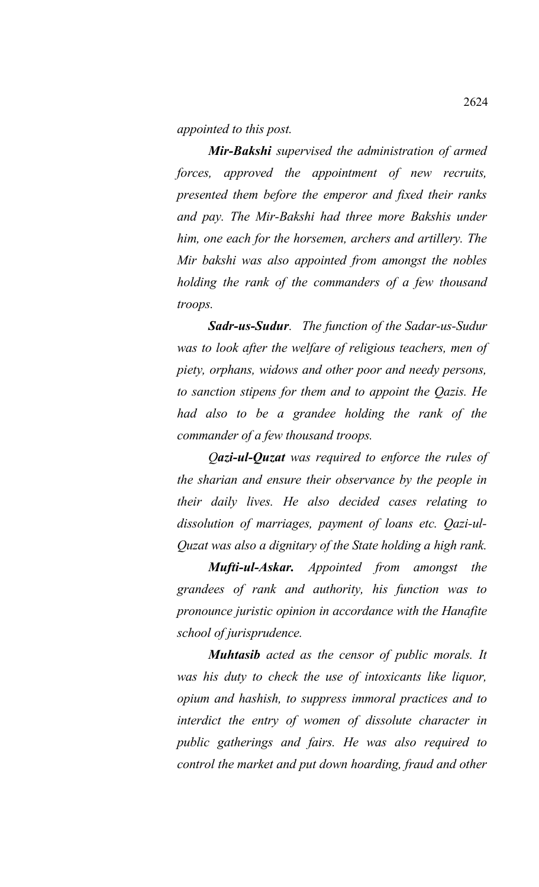*appointed to this post.*

***Mir-Bakshi*** *supervised the administration of armed forces, approved the appointment of new recruits, presented them before the emperor and fixed their ranks and pay. The Mir-Bakshi had three more Bakshis under him, one each for the horsemen, archers and artillery. The Mir bakshi was also appointed from amongst the nobles holding the rank of the commanders of a few thousand troops.*

***Sadr-us-Sudur****. The function of the Sadar-us-Sudur was to look after the welfare of religious teachers, men of piety, orphans, widows and other poor and needy persons, to sanction stipens for them and to appoint the Qazis. He had also to be a grandee holding the rank of the commander of a few thousand troops.*

***Qazi-ul-Quzat*** *was required to enforce the rules of the sharian and ensure their observance by the people in their daily lives. He also decided cases relating to dissolution of marriages, payment of loans etc. Qazi-ul-Quzat was also a dignitary of the State holding a high rank.*

***Mufti-ul-Askar.*** *Appointed from amongst the grandees of rank and authority, his function was to pronounce juristic opinion in accordance with the Hanafite school of jurisprudence.*

***Muhtasib*** *acted as the censor of public morals. It was his duty to check the use of intoxicants like liquor, opium and hashish, to suppress immoral practices and to interdict the entry of women of dissolute character in public gatherings and fairs. He was also required to control the market and put down hoarding, fraud and other*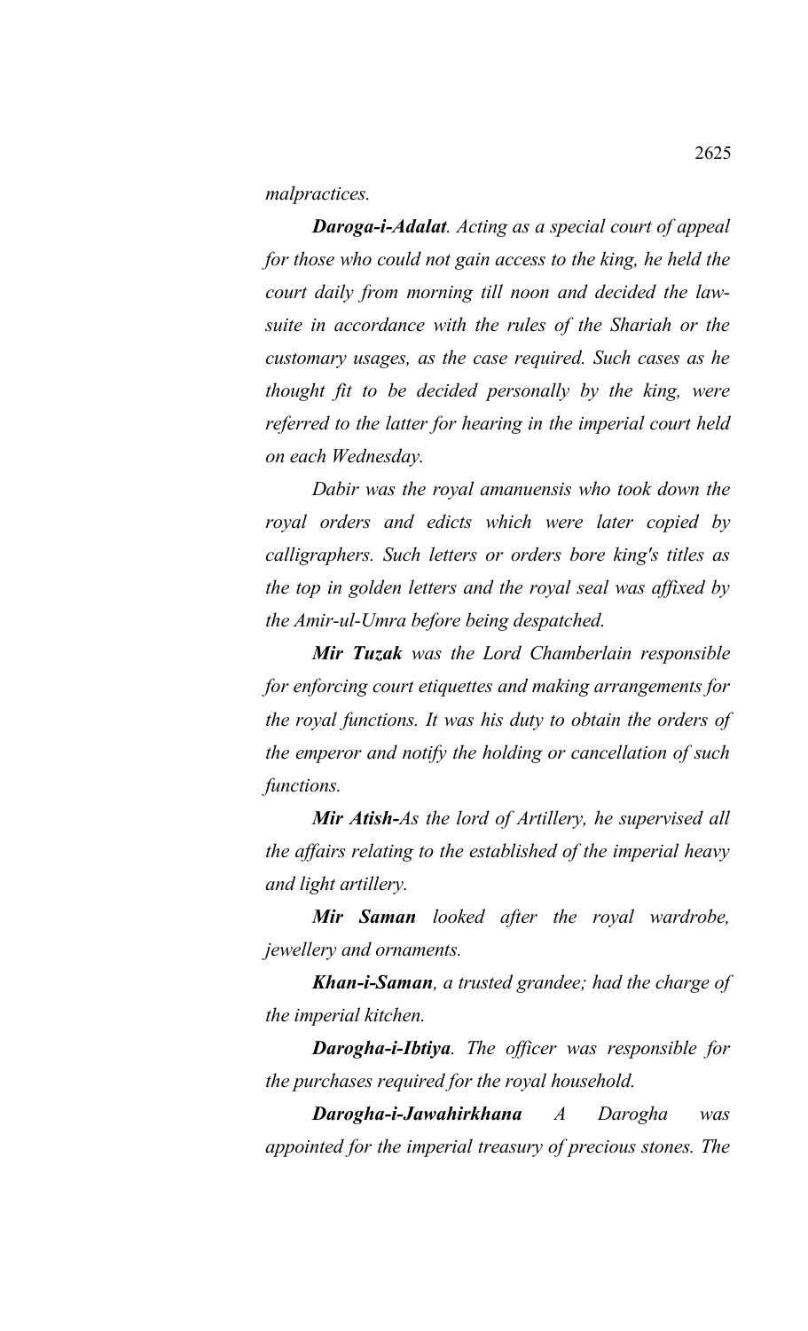*malpractices.*

***Daroga-i-Adalat**. Acting as a special court of appeal for those who could not gain access to the king, he held the court daily from morning till noon and decided the law-suite in accordance with the rules of the Shariah or the customary usages, as the case required. Such cases as he thought fit to be decided personally by the king, were referred to the latter for hearing in the imperial court held on each Wednesday.*

*Dabir was the royal amanuensis who took down the royal orders and edicts which were later copied by calligraphers. Such letters or orders bore king's titles as the top in golden letters and the royal seal was affixed by the Amir-ul-Umra before being despatched.*

***Mir Tuzak** was the Lord Chamberlain responsible for enforcing court etiquettes and making arrangements for the royal functions. It was his duty to obtain the orders of the emperor and notify the holding or cancellation of such functions.*

***Mir Atish**-As the lord of Artillery, he supervised all the affairs relating to the established of the imperial heavy and light artillery.*

***Mir Saman** looked after the royal wardrobe, jewellery and ornaments.*

***Khan-i-Saman**, a trusted grandee; had the charge of the imperial kitchen.*

***Darogha-i-Ibtiya**. The officer was responsible for the purchases required for the royal household.*

***Darogha-i-Jawahirkhana** A Darogha was appointed for the imperial treasury of precious stones. The*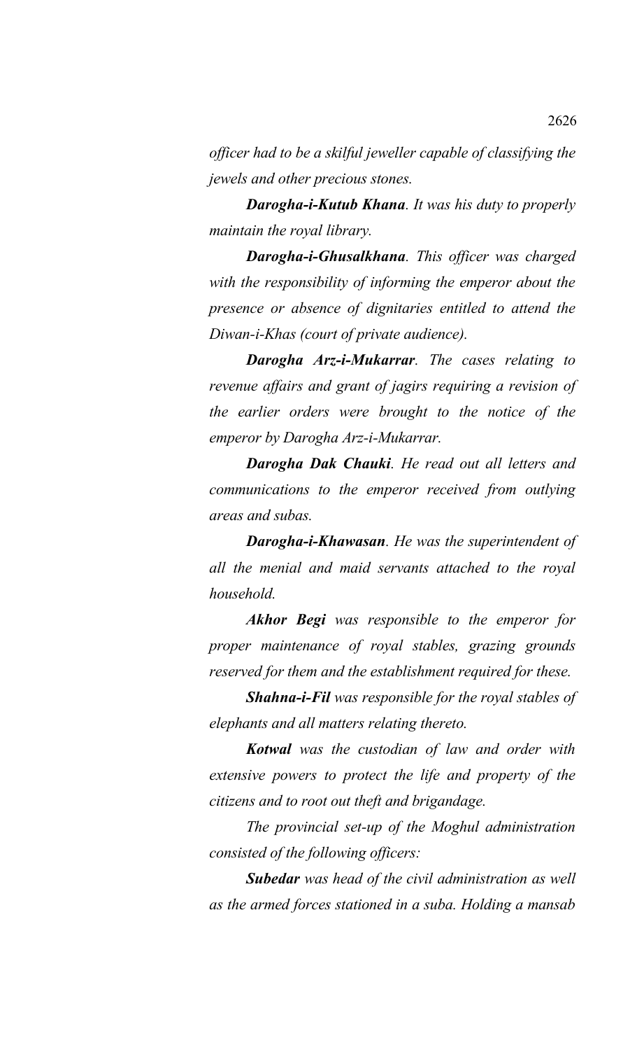*officer had to be a skilful jeweller capable of classifying the jewels and other precious stones.*

***Darogha-i-Kutub Khana****. It was his duty to properly maintain the royal library.*

***Darogha-i-Ghusalkhana****. This officer was charged with the responsibility of informing the emperor about the presence or absence of dignitaries entitled to attend the Diwan-i-Khas (court of private audience).*

***Darogha Arz-i-Mukarrar****. The cases relating to revenue affairs and grant of jagirs requiring a revision of the earlier orders were brought to the notice of the emperor by Darogha Arz-i-Mukarrar.*

***Darogha Dak Chauki****. He read out all letters and communications to the emperor received from outlying areas and subas.*

***Darogha-i-Khawasan****. He was the superintendent of all the menial and maid servants attached to the royal household.*

***Akhor Begi*** *was responsible to the emperor for proper maintenance of royal stables, grazing grounds reserved for them and the establishment required for these.*

***Shahna-i-Fil*** *was responsible for the royal stables of elephants and all matters relating thereto.*

***Kotwal*** *was the custodian of law and order with extensive powers to protect the life and property of the citizens and to root out theft and brigandage.*

*The provincial set-up of the Moghul administration consisted of the following officers:*

***Subedar*** *was head of the civil administration as well as the armed forces stationed in a suba. Holding a mansab*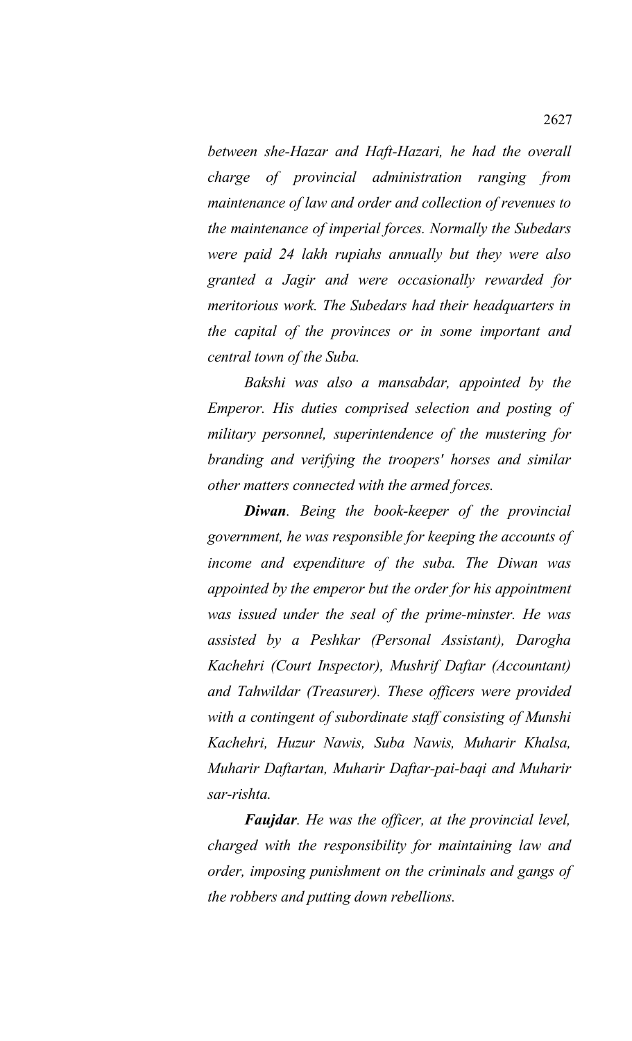*between she-Hazar and Haft-Hazari, he had the overall charge of provincial administration ranging from maintenance of law and order and collection of revenues to the maintenance of imperial forces. Normally the Subedars were paid 24 lakh rupiahs annually but they were also granted a Jagir and were occasionally rewarded for meritorious work. The Subedars had their headquarters in the capital of the provinces or in some important and central town of the Suba.*

*Bakshi was also a mansabdar, appointed by the Emperor. His duties comprised selection and posting of military personnel, superintendence of the mustering for branding and verifying the troopers' horses and similar other matters connected with the armed forces.*

***Diwan**. Being the book-keeper of the provincial government, he was responsible for keeping the accounts of income and expenditure of the suba. The Diwan was appointed by the emperor but the order for his appointment was issued under the seal of the prime-minster. He was assisted by a Peshkar (Personal Assistant), Darogha Kachehri (Court Inspector), Mushrif Daftar (Accountant) and Tahwildar (Treasurer). These officers were provided with a contingent of subordinate staff consisting of Munshi Kachehri, Huzur Nawis, Suba Nawis, Muharir Khalsa, Muharir Daftartan, Muharir Daftar-pai-baqi and Muharir sar-rishta.*

***Faujdar**. He was the officer, at the provincial level, charged with the responsibility for maintaining law and order, imposing punishment on the criminals and gangs of the robbers and putting down rebellions.*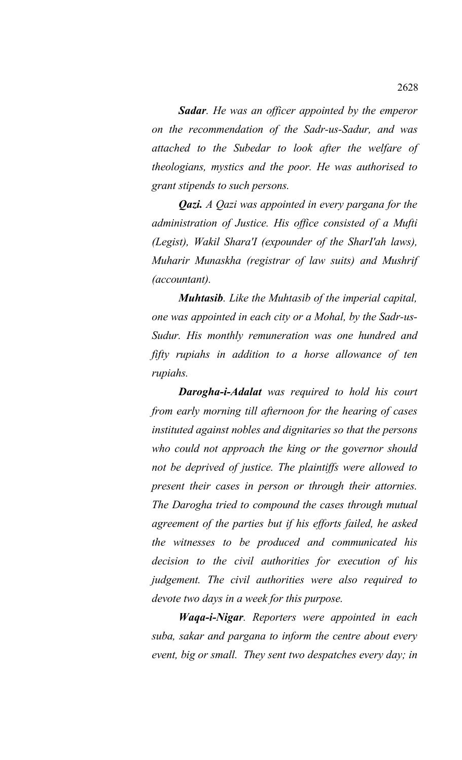*__Sadar__. He was an officer appointed by the emperor on the recommendation of the Sadr-us-Sadur, and was attached to the Subedar to look after the welfare of theologians, mystics and the poor. He was authorised to grant stipends to such persons.*

*__Qazi.__ A Qazi was appointed in every pargana for the administration of Justice. His office consisted of a Mufti (Legist), Wakil Shara'I (expounder of the SharI'ah laws), Muharir Munaskha (registrar of law suits) and Mushrif (accountant).*

*__Muhtasib__. Like the Muhtasib of the imperial capital, one was appointed in each city or a Mohal, by the Sadr-us-Sudur. His monthly remuneration was one hundred and fifty rupiahs in addition to a horse allowance of ten rupiahs.*

*__Darogha-i-Adalat__ was required to hold his court from early morning till afternoon for the hearing of cases instituted against nobles and dignitaries so that the persons who could not approach the king or the governor should not be deprived of justice. The plaintiffs were allowed to present their cases in person or through their attornies. The Darogha tried to compound the cases through mutual agreement of the parties but if his efforts failed, he asked the witnesses to be produced and communicated his decision to the civil authorities for execution of his judgement. The civil authorities were also required to devote two days in a week for this purpose.*

*__Waqa-i-Nigar__. Reporters were appointed in each suba, sakar and pargana to inform the centre about every event, big or small. They sent two despatches every day; in*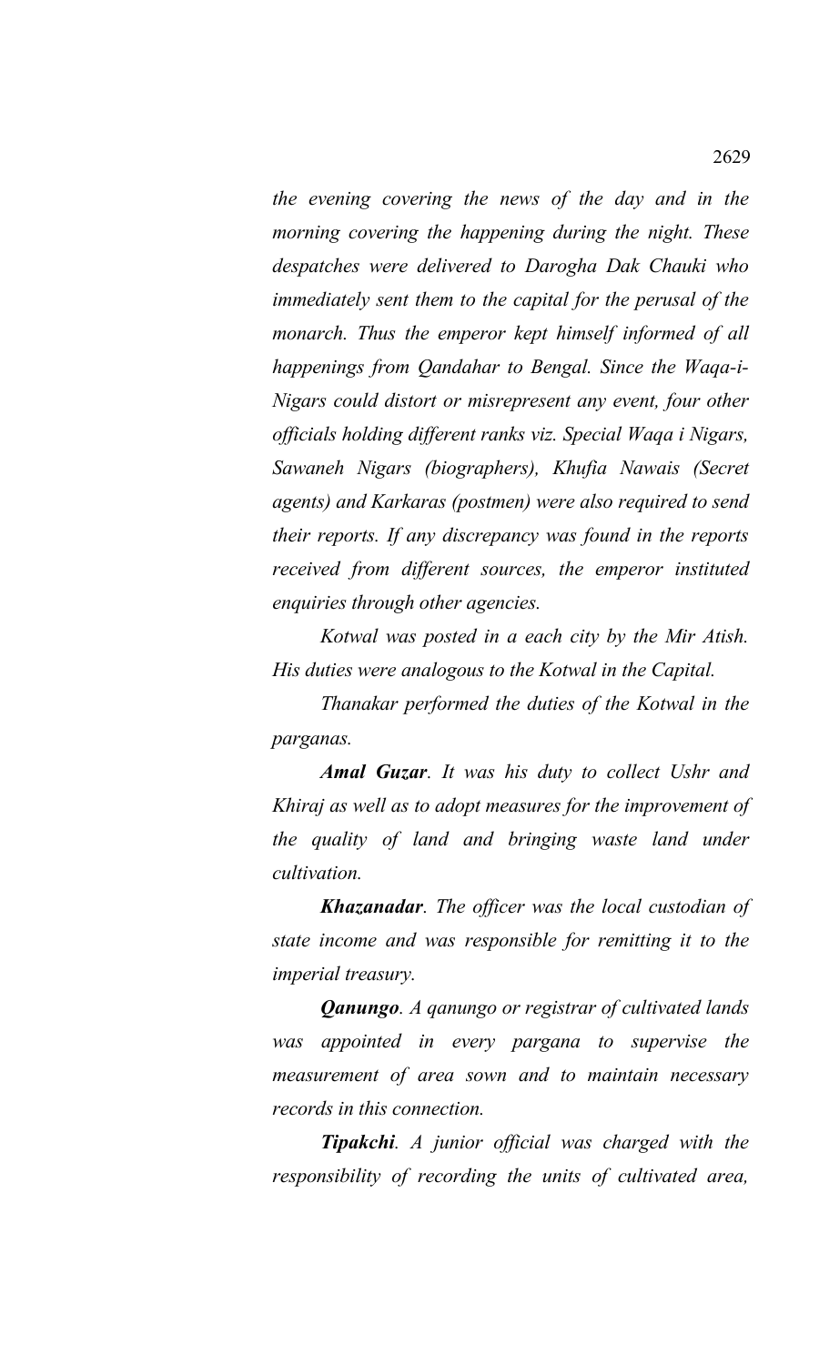*the evening covering the news of the day and in the morning covering the happening during the night. These despatches were delivered to Darogha Dak Chauki who immediately sent them to the capital for the perusal of the monarch. Thus the emperor kept himself informed of all happenings from Qandahar to Bengal. Since the Waqa-i-Nigars could distort or misrepresent any event, four other officials holding different ranks viz. Special Waqa i Nigars, Sawaneh Nigars (biographers), Khufia Nawais (Secret agents) and Karkaras (postmen) were also required to send their reports. If any discrepancy was found in the reports received from different sources, the emperor instituted enquiries through other agencies.*

*Kotwal was posted in a each city by the Mir Atish. His duties were analogous to the Kotwal in the Capital.*

*Thanakar performed the duties of the Kotwal in the parganas.*

***Amal Guzar**. It was his duty to collect Ushr and Khiraj as well as to adopt measures for the improvement of the quality of land and bringing waste land under cultivation.*

***Khazanadar**. The officer was the local custodian of state income and was responsible for remitting it to the imperial treasury.*

***Qanungo**. A qanungo or registrar of cultivated lands was appointed in every pargana to supervise the measurement of area sown and to maintain necessary records in this connection.*

***Tipakchi**. A junior official was charged with the responsibility of recording the units of cultivated area,*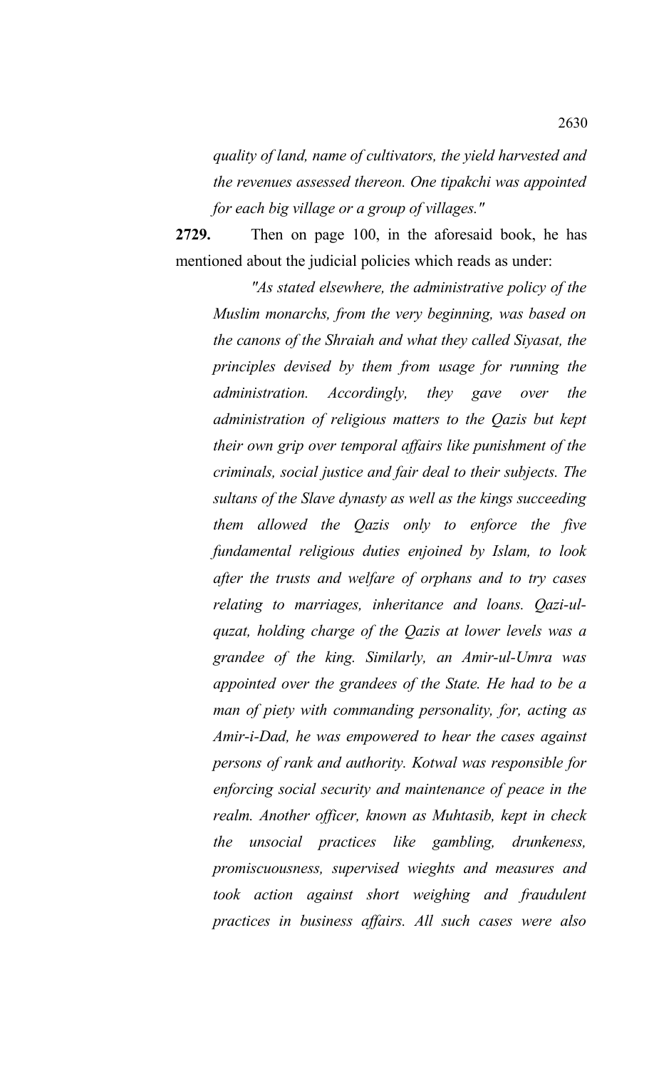*quality of land, name of cultivators, the yield harvested and the revenues assessed thereon. One tipakchi was appointed for each big village or a group of villages."*

**2729.** Then on page 100, in the aforesaid book, he has mentioned about the judicial policies which reads as under:

*"As stated elsewhere, the administrative policy of the Muslim monarchs, from the very beginning, was based on the canons of the Shraiah and what they called Siyasat, the principles devised by them from usage for running the administration. Accordingly, they gave over the administration of religious matters to the Qazis but kept their own grip over temporal affairs like punishment of the criminals, social justice and fair deal to their subjects. The sultans of the Slave dynasty as well as the kings succeeding them allowed the Qazis only to enforce the five fundamental religious duties enjoined by Islam, to look after the trusts and welfare of orphans and to try cases relating to marriages, inheritance and loans. Qazi-ul-quzat, holding charge of the Qazis at lower levels was a grandee of the king. Similarly, an Amir-ul-Umra was appointed over the grandees of the State. He had to be a man of piety with commanding personality, for, acting as Amir-i-Dad, he was empowered to hear the cases against persons of rank and authority. Kotwal was responsible for enforcing social security and maintenance of peace in the realm. Another officer, known as Muhtasib, kept in check the unsocial practices like gambling, drunkeness, promiscuousness, supervised wieghts and measures and took action against short weighing and fraudulent practices in business affairs. All such cases were also*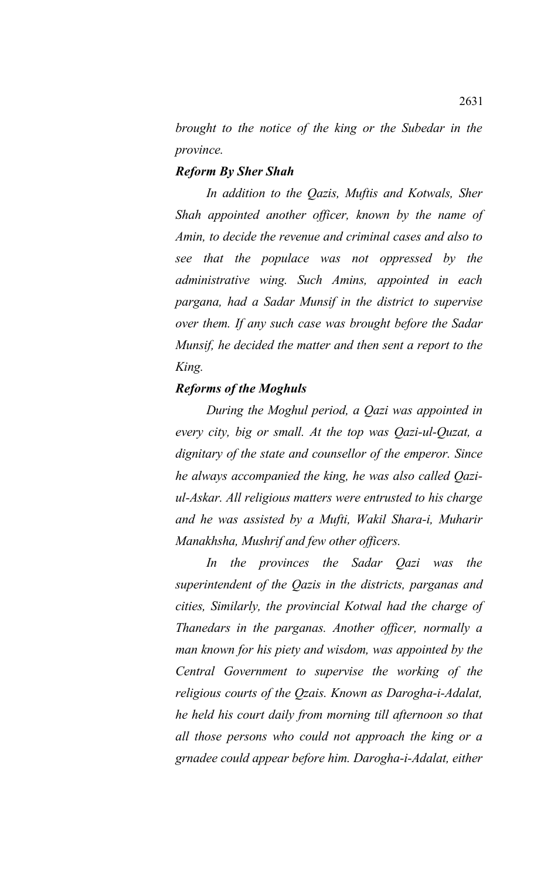*brought to the notice of the king or the Subedar in the province.*

***Reform By Sher Shah***

*In addition to the Qazis, Muftis and Kotwals, Sher Shah appointed another officer, known by the name of Amin, to decide the revenue and criminal cases and also to see that the populace was not oppressed by the administrative wing. Such Amins, appointed in each pargana, had a Sadar Munsif in the district to supervise over them. If any such case was brought before the Sadar Munsif, he decided the matter and then sent a report to the King.*

***Reforms of the Moghuls***

*During the Moghul period, a Qazi was appointed in every city, big or small. At the top was Qazi-ul-Quzat, a dignitary of the state and counsellor of the emperor. Since he always accompanied the king, he was also called Qazi-ul-Askar. All religious matters were entrusted to his charge and he was assisted by a Mufti, Wakil Shara-i, Muharir Manakhsha, Mushrif and few other officers.*

*In the provinces the Sadar Qazi was the superintendent of the Qazis in the districts, parganas and cities, Similarly, the provincial Kotwal had the charge of Thanedars in the parganas. Another officer, normally a man known for his piety and wisdom, was appointed by the Central Government to supervise the working of the religious courts of the Qzais. Known as Darogha-i-Adalat, he held his court daily from morning till afternoon so that all those persons who could not approach the king or a grnadee could appear before him. Darogha-i-Adalat, either*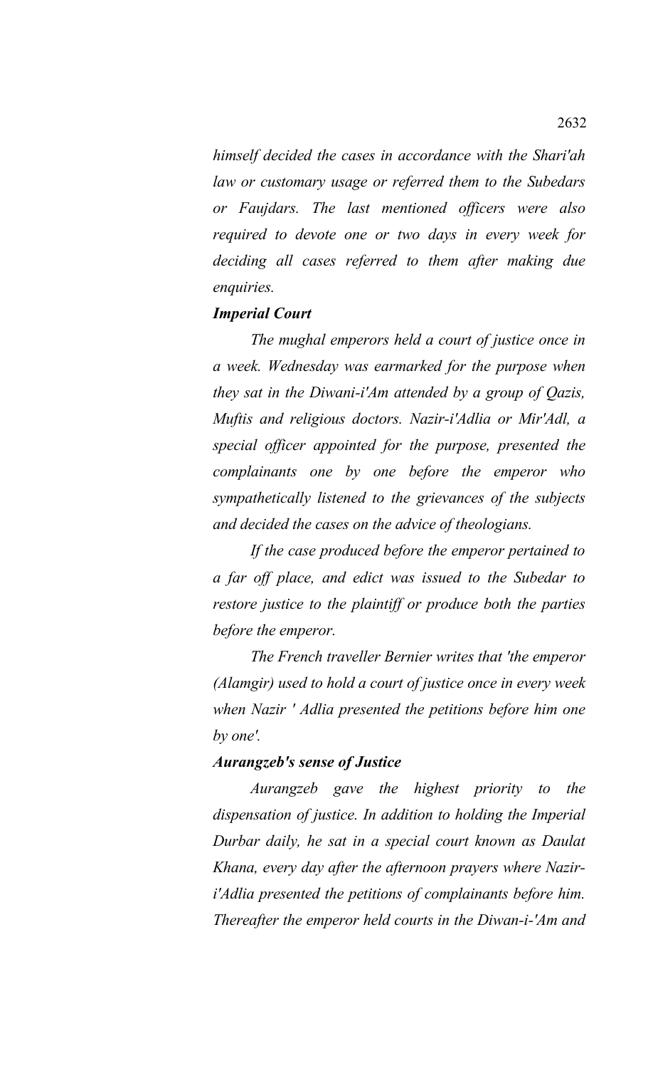*himself decided the cases in accordance with the Shari'ah law or customary usage or referred them to the Subedars or Faujdars. The last mentioned officers were also required to devote one or two days in every week for deciding all cases referred to them after making due enquiries.*

***Imperial Court***

*The mughal emperors held a court of justice once in a week. Wednesday was earmarked for the purpose when they sat in the Diwani-i'Am attended by a group of Qazis, Muftis and religious doctors. Nazir-i'Adlia or Mir'Adl, a special officer appointed for the purpose, presented the complainants one by one before the emperor who sympathetically listened to the grievances of the subjects and decided the cases on the advice of theologians.*

*If the case produced before the emperor pertained to a far off place, and edict was issued to the Subedar to restore justice to the plaintiff or produce both the parties before the emperor.*

*The French traveller Bernier writes that 'the emperor (Alamgir) used to hold a court of justice once in every week when Nazir ' Adlia presented the petitions before him one by one'.*

***Aurangzeb's sense of Justice***

*Aurangzeb gave the highest priority to the dispensation of justice. In addition to holding the Imperial Durbar daily, he sat in a special court known as Daulat Khana, every day after the afternoon prayers where Nazir-i'Adlia presented the petitions of complainants before him. Thereafter the emperor held courts in the Diwan-i-'Am and*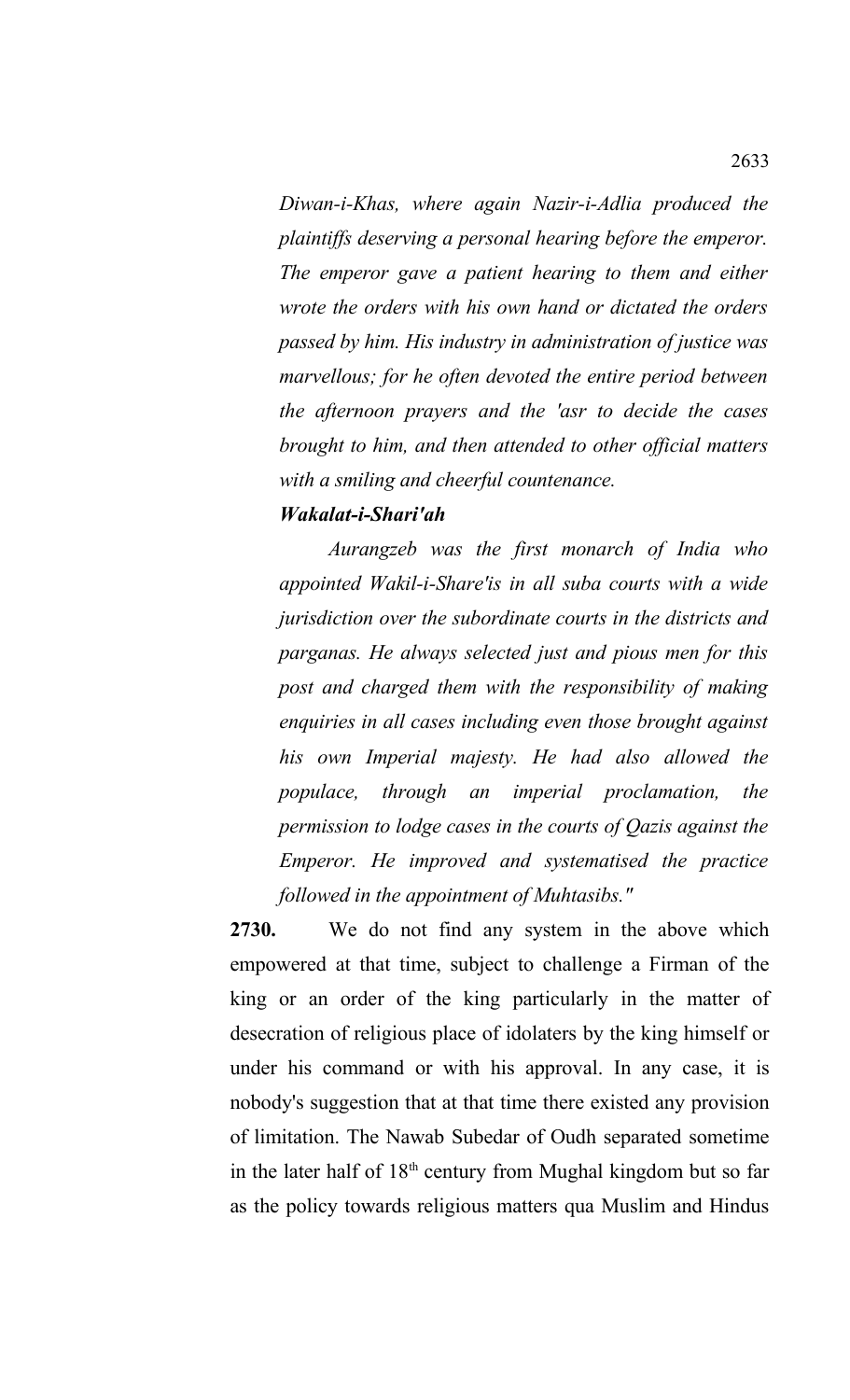*Diwan-i-Khas, where again Nazir-i-Adlia produced the plaintiffs deserving a personal hearing before the emperor. The emperor gave a patient hearing to them and either wrote the orders with his own hand or dictated the orders passed by him. His industry in administration of justice was marvellous; for he often devoted the entire period between the afternoon prayers and the 'asr to decide the cases brought to him, and then attended to other official matters with a smiling and cheerful countenance.*

***Wakalat-i-Shari'ah***

*Aurangzeb was the first monarch of India who appointed Wakil-i-Share'is in all suba courts with a wide jurisdiction over the subordinate courts in the districts and parganas. He always selected just and pious men for this post and charged them with the responsibility of making enquiries in all cases including even those brought against his own Imperial majesty. He had also allowed the populace, through an imperial proclamation, the permission to lodge cases in the courts of Qazis against the Emperor. He improved and systematised the practice followed in the appointment of Muhtasibs."*

**2730.** We do not find any system in the above which empowered at that time, subject to challenge a Firman of the king or an order of the king particularly in the matter of desecration of religious place of idolaters by the king himself or under his command or with his approval. In any case, it is nobody's suggestion that at that time there existed any provision of limitation. The Nawab Subedar of Oudh separated sometime in the later half of 18th century from Mughal kingdom but so far as the policy towards religious matters qua Muslim and Hindus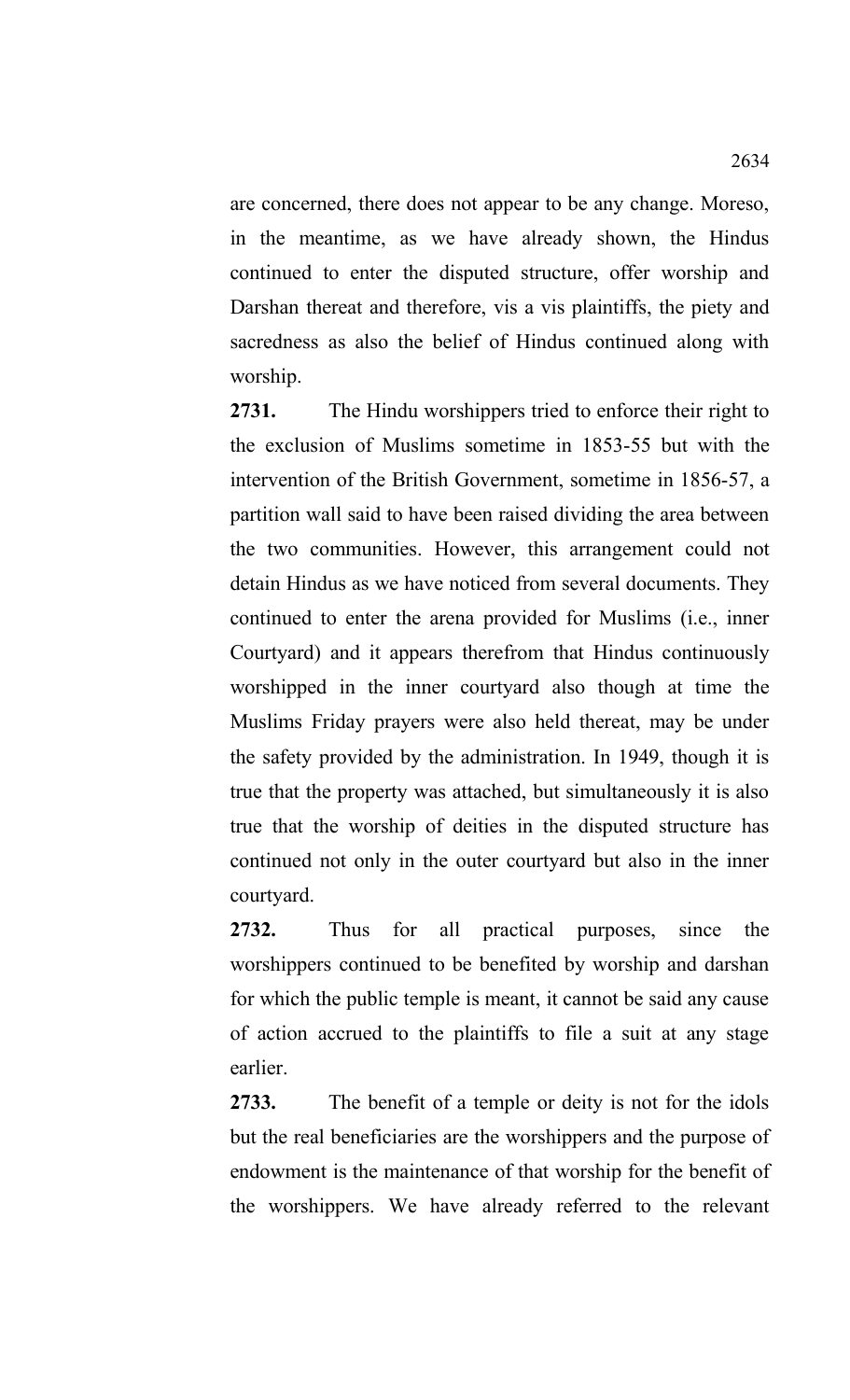are concerned, there does not appear to be any change. Moreso, in the meantime, as we have already shown, the Hindus continued to enter the disputed structure, offer worship and Darshan thereat and therefore, vis a vis plaintiffs, the piety and sacredness as also the belief of Hindus continued along with worship.

**2731.** The Hindu worshippers tried to enforce their right to the exclusion of Muslims sometime in 1853-55 but with the intervention of the British Government, sometime in 1856-57, a partition wall said to have been raised dividing the area between the two communities. However, this arrangement could not detain Hindus as we have noticed from several documents. They continued to enter the arena provided for Muslims (i.e., inner Courtyard) and it appears therefrom that Hindus continuously worshipped in the inner courtyard also though at time the Muslims Friday prayers were also held thereat, may be under the safety provided by the administration. In 1949, though it is true that the property was attached, but simultaneously it is also true that the worship of deities in the disputed structure has continued not only in the outer courtyard but also in the inner courtyard.

**2732.** Thus for all practical purposes, since the worshippers continued to be benefited by worship and darshan for which the public temple is meant, it cannot be said any cause of action accrued to the plaintiffs to file a suit at any stage earlier.

**2733.** The benefit of a temple or deity is not for the idols but the real beneficiaries are the worshippers and the purpose of endowment is the maintenance of that worship for the benefit of the worshippers. We have already referred to the relevant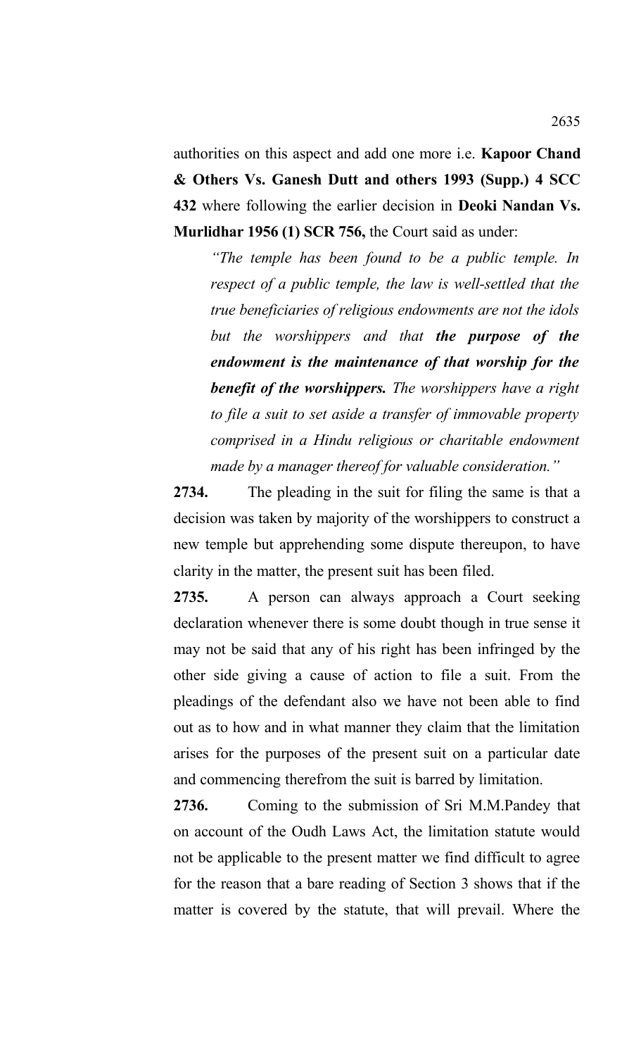authorities on this aspect and add one more i.e. **Kapoor Chand & Others Vs. Ganesh Dutt and others 1993 (Supp.) 4 SCC 432** where following the earlier decision in **Deoki Nandan Vs. Murlidhar 1956 (1) SCR 756,** the Court said as under:

> *"The temple has been found to be a public temple. In respect of a public temple, the law is well-settled that the true beneficiaries of religious endowments are not the idols but the worshippers and that* ***the purpose of the endowment is the maintenance of that worship for the benefit of the worshippers.*** *The worshippers have a right to file a suit to set aside a transfer of immovable property comprised in a Hindu religious or charitable endowment made by a manager thereof for valuable consideration."*

**2734.** The pleading in the suit for filing the same is that a decision was taken by majority of the worshippers to construct a new temple but apprehending some dispute thereupon, to have clarity in the matter, the present suit has been filed.

**2735.** A person can always approach a Court seeking declaration whenever there is some doubt though in true sense it may not be said that any of his right has been infringed by the other side giving a cause of action to file a suit. From the pleadings of the defendant also we have not been able to find out as to how and in what manner they claim that the limitation arises for the purposes of the present suit on a particular date and commencing therefrom the suit is barred by limitation.

**2736.** Coming to the submission of Sri M.M.Pandey that on account of the Oudh Laws Act, the limitation statute would not be applicable to the present matter we find difficult to agree for the reason that a bare reading of Section 3 shows that if the matter is covered by the statute, that will prevail. Where the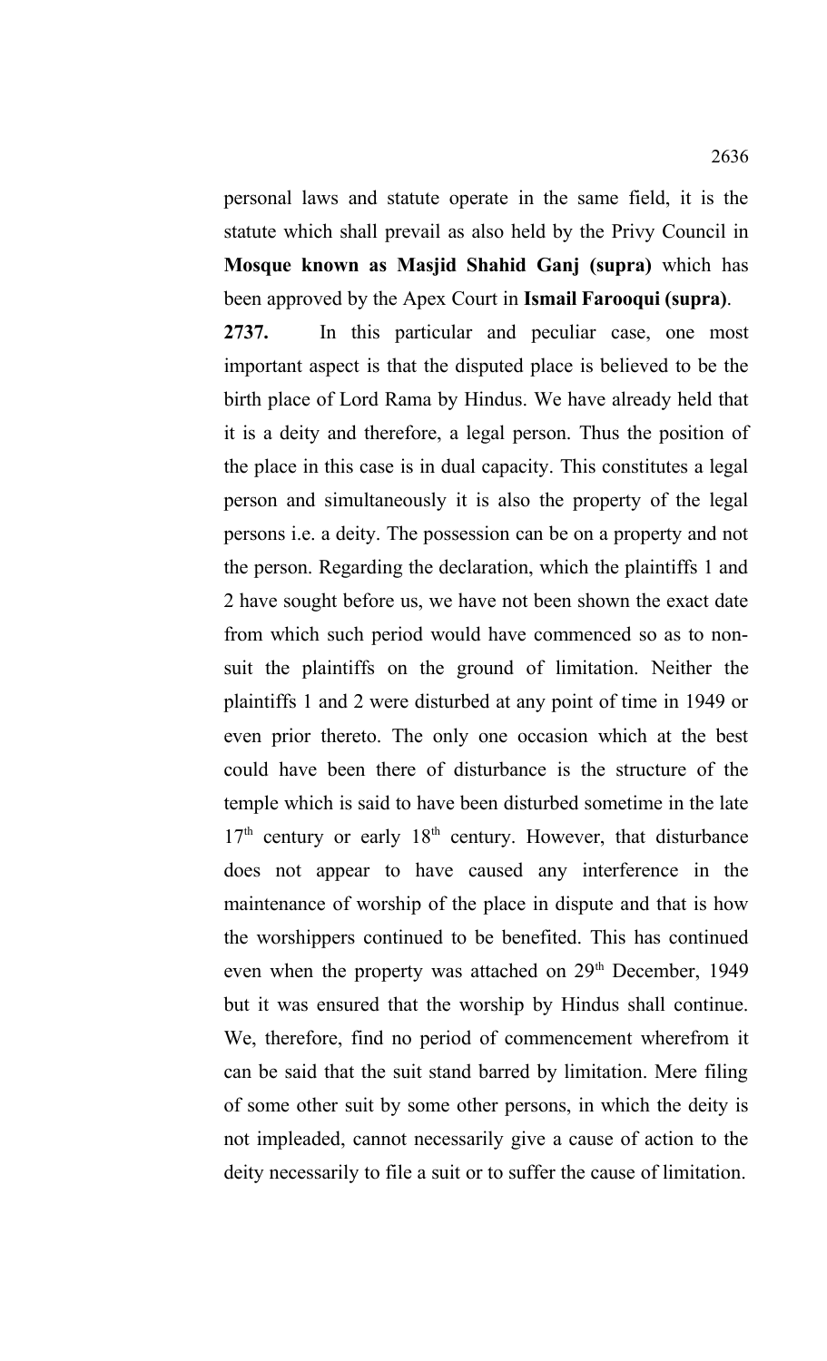personal laws and statute operate in the same field, it is the statute which shall prevail as also held by the Privy Council in **Mosque known as Masjid Shahid Ganj (supra)** which has been approved by the Apex Court in **Ismail Farooqui (supra)**.

**2737.** In this particular and peculiar case, one most important aspect is that the disputed place is believed to be the birth place of Lord Rama by Hindus. We have already held that it is a deity and therefore, a legal person. Thus the position of the place in this case is in dual capacity. This constitutes a legal person and simultaneously it is also the property of the legal persons i.e. a deity. The possession can be on a property and not the person. Regarding the declaration, which the plaintiffs 1 and 2 have sought before us, we have not been shown the exact date from which such period would have commenced so as to non-suit the plaintiffs on the ground of limitation. Neither the plaintiffs 1 and 2 were disturbed at any point of time in 1949 or even prior thereto. The only one occasion which at the best could have been there of disturbance is the structure of the temple which is said to have been disturbed sometime in the late 17th century or early 18th century. However, that disturbance does not appear to have caused any interference in the maintenance of worship of the place in dispute and that is how the worshippers continued to be benefited. This has continued even when the property was attached on 29th December, 1949 but it was ensured that the worship by Hindus shall continue. We, therefore, find no period of commencement wherefrom it can be said that the suit stand barred by limitation. Mere filing of some other suit by some other persons, in which the deity is not impleaded, cannot necessarily give a cause of action to the deity necessarily to file a suit or to suffer the cause of limitation.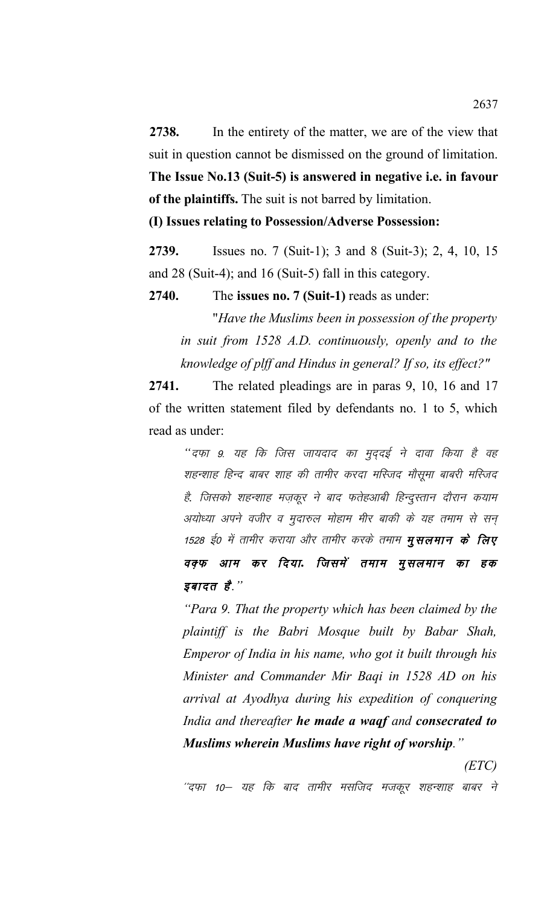**2738.** In the entirety of the matter, we are of the view that suit in question cannot be dismissed on the ground of limitation. **The Issue No.13 (Suit-5) is answered in negative i.e. in favour of the plaintiffs.** The suit is not barred by limitation.

**(I) Issues relating to Possession/Adverse Possession:**

**2739.** Issues no. 7 (Suit-1); 3 and 8 (Suit-3); 2, 4, 10, 15 and 28 (Suit-4); and 16 (Suit-5) fall in this category.

**2740.** The **issues no. 7 (Suit-1)** reads as under:

> "*Have the Muslims been in possession of the property in suit from 1528 A.D. continuously, openly and to the knowledge of plff and Hindus in general? If so, its effect?"*

**2741.** The related pleadings are in paras 9, 10, 16 and 17 of the written statement filed by defendants no. 1 to 5, which read as under:

> *"दफा 9. यह कि जिस जायदाद का मुद्दई ने दावा किया है वह शहन्शाह हिन्द बाबर शाह की तामीर करदा मस्जिद मौसूमा बाबरी मस्जिद है. जिसको शहन्शाह मज़कूर ने बाद फतेहआबी हिन्दुस्तान दौरान कयाम अयोध्या अपने वजीर व मुदारुल मोहाम मीर बाकी के यह तमाम से सन् 1528 ई0 में तामीर कराया और तामीर करके तमाम* ***मुसलमान के लिए वक्फ आम कर दिया. जिसमें तमाम मुसलमान का हक इबादत है.****"*
>
> *"Para 9. That the property which has been claimed by the plaintiff is the Babri Mosque built by Babar Shah, Emperor of India in his name, who got it built through his Minister and Commander Mir Baqi in 1528 AD on his arrival at Ayodhya during his expedition of conquering India and thereafter* ***he made a waqf*** *and* ***consecrated to Muslims wherein Muslims have right of worship****."*
>
> *(ETC)*
>
> *"दफा 10– यह कि बाद तामीर मसजिद मजकूर शहन्शाह बाबर ने*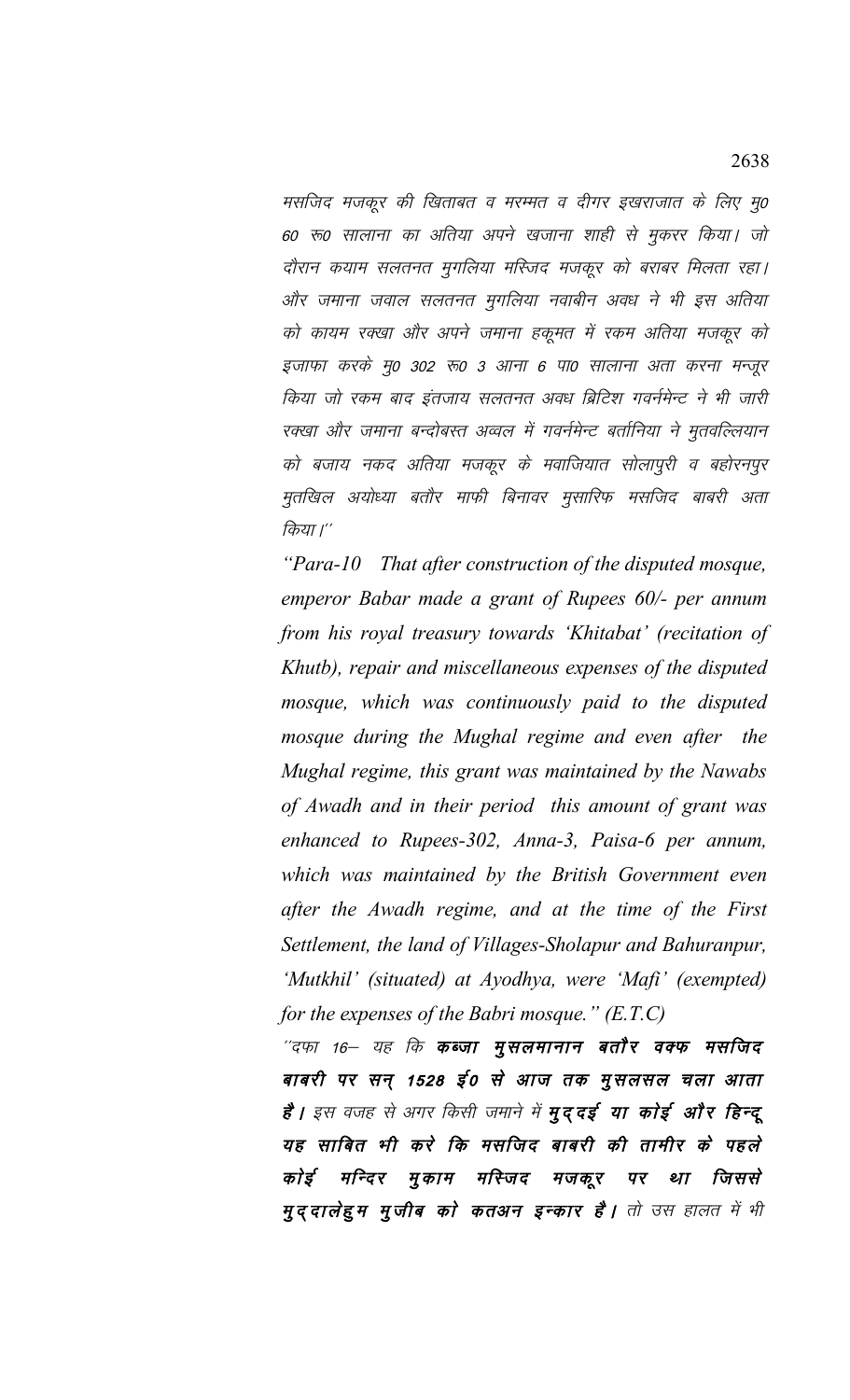*मसजिद मजकूर की खिताबत व मरम्मत व दीगर इखराजात के लिए मु0 60 रू0 सालाना का अतिया अपने खजाना शाही से मुकरर किया। जो दौरान कयाम सलतनत मुगलिया मस्जिद मजकूर को बराबर मिलता रहा। और जमाना जवाल सलतनत मुगलिया नवाबीन अवध ने भी इस अतिया को कायम रक्खा और अपने जमाना हकूमत में रकम अतिया मजकूर को इजाफा करके मु0 302 रू0 3 आना 6 पा0 सालाना अता करना मन्जूर किया जो रकम बाद इंतजाय सलतनत अवध ब्रिटिश गवर्नमेन्ट ने भी जारी रक्खा और जमाना बन्दोबस्त अव्वल में गवर्नमेन्ट बर्तानिया ने मुतवल्लियान को बजाय नकद अतिया मजकूर के मवाजियात सोलापुरी व बहोरनपुर मुतखिल अयोध्या बतौर माफी बिनावर मुसारिफ मसजिद बाबरी अता किया।''*

*"Para-10 That after construction of the disputed mosque, emperor Babar made a grant of Rupees 60/- per annum from his royal treasury towards 'Khitabat' (recitation of Khutb), repair and miscellaneous expenses of the disputed mosque, which was continuously paid to the disputed mosque during the Mughal regime and even after the Mughal regime, this grant was maintained by the Nawabs of Awadh and in their period this amount of grant was enhanced to Rupees-302, Anna-3, Paisa-6 per annum, which was maintained by the British Government even after the Awadh regime, and at the time of the First Settlement, the land of Villages-Sholapur and Bahuranpur, 'Mutkhil' (situated) at Ayodhya, were 'Mafi' (exempted) for the expenses of the Babri mosque." (E.T.C)*

*''दफा 16– यह कि* ***कब्जा मुसलमानान बतौर वक्फ मसजिद बाबरी पर सन् 1528 ई0 से आज तक मुसलसल चला आता है।*** *इस वजह से अगर किसी जमाने में* ***मुद्दई या कोई और हिन्दू यह साबित भी करे कि मसजिद बाबरी की तामीर के पहले कोई मन्दिर मुकाम मस्जिद मजकूर पर था जिससे मुद्दालेहुम मुजीब को कतअन इन्कार है।*** *तो उस हालत में भी*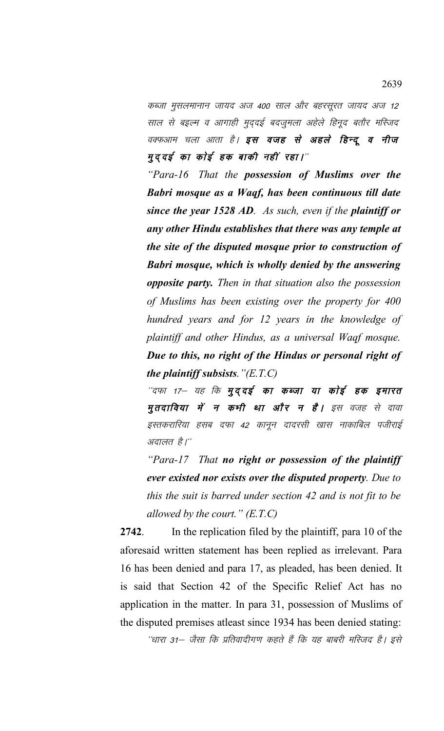कब्जा मुसलमानान जायद अज 400 साल और बहरसूरत जायद अज 12 साल से बइल्म व आगाही मुद्दई बदजुमला अहेले हिनूद बतौर मस्जिद वक्फआम चला आता है। **इस वजह से अहले हिन्दू व नीज मुद्दई का कोई हक बाकी नहीं रहा।**''

*"Para-16 That the **possession of Muslims over the Babri mosque as a Waqf, has been continuous till date since the year 1528 AD**. As such, even if the **plaintiff or any other Hindu establishes that there was any temple at the site of the disputed mosque prior to construction of Babri mosque, which is wholly denied by the answering opposite party.** Then in that situation also the possession of Muslims has been existing over the property for 400 hundred years and for 12 years in the knowledge of plaintiff and other Hindus, as a universal Waqf mosque. **Due to this, no right of the Hindus or personal right of the plaintiff subsists**."(E.T.C)*

''दफा 17— यह कि **मुद्दई का कब्जा या कोई हक इमारत मुतदाविया में न कभी था और न है।** इस वजह से दावा इस्तकरारिया हसब दफा 42 कानून दादरसी खास नाकाबिल पजीराई अदालत है।''

*"Para-17 That **no right or possession of the plaintiff ever existed nor exists over the disputed property**. Due to this the suit is barred under section 42 and is not fit to be allowed by the court." (E.T.C)*

**2742**. In the replication filed by the plaintiff, para 10 of the aforesaid written statement has been replied as irrelevant. Para 16 has been denied and para 17, as pleaded, has been denied. It is said that Section 42 of the Specific Relief Act has no application in the matter. In para 31, possession of Muslims of the disputed premises atleast since 1934 has been denied stating:

''धारा 31— जैसा कि प्रतिवादीगण कहते हैं कि यह बाबरी मस्जिद है। इसे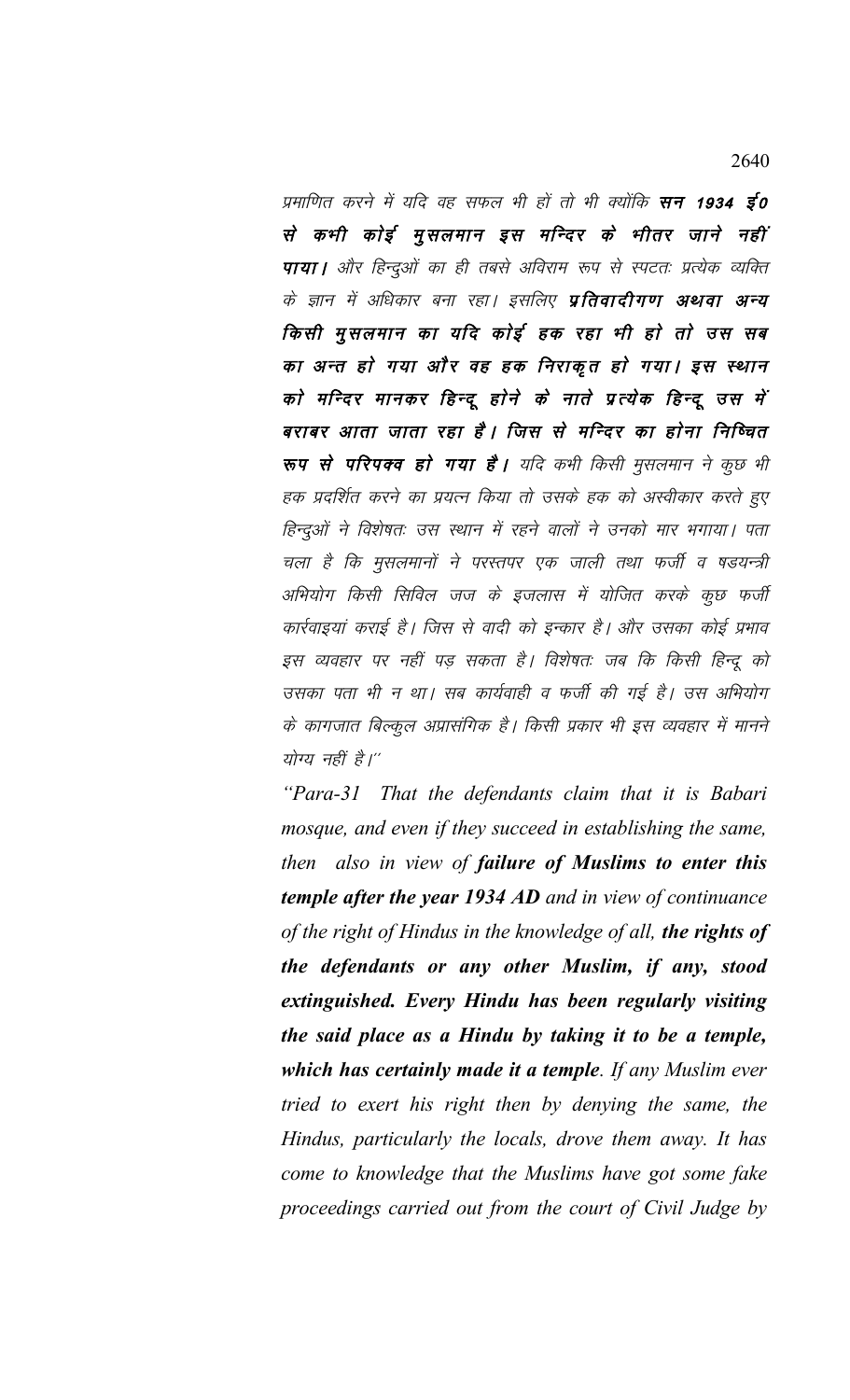प्रमाणित करने में यदि वह सफल भी हों तो भी क्योंकि ***सन 1934 ई0 से कभी कोई मुसलमान इस मन्दिर के भीतर जाने नहीं पाया।*** और हिन्दुओं का ही तबसे अविराम रूप से स्पटतः प्रत्येक व्यक्ति के ज्ञान में अधिकार बना रहा। इसलिए ***प्रतिवादीगण अथवा अन्य किसी मुसलमान का यदि कोई हक रहा भी हो तो उस सब का अन्त हो गया और वह हक निराकृत हो गया। इस स्थान को मन्दिर मानकर हिन्दू होने के नाते प्रत्येक हिन्दू उस में बराबर आता जाता रहा है। जिस से मन्दिर का होना निष्चित रूप से परिपक्व हो गया है।*** यदि कभी किसी मुसलमान ने कुछ भी हक प्रदर्शित करने का प्रयत्न किया तो उसके हक को अस्वीकार करते हुए हिन्दुओं ने विशेषतः उस स्थान में रहने वालों ने उनको मार भगाया। पता चला है कि मुसलमानों ने परस्तपर एक जाली तथा फर्जी व षडयन्त्री अभियोग किसी सिविल जज के इजलास में योजित करके कुछ फर्जी कार्रवाइयां कराई है। जिस से वादी को इन्कार है। और उसका कोई प्रभाव इस व्यवहार पर नहीं पड़ सकता है। विशेषतः जब कि किसी हिन्दू को उसका पता भी न था। सब कार्यवाही व फर्जी की गई है। उस अभियोग के कागजात बिल्कुल अप्रासंगिक है। किसी प्रकार भी इस व्यवहार में मानने योग्य नहीं है।''

*"Para-31 That the defendants claim that it is Babari mosque, and even if they succeed in establishing the same, then also in view of* ***failure of Muslims to enter this temple after the year 1934 AD*** *and in view of continuance of the right of Hindus in the knowledge of all,* ***the rights of the defendants or any other Muslim, if any, stood extinguished. Every Hindu has been regularly visiting the said place as a Hindu by taking it to be a temple, which has certainly made it a temple****. If any Muslim ever tried to exert his right then by denying the same, the Hindus, particularly the locals, drove them away. It has come to knowledge that the Muslims have got some fake proceedings carried out from the court of Civil Judge by*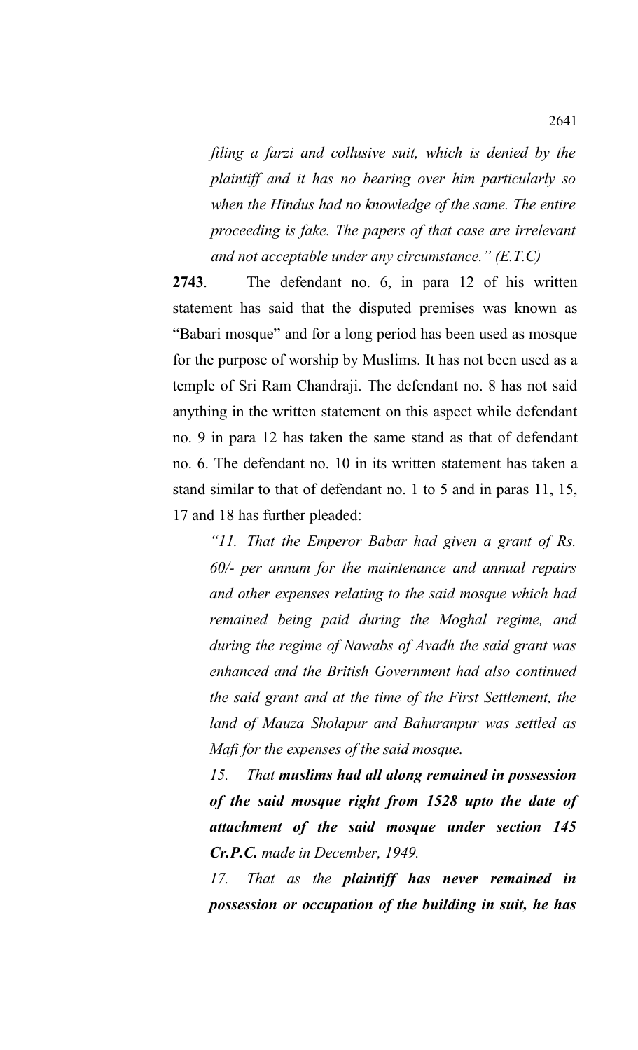*filing a farzi and collusive suit, which is denied by the plaintiff and it has no bearing over him particularly so when the Hindus had no knowledge of the same. The entire proceeding is fake. The papers of that case are irrelevant and not acceptable under any circumstance." (E.T.C)*

**2743**. The defendant no. 6, in para 12 of his written statement has said that the disputed premises was known as "Babari mosque" and for a long period has been used as mosque for the purpose of worship by Muslims. It has not been used as a temple of Sri Ram Chandraji. The defendant no. 8 has not said anything in the written statement on this aspect while defendant no. 9 in para 12 has taken the same stand as that of defendant no. 6. The defendant no. 10 in its written statement has taken a stand similar to that of defendant no. 1 to 5 and in paras 11, 15, 17 and 18 has further pleaded:

> *"11. That the Emperor Babar had given a grant of Rs. 60/- per annum for the maintenance and annual repairs and other expenses relating to the said mosque which had remained being paid during the Moghal regime, and during the regime of Nawabs of Avadh the said grant was enhanced and the British Government had also continued the said grant and at the time of the First Settlement, the land of Mauza Sholapur and Bahuranpur was settled as Mafi for the expenses of the said mosque.*
>
> *15. That* ***muslims had all along remained in possession of the said mosque right from 1528 upto the date of attachment of the said mosque under section 145 Cr.P.C.*** *made in December, 1949.*
>
> *17. That as the* ***plaintiff has never remained in possession or occupation of the building in suit, he has***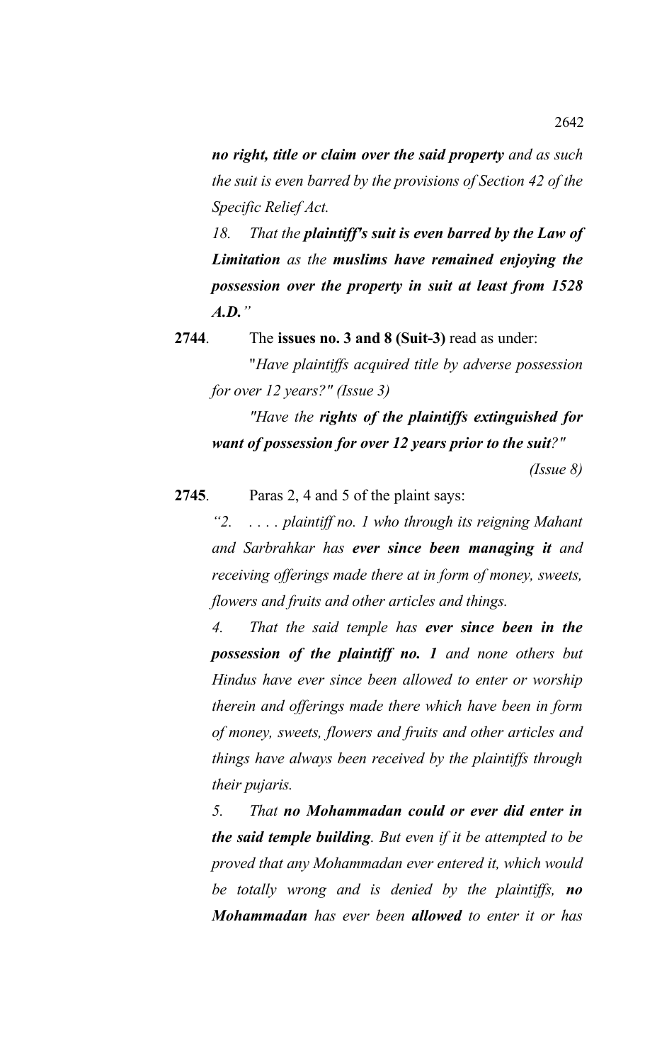*no right, title or claim over the said property and as such the suit is even barred by the provisions of Section 42 of the Specific Relief Act.*

*18. That the **plaintiff's suit is even barred by the Law of Limitation** as the **muslims have remained enjoying the possession over the property in suit at least from 1528 A.D.**"*

**2744**. The **issues no. 3 and 8 (Suit-3)** read as under:

"*Have plaintiffs acquired title by adverse possession for over 12 years?" (Issue 3)*

*"Have the **rights of the plaintiffs extinguished for want of possession for over 12 years prior to the suit**?"*

*(Issue 8)*

**2745**. Paras 2, 4 and 5 of the plaint says:

*"2. . . . . plaintiff no. 1 who through its reigning Mahant and Sarbrahkar has **ever since been managing it** and receiving offerings made there at in form of money, sweets, flowers and fruits and other articles and things.*

*4. That the said temple has **ever since been in the possession of the plaintiff no. 1** and none others but Hindus have ever since been allowed to enter or worship therein and offerings made there which have been in form of money, sweets, flowers and fruits and other articles and things have always been received by the plaintiffs through their pujaris.*

*5. That **no Mohammadan could or ever did enter in the said temple building**. But even if it be attempted to be proved that any Mohammadan ever entered it, which would be totally wrong and is denied by the plaintiffs, **no Mohammadan** has ever been **allowed** to enter it or has*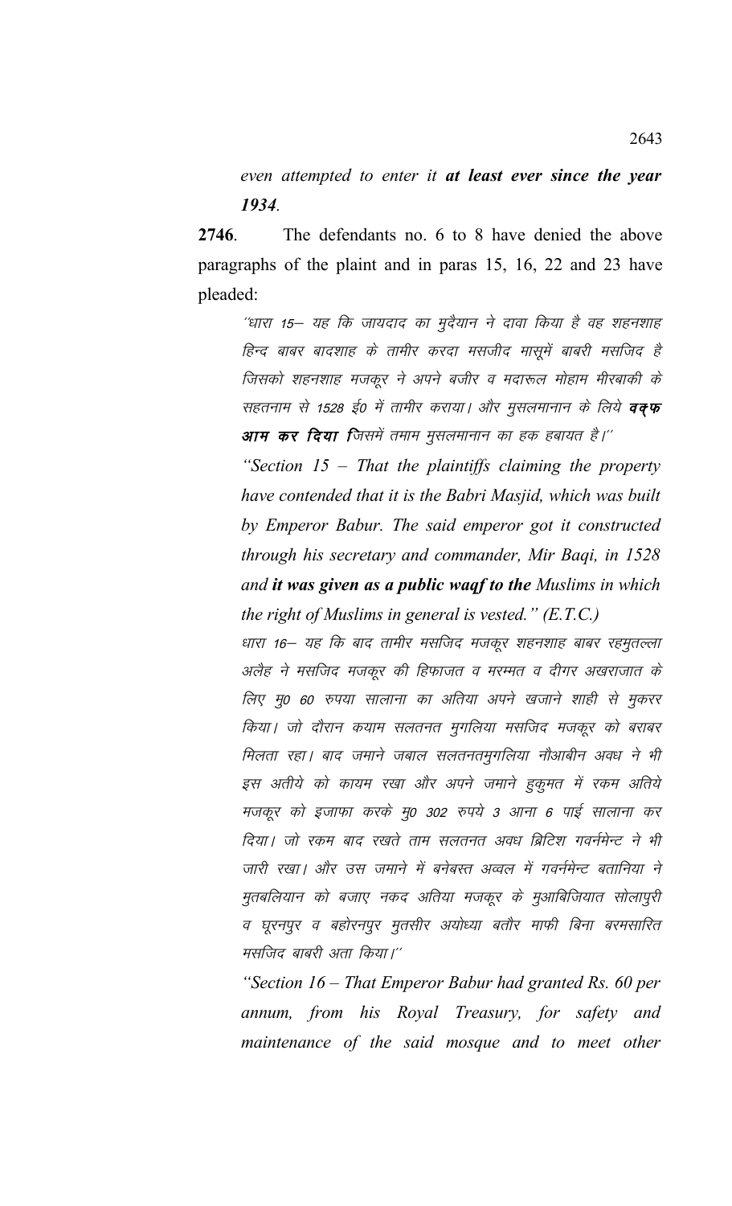*even attempted to enter it* ***at least ever since the year 1934***.

**2746**. The defendants no. 6 to 8 have denied the above paragraphs of the plaint and in paras 15, 16, 22 and 23 have pleaded:

> *"धारा 15– यह कि जायदाद का मुद्दैयान ने दावा किया है वह शहनशाह हिन्द बाबर बादशाह के तामीर करदा मसजीद मासूमें बाबरी मसजिद है जिसको शहनशाह मजकूर ने अपने बजीर व मदारूल मोहाम मीरबाकी के सहतनाम से 1528 ई0 में तामीर कराया। और मुसलमानान के लिये* ***वक्फ आम कर दिया*** *जिसमें तमाम मुसलमानान का हक हबायत है।"*
>
> *"Section 15 – That the plaintiffs claiming the property have contended that it is the Babri Masjid, which was built by Emperor Babur. The said emperor got it constructed through his secretary and commander, Mir Baqi, in 1528 and* ***it was given as a public waqf to the*** *Muslims in which the right of Muslims in general is vested." (E.T.C.)*
>
> *धारा 16– यह कि बाद तामीर मसजिद मजकूर शहनशाह बाबर रहमुतल्ला अलैह ने मसजिद मजकूर की हिफाजत व मरम्मत व दीगर अखराजात के लिए मु0 60 रुपया सालाना का अतिया अपने खजाने शाही से मुकरर किया। जो दौरान कयाम सलतनत मुगलिया मसजिद मजकूर को बराबर मिलता रहा। बाद जमाने जबाल सलतनतमुगलिया नौआबीन अवध ने भी इस अतीये को कायम रखा और अपने जमाने हुकुमत में रकम अतिये मजकूर को इजाफा करके मु0 302 रुपये 3 आना 6 पाई सालाना कर दिया। जो रकम बाद रखते ताम सलतनत अवध ब्रिटिश गवर्नमेन्ट ने भी जारी रखा। और उस जमाने में बनेबस्त अव्वल में गवर्नमेन्ट बतानिया ने मुतबलियान को बजाए नकद अतिया मजकूर के मुआबिजियात सोलापुरी व घूरनपुर व बहोरनपुर मुतसीर अयोध्या बतौर माफी बिना बरमसारित मसजिद बाबरी अता किया।"*
>
> *"Section 16 – That Emperor Babur had granted Rs. 60 per annum, from his Royal Treasury, for safety and maintenance of the said mosque and to meet other*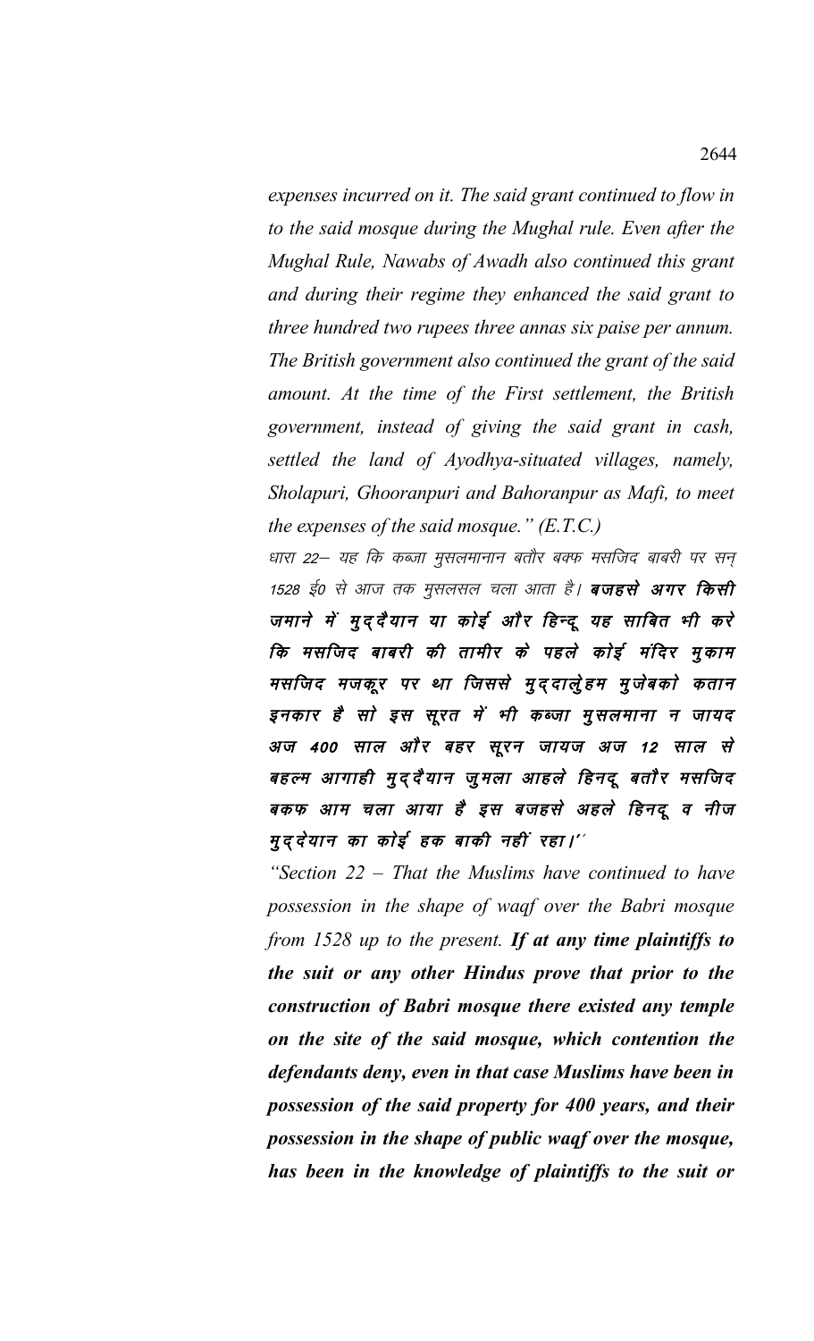*expenses incurred on it. The said grant continued to flow in to the said mosque during the Mughal rule. Even after the Mughal Rule, Nawabs of Awadh also continued this grant and during their regime they enhanced the said grant to three hundred two rupees three annas six paise per annum. The British government also continued the grant of the said amount. At the time of the First settlement, the British government, instead of giving the said grant in cash, settled the land of Ayodhya-situated villages, namely, Sholapuri, Ghooranpuri and Bahoranpur as Mafi, to meet the expenses of the said mosque." (E.T.C.)*

*धारा 22– यह कि कब्जा मुसलमानान बतौर बक्फ मसजिद बाबरी पर सन् 1528 ई0 से आज तक मुसलसल चला आता है।* ***बजहसे अगर किसी जमाने में मुद्दैयान या कोई और हिन्दू यह साबित भी करे कि मसजिद बाबरी की तामीर के पहले कोई मंदिर मुकाम मसजिद मजकूर पर था जिससे मुद्दालेहम मुजेबको कतान इनकार है सो इस सूरत में भी कब्जा मुसलमाना न जायद अज 400 साल और बहर सूरन जायज अज 12 साल से बहल्म आगाही मुद्दैयान जुमला आहले हिनदू बतौर मसजिद बकफ आम चला आया है इस बजहसे अहले हिनदू व नीज मुद्देयान का कोई हक बाकी नहीं रहा।''***

*"Section 22 – That the Muslims have continued to have possession in the shape of waqf over the Babri mosque from 1528 up to the present.* ***If at any time plaintiffs to the suit or any other Hindus prove that prior to the construction of Babri mosque there existed any temple on the site of the said mosque, which contention the defendants deny, even in that case Muslims have been in possession of the said property for 400 years, and their possession in the shape of public waqf over the mosque, has been in the knowledge of plaintiffs to the suit or***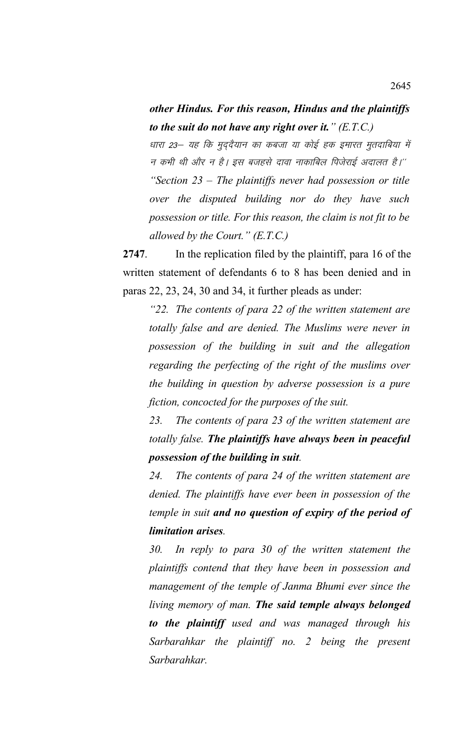***other Hindus. For this reason, Hindus and the plaintiffs to the suit do not have any right over it.*** *" (E.T.C.)*

*धारा 23– यह कि मुद्दैयान का कबजा या कोई हक इमारत मुतदाबिया में न कभी थी और न है। इस बजहसे दावा नाकाबिल पिजेराई अदालत है।"*

*"Section 23 – The plaintiffs never had possession or title over the disputed building nor do they have such possession or title. For this reason, the claim is not fit to be allowed by the Court." (E.T.C.)*

**2747**. In the replication filed by the plaintiff, para 16 of the written statement of defendants 6 to 8 has been denied and in paras 22, 23, 24, 30 and 34, it further pleads as under:

*"22. The contents of para 22 of the written statement are totally false and are denied. The Muslims were never in possession of the building in suit and the allegation regarding the perfecting of the right of the muslims over the building in question by adverse possession is a pure fiction, concocted for the purposes of the suit.*

*23. The contents of para 23 of the written statement are totally false.* ***The plaintiffs have always been in peaceful possession of the building in suit****.*

*24. The contents of para 24 of the written statement are denied. The plaintiffs have ever been in possession of the temple in suit* ***and no question of expiry of the period of limitation arises****.*

*30. In reply to para 30 of the written statement the plaintiffs contend that they have been in possession and management of the temple of Janma Bhumi ever since the living memory of man.* ***The said temple always belonged to the plaintiff*** *used and was managed through his Sarbarahkar the plaintiff no. 2 being the present Sarbarahkar.*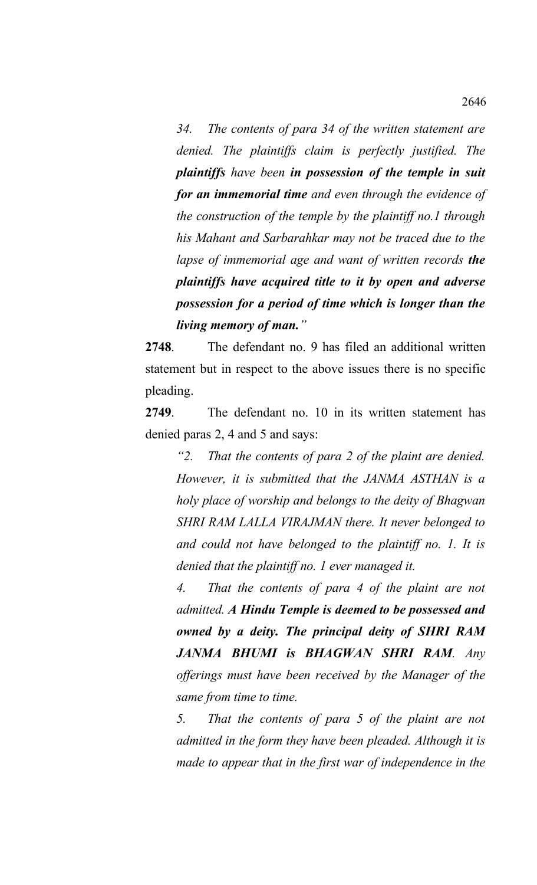> *34. The contents of para 34 of the written statement are denied. The plaintiffs claim is perfectly justified. The **plaintiffs** have been **in possession of the temple in suit for an immemorial time** and even through the evidence of the construction of the temple by the plaintiff no.1 through his Mahant and Sarbarahkar may not be traced due to the lapse of immemorial age and want of written records **the plaintiffs have acquired title to it by open and adverse possession for a period of time which is longer than the living memory of man."***

**2748**. The defendant no. 9 has filed an additional written statement but in respect to the above issues there is no specific pleading.

**2749**. The defendant no. 10 in its written statement has denied paras 2, 4 and 5 and says:

> *"2. That the contents of para 2 of the plaint are denied. However, it is submitted that the JANMA ASTHAN is a holy place of worship and belongs to the deity of Bhagwan SHRI RAM LALLA VIRAJMAN there. It never belonged to and could not have belonged to the plaintiff no. 1. It is denied that the plaintiff no. 1 ever managed it.*
>
> *4. That the contents of para 4 of the plaint are not admitted. **A Hindu Temple is deemed to be possessed and owned by a deity. The principal deity of SHRI RAM JANMA BHUMI is BHAGWAN SHRI RAM**. Any offerings must have been received by the Manager of the same from time to time.*
>
> *5. That the contents of para 5 of the plaint are not admitted in the form they have been pleaded. Although it is made to appear that in the first war of independence in the*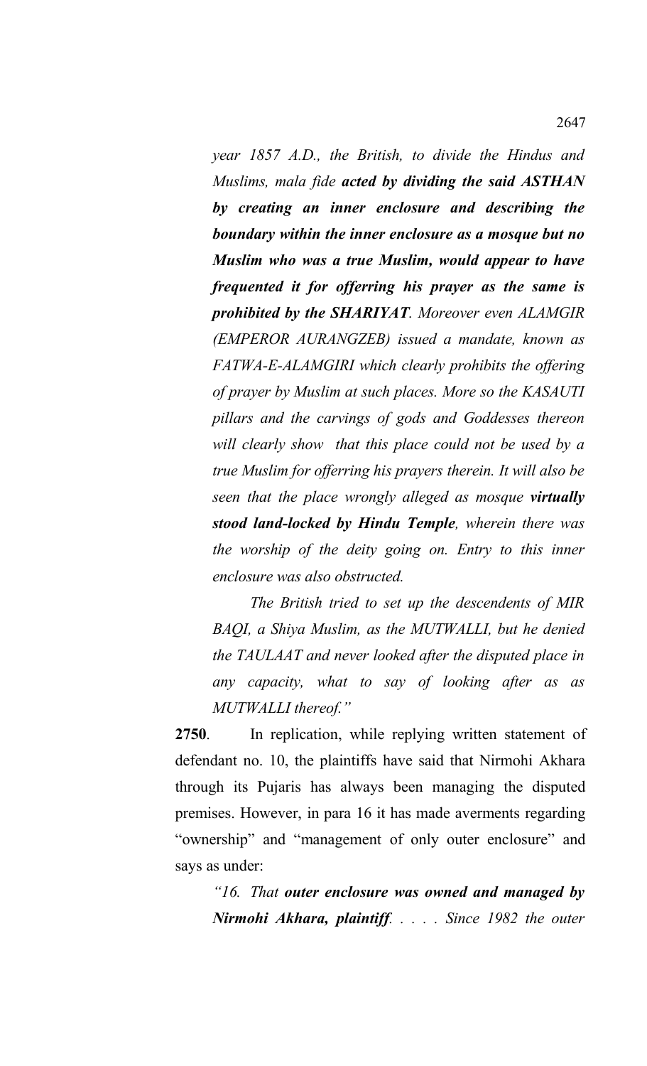*year 1857 A.D., the British, to divide the Hindus and Muslims, mala fide **acted by dividing the said ASTHAN by creating an inner enclosure and describing the boundary within the inner enclosure as a mosque but no Muslim who was a true Muslim, would appear to have frequented it for offerring his prayer as the same is prohibited by the SHARIYAT**. Moreover even ALAMGIR (EMPEROR AURANGZEB) issued a mandate, known as FATWA-E-ALAMGIRI which clearly prohibits the offering of prayer by Muslim at such places. More so the KASAUTI pillars and the carvings of gods and Goddesses thereon will clearly show that this place could not be used by a true Muslim for offerring his prayers therein. It will also be seen that the place wrongly alleged as mosque **virtually stood land-locked by Hindu Temple**, wherein there was the worship of the deity going on. Entry to this inner enclosure was also obstructed.*

*The British tried to set up the descendents of MIR BAQI, a Shiya Muslim, as the MUTWALLI, but he denied the TAULAAT and never looked after the disputed place in any capacity, what to say of looking after as as MUTWALLI thereof."*

**2750**. In replication, while replying written statement of defendant no. 10, the plaintiffs have said that Nirmohi Akhara through its Pujaris has always been managing the disputed premises. However, in para 16 it has made averments regarding "ownership" and "management of only outer enclosure" and says as under:

*"16. That **outer enclosure was owned and managed by Nirmohi Akhara, plaintiff**. . . . . Since 1982 the outer*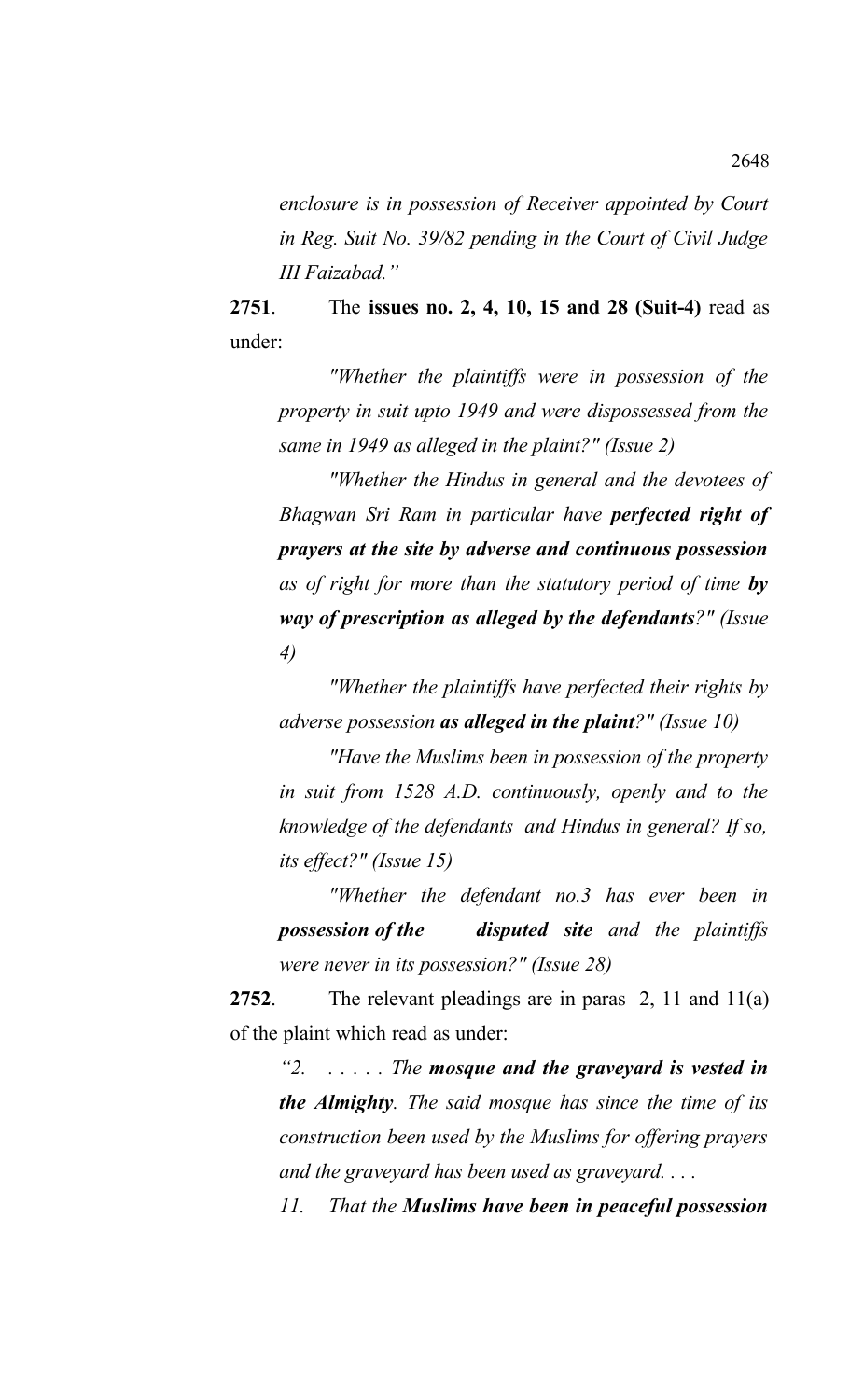*enclosure is in possession of Receiver appointed by Court in Reg. Suit No. 39/82 pending in the Court of Civil Judge III Faizabad."*

**2751**. The **issues no. 2, 4, 10, 15 and 28 (Suit-4)** read as under:

*"Whether the plaintiffs were in possession of the property in suit upto 1949 and were dispossessed from the same in 1949 as alleged in the plaint?" (Issue 2)*

*"Whether the Hindus in general and the devotees of Bhagwan Sri Ram in particular have **perfected right of prayers at the site by adverse and continuous possession** as of right for more than the statutory period of time **by way of prescription as alleged by the defendants**?" (Issue 4)*

*"Whether the plaintiffs have perfected their rights by adverse possession **as alleged in the plaint**?" (Issue 10)*

*"Have the Muslims been in possession of the property in suit from 1528 A.D. continuously, openly and to the knowledge of the defendants and Hindus in general? If so, its effect?" (Issue 15)*

*"Whether the defendant no.3 has ever been in **possession of the disputed site** and the plaintiffs were never in its possession?" (Issue 28)*

**2752**. The relevant pleadings are in paras 2, 11 and 11(a) of the plaint which read as under:

*"2. . . . . . The **mosque and the graveyard is vested in the Almighty**. The said mosque has since the time of its construction been used by the Muslims for offering prayers and the graveyard has been used as graveyard. . . .*

*11. That the **Muslims have been in peaceful possession***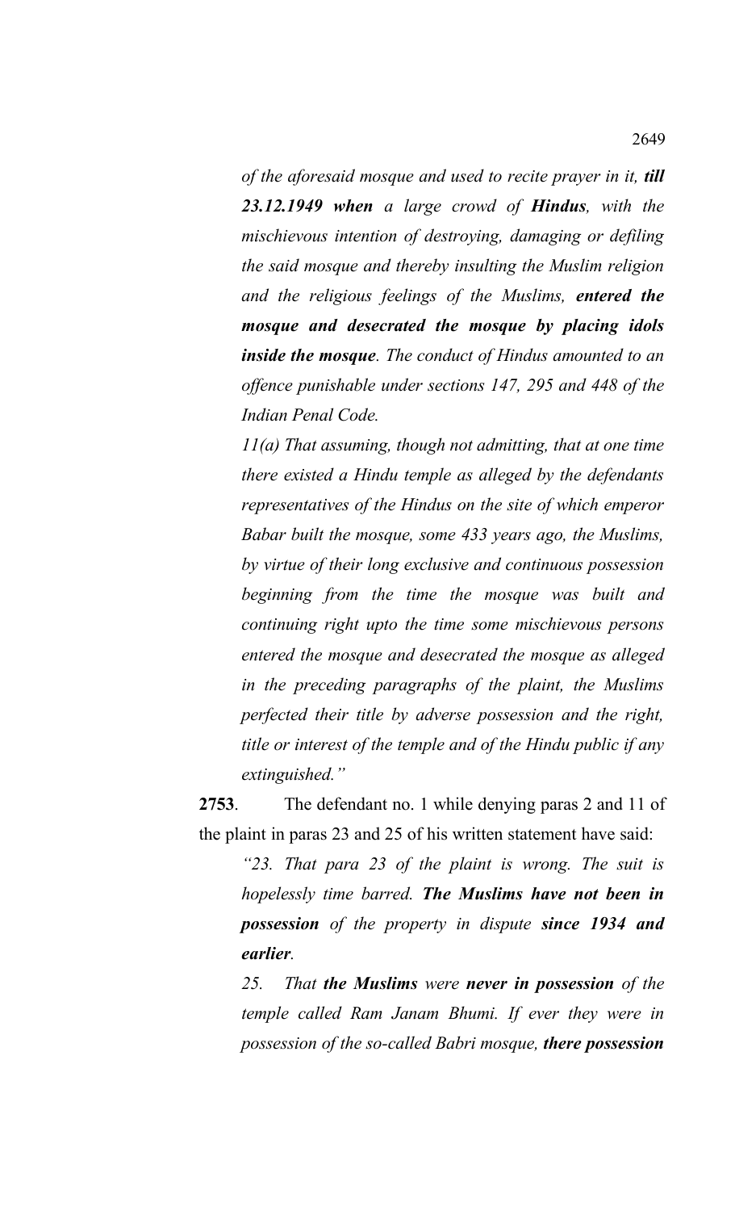*of the aforesaid mosque and used to recite prayer in it, **till 23.12.1949 when** a large crowd of **Hindus**, with the mischievous intention of destroying, damaging or defiling the said mosque and thereby insulting the Muslim religion and the religious feelings of the Muslims, **entered the mosque and desecrated the mosque by placing idols inside the mosque**. The conduct of Hindus amounted to an offence punishable under sections 147, 295 and 448 of the Indian Penal Code.*

*11(a) That assuming, though not admitting, that at one time there existed a Hindu temple as alleged by the defendants representatives of the Hindus on the site of which emperor Babar built the mosque, some 433 years ago, the Muslims, by virtue of their long exclusive and continuous possession beginning from the time the mosque was built and continuing right upto the time some mischievous persons entered the mosque and desecrated the mosque as alleged in the preceding paragraphs of the plaint, the Muslims perfected their title by adverse possession and the right, title or interest of the temple and of the Hindu public if any extinguished."*

**2753**. The defendant no. 1 while denying paras 2 and 11 of the plaint in paras 23 and 25 of his written statement have said:

*"23. That para 23 of the plaint is wrong. The suit is hopelessly time barred. **The Muslims have not been in possession** of the property in dispute **since 1934 and earlier**.*

*25. That **the Muslims** were **never in possession** of the temple called Ram Janam Bhumi. If ever they were in possession of the so-called Babri mosque, **there possession***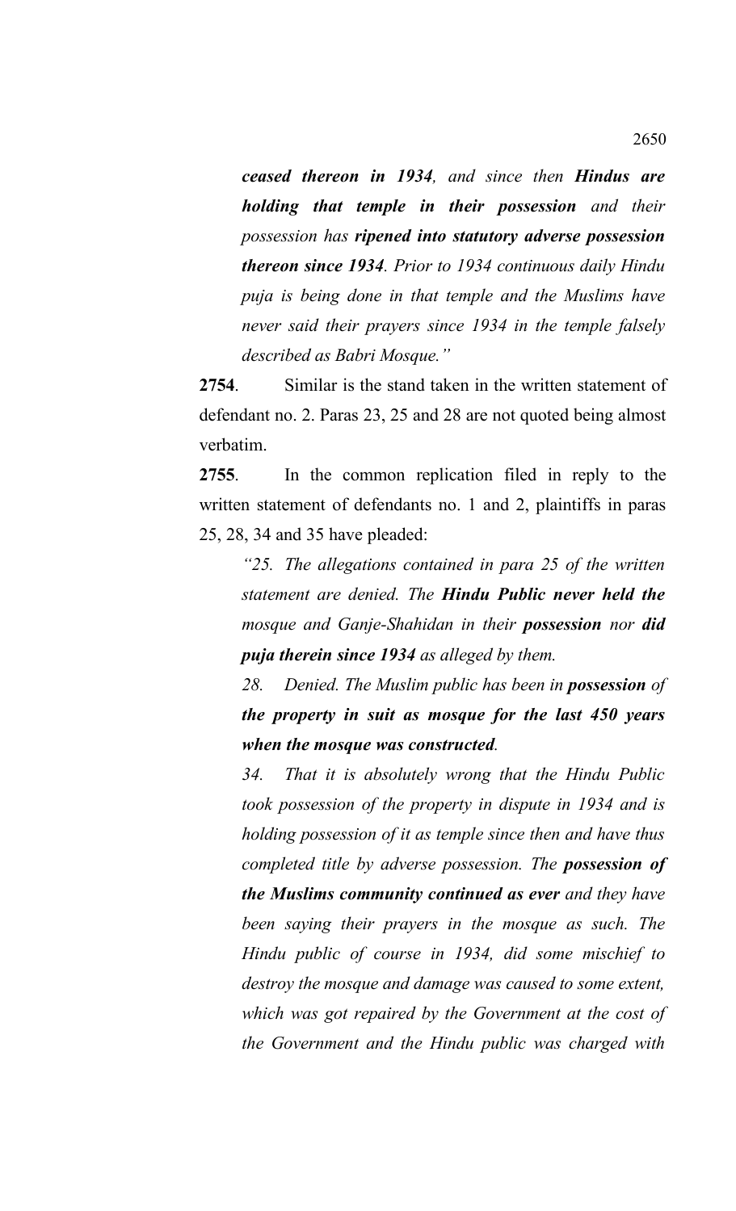*__ceased thereon in 1934__, and since then __Hindus are holding that temple in their possession__ and their possession has __ripened into statutory adverse possession thereon since 1934__. Prior to 1934 continuous daily Hindu puja is being done in that temple and the Muslims have never said their prayers since 1934 in the temple falsely described as Babri Mosque."*

**2754**. Similar is the stand taken in the written statement of defendant no. 2. Paras 23, 25 and 28 are not quoted being almost verbatim.

**2755**. In the common replication filed in reply to the written statement of defendants no. 1 and 2, plaintiffs in paras 25, 28, 34 and 35 have pleaded:

> *"25. The allegations contained in para 25 of the written statement are denied. The __Hindu Public never held the__ mosque and Ganje-Shahidan in their __possession__ nor __did puja therein since 1934__ as alleged by them.*
>
> *28. Denied. The Muslim public has been in __possession__ of __the property in suit as mosque for the last 450 years when the mosque was constructed__.*
>
> *34. That it is absolutely wrong that the Hindu Public took possession of the property in dispute in 1934 and is holding possession of it as temple since then and have thus completed title by adverse possession. The __possession of the Muslims community continued as ever__ and they have been saying their prayers in the mosque as such. The Hindu public of course in 1934, did some mischief to destroy the mosque and damage was caused to some extent, which was got repaired by the Government at the cost of the Government and the Hindu public was charged with*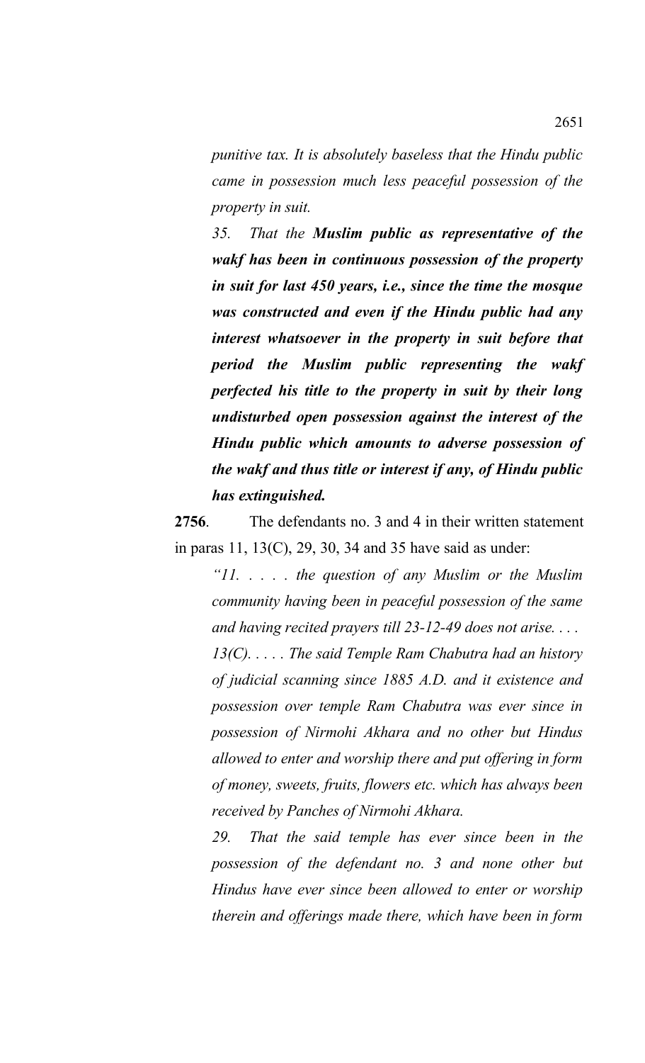*punitive tax. It is absolutely baseless that the Hindu public came in possession much less peaceful possession of the property in suit.*

*35. That the **Muslim public as representative of the wakf has been in continuous possession of the property in suit for last 450 years, i.e., since the time the mosque was constructed and even if the Hindu public had any interest whatsoever in the property in suit before that period the Muslim public representing the wakf perfected his title to the property in suit by their long undisturbed open possession against the interest of the Hindu public which amounts to adverse possession of the wakf and thus title or interest if any, of Hindu public has extinguished.***

**2756**. The defendants no. 3 and 4 in their written statement in paras 11, 13(C), 29, 30, 34 and 35 have said as under:

*"11. . . . . the question of any Muslim or the Muslim community having been in peaceful possession of the same and having recited prayers till 23-12-49 does not arise. . . .*

*13(C). . . . . The said Temple Ram Chabutra had an history of judicial scanning since 1885 A.D. and it existence and possession over temple Ram Chabutra was ever since in possession of Nirmohi Akhara and no other but Hindus allowed to enter and worship there and put offering in form of money, sweets, fruits, flowers etc. which has always been received by Panches of Nirmohi Akhara.*

*29. That the said temple has ever since been in the possession of the defendant no. 3 and none other but Hindus have ever since been allowed to enter or worship therein and offerings made there, which have been in form*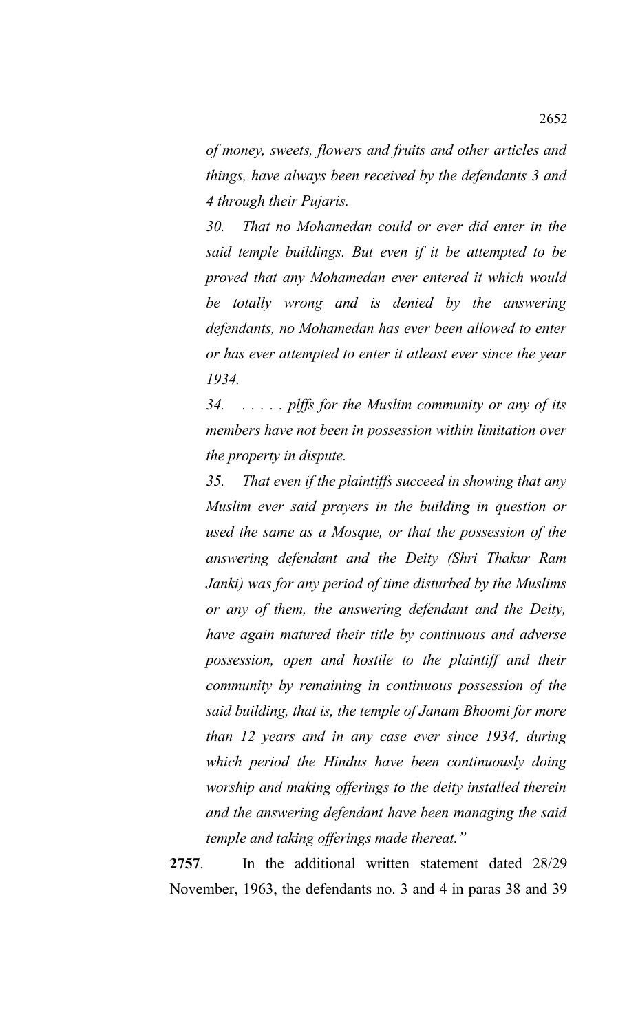*of money, sweets, flowers and fruits and other articles and things, have always been received by the defendants 3 and 4 through their Pujaris.*

*30. That no Mohamedan could or ever did enter in the said temple buildings. But even if it be attempted to be proved that any Mohamedan ever entered it which would be totally wrong and is denied by the answering defendants, no Mohamedan has ever been allowed to enter or has ever attempted to enter it atleast ever since the year 1934.*

*34. . . . . . plffs for the Muslim community or any of its members have not been in possession within limitation over the property in dispute.*

*35. That even if the plaintiffs succeed in showing that any Muslim ever said prayers in the building in question or used the same as a Mosque, or that the possession of the answering defendant and the Deity (Shri Thakur Ram Janki) was for any period of time disturbed by the Muslims or any of them, the answering defendant and the Deity, have again matured their title by continuous and adverse possession, open and hostile to the plaintiff and their community by remaining in continuous possession of the said building, that is, the temple of Janam Bhoomi for more than 12 years and in any case ever since 1934, during which period the Hindus have been continuously doing worship and making offerings to the deity installed therein and the answering defendant have been managing the said temple and taking offerings made thereat."*

**2757**. In the additional written statement dated 28/29 November, 1963, the defendants no. 3 and 4 in paras 38 and 39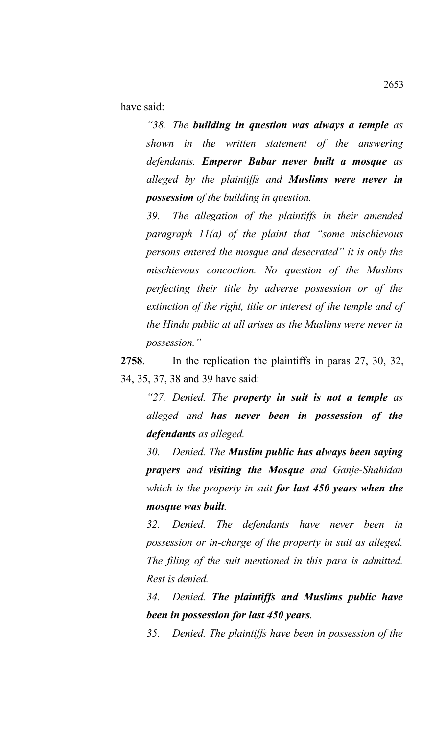have said:

> *"38. The **building in question was always a temple** as shown in the written statement of the answering defendants. **Emperor Babar never built a mosque** as alleged by the plaintiffs and **Muslims were never in possession** of the building in question.*
>
> *39. The allegation of the plaintiffs in their amended paragraph 11(a) of the plaint that "some mischievous persons entered the mosque and desecrated" it is only the mischievous concoction. No question of the Muslims perfecting their title by adverse possession or of the extinction of the right, title or interest of the temple and of the Hindu public at all arises as the Muslims were never in possession."*

**2758**. In the replication the plaintiffs in paras 27, 30, 32, 34, 35, 37, 38 and 39 have said:

> *"27. Denied. The **property in suit is not a temple** as alleged and **has never been in possession of the defendants** as alleged.*
>
> *30. Denied. The **Muslim public has always been saying prayers** and **visiting the Mosque** and Ganje-Shahidan which is the property in suit **for last 450 years when the mosque was built**.*
>
> *32. Denied. The defendants have never been in possession or in-charge of the property in suit as alleged. The filing of the suit mentioned in this para is admitted. Rest is denied.*
>
> *34. Denied. **The plaintiffs and Muslims public have been in possession for last 450 years**.*
>
> *35. Denied. The plaintiffs have been in possession of the*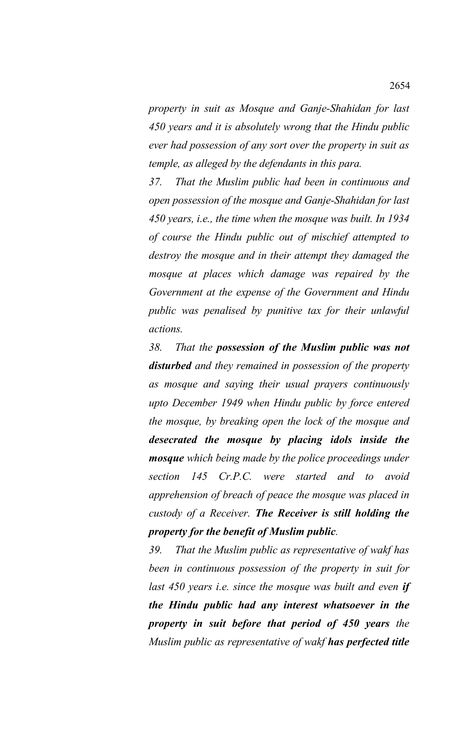*property in suit as Mosque and Ganje-Shahidan for last 450 years and it is absolutely wrong that the Hindu public ever had possession of any sort over the property in suit as temple, as alleged by the defendants in this para.*

*37. That the Muslim public had been in continuous and open possession of the mosque and Ganje-Shahidan for last 450 years, i.e., the time when the mosque was built. In 1934 of course the Hindu public out of mischief attempted to destroy the mosque and in their attempt they damaged the mosque at places which damage was repaired by the Government at the expense of the Government and Hindu public was penalised by punitive tax for their unlawful actions.*

*38. That the* ***possession of the Muslim public was not disturbed*** *and they remained in possession of the property as mosque and saying their usual prayers continuously upto December 1949 when Hindu public by force entered the mosque, by breaking open the lock of the mosque and* ***desecrated the mosque by placing idols inside the mosque*** *which being made by the police proceedings under section 145 Cr.P.C. were started and to avoid apprehension of breach of peace the mosque was placed in custody of a Receiver.* ***The Receiver is still holding the property for the benefit of Muslim public****.*

*39. That the Muslim public as representative of wakf has been in continuous possession of the property in suit for last 450 years i.e. since the mosque was built and even* ***if the Hindu public had any interest whatsoever in the property in suit before that period of 450 years*** *the Muslim public as representative of wakf* ***has perfected title***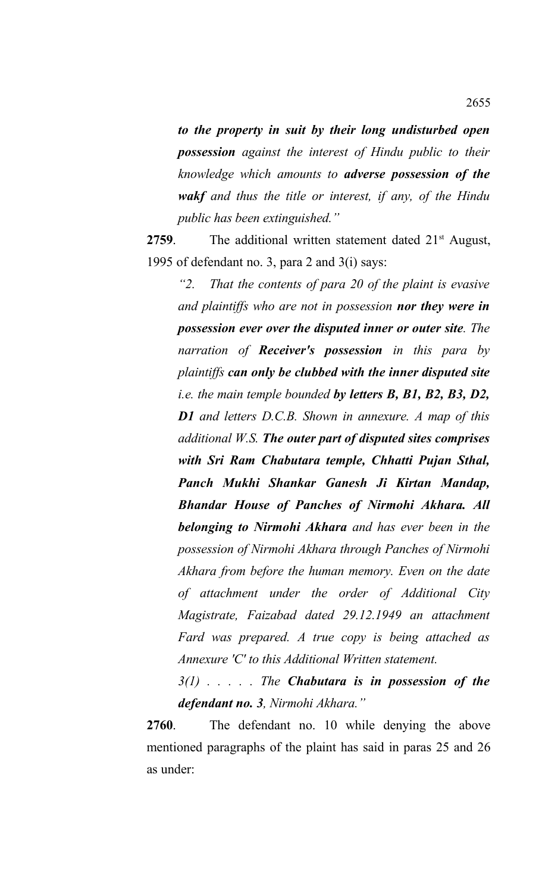*to the property in suit by their **long undisturbed open possession** against the interest of Hindu public to their knowledge which amounts to **adverse possession of the wakf** and thus the title or interest, if any, of the Hindu public has been extinguished."*

**2759**. The additional written statement dated 21st August, 1995 of defendant no. 3, para 2 and 3(i) says:

> *"2. That the contents of para 20 of the plaint is evasive and plaintiffs who are not in possession **nor they were in possession ever over the disputed inner or outer site**. The narration of **Receiver's possession** in this para by plaintiffs **can only be clubbed with the inner disputed site** i.e. the main temple bounded **by letters B, B1, B2, B3, D2, D1** and letters D.C.B. Shown in annexure. A map of this additional W.S. **The outer part of disputed sites comprises with Sri Ram Chabutara temple, Chhatti Pujan Sthal, Panch Mukhi Shankar Ganesh Ji Kirtan Mandap, Bhandar House of Panches of Nirmohi Akhara. All belonging to Nirmohi Akhara** and has ever been in the possession of Nirmohi Akhara through Panches of Nirmohi Akhara from before the human memory. Even on the date of attachment under the order of Additional City Magistrate, Faizabad dated 29.12.1949 an attachment Fard was prepared. A true copy is being attached as Annexure 'C' to this Additional Written statement.*
>
> *3(1) . . . . . The **Chabutara is in possession of the defendant no. 3**, Nirmohi Akhara."*

**2760**. The defendant no. 10 while denying the above mentioned paragraphs of the plaint has said in paras 25 and 26 as under: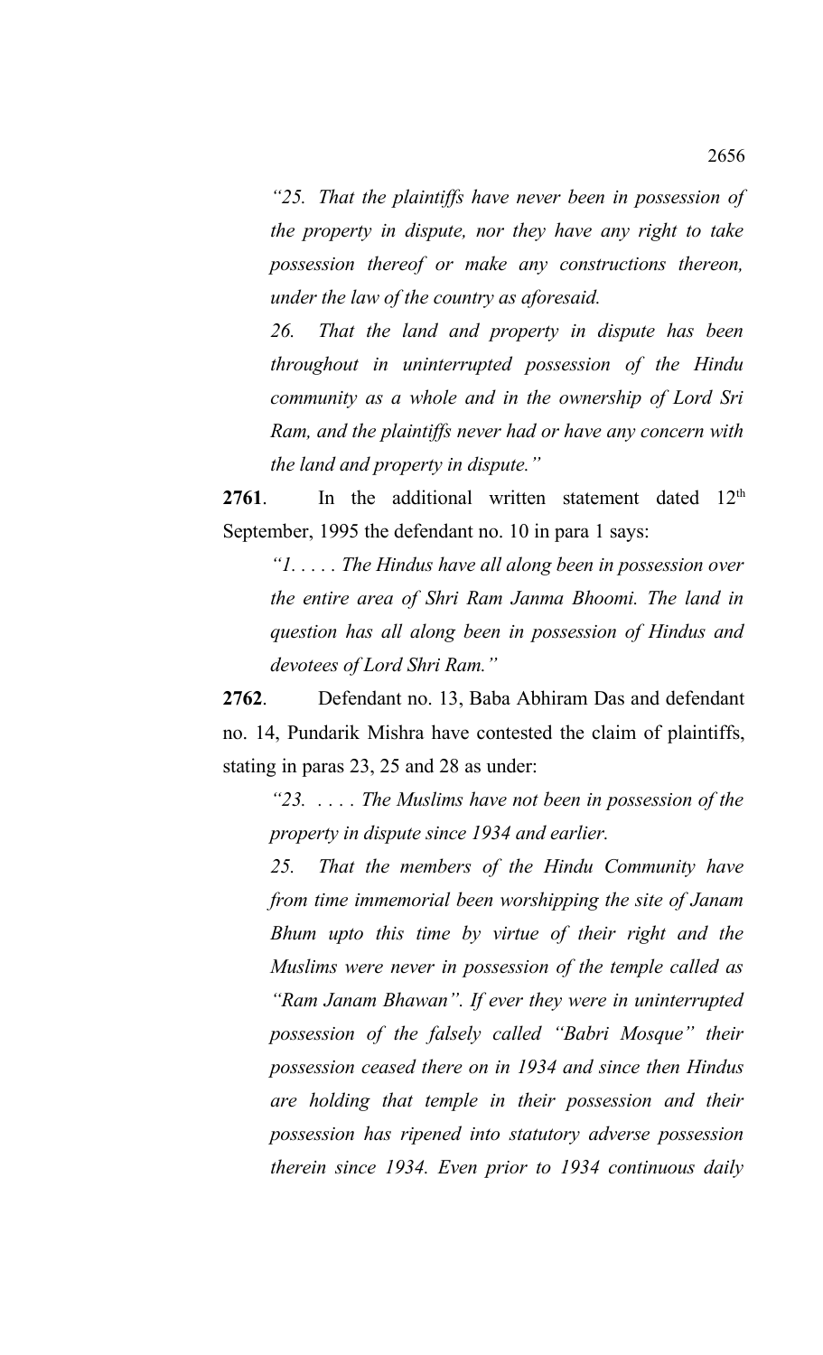*"25. That the plaintiffs have never been in possession of the property in dispute, nor they have any right to take possession thereof or make any constructions thereon, under the law of the country as aforesaid.*

*26. That the land and property in dispute has been throughout in uninterrupted possession of the Hindu community as a whole and in the ownership of Lord Sri Ram, and the plaintiffs never had or have any concern with the land and property in dispute."*

**2761**. In the additional written statement dated 12th September, 1995 the defendant no. 10 in para 1 says:

*"1. . . . . The Hindus have all along been in possession over the entire area of Shri Ram Janma Bhoomi. The land in question has all along been in possession of Hindus and devotees of Lord Shri Ram."*

**2762**. Defendant no. 13, Baba Abhiram Das and defendant no. 14, Pundarik Mishra have contested the claim of plaintiffs, stating in paras 23, 25 and 28 as under:

*"23. . . . . The Muslims have not been in possession of the property in dispute since 1934 and earlier.*

*25. That the members of the Hindu Community have from time immemorial been worshipping the site of Janam Bhum upto this time by virtue of their right and the Muslims were never in possession of the temple called as "Ram Janam Bhawan". If ever they were in uninterrupted possession of the falsely called "Babri Mosque" their possession ceased there on in 1934 and since then Hindus are holding that temple in their possession and their possession has ripened into statutory adverse possession therein since 1934. Even prior to 1934 continuous daily*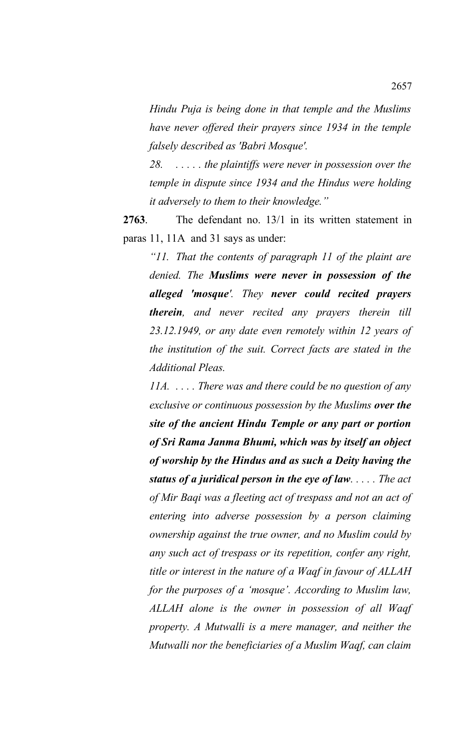*Hindu Puja is being done in that temple and the Muslims have never offered their prayers since 1934 in the temple falsely described as 'Babri Mosque'.*

*28. . . . . . the plaintiffs were never in possession over the temple in dispute since 1934 and the Hindus were holding it adversely to them to their knowledge."*

**2763**. The defendant no. 13/1 in its written statement in paras 11, 11A and 31 says as under:

*"11. That the contents of paragraph 11 of the plaint are denied. The **Muslims were never in possession of the alleged 'mosque'**. They **never could recited prayers therein**, and never recited any prayers therein till 23.12.1949, or any date even remotely within 12 years of the institution of the suit. Correct facts are stated in the Additional Pleas.*

*11A. . . . . There was and there could be no question of any exclusive or continuous possession by the Muslims **over the site of the ancient Hindu Temple or any part or portion of Sri Rama Janma Bhumi, which was by itself an object of worship by the Hindus and as such a Deity having the status of a juridical person in the eye of law**. . . . . The act of Mir Baqi was a fleeting act of trespass and not an act of entering into adverse possession by a person claiming ownership against the true owner, and no Muslim could by any such act of trespass or its repetition, confer any right, title or interest in the nature of a Waqf in favour of ALLAH for the purposes of a 'mosque'. According to Muslim law, ALLAH alone is the owner in possession of all Waqf property. A Mutwalli is a mere manager, and neither the Mutwalli nor the beneficiaries of a Muslim Waqf, can claim*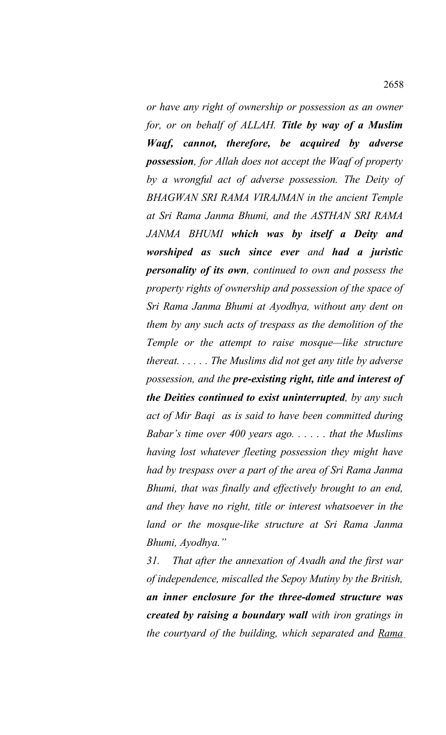*or have any right of ownership or possession as an owner for, or on behalf of ALLAH.* ***Title by way of a Muslim Waqf, cannot, therefore, be acquired by adverse possession****, for Allah does not accept the Waqf of property by a wrongful act of adverse possession. The Deity of BHAGWAN SRI RAMA VIRAJMAN in the ancient Temple at Sri Rama Janma Bhumi, and the ASTHAN SRI RAMA JANMA BHUMI* ***which was by itself a Deity and worshiped as such since ever*** *and* ***had a juristic personality of its own****, continued to own and possess the property rights of ownership and possession of the space of Sri Rama Janma Bhumi at Ayodhya, without any dent on them by any such acts of trespass as the demolition of the Temple or the attempt to raise mosque—like structure thereat. . . . . . The Muslims did not get any title by adverse possession, and the* ***pre-existing right, title and interest of the Deities continued to exist uninterrupted****, by any such act of Mir Baqi as is said to have been committed during Babar's time over 400 years ago. . . . . . that the Muslims having lost whatever fleeting possession they might have had by trespass over a part of the area of Sri Rama Janma Bhumi, that was finally and effectively brought to an end, and they have no right, title or interest whatsoever in the land or the mosque-like structure at Sri Rama Janma Bhumi, Ayodhya."*

*31. That after the annexation of Avadh and the first war of independence, miscalled the Sepoy Mutiny by the British,* ***an inner enclosure for the three-domed structure was created by raising a boundary wall*** *with iron gratings in the courtyard of the building, which separated and* <u>*Rama*</u>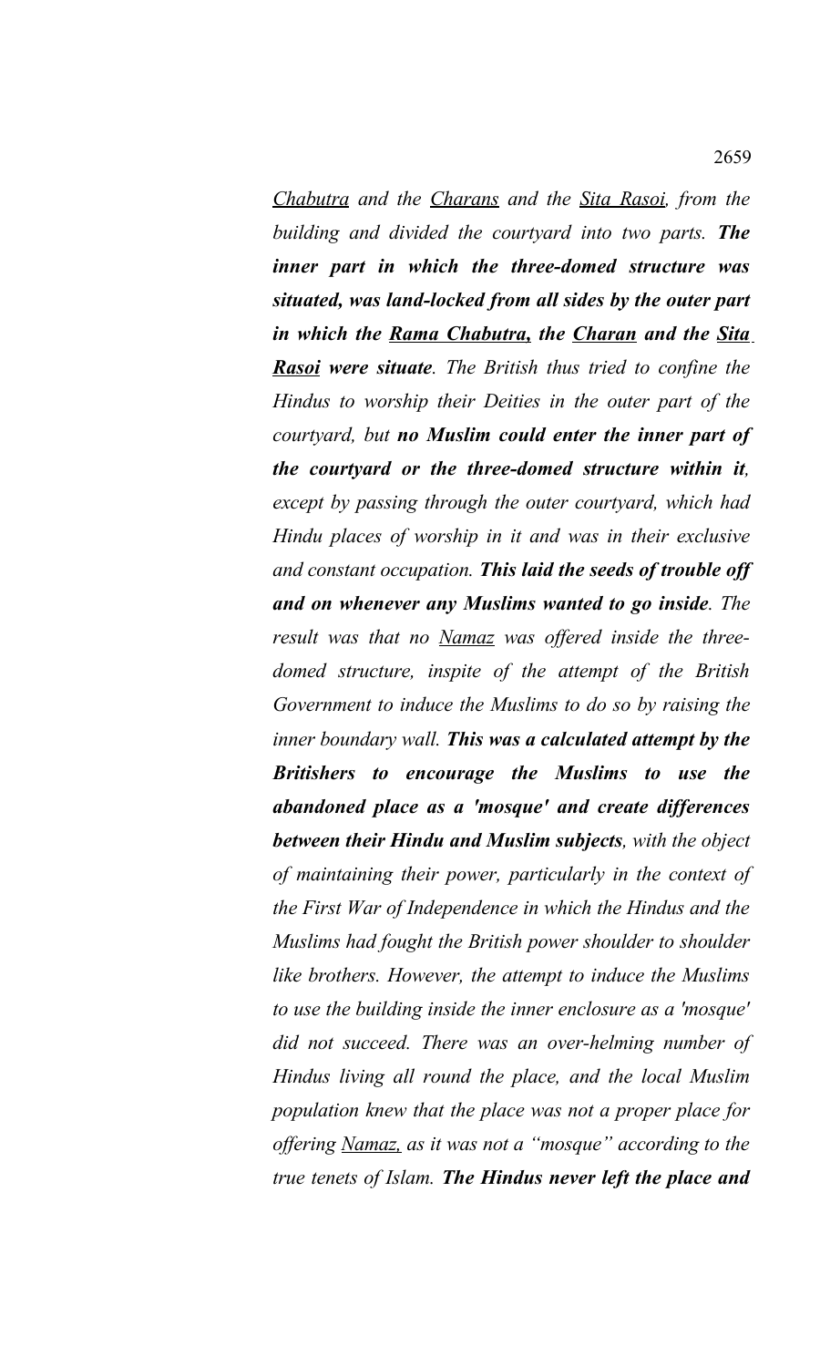*Chabutra and the Charans and the Sita Rasoi, from the building and divided the courtyard into two parts.* ***The inner part in which the three-domed structure was situated, was land-locked from all sides by the outer part in which the Rama Chabutra, the Charan and the Sita Rasoi were situate****. The British thus tried to confine the Hindus to worship their Deities in the outer part of the courtyard, but* ***no Muslim could enter the inner part of the courtyard or the three-domed structure within it****, except by passing through the outer courtyard, which had Hindu places of worship in it and was in their exclusive and constant occupation.* ***This laid the seeds of trouble off and on whenever any Muslims wanted to go inside****. The result was that no Namaz was offered inside the three-domed structure, inspite of the attempt of the British Government to induce the Muslims to do so by raising the inner boundary wall.* ***This was a calculated attempt by the Britishers to encourage the Muslims to use the abandoned place as a 'mosque' and create differences between their Hindu and Muslim subjects****, with the object of maintaining their power, particularly in the context of the First War of Independence in which the Hindus and the Muslims had fought the British power shoulder to shoulder like brothers. However, the attempt to induce the Muslims to use the building inside the inner enclosure as a 'mosque' did not succeed. There was an over-helming number of Hindus living all round the place, and the local Muslim population knew that the place was not a proper place for offering Namaz, as it was not a "mosque" according to the true tenets of Islam.* ***The Hindus never left the place and***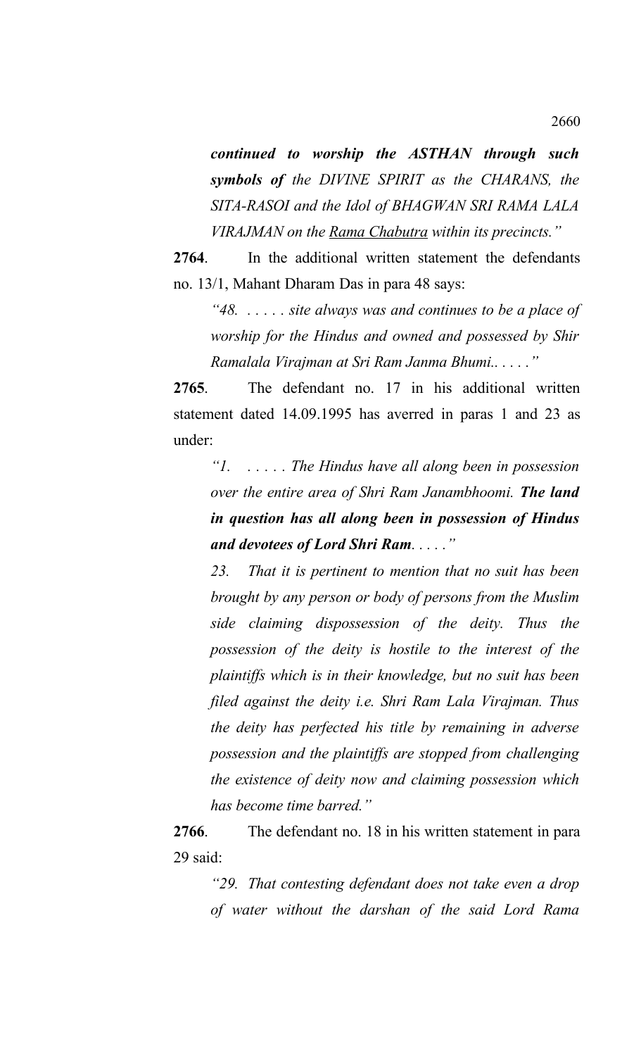*continued to worship the ASTHAN through such symbols of the DIVINE SPIRIT as the CHARANS, the SITA-RASOI and the Idol of BHAGWAN SRI RAMA LALA VIRAJMAN on the Rama Chabutra within its precincts."*

**2764**. In the additional written statement the defendants no. 13/1, Mahant Dharam Das in para 48 says:

> *"48. . . . . . site always was and continues to be a place of worship for the Hindus and owned and possessed by Shir Ramalala Virajman at Sri Ram Janma Bhumi.. . . . ."*

**2765**. The defendant no. 17 in his additional written statement dated 14.09.1995 has averred in paras 1 and 23 as under:

> *"1. . . . . . The Hindus have all along been in possession over the entire area of Shri Ram Janambhoomi.* ***The land in question has all along been in possession of Hindus and devotees of Lord Shri Ram****. . . . ."*
>
> *23. That it is pertinent to mention that no suit has been brought by any person or body of persons from the Muslim side claiming dispossession of the deity. Thus the possession of the deity is hostile to the interest of the plaintiffs which is in their knowledge, but no suit has been filed against the deity i.e. Shri Ram Lala Virajman. Thus the deity has perfected his title by remaining in adverse possession and the plaintiffs are stopped from challenging the existence of deity now and claiming possession which has become time barred."*

**2766**. The defendant no. 18 in his written statement in para 29 said:

> *"29. That contesting defendant does not take even a drop of water without the darshan of the said Lord Rama*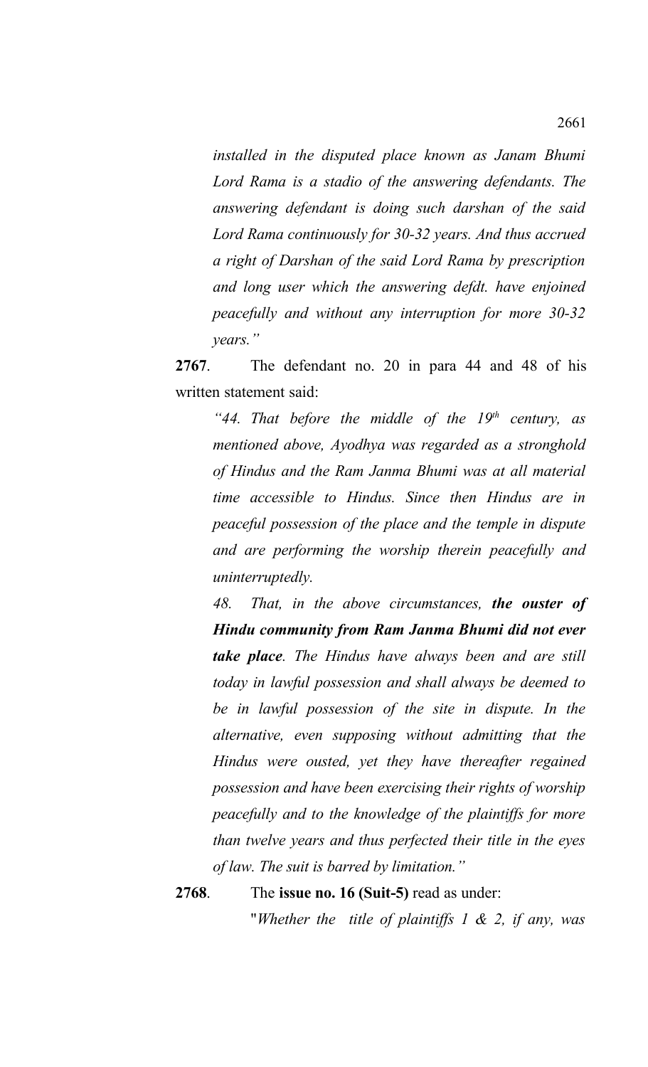*installed in the disputed place known as Janam Bhumi Lord Rama is a stadio of the answering defendants. The answering defendant is doing such darshan of the said Lord Rama continuously for 30-32 years. And thus accrued a right of Darshan of the said Lord Rama by prescription and long user which the answering defdt. have enjoined peacefully and without any interruption for more 30-32 years."*

**2767**. The defendant no. 20 in para 44 and 48 of his written statement said:

*"44. That before the middle of the 19th century, as mentioned above, Ayodhya was regarded as a stronghold of Hindus and the Ram Janma Bhumi was at all material time accessible to Hindus. Since then Hindus are in peaceful possession of the place and the temple in dispute and are performing the worship therein peacefully and uninterruptedly.*

*48. That, in the above circumstances,* ***the ouster of Hindu community from Ram Janma Bhumi did not ever take place****. The Hindus have always been and are still today in lawful possession and shall always be deemed to be in lawful possession of the site in dispute. In the alternative, even supposing without admitting that the Hindus were ousted, yet they have thereafter regained possession and have been exercising their rights of worship peacefully and to the knowledge of the plaintiffs for more than twelve years and thus perfected their title in the eyes of law. The suit is barred by limitation."*

**2768**. The **issue no. 16 (Suit-5)** read as under:

"*Whether the title of plaintiffs 1 & 2, if any, was*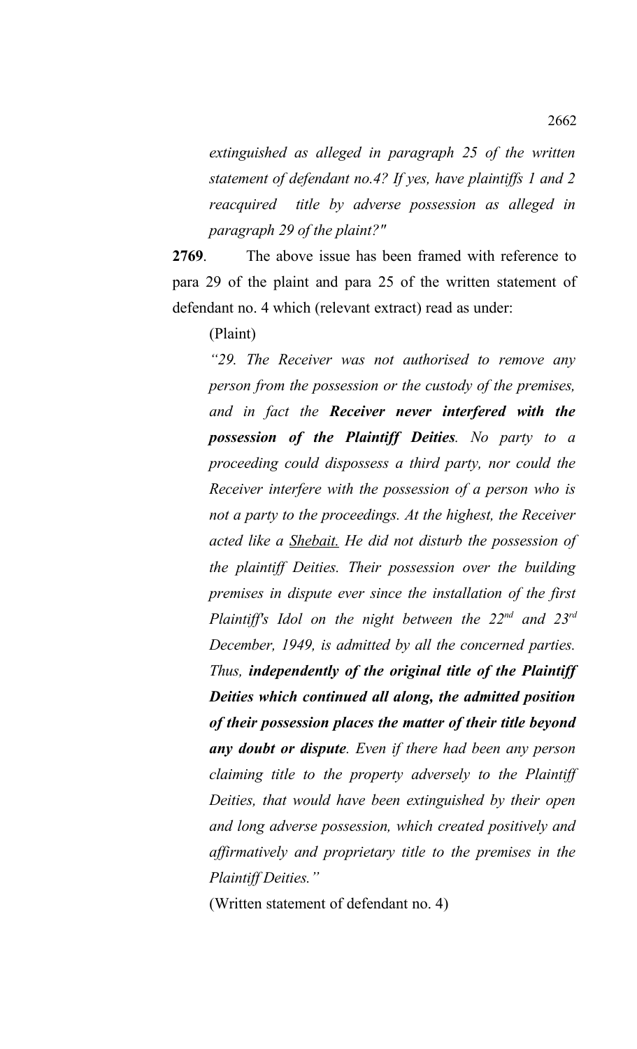*extinguished as alleged in paragraph 25 of the written statement of defendant no.4? If yes, have plaintiffs 1 and 2 reacquired title by adverse possession as alleged in paragraph 29 of the plaint?"*

**2769**. The above issue has been framed with reference to para 29 of the plaint and para 25 of the written statement of defendant no. 4 which (relevant extract) read as under:

(Plaint)

*"29. The Receiver was not authorised to remove any person from the possession or the custody of the premises, and in fact the* ***Receiver never interfered with the possession of the Plaintiff Deities****. No party to a proceeding could dispossess a third party, nor could the Receiver interfere with the possession of a person who is not a party to the proceedings. At the highest, the Receiver acted like a* <u>*Shebait.*</u> *He did not disturb the possession of the plaintiff Deities. Their possession over the building premises in dispute ever since the installation of the first Plaintiff's Idol on the night between the 22nd and 23rd December, 1949, is admitted by all the concerned parties. Thus,* ***independently of the original title of the Plaintiff Deities which continued all along, the admitted position of their possession places the matter of their title beyond any doubt or dispute****. Even if there had been any person claiming title to the property adversely to the Plaintiff Deities, that would have been extinguished by their open and long adverse possession, which created positively and affirmatively and proprietary title to the premises in the Plaintiff Deities."*

(Written statement of defendant no. 4)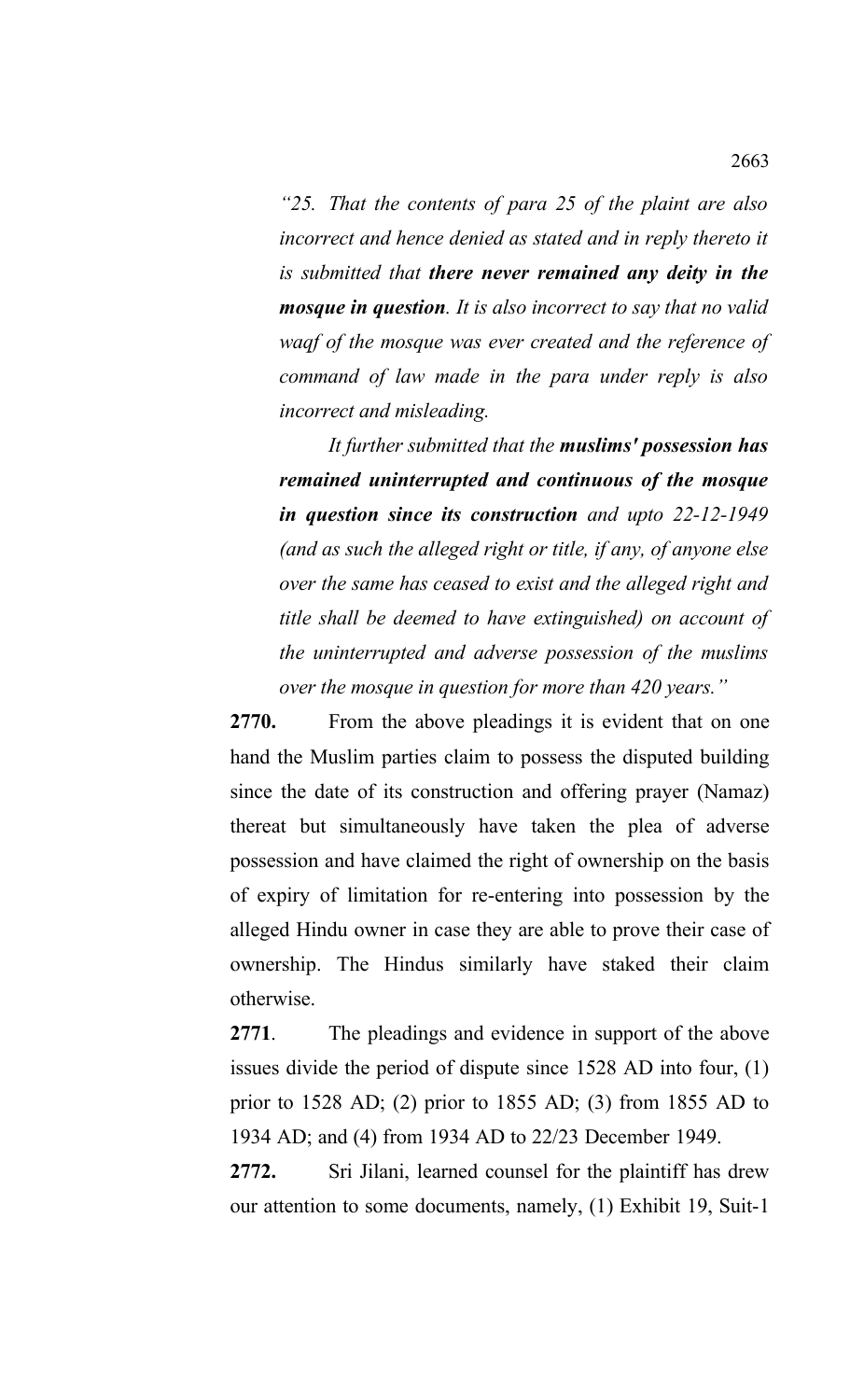*"25. That the contents of para 25 of the plaint are also incorrect and hence denied as stated and in reply thereto it is submitted that* ***there never remained any deity in the mosque in question****. It is also incorrect to say that no valid waqf of the mosque was ever created and the reference of command of law made in the para under reply is also incorrect and misleading.*

*It further submitted that the* ***muslims' possession has remained uninterrupted and continuous of the mosque in question since its construction*** *and upto 22-12-1949 (and as such the alleged right or title, if any, of anyone else over the same has ceased to exist and the alleged right and title shall be deemed to have extinguished) on account of the uninterrupted and adverse possession of the muslims over the mosque in question for more than 420 years."*

**2770.** From the above pleadings it is evident that on one hand the Muslim parties claim to possess the disputed building since the date of its construction and offering prayer (Namaz) thereat but simultaneously have taken the plea of adverse possession and have claimed the right of ownership on the basis of expiry of limitation for re-entering into possession by the alleged Hindu owner in case they are able to prove their case of ownership. The Hindus similarly have staked their claim otherwise.

**2771**. The pleadings and evidence in support of the above issues divide the period of dispute since 1528 AD into four, (1) prior to 1528 AD; (2) prior to 1855 AD; (3) from 1855 AD to 1934 AD; and (4) from 1934 AD to 22/23 December 1949.

**2772.** Sri Jilani, learned counsel for the plaintiff has drew our attention to some documents, namely, (1) Exhibit 19, Suit-1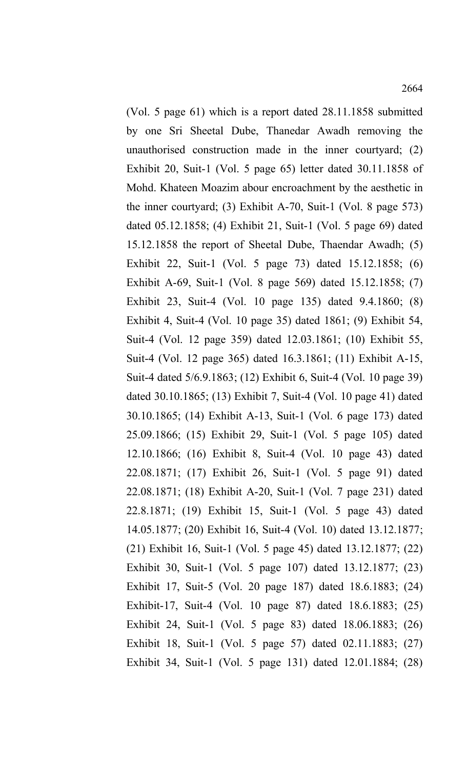(Vol. 5 page 61) which is a report dated 28.11.1858 submitted by one Sri Sheetal Dube, Thanedar Awadh removing the unauthorised construction made in the inner courtyard; (2) Exhibit 20, Suit-1 (Vol. 5 page 65) letter dated 30.11.1858 of Mohd. Khateen Moazim abour encroachment by the aesthetic in the inner courtyard; (3) Exhibit A-70, Suit-1 (Vol. 8 page 573) dated 05.12.1858; (4) Exhibit 21, Suit-1 (Vol. 5 page 69) dated 15.12.1858 the report of Sheetal Dube, Thaendar Awadh; (5) Exhibit 22, Suit-1 (Vol. 5 page 73) dated 15.12.1858; (6) Exhibit A-69, Suit-1 (Vol. 8 page 569) dated 15.12.1858; (7) Exhibit 23, Suit-4 (Vol. 10 page 135) dated 9.4.1860; (8) Exhibit 4, Suit-4 (Vol. 10 page 35) dated 1861; (9) Exhibit 54, Suit-4 (Vol. 12 page 359) dated 12.03.1861; (10) Exhibit 55, Suit-4 (Vol. 12 page 365) dated 16.3.1861; (11) Exhibit A-15, Suit-4 dated 5/6.9.1863; (12) Exhibit 6, Suit-4 (Vol. 10 page 39) dated 30.10.1865; (13) Exhibit 7, Suit-4 (Vol. 10 page 41) dated 30.10.1865; (14) Exhibit A-13, Suit-1 (Vol. 6 page 173) dated 25.09.1866; (15) Exhibit 29, Suit-1 (Vol. 5 page 105) dated 12.10.1866; (16) Exhibit 8, Suit-4 (Vol. 10 page 43) dated 22.08.1871; (17) Exhibit 26, Suit-1 (Vol. 5 page 91) dated 22.08.1871; (18) Exhibit A-20, Suit-1 (Vol. 7 page 231) dated 22.8.1871; (19) Exhibit 15, Suit-1 (Vol. 5 page 43) dated 14.05.1877; (20) Exhibit 16, Suit-4 (Vol. 10) dated 13.12.1877; (21) Exhibit 16, Suit-1 (Vol. 5 page 45) dated 13.12.1877; (22) Exhibit 30, Suit-1 (Vol. 5 page 107) dated 13.12.1877; (23) Exhibit 17, Suit-5 (Vol. 20 page 187) dated 18.6.1883; (24) Exhibit-17, Suit-4 (Vol. 10 page 87) dated 18.6.1883; (25) Exhibit 24, Suit-1 (Vol. 5 page 83) dated 18.06.1883; (26) Exhibit 18, Suit-1 (Vol. 5 page 57) dated 02.11.1883; (27) Exhibit 34, Suit-1 (Vol. 5 page 131) dated 12.01.1884; (28)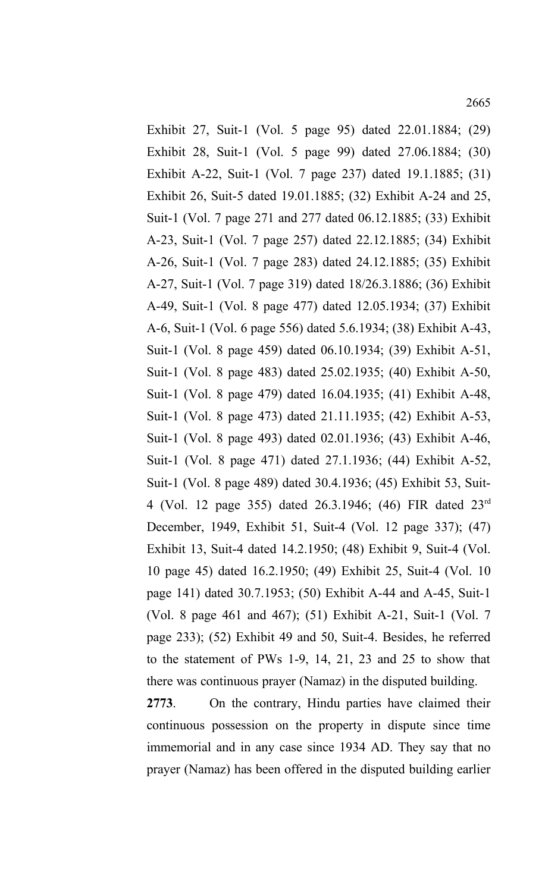Exhibit 27, Suit-1 (Vol. 5 page 95) dated 22.01.1884; (29) Exhibit 28, Suit-1 (Vol. 5 page 99) dated 27.06.1884; (30) Exhibit A-22, Suit-1 (Vol. 7 page 237) dated 19.1.1885; (31) Exhibit 26, Suit-5 dated 19.01.1885; (32) Exhibit A-24 and 25, Suit-1 (Vol. 7 page 271 and 277 dated 06.12.1885; (33) Exhibit A-23, Suit-1 (Vol. 7 page 257) dated 22.12.1885; (34) Exhibit A-26, Suit-1 (Vol. 7 page 283) dated 24.12.1885; (35) Exhibit A-27, Suit-1 (Vol. 7 page 319) dated 18/26.3.1886; (36) Exhibit A-49, Suit-1 (Vol. 8 page 477) dated 12.05.1934; (37) Exhibit A-6, Suit-1 (Vol. 6 page 556) dated 5.6.1934; (38) Exhibit A-43, Suit-1 (Vol. 8 page 459) dated 06.10.1934; (39) Exhibit A-51, Suit-1 (Vol. 8 page 483) dated 25.02.1935; (40) Exhibit A-50, Suit-1 (Vol. 8 page 479) dated 16.04.1935; (41) Exhibit A-48, Suit-1 (Vol. 8 page 473) dated 21.11.1935; (42) Exhibit A-53, Suit-1 (Vol. 8 page 493) dated 02.01.1936; (43) Exhibit A-46, Suit-1 (Vol. 8 page 471) dated 27.1.1936; (44) Exhibit A-52, Suit-1 (Vol. 8 page 489) dated 30.4.1936; (45) Exhibit 53, Suit-4 (Vol. 12 page 355) dated 26.3.1946; (46) FIR dated 23rd December, 1949, Exhibit 51, Suit-4 (Vol. 12 page 337); (47) Exhibit 13, Suit-4 dated 14.2.1950; (48) Exhibit 9, Suit-4 (Vol. 10 page 45) dated 16.2.1950; (49) Exhibit 25, Suit-4 (Vol. 10 page 141) dated 30.7.1953; (50) Exhibit A-44 and A-45, Suit-1 (Vol. 8 page 461 and 467); (51) Exhibit A-21, Suit-1 (Vol. 7 page 233); (52) Exhibit 49 and 50, Suit-4. Besides, he referred to the statement of PWs 1-9, 14, 21, 23 and 25 to show that there was continuous prayer (Namaz) in the disputed building.

**2773**. On the contrary, Hindu parties have claimed their continuous possession on the property in dispute since time immemorial and in any case since 1934 AD. They say that no prayer (Namaz) has been offered in the disputed building earlier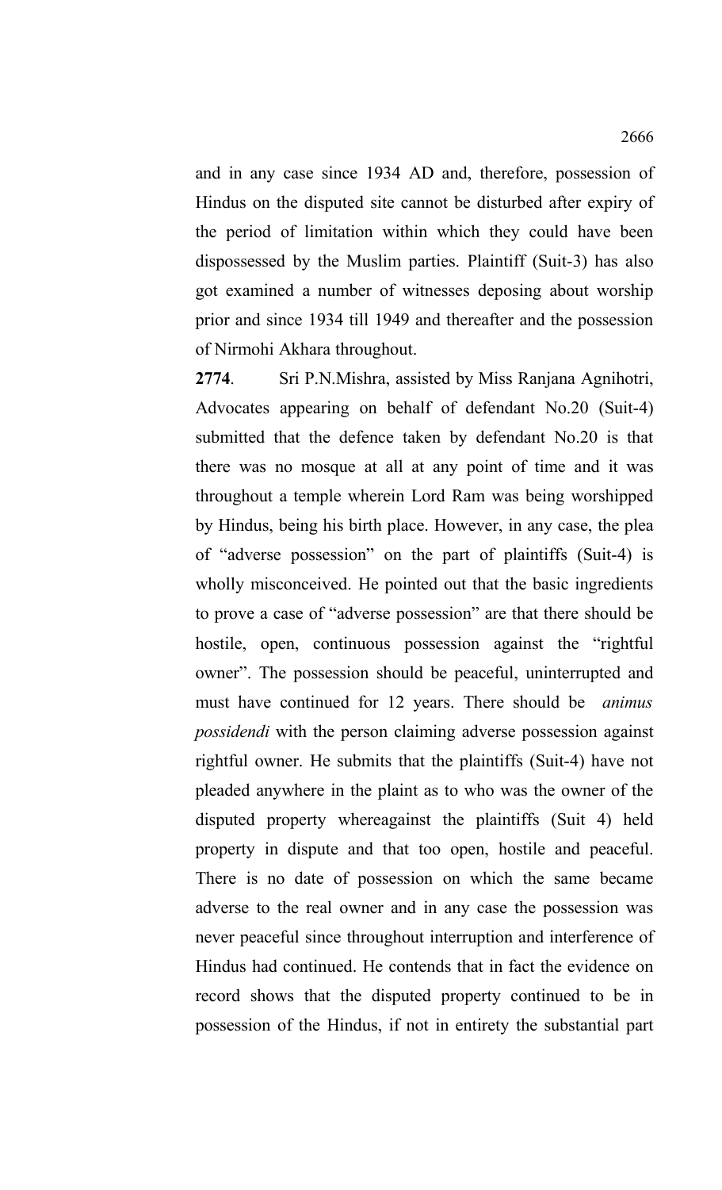and in any case since 1934 AD and, therefore, possession of Hindus on the disputed site cannot be disturbed after expiry of the period of limitation within which they could have been dispossessed by the Muslim parties. Plaintiff (Suit-3) has also got examined a number of witnesses deposing about worship prior and since 1934 till 1949 and thereafter and the possession of Nirmohi Akhara throughout.

**2774**. Sri P.N.Mishra, assisted by Miss Ranjana Agnihotri, Advocates appearing on behalf of defendant No.20 (Suit-4) submitted that the defence taken by defendant No.20 is that there was no mosque at all at any point of time and it was throughout a temple wherein Lord Ram was being worshipped by Hindus, being his birth place. However, in any case, the plea of "adverse possession" on the part of plaintiffs (Suit-4) is wholly misconceived. He pointed out that the basic ingredients to prove a case of "adverse possession" are that there should be hostile, open, continuous possession against the "rightful owner". The possession should be peaceful, uninterrupted and must have continued for 12 years. There should be *animus possidendi* with the person claiming adverse possession against rightful owner. He submits that the plaintiffs (Suit-4) have not pleaded anywhere in the plaint as to who was the owner of the disputed property whereagainst the plaintiffs (Suit 4) held property in dispute and that too open, hostile and peaceful. There is no date of possession on which the same became adverse to the real owner and in any case the possession was never peaceful since throughout interruption and interference of Hindus had continued. He contends that in fact the evidence on record shows that the disputed property continued to be in possession of the Hindus, if not in entirety the substantial part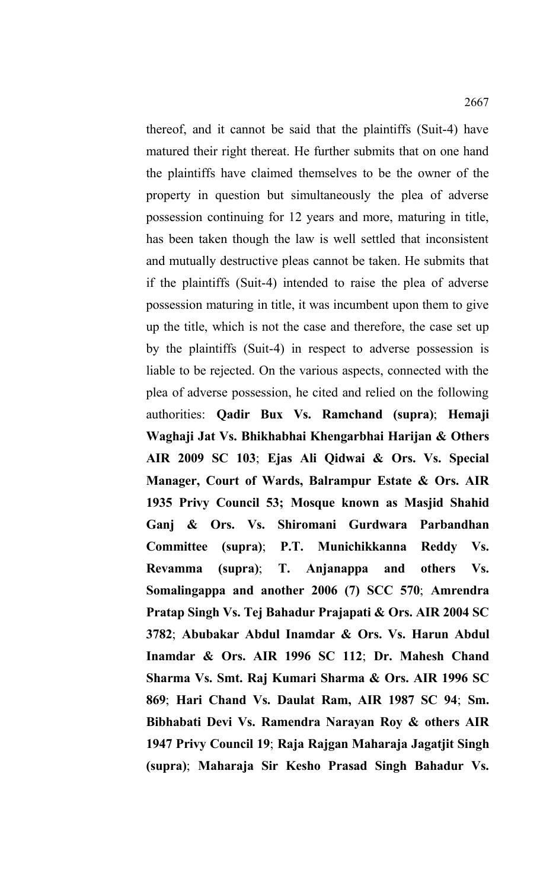thereof, and it cannot be said that the plaintiffs (Suit-4) have matured their right thereat. He further submits that on one hand the plaintiffs have claimed themselves to be the owner of the property in question but simultaneously the plea of adverse possession continuing for 12 years and more, maturing in title, has been taken though the law is well settled that inconsistent and mutually destructive pleas cannot be taken. He submits that if the plaintiffs (Suit-4) intended to raise the plea of adverse possession maturing in title, it was incumbent upon them to give up the title, which is not the case and therefore, the case set up by the plaintiffs (Suit-4) in respect to adverse possession is liable to be rejected. On the various aspects, connected with the plea of adverse possession, he cited and relied on the following authorities: **Qadir Bux Vs. Ramchand (supra)**; **Hemaji Waghaji Jat Vs. Bhikhabhai Khengarbhai Harijan & Others AIR 2009 SC 103**; **Ejas Ali Qidwai & Ors. Vs. Special Manager, Court of Wards, Balrampur Estate & Ors. AIR 1935 Privy Council 53; Mosque known as Masjid Shahid Ganj & Ors. Vs. Shiromani Gurdwara Parbandhan Committee (supra)**; **P.T. Munichikkanna Reddy Vs. Revamma (supra)**; **T. Anjanappa and others Vs. Somalingappa and another 2006 (7) SCC 570**; **Amrendra Pratap Singh Vs. Tej Bahadur Prajapati & Ors. AIR 2004 SC 3782**; **Abubakar Abdul Inamdar & Ors. Vs. Harun Abdul Inamdar & Ors. AIR 1996 SC 112**; **Dr. Mahesh Chand Sharma Vs. Smt. Raj Kumari Sharma & Ors. AIR 1996 SC 869**; **Hari Chand Vs. Daulat Ram, AIR 1987 SC 94**; **Sm. Bibhabati Devi Vs. Ramendra Narayan Roy & others AIR 1947 Privy Council 19**; **Raja Rajgan Maharaja Jagatjit Singh (supra)**; **Maharaja Sir Kesho Prasad Singh Bahadur Vs.**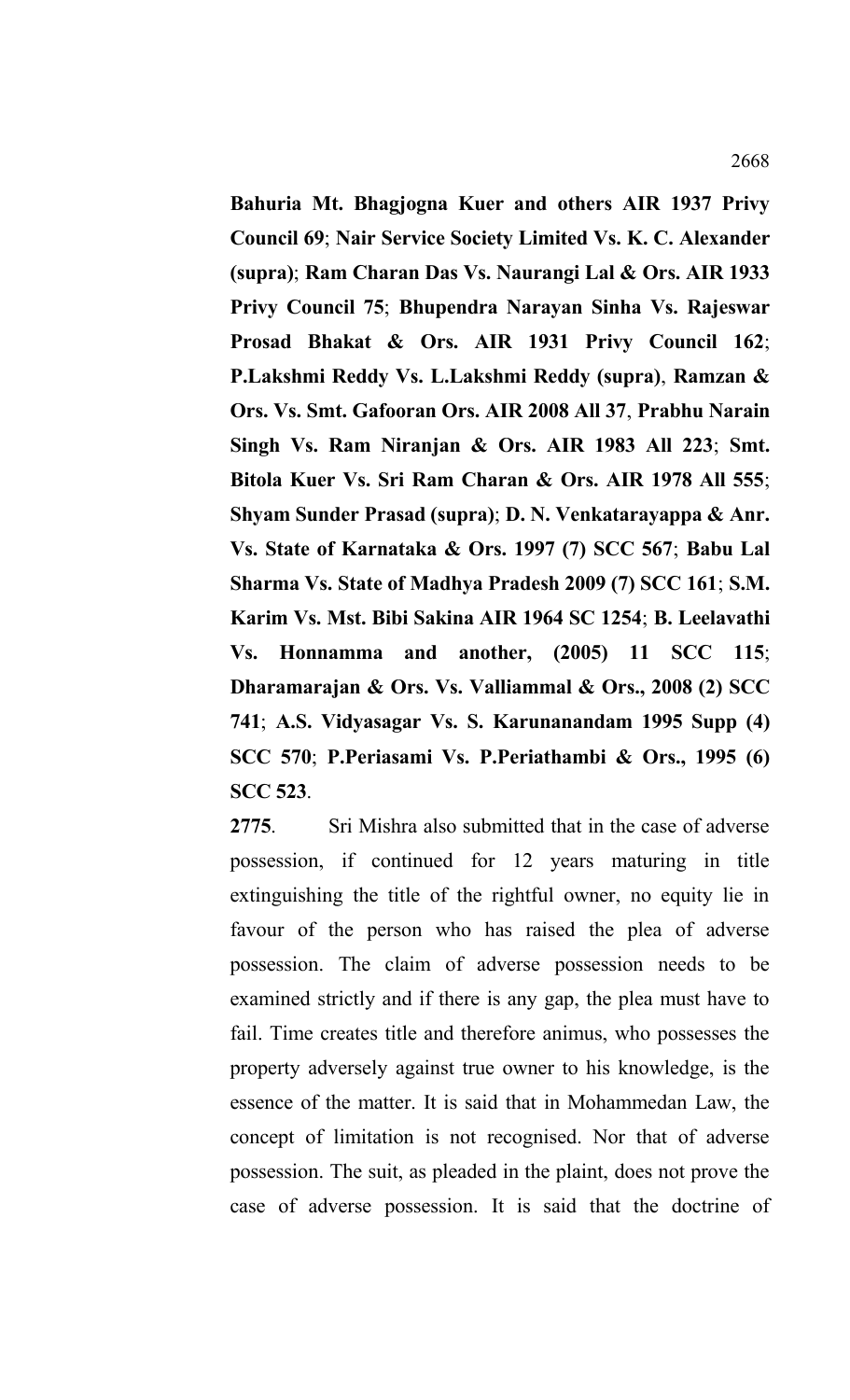**Bahuria Mt. Bhagjogna Kuer and others AIR 1937 Privy Council 69**; **Nair Service Society Limited Vs. K. C. Alexander (supra)**; **Ram Charan Das Vs. Naurangi Lal & Ors. AIR 1933 Privy Council 75**; **Bhupendra Narayan Sinha Vs. Rajeswar Prosad Bhakat & Ors. AIR 1931 Privy Council 162**; **P.Lakshmi Reddy Vs. L.Lakshmi Reddy (supra)**, **Ramzan & Ors. Vs. Smt. Gafooran Ors. AIR 2008 All 37**, **Prabhu Narain Singh Vs. Ram Niranjan & Ors. AIR 1983 All 223**; **Smt. Bitola Kuer Vs. Sri Ram Charan & Ors. AIR 1978 All 555**; **Shyam Sunder Prasad (supra)**; **D. N. Venkatarayappa & Anr. Vs. State of Karnataka & Ors. 1997 (7) SCC 567**; **Babu Lal Sharma Vs. State of Madhya Pradesh 2009 (7) SCC 161**; **S.M. Karim Vs. Mst. Bibi Sakina AIR 1964 SC 1254**; **B. Leelavathi Vs. Honnamma and another, (2005) 11 SCC 115**; **Dharamarajan & Ors. Vs. Valliammal & Ors., 2008 (2) SCC 741**; **A.S. Vidyasagar Vs. S. Karunanandam 1995 Supp (4) SCC 570**; **P.Periasami Vs. P.Periathambi & Ors., 1995 (6) SCC 523**.

**2775**. Sri Mishra also submitted that in the case of adverse possession, if continued for 12 years maturing in title extinguishing the title of the rightful owner, no equity lie in favour of the person who has raised the plea of adverse possession. The claim of adverse possession needs to be examined strictly and if there is any gap, the plea must have to fail. Time creates title and therefore animus, who possesses the property adversely against true owner to his knowledge, is the essence of the matter. It is said that in Mohammedan Law, the concept of limitation is not recognised. Nor that of adverse possession. The suit, as pleaded in the plaint, does not prove the case of adverse possession. It is said that the doctrine of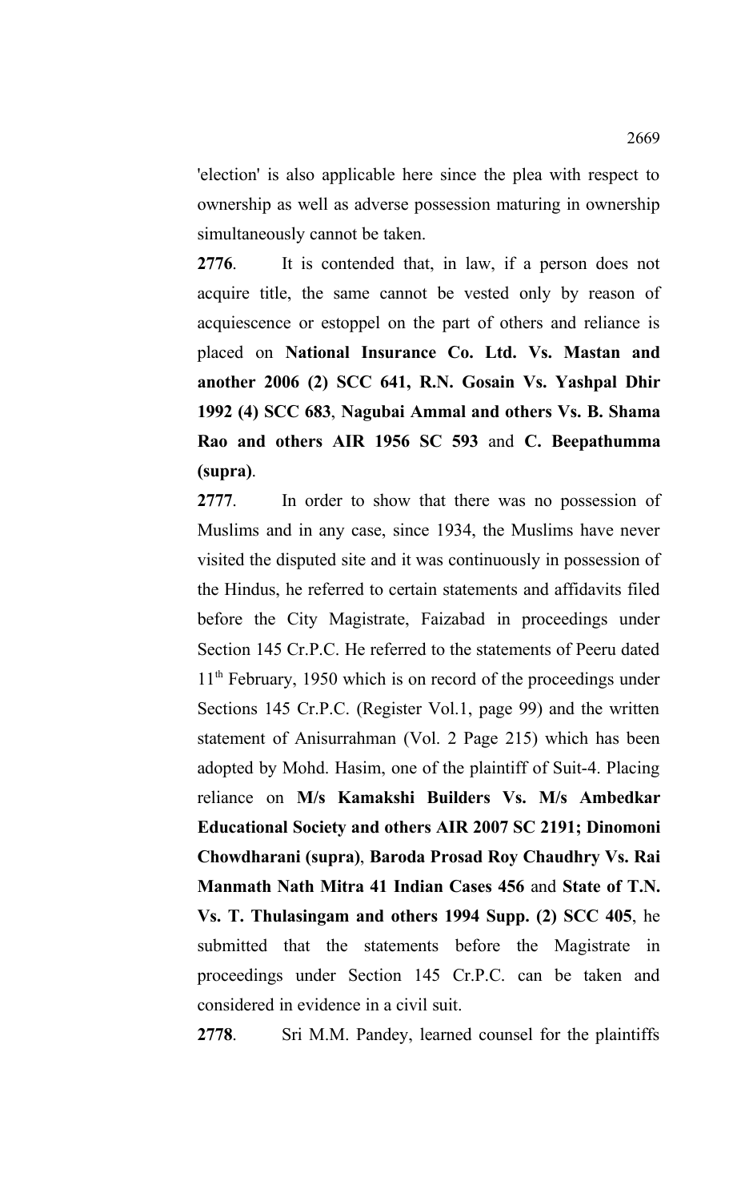'election' is also applicable here since the plea with respect to ownership as well as adverse possession maturing in ownership simultaneously cannot be taken.

**2776**. It is contended that, in law, if a person does not acquire title, the same cannot be vested only by reason of acquiescence or estoppel on the part of others and reliance is placed on **National Insurance Co. Ltd. Vs. Mastan and another 2006 (2) SCC 641, R.N. Gosain Vs. Yashpal Dhir 1992 (4) SCC 683**, **Nagubai Ammal and others Vs. B. Shama Rao and others AIR 1956 SC 593** and **C. Beepathumma (supra)**.

**2777**. In order to show that there was no possession of Muslims and in any case, since 1934, the Muslims have never visited the disputed site and it was continuously in possession of the Hindus, he referred to certain statements and affidavits filed before the City Magistrate, Faizabad in proceedings under Section 145 Cr.P.C. He referred to the statements of Peeru dated 11th February, 1950 which is on record of the proceedings under Sections 145 Cr.P.C. (Register Vol.1, page 99) and the written statement of Anisurrahman (Vol. 2 Page 215) which has been adopted by Mohd. Hasim, one of the plaintiff of Suit-4. Placing reliance on **M/s Kamakshi Builders Vs. M/s Ambedkar Educational Society and others AIR 2007 SC 2191; Dinomoni Chowdharani (supra)**, **Baroda Prosad Roy Chaudhry Vs. Rai Manmath Nath Mitra 41 Indian Cases 456** and **State of T.N. Vs. T. Thulasingam and others 1994 Supp. (2) SCC 405**, he submitted that the statements before the Magistrate in proceedings under Section 145 Cr.P.C. can be taken and considered in evidence in a civil suit.

**2778**. Sri M.M. Pandey, learned counsel for the plaintiffs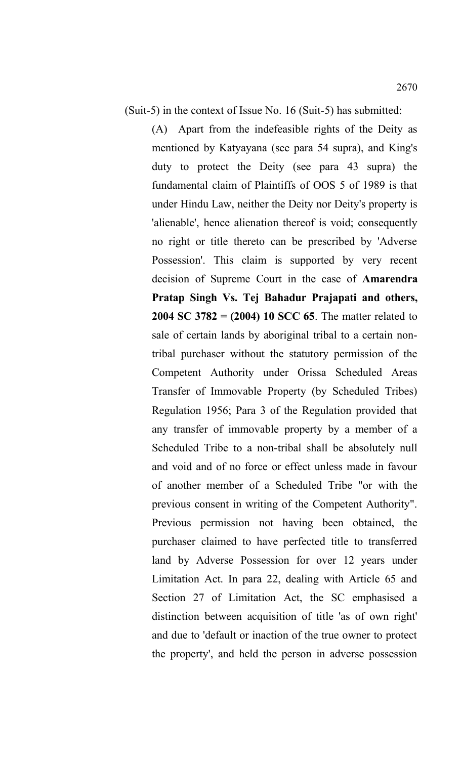(Suit-5) in the context of Issue No. 16 (Suit-5) has submitted:

(A) Apart from the indefeasible rights of the Deity as mentioned by Katyayana (see para 54 supra), and King's duty to protect the Deity (see para 43 supra) the fundamental claim of Plaintiffs of OOS 5 of 1989 is that under Hindu Law, neither the Deity nor Deity's property is 'alienable', hence alienation thereof is void; consequently no right or title thereto can be prescribed by 'Adverse Possession'. This claim is supported by very recent decision of Supreme Court in the case of **Amarendra Pratap Singh Vs. Tej Bahadur Prajapati and others, 2004 SC 3782 = (2004) 10 SCC 65**. The matter related to sale of certain lands by aboriginal tribal to a certain non-tribal purchaser without the statutory permission of the Competent Authority under Orissa Scheduled Areas Transfer of Immovable Property (by Scheduled Tribes) Regulation 1956; Para 3 of the Regulation provided that any transfer of immovable property by a member of a Scheduled Tribe to a non-tribal shall be absolutely null and void and of no force or effect unless made in favour of another member of a Scheduled Tribe "or with the previous consent in writing of the Competent Authority". Previous permission not having been obtained, the purchaser claimed to have perfected title to transferred land by Adverse Possession for over 12 years under Limitation Act. In para 22, dealing with Article 65 and Section 27 of Limitation Act, the SC emphasised a distinction between acquisition of title 'as of own right' and due to 'default or inaction of the true owner to protect the property', and held the person in adverse possession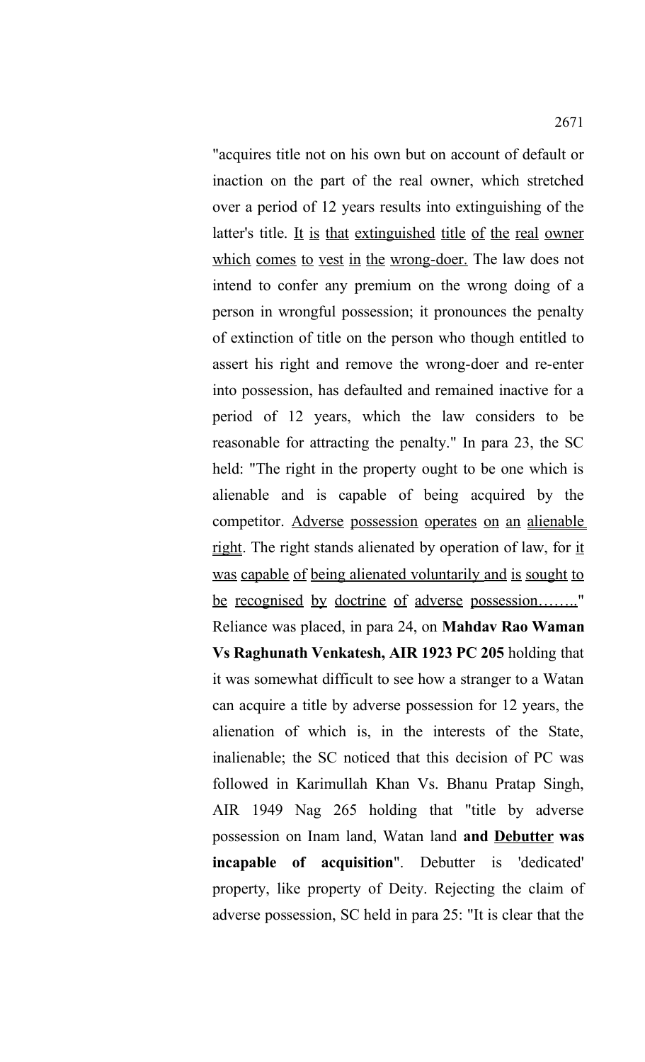"acquires title not on his own but on account of default or inaction on the part of the real owner, which stretched over a period of 12 years results into extinguishing of the latter's title. <u>It is that extinguished title of the real owner which comes to vest in the wrong-doer.</u> The law does not intend to confer any premium on the wrong doing of a person in wrongful possession; it pronounces the penalty of extinction of title on the person who though entitled to assert his right and remove the wrong-doer and re-enter into possession, has defaulted and remained inactive for a period of 12 years, which the law considers to be reasonable for attracting the penalty." In para 23, the SC held: "The right in the property ought to be one which is alienable and is capable of being acquired by the competitor. <u>Adverse possession operates on an alienable right</u>. The right stands alienated by operation of law, for <u>it was capable of being alienated voluntarily and is sought to be recognised by doctrine of adverse possession……..</u>" Reliance was placed, in para 24, on **Mahdav Rao Waman Vs Raghunath Venkatesh, AIR 1923 PC 205** holding that it was somewhat difficult to see how a stranger to a Watan can acquire a title by adverse possession for 12 years, the alienation of which is, in the interests of the State, inalienable; the SC noticed that this decision of PC was followed in Karimullah Khan Vs. Bhanu Pratap Singh, AIR 1949 Nag 265 holding that "title by adverse possession on Inam land, Watan land **and <u>Debutter</u> was incapable of acquisition**". Debutter is 'dedicated' property, like property of Deity. Rejecting the claim of adverse possession, SC held in para 25: "It is clear that the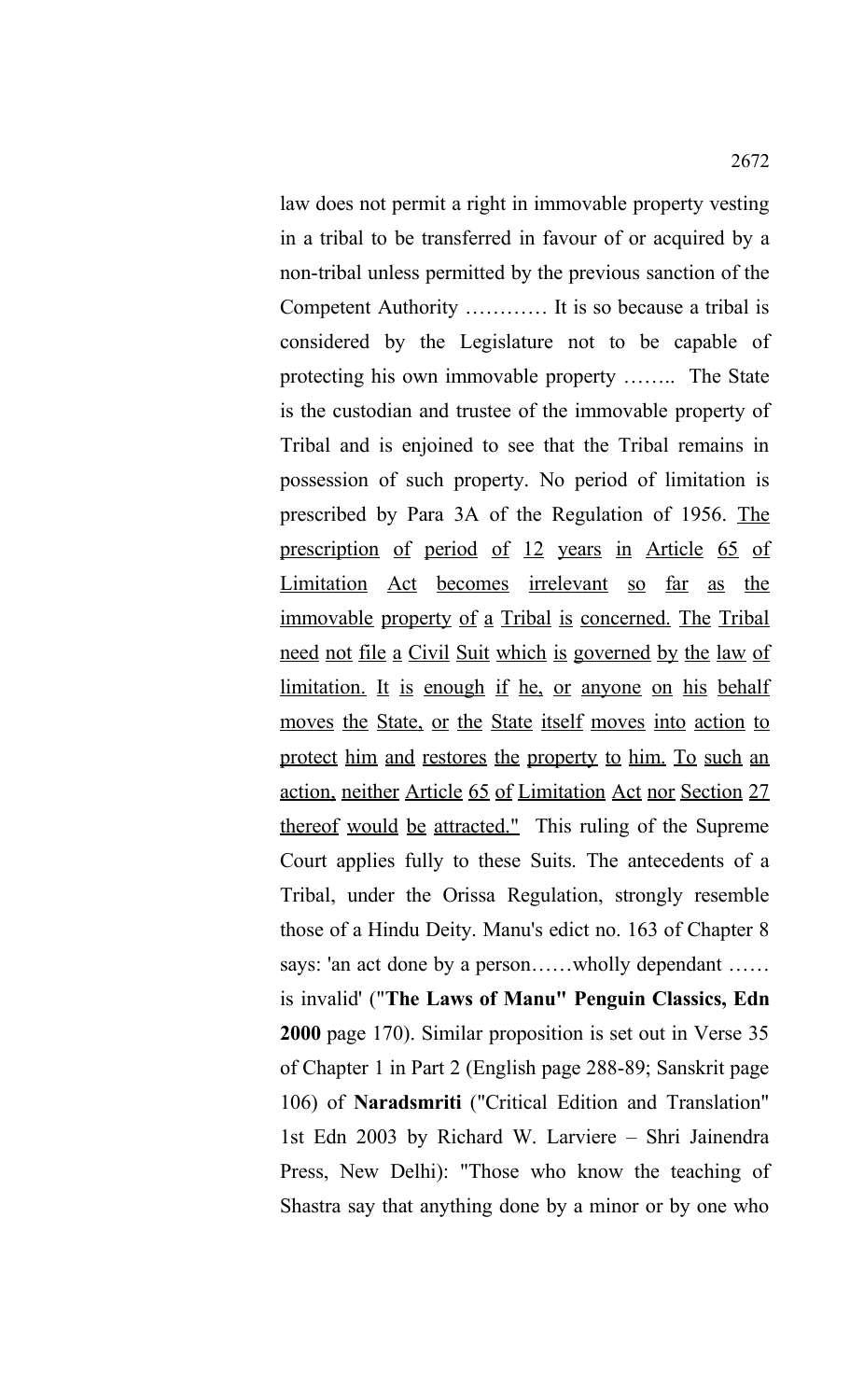law does not permit a right in immovable property vesting in a tribal to be transferred in favour of or acquired by a non-tribal unless permitted by the previous sanction of the Competent Authority ………… It is so because a tribal is considered by the Legislature not to be capable of protecting his own immovable property …….. The State is the custodian and trustee of the immovable property of Tribal and is enjoined to see that the Tribal remains in possession of such property. No period of limitation is prescribed by Para 3A of the Regulation of 1956. <u>The prescription of period of 12 years in Article 65 of Limitation Act becomes irrelevant so far as the immovable property of a Tribal is concerned. The Tribal need not file a Civil Suit which is governed by the law of limitation. It is enough if he, or anyone on his behalf moves the State, or the State itself moves into action to protect him and restores the property to him. To such an action, neither Article 65 of Limitation Act nor Section 27 thereof would be attracted."</u> This ruling of the Supreme Court applies fully to these Suits. The antecedents of a Tribal, under the Orissa Regulation, strongly resemble those of a Hindu Deity. Manu's edict no. 163 of Chapter 8 says: 'an act done by a person……wholly dependant …… is invalid' ("**The Laws of Manu" Penguin Classics, Edn 2000** page 170). Similar proposition is set out in Verse 35 of Chapter 1 in Part 2 (English page 288-89; Sanskrit page 106) of **Naradsmriti** ("Critical Edition and Translation" 1st Edn 2003 by Richard W. Larviere – Shri Jainendra Press, New Delhi): "Those who know the teaching of Shastra say that anything done by a minor or by one who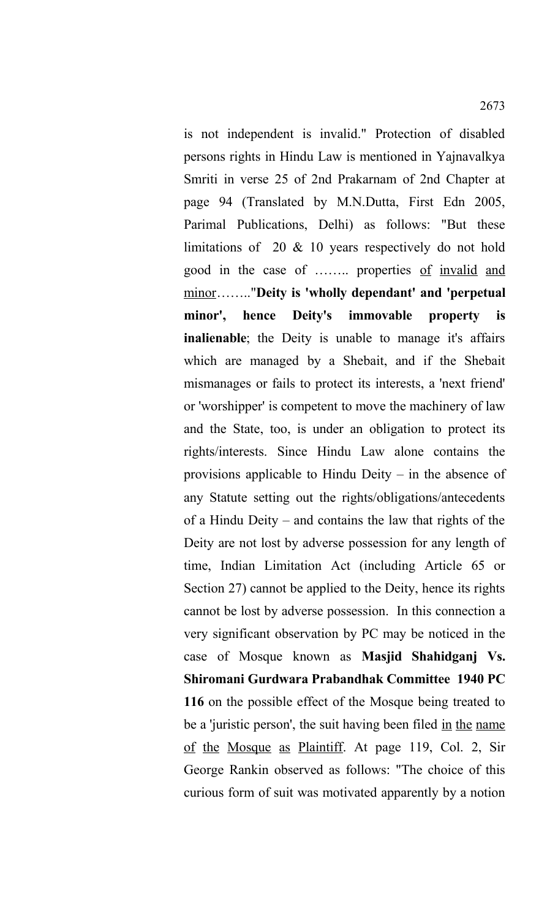is not independent is invalid." Protection of disabled persons rights in Hindu Law is mentioned in Yajnavalkya Smriti in verse 25 of 2nd Prakarnam of 2nd Chapter at page 94 (Translated by M.N.Dutta, First Edn 2005, Parimal Publications, Delhi) as follows: "But these limitations of 20 & 10 years respectively do not hold good in the case of …….. properties <u>of</u> <u>invalid</u> <u>and</u> <u>minor</u>…….."**Deity is 'wholly dependant' and 'perpetual minor', hence Deity's immovable property is inalienable**; the Deity is unable to manage it's affairs which are managed by a Shebait, and if the Shebait mismanages or fails to protect its interests, a 'next friend' or 'worshipper' is competent to move the machinery of law and the State, too, is under an obligation to protect its rights/interests. Since Hindu Law alone contains the provisions applicable to Hindu Deity – in the absence of any Statute setting out the rights/obligations/antecedents of a Hindu Deity – and contains the law that rights of the Deity are not lost by adverse possession for any length of time, Indian Limitation Act (including Article 65 or Section 27) cannot be applied to the Deity, hence its rights cannot be lost by adverse possession. In this connection a very significant observation by PC may be noticed in the case of Mosque known as **Masjid Shahidganj Vs. Shiromani Gurdwara Prabandhak Committee 1940 PC 116** on the possible effect of the Mosque being treated to be a 'juristic person', the suit having been filed <u>in</u> <u>the</u> <u>name</u> <u>of</u> <u>the</u> <u>Mosque</u> <u>as</u> <u>Plaintiff</u>. At page 119, Col. 2, Sir George Rankin observed as follows: "The choice of this curious form of suit was motivated apparently by a notion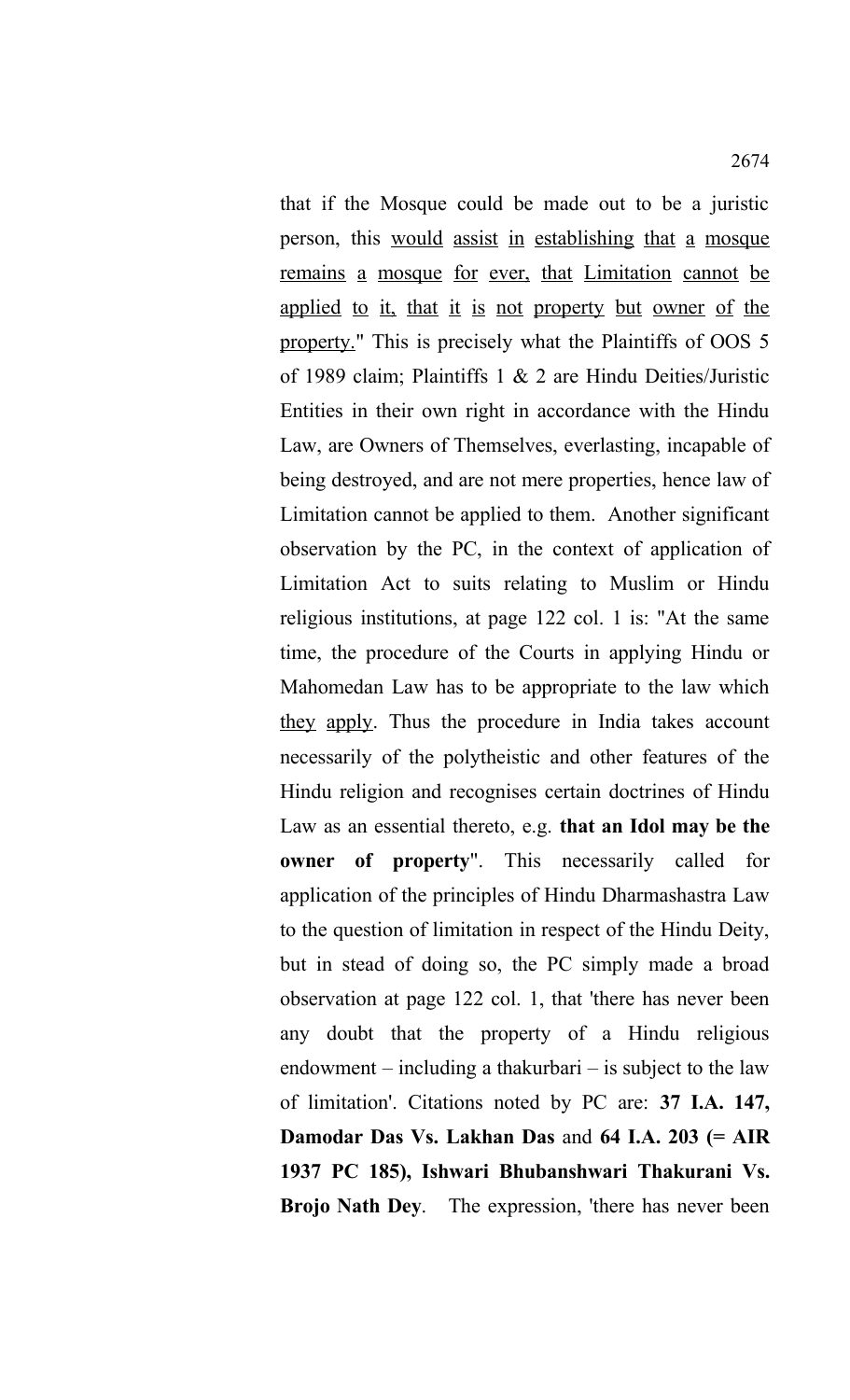that if the Mosque could be made out to be a juristic person, this <u>would assist in establishing that a mosque remains a mosque for ever, that Limitation cannot be applied to it, that it is not property but owner of the property.</u>" This is precisely what the Plaintiffs of OOS 5 of 1989 claim; Plaintiffs 1 & 2 are Hindu Deities/Juristic Entities in their own right in accordance with the Hindu Law, are Owners of Themselves, everlasting, incapable of being destroyed, and are not mere properties, hence law of Limitation cannot be applied to them. Another significant observation by the PC, in the context of application of Limitation Act to suits relating to Muslim or Hindu religious institutions, at page 122 col. 1 is: "At the same time, the procedure of the Courts in applying Hindu or Mahomedan Law has to be appropriate to the law which <u>they apply</u>. Thus the procedure in India takes account necessarily of the polytheistic and other features of the Hindu religion and recognises certain doctrines of Hindu Law as an essential thereto, e.g. **that an Idol may be the owner of property**". This necessarily called for application of the principles of Hindu Dharmashastra Law to the question of limitation in respect of the Hindu Deity, but in stead of doing so, the PC simply made a broad observation at page 122 col. 1, that 'there has never been any doubt that the property of a Hindu religious endowment – including a thakurbari – is subject to the law of limitation'. Citations noted by PC are: **37 I.A. 147, Damodar Das Vs. Lakhan Das** and **64 I.A. 203 (= AIR 1937 PC 185), Ishwari Bhubanshwari Thakurani Vs. Brojo Nath Dey**. The expression, 'there has never been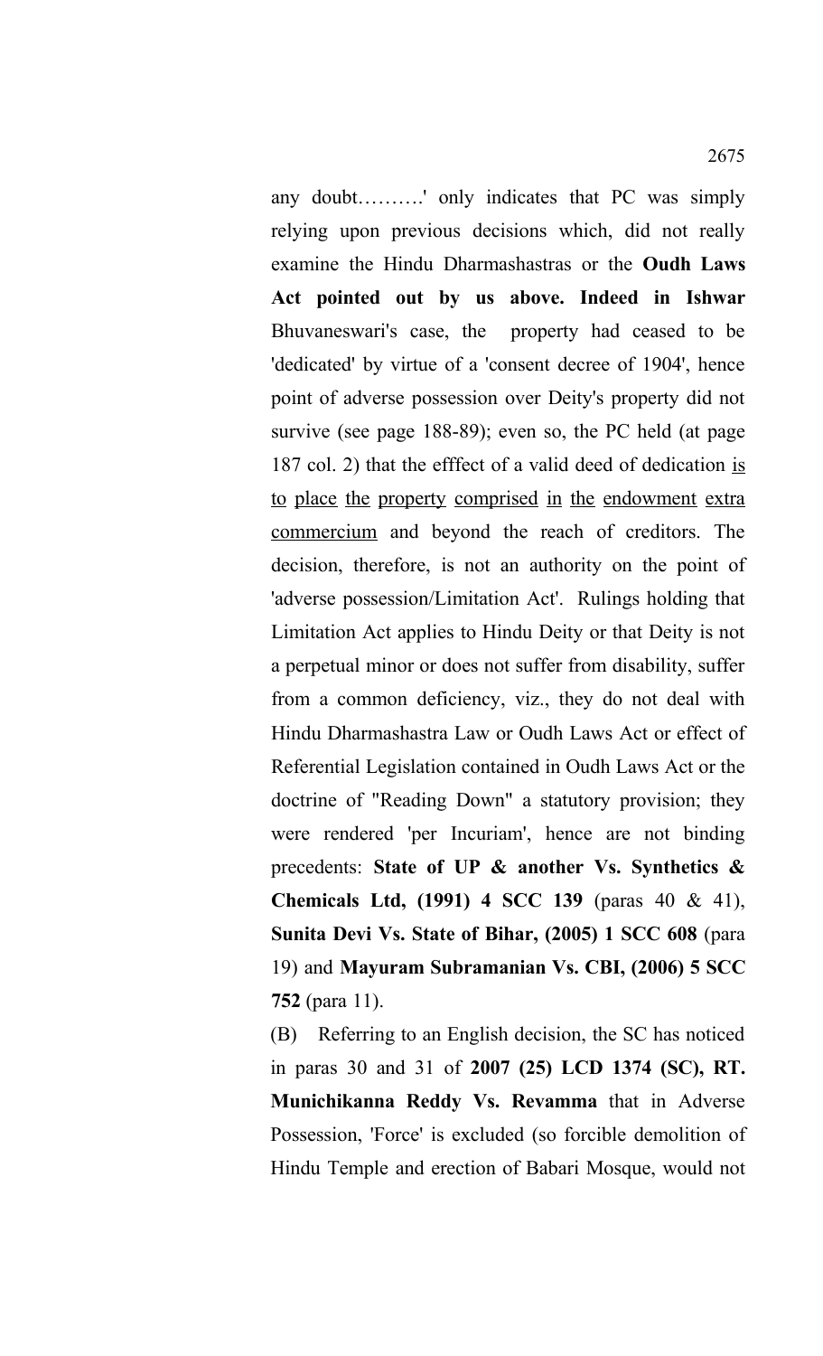any doubt……….' only indicates that PC was simply relying upon previous decisions which, did not really examine the Hindu Dharmashastras or the **Oudh Laws Act pointed out by us above. Indeed in Ishwar** Bhuvaneswari's case, the property had ceased to be 'dedicated' by virtue of a 'consent decree of 1904', hence point of adverse possession over Deity's property did not survive (see page 188-89); even so, the PC held (at page 187 col. 2) that the efffect of a valid deed of dedication <u>is to place the property comprised in the endowment extra commercium</u> and beyond the reach of creditors. The decision, therefore, is not an authority on the point of 'adverse possession/Limitation Act'. Rulings holding that Limitation Act applies to Hindu Deity or that Deity is not a perpetual minor or does not suffer from disability, suffer from a common deficiency, viz., they do not deal with Hindu Dharmashastra Law or Oudh Laws Act or effect of Referential Legislation contained in Oudh Laws Act or the doctrine of "Reading Down" a statutory provision; they were rendered 'per Incuriam', hence are not binding precedents: **State of UP & another Vs. Synthetics & Chemicals Ltd, (1991) 4 SCC 139** (paras 40 & 41), **Sunita Devi Vs. State of Bihar, (2005) 1 SCC 608** (para 19) and **Mayuram Subramanian Vs. CBI, (2006) 5 SCC 752** (para 11).

(B) Referring to an English decision, the SC has noticed in paras 30 and 31 of **2007 (25) LCD 1374 (SC), RT. Munichikanna Reddy Vs. Revamma** that in Adverse Possession, 'Force' is excluded (so forcible demolition of Hindu Temple and erection of Babari Mosque, would not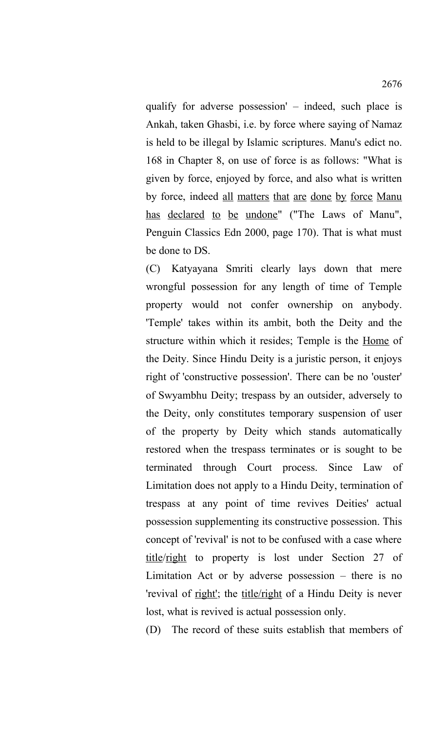qualify for adverse possession' – indeed, such place is Ankah, taken Ghasbi, i.e. by force where saying of Namaz is held to be illegal by Islamic scriptures. Manu's edict no. 168 in Chapter 8, on use of force is as follows: "What is given by force, enjoyed by force, and also what is written by force, indeed <u>all matters that are done by force Manu has declared to be undone</u>" ("The Laws of Manu", Penguin Classics Edn 2000, page 170). That is what must be done to DS.

(C) Katyayana Smriti clearly lays down that mere wrongful possession for any length of time of Temple property would not confer ownership on anybody. 'Temple' takes within its ambit, both the Deity and the structure within which it resides; Temple is the <u>Home</u> of the Deity. Since Hindu Deity is a juristic person, it enjoys right of 'constructive possession'. There can be no 'ouster' of Swyambhu Deity; trespass by an outsider, adversely to the Deity, only constitutes temporary suspension of user of the property by Deity which stands automatically restored when the trespass terminates or is sought to be terminated through Court process. Since Law of Limitation does not apply to a Hindu Deity, termination of trespass at any point of time revives Deities' actual possession supplementing its constructive possession. This concept of 'revival' is not to be confused with a case where <u>title</u>/<u>right</u> to property is lost under Section 27 of Limitation Act or by adverse possession – there is no 'revival of <u>right</u>'; the <u>title/right</u> of a Hindu Deity is never lost, what is revived is actual possession only.

(D) The record of these suits establish that members of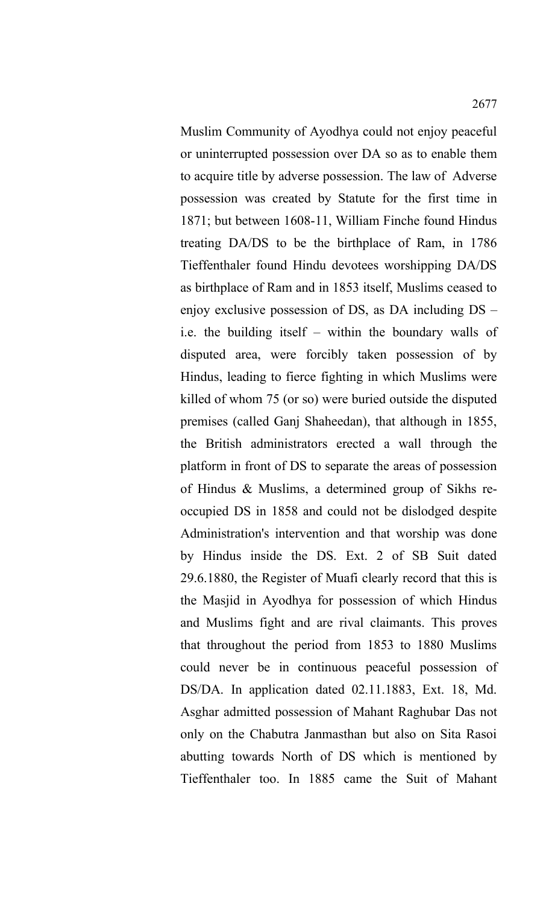Muslim Community of Ayodhya could not enjoy peaceful or uninterrupted possession over DA so as to enable them to acquire title by adverse possession. The law of Adverse possession was created by Statute for the first time in 1871; but between 1608-11, William Finche found Hindus treating DA/DS to be the birthplace of Ram, in 1786 Tieffenthaler found Hindu devotees worshipping DA/DS as birthplace of Ram and in 1853 itself, Muslims ceased to enjoy exclusive possession of DS, as DA including DS – i.e. the building itself – within the boundary walls of disputed area, were forcibly taken possession of by Hindus, leading to fierce fighting in which Muslims were killed of whom 75 (or so) were buried outside the disputed premises (called Ganj Shaheedan), that although in 1855, the British administrators erected a wall through the platform in front of DS to separate the areas of possession of Hindus & Muslims, a determined group of Sikhs re-occupied DS in 1858 and could not be dislodged despite Administration's intervention and that worship was done by Hindus inside the DS. Ext. 2 of SB Suit dated 29.6.1880, the Register of Muafi clearly record that this is the Masjid in Ayodhya for possession of which Hindus and Muslims fight and are rival claimants. This proves that throughout the period from 1853 to 1880 Muslims could never be in continuous peaceful possession of DS/DA. In application dated 02.11.1883, Ext. 18, Md. Asghar admitted possession of Mahant Raghubar Das not only on the Chabutra Janmasthan but also on Sita Rasoi abutting towards North of DS which is mentioned by Tieffenthaler too. In 1885 came the Suit of Mahant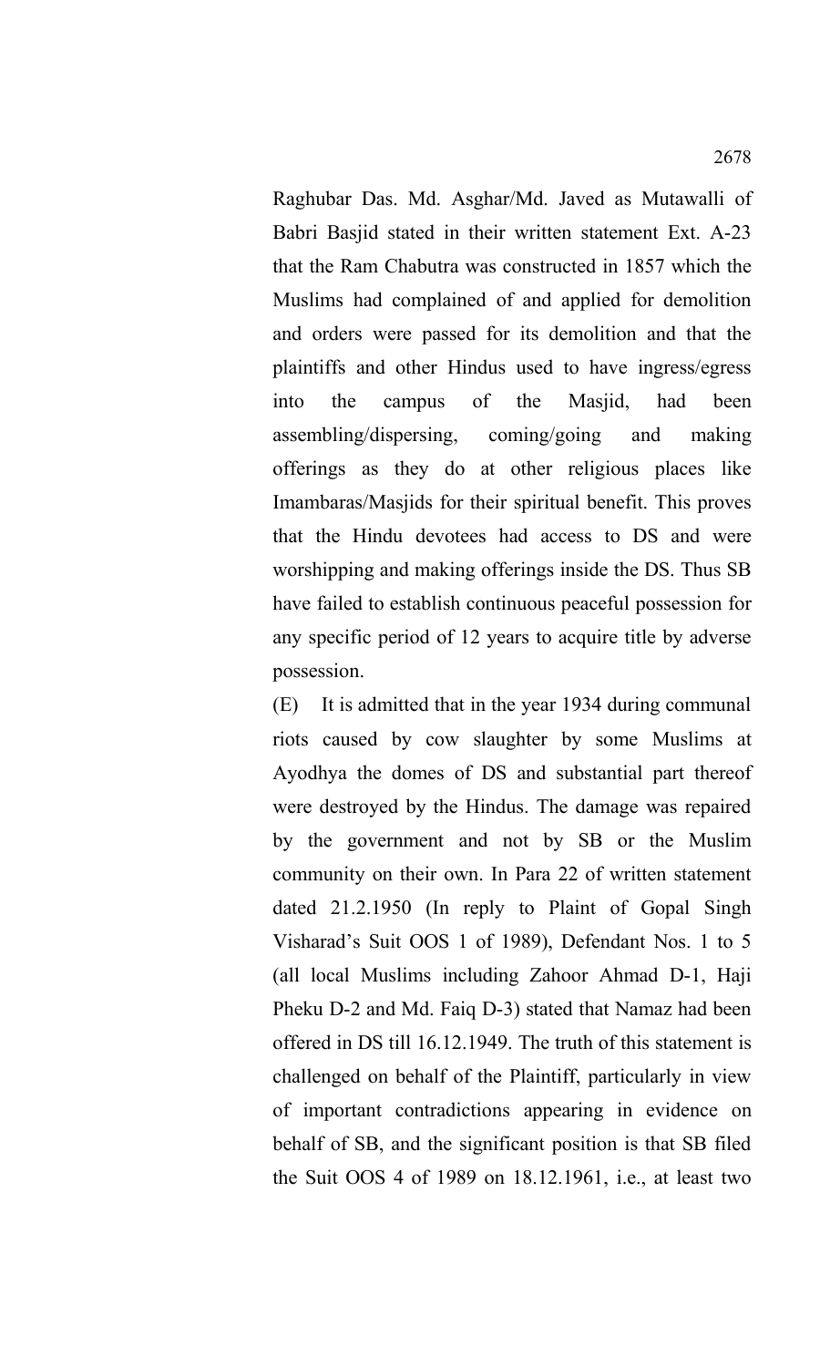Raghubar Das. Md. Asghar/Md. Javed as Mutawalli of Babri Basjid stated in their written statement Ext. A-23 that the Ram Chabutra was constructed in 1857 which the Muslims had complained of and applied for demolition and orders were passed for its demolition and that the plaintiffs and other Hindus used to have ingress/egress into the campus of the Masjid, had been assembling/dispersing, coming/going and making offerings as they do at other religious places like Imambaras/Masjids for their spiritual benefit. This proves that the Hindu devotees had access to DS and were worshipping and making offerings inside the DS. Thus SB have failed to establish continuous peaceful possession for any specific period of 12 years to acquire title by adverse possession.

(E) It is admitted that in the year 1934 during communal riots caused by cow slaughter by some Muslims at Ayodhya the domes of DS and substantial part thereof were destroyed by the Hindus. The damage was repaired by the government and not by SB or the Muslim community on their own. In Para 22 of written statement dated 21.2.1950 (In reply to Plaint of Gopal Singh Visharad's Suit OOS 1 of 1989), Defendant Nos. 1 to 5 (all local Muslims including Zahoor Ahmad D-1, Haji Pheku D-2 and Md. Faiq D-3) stated that Namaz had been offered in DS till 16.12.1949. The truth of this statement is challenged on behalf of the Plaintiff, particularly in view of important contradictions appearing in evidence on behalf of SB, and the significant position is that SB filed the Suit OOS 4 of 1989 on 18.12.1961, i.e., at least two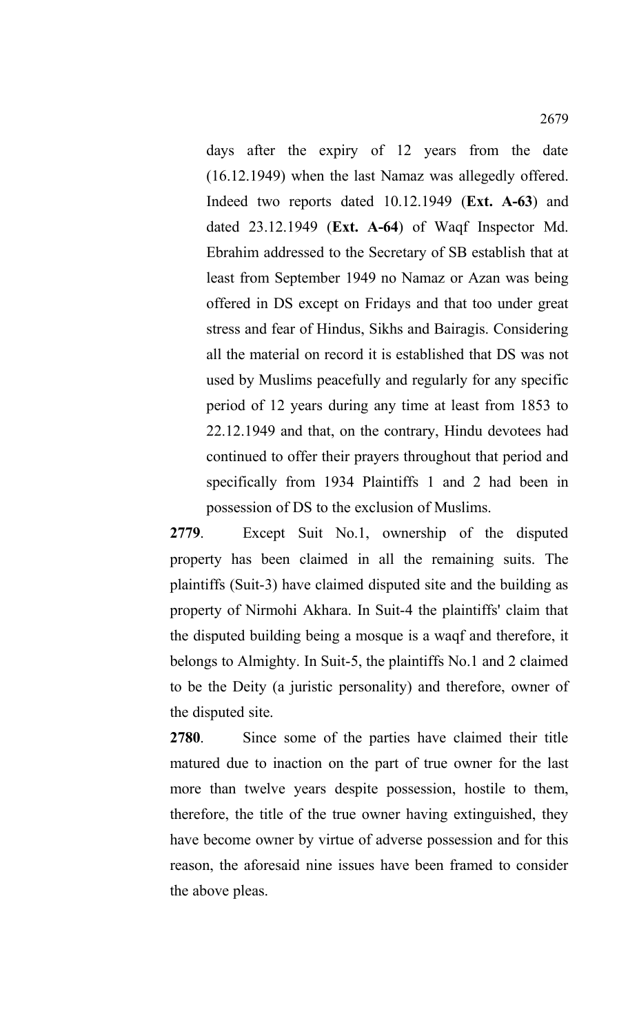> days after the expiry of 12 years from the date (16.12.1949) when the last Namaz was allegedly offered. Indeed two reports dated 10.12.1949 (**Ext. A-63**) and dated 23.12.1949 (**Ext. A-64**) of Waqf Inspector Md. Ebrahim addressed to the Secretary of SB establish that at least from September 1949 no Namaz or Azan was being offered in DS except on Fridays and that too under great stress and fear of Hindus, Sikhs and Bairagis. Considering all the material on record it is established that DS was not used by Muslims peacefully and regularly for any specific period of 12 years during any time at least from 1853 to 22.12.1949 and that, on the contrary, Hindu devotees had continued to offer their prayers throughout that period and specifically from 1934 Plaintiffs 1 and 2 had been in possession of DS to the exclusion of Muslims.

**2779**. Except Suit No.1, ownership of the disputed property has been claimed in all the remaining suits. The plaintiffs (Suit-3) have claimed disputed site and the building as property of Nirmohi Akhara. In Suit-4 the plaintiffs' claim that the disputed building being a mosque is a waqf and therefore, it belongs to Almighty. In Suit-5, the plaintiffs No.1 and 2 claimed to be the Deity (a juristic personality) and therefore, owner of the disputed site.

**2780**. Since some of the parties have claimed their title matured due to inaction on the part of true owner for the last more than twelve years despite possession, hostile to them, therefore, the title of the true owner having extinguished, they have become owner by virtue of adverse possession and for this reason, the aforesaid nine issues have been framed to consider the above pleas.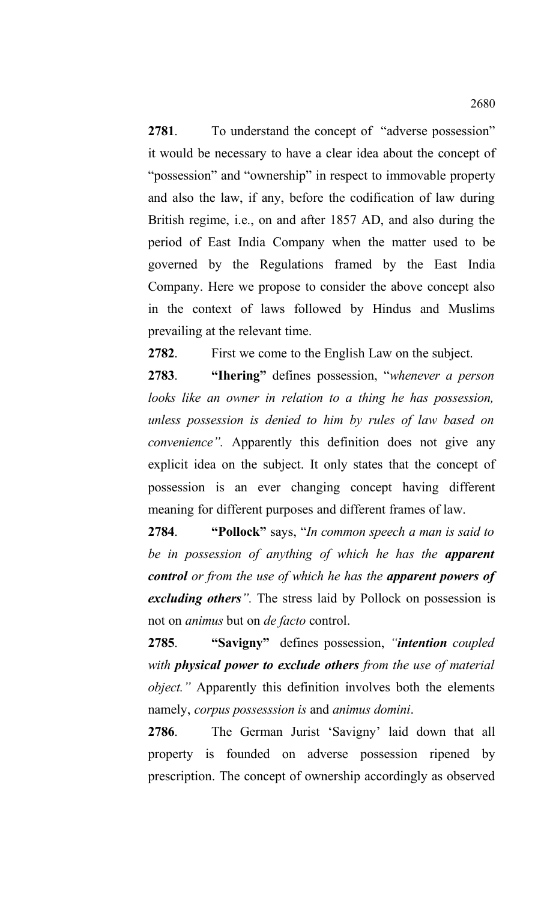**2781**. To understand the concept of "adverse possession" it would be necessary to have a clear idea about the concept of "possession" and "ownership" in respect to immovable property and also the law, if any, before the codification of law during British regime, i.e., on and after 1857 AD, and also during the period of East India Company when the matter used to be governed by the Regulations framed by the East India Company. Here we propose to consider the above concept also in the context of laws followed by Hindus and Muslims prevailing at the relevant time.

**2782**. First we come to the English Law on the subject.

**2783**. **"Ihering"** defines possession, "*whenever a person looks like an owner in relation to a thing he has possession, unless possession is denied to him by rules of law based on convenience"*. Apparently this definition does not give any explicit idea on the subject. It only states that the concept of possession is an ever changing concept having different meaning for different purposes and different frames of law.

**2784**. **"Pollock"** says, "*In common speech a man is said to be in possession of anything of which he has the* ***apparent control*** *or from the use of which he has the* ***apparent powers of excluding others"*.** The stress laid by Pollock on possession is not on *animus* but on *de facto* control.

**2785**. **"Savigny"** defines possession, *"**intention** coupled with **physical power to exclude others** from the use of material object."* Apparently this definition involves both the elements namely, *corpus possesssion is* and *animus domini*.

**2786**. The German Jurist 'Savigny' laid down that all property is founded on adverse possession ripened by prescription. The concept of ownership accordingly as observed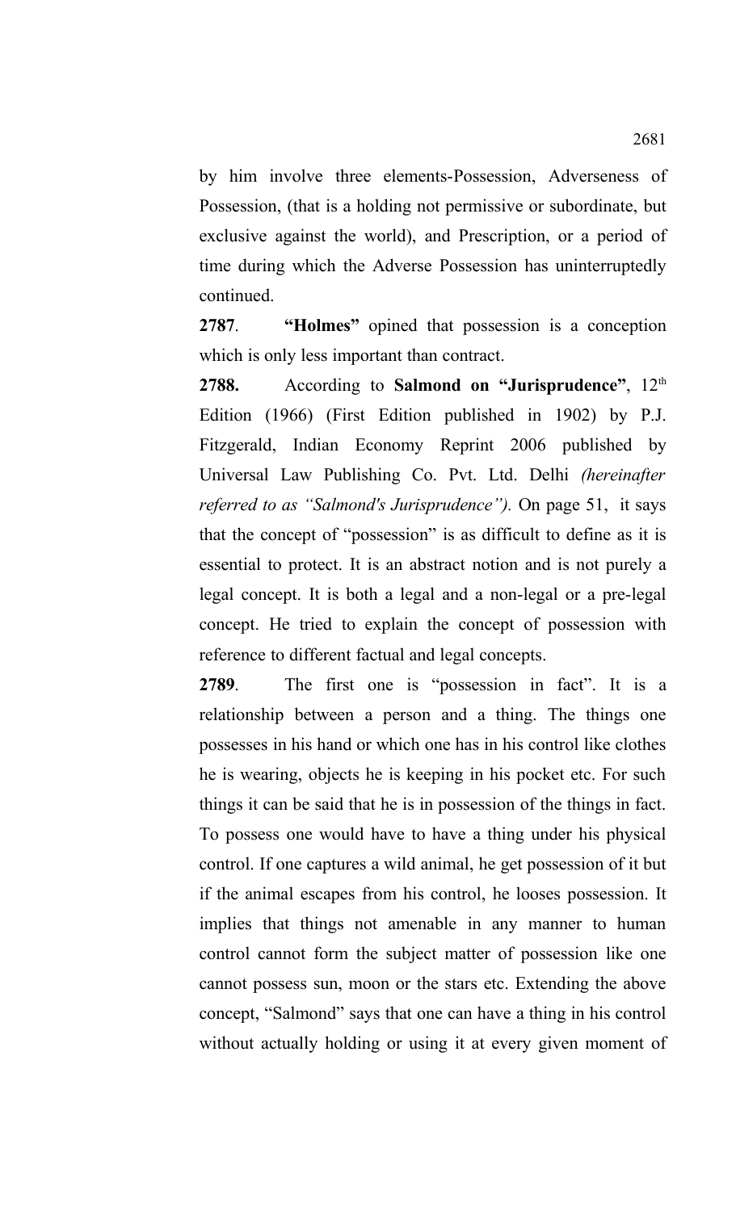by him involve three elements-Possession, Adverseness of Possession, (that is a holding not permissive or subordinate, but exclusive against the world), and Prescription, or a period of time during which the Adverse Possession has uninterruptedly continued.

**2787**. **"Holmes"** opined that possession is a conception which is only less important than contract.

**2788.** According to **Salmond on "Jurisprudence"**, 12th Edition (1966) (First Edition published in 1902) by P.J. Fitzgerald, Indian Economy Reprint 2006 published by Universal Law Publishing Co. Pvt. Ltd. Delhi *(hereinafter referred to as "Salmond's Jurisprudence").* On page 51, it says that the concept of "possession" is as difficult to define as it is essential to protect. It is an abstract notion and is not purely a legal concept. It is both a legal and a non-legal or a pre-legal concept. He tried to explain the concept of possession with reference to different factual and legal concepts.

**2789**. The first one is "possession in fact". It is a relationship between a person and a thing. The things one possesses in his hand or which one has in his control like clothes he is wearing, objects he is keeping in his pocket etc. For such things it can be said that he is in possession of the things in fact. To possess one would have to have a thing under his physical control. If one captures a wild animal, he get possession of it but if the animal escapes from his control, he looses possession. It implies that things not amenable in any manner to human control cannot form the subject matter of possession like one cannot possess sun, moon or the stars etc. Extending the above concept, "Salmond" says that one can have a thing in his control without actually holding or using it at every given moment of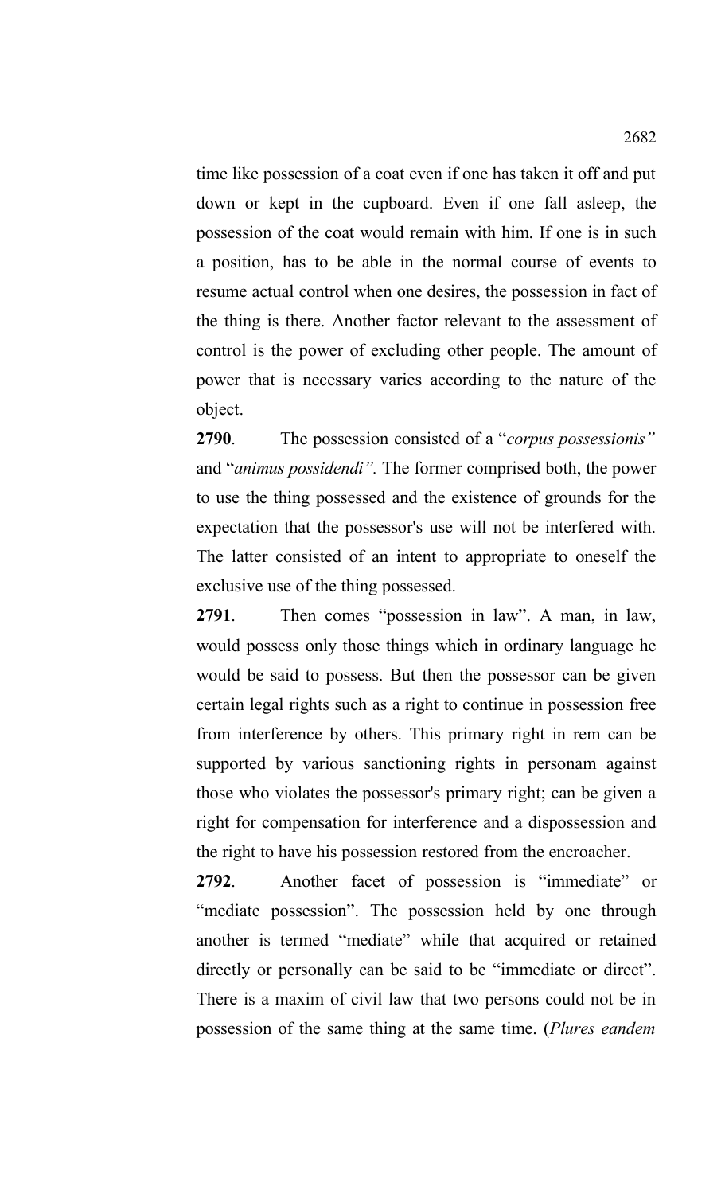time like possession of a coat even if one has taken it off and put down or kept in the cupboard. Even if one fall asleep, the possession of the coat would remain with him. If one is in such a position, has to be able in the normal course of events to resume actual control when one desires, the possession in fact of the thing is there. Another factor relevant to the assessment of control is the power of excluding other people. The amount of power that is necessary varies according to the nature of the object.

**2790**. The possession consisted of a "*corpus possessionis"* and "*animus possidendi".* The former comprised both, the power to use the thing possessed and the existence of grounds for the expectation that the possessor's use will not be interfered with. The latter consisted of an intent to appropriate to oneself the exclusive use of the thing possessed.

**2791**. Then comes "possession in law". A man, in law, would possess only those things which in ordinary language he would be said to possess. But then the possessor can be given certain legal rights such as a right to continue in possession free from interference by others. This primary right in rem can be supported by various sanctioning rights in personam against those who violates the possessor's primary right; can be given a right for compensation for interference and a dispossession and the right to have his possession restored from the encroacher.

**2792**. Another facet of possession is "immediate" or "mediate possession". The possession held by one through another is termed "mediate" while that acquired or retained directly or personally can be said to be "immediate or direct". There is a maxim of civil law that two persons could not be in possession of the same thing at the same time. (*Plures eandem*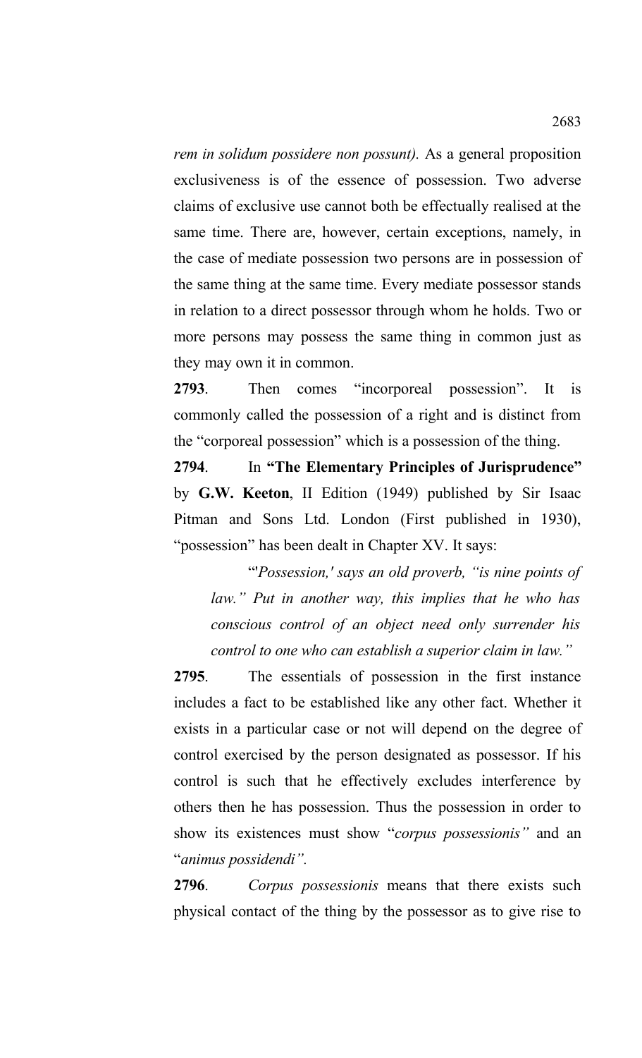*rem in solidum possidere non possunt).* As a general proposition exclusiveness is of the essence of possession. Two adverse claims of exclusive use cannot both be effectually realised at the same time. There are, however, certain exceptions, namely, in the case of mediate possession two persons are in possession of the same thing at the same time. Every mediate possessor stands in relation to a direct possessor through whom he holds. Two or more persons may possess the same thing in common just as they may own it in common.

**2793**. Then comes "incorporeal possession". It is commonly called the possession of a right and is distinct from the "corporeal possession" which is a possession of the thing.

**2794**. In **"The Elementary Principles of Jurisprudence"** by **G.W. Keeton**, II Edition (1949) published by Sir Isaac Pitman and Sons Ltd. London (First published in 1930), "possession" has been dealt in Chapter XV. It says:

> "'*Possession,' says an old proverb, "is nine points of law." Put in another way, this implies that he who has conscious control of an object need only surrender his control to one who can establish a superior claim in law."*

**2795**. The essentials of possession in the first instance includes a fact to be established like any other fact. Whether it exists in a particular case or not will depend on the degree of control exercised by the person designated as possessor. If his control is such that he effectively excludes interference by others then he has possession. Thus the possession in order to show its existences must show "*corpus possessionis"* and an "*animus possidendi".*

**2796**. *Corpus possessionis* means that there exists such physical contact of the thing by the possessor as to give rise to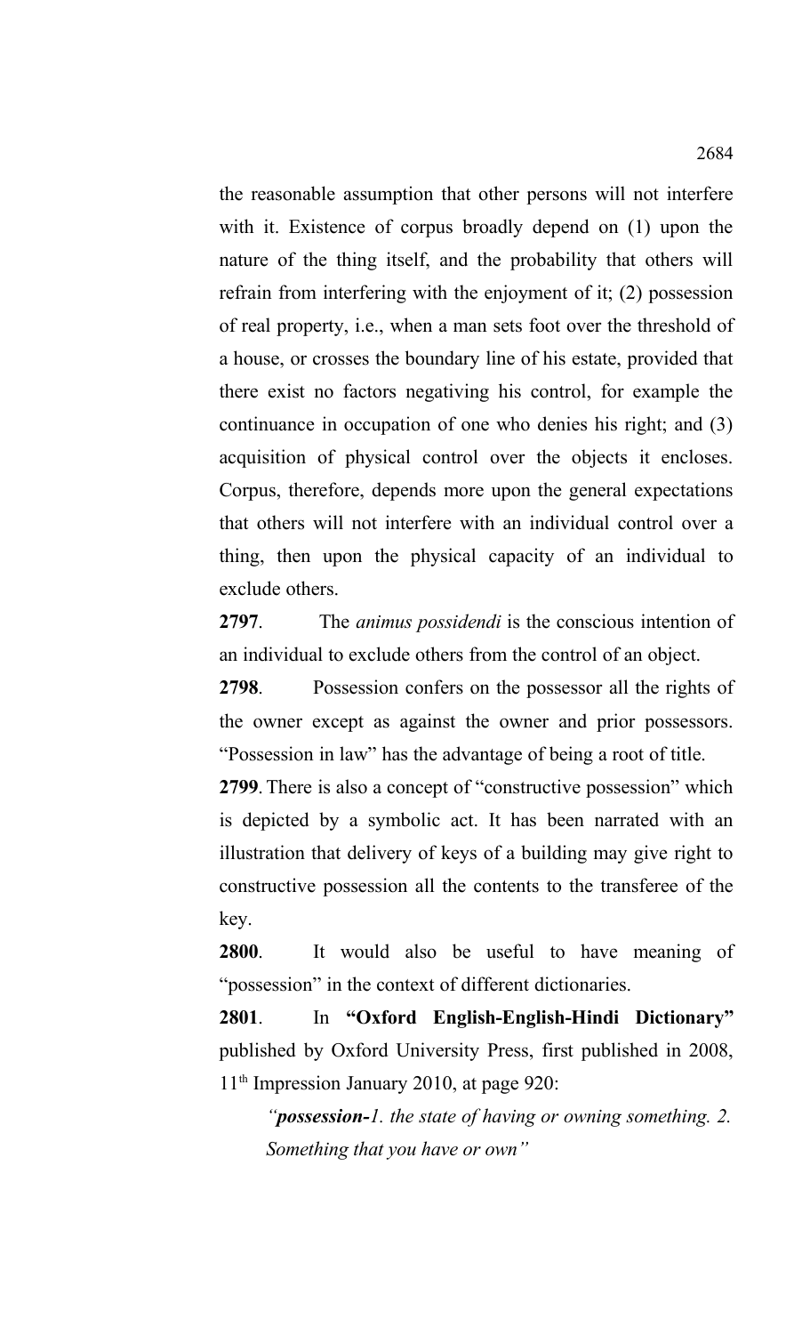the reasonable assumption that other persons will not interfere with it. Existence of corpus broadly depend on (1) upon the nature of the thing itself, and the probability that others will refrain from interfering with the enjoyment of it; (2) possession of real property, i.e., when a man sets foot over the threshold of a house, or crosses the boundary line of his estate, provided that there exist no factors negativing his control, for example the continuance in occupation of one who denies his right; and (3) acquisition of physical control over the objects it encloses. Corpus, therefore, depends more upon the general expectations that others will not interfere with an individual control over a thing, then upon the physical capacity of an individual to exclude others.

**2797**. The *animus possidendi* is the conscious intention of an individual to exclude others from the control of an object.

**2798**. Possession confers on the possessor all the rights of the owner except as against the owner and prior possessors. "Possession in law" has the advantage of being a root of title.

**2799**. There is also a concept of "constructive possession" which is depicted by a symbolic act. It has been narrated with an illustration that delivery of keys of a building may give right to constructive possession all the contents to the transferee of the key.

**2800**. It would also be useful to have meaning of "possession" in the context of different dictionaries.

**2801**. In **"Oxford English-English-Hindi Dictionary"** published by Oxford University Press, first published in 2008, 11th Impression January 2010, at page 920:

> *"**possession-**1. the state of having or owning something. 2. Something that you have or own"*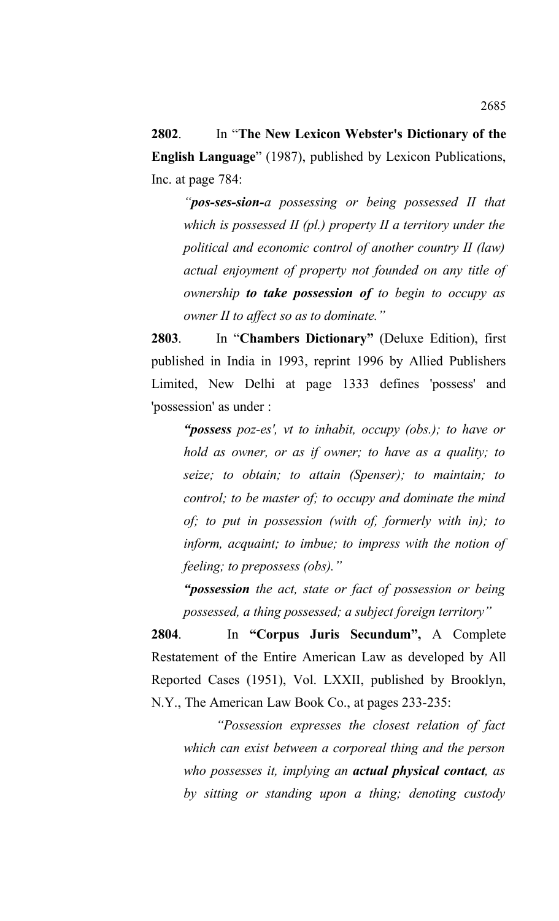**2802**. In "**The New Lexicon Webster's Dictionary of the English Language**" (1987), published by Lexicon Publications, Inc. at page 784:

> *"**pos-ses-sion-**a possessing or being possessed II that which is possessed II (pl.) property II a territory under the political and economic control of another country II (law) actual enjoyment of property not founded on any title of ownership **to take possession of** to begin to occupy as owner II to affect so as to dominate."*

**2803**. In "**Chambers Dictionary"** (Deluxe Edition), first published in India in 1993, reprint 1996 by Allied Publishers Limited, New Delhi at page 1333 defines 'possess' and 'possession' as under :

> ***"possess** poz-es', vt to inhabit, occupy (obs.); to have or hold as owner, or as if owner; to have as a quality; to seize; to obtain; to attain (Spenser); to maintain; to control; to be master of; to occupy and dominate the mind of; to put in possession (with of, formerly with in); to inform, acquaint; to imbue; to impress with the notion of feeling; to prepossess (obs)."*
>
> ***"possession** the act, state or fact of possession or being possessed, a thing possessed; a subject foreign territory"*

**2804**. In **"Corpus Juris Secundum",** A Complete Restatement of the Entire American Law as developed by All Reported Cases (1951), Vol. LXXII, published by Brooklyn, N.Y., The American Law Book Co., at pages 233-235:

> *"Possession expresses the closest relation of fact which can exist between a corporeal thing and the person who possesses it, implying an **actual physical contact**, as by sitting or standing upon a thing; denoting custody*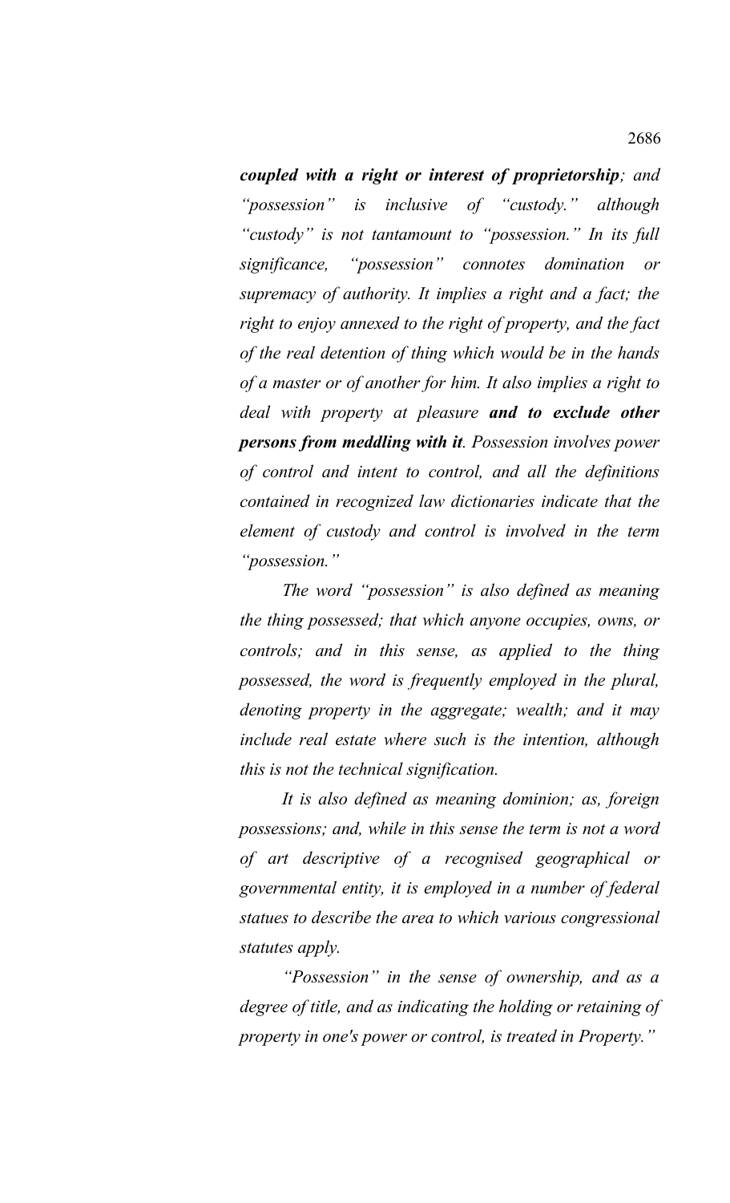***coupled with a right or interest of proprietorship**; and "possession" is inclusive of "custody." although "custody" is not tantamount to "possession." In its full significance, "possession" connotes domination or supremacy of authority. It implies a right and a fact; the right to enjoy annexed to the right of property, and the fact of the real detention of thing which would be in the hands of a master or of another for him. It also implies a right to deal with property at pleasure **and to exclude other persons from meddling with it**. Possession involves power of control and intent to control, and all the definitions contained in recognized law dictionaries indicate that the element of custody and control is involved in the term "possession."*

*The word "possession" is also defined as meaning the thing possessed; that which anyone occupies, owns, or controls; and in this sense, as applied to the thing possessed, the word is frequently employed in the plural, denoting property in the aggregate; wealth; and it may include real estate where such is the intention, although this is not the technical signification.*

*It is also defined as meaning dominion; as, foreign possessions; and, while in this sense the term is not a word of art descriptive of a recognised geographical or governmental entity, it is employed in a number of federal statues to describe the area to which various congressional statutes apply.*

*"Possession" in the sense of ownership, and as a degree of title, and as indicating the holding or retaining of property in one's power or control, is treated in Property."*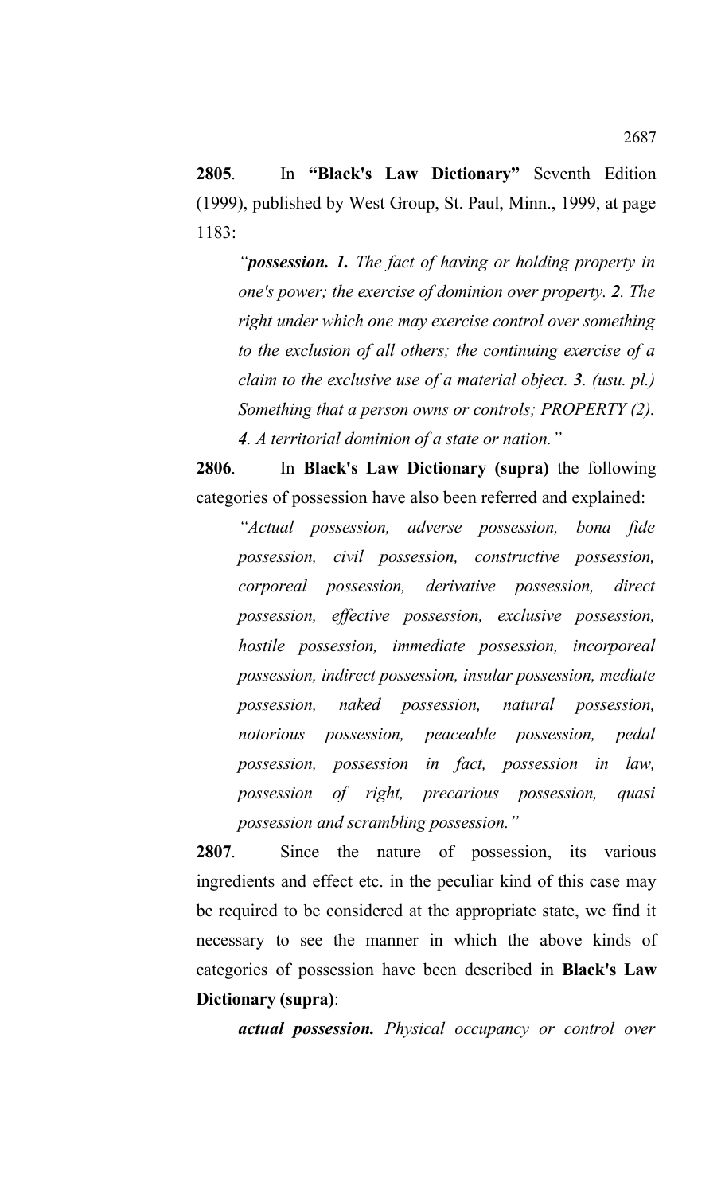**2805**. In **"Black's Law Dictionary"** Seventh Edition (1999), published by West Group, St. Paul, Minn., 1999, at page 1183:

> *"**possession. 1.** The fact of having or holding property in one's power; the exercise of dominion over property. **2**. The right under which one may exercise control over something to the exclusion of all others; the continuing exercise of a claim to the exclusive use of a material object. **3**. (usu. pl.) Something that a person owns or controls; PROPERTY (2). **4**. A territorial dominion of a state or nation."*

**2806**. In **Black's Law Dictionary (supra)** the following categories of possession have also been referred and explained:

> *"Actual possession, adverse possession, bona fide possession, civil possession, constructive possession, corporeal possession, derivative possession, direct possession, effective possession, exclusive possession, hostile possession, immediate possession, incorporeal possession, indirect possession, insular possession, mediate possession, naked possession, natural possession, notorious possession, peaceable possession, pedal possession, possession in fact, possession in law, possession of right, precarious possession, quasi possession and scrambling possession."*

**2807**. Since the nature of possession, its various ingredients and effect etc. in the peculiar kind of this case may be required to be considered at the appropriate state, we find it necessary to see the manner in which the above kinds of categories of possession have been described in **Black's Law Dictionary (supra)**:

> ***actual possession.*** *Physical occupancy or control over*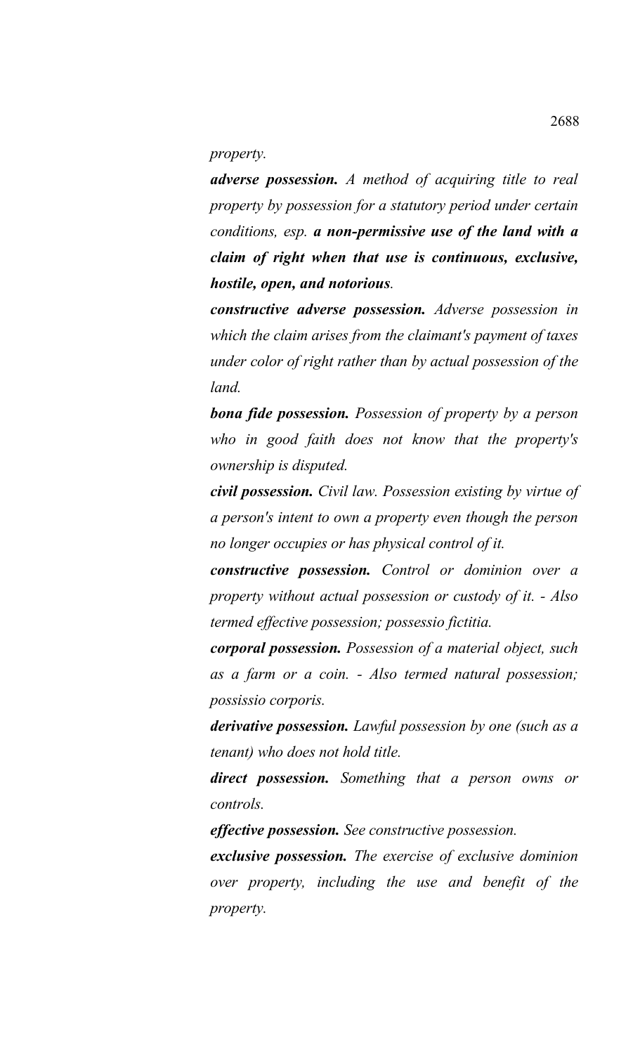*property.*

***adverse possession.*** *A method of acquiring title to real property by possession for a statutory period under certain conditions, esp.* ***a non-permissive use of the land with a claim of right when that use is continuous, exclusive, hostile, open, and notorious****.*

***constructive adverse possession.*** *Adverse possession in which the claim arises from the claimant's payment of taxes under color of right rather than by actual possession of the land.*

***bona fide possession.*** *Possession of property by a person who in good faith does not know that the property's ownership is disputed.*

***civil possession.*** *Civil law. Possession existing by virtue of a person's intent to own a property even though the person no longer occupies or has physical control of it.*

***constructive possession.*** *Control or dominion over a property without actual possession or custody of it. - Also termed effective possession; possessio fictitia.*

***corporal possession.*** *Possession of a material object, such as a farm or a coin. - Also termed natural possession; possissio corporis.*

***derivative possession.*** *Lawful possession by one (such as a tenant) who does not hold title.*

***direct possession.*** *Something that a person owns or controls.*

***effective possession.*** *See constructive possession.*

***exclusive possession.*** *The exercise of exclusive dominion over property, including the use and benefit of the property.*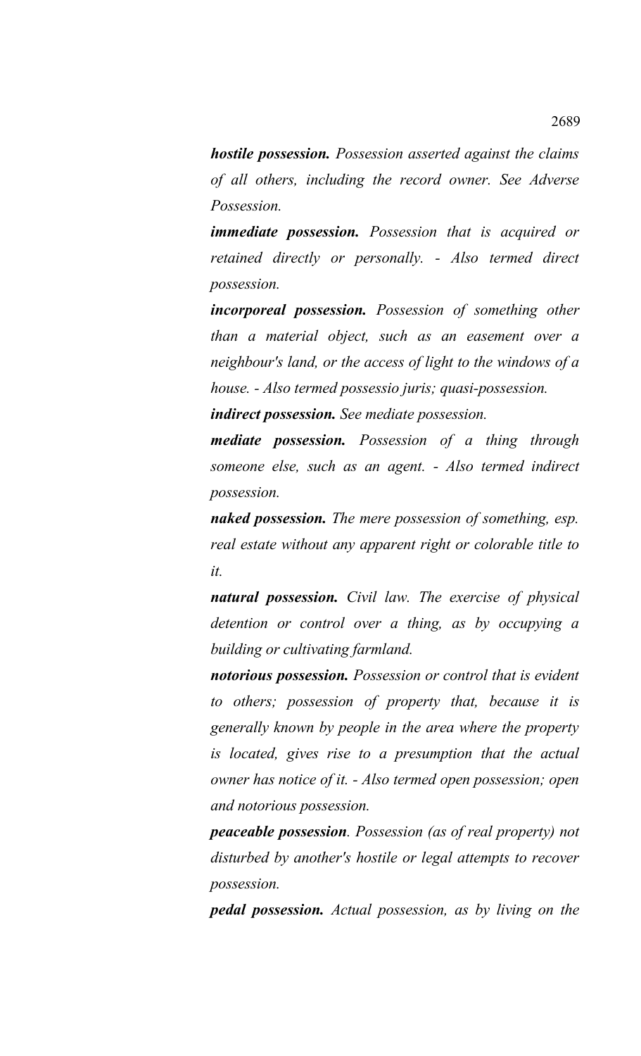***hostile possession.*** *Possession asserted against the claims of all others, including the record owner. See Adverse Possession.*

***immediate possession.*** *Possession that is acquired or retained directly or personally. - Also termed direct possession.*

***incorporeal possession.*** *Possession of something other than a material object, such as an easement over a neighbour's land, or the access of light to the windows of a house. - Also termed possessio juris; quasi-possession.*

***indirect possession.*** *See mediate possession.*

***mediate possession.*** *Possession of a thing through someone else, such as an agent. - Also termed indirect possession.*

***naked possession.*** *The mere possession of something, esp. real estate without any apparent right or colorable title to it.*

***natural possession.*** *Civil law. The exercise of physical detention or control over a thing, as by occupying a building or cultivating farmland.*

***notorious possession.*** *Possession or control that is evident to others; possession of property that, because it is generally known by people in the area where the property is located, gives rise to a presumption that the actual owner has notice of it. - Also termed open possession; open and notorious possession.*

***peaceable possession***. *Possession (as of real property) not disturbed by another's hostile or legal attempts to recover possession.*

***pedal possession.*** *Actual possession, as by living on the*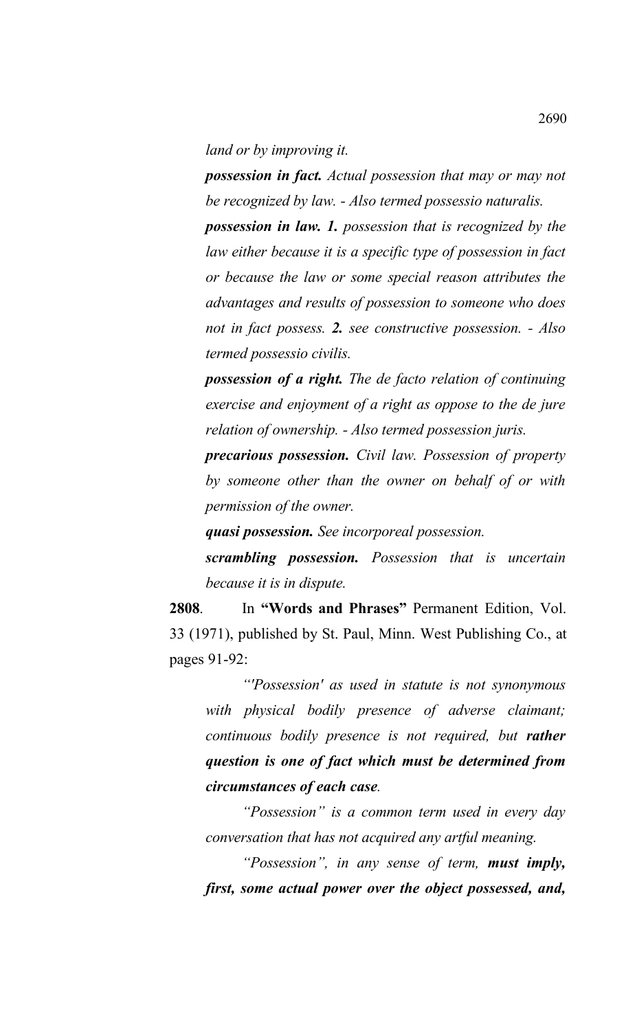*land or by improving it.*

***possession in fact.*** *Actual possession that may or may not be recognized by law. - Also termed possessio naturalis.*

***possession in law. 1.*** *possession that is recognized by the law either because it is a specific type of possession in fact or because the law or some special reason attributes the advantages and results of possession to someone who does not in fact possess.* ***2.*** *see constructive possession. - Also termed possessio civilis.*

***possession of a right.*** *The de facto relation of continuing exercise and enjoyment of a right as oppose to the de jure relation of ownership. - Also termed possession juris.*

***precarious possession.*** *Civil law. Possession of property by someone other than the owner on behalf of or with permission of the owner.*

***quasi possession.*** *See incorporeal possession.*

***scrambling possession.*** *Possession that is uncertain because it is in dispute.*

**2808**. In **"Words and Phrases"** Permanent Edition, Vol. 33 (1971), published by St. Paul, Minn. West Publishing Co., at pages 91-92:

*"'Possession' as used in statute is not synonymous with physical bodily presence of adverse claimant; continuous bodily presence is not required, but* ***rather question is one of fact which must be determined from circumstances of each case****.*

*"Possession" is a common term used in every day conversation that has not acquired any artful meaning.*

*"Possession", in any sense of term,* ***must imply, first, some actual power over the object possessed, and,***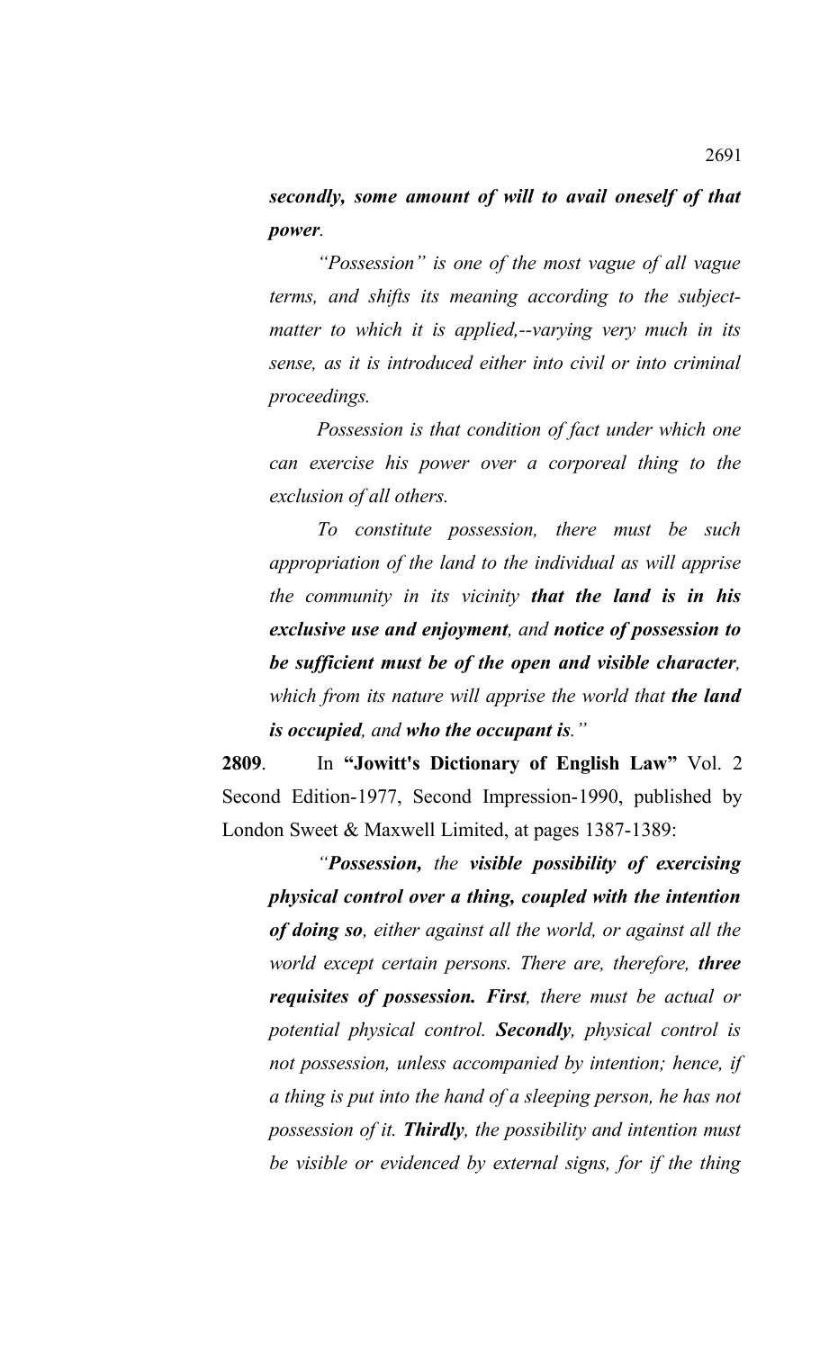*secondly, **some amount of will to avail oneself of that power**.*

*"Possession" is one of the most vague of all vague terms, and shifts its meaning according to the subject-matter to which it is applied,--varying very much in its sense, as it is introduced either into civil or into criminal proceedings.*

*Possession is that condition of fact under which one can exercise his power over a corporeal thing to the exclusion of all others.*

*To constitute possession, there must be such appropriation of the land to the individual as will apprise the community in its vicinity **that the land is in his exclusive use and enjoyment**, and **notice of possession to be sufficient must be of the open and visible character**, which from its nature will apprise the world that **the land is occupied**, and **who the occupant is**."*

**2809**. In **"Jowitt's Dictionary of English Law"** Vol. 2 Second Edition-1977, Second Impression-1990, published by London Sweet & Maxwell Limited, at pages 1387-1389:

*"**Possession,** the **visible possibility of exercising physical control over a thing, coupled with the intention of doing so**, either against all the world, or against all the world except certain persons. There are, therefore, **three requisites of possession. First**, there must be actual or potential physical control. **Secondly**, physical control is not possession, unless accompanied by intention; hence, if a thing is put into the hand of a sleeping person, he has not possession of it. **Thirdly**, the possibility and intention must be visible or evidenced by external signs, for if the thing*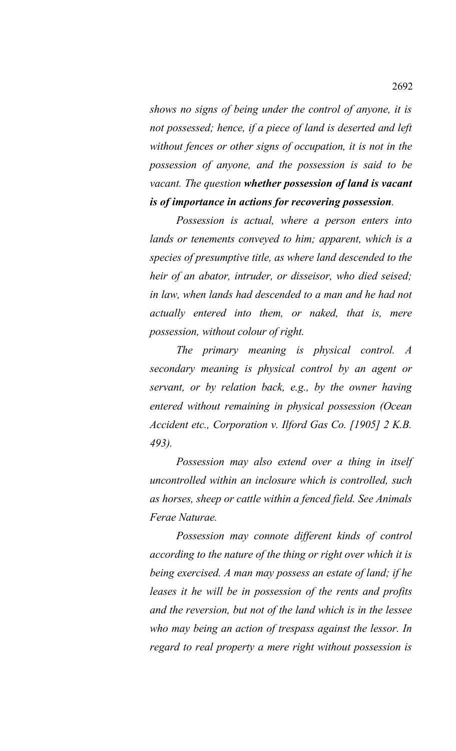*shows no signs of being under the control of anyone, it is not possessed; hence, if a piece of land is deserted and left without fences or other signs of occupation, it is not in the possession of anyone, and the possession is said to be vacant. The question* ***whether possession of land is vacant is of importance in actions for recovering possession****.*

*Possession is actual, where a person enters into lands or tenements conveyed to him; apparent, which is a species of presumptive title, as where land descended to the heir of an abator, intruder, or disseisor, who died seised; in law, when lands had descended to a man and he had not actually entered into them, or naked, that is, mere possession, without colour of right.*

*The primary meaning is physical control. A secondary meaning is physical control by an agent or servant, or by relation back, e.g., by the owner having entered without remaining in physical possession (Ocean Accident etc., Corporation v. Ilford Gas Co. [1905] 2 K.B. 493).*

*Possession may also extend over a thing in itself uncontrolled within an inclosure which is controlled, such as horses, sheep or cattle within a fenced field. See Animals Ferae Naturae.*

*Possession may connote different kinds of control according to the nature of the thing or right over which it is being exercised. A man may possess an estate of land; if he leases it he will be in possession of the rents and profits and the reversion, but not of the land which is in the lessee who may being an action of trespass against the lessor. In regard to real property a mere right without possession is*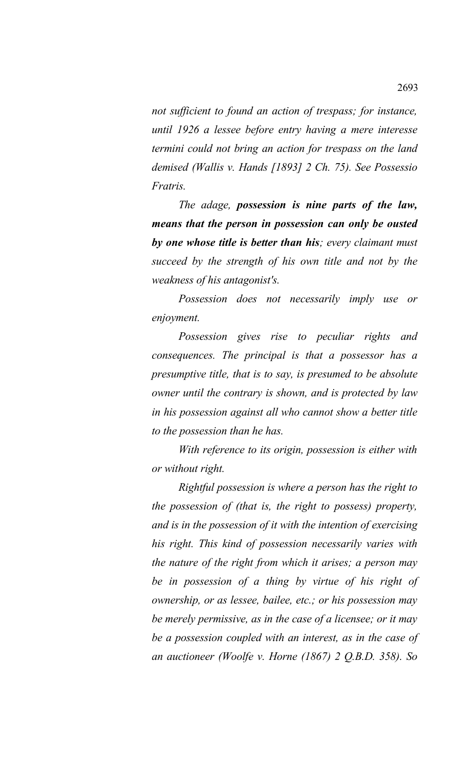*not sufficient to found an action of trespass; for instance, until 1926 a lessee before entry having a mere interesse termini could not bring an action for trespass on the land demised (Wallis v. Hands [1893] 2 Ch. 75). See Possessio Fratris.*

*The adage,* ***possession is nine parts of the law, means that the person in possession can only be ousted by one whose title is better than his****; every claimant must succeed by the strength of his own title and not by the weakness of his antagonist's.*

*Possession does not necessarily imply use or enjoyment.*

*Possession gives rise to peculiar rights and consequences. The principal is that a possessor has a presumptive title, that is to say, is presumed to be absolute owner until the contrary is shown, and is protected by law in his possession against all who cannot show a better title to the possession than he has.*

*With reference to its origin, possession is either with or without right.*

*Rightful possession is where a person has the right to the possession of (that is, the right to possess) property, and is in the possession of it with the intention of exercising his right. This kind of possession necessarily varies with the nature of the right from which it arises; a person may be in possession of a thing by virtue of his right of ownership, or as lessee, bailee, etc.; or his possession may be merely permissive, as in the case of a licensee; or it may be a possession coupled with an interest, as in the case of an auctioneer (Woolfe v. Horne (1867) 2 Q.B.D. 358). So*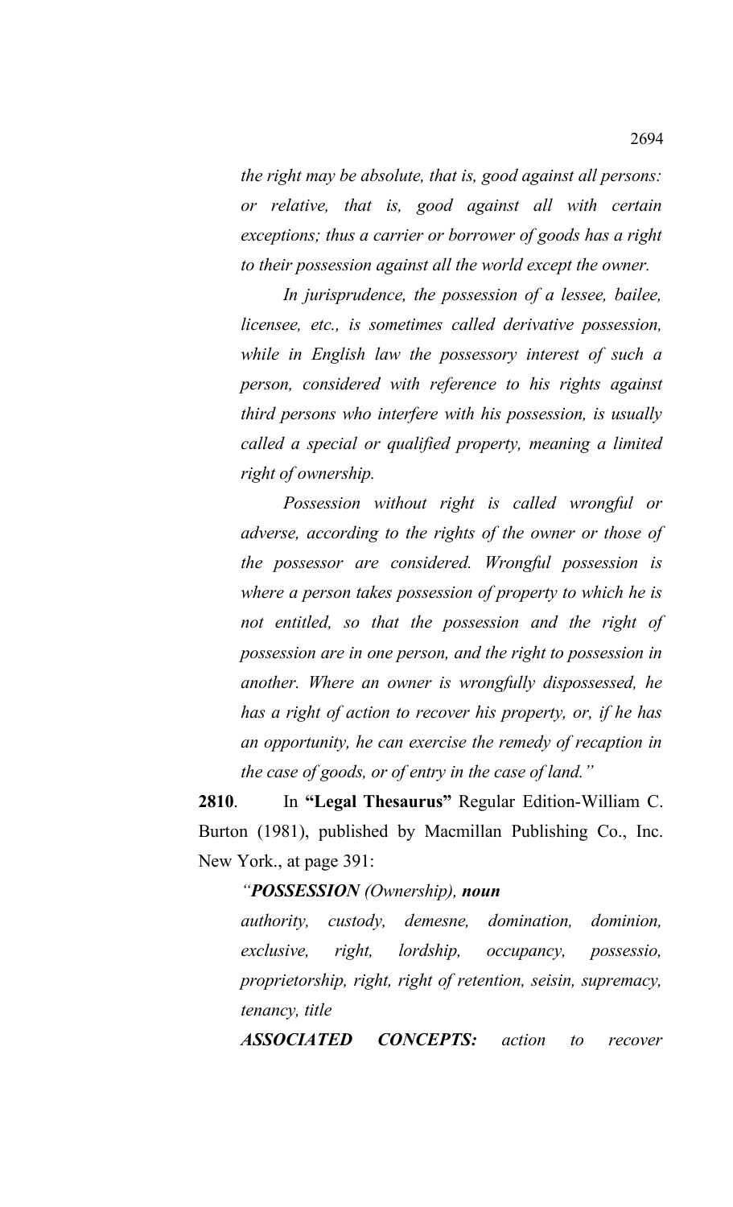*the right may be absolute, that is, good against all persons: or relative, that is, good against all with certain exceptions; thus a carrier or borrower of goods has a right to their possession against all the world except the owner.*

*In jurisprudence, the possession of a lessee, bailee, licensee, etc., is sometimes called derivative possession, while in English law the possessory interest of such a person, considered with reference to his rights against third persons who interfere with his possession, is usually called a special or qualified property, meaning a limited right of ownership.*

*Possession without right is called wrongful or adverse, according to the rights of the owner or those of the possessor are considered. Wrongful possession is where a person takes possession of property to which he is not entitled, so that the possession and the right of possession are in one person, and the right to possession in another. Where an owner is wrongfully dispossessed, he has a right of action to recover his property, or, if he has an opportunity, he can exercise the remedy of recaption in the case of goods, or of entry in the case of land."*

**2810**. In **"Legal Thesaurus"** Regular Edition-William C. Burton (1981), published by Macmillan Publishing Co., Inc. New York., at page 391:

*"**POSSESSION** (Ownership), **noun***

*authority, custody, demesne, domination, dominion, exclusive, right, lordship, occupancy, possessio, proprietorship, right, right of retention, seisin, supremacy, tenancy, title*

***ASSOCIATED CONCEPTS:** action to recover*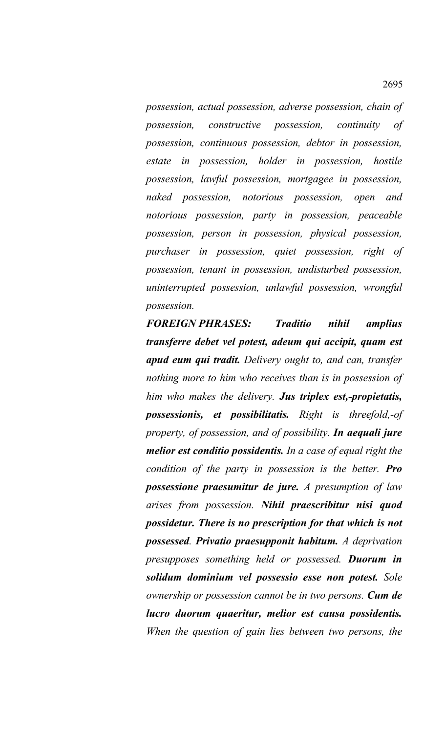*possession, actual possession, adverse possession, chain of possession, constructive possession, continuity of possession, continuous possession, debtor in possession, estate in possession, holder in possession, hostile possession, lawful possession, mortgagee in possession, naked possession, notorious possession, open and notorious possession, party in possession, peaceable possession, person in possession, physical possession, purchaser in possession, quiet possession, right of possession, tenant in possession, undisturbed possession, uninterrupted possession, unlawful possession, wrongful possession.*

***FOREIGN PHRASES: Traditio nihil amplius transferre debet vel potest, adeum qui accipit, quam est apud eum qui tradit.*** *Delivery ought to, and can, transfer nothing more to him who receives than is in possession of him who makes the delivery.* ***Jus triplex est,-propietatis, possessionis, et possibilitatis.*** *Right is threefold,-of property, of possession, and of possibility.* ***In aequali jure melior est conditio possidentis.*** *In a case of equal right the condition of the party in possession is the better.* ***Pro possessione praesumitur de jure.*** *A presumption of law arises from possession.* ***Nihil praescribitur nisi quod possidetur. There is no prescription for that which is not possessed***. ***Privatio praesupponit habitum.*** *A deprivation presupposes something held or possessed.* ***Duorum in solidum dominium vel possessio esse non potest.*** *Sole ownership or possession cannot be in two persons.* ***Cum de lucro duorum quaeritur, melior est causa possidentis.*** *When the question of gain lies between two persons, the*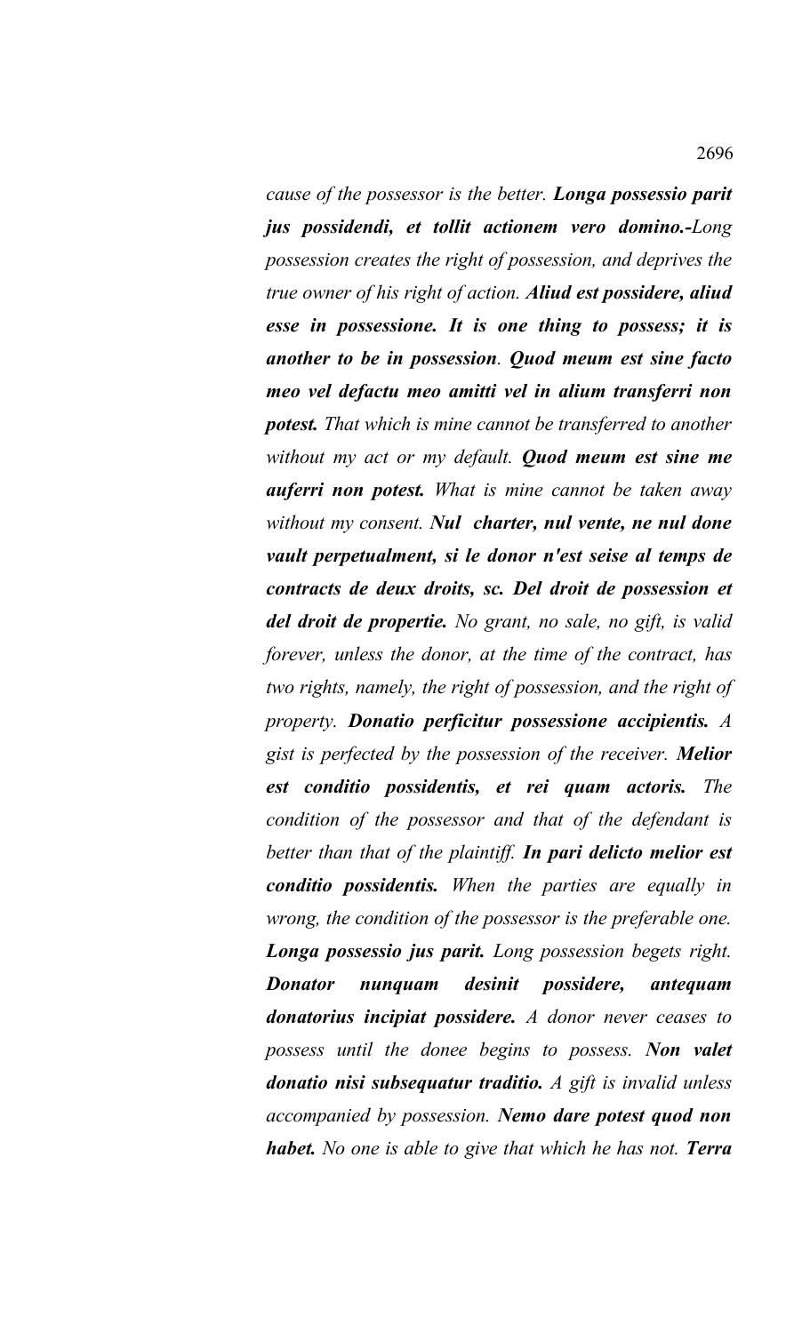*cause of the possessor is the better.* ***Longa possessio parit jus possidendi, et tollit actionem vero domino.****-Long possession creates the right of possession, and deprives the true owner of his right of action.* ***Aliud est possidere, aliud esse in possessione. It is one thing to possess; it is another to be in possession****.* ***Quod meum est sine facto meo vel defactu meo amitti vel in alium transferri non potest.*** *That which is mine cannot be transferred to another without my act or my default.* ***Quod meum est sine me auferri non potest.*** *What is mine cannot be taken away without my consent.* ***Nul charter, nul vente, ne nul done vault perpetualment, si le donor n'est seise al temps de contracts de deux droits, sc. Del droit de possession et del droit de propertie.*** *No grant, no sale, no gift, is valid forever, unless the donor, at the time of the contract, has two rights, namely, the right of possession, and the right of property.* ***Donatio perficitur possessione accipientis.*** *A gist is perfected by the possession of the receiver.* ***Melior est conditio possidentis, et rei quam actoris.*** *The condition of the possessor and that of the defendant is better than that of the plaintiff.* ***In pari delicto melior est conditio possidentis.*** *When the parties are equally in wrong, the condition of the possessor is the preferable one.* ***Longa possessio jus parit.*** *Long possession begets right.* ***Donator nunquam desinit possidere, antequam donatorius incipiat possidere.*** *A donor never ceases to possess until the donee begins to possess.* ***Non valet donatio nisi subsequatur traditio.*** *A gift is invalid unless accompanied by possession.* ***Nemo dare potest quod non habet.*** *No one is able to give that which he has not.* ***Terra***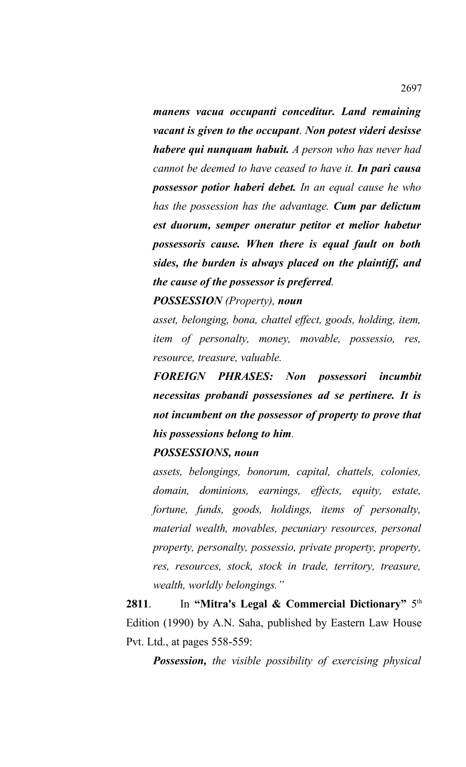***manens vacua occupanti conceditur. Land remaining vacant is given to the occupant**. **Non potest videri desisse habere qui nunquam habuit.** A person who has never had cannot be deemed to have ceased to have it. **In pari causa possessor potior haberi debet.** In an equal cause he who has the possession has the advantage. **Cum par delictum est duorum, semper oneratur petitor et melior habetur possessoris cause. When there is equal fault on both sides, the burden is always placed on the plaintiff, and the cause of the possessor is preferred**.*

***POSSESSION** (Property), **noun***

*asset, belonging, bona, chattel effect, goods, holding, item, item of personalty, money, movable, possessio, res, resource, treasure, valuable.*

***FOREIGN PHRASES: Non possessori incumbit necessitas probandi possessiones ad se pertinere. It is not incumbent on the possessor of property to prove that his possessions belong to him**.*

***POSSESSIONS, noun***

*assets, belongings, bonorum, capital, chattels, colonies, domain, dominions, earnings, effects, equity, estate, fortune, funds, goods, holdings, items of personalty, material wealth, movables, pecuniary resources, personal property, personalty, possessio, private property, property, res, resources, stock, stock in trade, territory, treasure, wealth, worldly belongings."*

**2811**. In **"Mitra's Legal & Commercial Dictionary"** 5th Edition (1990) by A.N. Saha, published by Eastern Law House Pvt. Ltd., at pages 558-559:

***Possession,** the visible possibility of exercising physical*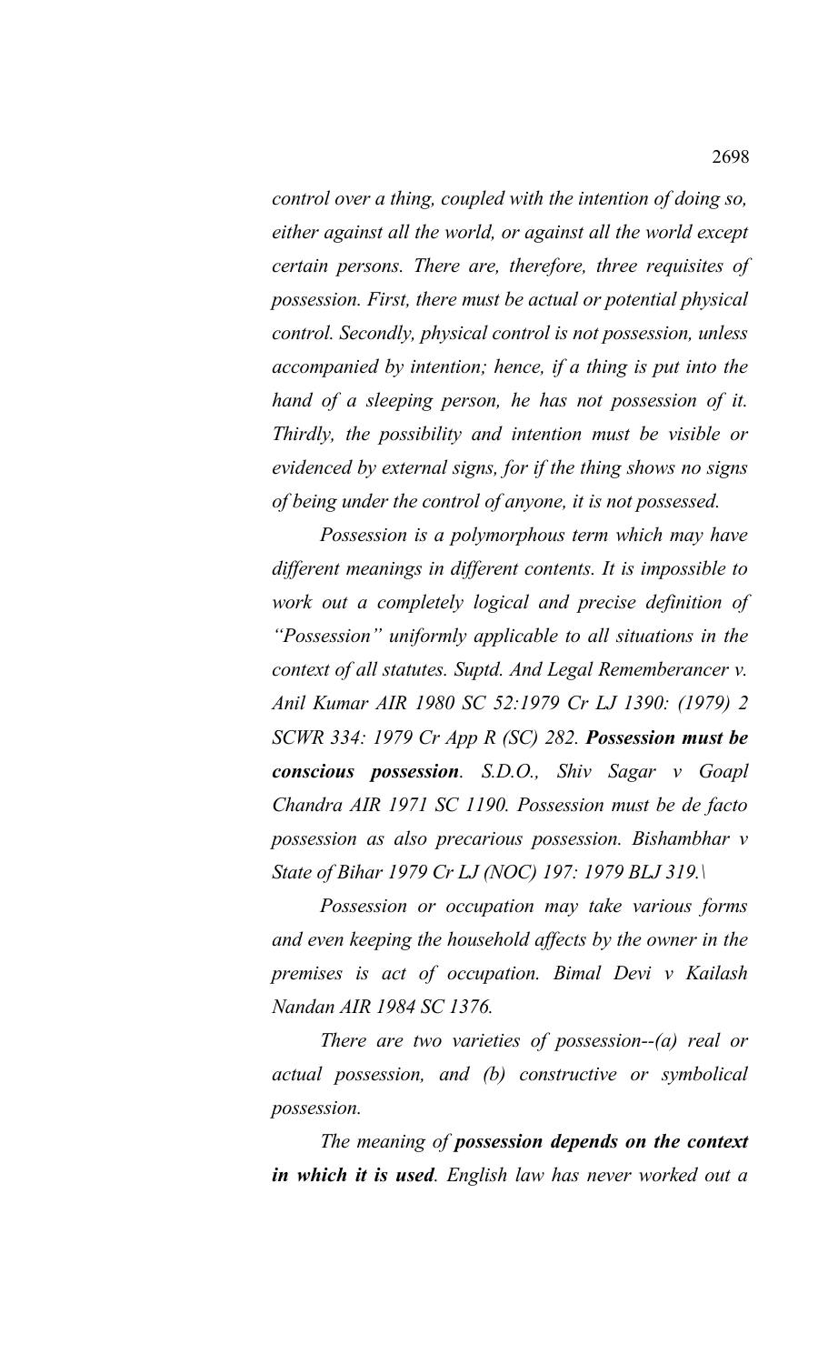*control over a thing, coupled with the intention of doing so, either against all the world, or against all the world except certain persons. There are, therefore, three requisites of possession. First, there must be actual or potential physical control. Secondly, physical control is not possession, unless accompanied by intention; hence, if a thing is put into the hand of a sleeping person, he has not possession of it. Thirdly, the possibility and intention must be visible or evidenced by external signs, for if the thing shows no signs of being under the control of anyone, it is not possessed.*

*Possession is a polymorphous term which may have different meanings in different contents. It is impossible to work out a completely logical and precise definition of "Possession" uniformly applicable to all situations in the context of all statutes. Suptd. And Legal Rememberancer v. Anil Kumar AIR 1980 SC 52:1979 Cr LJ 1390: (1979) 2 SCWR 334: 1979 Cr App R (SC) 282.* ***Possession must be conscious possession****. S.D.O., Shiv Sagar v Goapl Chandra AIR 1971 SC 1190. Possession must be de facto possession as also precarious possession. Bishambhar v State of Bihar 1979 Cr LJ (NOC) 197: 1979 BLJ 319.\*

*Possession or occupation may take various forms and even keeping the household affects by the owner in the premises is act of occupation. Bimal Devi v Kailash Nandan AIR 1984 SC 1376.*

*There are two varieties of possession--(a) real or actual possession, and (b) constructive or symbolical possession.*

*The meaning of* ***possession depends on the context in which it is used****. English law has never worked out a*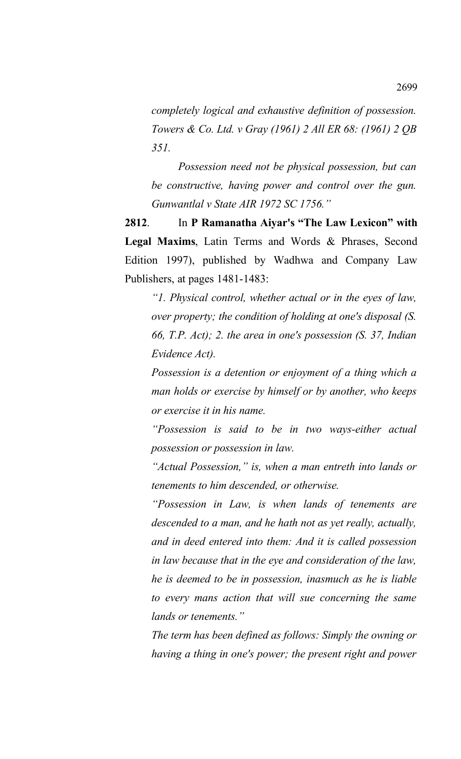*completely logical and exhaustive definition of possession. Towers & Co. Ltd. v Gray (1961) 2 All ER 68: (1961) 2 QB 351.*

*Possession need not be physical possession, but can be constructive, having power and control over the gun. Gunwantlal v State AIR 1972 SC 1756."*

**2812**. In **P Ramanatha Aiyar's "The Law Lexicon" with Legal Maxims**, Latin Terms and Words & Phrases, Second Edition 1997), published by Wadhwa and Company Law Publishers, at pages 1481-1483:

*"1. Physical control, whether actual or in the eyes of law, over property; the condition of holding at one's disposal (S. 66, T.P. Act); 2. the area in one's possession (S. 37, Indian Evidence Act).*

*Possession is a detention or enjoyment of a thing which a man holds or exercise by himself or by another, who keeps or exercise it in his name.*

*"Possession is said to be in two ways-either actual possession or possession in law.*

*"Actual Possession," is, when a man entreth into lands or tenements to him descended, or otherwise.*

*"Possession in Law, is when lands of tenements are descended to a man, and he hath not as yet really, actually, and in deed entered into them: And it is called possession in law because that in the eye and consideration of the law, he is deemed to be in possession, inasmuch as he is liable to every mans action that will sue concerning the same lands or tenements."*

*The term has been defined as follows: Simply the owning or having a thing in one's power; the present right and power*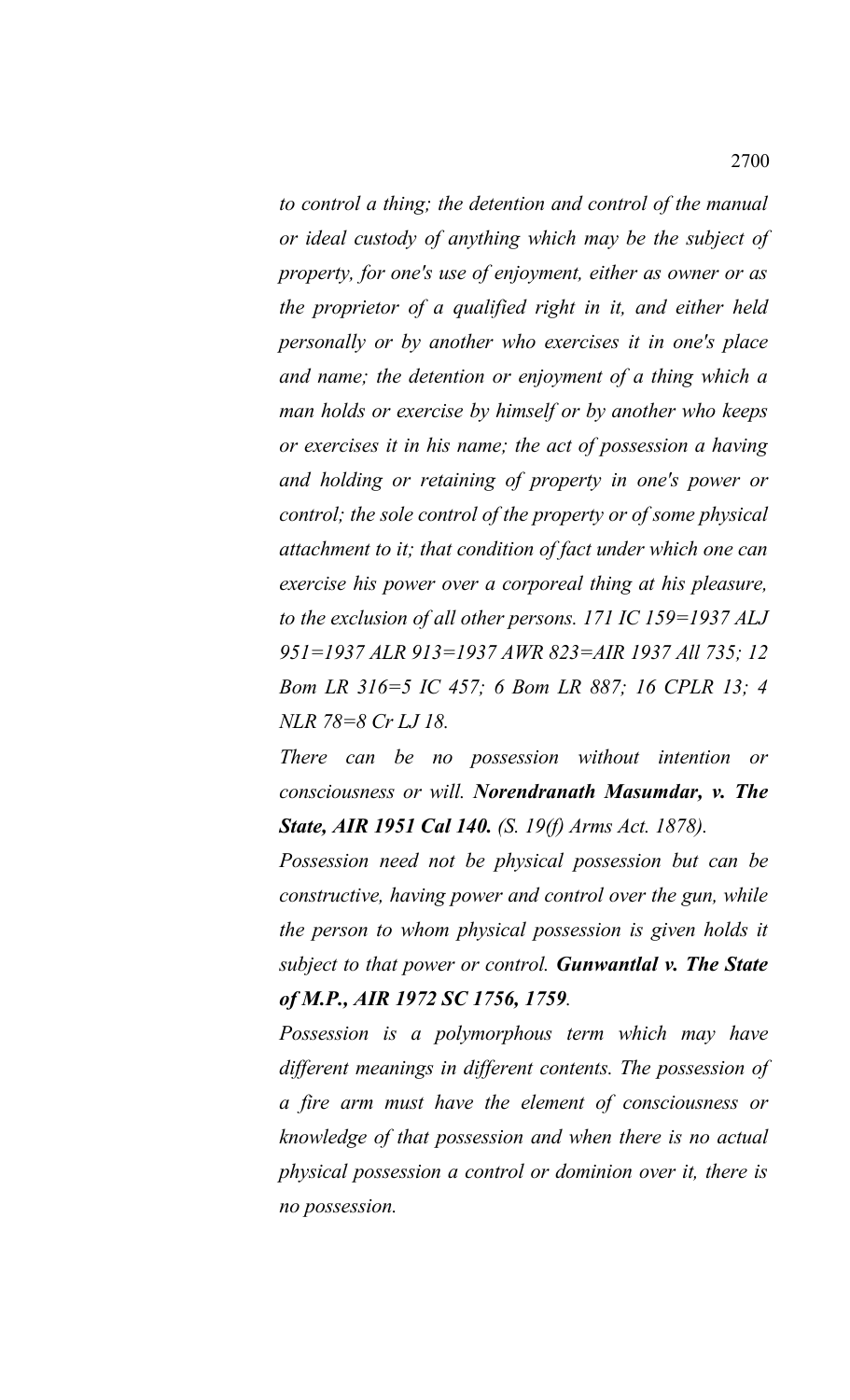*to control a thing; the detention and control of the manual or ideal custody of anything which may be the subject of property, for one's use of enjoyment, either as owner or as the proprietor of a qualified right in it, and either held personally or by another who exercises it in one's place and name; the detention or enjoyment of a thing which a man holds or exercise by himself or by another who keeps or exercises it in his name; the act of possession a having and holding or retaining of property in one's power or control; the sole control of the property or of some physical attachment to it; that condition of fact under which one can exercise his power over a corporeal thing at his pleasure, to the exclusion of all other persons. 171 IC 159=1937 ALJ 951=1937 ALR 913=1937 AWR 823=AIR 1937 All 735; 12 Bom LR 316=5 IC 457; 6 Bom LR 887; 16 CPLR 13; 4 NLR 78=8 Cr LJ 18.*

*There can be no possession without intention or consciousness or will.* ***Norendranath Masumdar, v. The State, AIR 1951 Cal 140.*** *(S. 19(f) Arms Act. 1878).*

*Possession need not be physical possession but can be constructive, having power and control over the gun, while the person to whom physical possession is given holds it subject to that power or control.* ***Gunwantlal v. The State of M.P., AIR 1972 SC 1756, 1759****.*

*Possession is a polymorphous term which may have different meanings in different contents. The possession of a fire arm must have the element of consciousness or knowledge of that possession and when there is no actual physical possession a control or dominion over it, there is no possession.*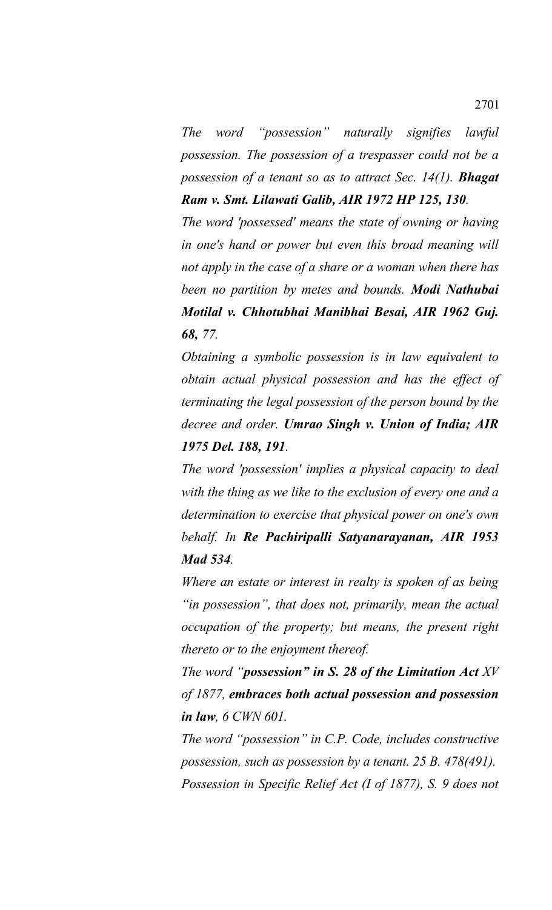*The word "possession" naturally signifies lawful possession. The possession of a trespasser could not be a possession of a tenant so as to attract Sec. 14(1).* ***Bhagat Ram v. Smt. Lilawati Galib, AIR 1972 HP 125, 130****.*

*The word 'possessed' means the state of owning or having in one's hand or power but even this broad meaning will not apply in the case of a share or a woman when there has been no partition by metes and bounds.* ***Modi Nathubai Motilal v. Chhotubhai Manibhai Besai, AIR 1962 Guj. 68, 77****.*

*Obtaining a symbolic possession is in law equivalent to obtain actual physical possession and has the effect of terminating the legal possession of the person bound by the decree and order.* ***Umrao Singh v. Union of India; AIR 1975 Del. 188, 191****.*

*The word 'possession' implies a physical capacity to deal with the thing as we like to the exclusion of every one and a determination to exercise that physical power on one's own behalf. In* ***Re Pachiripalli Satyanarayanan, AIR 1953 Mad 534****.*

*Where an estate or interest in realty is spoken of as being "in possession", that does not, primarily, mean the actual occupation of the property; but means, the present right thereto or to the enjoyment thereof.*

*The word "****possession" in S. 28 of the Limitation Act*** *XV of 1877,* ***embraces both actual possession and possession in law****, 6 CWN 601.*

*The word "possession" in C.P. Code, includes constructive possession, such as possession by a tenant. 25 B. 478(491).*

*Possession in Specific Relief Act (I of 1877), S. 9 does not*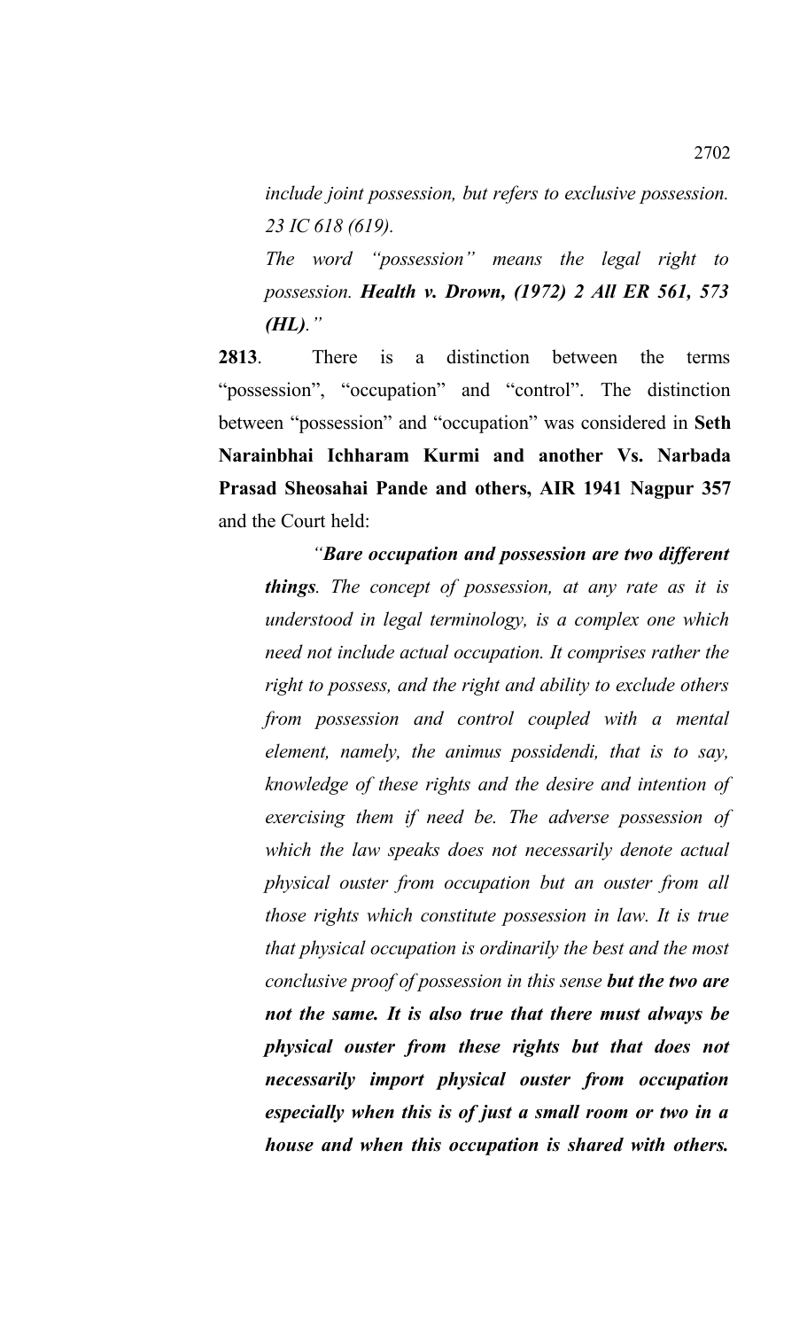*include joint possession, but refers to exclusive possession. 23 IC 618 (619).*

*The word "possession" means the legal right to possession.* ***Health v. Drown, (1972) 2 All ER 561, 573 (HL).****"*

**2813**. There is a distinction between the terms "possession", "occupation" and "control". The distinction between "possession" and "occupation" was considered in **Seth Narainbhai Ichharam Kurmi and another Vs. Narbada Prasad Sheosahai Pande and others, AIR 1941 Nagpur 357** and the Court held:

> *"**Bare occupation and possession are two different things**. The concept of possession, at any rate as it is understood in legal terminology, is a complex one which need not include actual occupation. It comprises rather the right to possess, and the right and ability to exclude others from possession and control coupled with a mental element, namely, the animus possidendi, that is to say, knowledge of these rights and the desire and intention of exercising them if need be. The adverse possession of which the law speaks does not necessarily denote actual physical ouster from occupation but an ouster from all those rights which constitute possession in law. It is true that physical occupation is ordinarily the best and the most conclusive proof of possession in this sense **but the two are not the same. It is also true that there must always be physical ouster from these rights but that does not necessarily import physical ouster from occupation especially when this is of just a small room or two in a house and when this occupation is shared with others.***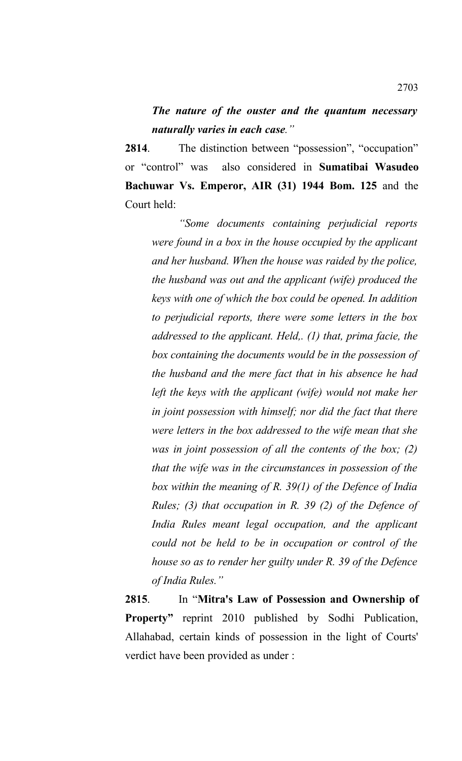***The nature of the ouster and the quantum necessary naturally varies in each case**."*

**2814**. The distinction between "possession", "occupation" or "control" was also considered in **Sumatibai Wasudeo Bachuwar Vs. Emperor, AIR (31) 1944 Bom. 125** and the Court held:

> *"Some documents containing perjudicial reports were found in a box in the house occupied by the applicant and her husband. When the house was raided by the police, the husband was out and the applicant (wife) produced the keys with one of which the box could be opened. In addition to perjudicial reports, there were some letters in the box addressed to the applicant. Held,. (1) that, prima facie, the box containing the documents would be in the possession of the husband and the mere fact that in his absence he had left the keys with the applicant (wife) would not make her in joint possession with himself; nor did the fact that there were letters in the box addressed to the wife mean that she was in joint possession of all the contents of the box; (2) that the wife was in the circumstances in possession of the box within the meaning of R. 39(1) of the Defence of India Rules; (3) that occupation in R. 39 (2) of the Defence of India Rules meant legal occupation, and the applicant could not be held to be in occupation or control of the house so as to render her guilty under R. 39 of the Defence of India Rules."*

**2815**. In "**Mitra's Law of Possession and Ownership of Property"** reprint 2010 published by Sodhi Publication, Allahabad, certain kinds of possession in the light of Courts' verdict have been provided as under :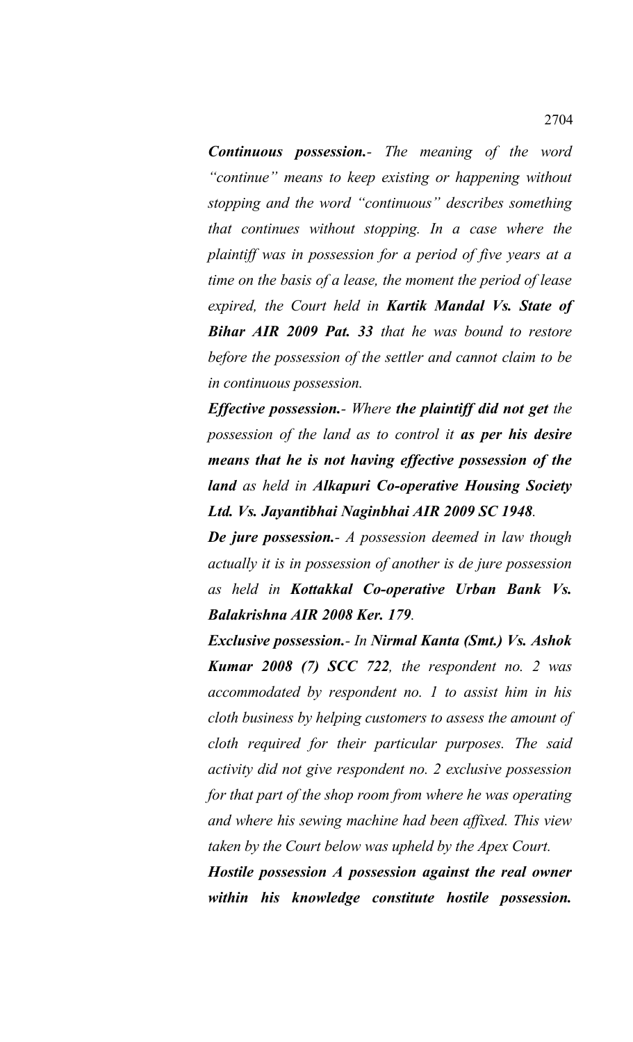***Continuous possession.**- The meaning of the word "continue" means to keep existing or happening without stopping and the word "continuous" describes something that continues without stopping. In a case where the plaintiff was in possession for a period of five years at a time on the basis of a lease, the moment the period of lease expired, the Court held in **Kartik Mandal Vs. State of Bihar AIR 2009 Pat. 33** that he was bound to restore before the possession of the settler and cannot claim to be in continuous possession.*

***Effective possession.**- Where **the plaintiff did not get** the possession of the land as to control it **as per his desire means that he is not having effective possession of the land** as held in **Alkapuri Co-operative Housing Society Ltd. Vs. Jayantibhai Naginbhai AIR 2009 SC 1948**.*

***De jure possession.**- A possession deemed in law though actually it is in possession of another is de jure possession as held in **Kottakkal Co-operative Urban Bank Vs. Balakrishna AIR 2008 Ker. 179**.*

***Exclusive possession.**- In **Nirmal Kanta (Smt.) Vs. Ashok Kumar 2008 (7) SCC 722**, the respondent no. 2 was accommodated by respondent no. 1 to assist him in his cloth business by helping customers to assess the amount of cloth required for their particular purposes. The said activity did not give respondent no. 2 exclusive possession for that part of the shop room from where he was operating and where his sewing machine had been affixed. This view taken by the Court below was upheld by the Apex Court.*

***Hostile possession A possession against the real owner within his knowledge constitute hostile possession.***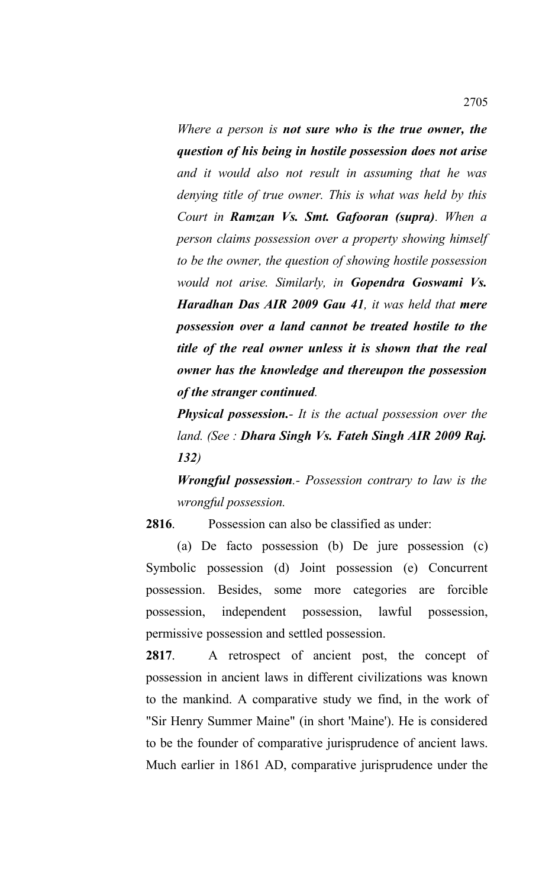*Where a person is **not sure who is the true owner, the question of his being in hostile possession does not arise** and it would also not result in assuming that he was denying title of true owner. This is what was held by this Court in **Ramzan Vs. Smt. Gafooran (supra)**. When a person claims possession over a property showing himself to be the owner, the question of showing hostile possession would not arise. Similarly, in **Gopendra Goswami Vs. Haradhan Das AIR 2009 Gau 41**, it was held that **mere possession over a land cannot be treated hostile to the title of the real owner unless it is shown that the real owner has the knowledge and thereupon the possession of the stranger continued**.*

***Physical possession.**- It is the actual possession over the land. (See : **Dhara Singh Vs. Fateh Singh AIR 2009 Raj. 132**)*

***Wrongful possession**.- Possession contrary to law is the wrongful possession.*

**2816**. Possession can also be classified as under:

(a) De facto possession (b) De jure possession (c) Symbolic possession (d) Joint possession (e) Concurrent possession. Besides, some more categories are forcible possession, independent possession, lawful possession, permissive possession and settled possession.

**2817**. A retrospect of ancient post, the concept of possession in ancient laws in different civilizations was known to the mankind. A comparative study we find, in the work of "Sir Henry Summer Maine" (in short 'Maine'). He is considered to be the founder of comparative jurisprudence of ancient laws. Much earlier in 1861 AD, comparative jurisprudence under the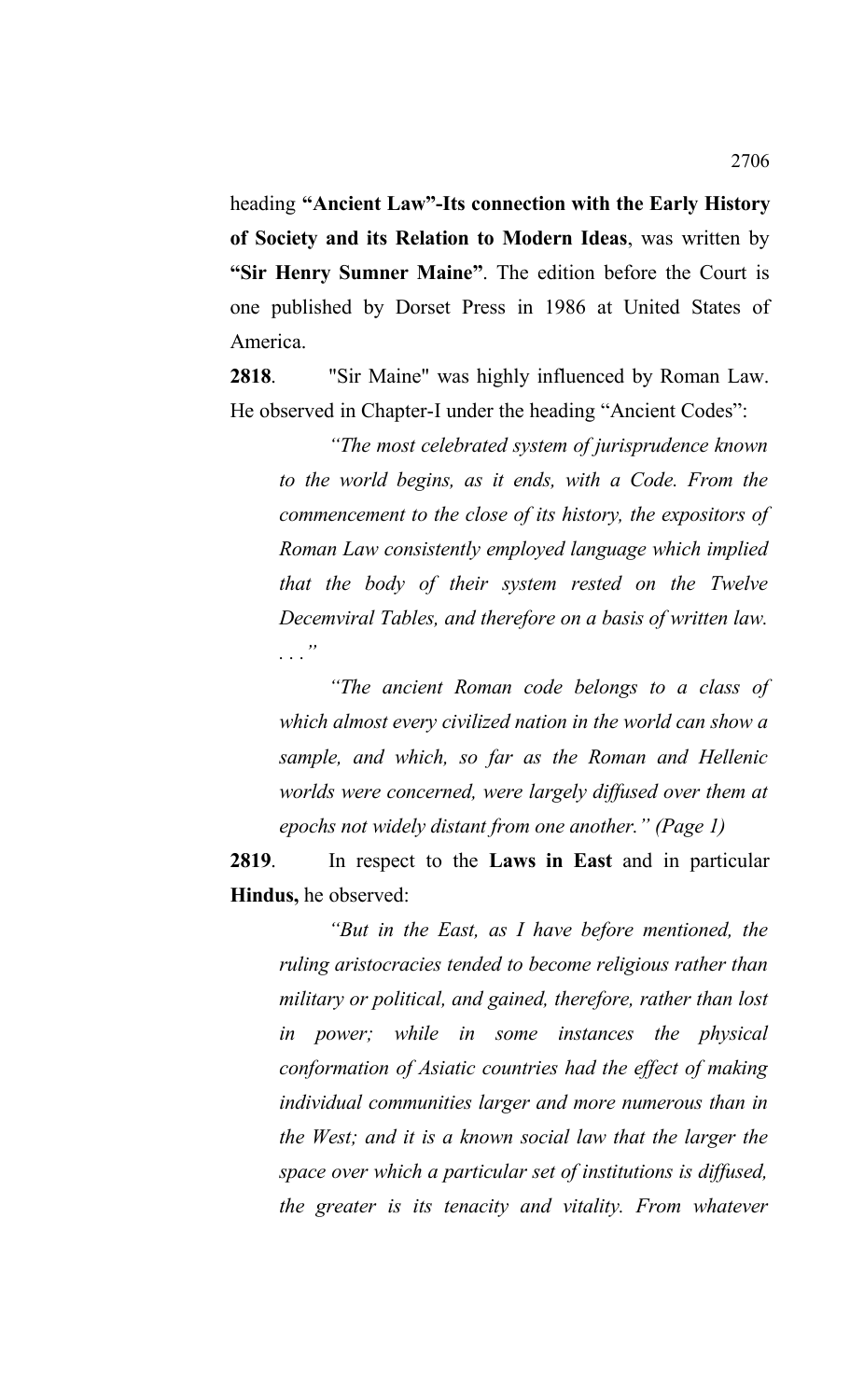heading **"Ancient Law"-Its connection with the Early History of Society and its Relation to Modern Ideas**, was written by **"Sir Henry Sumner Maine"**. The edition before the Court is one published by Dorset Press in 1986 at United States of America.

**2818**. "Sir Maine" was highly influenced by Roman Law. He observed in Chapter-I under the heading "Ancient Codes":

> *"The most celebrated system of jurisprudence known to the world begins, as it ends, with a Code. From the commencement to the close of its history, the expositors of Roman Law consistently employed language which implied that the body of their system rested on the Twelve Decemviral Tables, and therefore on a basis of written law. . . ."*
>
> *"The ancient Roman code belongs to a class of which almost every civilized nation in the world can show a sample, and which, so far as the Roman and Hellenic worlds were concerned, were largely diffused over them at epochs not widely distant from one another." (Page 1)*

**2819**. In respect to the **Laws in East** and in particular **Hindus,** he observed:

> *"But in the East, as I have before mentioned, the ruling aristocracies tended to become religious rather than military or political, and gained, therefore, rather than lost in power; while in some instances the physical conformation of Asiatic countries had the effect of making individual communities larger and more numerous than in the West; and it is a known social law that the larger the space over which a particular set of institutions is diffused, the greater is its tenacity and vitality. From whatever*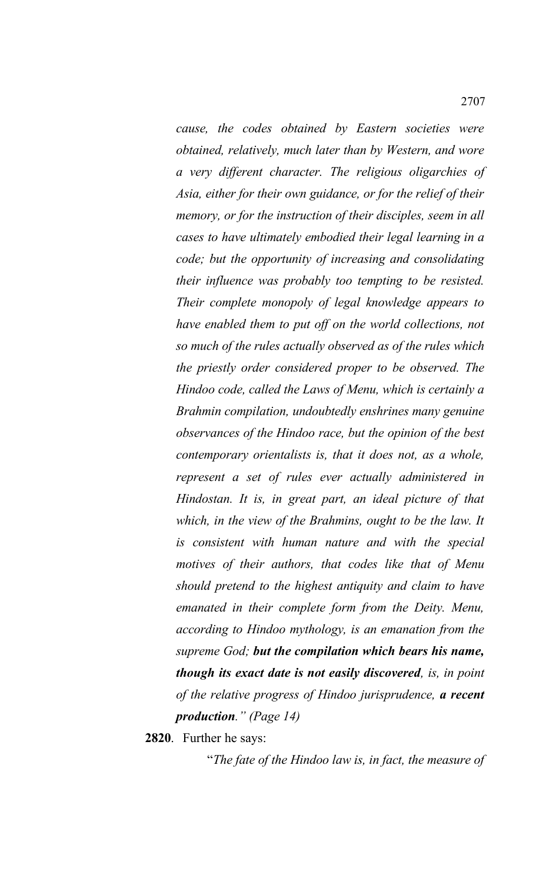*cause, the codes obtained by Eastern societies were obtained, relatively, much later than by Western, and wore a very different character. The religious oligarchies of Asia, either for their own guidance, or for the relief of their memory, or for the instruction of their disciples, seem in all cases to have ultimately embodied their legal learning in a code; but the opportunity of increasing and consolidating their influence was probably too tempting to be resisted. Their complete monopoly of legal knowledge appears to have enabled them to put off on the world collections, not so much of the rules actually observed as of the rules which the priestly order considered proper to be observed. The Hindoo code, called the Laws of Menu, which is certainly a Brahmin compilation, undoubtedly enshrines many genuine observances of the Hindoo race, but the opinion of the best contemporary orientalists is, that it does not, as a whole, represent a set of rules ever actually administered in Hindostan. It is, in great part, an ideal picture of that which, in the view of the Brahmins, ought to be the law. It is consistent with human nature and with the special motives of their authors, that codes like that of Menu should pretend to the highest antiquity and claim to have emanated in their complete form from the Deity. Menu, according to Hindoo mythology, is an emanation from the supreme God;* ***but the compilation which bears his name, though its exact date is not easily discovered****, is, in point of the relative progress of Hindoo jurisprudence,* ***a recent production****." (Page 14)*

**2820**. Further he says:

"*The fate of the Hindoo law is, in fact, the measure of*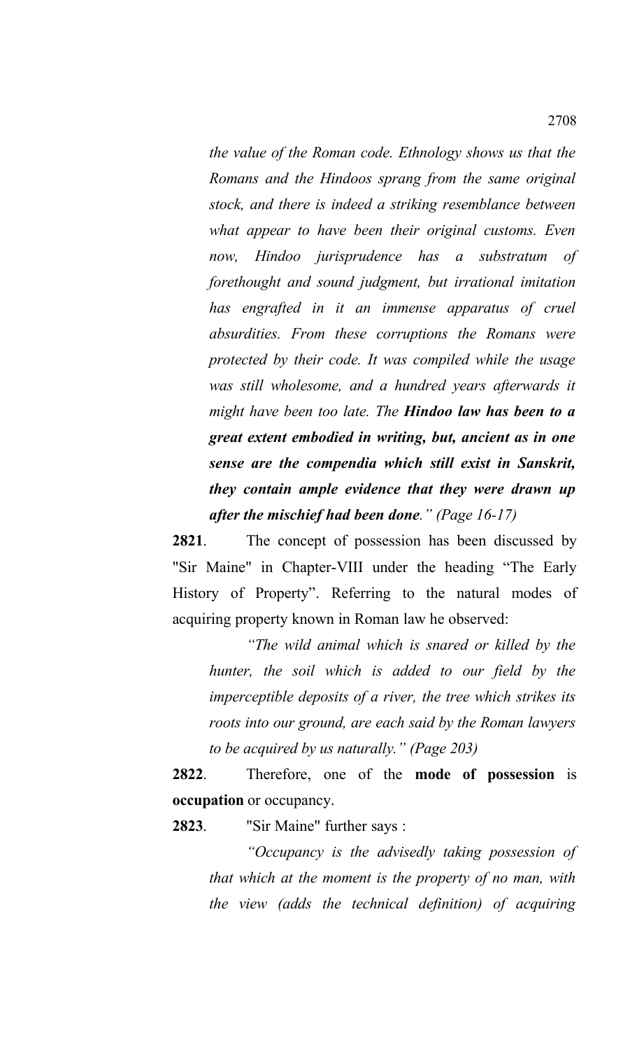*the value of the Roman code. Ethnology shows us that the Romans and the Hindoos sprang from the same original stock, and there is indeed a striking resemblance between what appear to have been their original customs. Even now, Hindoo jurisprudence has a substratum of forethought and sound judgment, but irrational imitation has engrafted in it an immense apparatus of cruel absurdities. From these corruptions the Romans were protected by their code. It was compiled while the usage was still wholesome, and a hundred years afterwards it might have been too late. The* ***Hindoo law has been to a great extent embodied in writing, but, ancient as in one sense are the compendia which still exist in Sanskrit, they contain ample evidence that they were drawn up after the mischief had been done****." (Page 16-17)*

**2821**. The concept of possession has been discussed by "Sir Maine" in Chapter-VIII under the heading "The Early History of Property". Referring to the natural modes of acquiring property known in Roman law he observed:

> *"The wild animal which is snared or killed by the hunter, the soil which is added to our field by the imperceptible deposits of a river, the tree which strikes its roots into our ground, are each said by the Roman lawyers to be acquired by us naturally." (Page 203)*

**2822**. Therefore, one of the **mode of possession** is **occupation** or occupancy.

**2823**. "Sir Maine" further says :

> *"Occupancy is the advisedly taking possession of that which at the moment is the property of no man, with the view (adds the technical definition) of acquiring*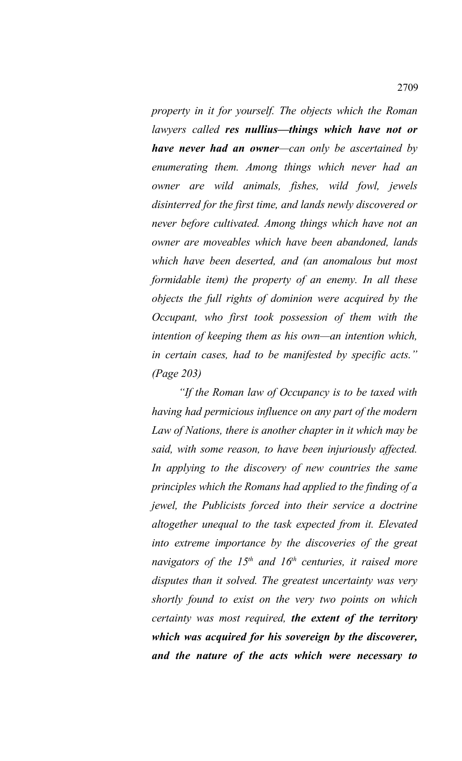*property in it for yourself. The objects which the Roman lawyers called **res nullius—things which have not or have never had an owner**—can only be ascertained by enumerating them. Among things which never had an owner are wild animals, fishes, wild fowl, jewels disinterred for the first time, and lands newly discovered or never before cultivated. Among things which have not an owner are moveables which have been abandoned, lands which have been deserted, and (an anomalous but most formidable item) the property of an enemy. In all these objects the full rights of dominion were acquired by the Occupant, who first took possession of them with the intention of keeping them as his own—an intention which, in certain cases, had to be manifested by specific acts." (Page 203)*

*"If the Roman law of Occupancy is to be taxed with having had permicious influence on any part of the modern Law of Nations, there is another chapter in it which may be said, with some reason, to have been injuriously affected. In applying to the discovery of new countries the same principles which the Romans had applied to the finding of a jewel, the Publicists forced into their service a doctrine altogether unequal to the task expected from it. Elevated into extreme importance by the discoveries of the great navigators of the 15th and 16th centuries, it raised more disputes than it solved. The greatest uncertainty was very shortly found to exist on the very two points on which certainty was most required, **the extent of the territory which was acquired for his sovereign by the discoverer, and the nature of the acts which were necessary to***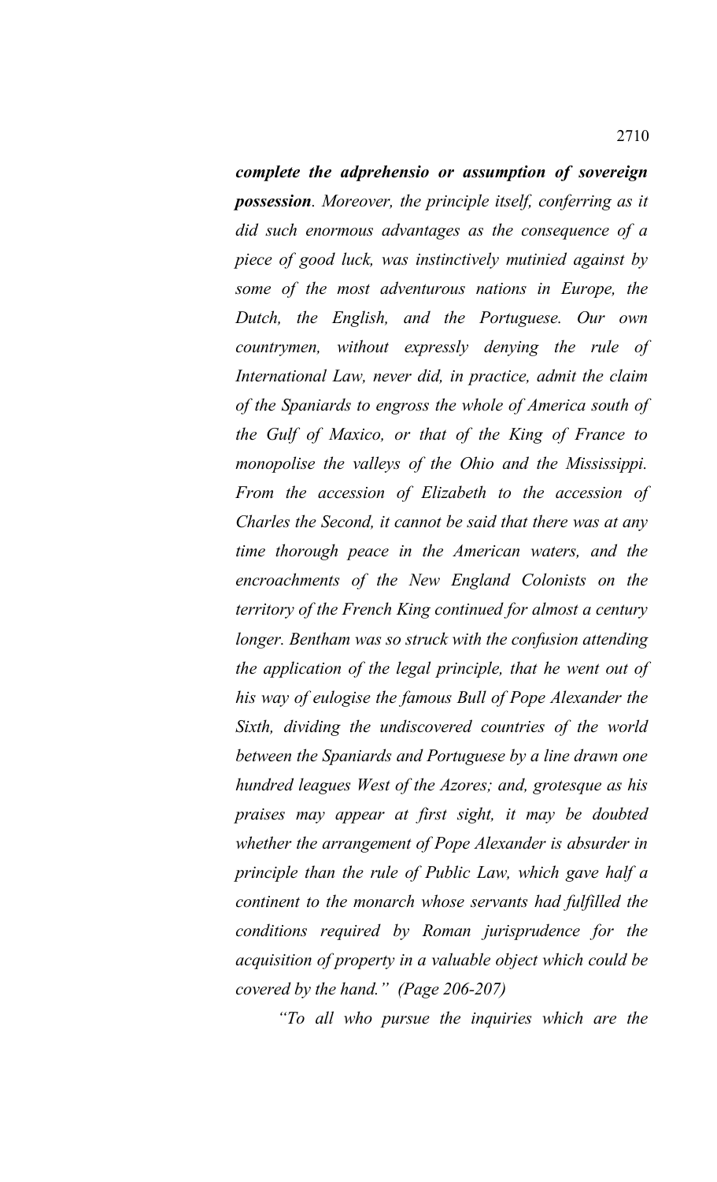***complete the adprehensio or assumption of sovereign possession**. Moreover, the principle itself, conferring as it did such enormous advantages as the consequence of a piece of good luck, was instinctively mutinied against by some of the most adventurous nations in Europe, the Dutch, the English, and the Portuguese. Our own countrymen, without expressly denying the rule of International Law, never did, in practice, admit the claim of the Spaniards to engross the whole of America south of the Gulf of Maxico, or that of the King of France to monopolise the valleys of the Ohio and the Mississippi. From the accession of Elizabeth to the accession of Charles the Second, it cannot be said that there was at any time thorough peace in the American waters, and the encroachments of the New England Colonists on the territory of the French King continued for almost a century longer. Bentham was so struck with the confusion attending the application of the legal principle, that he went out of his way of eulogise the famous Bull of Pope Alexander the Sixth, dividing the undiscovered countries of the world between the Spaniards and Portuguese by a line drawn one hundred leagues West of the Azores; and, grotesque as his praises may appear at first sight, it may be doubted whether the arrangement of Pope Alexander is absurder in principle than the rule of Public Law, which gave half a continent to the monarch whose servants had fulfilled the conditions required by Roman jurisprudence for the acquisition of property in a valuable object which could be covered by the hand." (Page 206-207)*

*"To all who pursue the inquiries which are the*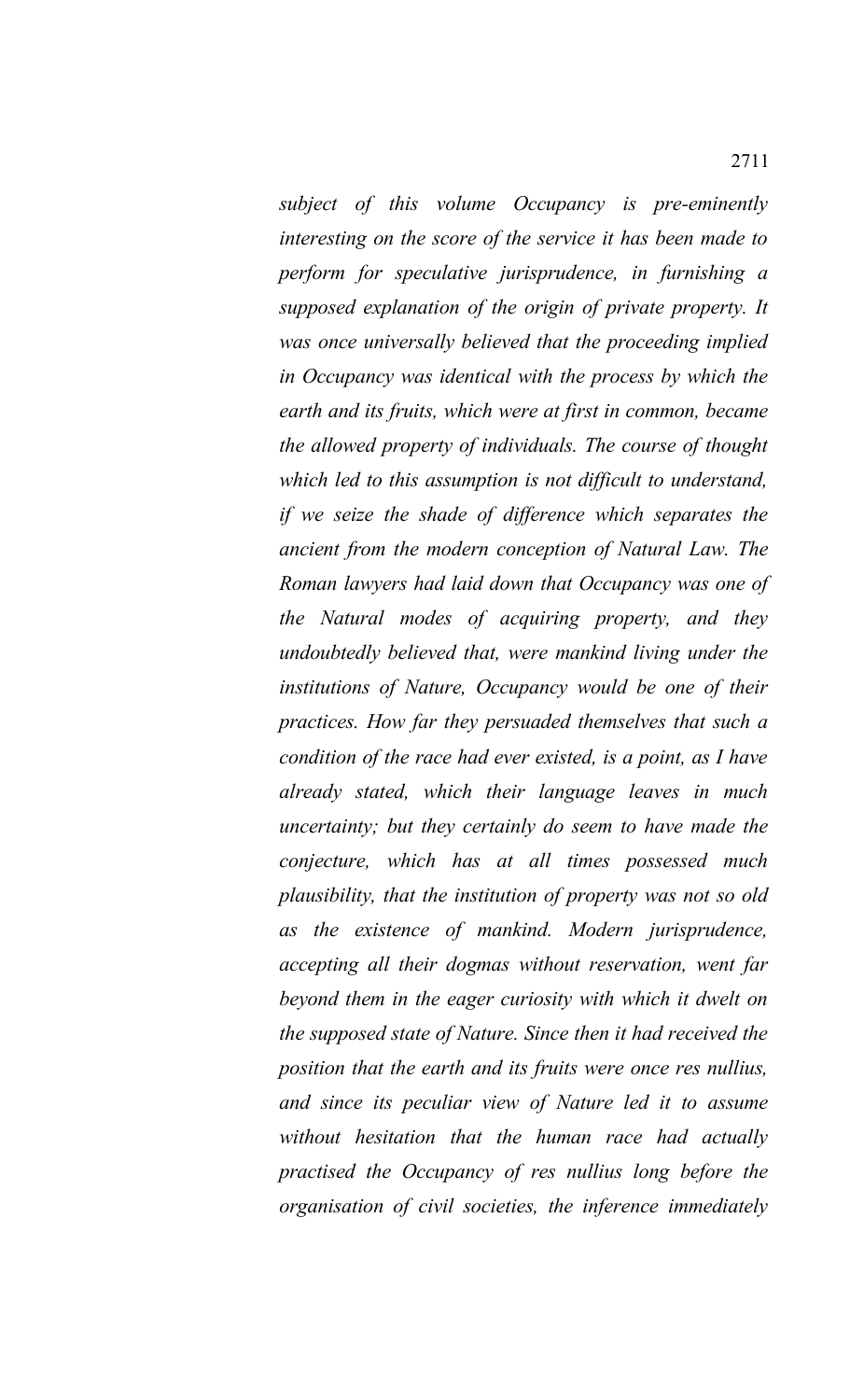*subject of this volume Occupancy is pre-eminently interesting on the score of the service it has been made to perform for speculative jurisprudence, in furnishing a supposed explanation of the origin of private property. It was once universally believed that the proceeding implied in Occupancy was identical with the process by which the earth and its fruits, which were at first in common, became the allowed property of individuals. The course of thought which led to this assumption is not difficult to understand, if we seize the shade of difference which separates the ancient from the modern conception of Natural Law. The Roman lawyers had laid down that Occupancy was one of the Natural modes of acquiring property, and they undoubtedly believed that, were mankind living under the institutions of Nature, Occupancy would be one of their practices. How far they persuaded themselves that such a condition of the race had ever existed, is a point, as I have already stated, which their language leaves in much uncertainty; but they certainly do seem to have made the conjecture, which has at all times possessed much plausibility, that the institution of property was not so old as the existence of mankind. Modern jurisprudence, accepting all their dogmas without reservation, went far beyond them in the eager curiosity with which it dwelt on the supposed state of Nature. Since then it had received the position that the earth and its fruits were once res nullius, and since its peculiar view of Nature led it to assume without hesitation that the human race had actually practised the Occupancy of res nullius long before the organisation of civil societies, the inference immediately*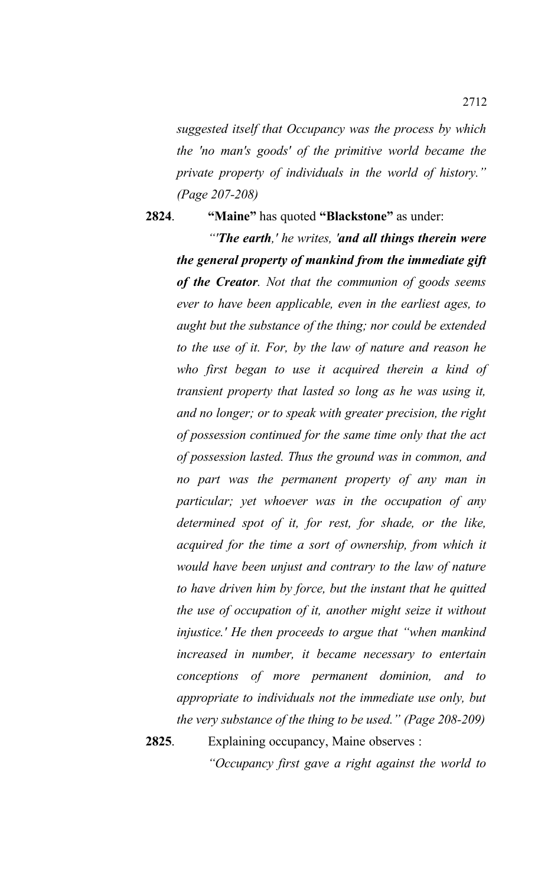*suggested itself that Occupancy was the process by which the 'no man's goods' of the primitive world became the private property of individuals in the world of history." (Page 207-208)*

**2824**. **"Maine"** has quoted **"Blackstone"** as under:

*"'**The earth**,' he writes, '**and all things therein were the general property of mankind from the immediate gift of the Creator**. Not that the communion of goods seems ever to have been applicable, even in the earliest ages, to aught but the substance of the thing; nor could be extended to the use of it. For, by the law of nature and reason he who first began to use it acquired therein a kind of transient property that lasted so long as he was using it, and no longer; or to speak with greater precision, the right of possession continued for the same time only that the act of possession lasted. Thus the ground was in common, and no part was the permanent property of any man in particular; yet whoever was in the occupation of any determined spot of it, for rest, for shade, or the like, acquired for the time a sort of ownership, from which it would have been unjust and contrary to the law of nature to have driven him by force, but the instant that he quitted the use of occupation of it, another might seize it without injustice.' He then proceeds to argue that "when mankind increased in number, it became necessary to entertain conceptions of more permanent dominion, and to appropriate to individuals not the immediate use only, but the very substance of the thing to be used." (Page 208-209)*

**2825**. Explaining occupancy, Maine observes :

*"Occupancy first gave a right against the world to*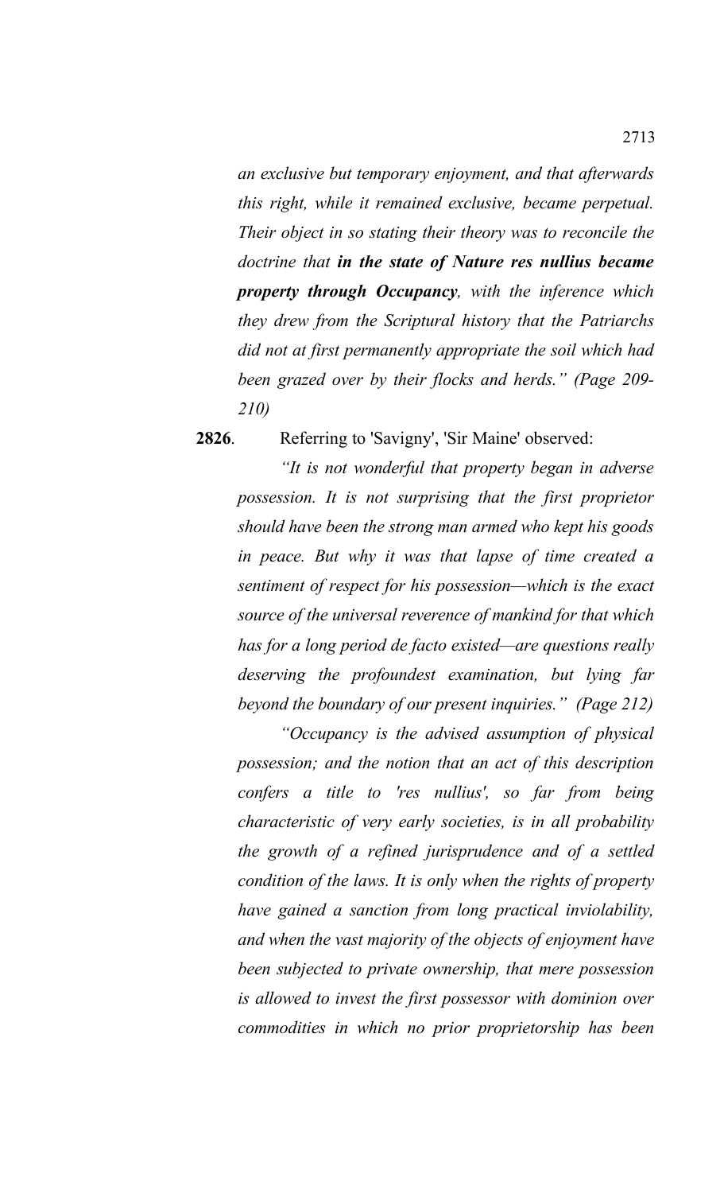*an exclusive but temporary enjoyment, and that afterwards this right, while it remained exclusive, became perpetual. Their object in so stating their theory was to reconcile the doctrine that **in the state of Nature res nullius became property through Occupancy**, with the inference which they drew from the Scriptural history that the Patriarchs did not at first permanently appropriate the soil which had been grazed over by their flocks and herds." (Page 209-210)*

**2826**. Referring to 'Savigny', 'Sir Maine' observed:

*"It is not wonderful that property began in adverse possession. It is not surprising that the first proprietor should have been the strong man armed who kept his goods in peace. But why it was that lapse of time created a sentiment of respect for his possession—which is the exact source of the universal reverence of mankind for that which has for a long period de facto existed—are questions really deserving the profoundest examination, but lying far beyond the boundary of our present inquiries." (Page 212)*

*"Occupancy is the advised assumption of physical possession; and the notion that an act of this description confers a title to 'res nullius', so far from being characteristic of very early societies, is in all probability the growth of a refined jurisprudence and of a settled condition of the laws. It is only when the rights of property have gained a sanction from long practical inviolability, and when the vast majority of the objects of enjoyment have been subjected to private ownership, that mere possession is allowed to invest the first possessor with dominion over commodities in which no prior proprietorship has been*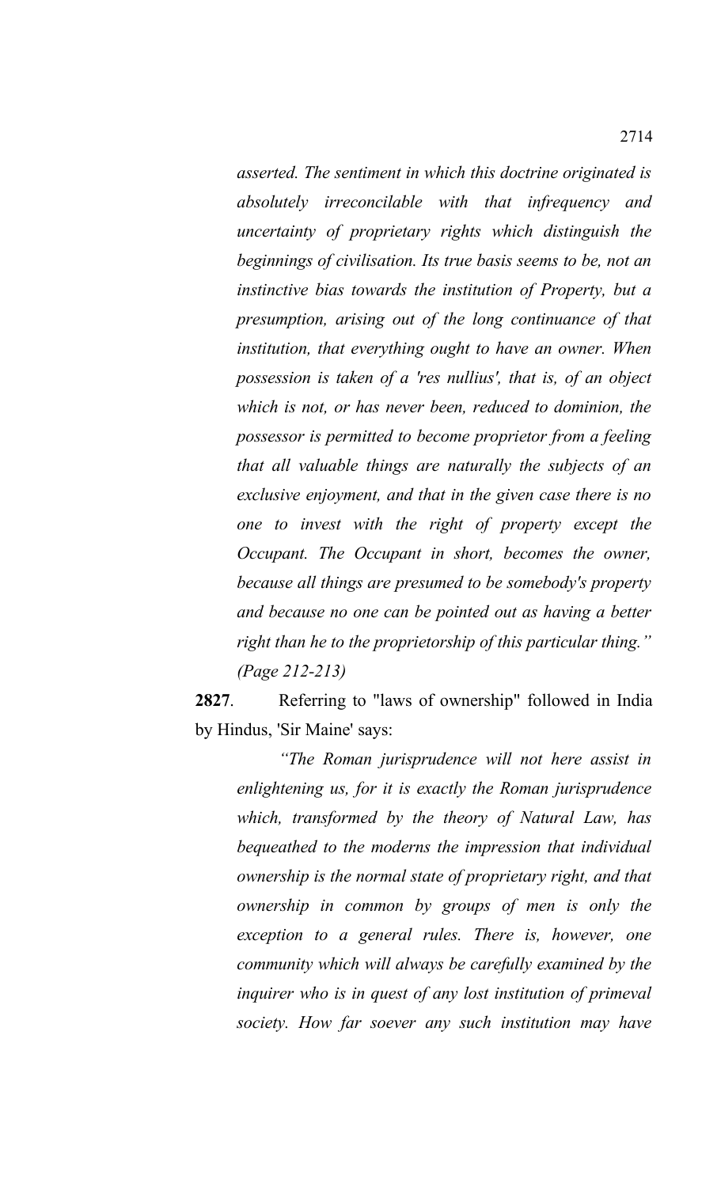*asserted. The sentiment in which this doctrine originated is absolutely irreconcilable with that infrequency and uncertainty of proprietary rights which distinguish the beginnings of civilisation. Its true basis seems to be, not an instinctive bias towards the institution of Property, but a presumption, arising out of the long continuance of that institution, that everything ought to have an owner. When possession is taken of a 'res nullius', that is, of an object which is not, or has never been, reduced to dominion, the possessor is permitted to become proprietor from a feeling that all valuable things are naturally the subjects of an exclusive enjoyment, and that in the given case there is no one to invest with the right of property except the Occupant. The Occupant in short, becomes the owner, because all things are presumed to be somebody's property and because no one can be pointed out as having a better right than he to the proprietorship of this particular thing." (Page 212-213)*

**2827**. Referring to "laws of ownership" followed in India by Hindus, 'Sir Maine' says:

*"The Roman jurisprudence will not here assist in enlightening us, for it is exactly the Roman jurisprudence which, transformed by the theory of Natural Law, has bequeathed to the moderns the impression that individual ownership is the normal state of proprietary right, and that ownership in common by groups of men is only the exception to a general rules. There is, however, one community which will always be carefully examined by the inquirer who is in quest of any lost institution of primeval society. How far soever any such institution may have*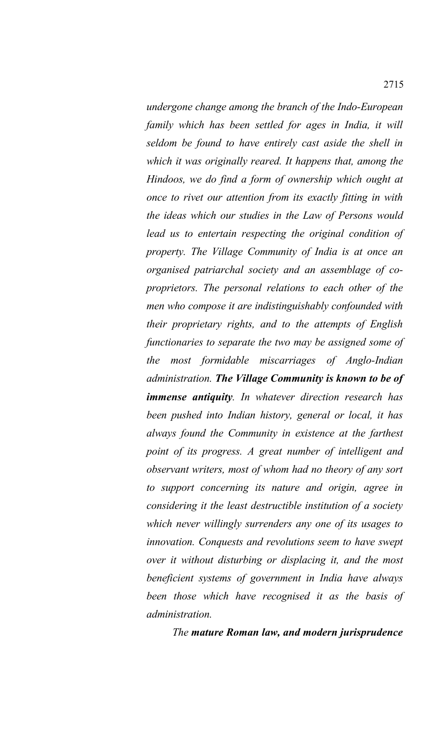*undergone change among the branch of the Indo-European family which has been settled for ages in India, it will seldom be found to have entirely cast aside the shell in which it was originally reared. It happens that, among the Hindoos, we do find a form of ownership which ought at once to rivet our attention from its exactly fitting in with the ideas which our studies in the Law of Persons would lead us to entertain respecting the original condition of property. The Village Community of India is at once an organised patriarchal society and an assemblage of co-proprietors. The personal relations to each other of the men who compose it are indistinguishably confounded with their proprietary rights, and to the attempts of English functionaries to separate the two may be assigned some of the most formidable miscarriages of Anglo-Indian administration.* ***The Village Community is known to be of immense antiquity****. In whatever direction research has been pushed into Indian history, general or local, it has always found the Community in existence at the farthest point of its progress. A great number of intelligent and observant writers, most of whom had no theory of any sort to support concerning its nature and origin, agree in considering it the least destructible institution of a society which never willingly surrenders any one of its usages to innovation. Conquests and revolutions seem to have swept over it without disturbing or displacing it, and the most beneficient systems of government in India have always been those which have recognised it as the basis of administration.*

*The* ***mature Roman law, and modern jurisprudence***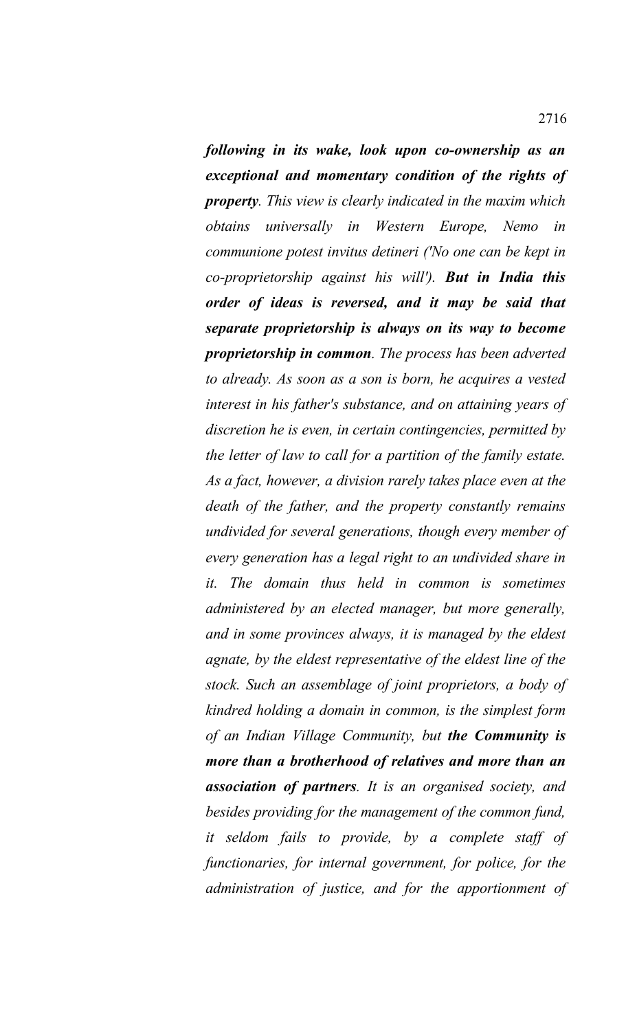*following in its wake, look upon co-ownership as an exceptional and momentary condition of the rights of property*. *This view is clearly indicated in the maxim which obtains universally in Western Europe, Nemo in communione potest invitus detineri ('No one can be kept in co-proprietorship against his will').* ***But in India this order of ideas is reversed, and it may be said that separate proprietorship is always on its way to become proprietorship in common***. *The process has been adverted to already. As soon as a son is born, he acquires a vested interest in his father's substance, and on attaining years of discretion he is even, in certain contingencies, permitted by the letter of law to call for a partition of the family estate. As a fact, however, a division rarely takes place even at the death of the father, and the property constantly remains undivided for several generations, though every member of every generation has a legal right to an undivided share in it. The domain thus held in common is sometimes administered by an elected manager, but more generally, and in some provinces always, it is managed by the eldest agnate, by the eldest representative of the eldest line of the stock. Such an assemblage of joint proprietors, a body of kindred holding a domain in common, is the simplest form of an Indian Village Community, but* ***the Community is more than a brotherhood of relatives and more than an association of partners***. *It is an organised society, and besides providing for the management of the common fund, it seldom fails to provide, by a complete staff of functionaries, for internal government, for police, for the administration of justice, and for the apportionment of*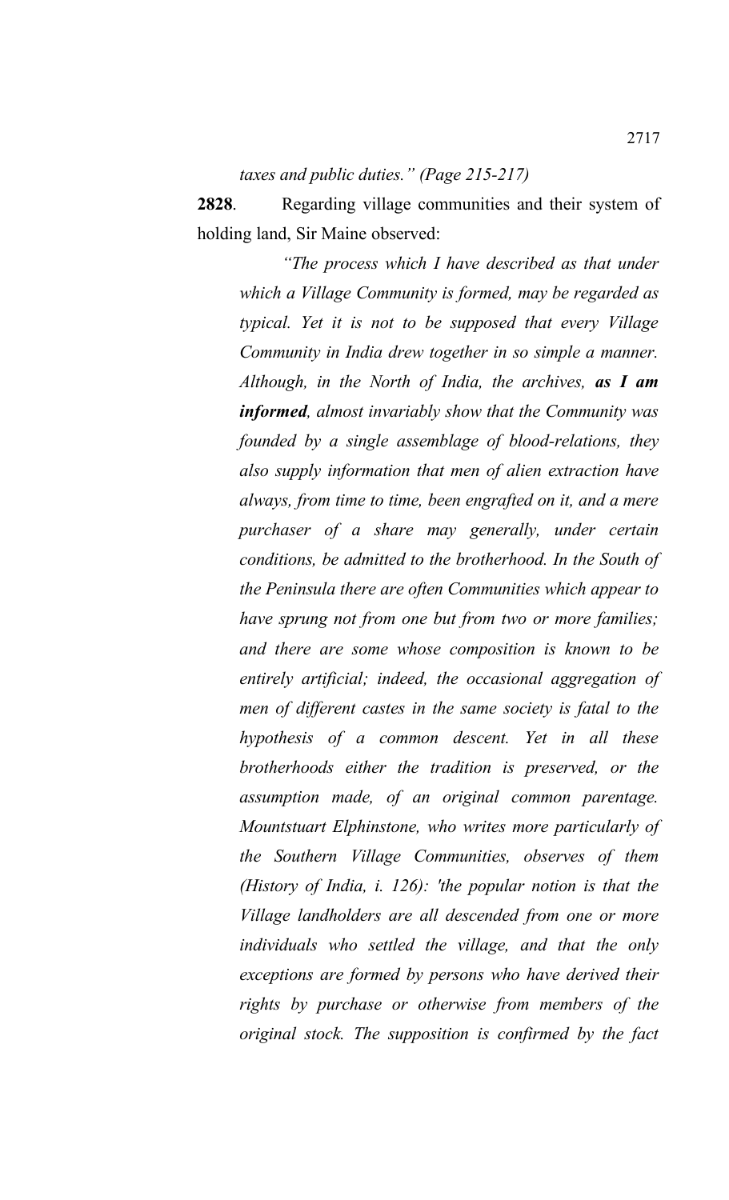*taxes and public duties." (Page 215-217)*

**2828**. Regarding village communities and their system of holding land, Sir Maine observed:

> *"The process which I have described as that under which a Village Community is formed, may be regarded as typical. Yet it is not to be supposed that every Village Community in India drew together in so simple a manner. Although, in the North of India, the archives, **as I am informed**, almost invariably show that the Community was founded by a single assemblage of blood-relations, they also supply information that men of alien extraction have always, from time to time, been engrafted on it, and a mere purchaser of a share may generally, under certain conditions, be admitted to the brotherhood. In the South of the Peninsula there are often Communities which appear to have sprung not from one but from two or more families; and there are some whose composition is known to be entirely artificial; indeed, the occasional aggregation of men of different castes in the same society is fatal to the hypothesis of a common descent. Yet in all these brotherhoods either the tradition is preserved, or the assumption made, of an original common parentage. Mountstuart Elphinstone, who writes more particularly of the Southern Village Communities, observes of them (History of India, i. 126): 'the popular notion is that the Village landholders are all descended from one or more individuals who settled the village, and that the only exceptions are formed by persons who have derived their rights by purchase or otherwise from members of the original stock. The supposition is confirmed by the fact*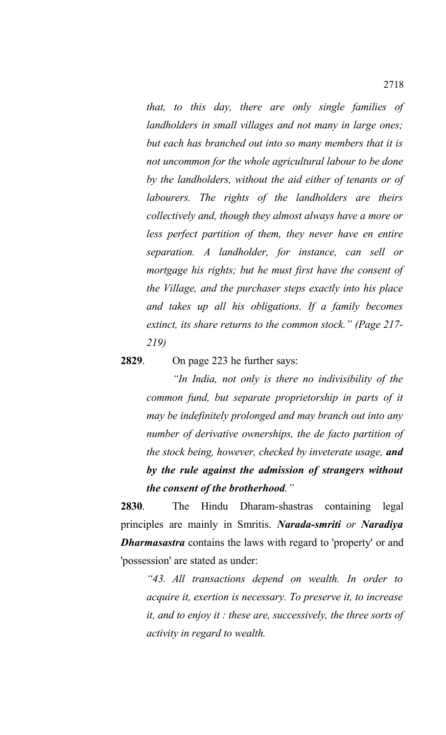*that, to this day, there are only single families of landholders in small villages and not many in large ones; but each has branched out into so many members that it is not uncommon for the whole agricultural labour to be done by the landholders, without the aid either of tenants or of labourers. The rights of the landholders are theirs collectively and, though they almost always have a more or less perfect partition of them, they never have en entire separation. A landholder, for instance, can sell or mortgage his rights; but he must first have the consent of the Village, and the purchaser steps exactly into his place and takes up all his obligations. If a family becomes extinct, its share returns to the common stock." (Page 217-219)*

**2829**. On page 223 he further says:

*"In India, not only is there no indivisibility of the common fund, but separate proprietorship in parts of it may be indefinitely prolonged and may branch out into any number of derivative ownerships, the de facto partition of the stock being, however, checked by inveterate usage,* ***and by the rule against the admission of strangers without the consent of the brotherhood****."*

**2830**. The Hindu Dharam-shastras containing legal principles are mainly in Smritis. ***Narada-smriti*** *or* ***Naradiya Dharmasastra*** contains the laws with regard to 'property' or and 'possession' are stated as under:

*"43. All transactions depend on wealth. In order to acquire it, exertion is necessary. To preserve it, to increase it, and to enjoy it : these are, successively, the three sorts of activity in regard to wealth.*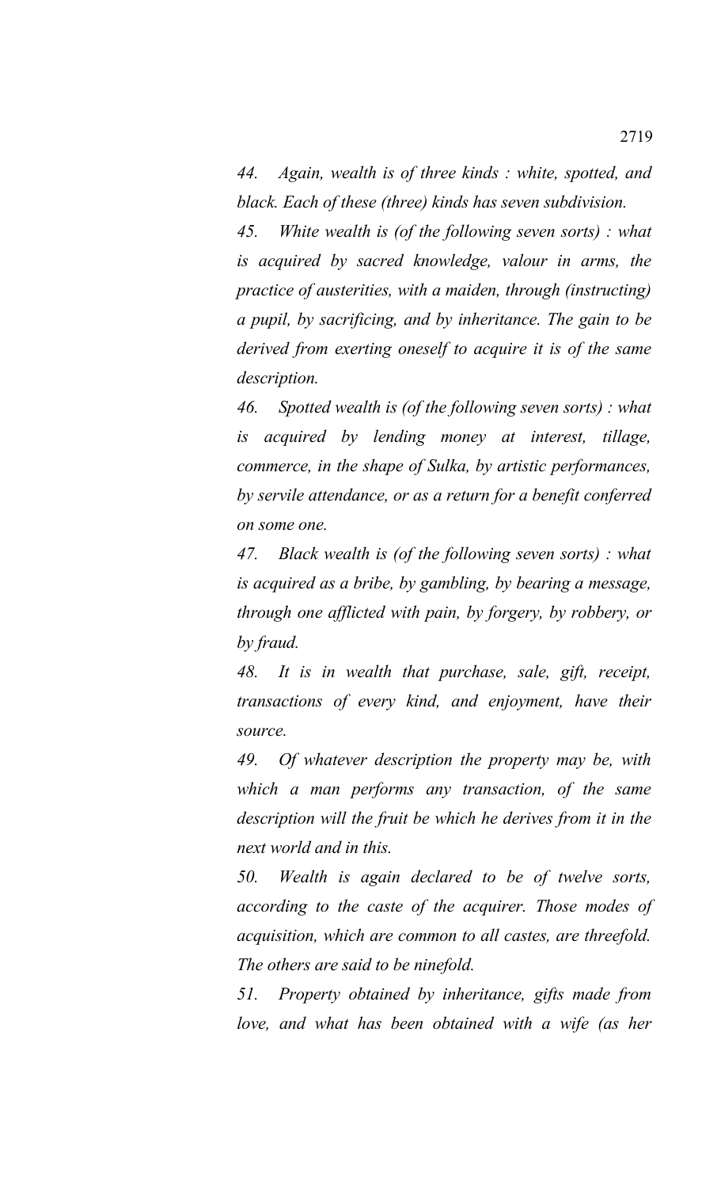*44. Again, wealth is of three kinds : white, spotted, and black. Each of these (three) kinds has seven subdivision.*

*45. White wealth is (of the following seven sorts) : what is acquired by sacred knowledge, valour in arms, the practice of austerities, with a maiden, through (instructing) a pupil, by sacrificing, and by inheritance. The gain to be derived from exerting oneself to acquire it is of the same description.*

*46. Spotted wealth is (of the following seven sorts) : what is acquired by lending money at interest, tillage, commerce, in the shape of Sulka, by artistic performances, by servile attendance, or as a return for a benefit conferred on some one.*

*47. Black wealth is (of the following seven sorts) : what is acquired as a bribe, by gambling, by bearing a message, through one afflicted with pain, by forgery, by robbery, or by fraud.*

*48. It is in wealth that purchase, sale, gift, receipt, transactions of every kind, and enjoyment, have their source.*

*49. Of whatever description the property may be, with which a man performs any transaction, of the same description will the fruit be which he derives from it in the next world and in this.*

*50. Wealth is again declared to be of twelve sorts, according to the caste of the acquirer. Those modes of acquisition, which are common to all castes, are threefold. The others are said to be ninefold.*

*51. Property obtained by inheritance, gifts made from love, and what has been obtained with a wife (as her*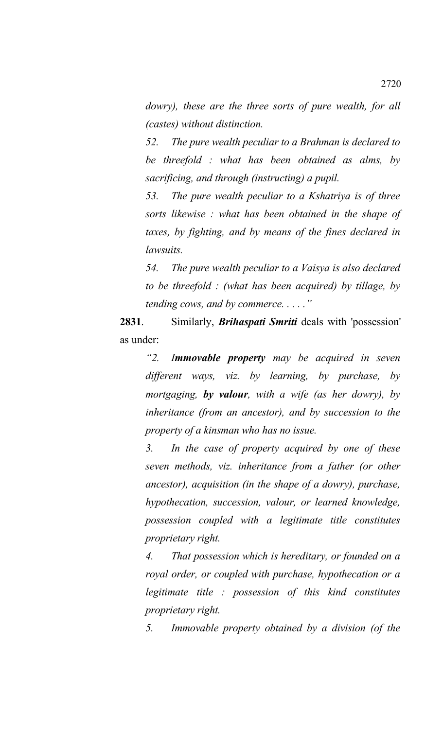*dowry), these are the three sorts of pure wealth, for all (castes) without distinction.*

*52. The pure wealth peculiar to a Brahman is declared to be threefold : what has been obtained as alms, by sacrificing, and through (instructing) a pupil.*

*53. The pure wealth peculiar to a Kshatriya is of three sorts likewise : what has been obtained in the shape of taxes, by fighting, and by means of the fines declared in lawsuits.*

*54. The pure wealth peculiar to a Vaisya is also declared to be threefold : (what has been acquired) by tillage, by tending cows, and by commerce. . . . ."*

**2831**. Similarly, ***Brihaspati Smriti*** deals with 'possession' as under:

*"2. I**mmovable property** may be acquired in seven different ways, viz. by learning, by purchase, by mortgaging, **by valour**, with a wife (as her dowry), by inheritance (from an ancestor), and by succession to the property of a kinsman who has no issue.*

*3. In the case of property acquired by one of these seven methods, viz. inheritance from a father (or other ancestor), acquisition (in the shape of a dowry), purchase, hypothecation, succession, valour, or learned knowledge, possession coupled with a legitimate title constitutes proprietary right.*

*4. That possession which is hereditary, or founded on a royal order, or coupled with purchase, hypothecation or a legitimate title : possession of this kind constitutes proprietary right.*

*5. Immovable property obtained by a division (of the*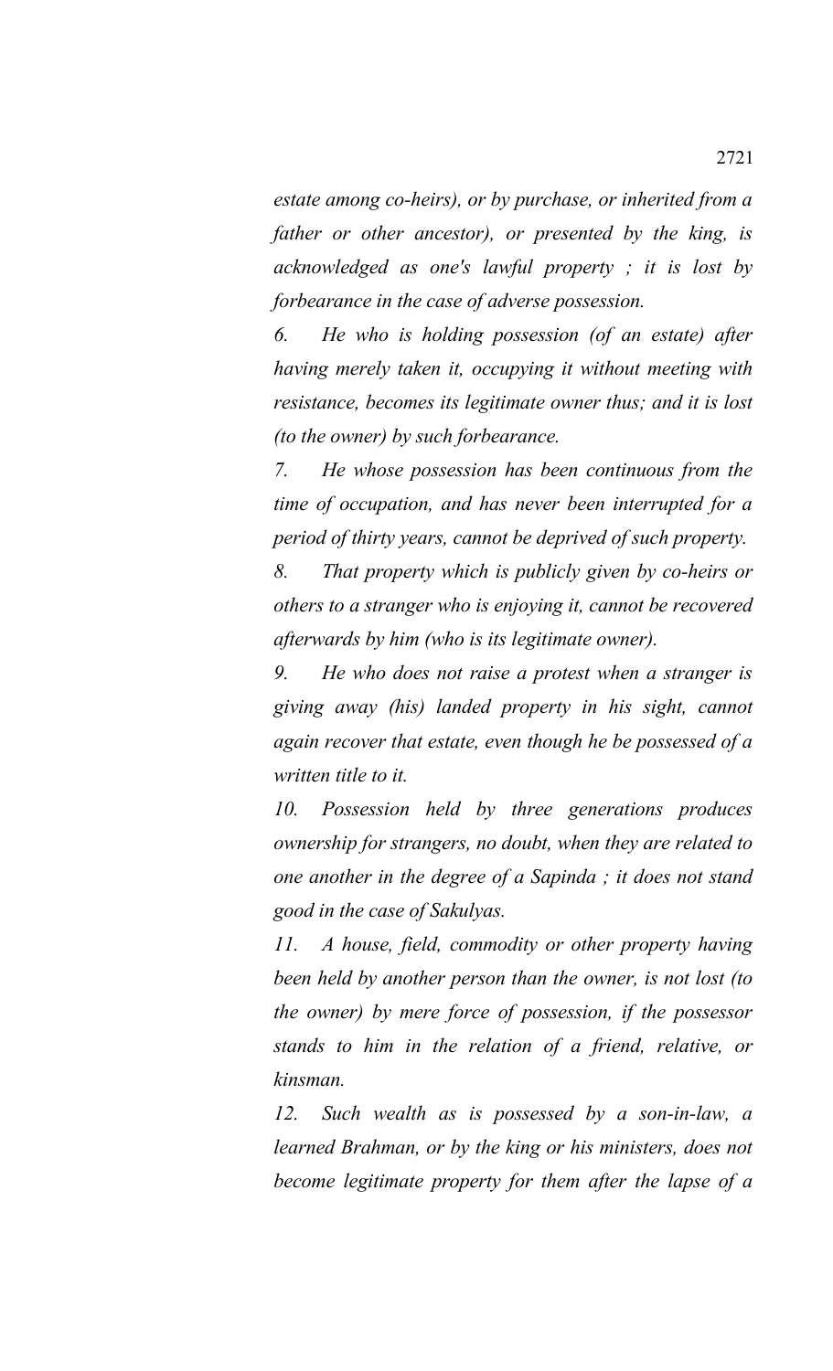*estate among co-heirs), or by purchase, or inherited from a father or other ancestor), or presented by the king, is acknowledged as one's lawful property ; it is lost by forbearance in the case of adverse possession.*

*6. He who is holding possession (of an estate) after having merely taken it, occupying it without meeting with resistance, becomes its legitimate owner thus; and it is lost (to the owner) by such forbearance.*

*7. He whose possession has been continuous from the time of occupation, and has never been interrupted for a period of thirty years, cannot be deprived of such property.*

*8. That property which is publicly given by co-heirs or others to a stranger who is enjoying it, cannot be recovered afterwards by him (who is its legitimate owner).*

*9. He who does not raise a protest when a stranger is giving away (his) landed property in his sight, cannot again recover that estate, even though he be possessed of a written title to it.*

*10. Possession held by three generations produces ownership for strangers, no doubt, when they are related to one another in the degree of a Sapinda ; it does not stand good in the case of Sakulyas.*

*11. A house, field, commodity or other property having been held by another person than the owner, is not lost (to the owner) by mere force of possession, if the possessor stands to him in the relation of a friend, relative, or kinsman.*

*12. Such wealth as is possessed by a son-in-law, a learned Brahman, or by the king or his ministers, does not become legitimate property for them after the lapse of a*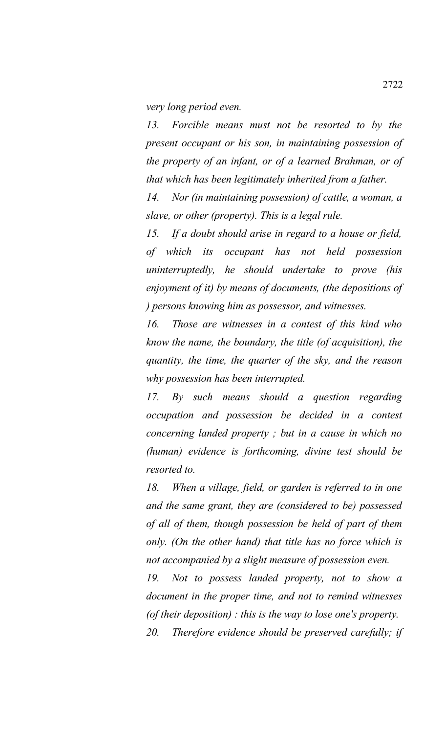*very long period even.*

*13. Forcible means must not be resorted to by the present occupant or his son, in maintaining possession of the property of an infant, or of a learned Brahman, or of that which has been legitimately inherited from a father.*

*14. Nor (in maintaining possession) of cattle, a woman, a slave, or other (property). This is a legal rule.*

*15. If a doubt should arise in regard to a house or field, of which its occupant has not held possession uninterruptedly, he should undertake to prove (his enjoyment of it) by means of documents, (the depositions of ) persons knowing him as possessor, and witnesses.*

*16. Those are witnesses in a contest of this kind who know the name, the boundary, the title (of acquisition), the quantity, the time, the quarter of the sky, and the reason why possession has been interrupted.*

*17. By such means should a question regarding occupation and possession be decided in a contest concerning landed property ; but in a cause in which no (human) evidence is forthcoming, divine test should be resorted to.*

*18. When a village, field, or garden is referred to in one and the same grant, they are (considered to be) possessed of all of them, though possession be held of part of them only. (On the other hand) that title has no force which is not accompanied by a slight measure of possession even.*

*19. Not to possess landed property, not to show a document in the proper time, and not to remind witnesses (of their deposition) : this is the way to lose one's property.*

*20. Therefore evidence should be preserved carefully; if*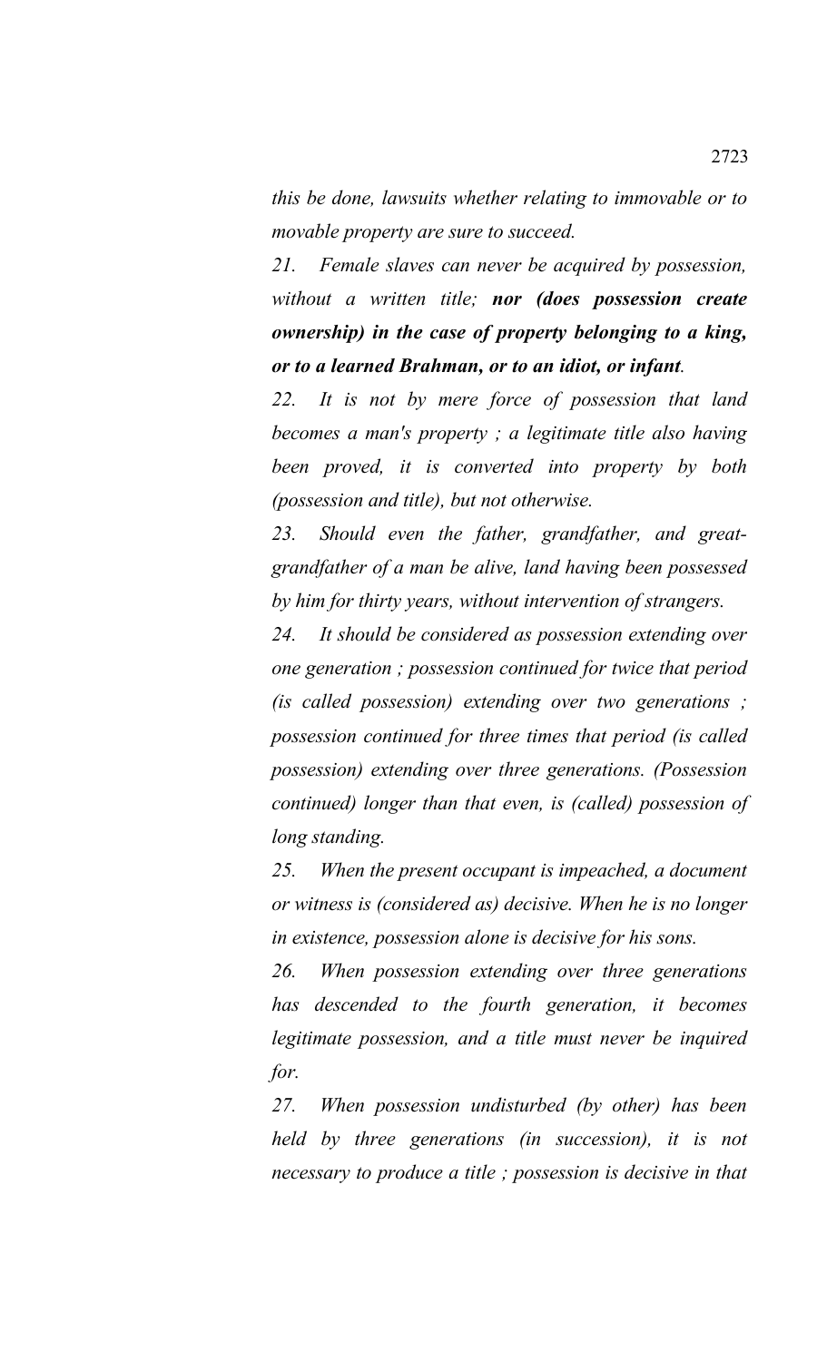*this be done, lawsuits whether relating to immovable or to movable property are sure to succeed.*

*21. Female slaves can never be acquired by possession, without a written title;* ***nor (does possession create ownership) in the case of property belonging to a king, or to a learned Brahman, or to an idiot, or infant****.*

*22. It is not by mere force of possession that land becomes a man's property ; a legitimate title also having been proved, it is converted into property by both (possession and title), but not otherwise.*

*23. Should even the father, grandfather, and great-grandfather of a man be alive, land having been possessed by him for thirty years, without intervention of strangers.*

*24. It should be considered as possession extending over one generation ; possession continued for twice that period (is called possession) extending over two generations ; possession continued for three times that period (is called possession) extending over three generations. (Possession continued) longer than that even, is (called) possession of long standing.*

*25. When the present occupant is impeached, a document or witness is (considered as) decisive. When he is no longer in existence, possession alone is decisive for his sons.*

*26. When possession extending over three generations has descended to the fourth generation, it becomes legitimate possession, and a title must never be inquired for.*

*27. When possession undisturbed (by other) has been held by three generations (in succession), it is not necessary to produce a title ; possession is decisive in that*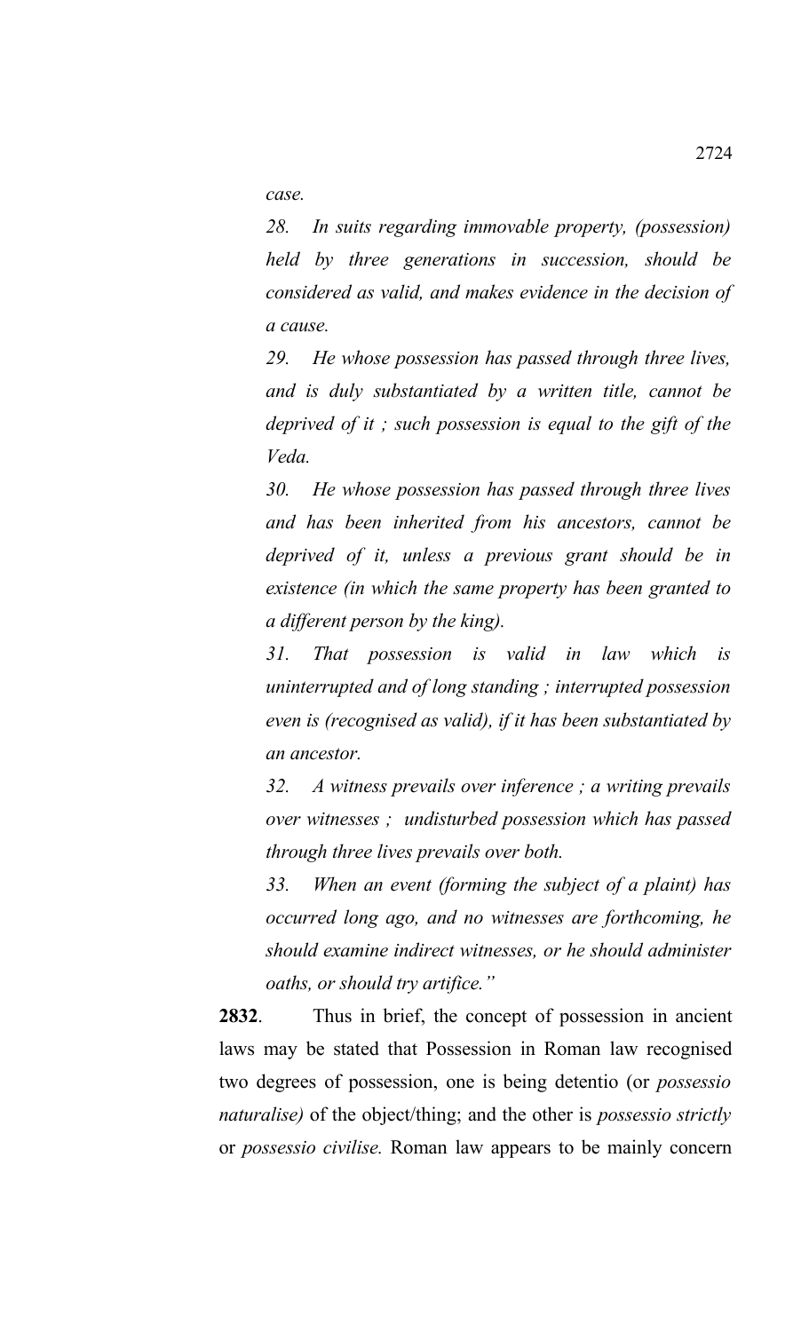*case.*

*28. In suits regarding immovable property, (possession) held by three generations in succession, should be considered as valid, and makes evidence in the decision of a cause.*

*29. He whose possession has passed through three lives, and is duly substantiated by a written title, cannot be deprived of it ; such possession is equal to the gift of the Veda.*

*30. He whose possession has passed through three lives and has been inherited from his ancestors, cannot be deprived of it, unless a previous grant should be in existence (in which the same property has been granted to a different person by the king).*

*31. That possession is valid in law which is uninterrupted and of long standing ; interrupted possession even is (recognised as valid), if it has been substantiated by an ancestor.*

*32. A witness prevails over inference ; a writing prevails over witnesses ; undisturbed possession which has passed through three lives prevails over both.*

*33. When an event (forming the subject of a plaint) has occurred long ago, and no witnesses are forthcoming, he should examine indirect witnesses, or he should administer oaths, or should try artifice."*

**2832**. Thus in brief, the concept of possession in ancient laws may be stated that Possession in Roman law recognised two degrees of possession, one is being detentio (or *possessio naturalise)* of the object/thing; and the other is *possessio strictly* or *possessio civilise.* Roman law appears to be mainly concern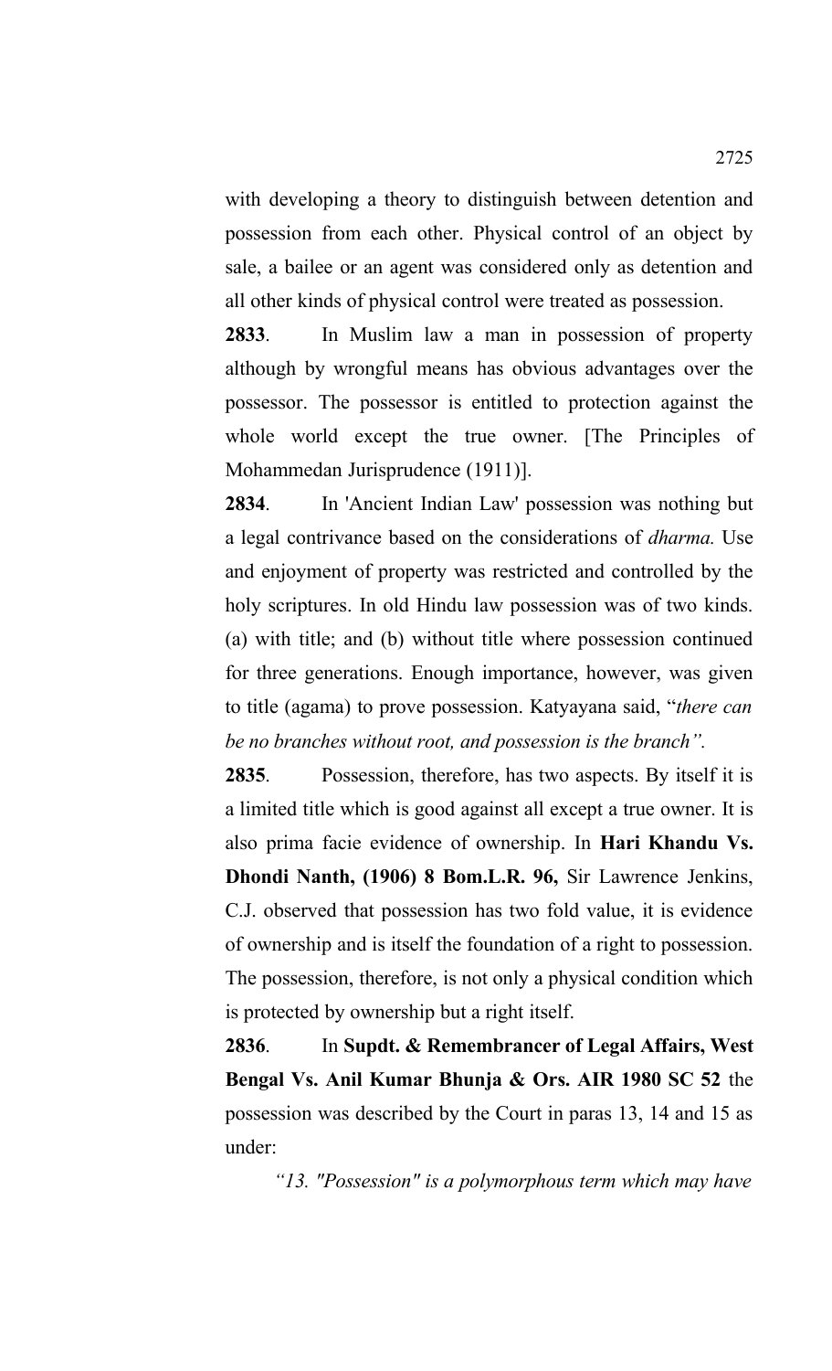with developing a theory to distinguish between detention and possession from each other. Physical control of an object by sale, a bailee or an agent was considered only as detention and all other kinds of physical control were treated as possession.

**2833**. In Muslim law a man in possession of property although by wrongful means has obvious advantages over the possessor. The possessor is entitled to protection against the whole world except the true owner. [The Principles of Mohammedan Jurisprudence (1911)].

**2834**. In 'Ancient Indian Law' possession was nothing but a legal contrivance based on the considerations of *dharma.* Use and enjoyment of property was restricted and controlled by the holy scriptures. In old Hindu law possession was of two kinds. (a) with title; and (b) without title where possession continued for three generations. Enough importance, however, was given to title (agama) to prove possession. Katyayana said, "*there can be no branches without root, and possession is the branch".*

**2835**. Possession, therefore, has two aspects. By itself it is a limited title which is good against all except a true owner. It is also prima facie evidence of ownership. In **Hari Khandu Vs. Dhondi Nanth, (1906) 8 Bom.L.R. 96,** Sir Lawrence Jenkins, C.J. observed that possession has two fold value, it is evidence of ownership and is itself the foundation of a right to possession. The possession, therefore, is not only a physical condition which is protected by ownership but a right itself.

**2836**. In **Supdt. & Remembrancer of Legal Affairs, West Bengal Vs. Anil Kumar Bhunja & Ors. AIR 1980 SC 52** the possession was described by the Court in paras 13, 14 and 15 as under:

*"13. "Possession" is a polymorphous term which may have*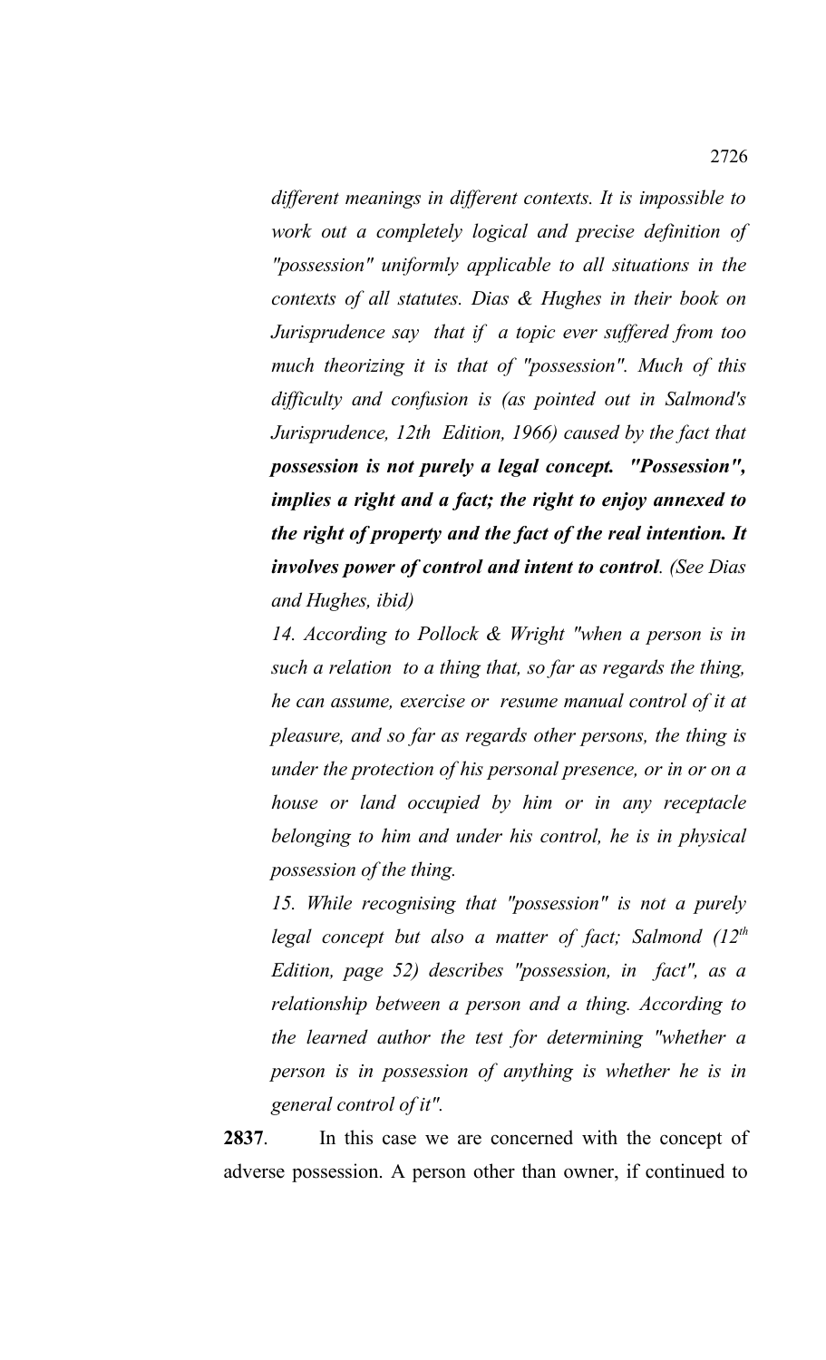*different meanings in different contexts. It is impossible to work out a completely logical and precise definition of "possession" uniformly applicable to all situations in the contexts of all statutes. Dias & Hughes in their book on Jurisprudence say that if a topic ever suffered from too much theorizing it is that of "possession". Much of this difficulty and confusion is (as pointed out in Salmond's Jurisprudence, 12th Edition, 1966) caused by the fact that* ***possession is not purely a legal concept. "Possession", implies a right and a fact; the right to enjoy annexed to the right of property and the fact of the real intention. It involves power of control and intent to control****. (See Dias and Hughes, ibid)*

*14. According to Pollock & Wright "when a person is in such a relation to a thing that, so far as regards the thing, he can assume, exercise or resume manual control of it at pleasure, and so far as regards other persons, the thing is under the protection of his personal presence, or in or on a house or land occupied by him or in any receptacle belonging to him and under his control, he is in physical possession of the thing.*

*15. While recognising that "possession" is not a purely legal concept but also a matter of fact; Salmond (12th Edition, page 52) describes "possession, in fact", as a relationship between a person and a thing. According to the learned author the test for determining "whether a person is in possession of anything is whether he is in general control of it".*

**2837**. In this case we are concerned with the concept of adverse possession. A person other than owner, if continued to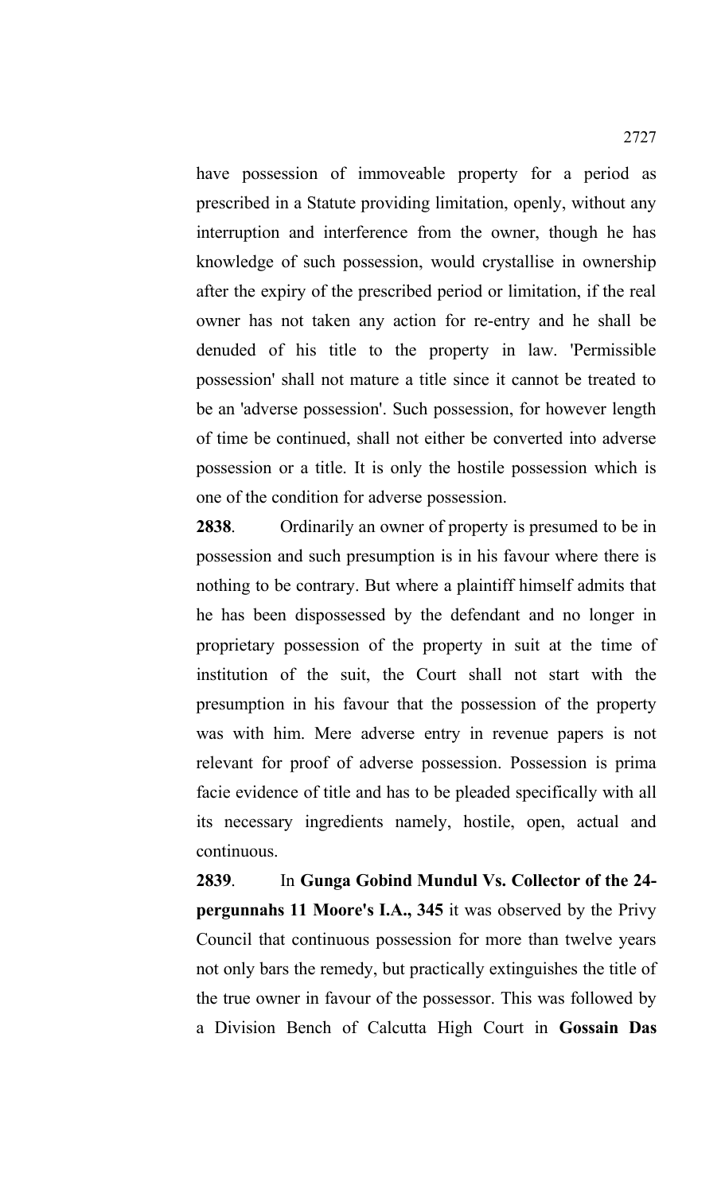have possession of immoveable property for a period as prescribed in a Statute providing limitation, openly, without any interruption and interference from the owner, though he has knowledge of such possession, would crystallise in ownership after the expiry of the prescribed period or limitation, if the real owner has not taken any action for re-entry and he shall be denuded of his title to the property in law. 'Permissible possession' shall not mature a title since it cannot be treated to be an 'adverse possession'. Such possession, for however length of time be continued, shall not either be converted into adverse possession or a title. It is only the hostile possession which is one of the condition for adverse possession.

**2838**. Ordinarily an owner of property is presumed to be in possession and such presumption is in his favour where there is nothing to be contrary. But where a plaintiff himself admits that he has been dispossessed by the defendant and no longer in proprietary possession of the property in suit at the time of institution of the suit, the Court shall not start with the presumption in his favour that the possession of the property was with him. Mere adverse entry in revenue papers is not relevant for proof of adverse possession. Possession is prima facie evidence of title and has to be pleaded specifically with all its necessary ingredients namely, hostile, open, actual and continuous.

**2839**. In **Gunga Gobind Mundul Vs. Collector of the 24-pergunnahs 11 Moore's I.A., 345** it was observed by the Privy Council that continuous possession for more than twelve years not only bars the remedy, but practically extinguishes the title of the true owner in favour of the possessor. This was followed by a Division Bench of Calcutta High Court in **Gossain Das**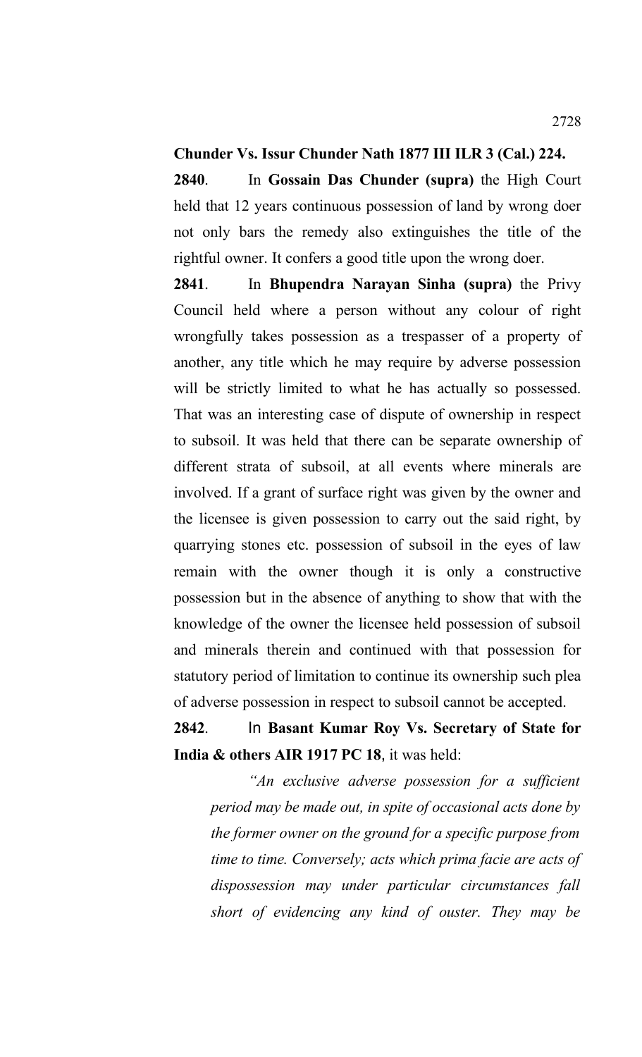**Chunder Vs. Issur Chunder Nath 1877 III ILR 3 (Cal.) 224.**

**2840**. In **Gossain Das Chunder (supra)** the High Court held that 12 years continuous possession of land by wrong doer not only bars the remedy also extinguishes the title of the rightful owner. It confers a good title upon the wrong doer.

**2841**. In **Bhupendra Narayan Sinha (supra)** the Privy Council held where a person without any colour of right wrongfully takes possession as a trespasser of a property of another, any title which he may require by adverse possession will be strictly limited to what he has actually so possessed. That was an interesting case of dispute of ownership in respect to subsoil. It was held that there can be separate ownership of different strata of subsoil, at all events where minerals are involved. If a grant of surface right was given by the owner and the licensee is given possession to carry out the said right, by quarrying stones etc. possession of subsoil in the eyes of law remain with the owner though it is only a constructive possession but in the absence of anything to show that with the knowledge of the owner the licensee held possession of subsoil and minerals therein and continued with that possession for statutory period of limitation to continue its ownership such plea of adverse possession in respect to subsoil cannot be accepted.

**2842**. In **Basant Kumar Roy Vs. Secretary of State for India & others AIR 1917 PC 18**, it was held:

> *"An exclusive adverse possession for a sufficient period may be made out, in spite of occasional acts done by the former owner on the ground for a specific purpose from time to time. Conversely; acts which prima facie are acts of dispossession may under particular circumstances fall short of evidencing any kind of ouster. They may be*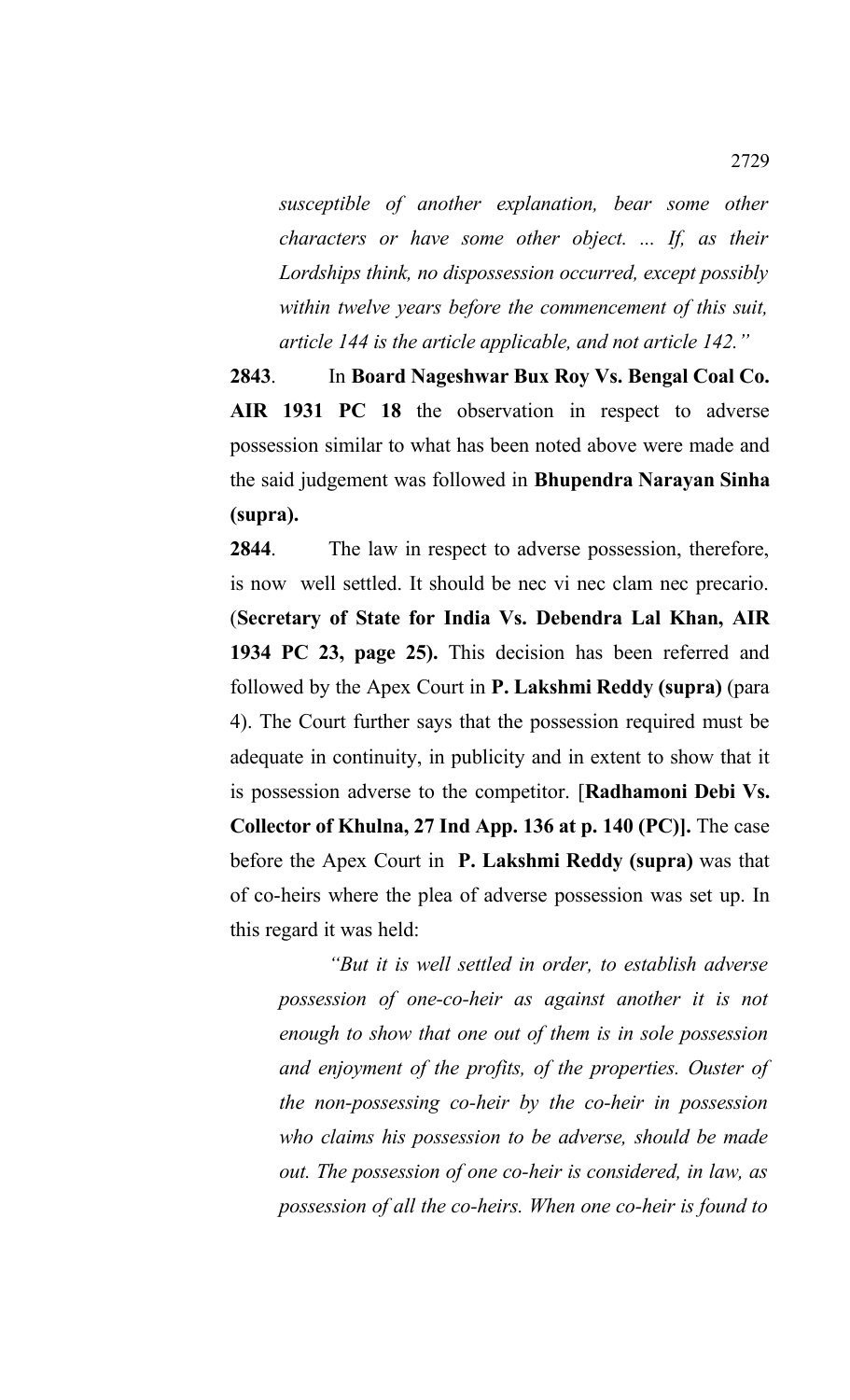*susceptible of another explanation, bear some other characters or have some other object. ... If, as their Lordships think, no dispossession occurred, except possibly within twelve years before the commencement of this suit, article 144 is the article applicable, and not article 142."*

**2843**. In **Board Nageshwar Bux Roy Vs. Bengal Coal Co. AIR 1931 PC 18** the observation in respect to adverse possession similar to what has been noted above were made and the said judgement was followed in **Bhupendra Narayan Sinha (supra).**

**2844**. The law in respect to adverse possession, therefore, is now well settled. It should be nec vi nec clam nec precario. (**Secretary of State for India Vs. Debendra Lal Khan, AIR 1934 PC 23, page 25).** This decision has been referred and followed by the Apex Court in **P. Lakshmi Reddy (supra)** (para 4). The Court further says that the possession required must be adequate in continuity, in publicity and in extent to show that it is possession adverse to the competitor. [**Radhamoni Debi Vs. Collector of Khulna, 27 Ind App. 136 at p. 140 (PC)].** The case before the Apex Court in **P. Lakshmi Reddy (supra)** was that of co-heirs where the plea of adverse possession was set up. In this regard it was held:

> *"But it is well settled in order, to establish adverse possession of one-co-heir as against another it is not enough to show that one out of them is in sole possession and enjoyment of the profits, of the properties. Ouster of the non-possessing co-heir by the co-heir in possession who claims his possession to be adverse, should be made out. The possession of one co-heir is considered, in law, as possession of all the co-heirs. When one co-heir is found to*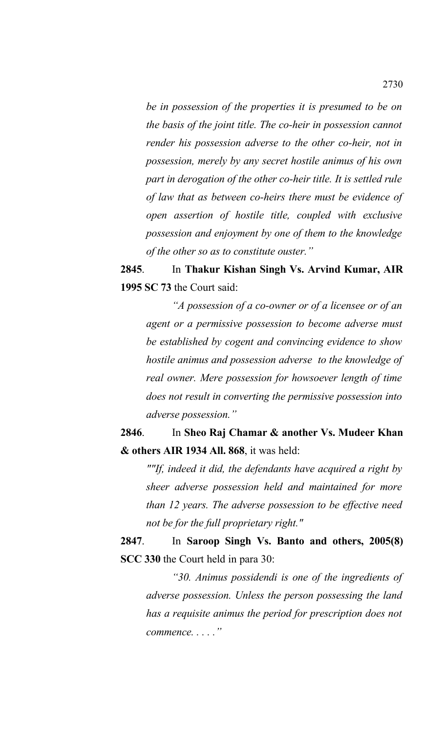*be in possession of the properties it is presumed to be on the basis of the joint title. The co-heir in possession cannot render his possession adverse to the other co-heir, not in possession, merely by any secret hostile animus of his own part in derogation of the other co-heir title. It is settled rule of law that as between co-heirs there must be evidence of open assertion of hostile title, coupled with exclusive possession and enjoyment by one of them to the knowledge of the other so as to constitute ouster."*

**2845**. In **Thakur Kishan Singh Vs. Arvind Kumar, AIR 1995 SC 73** the Court said:

*"A possession of a co-owner or of a licensee or of an agent or a permissive possession to become adverse must be established by cogent and convincing evidence to show hostile animus and possession adverse to the knowledge of real owner. Mere possession for howsoever length of time does not result in converting the permissive possession into adverse possession."*

**2846**. In **Sheo Raj Chamar & another Vs. Mudeer Khan & others AIR 1934 All. 868**, it was held:

*""If, indeed it did, the defendants have acquired a right by sheer adverse possession held and maintained for more than 12 years. The adverse possession to be effective need not be for the full proprietary right."*

**2847**. In **Saroop Singh Vs. Banto and others, 2005(8) SCC 330** the Court held in para 30:

*"30. Animus possidendi is one of the ingredients of adverse possession. Unless the person possessing the land has a requisite animus the period for prescription does not commence. . . . ."*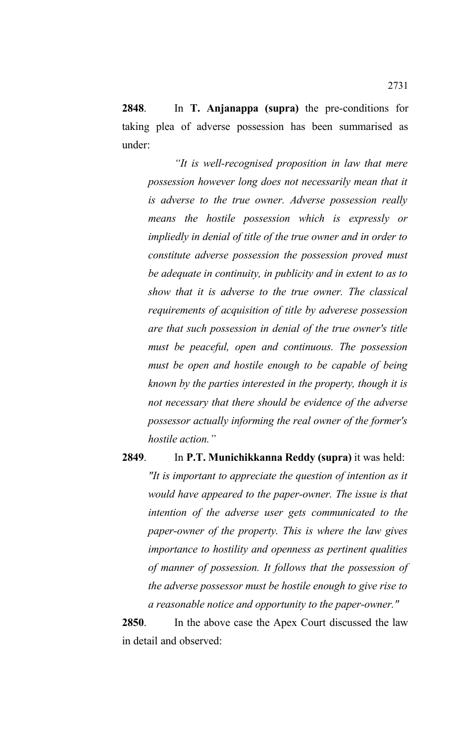**2848**. In **T. Anjanappa (supra)** the pre-conditions for taking plea of adverse possession has been summarised as under:

> *"It is well-recognised proposition in law that mere possession however long does not necessarily mean that it is adverse to the true owner. Adverse possession really means the hostile possession which is expressly or impliedly in denial of title of the true owner and in order to constitute adverse possession the possession proved must be adequate in continuity, in publicity and in extent to as to show that it is adverse to the true owner. The classical requirements of acquisition of title by adverese possession are that such possession in denial of the true owner's title must be peaceful, open and continuous. The possession must be open and hostile enough to be capable of being known by the parties interested in the property, though it is not necessary that there should be evidence of the adverse possessor actually informing the real owner of the former's hostile action."*

**2849**. In **P.T. Munichikkanna Reddy (supra)** it was held:

> *"It is important to appreciate the question of intention as it would have appeared to the paper-owner. The issue is that intention of the adverse user gets communicated to the paper-owner of the property. This is where the law gives importance to hostility and openness as pertinent qualities of manner of possession. It follows that the possession of the adverse possessor must be hostile enough to give rise to a reasonable notice and opportunity to the paper-owner."*

**2850**. In the above case the Apex Court discussed the law in detail and observed: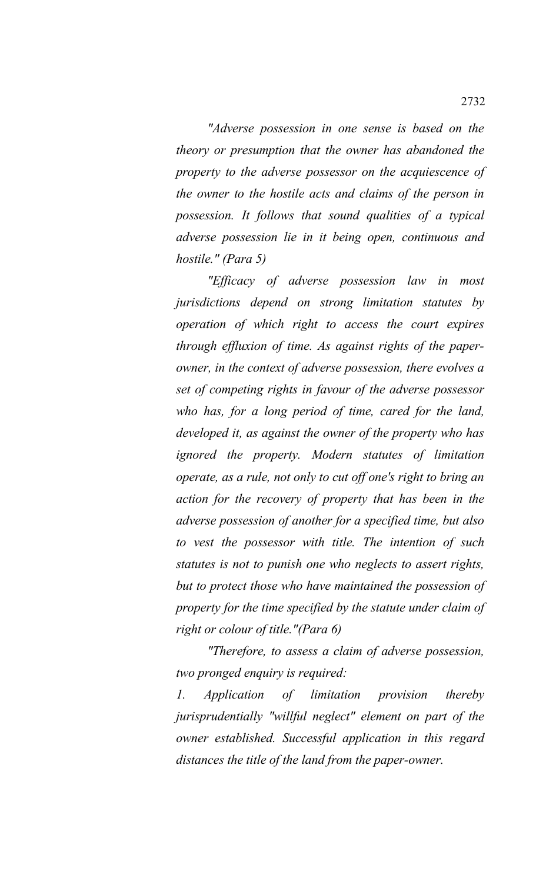*"Adverse possession in one sense is based on the theory or presumption that the owner has abandoned the property to the adverse possessor on the acquiescence of the owner to the hostile acts and claims of the person in possession. It follows that sound qualities of a typical adverse possession lie in it being open, continuous and hostile." (Para 5)*

*"Efficacy of adverse possession law in most jurisdictions depend on strong limitation statutes by operation of which right to access the court expires through efflux of time. As against rights of the paper-owner, in the context of adverse possession, there evolves a set of competing rights in favour of the adverse possessor who has, for a long period of time, cared for the land, developed it, as against the owner of the property who has ignored the property. Modern statutes of limitation operate, as a rule, not only to cut off one's right to bring an action for the recovery of property that has been in the adverse possession of another for a specified time, but also to vest the possessor with title. The intention of such statutes is not to punish one who neglects to assert rights, but to protect those who have maintained the possession of property for the time specified by the statute under claim of right or colour of title."(Para 6)*

*"Therefore, to assess a claim of adverse possession, two pronged enquiry is required:*

*1. Application of limitation provision thereby jurisprudentially "willful neglect" element on part of the owner established. Successful application in this regard distances the title of the land from the paper-owner.*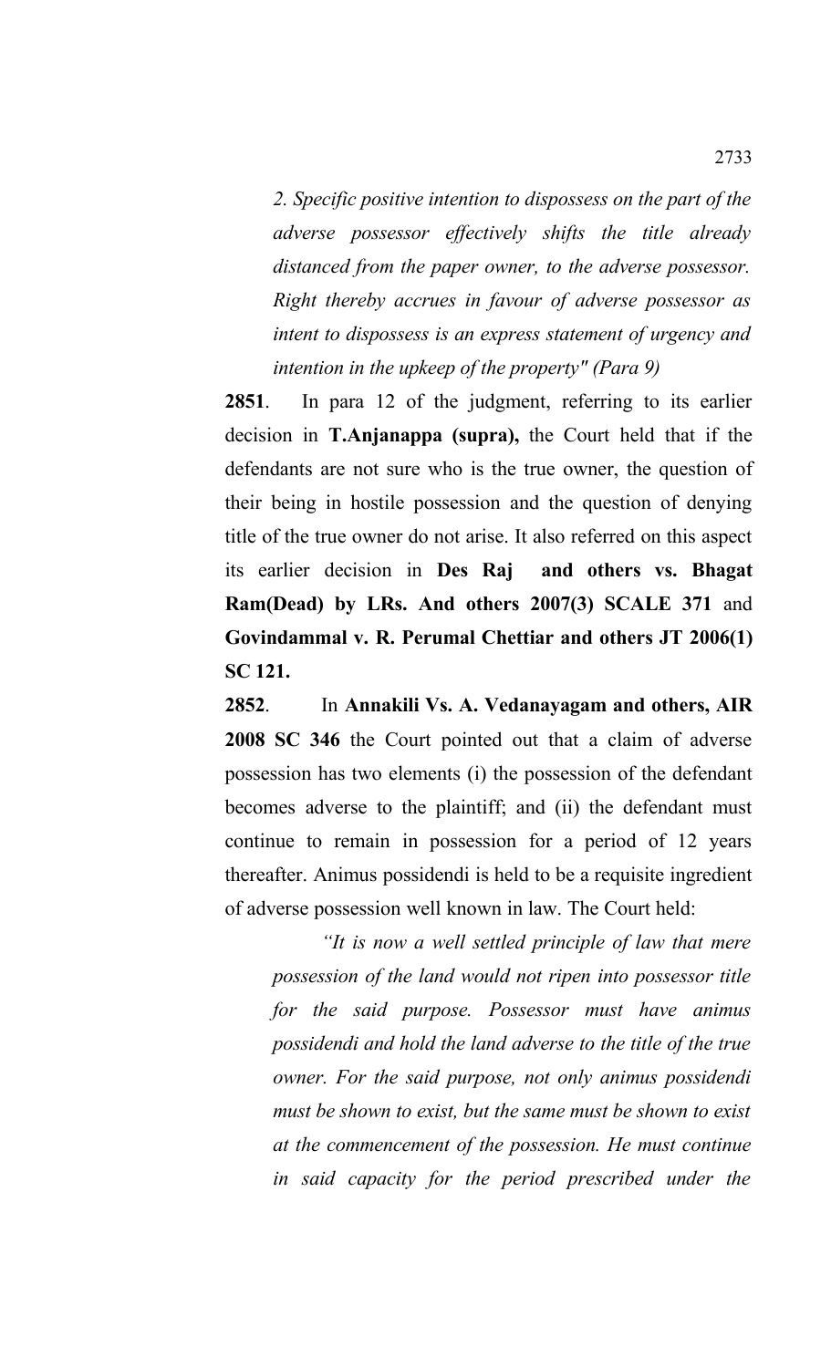*2. Specific positive intention to dispossess on the part of the adverse possessor effectively shifts the title already distanced from the paper owner, to the adverse possessor. Right thereby accrues in favour of adverse possessor as intent to dispossess is an express statement of urgency and intention in the upkeep of the property" (Para 9)*

**2851**. In para 12 of the judgment, referring to its earlier decision in **T.Anjanappa (supra),** the Court held that if the defendants are not sure who is the true owner, the question of their being in hostile possession and the question of denying title of the true owner do not arise. It also referred on this aspect its earlier decision in **Des Raj and others vs. Bhagat Ram(Dead) by LRs. And others 2007(3) SCALE 371** and **Govindammal v. R. Perumal Chettiar and others JT 2006(1) SC 121.**

**2852**. In **Annakili Vs. A. Vedanayagam and others, AIR 2008 SC 346** the Court pointed out that a claim of adverse possession has two elements (i) the possession of the defendant becomes adverse to the plaintiff; and (ii) the defendant must continue to remain in possession for a period of 12 years thereafter. Animus possidendi is held to be a requisite ingredient of adverse possession well known in law. The Court held:

*"It is now a well settled principle of law that mere possession of the land would not ripen into possessor title for the said purpose. Possessor must have animus possidendi and hold the land adverse to the title of the true owner. For the said purpose, not only animus possidendi must be shown to exist, but the same must be shown to exist at the commencement of the possession. He must continue in said capacity for the period prescribed under the*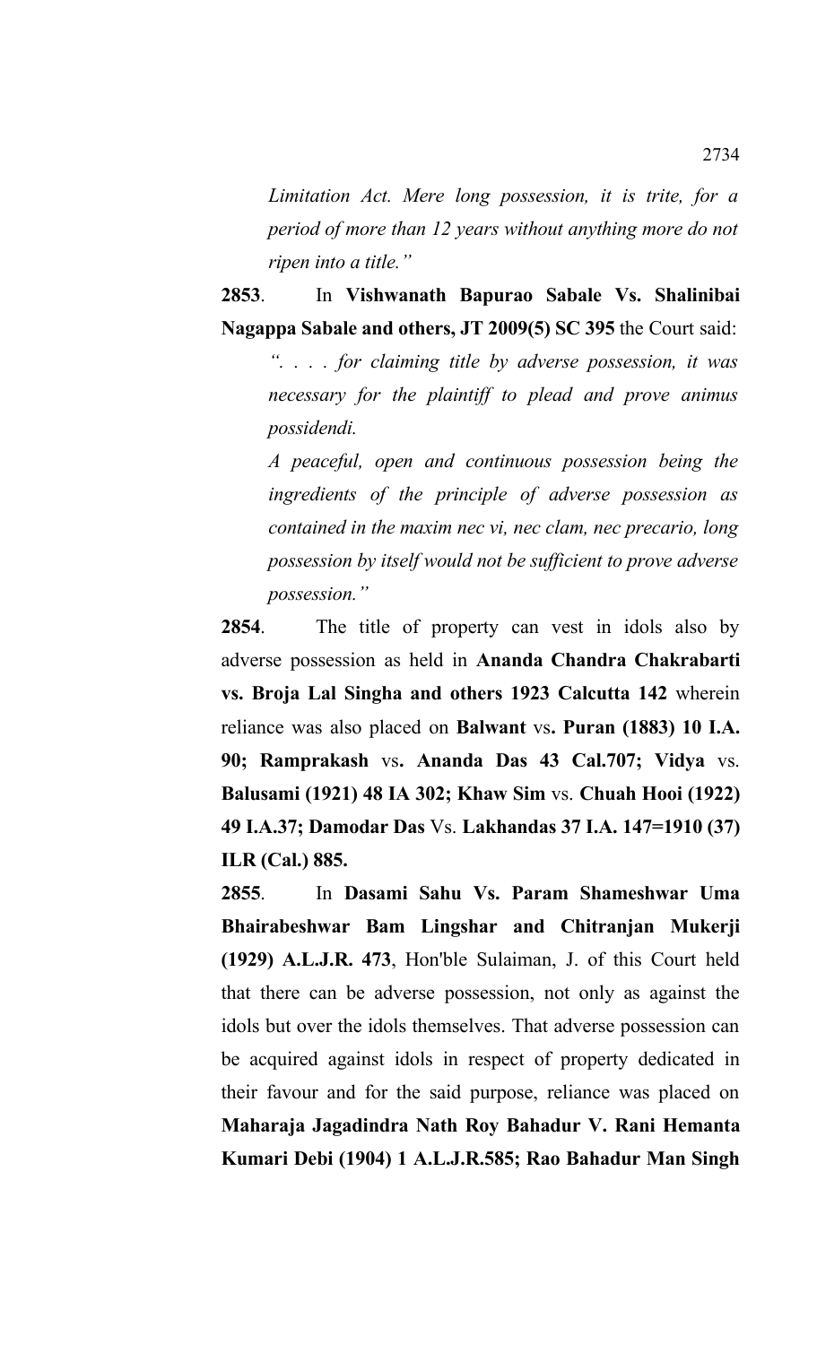*Limitation Act. Mere long possession, it is trite, for a period of more than 12 years without anything more do not ripen into a title."*

**2853**. In **Vishwanath Bapurao Sabale Vs. Shalinibai Nagappa Sabale and others, JT 2009(5) SC 395** the Court said:

*". . . . for claiming title by adverse possession, it was necessary for the plaintiff to plead and prove animus possidendi.*

*A peaceful, open and continuous possession being the ingredients of the principle of adverse possession as contained in the maxim nec vi, nec clam, nec precario, long possession by itself would not be sufficient to prove adverse possession."*

**2854**. The title of property can vest in idols also by adverse possession as held in **Ananda Chandra Chakrabarti vs. Broja Lal Singha and others 1923 Calcutta 142** wherein reliance was also placed on **Balwant** vs**. Puran (1883) 10 I.A. 90; Ramprakash** vs**. Ananda Das 43 Cal.707; Vidya** vs. **Balusami (1921) 48 IA 302; Khaw Sim** vs. **Chuah Hooi (1922) 49 I.A.37; Damodar Das** Vs. **Lakhandas 37 I.A. 147=1910 (37) ILR (Cal.) 885.**

**2855**. In **Dasami Sahu Vs. Param Shameshwar Uma Bhairabeshwar Bam Lingshar and Chitranjan Mukerji (1929) A.L.J.R. 473**, Hon'ble Sulaiman, J. of this Court held that there can be adverse possession, not only as against the idols but over the idols themselves. That adverse possession can be acquired against idols in respect of property dedicated in their favour and for the said purpose, reliance was placed on **Maharaja Jagadindra Nath Roy Bahadur V. Rani Hemanta Kumari Debi (1904) 1 A.L.J.R.585; Rao Bahadur Man Singh**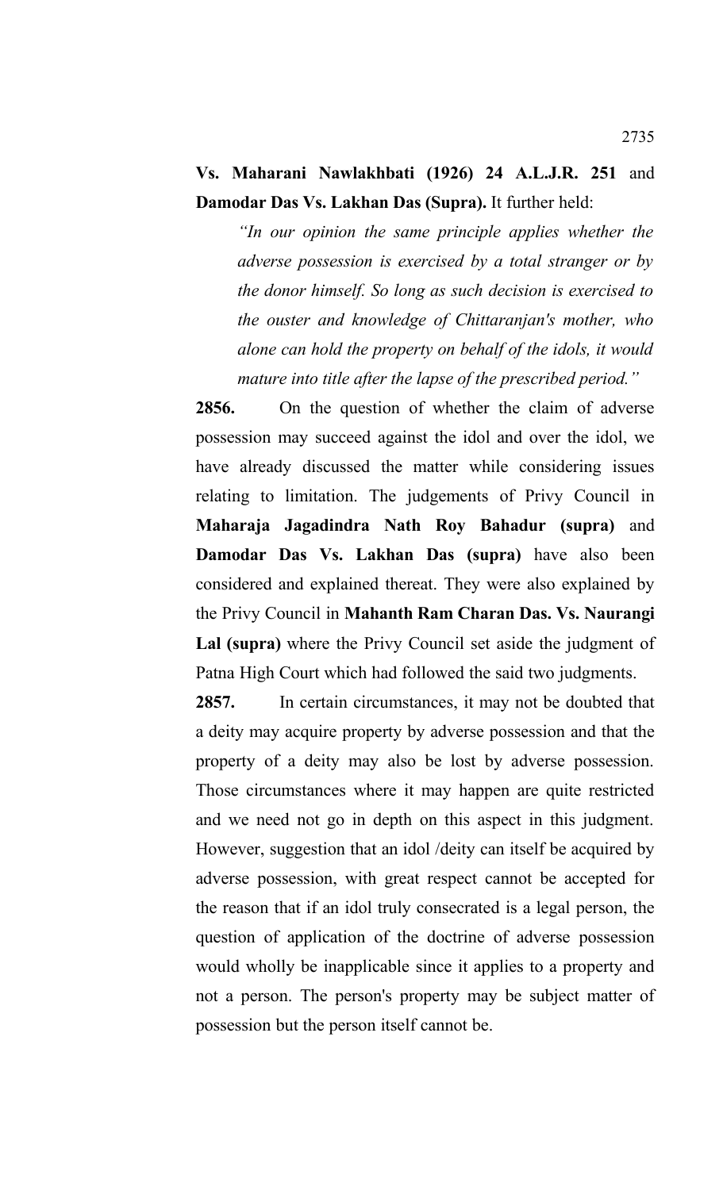**Vs. Maharani Nawlakhbati (1926) 24 A.L.J.R. 251** and **Damodar Das Vs. Lakhan Das (Supra).** It further held:

> *"In our opinion the same principle applies whether the adverse possession is exercised by a total stranger or by the donor himself. So long as such decision is exercised to the ouster and knowledge of Chittaranjan's mother, who alone can hold the property on behalf of the idols, it would mature into title after the lapse of the prescribed period."*

**2856.** On the question of whether the claim of adverse possession may succeed against the idol and over the idol, we have already discussed the matter while considering issues relating to limitation. The judgements of Privy Council in **Maharaja Jagadindra Nath Roy Bahadur (supra)** and **Damodar Das Vs. Lakhan Das (supra)** have also been considered and explained thereat. They were also explained by the Privy Council in **Mahanth Ram Charan Das. Vs. Naurangi Lal (supra)** where the Privy Council set aside the judgment of Patna High Court which had followed the said two judgments.

**2857.** In certain circumstances, it may not be doubted that a deity may acquire property by adverse possession and that the property of a deity may also be lost by adverse possession. Those circumstances where it may happen are quite restricted and we need not go in depth on this aspect in this judgment. However, suggestion that an idol /deity can itself be acquired by adverse possession, with great respect cannot be accepted for the reason that if an idol truly consecrated is a legal person, the question of application of the doctrine of adverse possession would wholly be inapplicable since it applies to a property and not a person. The person's property may be subject matter of possession but the person itself cannot be.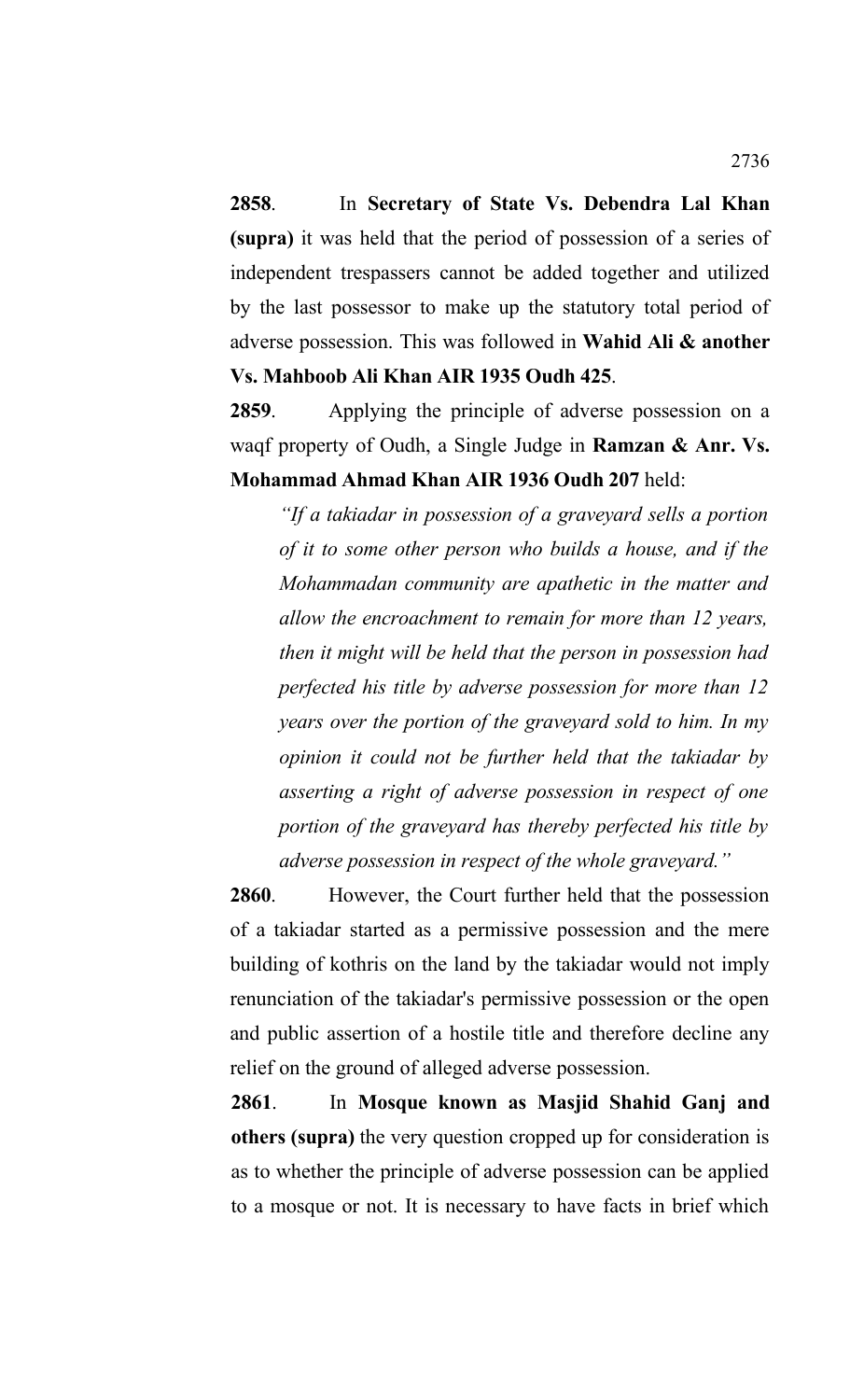**2858**. In **Secretary of State Vs. Debendra Lal Khan (supra)** it was held that the period of possession of a series of independent trespassers cannot be added together and utilized by the last possessor to make up the statutory total period of adverse possession. This was followed in **Wahid Ali & another Vs. Mahboob Ali Khan AIR 1935 Oudh 425**.

**2859**. Applying the principle of adverse possession on a waqf property of Oudh, a Single Judge in **Ramzan & Anr. Vs. Mohammad Ahmad Khan AIR 1936 Oudh 207** held:

> *"If a takiadar in possession of a graveyard sells a portion of it to some other person who builds a house, and if the Mohammadan community are apathetic in the matter and allow the encroachment to remain for more than 12 years, then it might will be held that the person in possession had perfected his title by adverse possession for more than 12 years over the portion of the graveyard sold to him. In my opinion it could not be further held that the takiadar by asserting a right of adverse possession in respect of one portion of the graveyard has thereby perfected his title by adverse possession in respect of the whole graveyard."*

**2860**. However, the Court further held that the possession of a takiadar started as a permissive possession and the mere building of kothris on the land by the takiadar would not imply renunciation of the takiadar's permissive possession or the open and public assertion of a hostile title and therefore decline any relief on the ground of alleged adverse possession.

**2861**. In **Mosque known as Masjid Shahid Ganj and others (supra)** the very question cropped up for consideration is as to whether the principle of adverse possession can be applied to a mosque or not. It is necessary to have facts in brief which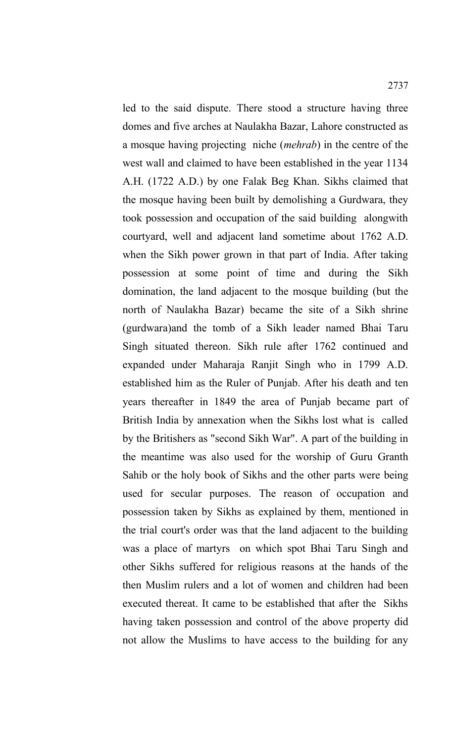led to the said dispute. There stood a structure having three domes and five arches at Naulakha Bazar, Lahore constructed as a mosque having projecting niche (*mehrab*) in the centre of the west wall and claimed to have been established in the year 1134 A.H. (1722 A.D.) by one Falak Beg Khan. Sikhs claimed that the mosque having been built by demolishing a Gurdwara, they took possession and occupation of the said building alongwith courtyard, well and adjacent land sometime about 1762 A.D. when the Sikh power grown in that part of India. After taking possession at some point of time and during the Sikh domination, the land adjacent to the mosque building (but the north of Naulakha Bazar) became the site of a Sikh shrine (gurdwara)and the tomb of a Sikh leader named Bhai Taru Singh situated thereon. Sikh rule after 1762 continued and expanded under Maharaja Ranjit Singh who in 1799 A.D. established him as the Ruler of Punjab. After his death and ten years thereafter in 1849 the area of Punjab became part of British India by annexation when the Sikhs lost what is called by the Britishers as "second Sikh War". A part of the building in the meantime was also used for the worship of Guru Granth Sahib or the holy book of Sikhs and the other parts were being used for secular purposes. The reason of occupation and possession taken by Sikhs as explained by them, mentioned in the trial court's order was that the land adjacent to the building was a place of martyrs on which spot Bhai Taru Singh and other Sikhs suffered for religious reasons at the hands of the then Muslim rulers and a lot of women and children had been executed thereat. It came to be established that after the Sikhs having taken possession and control of the above property did not allow the Muslims to have access to the building for any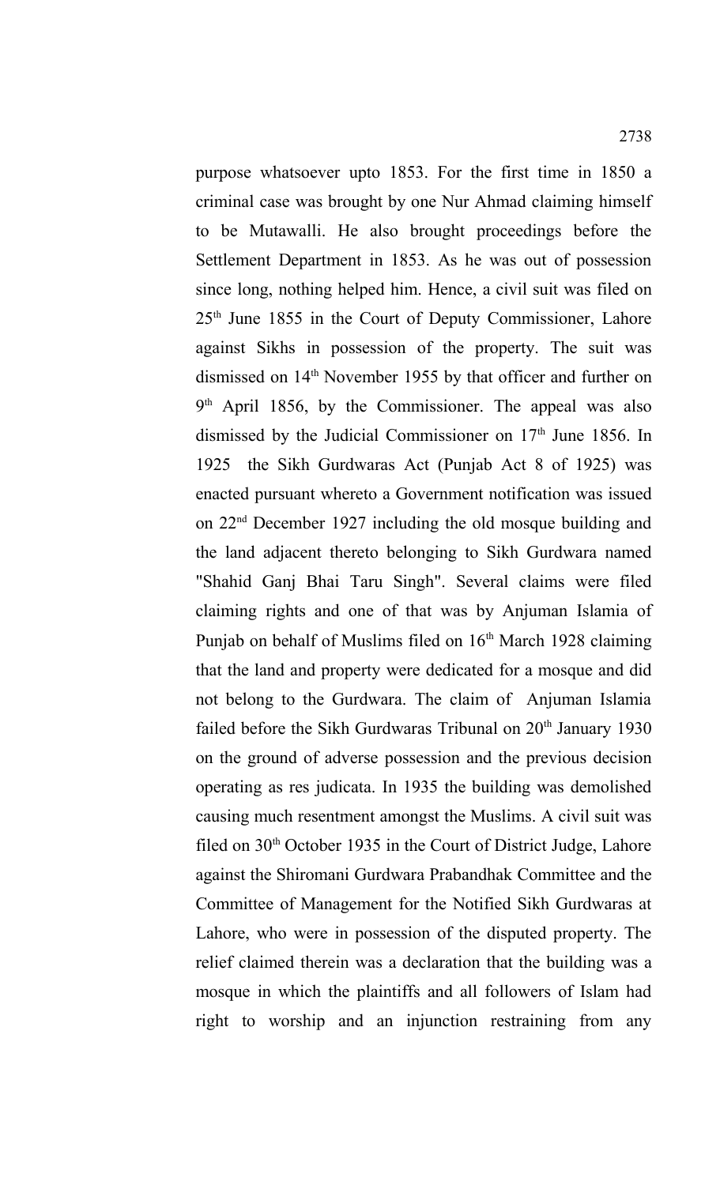purpose whatsoever upto 1853. For the first time in 1850 a criminal case was brought by one Nur Ahmad claiming himself to be Mutawalli. He also brought proceedings before the Settlement Department in 1853. As he was out of possession since long, nothing helped him. Hence, a civil suit was filed on 25th June 1855 in the Court of Deputy Commissioner, Lahore against Sikhs in possession of the property. The suit was dismissed on 14th November 1955 by that officer and further on 9th April 1856, by the Commissioner. The appeal was also dismissed by the Judicial Commissioner on 17th June 1856. In 1925 the Sikh Gurdwaras Act (Punjab Act 8 of 1925) was enacted pursuant whereto a Government notification was issued on 22nd December 1927 including the old mosque building and the land adjacent thereto belonging to Sikh Gurdwara named "Shahid Ganj Bhai Taru Singh". Several claims were filed claiming rights and one of that was by Anjuman Islamia of Punjab on behalf of Muslims filed on 16th March 1928 claiming that the land and property were dedicated for a mosque and did not belong to the Gurdwara. The claim of Anjuman Islamia failed before the Sikh Gurdwaras Tribunal on 20th January 1930 on the ground of adverse possession and the previous decision operating as res judicata. In 1935 the building was demolished causing much resentment amongst the Muslims. A civil suit was filed on 30th October 1935 in the Court of District Judge, Lahore against the Shiromani Gurdwara Prabandhak Committee and the Committee of Management for the Notified Sikh Gurdwaras at Lahore, who were in possession of the disputed property. The relief claimed therein was a declaration that the building was a mosque in which the plaintiffs and all followers of Islam had right to worship and an injunction restraining from any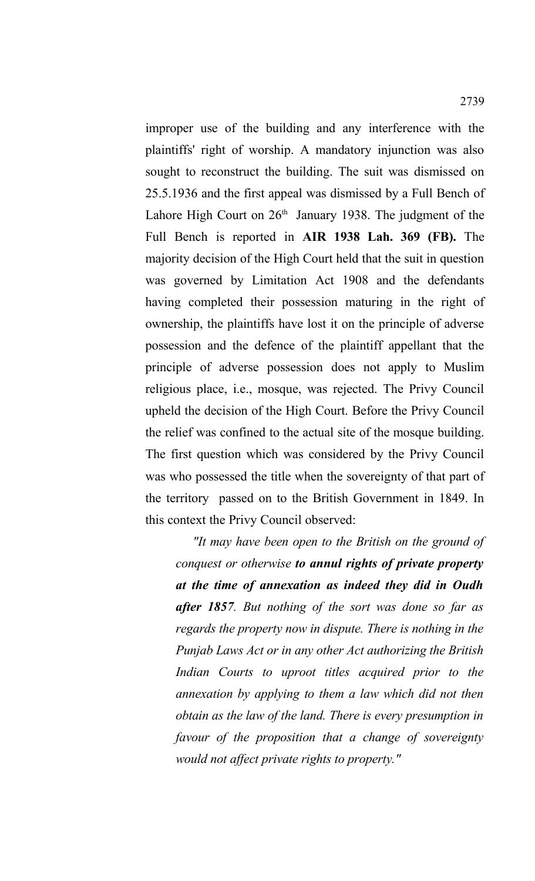improper use of the building and any interference with the plaintiffs' right of worship. A mandatory injunction was also sought to reconstruct the building. The suit was dismissed on 25.5.1936 and the first appeal was dismissed by a Full Bench of Lahore High Court on 26th January 1938. The judgment of the Full Bench is reported in **AIR 1938 Lah. 369 (FB).** The majority decision of the High Court held that the suit in question was governed by Limitation Act 1908 and the defendants having completed their possession maturing in the right of ownership, the plaintiffs have lost it on the principle of adverse possession and the defence of the plaintiff appellant that the principle of adverse possession does not apply to Muslim religious place, i.e., mosque, was rejected. The Privy Council upheld the decision of the High Court. Before the Privy Council the relief was confined to the actual site of the mosque building. The first question which was considered by the Privy Council was who possessed the title when the sovereignty of that part of the territory passed on to the British Government in 1849. In this context the Privy Council observed:

> *"It may have been open to the British on the ground of conquest or otherwise **to annul rights of private property at the time of annexation as indeed they did in Oudh after 1857**. But nothing of the sort was done so far as regards the property now in dispute. There is nothing in the Punjab Laws Act or in any other Act authorizing the British Indian Courts to uproot titles acquired prior to the annexation by applying to them a law which did not then obtain as the law of the land. There is every presumption in favour of the proposition that a change of sovereignty would not affect private rights to property."*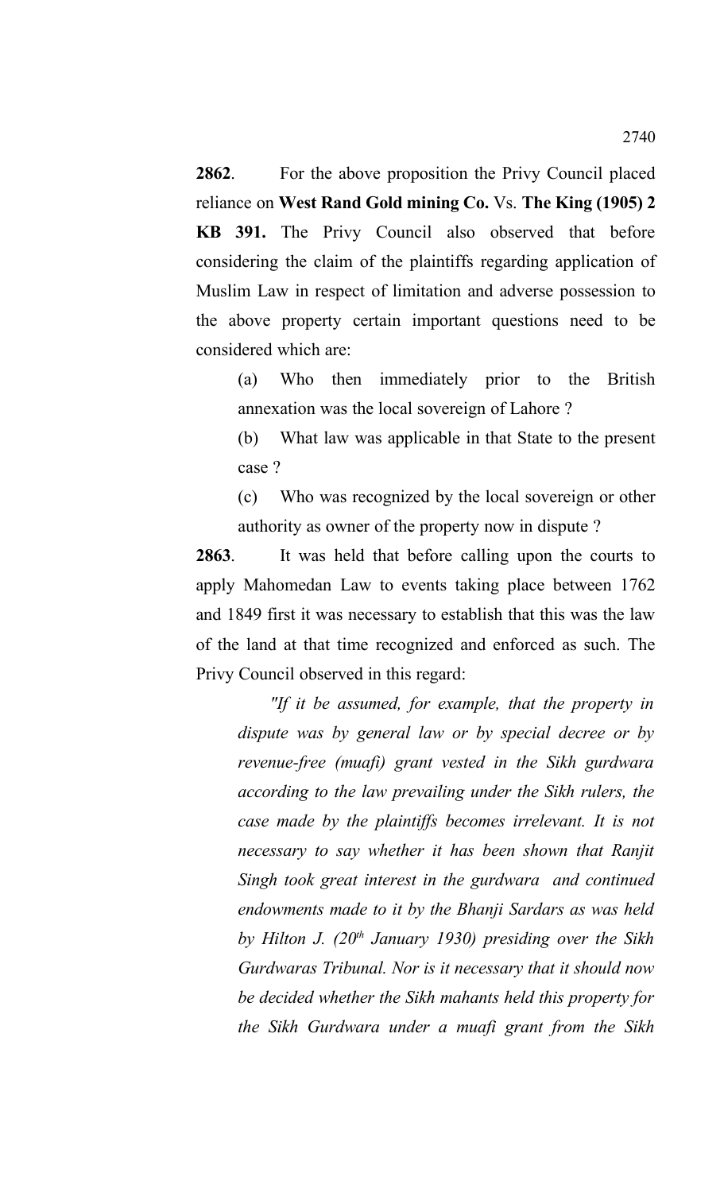**2862**. For the above proposition the Privy Council placed reliance on **West Rand Gold mining Co.** Vs. **The King (1905) 2 KB 391.** The Privy Council also observed that before considering the claim of the plaintiffs regarding application of Muslim Law in respect of limitation and adverse possession to the above property certain important questions need to be considered which are:

(a) Who then immediately prior to the British annexation was the local sovereign of Lahore ?

(b) What law was applicable in that State to the present case ?

(c) Who was recognized by the local sovereign or other authority as owner of the property now in dispute ?

**2863**. It was held that before calling upon the courts to apply Mahomedan Law to events taking place between 1762 and 1849 first it was necessary to establish that this was the law of the land at that time recognized and enforced as such. The Privy Council observed in this regard:

*"If it be assumed, for example, that the property in dispute was by general law or by special decree or by revenue-free (muafi) grant vested in the Sikh gurdwara according to the law prevailing under the Sikh rulers, the case made by the plaintiffs becomes irrelevant. It is not necessary to say whether it has been shown that Ranjit Singh took great interest in the gurdwara and continued endowments made to it by the Bhanji Sardars as was held by Hilton J. (20th January 1930) presiding over the Sikh Gurdwaras Tribunal. Nor is it necessary that it should now be decided whether the Sikh mahants held this property for the Sikh Gurdwara under a muafi grant from the Sikh*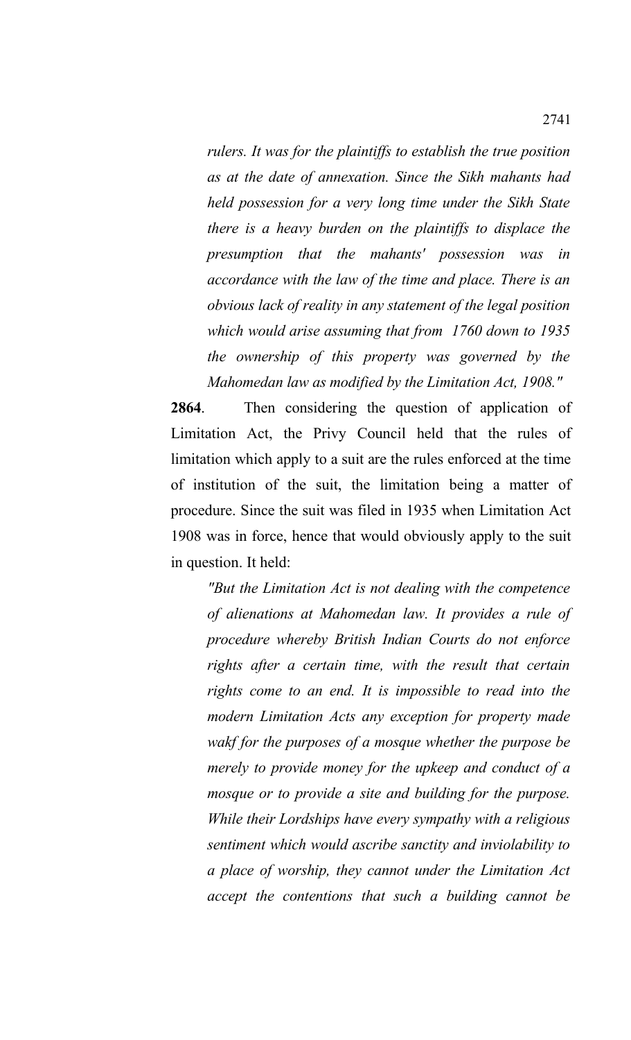*rulers. It was for the plaintiffs to establish the true position as at the date of annexation. Since the Sikh mahants had held possession for a very long time under the Sikh State there is a heavy burden on the plaintiffs to displace the presumption that the mahants' possession was in accordance with the law of the time and place. There is an obvious lack of reality in any statement of the legal position which would arise assuming that from 1760 down to 1935 the ownership of this property was governed by the Mahomedan law as modified by the Limitation Act, 1908."*

**2864**. Then considering the question of application of Limitation Act, the Privy Council held that the rules of limitation which apply to a suit are the rules enforced at the time of institution of the suit, the limitation being a matter of procedure. Since the suit was filed in 1935 when Limitation Act 1908 was in force, hence that would obviously apply to the suit in question. It held:

*"But the Limitation Act is not dealing with the competence of alienations at Mahomedan law. It provides a rule of procedure whereby British Indian Courts do not enforce rights after a certain time, with the result that certain rights come to an end. It is impossible to read into the modern Limitation Acts any exception for property made wakf for the purposes of a mosque whether the purpose be merely to provide money for the upkeep and conduct of a mosque or to provide a site and building for the purpose. While their Lordships have every sympathy with a religious sentiment which would ascribe sanctity and inviolability to a place of worship, they cannot under the Limitation Act accept the contentions that such a building cannot be*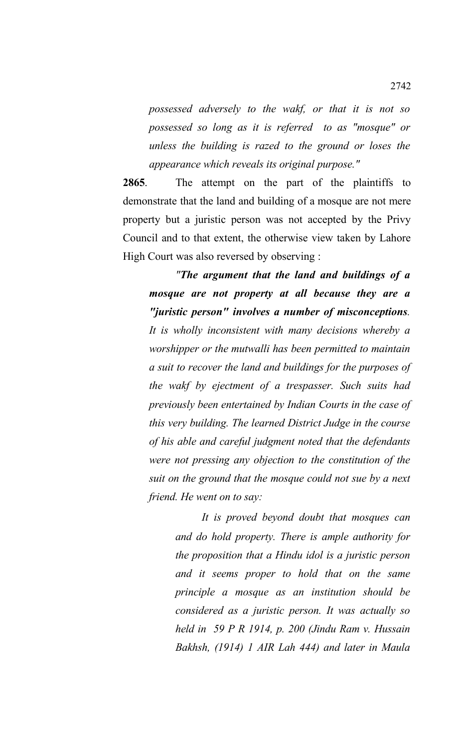*possessed adversely to the wakf, or that it is not so possessed so long as it is referred to as "mosque" or unless the building is razed to the ground or loses the appearance which reveals its original purpose."*

**2865**. The attempt on the part of the plaintiffs to demonstrate that the land and building of a mosque are not mere property but a juristic person was not accepted by the Privy Council and to that extent, the otherwise view taken by Lahore High Court was also reversed by observing :

> *"**The argument that the land and buildings of a mosque are not property at all because they are a "juristic person" involves a number of misconceptions**. It is wholly inconsistent with many decisions whereby a worshipper or the mutwalli has been permitted to maintain a suit to recover the land and buildings for the purposes of the wakf by ejectment of a trespasser. Such suits had previously been entertained by Indian Courts in the case of this very building. The learned District Judge in the course of his able and careful judgment noted that the defendants were not pressing any objection to the constitution of the suit on the ground that the mosque could not sue by a next friend. He went on to say:*
>
> > *It is proved beyond doubt that mosques can and do hold property. There is ample authority for the proposition that a Hindu idol is a juristic person and it seems proper to hold that on the same principle a mosque as an institution should be considered as a juristic person. It was actually so held in 59 P R 1914, p. 200 (Jindu Ram v. Hussain Bakhsh, (1914) 1 AIR Lah 444) and later in Maula*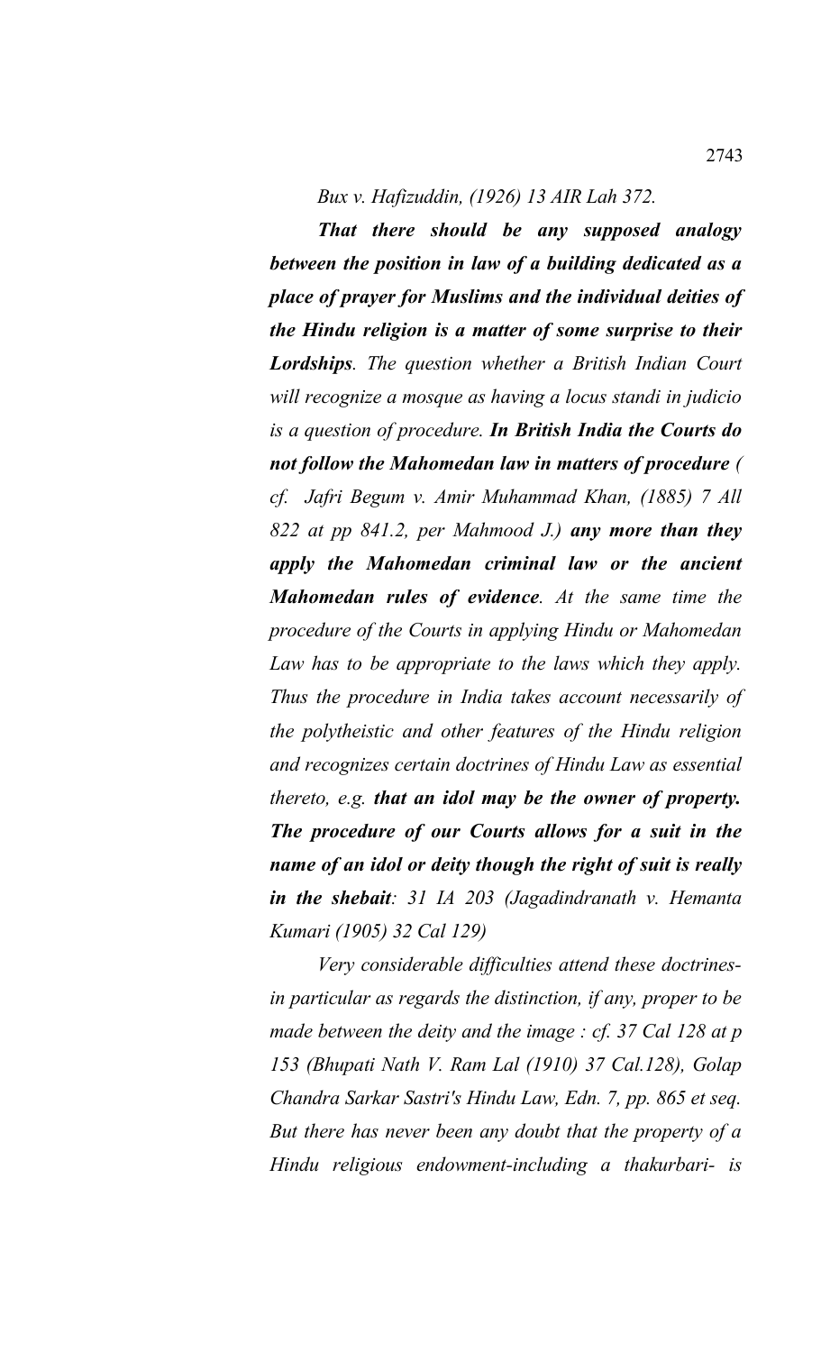*Bux v. Hafizuddin, (1926) 13 AIR Lah 372.*

***That there should be any supposed analogy between the position in law of a building dedicated as a place of prayer for Muslims and the individual deities of the Hindu religion is a matter of some surprise to their Lordships**. The question whether a British Indian Court will recognize a mosque as having a locus standi in judicio is a question of procedure. **In British India the Courts do not follow the Mahomedan law in matters of procedure (** cf. Jafri Begum v. Amir Muhammad Khan, (1885) 7 All 822 at pp 841.2, per Mahmood J.) **any more than they apply the Mahomedan criminal law or the ancient Mahomedan rules of evidence**. At the same time the procedure of the Courts in applying Hindu or Mahomedan Law has to be appropriate to the laws which they apply. Thus the procedure in India takes account necessarily of the polytheistic and other features of the Hindu religion and recognizes certain doctrines of Hindu Law as essential thereto, e.g. **that an idol may be the owner of property. The procedure of our Courts allows for a suit in the name of an idol or deity though the right of suit is really in the shebait**: 31 IA 203 (Jagadindranath v. Hemanta Kumari (1905) 32 Cal 129)*

*Very considerable difficulties attend these doctrines-in particular as regards the distinction, if any, proper to be made between the deity and the image : cf. 37 Cal 128 at p 153 (Bhupati Nath V. Ram Lal (1910) 37 Cal.128), Golap Chandra Sarkar Sastri's Hindu Law, Edn. 7, pp. 865 et seq. But there has never been any doubt that the property of a Hindu religious endowment-including a thakurbari- is*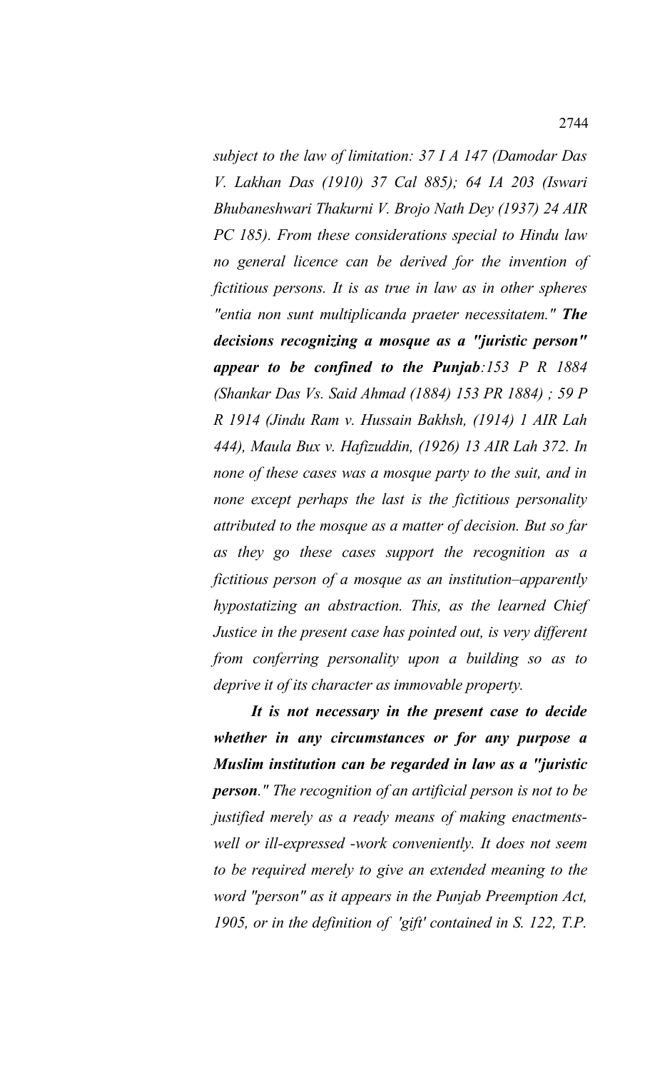*subject to the law of limitation: 37 I A 147 (Damodar Das V. Lakhan Das (1910) 37 Cal 885); 64 IA 203 (Iswari Bhubaneshwari Thakurni V. Brojo Nath Dey (1937) 24 AIR PC 185). From these considerations special to Hindu law no general licence can be derived for the invention of fictitious persons. It is as true in law as in other spheres "entia non sunt multiplicanda praeter necessitatem."* ***The decisions recognizing a mosque as a "juristic person" appear to be confined to the Punjab****:153 P R 1884 (Shankar Das Vs. Said Ahmad (1884) 153 PR 1884) ; 59 P R 1914 (Jindu Ram v. Hussain Bakhsh, (1914) 1 AIR Lah 444), Maula Bux v. Hafizuddin, (1926) 13 AIR Lah 372. In none of these cases was a mosque party to the suit, and in none except perhaps the last is the fictitious personality attributed to the mosque as a matter of decision. But so far as they go these cases support the recognition as a fictitious person of a mosque as an institution–apparently hypostatizing an abstraction. This, as the learned Chief Justice in the present case has pointed out, is very different from conferring personality upon a building so as to deprive it of its character as immovable property.*

***It is not necessary in the present case to decide whether in any circumstances or for any purpose a Muslim institution can be regarded in law as a "juristic person."*** *The recognition of an artificial person is not to be justified merely as a ready means of making enactments-well or ill-expressed -work conveniently. It does not seem to be required merely to give an extended meaning to the word "person" as it appears in the Punjab Preemption Act, 1905, or in the definition of 'gift' contained in S. 122, T.P.*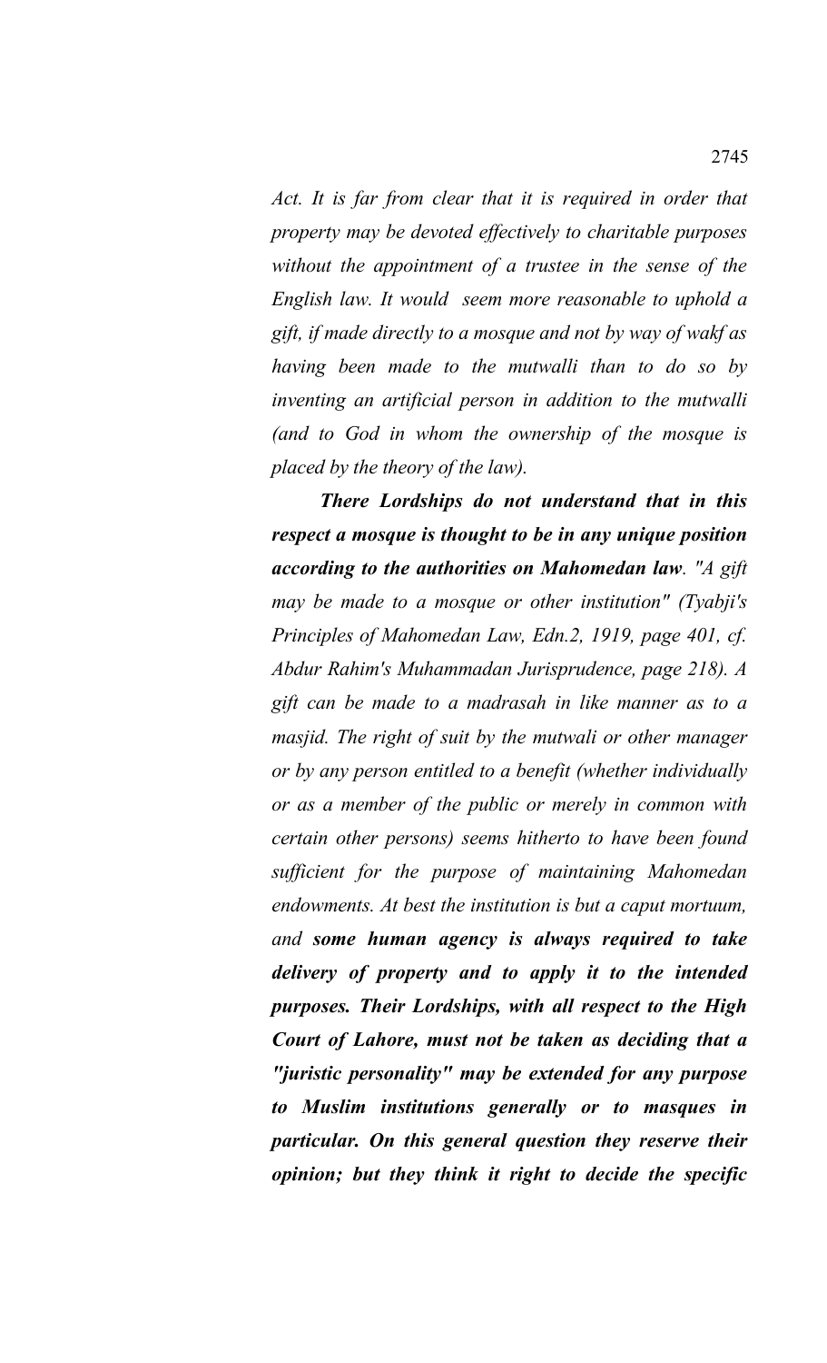*Act. It is far from clear that it is required in order that property may be devoted effectively to charitable purposes without the appointment of a trustee in the sense of the English law. It would seem more reasonable to uphold a gift, if made directly to a mosque and not by way of wakf as having been made to the mutwalli than to do so by inventing an artificial person in addition to the mutwalli (and to God in whom the ownership of the mosque is placed by the theory of the law).*

***There Lordships do not understand that in this respect a mosque is thought to be in any unique position according to the authorities on Mahomedan law****. "A gift may be made to a mosque or other institution" (Tyabji's Principles of Mahomedan Law, Edn.2, 1919, page 401, cf. Abdur Rahim's Muhammadan Jurisprudence, page 218). A gift can be made to a madrasah in like manner as to a masjid. The right of suit by the mutwali or other manager or by any person entitled to a benefit (whether individually or as a member of the public or merely in common with certain other persons) seems hitherto to have been found sufficient for the purpose of maintaining Mahomedan endowments. At best the institution is but a caput mortuum, and* ***some human agency is always required to take delivery of property and to apply it to the intended purposes. Their Lordships, with all respect to the High Court of Lahore, must not be taken as deciding that a "juristic personality" may be extended for any purpose to Muslim institutions generally or to masques in particular. On this general question they reserve their opinion; but they think it right to decide the specific***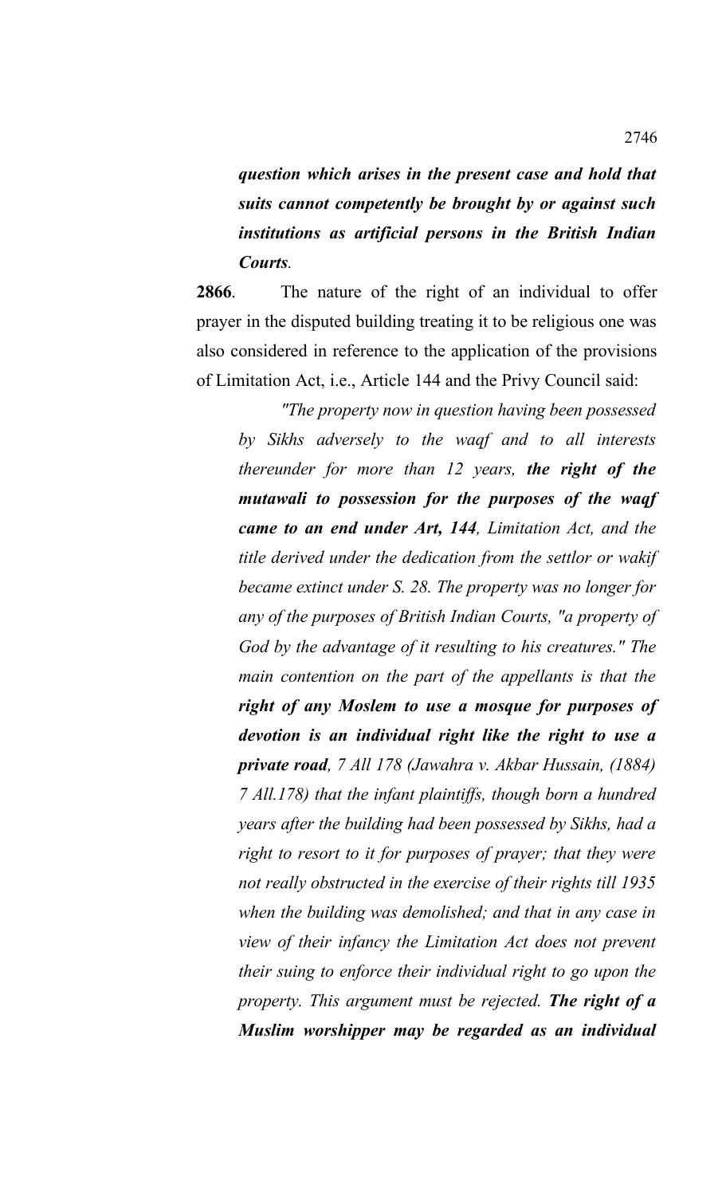***question which arises in the present case and hold that suits cannot competently be brought by or against such institutions as artificial persons in the British Indian Courts.***

**2866**. The nature of the right of an individual to offer prayer in the disputed building treating it to be religious one was also considered in reference to the application of the provisions of Limitation Act, i.e., Article 144 and the Privy Council said:

> *"The property now in question having been possessed by Sikhs adversely to the waqf and to all interests thereunder for more than 12 years,* ***the right of the mutawali to possession for the purposes of the waqf came to an end under Art, 144****, Limitation Act, and the title derived under the dedication from the settlor or wakif became extinct under S. 28. The property was no longer for any of the purposes of British Indian Courts, "a property of God by the advantage of it resulting to his creatures." The main contention on the part of the appellants is that the* ***right of any Moslem to use a mosque for purposes of devotion is an individual right like the right to use a private road****, 7 All 178 (Jawahra v. Akbar Hussain, (1884) 7 All.178) that the infant plaintiffs, though born a hundred years after the building had been possessed by Sikhs, had a right to resort to it for purposes of prayer; that they were not really obstructed in the exercise of their rights till 1935 when the building was demolished; and that in any case in view of their infancy the Limitation Act does not prevent their suing to enforce their individual right to go upon the property. This argument must be rejected.* ***The right of a Muslim worshipper may be regarded as an individual***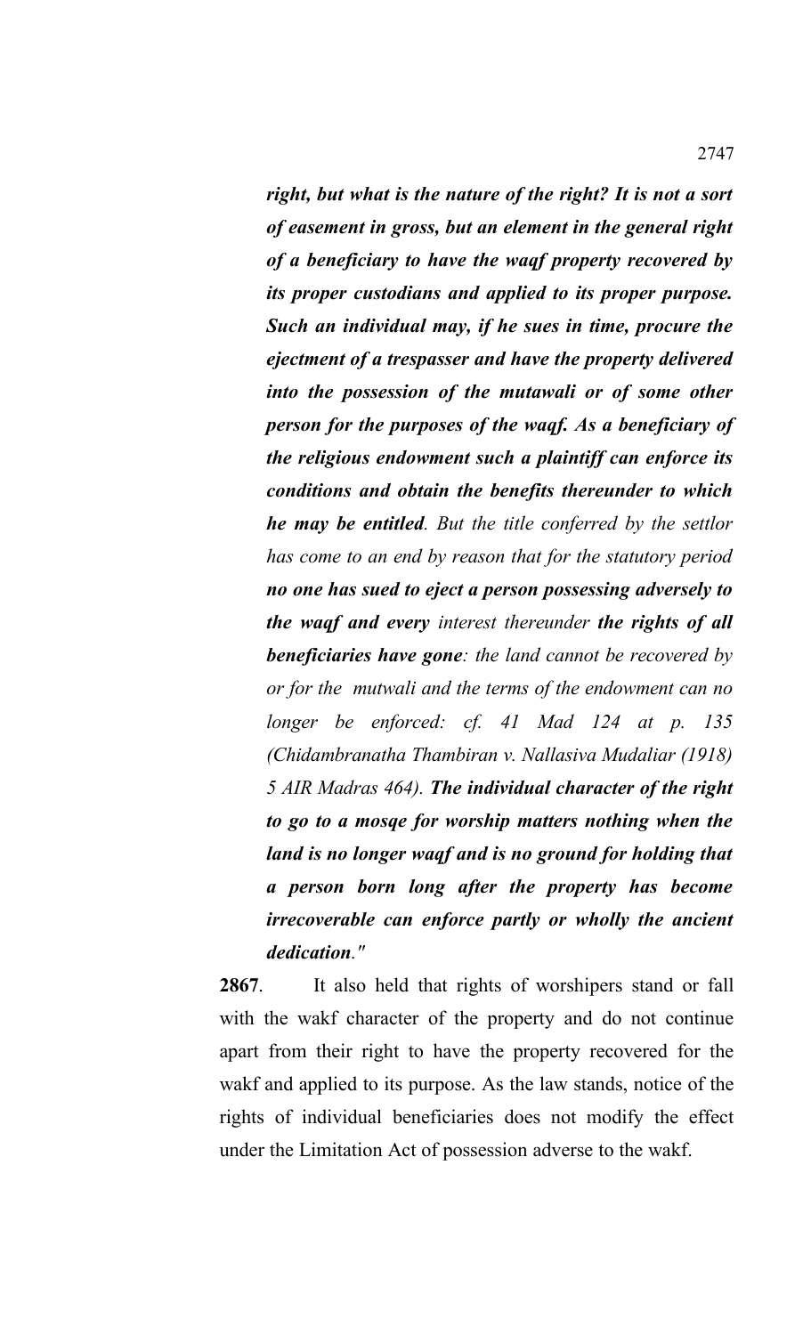***right, but what is the nature of the right? It is not a sort of easement in gross, but an element in the general right of a beneficiary to have the waqf property recovered by its proper custodians and applied to its proper purpose. Such an individual may, if he sues in time, procure the ejectment of a trespasser and have the property delivered into the possession of the mutawali or of some other person for the purposes of the waqf. As a beneficiary of the religious endowment such a plaintiff can enforce its conditions and obtain the benefits thereunder to which he may be entitled****. But the title conferred by the settlor has come to an end by reason that for the statutory period* ***no one has sued to eject a person possessing adversely to the waqf and every*** *interest thereunder* ***the rights of all beneficiaries have gone****: the land cannot be recovered by or for the mutwali and the terms of the endowment can no longer be enforced: cf. 41 Mad 124 at p. 135 (Chidambranatha Thambiran v. Nallasiva Mudaliar (1918) 5 AIR Madras 464).* ***The individual character of the right to go to a mosqe for worship matters nothing when the land is no longer waqf and is no ground for holding that a person born long after the property has become irrecoverable can enforce partly or wholly the ancient dedication****."*

**2867**. It also held that rights of worshipers stand or fall with the wakf character of the property and do not continue apart from their right to have the property recovered for the wakf and applied to its purpose. As the law stands, notice of the rights of individual beneficiaries does not modify the effect under the Limitation Act of possession adverse to the wakf.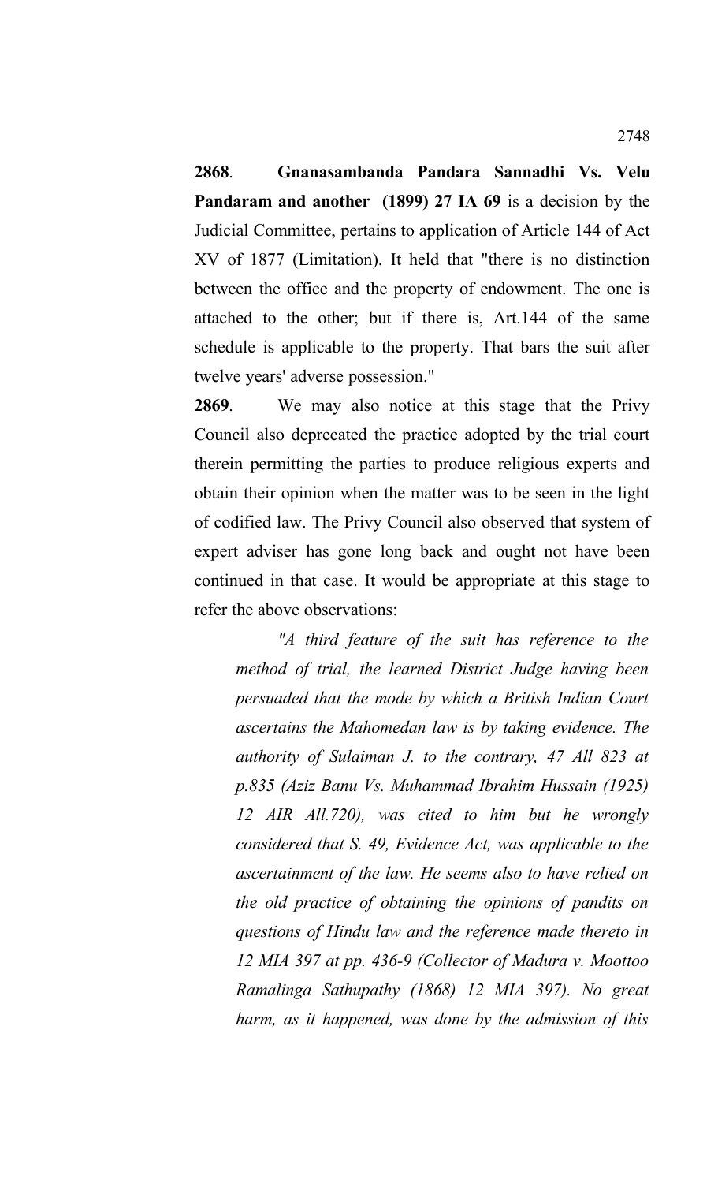**2868**. **Gnanasambanda Pandara Sannadhi Vs. Velu Pandaram and another (1899) 27 IA 69** is a decision by the Judicial Committee, pertains to application of Article 144 of Act XV of 1877 (Limitation). It held that "there is no distinction between the office and the property of endowment. The one is attached to the other; but if there is, Art.144 of the same schedule is applicable to the property. That bars the suit after twelve years' adverse possession."

**2869**. We may also notice at this stage that the Privy Council also deprecated the practice adopted by the trial court therein permitting the parties to produce religious experts and obtain their opinion when the matter was to be seen in the light of codified law. The Privy Council also observed that system of expert adviser has gone long back and ought not have been continued in that case. It would be appropriate at this stage to refer the above observations:

> *"A third feature of the suit has reference to the method of trial, the learned District Judge having been persuaded that the mode by which a British Indian Court ascertains the Mahomedan law is by taking evidence. The authority of Sulaiman J. to the contrary, 47 All 823 at p.835 (Aziz Banu Vs. Muhammad Ibrahim Hussain (1925) 12 AIR All.720), was cited to him but he wrongly considered that S. 49, Evidence Act, was applicable to the ascertainment of the law. He seems also to have relied on the old practice of obtaining the opinions of pandits on questions of Hindu law and the reference made thereto in 12 MIA 397 at pp. 436-9 (Collector of Madura v. Moottoo Ramalinga Sathupathy (1868) 12 MIA 397). No great harm, as it happened, was done by the admission of this*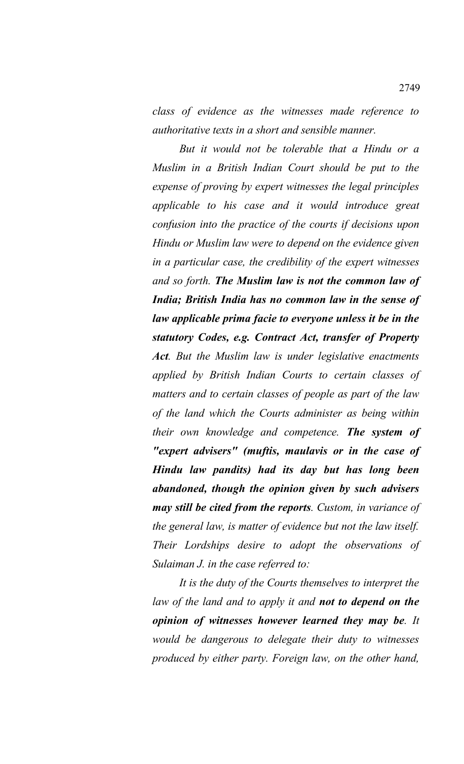*class of evidence as the witnesses made reference to authoritative texts in a short and sensible manner.*

*But it would not be tolerable that a Hindu or a Muslim in a British Indian Court should be put to the expense of proving by expert witnesses the legal principles applicable to his case and it would introduce great confusion into the practice of the courts if decisions upon Hindu or Muslim law were to depend on the evidence given in a particular case, the credibility of the expert witnesses and so forth.* ***The Muslim law is not the common law of India; British India has no common law in the sense of law applicable prima facie to everyone unless it be in the statutory Codes, e.g. Contract Act, transfer of Property Act****. But the Muslim law is under legislative enactments applied by British Indian Courts to certain classes of matters and to certain classes of people as part of the law of the land which the Courts administer as being within their own knowledge and competence.* ***The system of "expert advisers" (muftis, maulavis or in the case of Hindu law pandits) had its day but has long been abandoned, though the opinion given by such advisers may still be cited from the reports****. Custom, in variance of the general law, is matter of evidence but not the law itself. Their Lordships desire to adopt the observations of Sulaiman J. in the case referred to:*

*It is the duty of the Courts themselves to interpret the law of the land and to apply it and* ***not to depend on the opinion of witnesses however learned they may be****. It would be dangerous to delegate their duty to witnesses produced by either party. Foreign law, on the other hand,*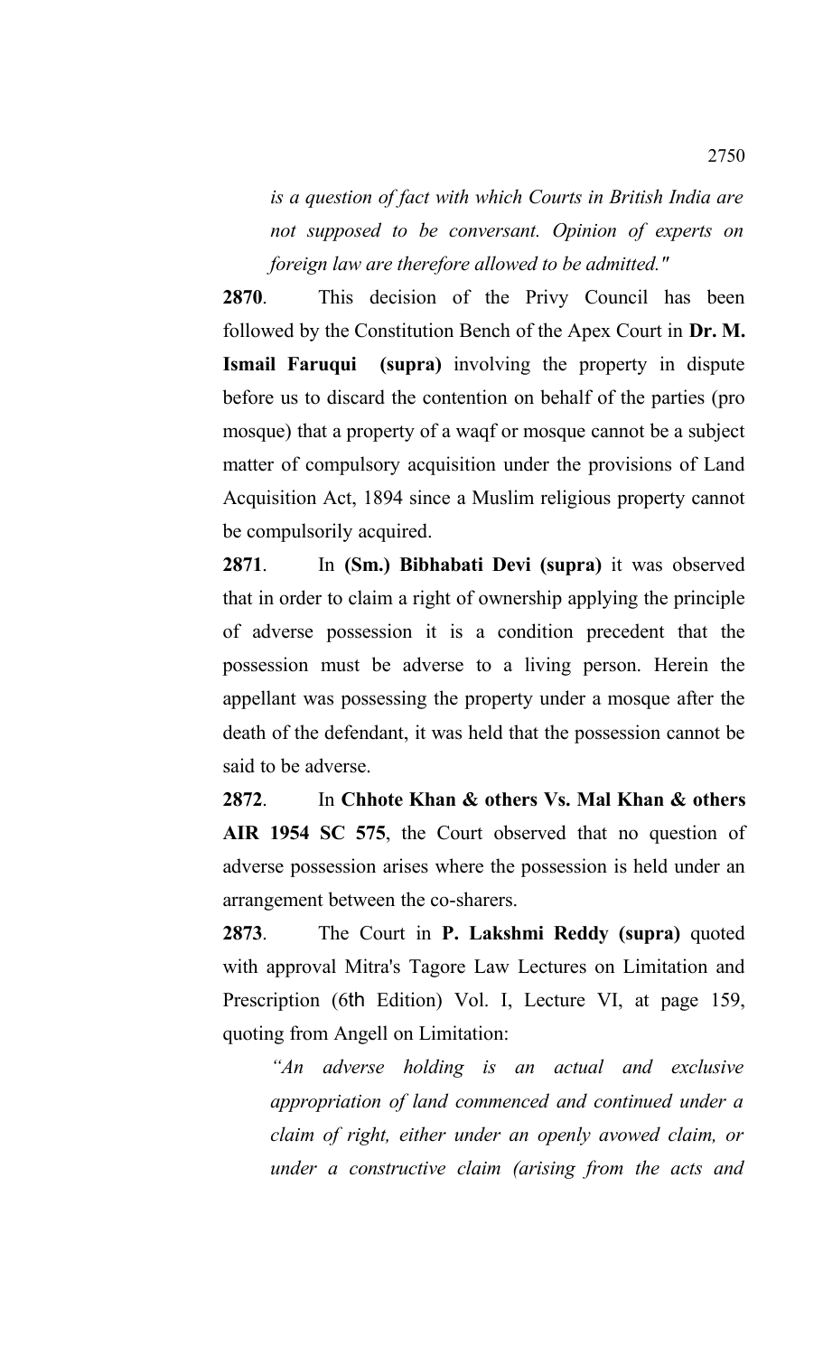*is a question of fact with which Courts in British India are not supposed to be conversant. Opinion of experts on foreign law are therefore allowed to be admitted."*

**2870**. This decision of the Privy Council has been followed by the Constitution Bench of the Apex Court in **Dr. M. Ismail Faruqui (supra)** involving the property in dispute before us to discard the contention on behalf of the parties (pro mosque) that a property of a waqf or mosque cannot be a subject matter of compulsory acquisition under the provisions of Land Acquisition Act, 1894 since a Muslim religious property cannot be compulsorily acquired.

**2871**. In **(Sm.) Bibhabati Devi (supra)** it was observed that in order to claim a right of ownership applying the principle of adverse possession it is a condition precedent that the possession must be adverse to a living person. Herein the appellant was possessing the property under a mosque after the death of the defendant, it was held that the possession cannot be said to be adverse.

**2872**. In **Chhote Khan & others Vs. Mal Khan & others AIR 1954 SC 575**, the Court observed that no question of adverse possession arises where the possession is held under an arrangement between the co-sharers.

**2873**. The Court in **P. Lakshmi Reddy (supra)** quoted with approval Mitra's Tagore Law Lectures on Limitation and Prescription (6th Edition) Vol. I, Lecture VI, at page 159, quoting from Angell on Limitation:

*"An adverse holding is an actual and exclusive appropriation of land commenced and continued under a claim of right, either under an openly avowed claim, or under a constructive claim (arising from the acts and*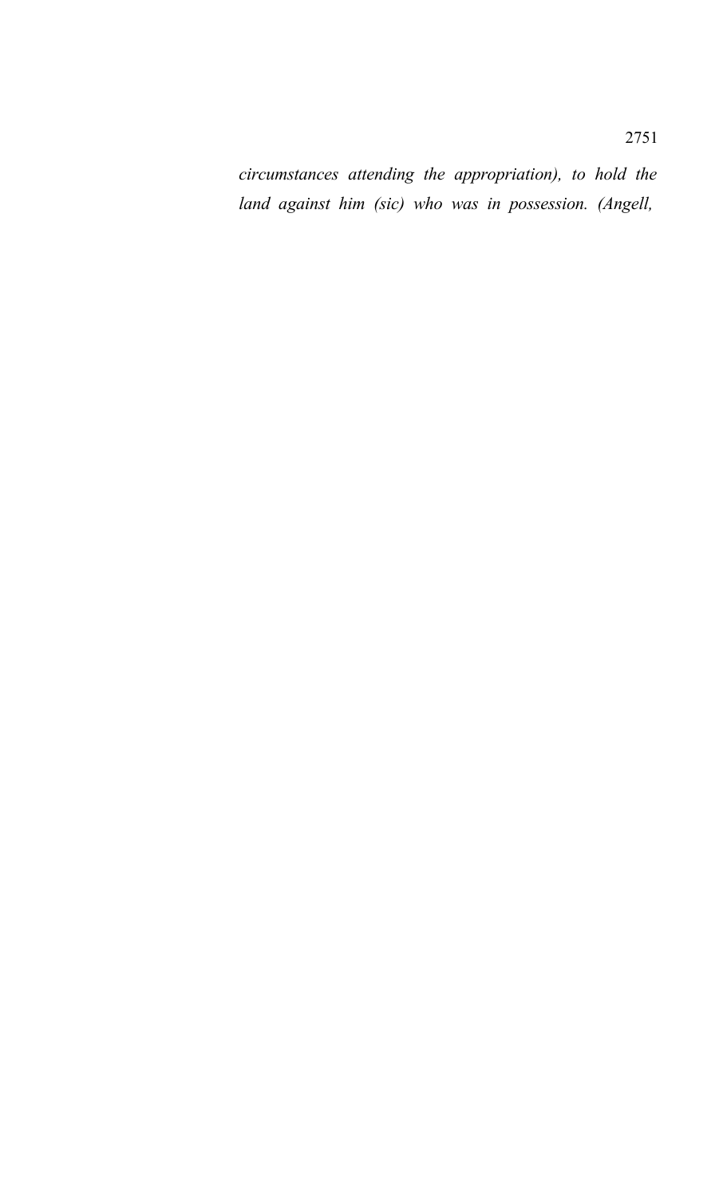*circumstances attending the appropriation), to hold the land against him (sic) who was in possession. (Angell,*